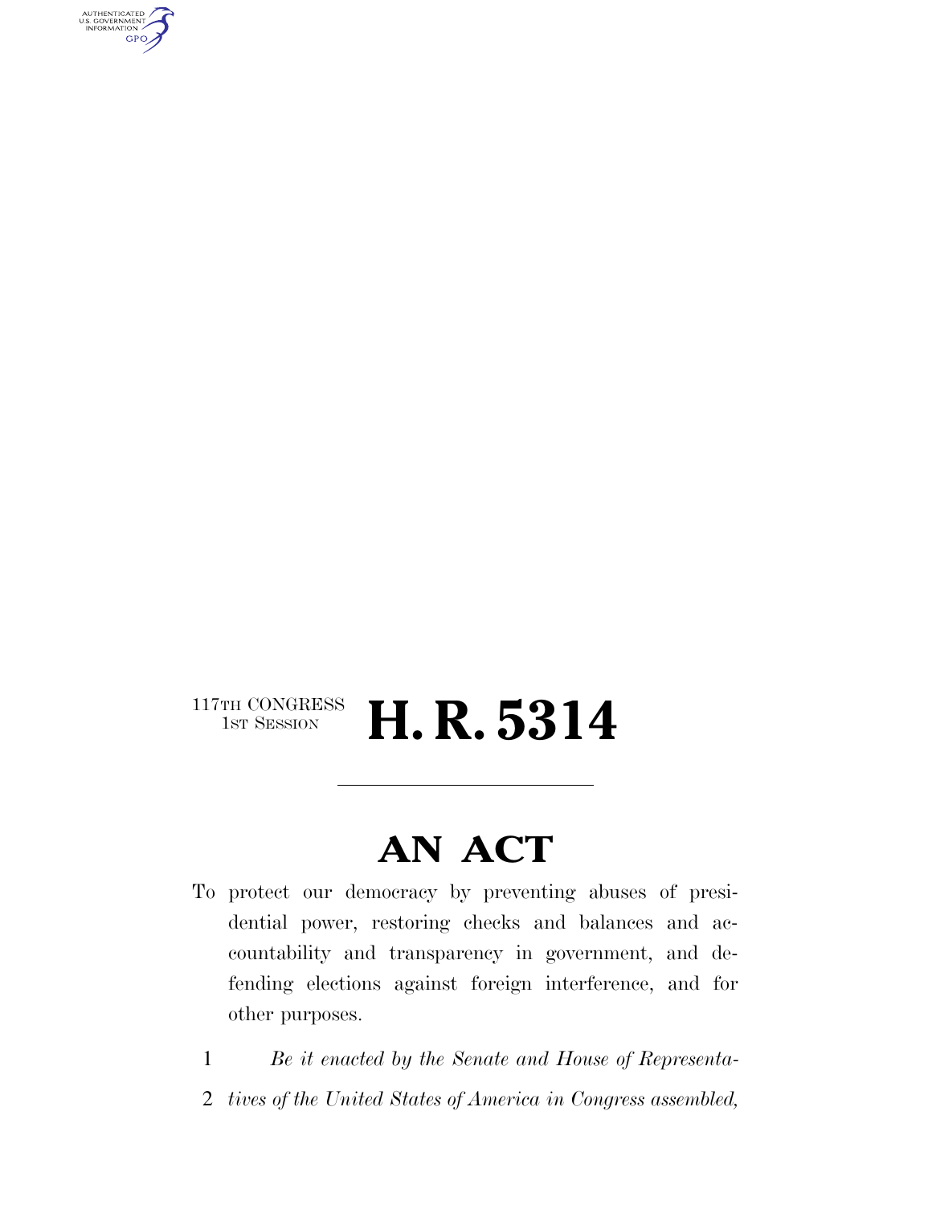117TH CONGRESS
1ST SESSION

# H. R. 5314

---

# AN ACT

To protect our democracy by preventing abuses of presidential power, restoring checks and balances and accountability and transparency in government, and defending elections against foreign interference, and for other purposes.

1 *Be it enacted by the Senate and House of Representa-*
2 *tives of the United States of America in Congress assembled,*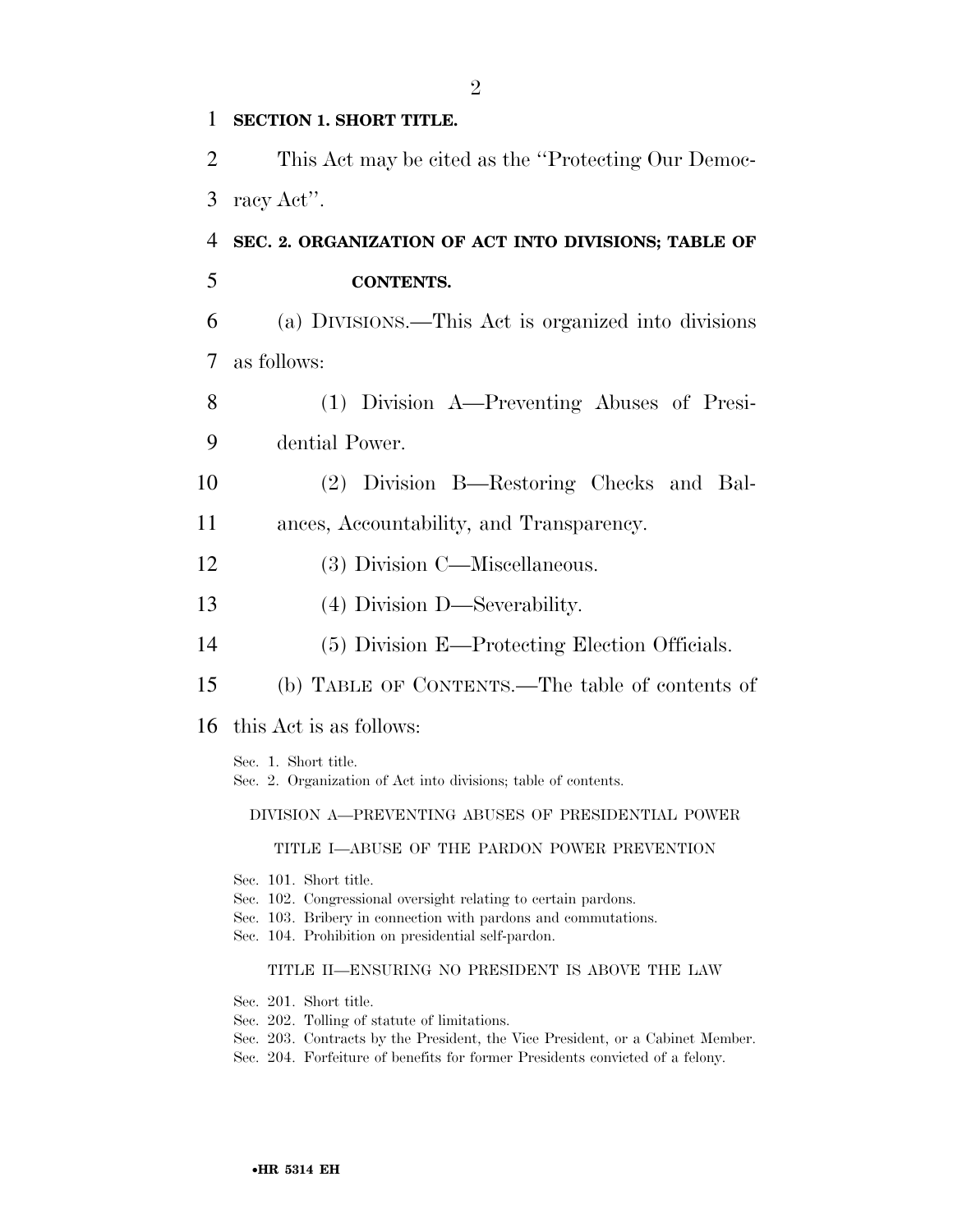**SECTION 1. SHORT TITLE.**

This Act may be cited as the ''Protecting Our Democracy Act''.

**SEC. 2. ORGANIZATION OF ACT INTO DIVISIONS; TABLE OF CONTENTS.**

(a) DIVISIONS.—This Act is organized into divisions as follows:

(1) Division A—Preventing Abuses of Presidential Power.

(2) Division B—Restoring Checks and Balances, Accountability, and Transparency.

(3) Division C—Miscellaneous.

(4) Division D—Severability.

(5) Division E—Protecting Election Officials.

(b) TABLE OF CONTENTS.—The table of contents of this Act is as follows:

Sec. 1. Short title.
Sec. 2. Organization of Act into divisions; table of contents.

DIVISION A—PREVENTING ABUSES OF PRESIDENTIAL POWER

TITLE I—ABUSE OF THE PARDON POWER PREVENTION

Sec. 101. Short title.
Sec. 102. Congressional oversight relating to certain pardons.
Sec. 103. Bribery in connection with pardons and commutations.
Sec. 104. Prohibition on presidential self-pardon.

TITLE II—ENSURING NO PRESIDENT IS ABOVE THE LAW

Sec. 201. Short title.
Sec. 202. Tolling of statute of limitations.
Sec. 203. Contracts by the President, the Vice President, or a Cabinet Member.
Sec. 204. Forfeiture of benefits for former Presidents convicted of a felony.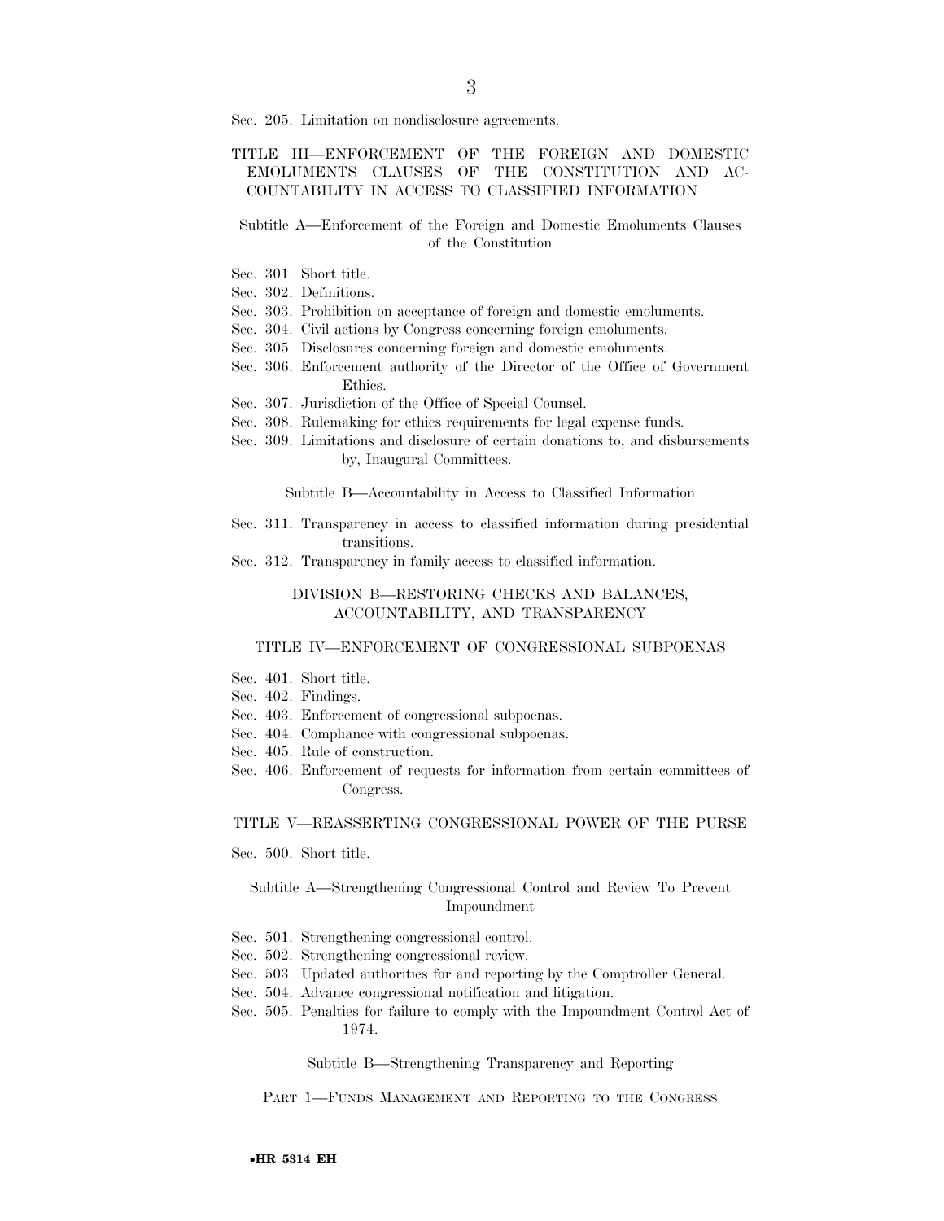Sec. 205. Limitation on nondisclosure agreements.

### TITLE III—ENFORCEMENT OF THE FOREIGN AND DOMESTIC EMOLUMENTS CLAUSES OF THE CONSTITUTION AND ACCOUNTABILITY IN ACCESS TO CLASSIFIED INFORMATION

#### Subtitle A—Enforcement of the Foreign and Domestic Emoluments Clauses of the Constitution

Sec. 301. Short title.
Sec. 302. Definitions.
Sec. 303. Prohibition on acceptance of foreign and domestic emoluments.
Sec. 304. Civil actions by Congress concerning foreign emoluments.
Sec. 305. Disclosures concerning foreign and domestic emoluments.
Sec. 306. Enforcement authority of the Director of the Office of Government Ethics.
Sec. 307. Jurisdiction of the Office of Special Counsel.
Sec. 308. Rulemaking for ethics requirements for legal expense funds.
Sec. 309. Limitations and disclosure of certain donations to, and disbursements by, Inaugural Committees.

#### Subtitle B—Accountability in Access to Classified Information

Sec. 311. Transparency in access to classified information during presidential transitions.
Sec. 312. Transparency in family access to classified information.

## DIVISION B—RESTORING CHECKS AND BALANCES, ACCOUNTABILITY, AND TRANSPARENCY

### TITLE IV—ENFORCEMENT OF CONGRESSIONAL SUBPOENAS

Sec. 401. Short title.
Sec. 402. Findings.
Sec. 403. Enforcement of congressional subpoenas.
Sec. 404. Compliance with congressional subpoenas.
Sec. 405. Rule of construction.
Sec. 406. Enforcement of requests for information from certain committees of Congress.

### TITLE V—REASSERTING CONGRESSIONAL POWER OF THE PURSE

Sec. 500. Short title.

#### Subtitle A—Strengthening Congressional Control and Review To Prevent Impoundment

Sec. 501. Strengthening congressional control.
Sec. 502. Strengthening congressional review.
Sec. 503. Updated authorities for and reporting by the Comptroller General.
Sec. 504. Advance congressional notification and litigation.
Sec. 505. Penalties for failure to comply with the Impoundment Control Act of 1974.

#### Subtitle B—Strengthening Transparency and Reporting

PART 1—FUNDS MANAGEMENT AND REPORTING TO THE CONGRESS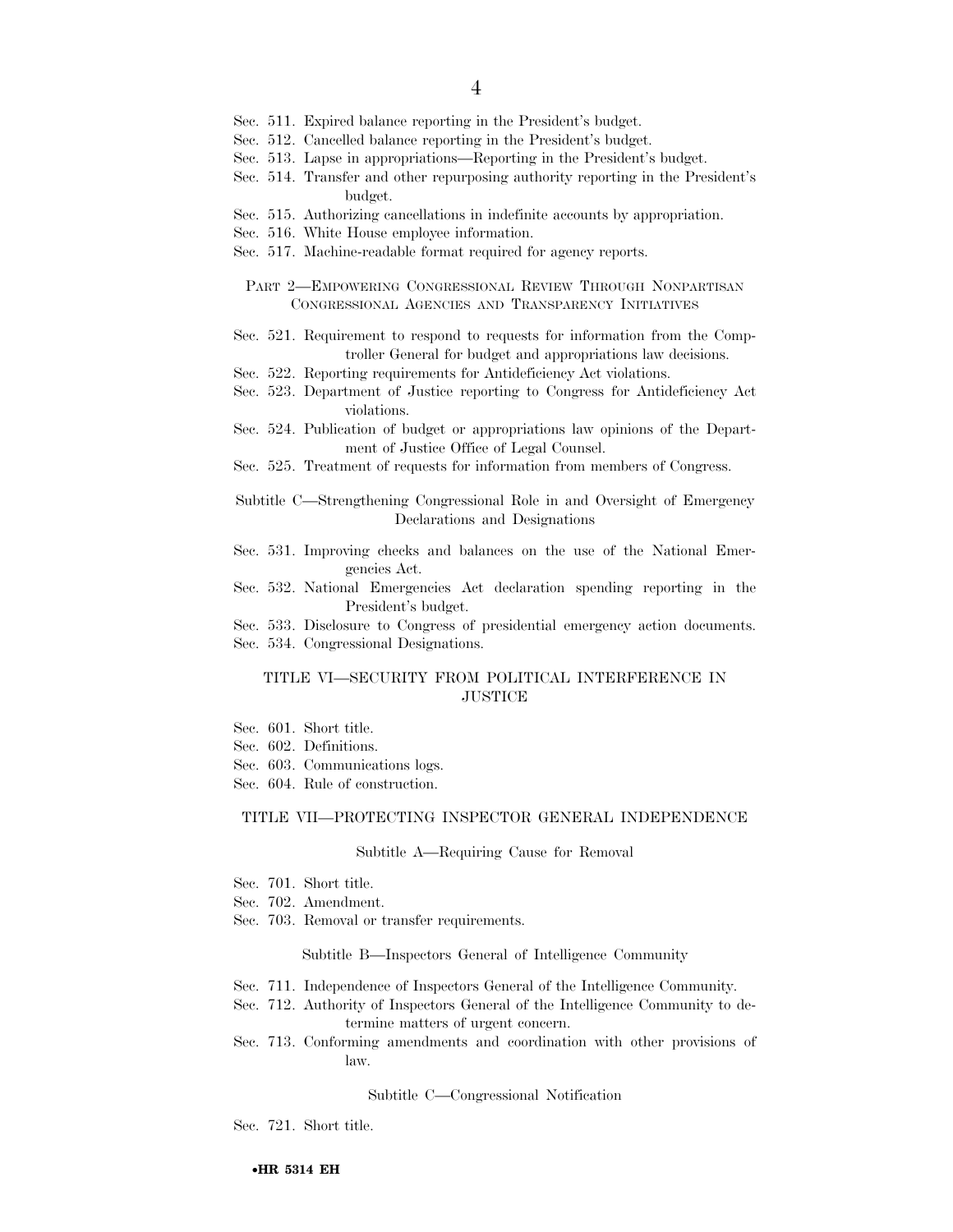Sec. 511. Expired balance reporting in the President's budget.
Sec. 512. Cancelled balance reporting in the President's budget.
Sec. 513. Lapse in appropriations—Reporting in the President's budget.
Sec. 514. Transfer and other repurposing authority reporting in the President's budget.
Sec. 515. Authorizing cancellations in indefinite accounts by appropriation.
Sec. 516. White House employee information.
Sec. 517. Machine-readable format required for agency reports.

PART 2—EMPOWERING CONGRESSIONAL REVIEW THROUGH NONPARTISAN CONGRESSIONAL AGENCIES AND TRANSPARENCY INITIATIVES

Sec. 521. Requirement to respond to requests for information from the Comptroller General for budget and appropriations law decisions.
Sec. 522. Reporting requirements for Antideficiency Act violations.
Sec. 523. Department of Justice reporting to Congress for Antideficiency Act violations.
Sec. 524. Publication of budget or appropriations law opinions of the Department of Justice Office of Legal Counsel.
Sec. 525. Treatment of requests for information from members of Congress.

Subtitle C—Strengthening Congressional Role in and Oversight of Emergency Declarations and Designations

Sec. 531. Improving checks and balances on the use of the National Emergencies Act.
Sec. 532. National Emergencies Act declaration spending reporting in the President's budget.
Sec. 533. Disclosure to Congress of presidential emergency action documents.
Sec. 534. Congressional Designations.

TITLE VI—SECURITY FROM POLITICAL INTERFERENCE IN JUSTICE

Sec. 601. Short title.
Sec. 602. Definitions.
Sec. 603. Communications logs.
Sec. 604. Rule of construction.

TITLE VII—PROTECTING INSPECTOR GENERAL INDEPENDENCE

Subtitle A—Requiring Cause for Removal

Sec. 701. Short title.
Sec. 702. Amendment.
Sec. 703. Removal or transfer requirements.

Subtitle B—Inspectors General of Intelligence Community

Sec. 711. Independence of Inspectors General of the Intelligence Community.
Sec. 712. Authority of Inspectors General of the Intelligence Community to determine matters of urgent concern.
Sec. 713. Conforming amendments and coordination with other provisions of law.

Subtitle C—Congressional Notification

Sec. 721. Short title.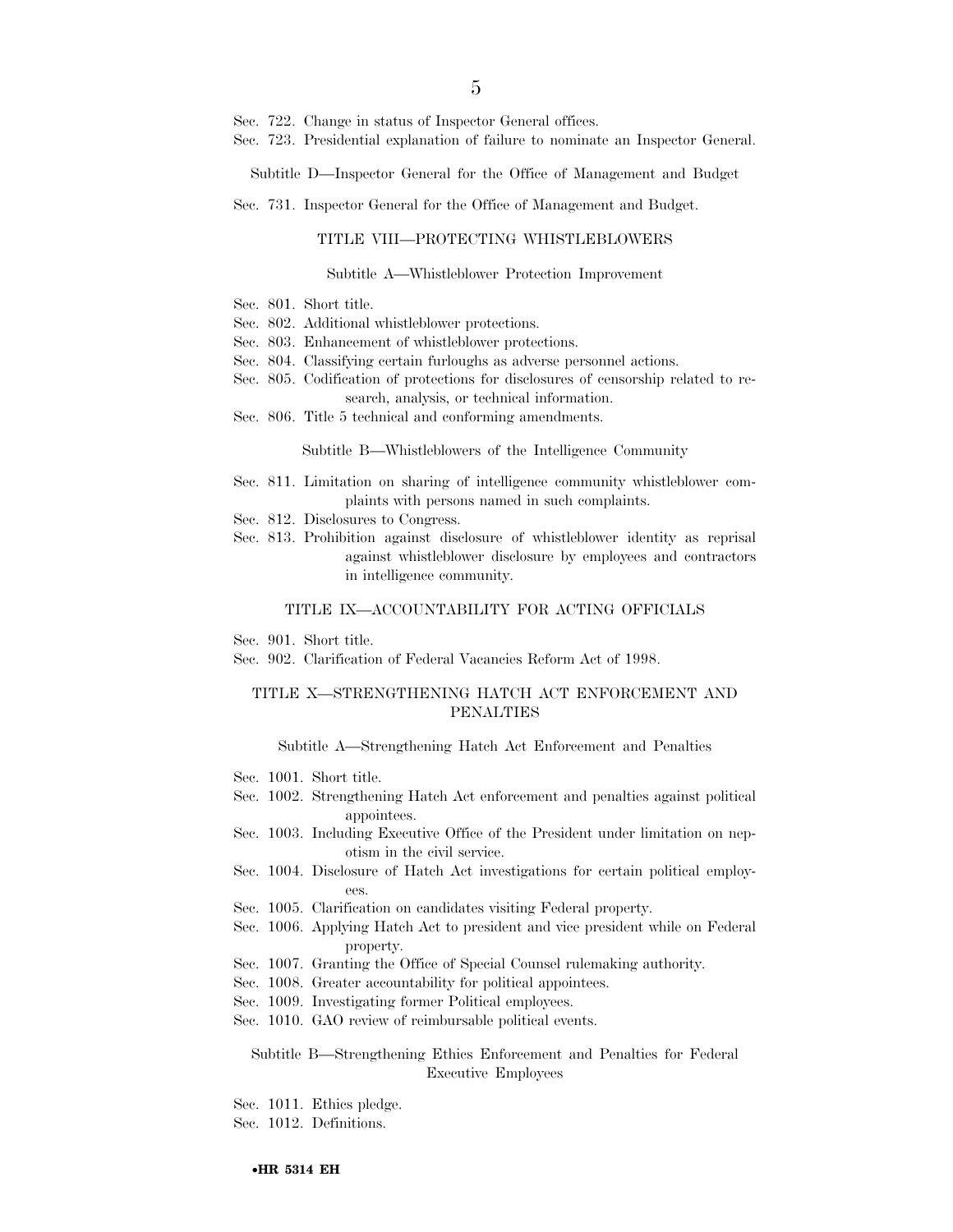Sec. 722. Change in status of Inspector General offices.

Sec. 723. Presidential explanation of failure to nominate an Inspector General.

Subtitle D—Inspector General for the Office of Management and Budget

Sec. 731. Inspector General for the Office of Management and Budget.

TITLE VIII—PROTECTING WHISTLEBLOWERS

Subtitle A—Whistleblower Protection Improvement

Sec. 801. Short title.

Sec. 802. Additional whistleblower protections.

Sec. 803. Enhancement of whistleblower protections.

Sec. 804. Classifying certain furloughs as adverse personnel actions.

Sec. 805. Codification of protections for disclosures of censorship related to research, analysis, or technical information.

Sec. 806. Title 5 technical and conforming amendments.

Subtitle B—Whistleblowers of the Intelligence Community

Sec. 811. Limitation on sharing of intelligence community whistleblower complaints with persons named in such complaints.

Sec. 812. Disclosures to Congress.

Sec. 813. Prohibition against disclosure of whistleblower identity as reprisal against whistleblower disclosure by employees and contractors in intelligence community.

TITLE IX—ACCOUNTABILITY FOR ACTING OFFICIALS

Sec. 901. Short title.

Sec. 902. Clarification of Federal Vacancies Reform Act of 1998.

TITLE X—STRENGTHENING HATCH ACT ENFORCEMENT AND PENALTIES

Subtitle A—Strengthening Hatch Act Enforcement and Penalties

Sec. 1001. Short title.

Sec. 1002. Strengthening Hatch Act enforcement and penalties against political appointees.

Sec. 1003. Including Executive Office of the President under limitation on nepotism in the civil service.

Sec. 1004. Disclosure of Hatch Act investigations for certain political employees.

Sec. 1005. Clarification on candidates visiting Federal property.

Sec. 1006. Applying Hatch Act to president and vice president while on Federal property.

Sec. 1007. Granting the Office of Special Counsel rulemaking authority.

Sec. 1008. Greater accountability for political appointees.

Sec. 1009. Investigating former Political employees.

Sec. 1010. GAO review of reimbursable political events.

Subtitle B—Strengthening Ethics Enforcement and Penalties for Federal Executive Employees

Sec. 1011. Ethics pledge.

Sec. 1012. Definitions.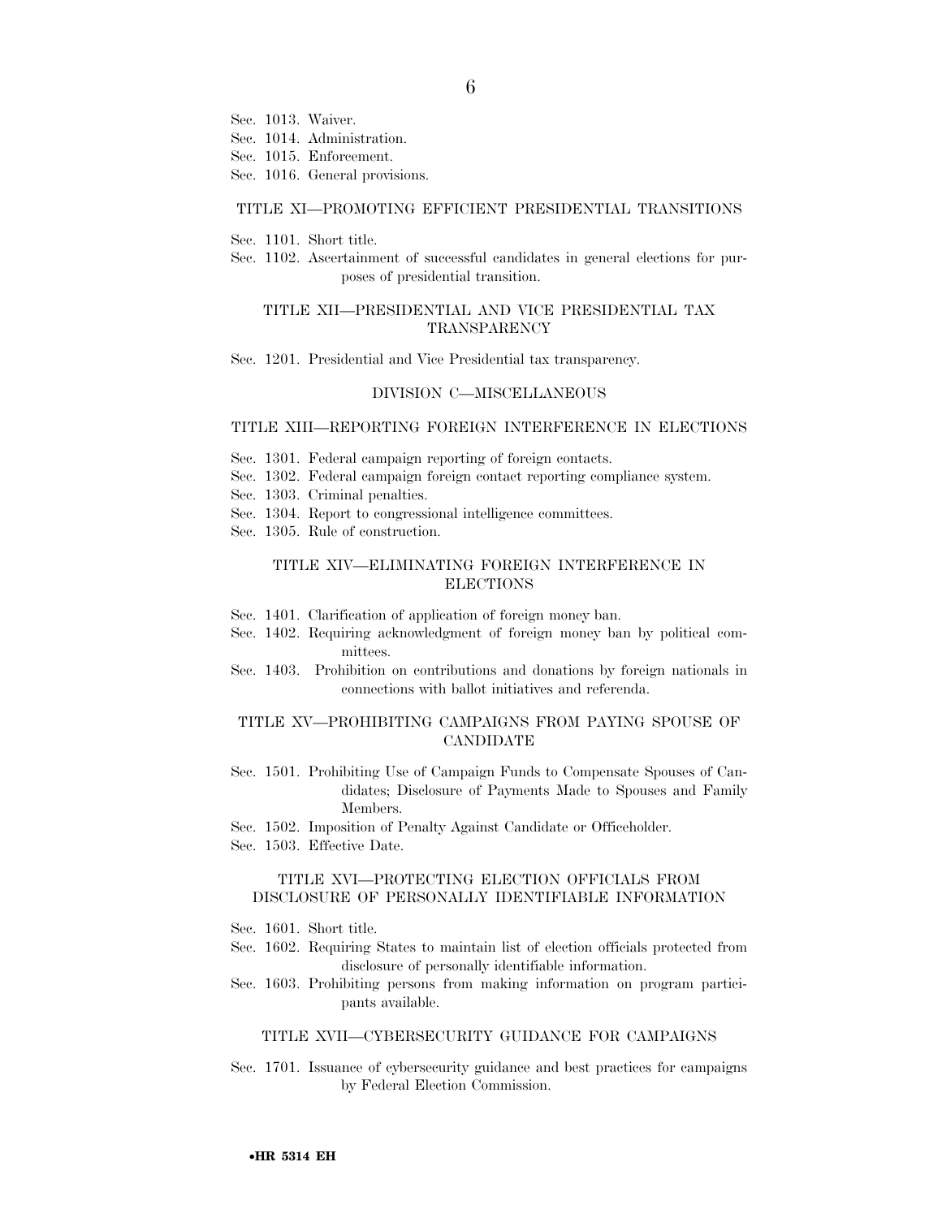Sec. 1013. Waiver.
Sec. 1014. Administration.
Sec. 1015. Enforcement.
Sec. 1016. General provisions.

### TITLE XI—PROMOTING EFFICIENT PRESIDENTIAL TRANSITIONS

Sec. 1101. Short title.
Sec. 1102. Ascertainment of successful candidates in general elections for purposes of presidential transition.

### TITLE XII—PRESIDENTIAL AND VICE PRESIDENTIAL TAX TRANSPARENCY

Sec. 1201. Presidential and Vice Presidential tax transparency.

## DIVISION C—MISCELLANEOUS

### TITLE XIII—REPORTING FOREIGN INTERFERENCE IN ELECTIONS

Sec. 1301. Federal campaign reporting of foreign contacts.
Sec. 1302. Federal campaign foreign contact reporting compliance system.
Sec. 1303. Criminal penalties.
Sec. 1304. Report to congressional intelligence committees.
Sec. 1305. Rule of construction.

### TITLE XIV—ELIMINATING FOREIGN INTERFERENCE IN ELECTIONS

Sec. 1401. Clarification of application of foreign money ban.
Sec. 1402. Requiring acknowledgment of foreign money ban by political committees.
Sec. 1403. Prohibition on contributions and donations by foreign nationals in connections with ballot initiatives and referenda.

### TITLE XV—PROHIBITING CAMPAIGNS FROM PAYING SPOUSE OF CANDIDATE

Sec. 1501. Prohibiting Use of Campaign Funds to Compensate Spouses of Candidates; Disclosure of Payments Made to Spouses and Family Members.
Sec. 1502. Imposition of Penalty Against Candidate or Officeholder.
Sec. 1503. Effective Date.

### TITLE XVI—PROTECTING ELECTION OFFICIALS FROM DISCLOSURE OF PERSONALLY IDENTIFIABLE INFORMATION

Sec. 1601. Short title.
Sec. 1602. Requiring States to maintain list of election officials protected from disclosure of personally identifiable information.
Sec. 1603. Prohibiting persons from making information on program participants available.

### TITLE XVII—CYBERSECURITY GUIDANCE FOR CAMPAIGNS

Sec. 1701. Issuance of cybersecurity guidance and best practices for campaigns by Federal Election Commission.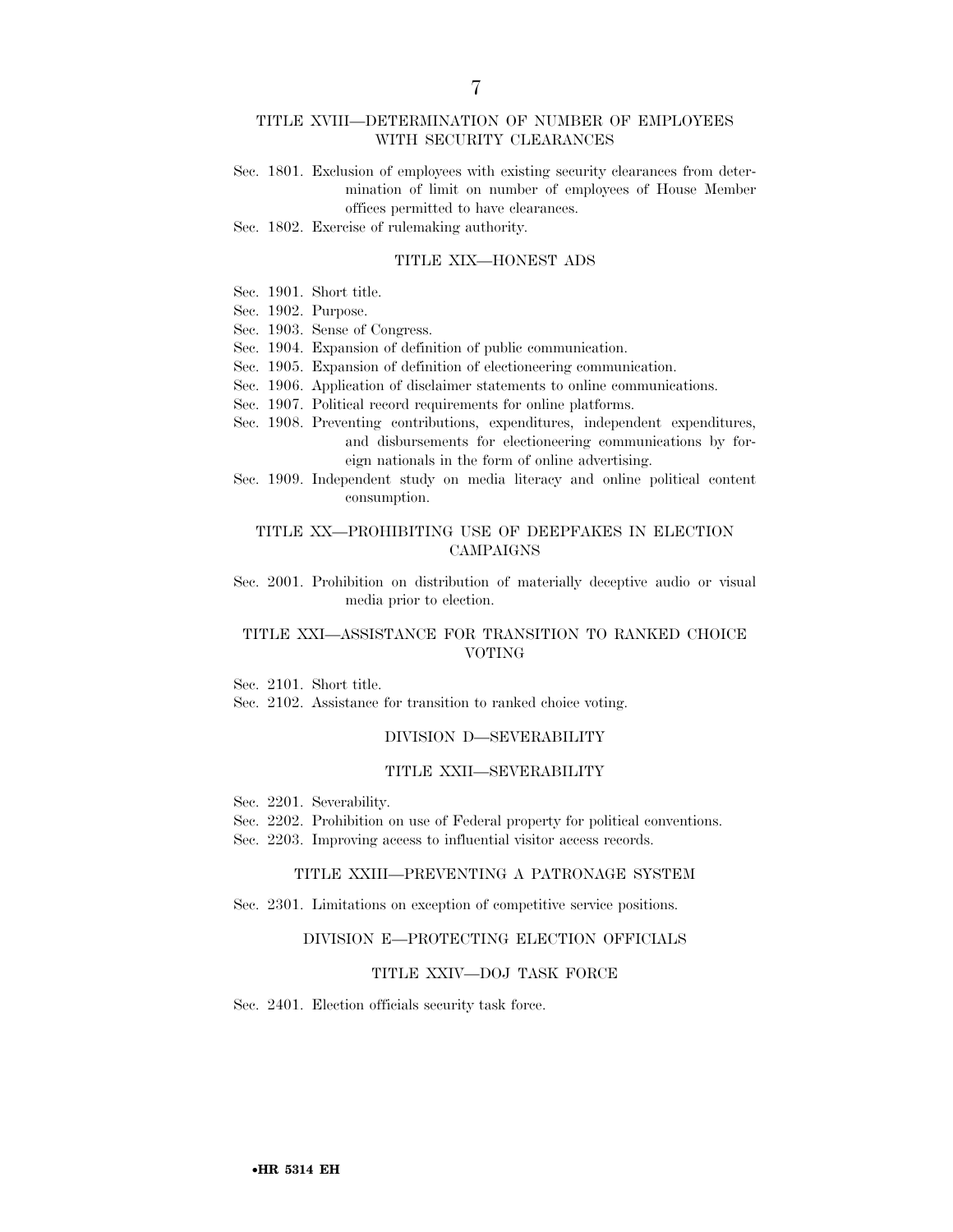### TITLE XVIII—DETERMINATION OF NUMBER OF EMPLOYEES WITH SECURITY CLEARANCES

Sec. 1801. Exclusion of employees with existing security clearances from determination of limit on number of employees of House Member offices permitted to have clearances.

Sec. 1802. Exercise of rulemaking authority.

### TITLE XIX—HONEST ADS

Sec. 1901. Short title.

Sec. 1902. Purpose.

Sec. 1903. Sense of Congress.

Sec. 1904. Expansion of definition of public communication.

Sec. 1905. Expansion of definition of electioneering communication.

Sec. 1906. Application of disclaimer statements to online communications.

Sec. 1907. Political record requirements for online platforms.

Sec. 1908. Preventing contributions, expenditures, independent expenditures, and disbursements for electioneering communications by foreign nationals in the form of online advertising.

Sec. 1909. Independent study on media literacy and online political content consumption.

### TITLE XX—PROHIBITING USE OF DEEPFAKES IN ELECTION CAMPAIGNS

Sec. 2001. Prohibition on distribution of materially deceptive audio or visual media prior to election.

### TITLE XXI—ASSISTANCE FOR TRANSITION TO RANKED CHOICE VOTING

Sec. 2101. Short title.

Sec. 2102. Assistance for transition to ranked choice voting.

## DIVISION D—SEVERABILITY

### TITLE XXII—SEVERABILITY

Sec. 2201. Severability.

Sec. 2202. Prohibition on use of Federal property for political conventions.

Sec. 2203. Improving access to influential visitor access records.

### TITLE XXIII—PREVENTING A PATRONAGE SYSTEM

Sec. 2301. Limitations on exception of competitive service positions.

## DIVISION E—PROTECTING ELECTION OFFICIALS

### TITLE XXIV—DOJ TASK FORCE

Sec. 2401. Election officials security task force.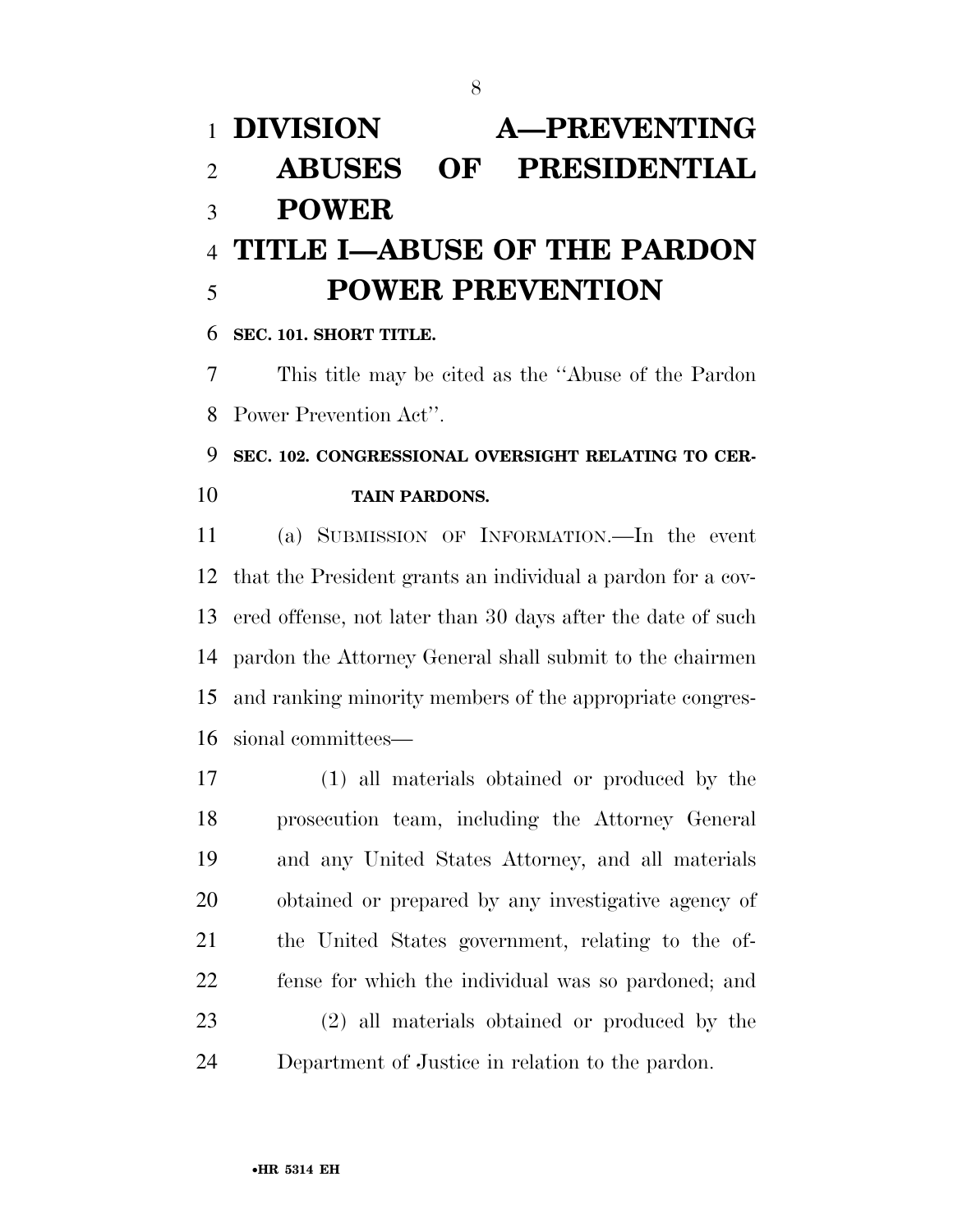# DIVISION A—PREVENTING ABUSES OF PRESIDENTIAL POWER

# TITLE I—ABUSE OF THE PARDON POWER PREVENTION

### SEC. 101. SHORT TITLE.

This title may be cited as the ''Abuse of the Pardon Power Prevention Act''.

### SEC. 102. CONGRESSIONAL OVERSIGHT RELATING TO CERTAIN PARDONS.

(a) SUBMISSION OF INFORMATION.—In the event that the President grants an individual a pardon for a covered offense, not later than 30 days after the date of such pardon the Attorney General shall submit to the chairmen and ranking minority members of the appropriate congressional committees—

(1) all materials obtained or produced by the prosecution team, including the Attorney General and any United States Attorney, and all materials obtained or prepared by any investigative agency of the United States government, relating to the offense for which the individual was so pardoned; and

(2) all materials obtained or produced by the Department of Justice in relation to the pardon.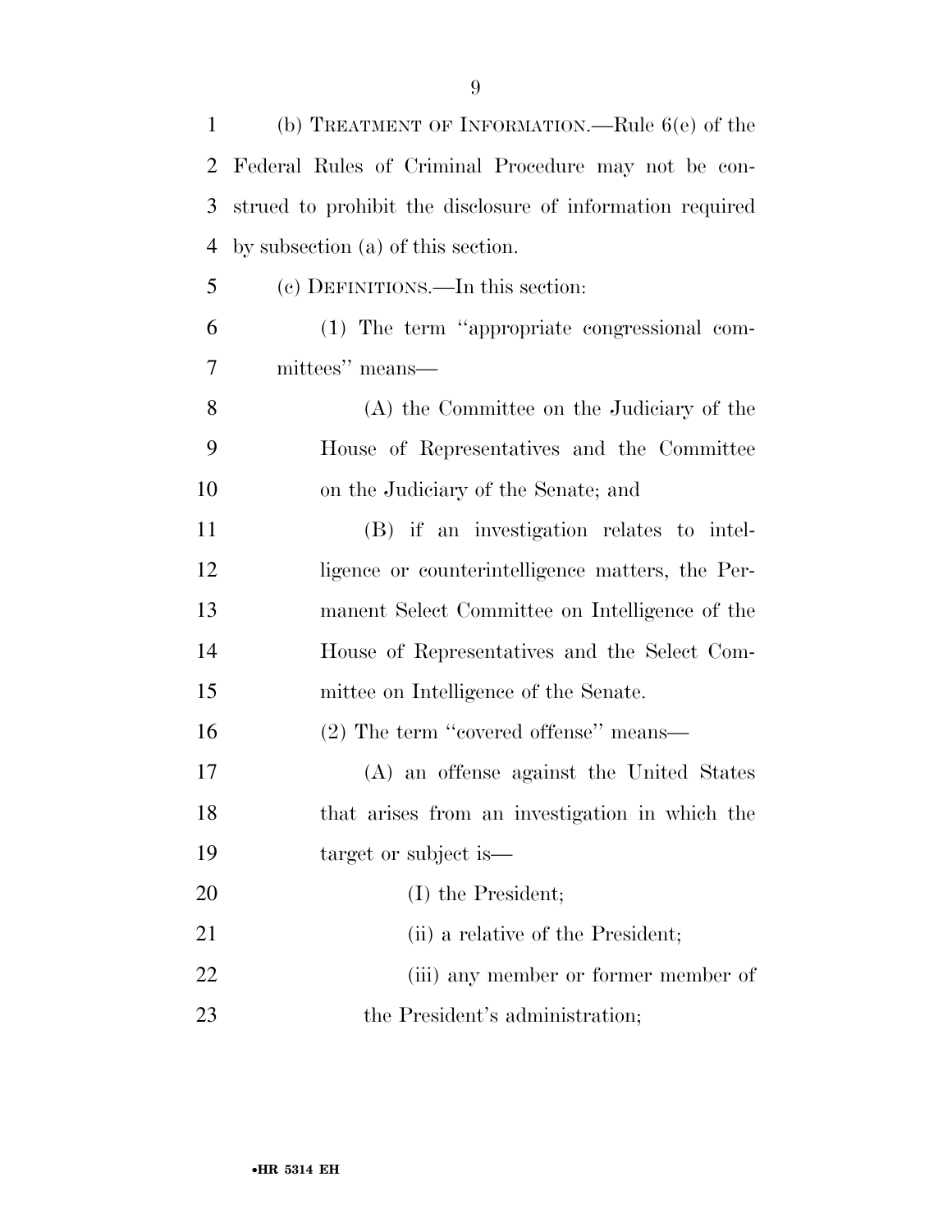(b) TREATMENT OF INFORMATION.—Rule 6(e) of the Federal Rules of Criminal Procedure may not be construed to prohibit the disclosure of information required by subsection (a) of this section.

(c) DEFINITIONS.—In this section:

(1) The term ''appropriate congressional committees'' means—

(A) the Committee on the Judiciary of the House of Representatives and the Committee on the Judiciary of the Senate; and

(B) if an investigation relates to intelligence or counterintelligence matters, the Permanent Select Committee on Intelligence of the House of Representatives and the Select Committee on Intelligence of the Senate.

(2) The term ''covered offense'' means—

(A) an offense against the United States that arises from an investigation in which the target or subject is—

(I) the President;

(ii) a relative of the President;

(iii) any member or former member of the President's administration;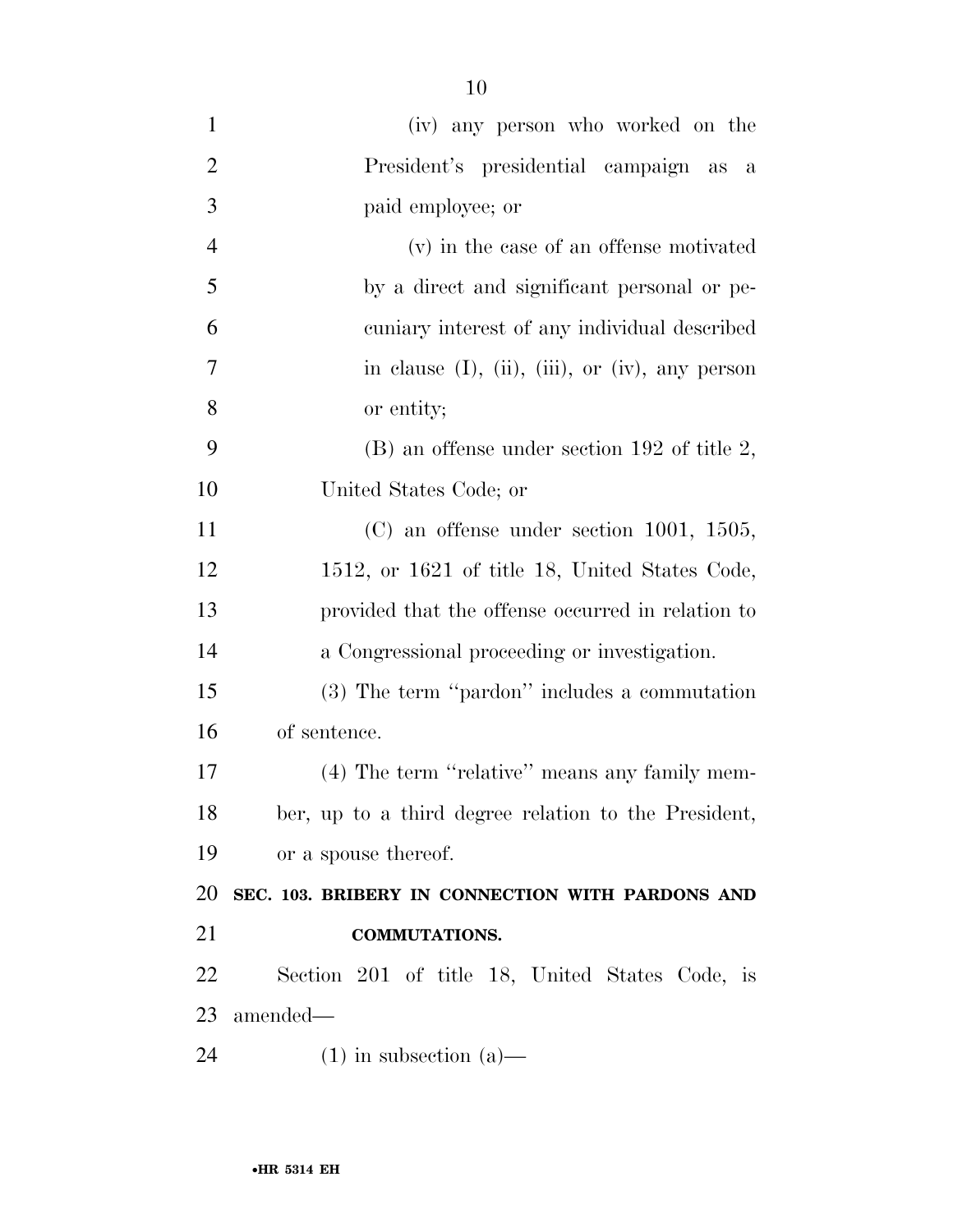(iv) any person who worked on the President's presidential campaign as a paid employee; or

(v) in the case of an offense motivated by a direct and significant personal or pecuniary interest of any individual described in clause (I), (ii), (iii), or (iv), any person or entity;

(B) an offense under section 192 of title 2, United States Code; or

(C) an offense under section 1001, 1505, 1512, or 1621 of title 18, United States Code, provided that the offense occurred in relation to a Congressional proceeding or investigation.

(3) The term ''pardon'' includes a commutation of sentence.

(4) The term ''relative'' means any family member, up to a third degree relation to the President, or a spouse thereof.

**SEC. 103. BRIBERY IN CONNECTION WITH PARDONS AND COMMUTATIONS.**

Section 201 of title 18, United States Code, is amended—

(1) in subsection (a)—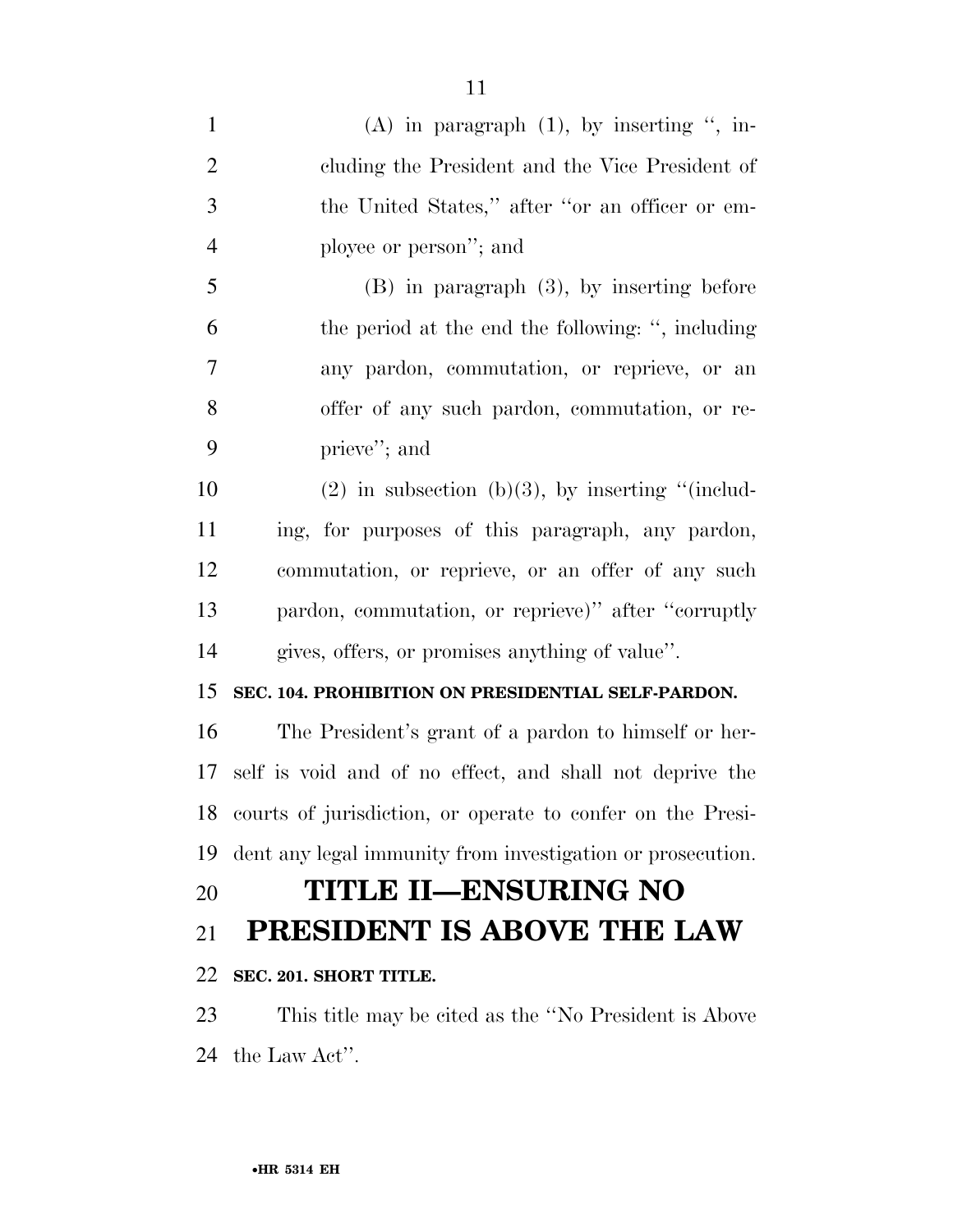(A) in paragraph (1), by inserting ", including the President and the Vice President of the United States," after "or an officer or employee or person"; and

(B) in paragraph (3), by inserting before the period at the end the following: ", including any pardon, commutation, or reprieve, or an offer of any such pardon, commutation, or reprieve"; and

(2) in subsection (b)(3), by inserting "(including, for purposes of this paragraph, any pardon, commutation, or reprieve, or an offer of any such pardon, commutation, or reprieve)" after "corruptly gives, offers, or promises anything of value".

**SEC. 104. PROHIBITION ON PRESIDENTIAL SELF-PARDON.**

The President's grant of a pardon to himself or herself is void and of no effect, and shall not deprive the courts of jurisdiction, or operate to confer on the President any legal immunity from investigation or prosecution.

# TITLE II—ENSURING NO PRESIDENT IS ABOVE THE LAW

**SEC. 201. SHORT TITLE.**

This title may be cited as the "No President is Above the Law Act".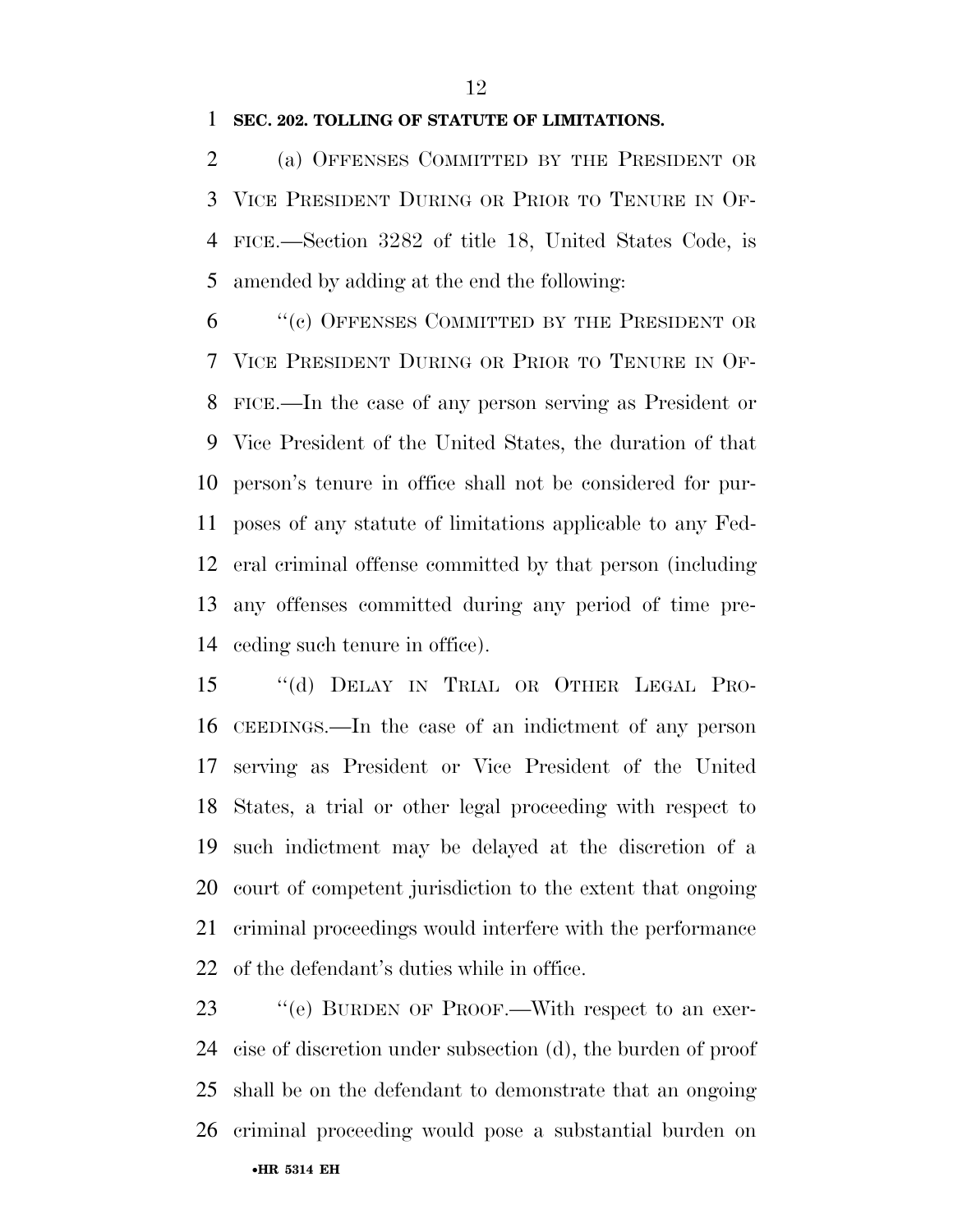**SEC. 202. TOLLING OF STATUTE OF LIMITATIONS.**

(a) OFFENSES COMMITTED BY THE PRESIDENT OR VICE PRESIDENT DURING OR PRIOR TO TENURE IN OFFICE.—Section 3282 of title 18, United States Code, is amended by adding at the end the following:

"(c) OFFENSES COMMITTED BY THE PRESIDENT OR VICE PRESIDENT DURING OR PRIOR TO TENURE IN OFFICE.—In the case of any person serving as President or Vice President of the United States, the duration of that person's tenure in office shall not be considered for purposes of any statute of limitations applicable to any Federal criminal offense committed by that person (including any offenses committed during any period of time preceding such tenure in office).

"(d) DELAY IN TRIAL OR OTHER LEGAL PROCEEDINGS.—In the case of an indictment of any person serving as President or Vice President of the United States, a trial or other legal proceeding with respect to such indictment may be delayed at the discretion of a court of competent jurisdiction to the extent that ongoing criminal proceedings would interfere with the performance of the defendant's duties while in office.

"(e) BURDEN OF PROOF.—With respect to an exercise of discretion under subsection (d), the burden of proof shall be on the defendant to demonstrate that an ongoing criminal proceeding would pose a substantial burden on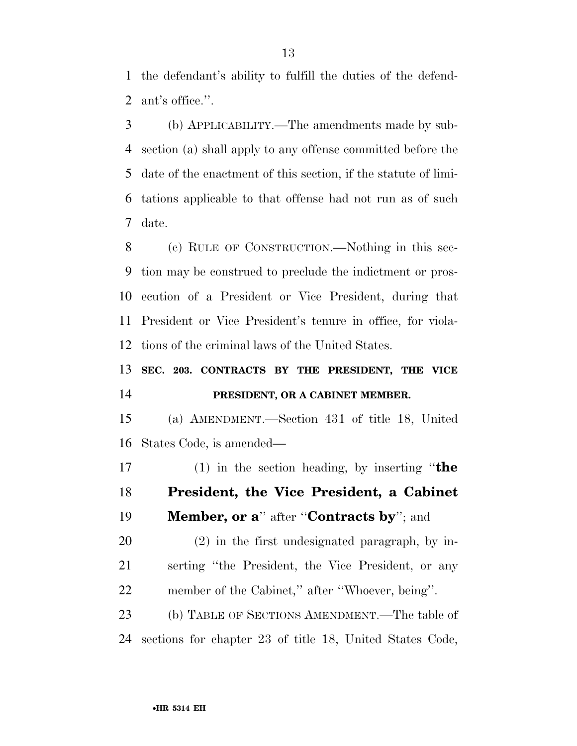the defendant's ability to fulfill the duties of the defendant's office.''.

(b) APPLICABILITY.—The amendments made by subsection (a) shall apply to any offense committed before the date of the enactment of this section, if the statute of limitations applicable to that offense had not run as of such date.

(c) RULE OF CONSTRUCTION.—Nothing in this section may be construed to preclude the indictment or prosecution of a President or Vice President, during that President or Vice President's tenure in office, for violations of the criminal laws of the United States.

**SEC. 203. CONTRACTS BY THE PRESIDENT, THE VICE PRESIDENT, OR A CABINET MEMBER.**

(a) AMENDMENT.—Section 431 of title 18, United States Code, is amended—

(1) in the section heading, by inserting ''**the President, the Vice President, a Cabinet Member, or a**'' after ''**Contracts by**''; and

(2) in the first undesignated paragraph, by inserting ''the President, the Vice President, or any member of the Cabinet,'' after ''Whoever, being''.

(b) TABLE OF SECTIONS AMENDMENT.—The table of sections for chapter 23 of title 18, United States Code,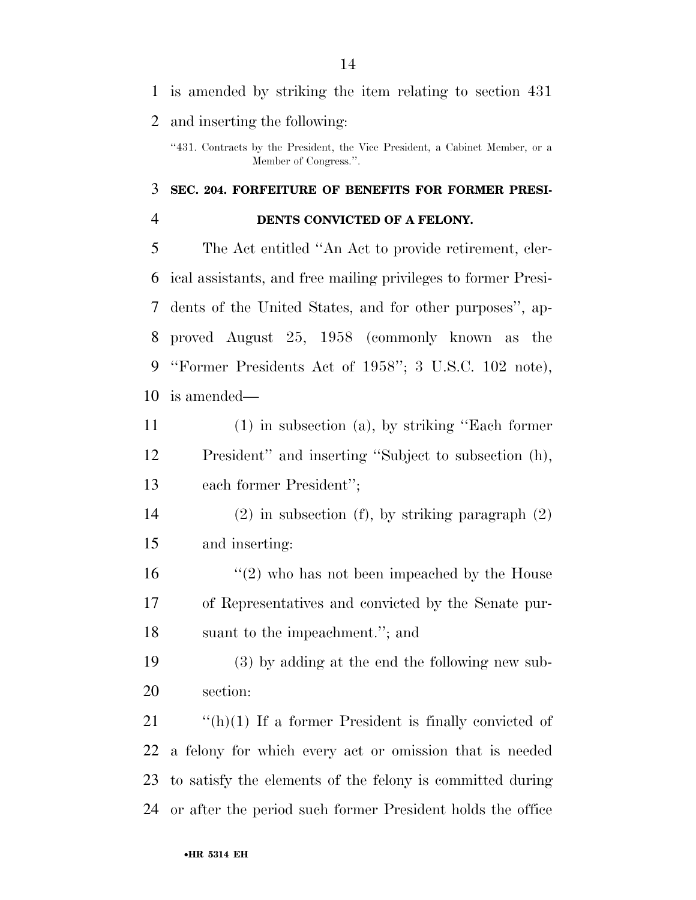is amended by striking the item relating to section 431 and inserting the following:

"431. Contracts by the President, the Vice President, a Cabinet Member, or a Member of Congress.".

### SEC. 204. FORFEITURE OF BENEFITS FOR FORMER PRESIDENTS CONVICTED OF A FELONY.

The Act entitled "An Act to provide retirement, clerical assistants, and free mailing privileges to former Presidents of the United States, and for other purposes", approved August 25, 1958 (commonly known as the "Former Presidents Act of 1958"; 3 U.S.C. 102 note), is amended—

(1) in subsection (a), by striking "Each former President" and inserting "Subject to subsection (h), each former President";

(2) in subsection (f), by striking paragraph (2) and inserting:

"(2) who has not been impeached by the House of Representatives and convicted by the Senate pursuant to the impeachment."; and

(3) by adding at the end the following new subsection:

"(h)(1) If a former President is finally convicted of a felony for which every act or omission that is needed to satisfy the elements of the felony is committed during or after the period such former President holds the office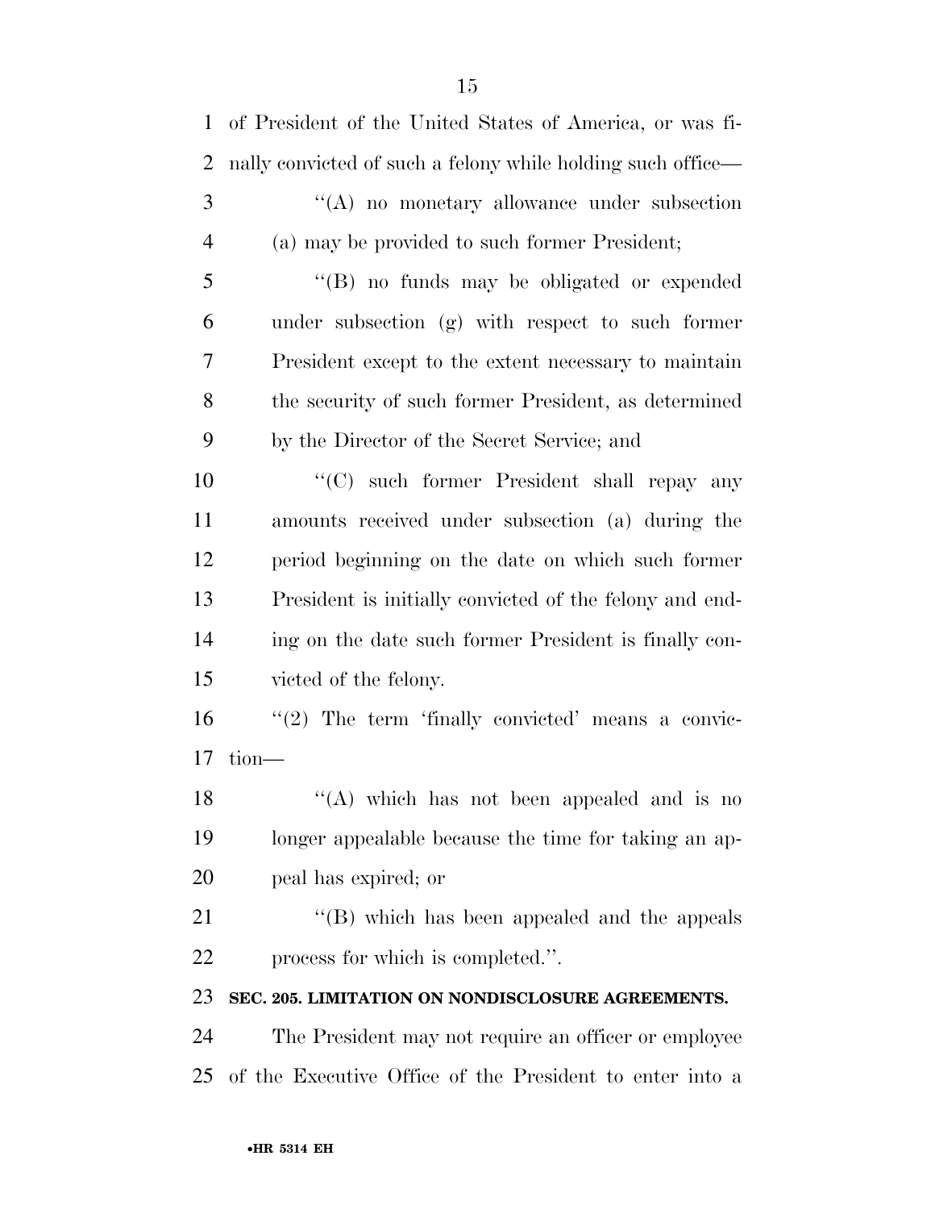of President of the United States of America, or was finally convicted of such a felony while holding such office—

''(A) no monetary allowance under subsection (a) may be provided to such former President;

''(B) no funds may be obligated or expended under subsection (g) with respect to such former President except to the extent necessary to maintain the security of such former President, as determined by the Director of the Secret Service; and

''(C) such former President shall repay any amounts received under subsection (a) during the period beginning on the date on which such former President is initially convicted of the felony and ending on the date such former President is finally convicted of the felony.

''(2) The term 'finally convicted' means a conviction—

''(A) which has not been appealed and is no longer appealable because the time for taking an appeal has expired; or

''(B) which has been appealed and the appeals process for which is completed.''.

**SEC. 205. LIMITATION ON NONDISCLOSURE AGREEMENTS.**

The President may not require an officer or employee of the Executive Office of the President to enter into a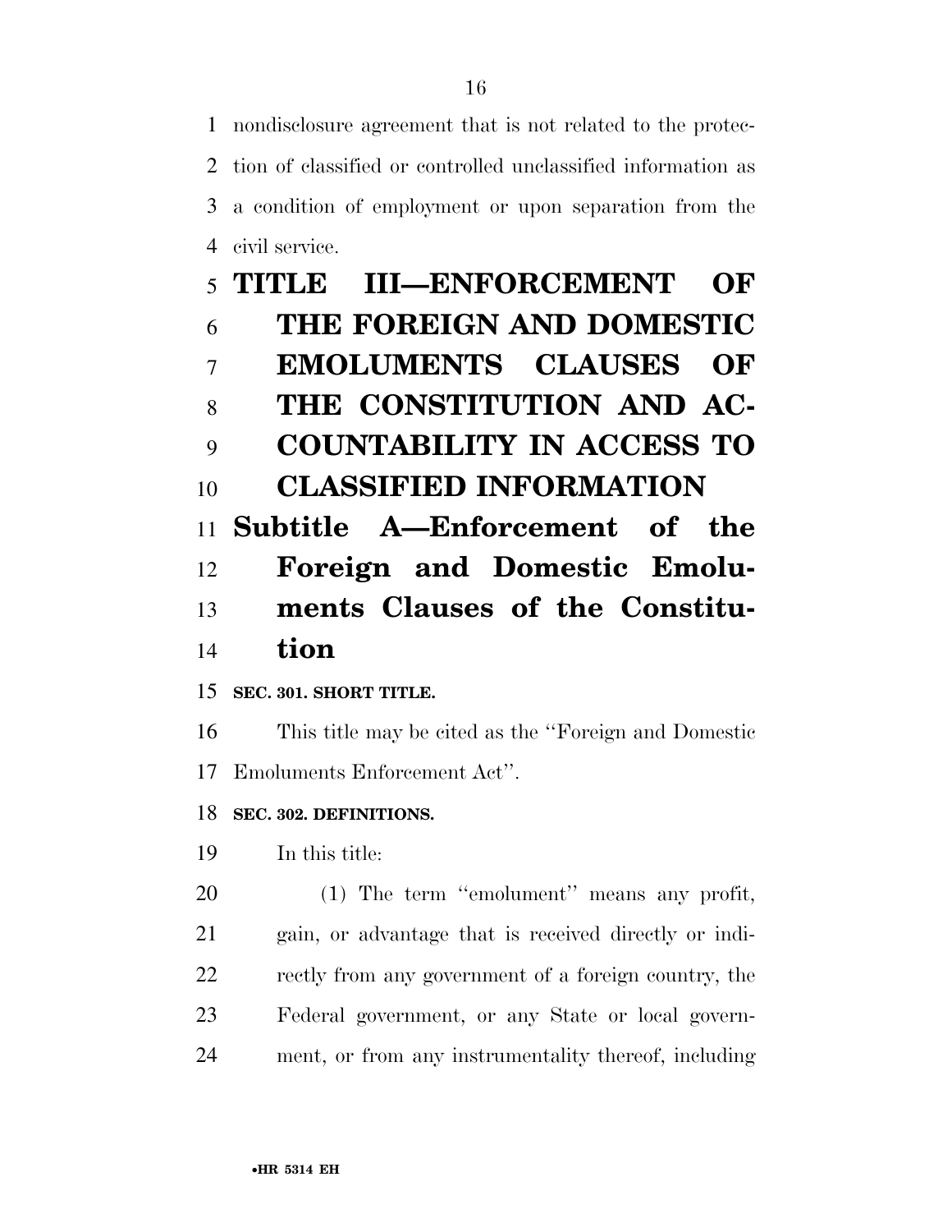nondisclosure agreement that is not related to the protection of classified or controlled unclassified information as a condition of employment or upon separation from the civil service.

# TITLE III—ENFORCEMENT OF THE FOREIGN AND DOMESTIC EMOLUMENTS CLAUSES OF THE CONSTITUTION AND ACCOUNTABILITY IN ACCESS TO CLASSIFIED INFORMATION

## Subtitle A—Enforcement of the Foreign and Domestic Emoluments Clauses of the Constitution

### SEC. 301. SHORT TITLE.

This title may be cited as the ''Foreign and Domestic Emoluments Enforcement Act''.

### SEC. 302. DEFINITIONS.

In this title:

(1) The term ''emolument'' means any profit, gain, or advantage that is received directly or indirectly from any government of a foreign country, the Federal government, or any State or local government, or from any instrumentality thereof, including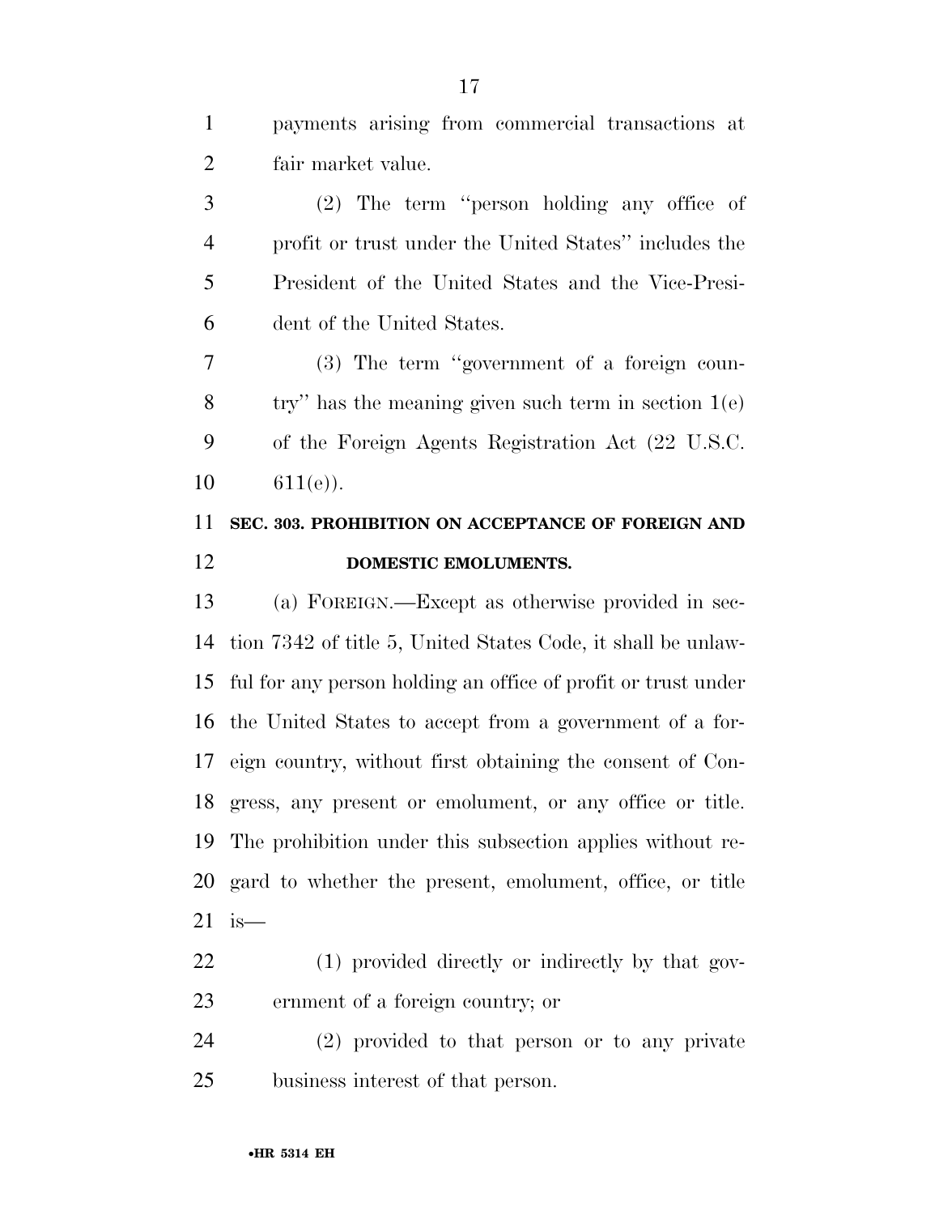payments arising from commercial transactions at fair market value.

(2) The term "person holding any office of profit or trust under the United States" includes the President of the United States and the Vice-President of the United States.

(3) The term "government of a foreign country" has the meaning given such term in section 1(e) of the Foreign Agents Registration Act (22 U.S.C. 611(e)).

## SEC. 303. PROHIBITION ON ACCEPTANCE OF FOREIGN AND DOMESTIC EMOLUMENTS.

(a) FOREIGN.—Except as otherwise provided in section 7342 of title 5, United States Code, it shall be unlawful for any person holding an office of profit or trust under the United States to accept from a government of a foreign country, without first obtaining the consent of Congress, any present or emolument, or any office or title. The prohibition under this subsection applies without regard to whether the present, emolument, office, or title is—

(1) provided directly or indirectly by that government of a foreign country; or

(2) provided to that person or to any private business interest of that person.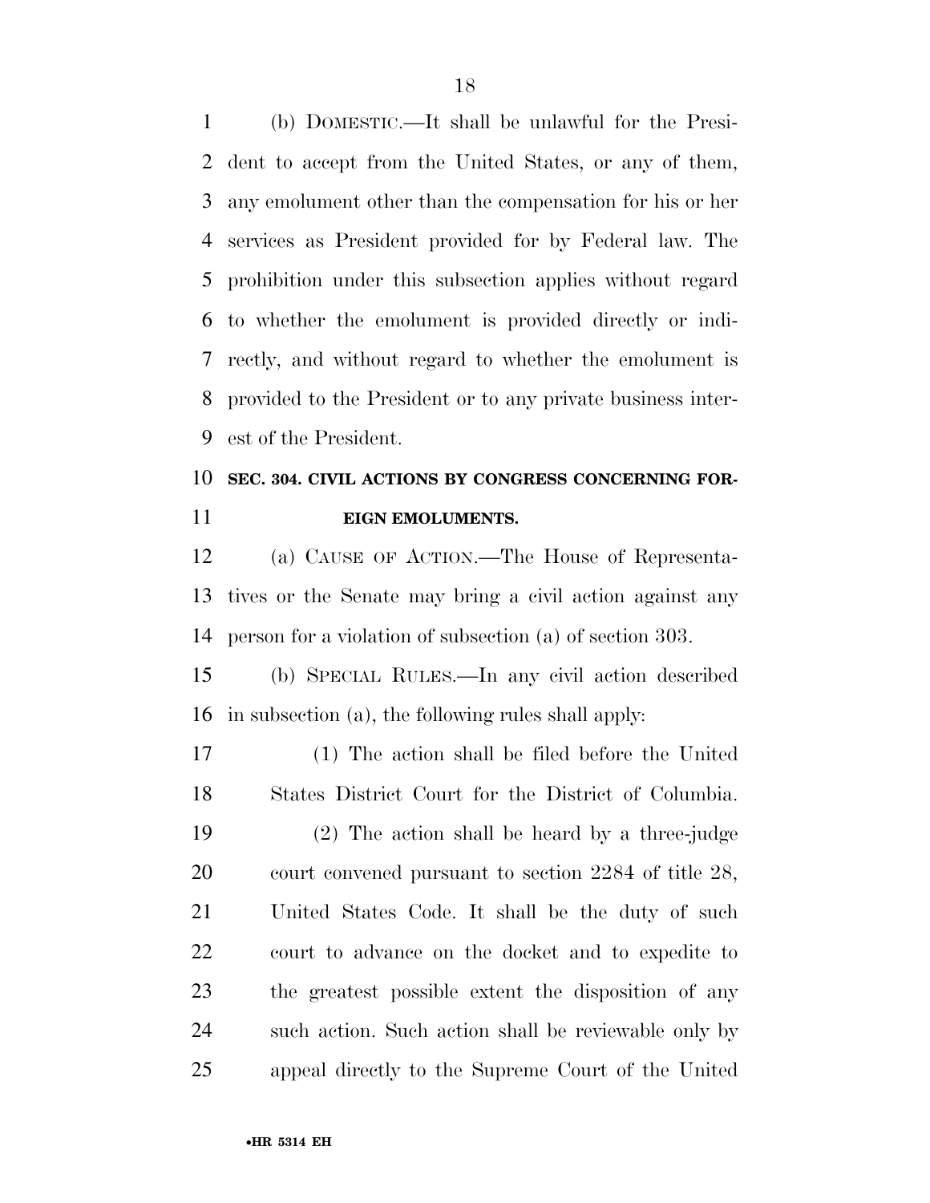(b) DOMESTIC.—It shall be unlawful for the President to accept from the United States, or any of them, any emolument other than the compensation for his or her services as President provided for by Federal law. The prohibition under this subsection applies without regard to whether the emolument is provided directly or indirectly, and without regard to whether the emolument is provided to the President or to any private business interest of the President.

### SEC. 304. CIVIL ACTIONS BY CONGRESS CONCERNING FOREIGN EMOLUMENTS.

(a) CAUSE OF ACTION.—The House of Representatives or the Senate may bring a civil action against any person for a violation of subsection (a) of section 303.

(b) SPECIAL RULES.—In any civil action described in subsection (a), the following rules shall apply:

(1) The action shall be filed before the United States District Court for the District of Columbia.

(2) The action shall be heard by a three-judge court convened pursuant to section 2284 of title 28, United States Code. It shall be the duty of such court to advance on the docket and to expedite to the greatest possible extent the disposition of any such action. Such action shall be reviewable only by appeal directly to the Supreme Court of the United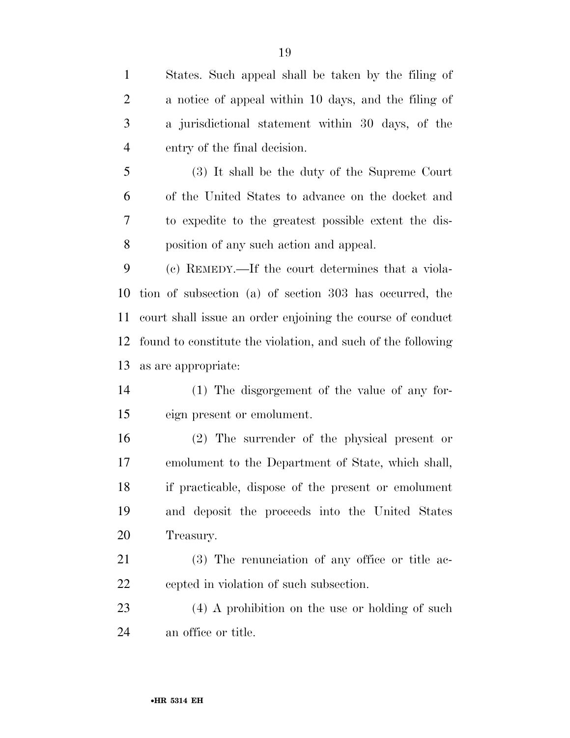States. Such appeal shall be taken by the filing of a notice of appeal within 10 days, and the filing of a jurisdictional statement within 30 days, of the entry of the final decision.

(3) It shall be the duty of the Supreme Court of the United States to advance on the docket and to expedite to the greatest possible extent the disposition of any such action and appeal.

(c) REMEDY.—If the court determines that a violation of subsection (a) of section 303 has occurred, the court shall issue an order enjoining the course of conduct found to constitute the violation, and such of the following as are appropriate:

(1) The disgorgement of the value of any foreign present or emolument.

(2) The surrender of the physical present or emolument to the Department of State, which shall, if practicable, dispose of the present or emolument and deposit the proceeds into the United States Treasury.

(3) The renunciation of any office or title accepted in violation of such subsection.

(4) A prohibition on the use or holding of such an office or title.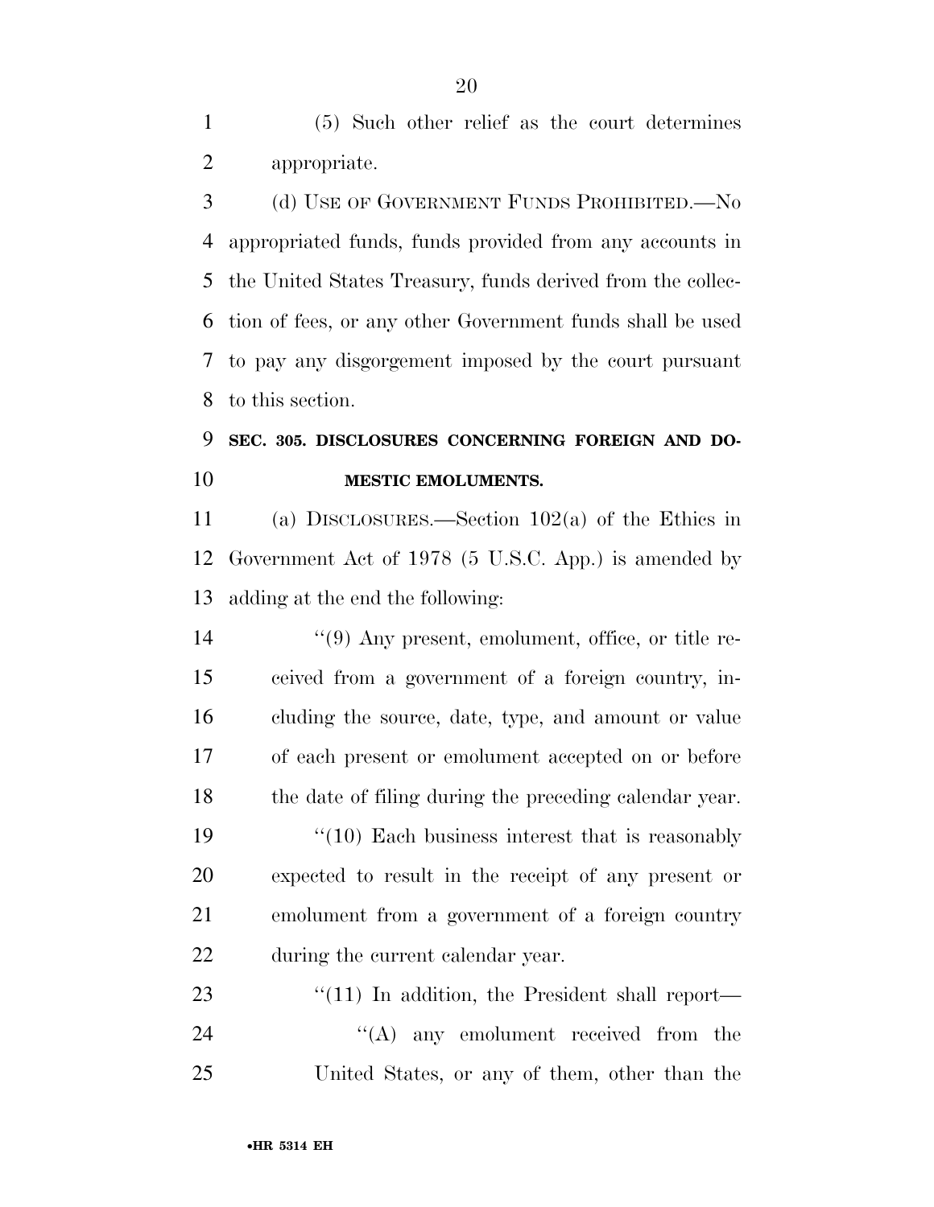(5) Such other relief as the court determines appropriate.

(d) USE OF GOVERNMENT FUNDS PROHIBITED.—No appropriated funds, funds provided from any accounts in the United States Treasury, funds derived from the collection of fees, or any other Government funds shall be used to pay any disgorgement imposed by the court pursuant to this section.

**SEC. 305. DISCLOSURES CONCERNING FOREIGN AND DOMESTIC EMOLUMENTS.**

(a) DISCLOSURES.—Section 102(a) of the Ethics in Government Act of 1978 (5 U.S.C. App.) is amended by adding at the end the following:

"(9) Any present, emolument, office, or title received from a government of a foreign country, including the source, date, type, and amount or value of each present or emolument accepted on or before the date of filing during the preceding calendar year.

"(10) Each business interest that is reasonably expected to result in the receipt of any present or emolument from a government of a foreign country during the current calendar year.

"(11) In addition, the President shall report—

"(A) any emolument received from the United States, or any of them, other than the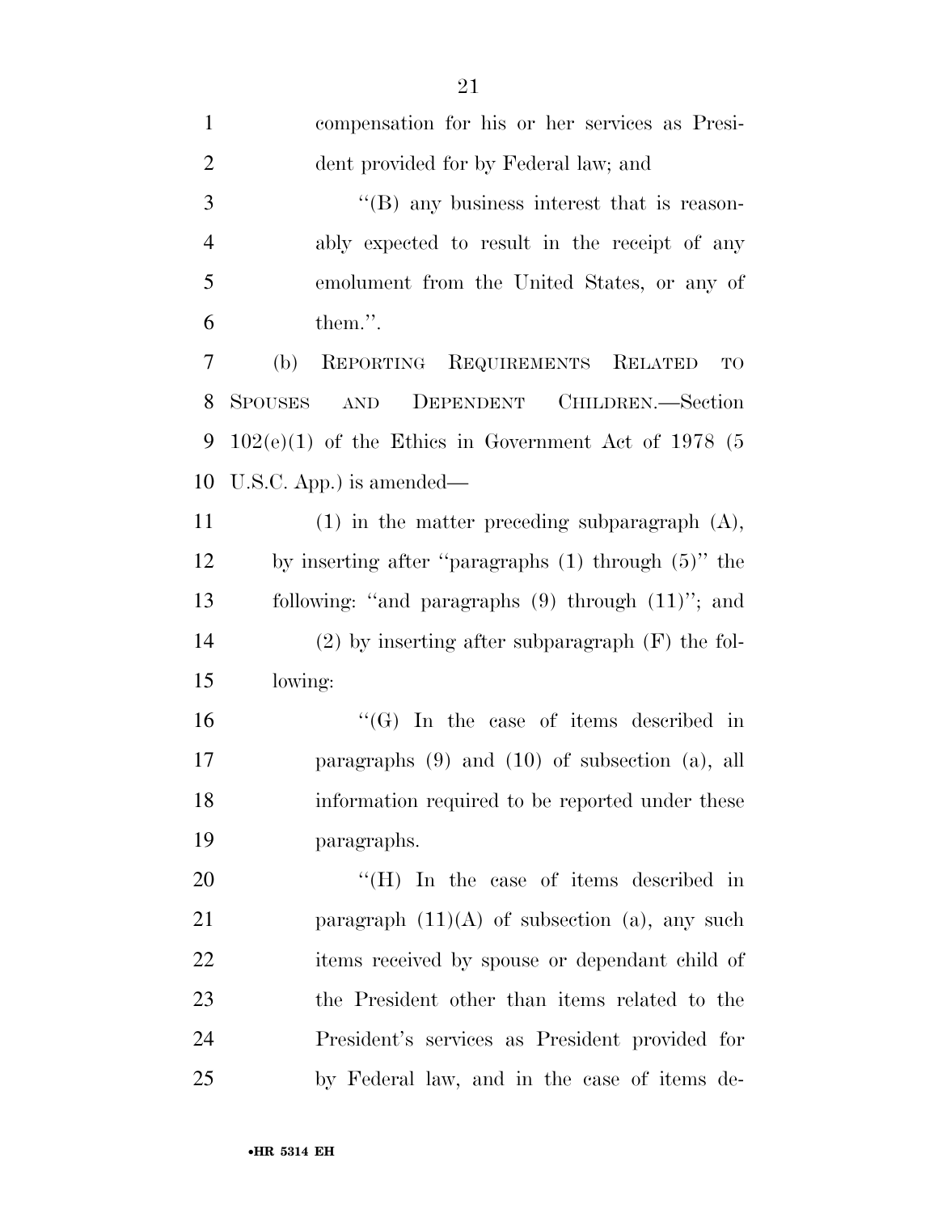compensation for his or her services as President provided for by Federal law; and

''(B) any business interest that is reasonably expected to result in the receipt of any emolument from the United States, or any of them.''.

(b) REPORTING REQUIREMENTS RELATED TO SPOUSES AND DEPENDENT CHILDREN.—Section 102(e)(1) of the Ethics in Government Act of 1978 (5 U.S.C. App.) is amended—

(1) in the matter preceding subparagraph (A), by inserting after ''paragraphs (1) through (5)'' the following: ''and paragraphs (9) through (11)''; and

(2) by inserting after subparagraph (F) the following:

''(G) In the case of items described in paragraphs (9) and (10) of subsection (a), all information required to be reported under these paragraphs.

''(H) In the case of items described in paragraph (11)(A) of subsection (a), any such items received by spouse or dependant child of the President other than items related to the President's services as President provided for by Federal law, and in the case of items de-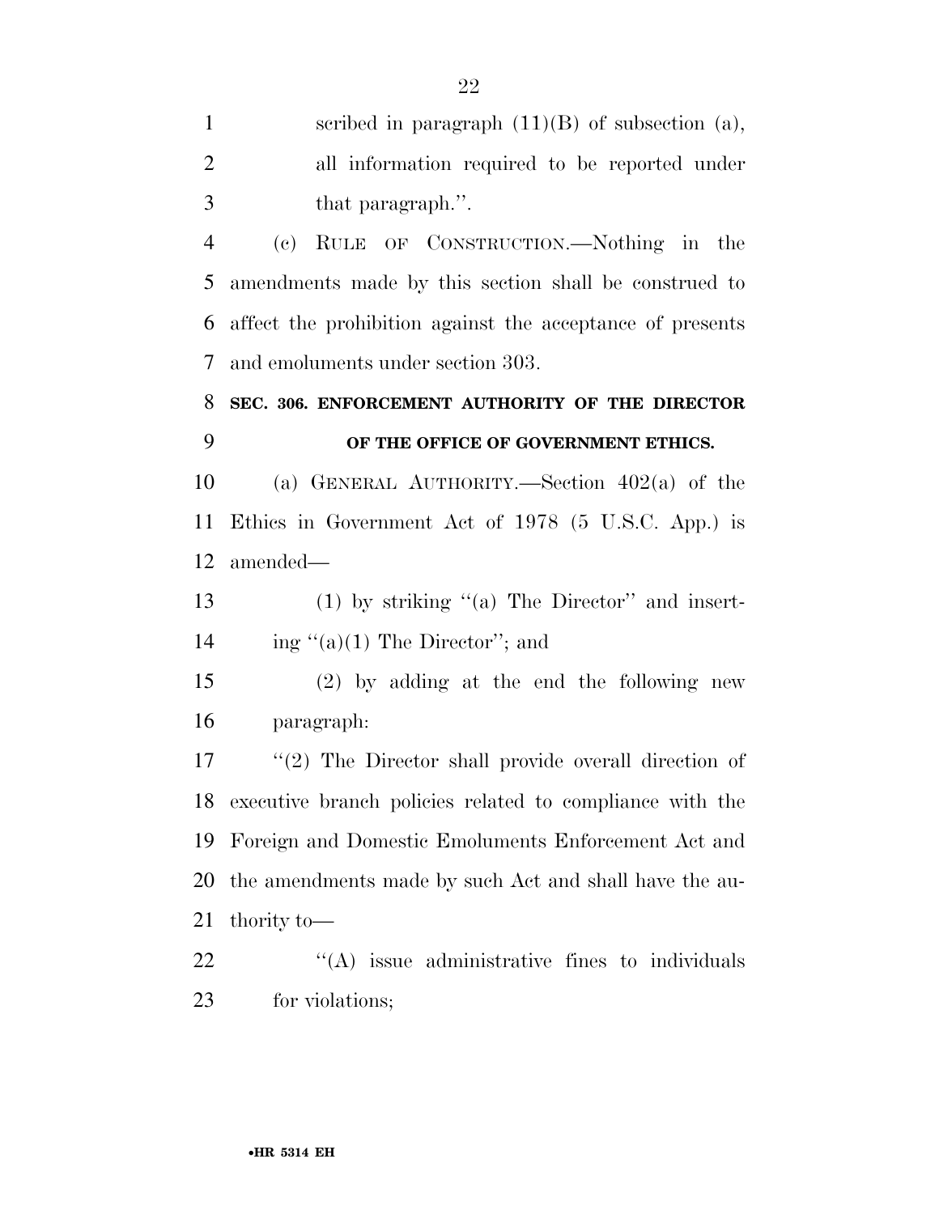scribed in paragraph (11)(B) of subsection (a), all information required to be reported under that paragraph.''.

(c) RULE OF CONSTRUCTION.—Nothing in the amendments made by this section shall be construed to affect the prohibition against the acceptance of presents and emoluments under section 303.

**SEC. 306. ENFORCEMENT AUTHORITY OF THE DIRECTOR OF THE OFFICE OF GOVERNMENT ETHICS.**

(a) GENERAL AUTHORITY.—Section 402(a) of the Ethics in Government Act of 1978 (5 U.S.C. App.) is amended—

(1) by striking ''(a) The Director'' and inserting ''(a)(1) The Director''; and

(2) by adding at the end the following new paragraph:

''(2) The Director shall provide overall direction of executive branch policies related to compliance with the Foreign and Domestic Emoluments Enforcement Act and the amendments made by such Act and shall have the authority to—

''(A) issue administrative fines to individuals for violations;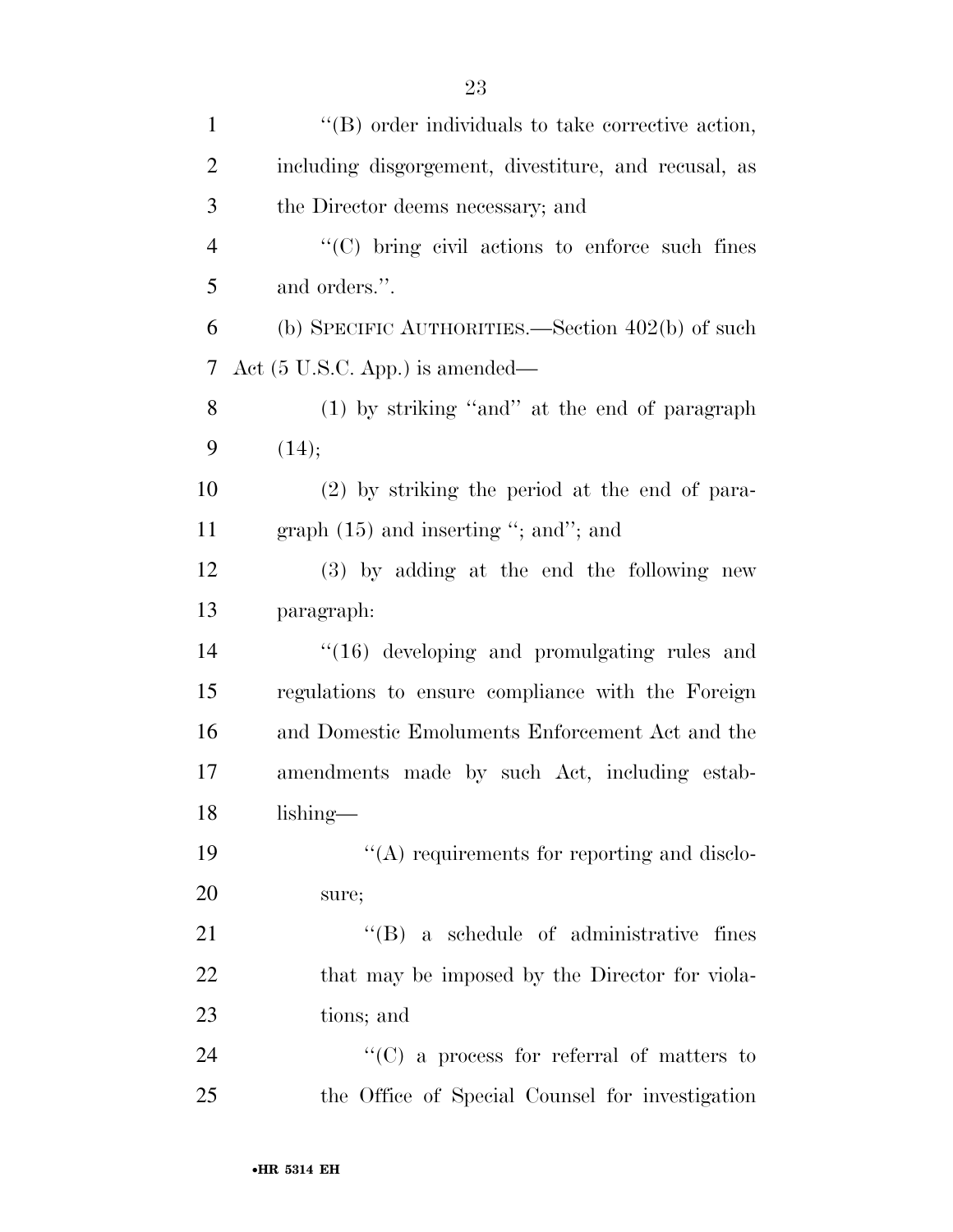''(B) order individuals to take corrective action, including disgorgement, divestiture, and recusal, as the Director deems necessary; and

''(C) bring civil actions to enforce such fines and orders.''.

(b) SPECIFIC AUTHORITIES.—Section 402(b) of such Act (5 U.S.C. App.) is amended—

(1) by striking ''and'' at the end of paragraph (14);

(2) by striking the period at the end of paragraph (15) and inserting ''; and''; and

(3) by adding at the end the following new paragraph:

''(16) developing and promulgating rules and regulations to ensure compliance with the Foreign and Domestic Emoluments Enforcement Act and the amendments made by such Act, including establishing—

''(A) requirements for reporting and disclosure;

''(B) a schedule of administrative fines that may be imposed by the Director for violations; and

''(C) a process for referral of matters to the Office of Special Counsel for investigation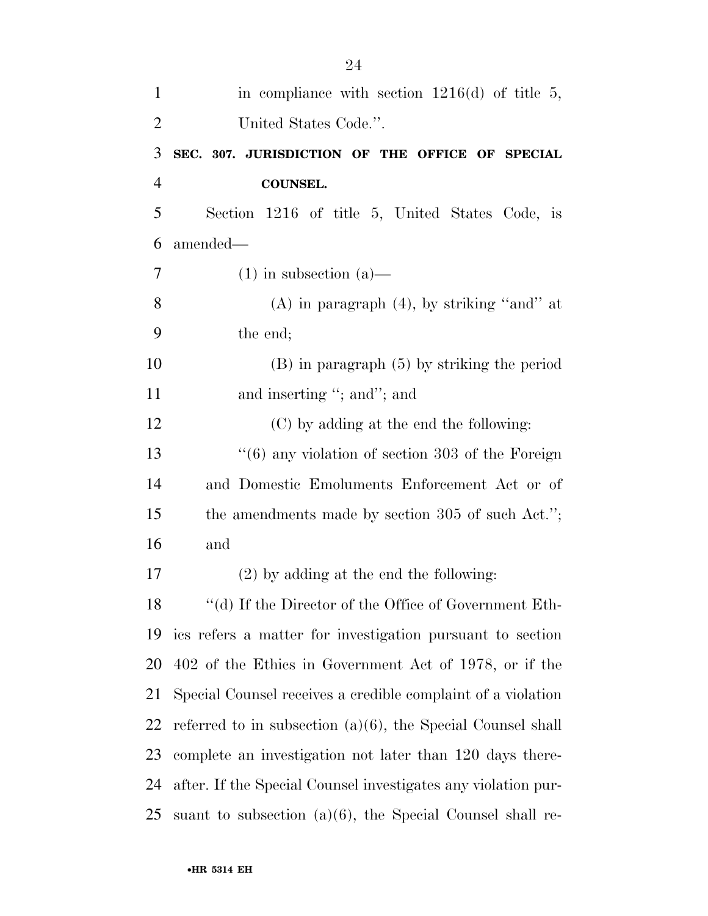in compliance with section 1216(d) of title 5, United States Code.''.

**SEC. 307. JURISDICTION OF THE OFFICE OF SPECIAL COUNSEL.**

Section 1216 of title 5, United States Code, is amended—

(1) in subsection (a)—

(A) in paragraph (4), by striking ''and'' at the end;

(B) in paragraph (5) by striking the period and inserting ''; and''; and

(C) by adding at the end the following:

''(6) any violation of section 303 of the Foreign and Domestic Emoluments Enforcement Act or of the amendments made by section 305 of such Act.''; and

(2) by adding at the end the following:

''(d) If the Director of the Office of Government Ethics refers a matter for investigation pursuant to section 402 of the Ethics in Government Act of 1978, or if the Special Counsel receives a credible complaint of a violation referred to in subsection (a)(6), the Special Counsel shall complete an investigation not later than 120 days thereafter. If the Special Counsel investigates any violation pursuant to subsection (a)(6), the Special Counsel shall re-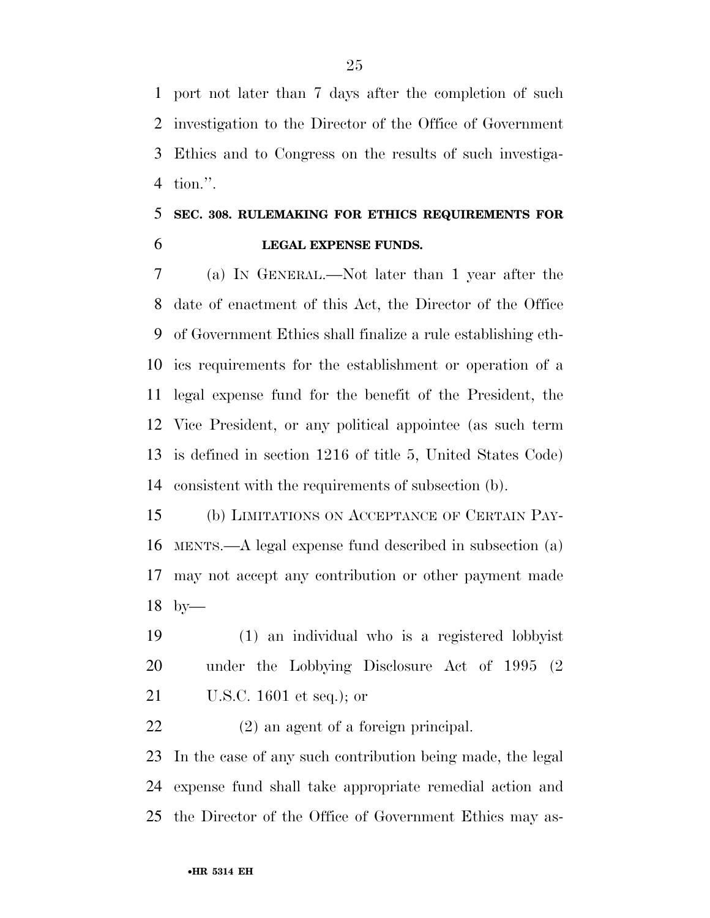port not later than 7 days after the completion of such investigation to the Director of the Office of Government Ethics and to Congress on the results of such investigation.''.

## SEC. 308. RULEMAKING FOR ETHICS REQUIREMENTS FOR LEGAL EXPENSE FUNDS.

(a) IN GENERAL.—Not later than 1 year after the date of enactment of this Act, the Director of the Office of Government Ethics shall finalize a rule establishing ethics requirements for the establishment or operation of a legal expense fund for the benefit of the President, the Vice President, or any political appointee (as such term is defined in section 1216 of title 5, United States Code) consistent with the requirements of subsection (b).

(b) LIMITATIONS ON ACCEPTANCE OF CERTAIN PAYMENTS.—A legal expense fund described in subsection (a) may not accept any contribution or other payment made by—

(1) an individual who is a registered lobbyist under the Lobbying Disclosure Act of 1995 (2 U.S.C. 1601 et seq.); or

(2) an agent of a foreign principal.

In the case of any such contribution being made, the legal expense fund shall take appropriate remedial action and the Director of the Office of Government Ethics may as-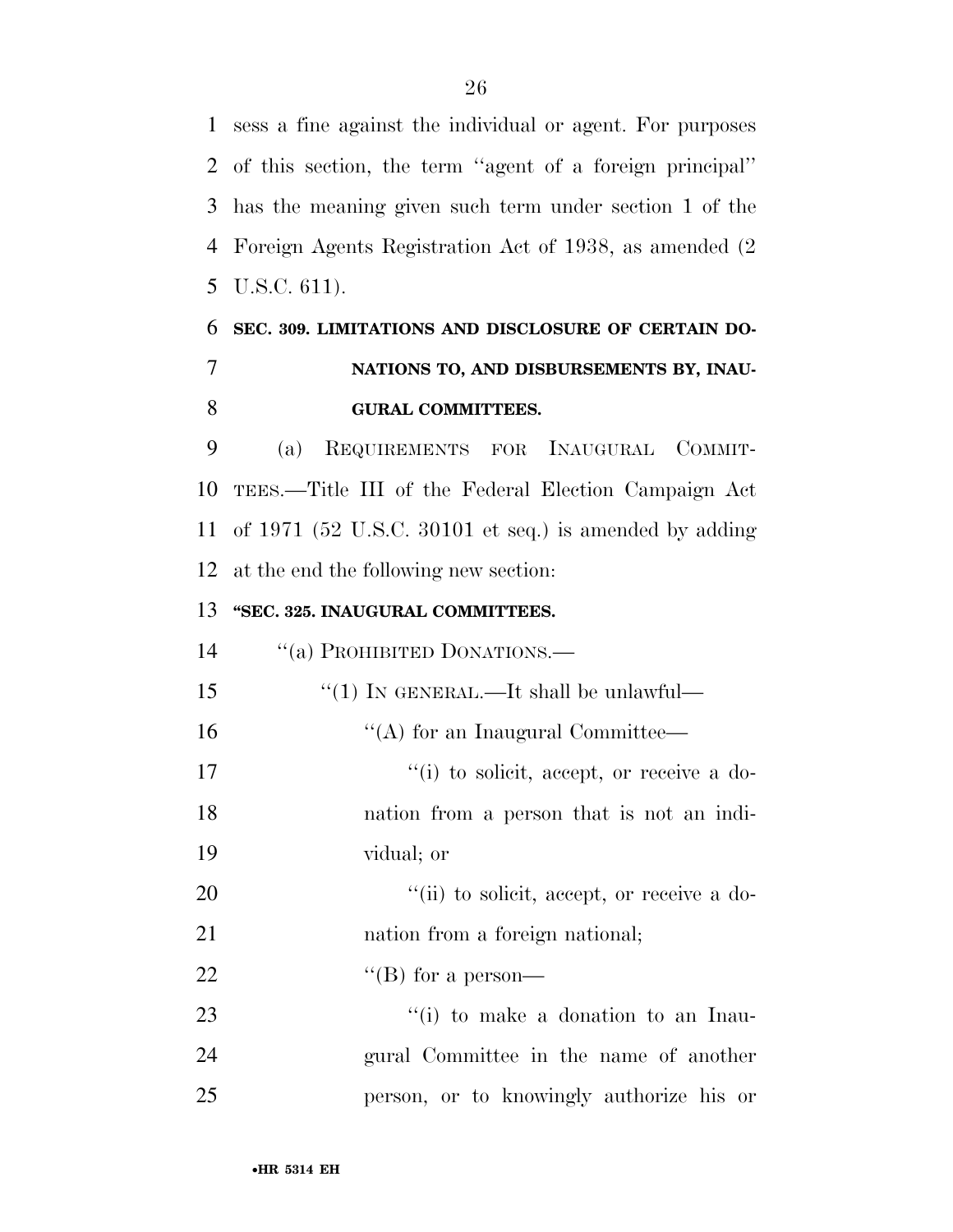sess a fine against the individual or agent. For purposes of this section, the term "agent of a foreign principal" has the meaning given such term under section 1 of the Foreign Agents Registration Act of 1938, as amended (2 U.S.C. 611).

**SEC. 309. LIMITATIONS AND DISCLOSURE OF CERTAIN DONATIONS TO, AND DISBURSEMENTS BY, INAUGURAL COMMITTEES.**

(a) REQUIREMENTS FOR INAUGURAL COMMITTEES.—Title III of the Federal Election Campaign Act of 1971 (52 U.S.C. 30101 et seq.) is amended by adding at the end the following new section:

**"SEC. 325. INAUGURAL COMMITTEES.**

"(a) PROHIBITED DONATIONS.—

"(1) IN GENERAL.—It shall be unlawful—

"(A) for an Inaugural Committee—

"(i) to solicit, accept, or receive a donation from a person that is not an individual; or

"(ii) to solicit, accept, or receive a donation from a foreign national;

"(B) for a person—

"(i) to make a donation to an Inaugural Committee in the name of another person, or to knowingly authorize his or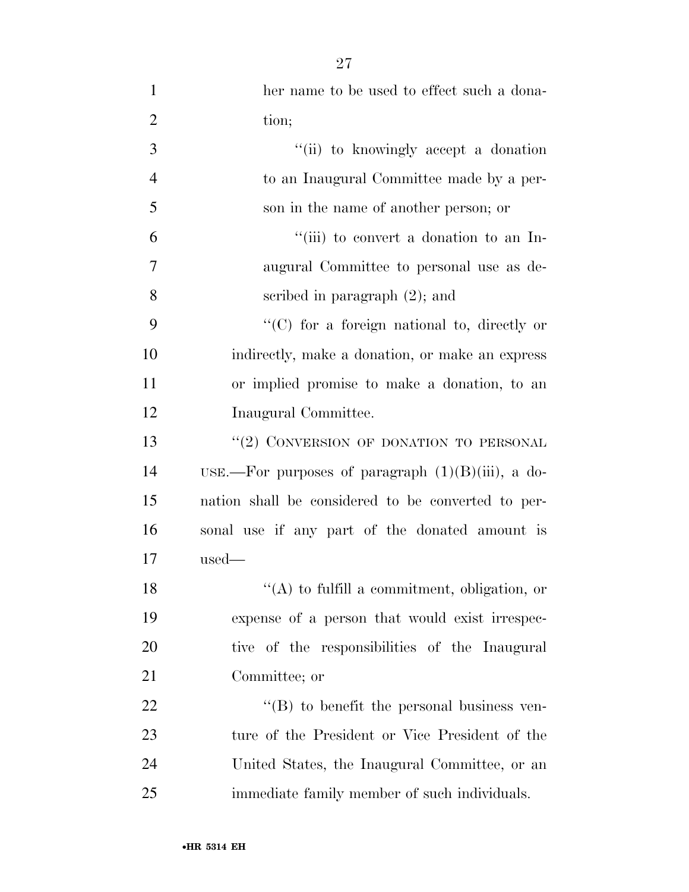her name to be used to effect such a donation;

"(ii) to knowingly accept a donation to an Inaugural Committee made by a person in the name of another person; or

"(iii) to convert a donation to an Inaugural Committee to personal use as described in paragraph (2); and

"(C) for a foreign national to, directly or indirectly, make a donation, or make an express or implied promise to make a donation, to an Inaugural Committee.

"(2) CONVERSION OF DONATION TO PERSONAL USE.—For purposes of paragraph (1)(B)(iii), a donation shall be considered to be converted to personal use if any part of the donated amount is used—

"(A) to fulfill a commitment, obligation, or expense of a person that would exist irrespective of the responsibilities of the Inaugural Committee; or

"(B) to benefit the personal business venture of the President or Vice President of the United States, the Inaugural Committee, or an immediate family member of such individuals.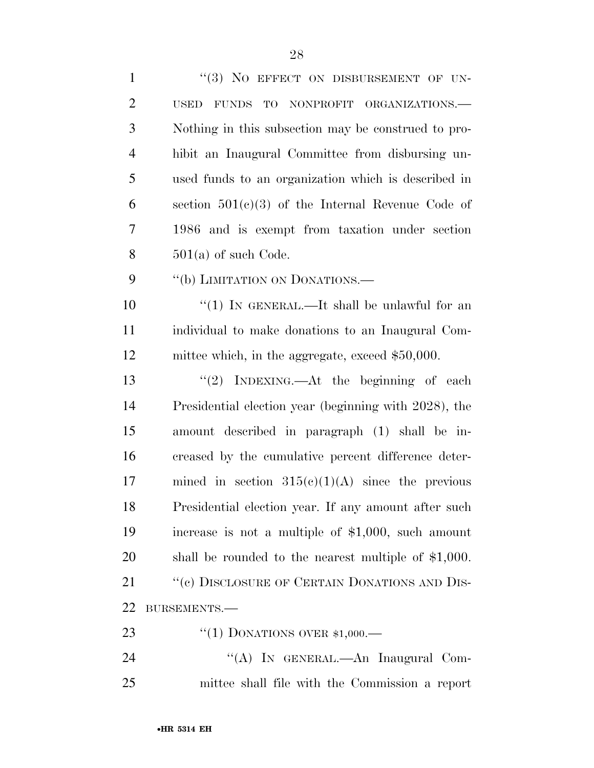"(3) NO EFFECT ON DISBURSEMENT OF UNUSED FUNDS TO NONPROFIT ORGANIZATIONS.—Nothing in this subsection may be construed to prohibit an Inaugural Committee from disbursing unused funds to an organization which is described in section 501(c)(3) of the Internal Revenue Code of 1986 and is exempt from taxation under section 501(a) of such Code.

"(b) LIMITATION ON DONATIONS.—

"(1) IN GENERAL.—It shall be unlawful for an individual to make donations to an Inaugural Committee which, in the aggregate, exceed $50,000.

"(2) INDEXING.—At the beginning of each Presidential election year (beginning with 2028), the amount described in paragraph (1) shall be increased by the cumulative percent difference determined in section 315(c)(1)(A) since the previous Presidential election year. If any amount after such increase is not a multiple of $1,000, such amount shall be rounded to the nearest multiple of $1,000.

"(c) DISCLOSURE OF CERTAIN DONATIONS AND DISBURSEMENTS.—

"(1) DONATIONS OVER $1,000.—

"(A) IN GENERAL.—An Inaugural Committee shall file with the Commission a report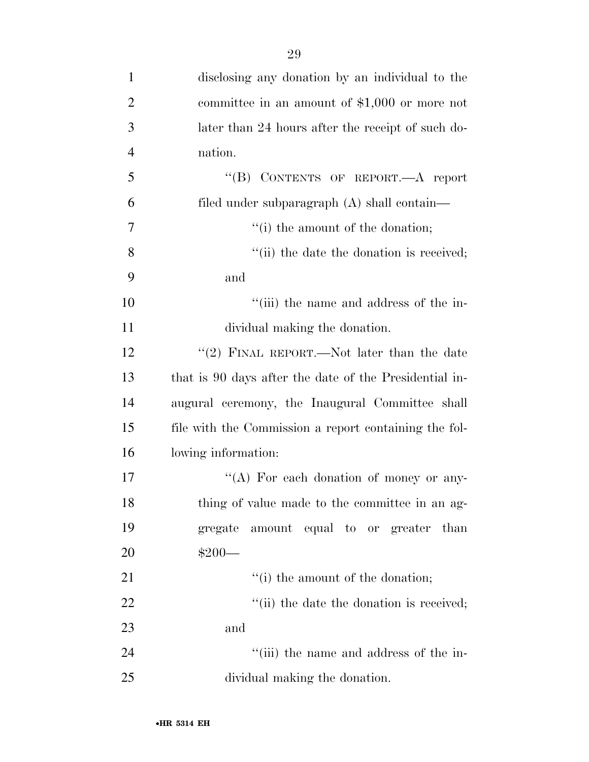disclosing any donation by an individual to the committee in an amount of $1,000 or more not later than 24 hours after the receipt of such donation.

''(B) CONTENTS OF REPORT.—A report filed under subparagraph (A) shall contain—

''(i) the amount of the donation;

''(ii) the date the donation is received; and

''(iii) the name and address of the individual making the donation.

''(2) FINAL REPORT.—Not later than the date that is 90 days after the date of the Presidential inaugural ceremony, the Inaugural Committee shall file with the Commission a report containing the following information:

''(A) For each donation of money or anything of value made to the committee in an aggregate amount equal to or greater than $200—

''(i) the amount of the donation;

''(ii) the date the donation is received; and

''(iii) the name and address of the individual making the donation.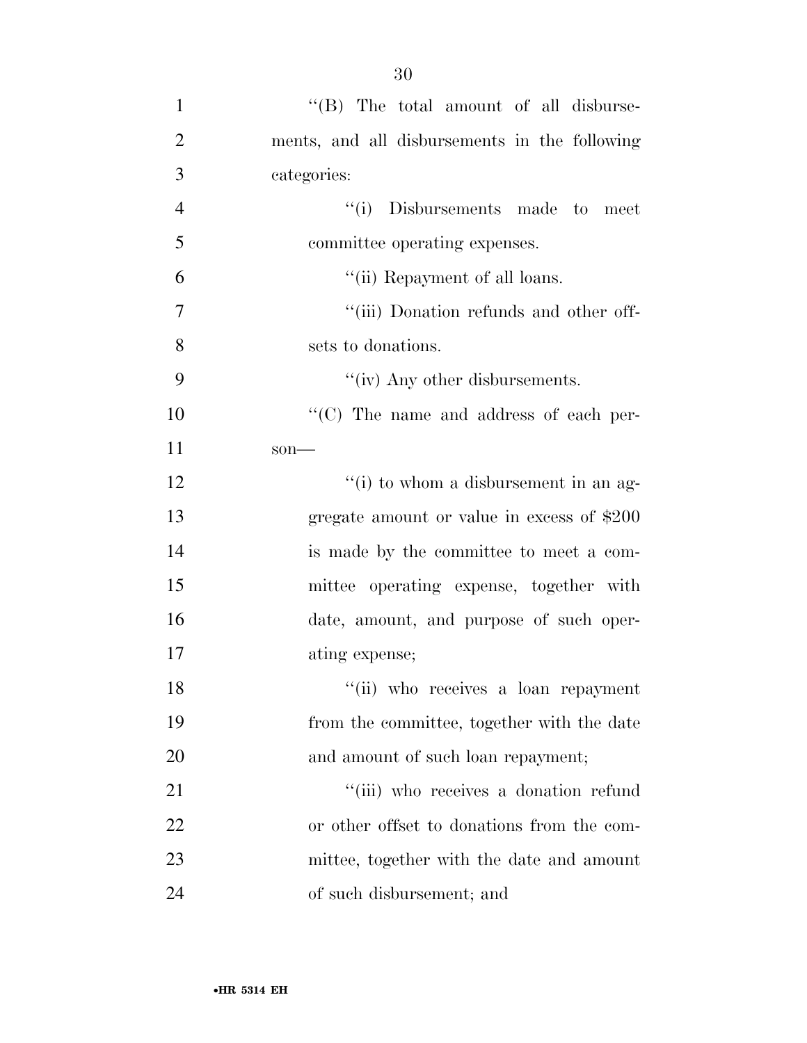''(B) The total amount of all disbursements, and all disbursements in the following categories:

''(i) Disbursements made to meet committee operating expenses.

''(ii) Repayment of all loans.

''(iii) Donation refunds and other offsets to donations.

''(iv) Any other disbursements.

''(C) The name and address of each person—

''(i) to whom a disbursement in an aggregate amount or value in excess of $200 is made by the committee to meet a committee operating expense, together with date, amount, and purpose of such operating expense;

''(ii) who receives a loan repayment from the committee, together with the date and amount of such loan repayment;

''(iii) who receives a donation refund or other offset to donations from the committee, together with the date and amount of such disbursement; and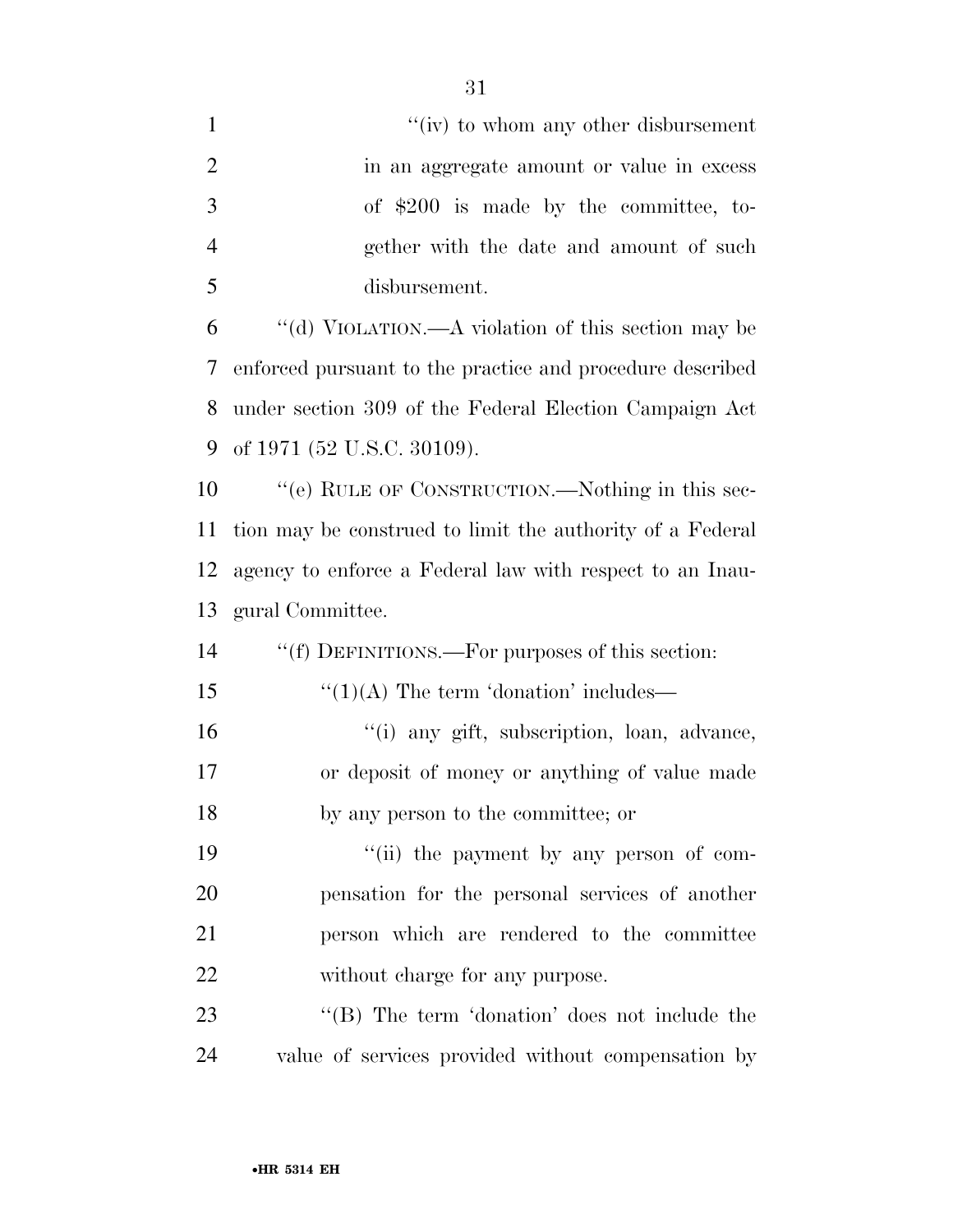''(iv) to whom any other disbursement in an aggregate amount or value in excess of $200 is made by the committee, together with the date and amount of such disbursement.

''(d) VIOLATION.—A violation of this section may be enforced pursuant to the practice and procedure described under section 309 of the Federal Election Campaign Act of 1971 (52 U.S.C. 30109).

''(e) RULE OF CONSTRUCTION.—Nothing in this section may be construed to limit the authority of a Federal agency to enforce a Federal law with respect to an Inaugural Committee.

''(f) DEFINITIONS.—For purposes of this section:

''(1)(A) The term 'donation' includes—

''(i) any gift, subscription, loan, advance, or deposit of money or anything of value made by any person to the committee; or

''(ii) the payment by any person of compensation for the personal services of another person which are rendered to the committee without charge for any purpose.

''(B) The term 'donation' does not include the value of services provided without compensation by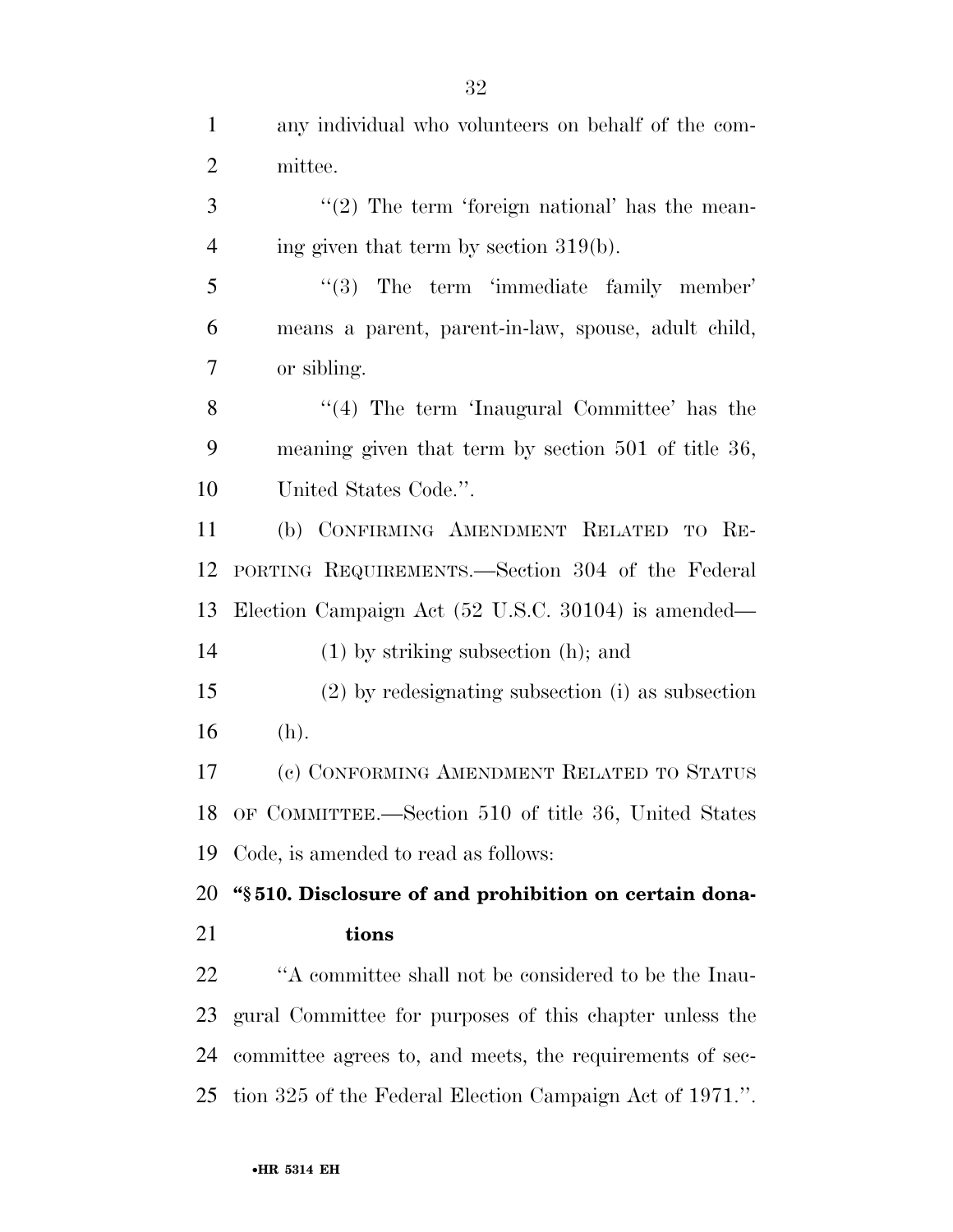any individual who volunteers on behalf of the committee.

''(2) The term 'foreign national' has the meaning given that term by section 319(b).

''(3) The term 'immediate family member' means a parent, parent-in-law, spouse, adult child, or sibling.

''(4) The term 'Inaugural Committee' has the meaning given that term by section 501 of title 36, United States Code.''.

(b) CONFIRMING AMENDMENT RELATED TO REPORTING REQUIREMENTS.—Section 304 of the Federal Election Campaign Act (52 U.S.C. 30104) is amended—

(1) by striking subsection (h); and

(2) by redesignating subsection (i) as subsection (h).

(c) CONFORMING AMENDMENT RELATED TO STATUS OF COMMITTEE.—Section 510 of title 36, United States Code, is amended to read as follows:

**''§ 510. Disclosure of and prohibition on certain donations**

''A committee shall not be considered to be the Inaugural Committee for purposes of this chapter unless the committee agrees to, and meets, the requirements of section 325 of the Federal Election Campaign Act of 1971.''.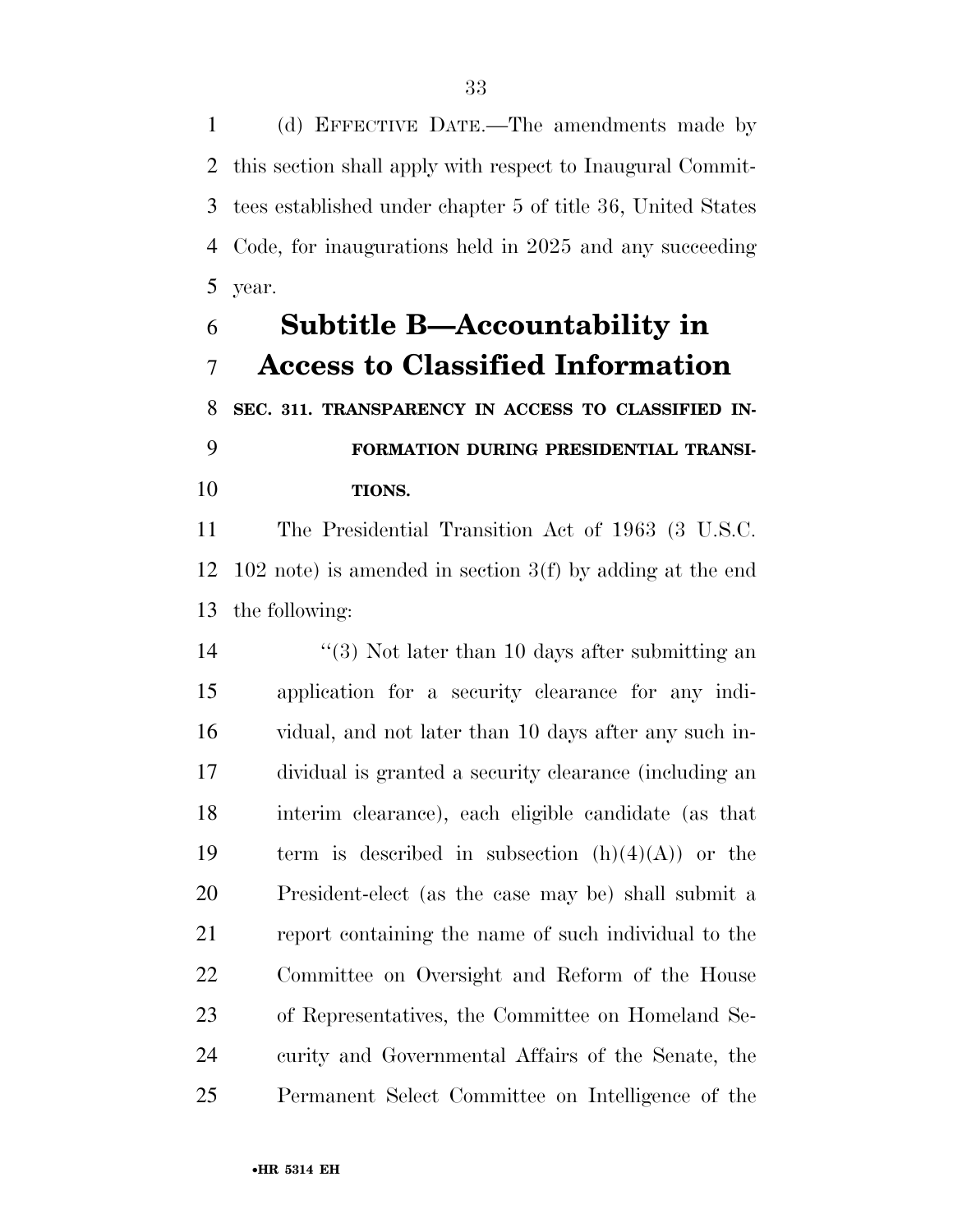(d) EFFECTIVE DATE.—The amendments made by this section shall apply with respect to Inaugural Committees established under chapter 5 of title 36, United States Code, for inaugurations held in 2025 and any succeeding year.

## Subtitle B—Accountability in Access to Classified Information

### SEC. 311. TRANSPARENCY IN ACCESS TO CLASSIFIED INFORMATION DURING PRESIDENTIAL TRANSITIONS.

The Presidential Transition Act of 1963 (3 U.S.C. 102 note) is amended in section 3(f) by adding at the end the following:

"(3) Not later than 10 days after submitting an application for a security clearance for any individual, and not later than 10 days after any such individual is granted a security clearance (including an interim clearance), each eligible candidate (as that term is described in subsection (h)(4)(A)) or the President-elect (as the case may be) shall submit a report containing the name of such individual to the Committee on Oversight and Reform of the House of Representatives, the Committee on Homeland Security and Governmental Affairs of the Senate, the Permanent Select Committee on Intelligence of the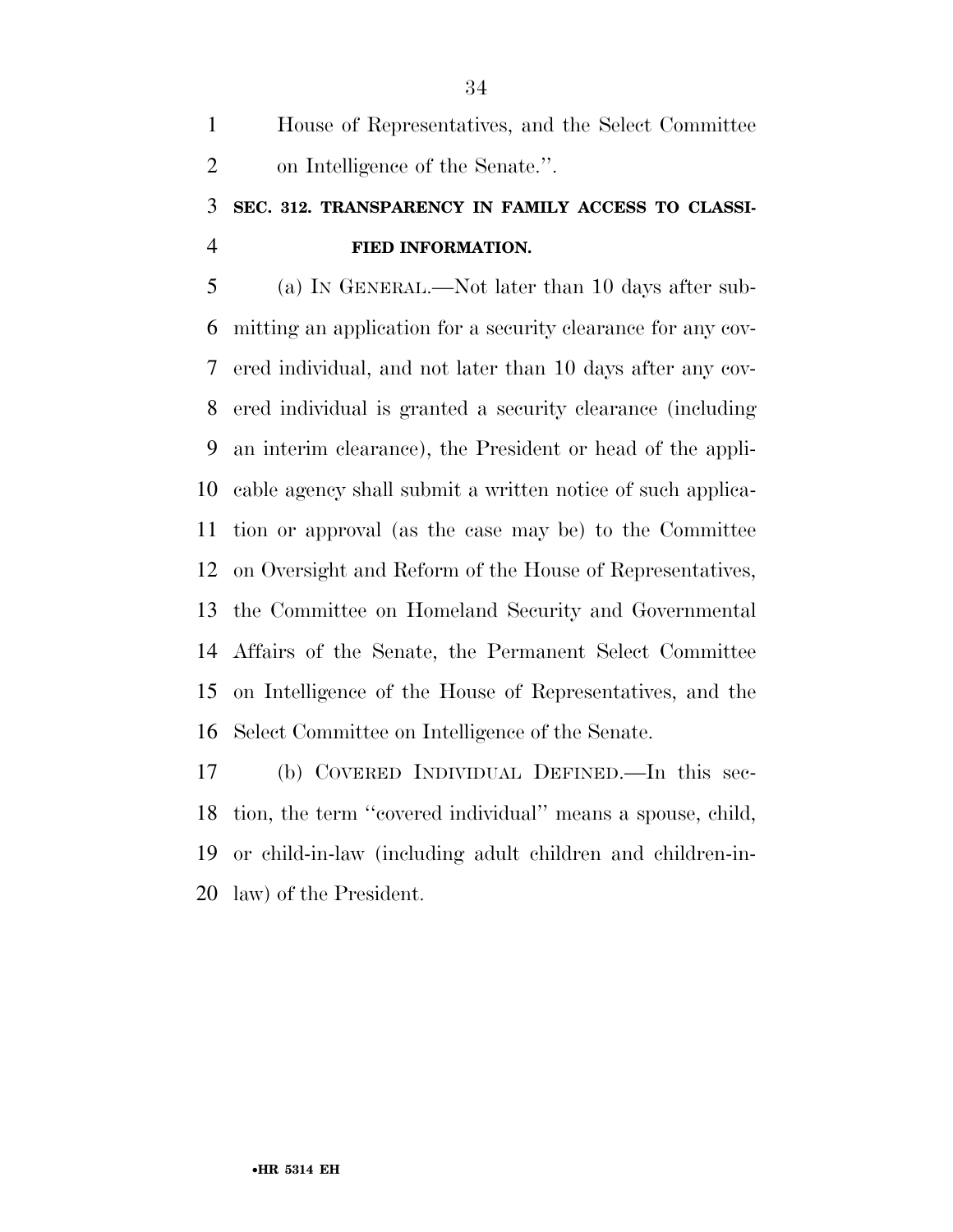House of Representatives, and the Select Committee on Intelligence of the Senate.''.

### SEC. 312. TRANSPARENCY IN FAMILY ACCESS TO CLASSIFIED INFORMATION.

(a) IN GENERAL.—Not later than 10 days after submitting an application for a security clearance for any covered individual, and not later than 10 days after any covered individual is granted a security clearance (including an interim clearance), the President or head of the applicable agency shall submit a written notice of such application or approval (as the case may be) to the Committee on Oversight and Reform of the House of Representatives, the Committee on Homeland Security and Governmental Affairs of the Senate, the Permanent Select Committee on Intelligence of the House of Representatives, and the Select Committee on Intelligence of the Senate.

(b) COVERED INDIVIDUAL DEFINED.—In this section, the term ''covered individual'' means a spouse, child, or child-in-law (including adult children and children-in-law) of the President.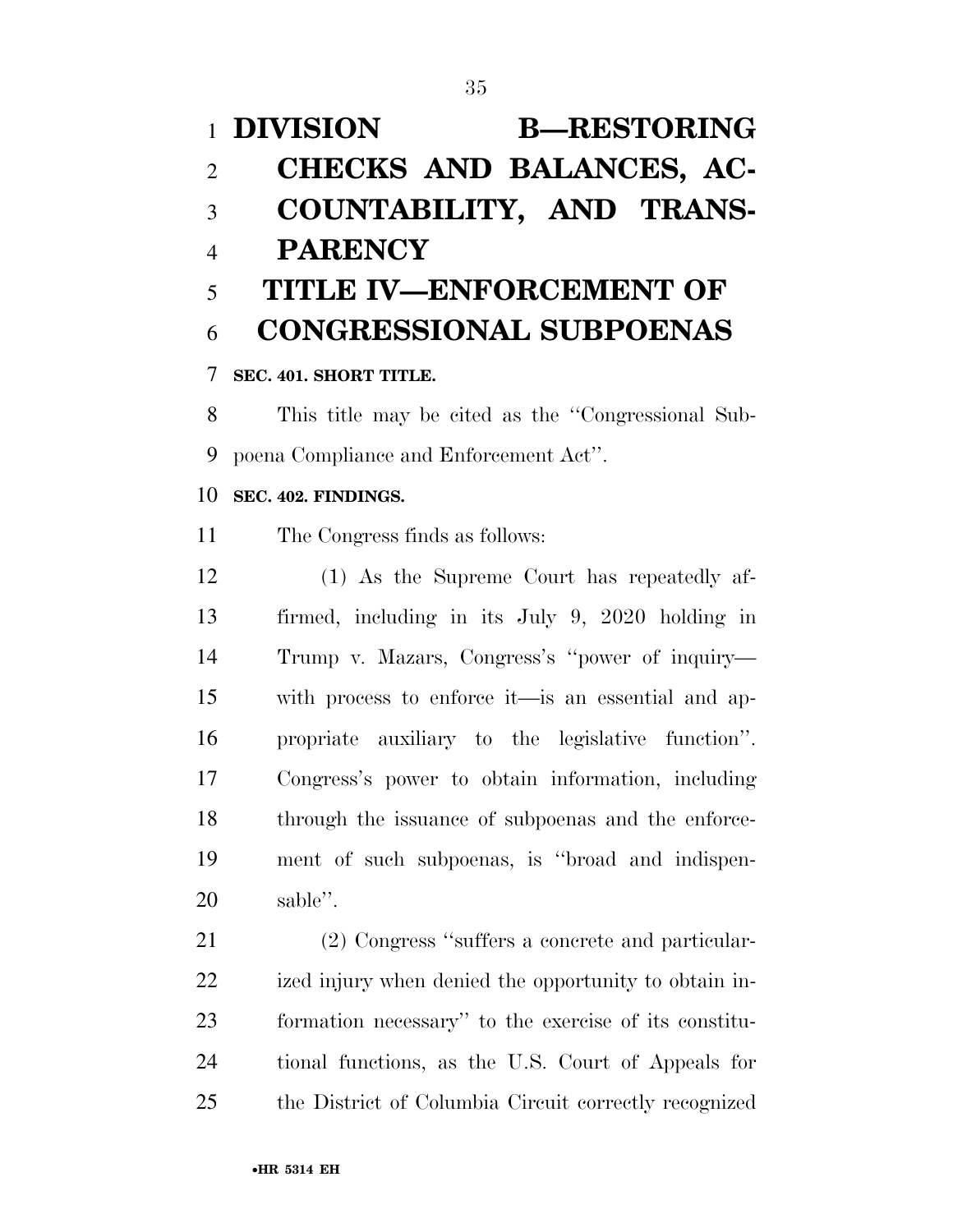# DIVISION B—RESTORING CHECKS AND BALANCES, ACCOUNTABILITY, AND TRANSPARENCY

## TITLE IV—ENFORCEMENT OF CONGRESSIONAL SUBPOENAS

### SEC. 401. SHORT TITLE.

This title may be cited as the "Congressional Subpoena Compliance and Enforcement Act".

### SEC. 402. FINDINGS.

The Congress finds as follows:

(1) As the Supreme Court has repeatedly affirmed, including in its July 9, 2020 holding in Trump v. Mazars, Congress's "power of inquiry—with process to enforce it—is an essential and appropriate auxiliary to the legislative function". Congress's power to obtain information, including through the issuance of subpoenas and the enforcement of such subpoenas, is "broad and indispensable".

(2) Congress "suffers a concrete and particularized injury when denied the opportunity to obtain information necessary" to the exercise of its constitutional functions, as the U.S. Court of Appeals for the District of Columbia Circuit correctly recognized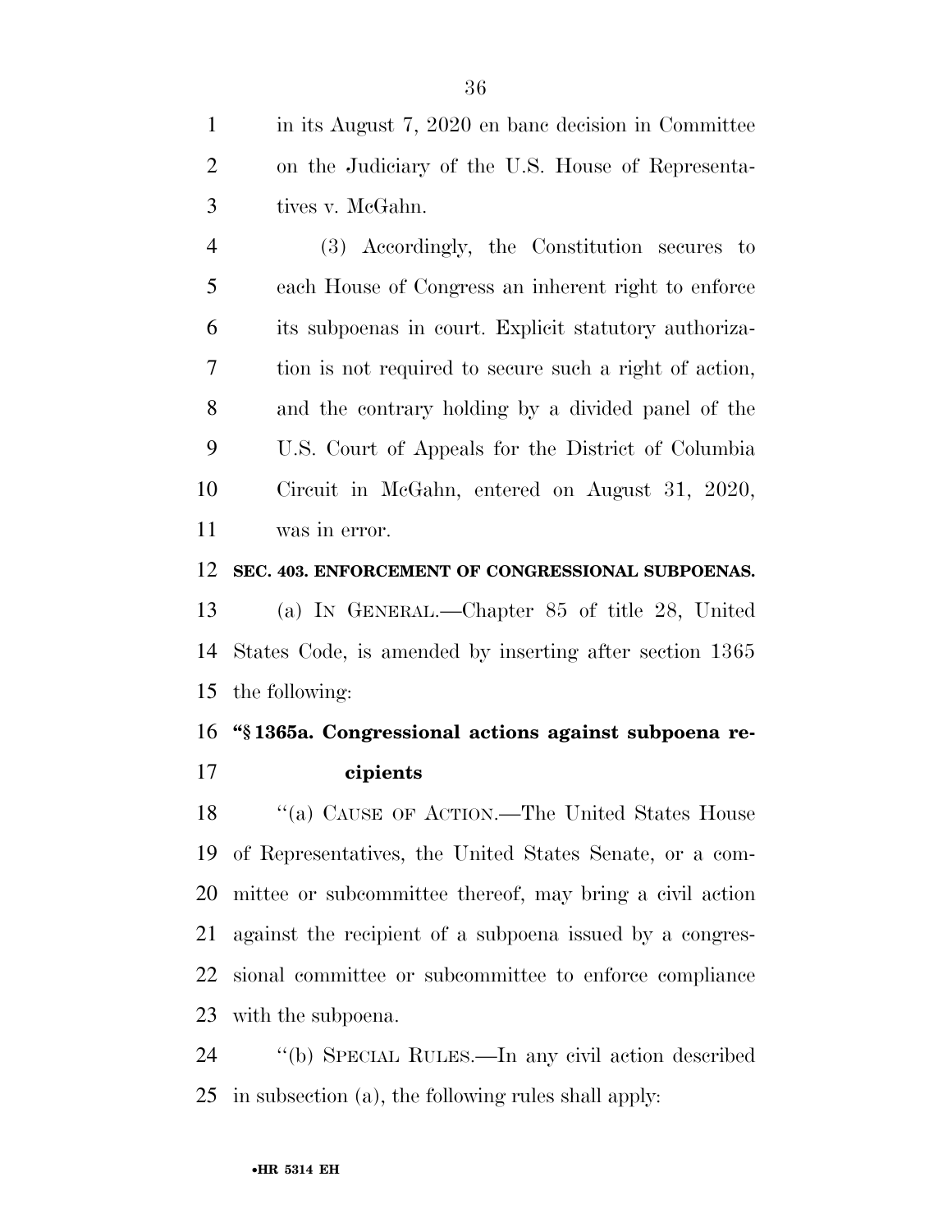in its August 7, 2020 en banc decision in Committee on the Judiciary of the U.S. House of Representatives v. McGahn.

(3) Accordingly, the Constitution secures to each House of Congress an inherent right to enforce its subpoenas in court. Explicit statutory authorization is not required to secure such a right of action, and the contrary holding by a divided panel of the U.S. Court of Appeals for the District of Columbia Circuit in McGahn, entered on August 31, 2020, was in error.

**SEC. 403. ENFORCEMENT OF CONGRESSIONAL SUBPOENAS.**

(a) IN GENERAL.—Chapter 85 of title 28, United States Code, is amended by inserting after section 1365 the following:

**"§ 1365a. Congressional actions against subpoena recipients**

"(a) CAUSE OF ACTION.—The United States House of Representatives, the United States Senate, or a committee or subcommittee thereof, may bring a civil action against the recipient of a subpoena issued by a congressional committee or subcommittee to enforce compliance with the subpoena.

"(b) SPECIAL RULES.—In any civil action described in subsection (a), the following rules shall apply: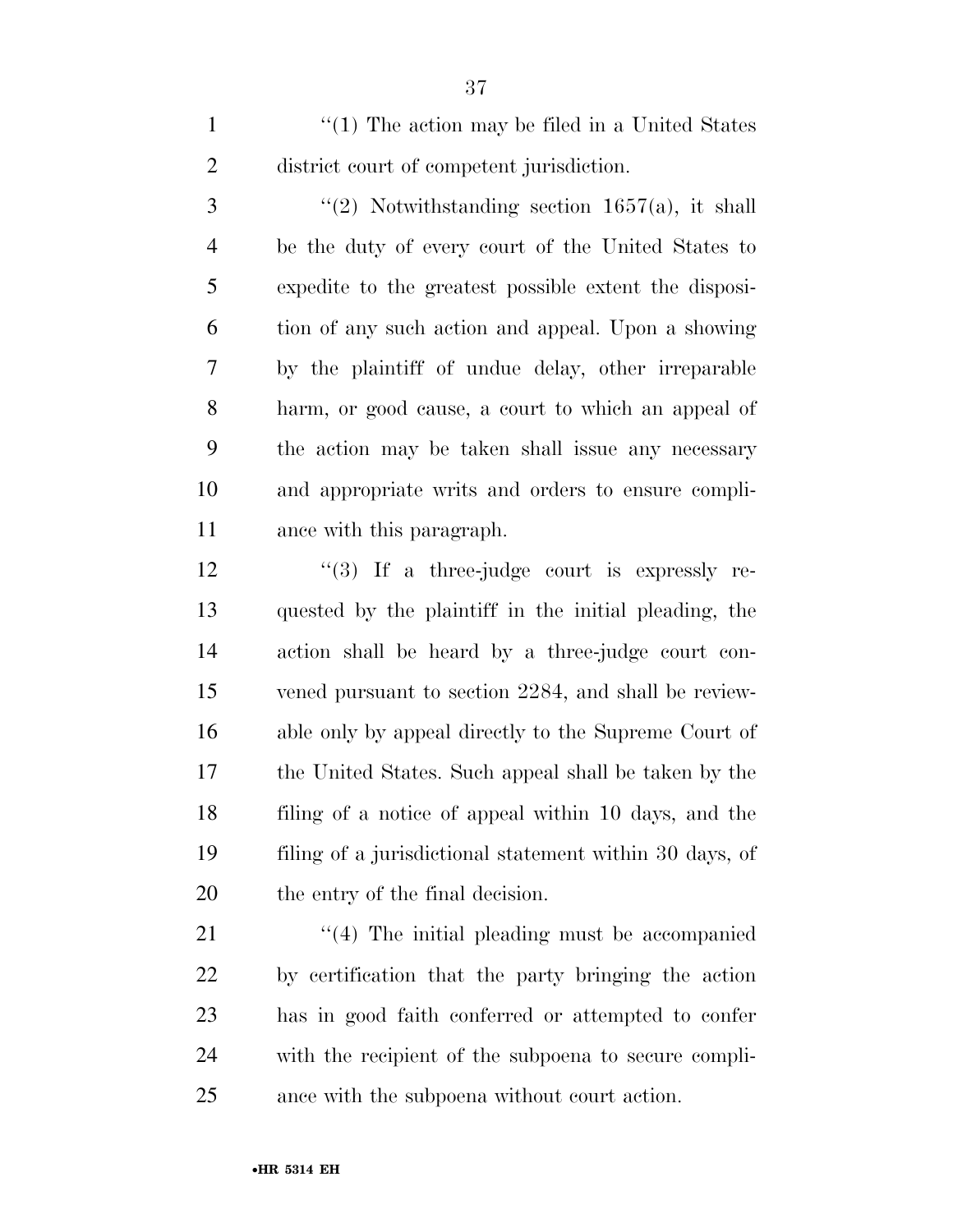"(1) The action may be filed in a United States district court of competent jurisdiction.

"(2) Notwithstanding section 1657(a), it shall be the duty of every court of the United States to expedite to the greatest possible extent the disposition of any such action and appeal. Upon a showing by the plaintiff of undue delay, other irreparable harm, or good cause, a court to which an appeal of the action may be taken shall issue any necessary and appropriate writs and orders to ensure compliance with this paragraph.

"(3) If a three-judge court is expressly requested by the plaintiff in the initial pleading, the action shall be heard by a three-judge court convened pursuant to section 2284, and shall be reviewable only by appeal directly to the Supreme Court of the United States. Such appeal shall be taken by the filing of a notice of appeal within 10 days, and the filing of a jurisdictional statement within 30 days, of the entry of the final decision.

"(4) The initial pleading must be accompanied by certification that the party bringing the action has in good faith conferred or attempted to confer with the recipient of the subpoena to secure compliance with the subpoena without court action.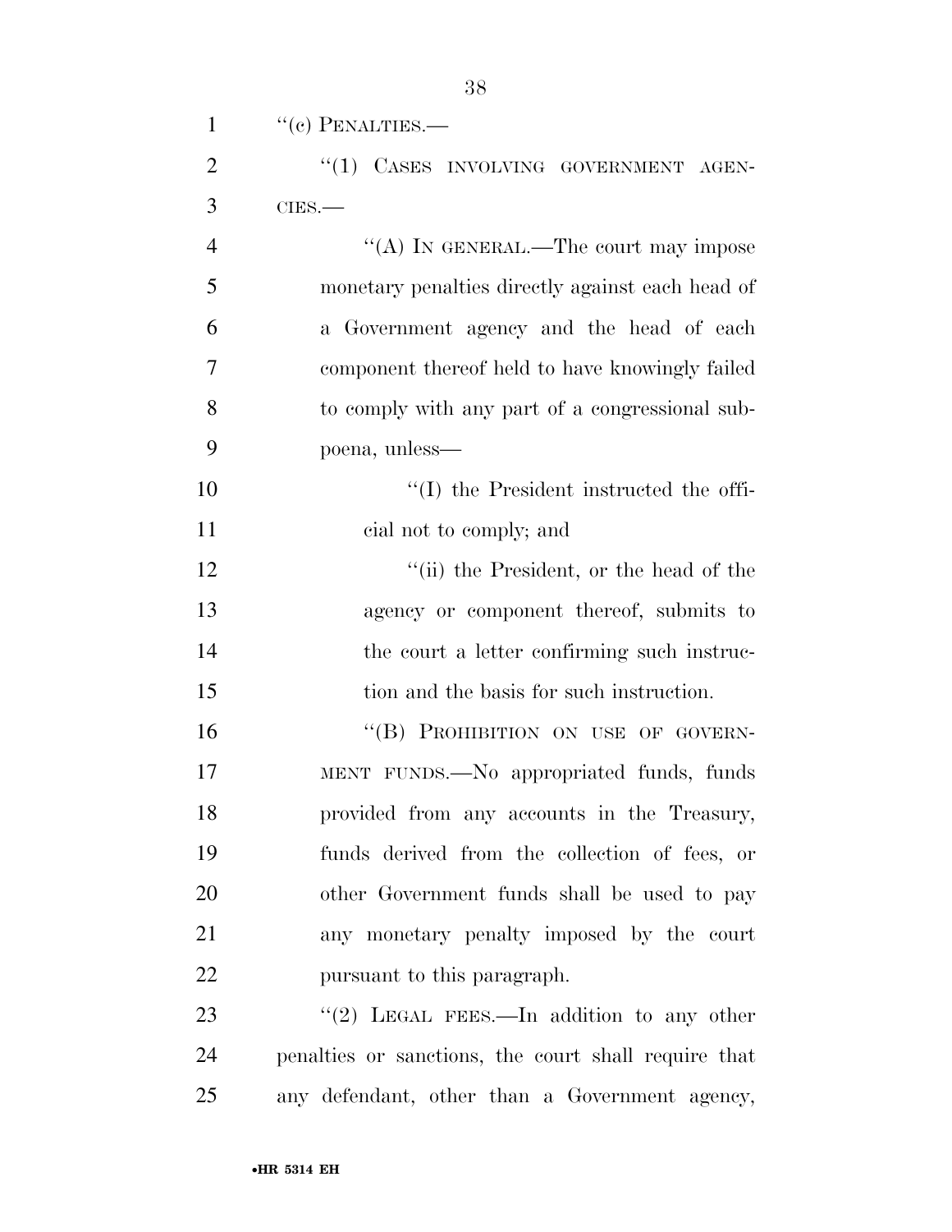''(c) PENALTIES.—

''(1) CASES INVOLVING GOVERNMENT AGENCIES.—

''(A) IN GENERAL.—The court may impose monetary penalties directly against each head of a Government agency and the head of each component thereof held to have knowingly failed to comply with any part of a congressional subpoena, unless—

''(I) the President instructed the official not to comply; and

''(ii) the President, or the head of the agency or component thereof, submits to the court a letter confirming such instruction and the basis for such instruction.

''(B) PROHIBITION ON USE OF GOVERNMENT FUNDS.—No appropriated funds, funds provided from any accounts in the Treasury, funds derived from the collection of fees, or other Government funds shall be used to pay any monetary penalty imposed by the court pursuant to this paragraph.

''(2) LEGAL FEES.—In addition to any other penalties or sanctions, the court shall require that any defendant, other than a Government agency,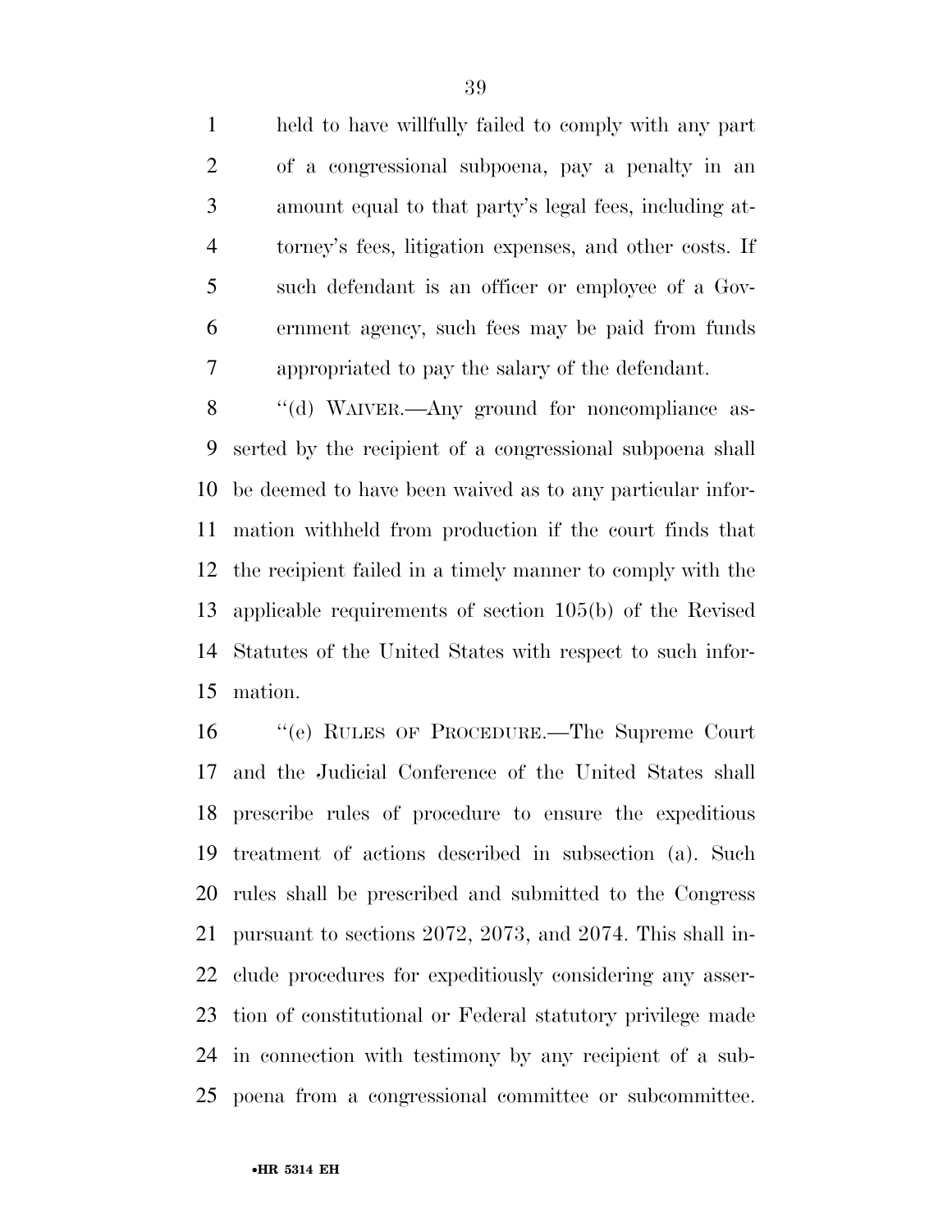held to have willfully failed to comply with any part of a congressional subpoena, pay a penalty in an amount equal to that party's legal fees, including attorney's fees, litigation expenses, and other costs. If such defendant is an officer or employee of a Government agency, such fees may be paid from funds appropriated to pay the salary of the defendant.

''(d) WAIVER.—Any ground for noncompliance asserted by the recipient of a congressional subpoena shall be deemed to have been waived as to any particular information withheld from production if the court finds that the recipient failed in a timely manner to comply with the applicable requirements of section 105(b) of the Revised Statutes of the United States with respect to such information.

''(e) RULES OF PROCEDURE.—The Supreme Court and the Judicial Conference of the United States shall prescribe rules of procedure to ensure the expeditious treatment of actions described in subsection (a). Such rules shall be prescribed and submitted to the Congress pursuant to sections 2072, 2073, and 2074. This shall include procedures for expeditiously considering any assertion of constitutional or Federal statutory privilege made in connection with testimony by any recipient of a subpoena from a congressional committee or subcommittee.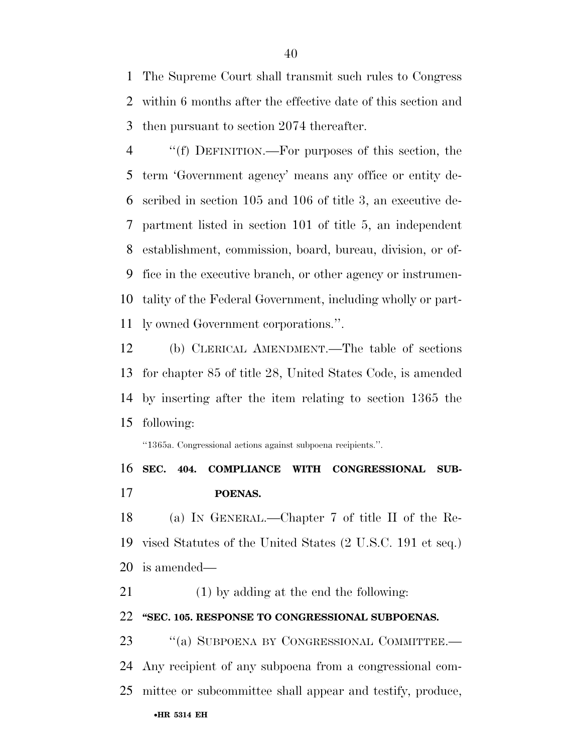The Supreme Court shall transmit such rules to Congress within 6 months after the effective date of this section and then pursuant to section 2074 thereafter.

"(f) DEFINITION.—For purposes of this section, the term 'Government agency' means any office or entity described in section 105 and 106 of title 3, an executive department listed in section 101 of title 5, an independent establishment, commission, board, bureau, division, or office in the executive branch, or other agency or instrumentality of the Federal Government, including wholly or partly owned Government corporations.".

(b) CLERICAL AMENDMENT.—The table of sections for chapter 85 of title 28, United States Code, is amended by inserting after the item relating to section 1365 the following:

"1365a. Congressional actions against subpoena recipients.".

**SEC. 404. COMPLIANCE WITH CONGRESSIONAL SUBPOENAS.**

(a) IN GENERAL.—Chapter 7 of title II of the Revised Statutes of the United States (2 U.S.C. 191 et seq.) is amended—

(1) by adding at the end the following:

**"SEC. 105. RESPONSE TO CONGRESSIONAL SUBPOENAS.**

"(a) SUBPOENA BY CONGRESSIONAL COMMITTEE.—Any recipient of any subpoena from a congressional committee or subcommittee shall appear and testify, produce,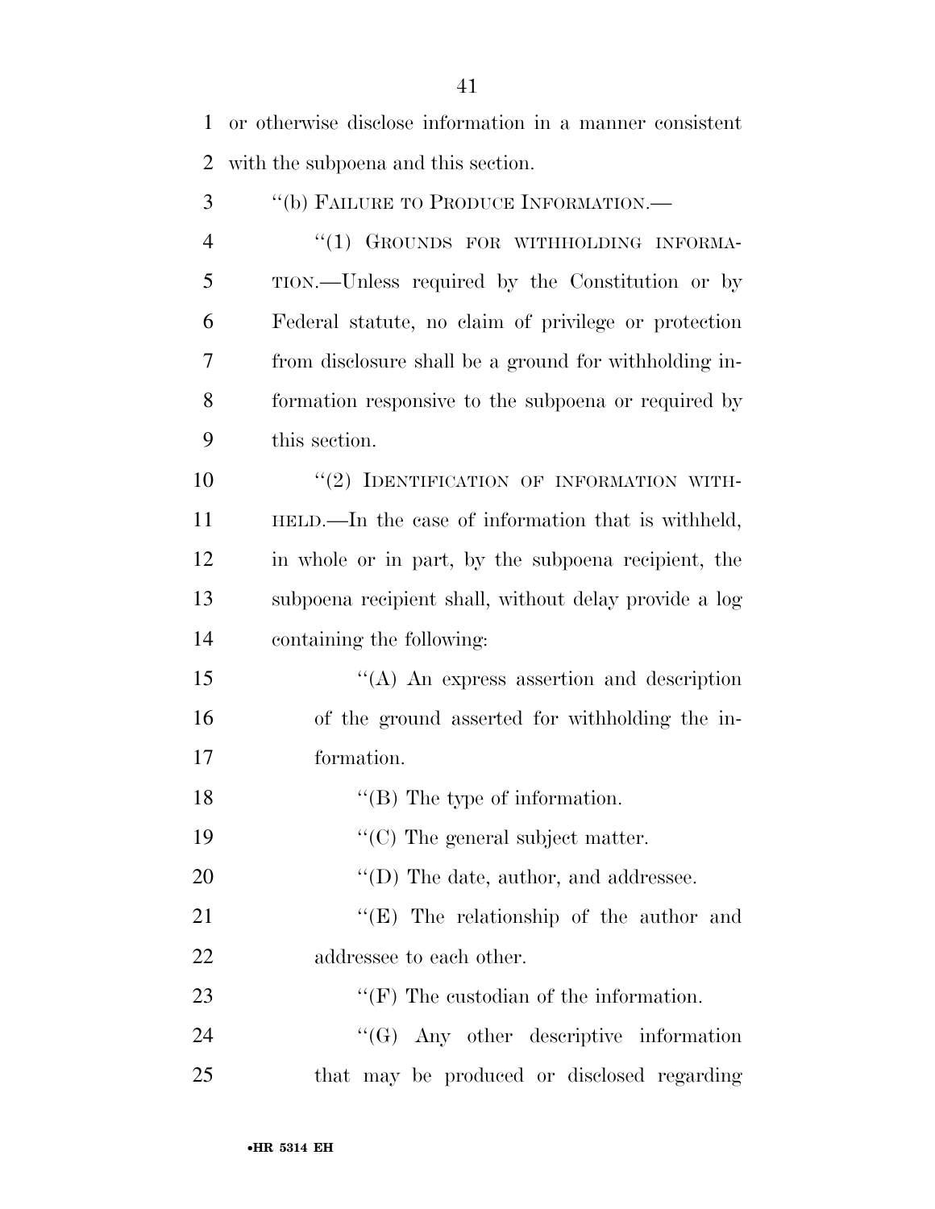or otherwise disclose information in a manner consistent with the subpoena and this section.

"(b) FAILURE TO PRODUCE INFORMATION.—

"(1) GROUNDS FOR WITHHOLDING INFORMATION.—Unless required by the Constitution or by Federal statute, no claim of privilege or protection from disclosure shall be a ground for withholding information responsive to the subpoena or required by this section.

"(2) IDENTIFICATION OF INFORMATION WITHHELD.—In the case of information that is withheld, in whole or in part, by the subpoena recipient, the subpoena recipient shall, without delay provide a log containing the following:

"(A) An express assertion and description of the ground asserted for withholding the information.

"(B) The type of information.

"(C) The general subject matter.

"(D) The date, author, and addressee.

"(E) The relationship of the author and addressee to each other.

"(F) The custodian of the information.

"(G) Any other descriptive information that may be produced or disclosed regarding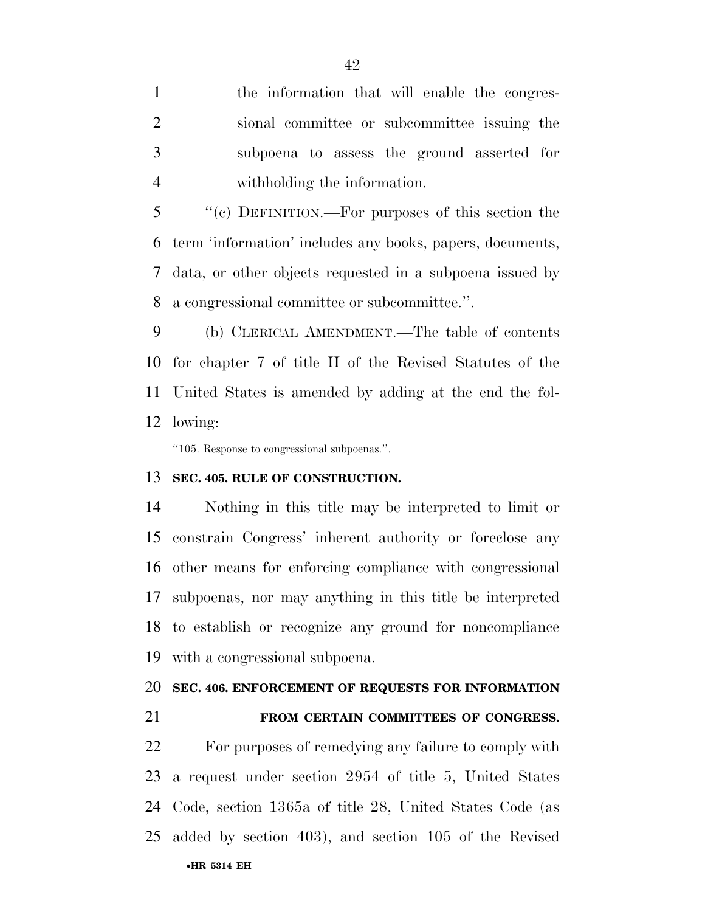the information that will enable the congressional committee or subcommittee issuing the subpoena to assess the ground asserted for withholding the information.

"(c) DEFINITION.—For purposes of this section the term 'information' includes any books, papers, documents, data, or other objects requested in a subpoena issued by a congressional committee or subcommittee.".

(b) CLERICAL AMENDMENT.—The table of contents for chapter 7 of title II of the Revised Statutes of the United States is amended by adding at the end the following:

"105. Response to congressional subpoenas.".

**SEC. 405. RULE OF CONSTRUCTION.**

Nothing in this title may be interpreted to limit or constrain Congress' inherent authority or foreclose any other means for enforcing compliance with congressional subpoenas, nor may anything in this title be interpreted to establish or recognize any ground for noncompliance with a congressional subpoena.

**SEC. 406. ENFORCEMENT OF REQUESTS FOR INFORMATION FROM CERTAIN COMMITTEES OF CONGRESS.**

For purposes of remedying any failure to comply with a request under section 2954 of title 5, United States Code, section 1365a of title 28, United States Code (as added by section 403), and section 105 of the Revised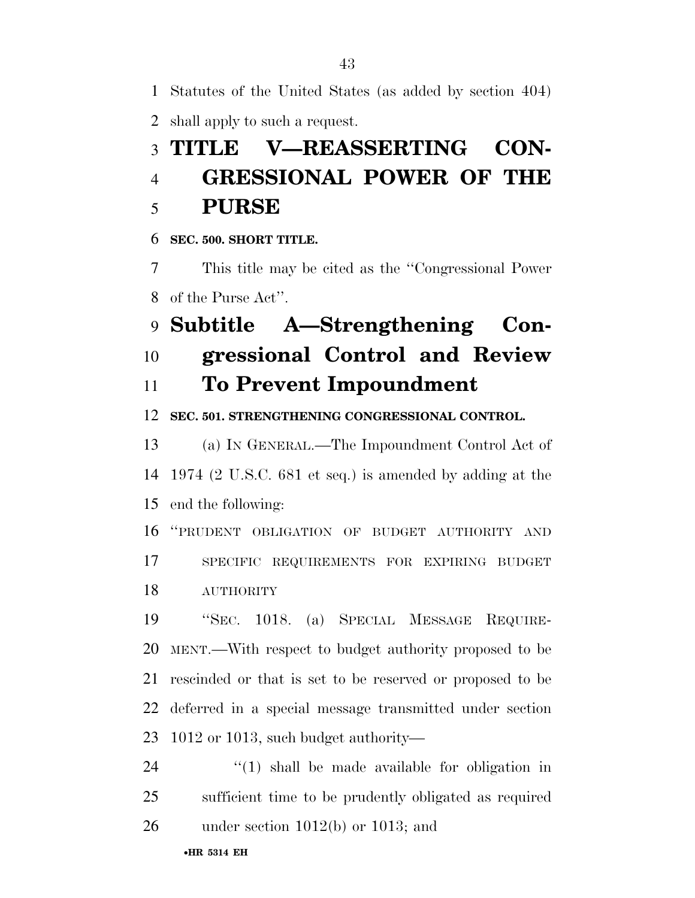Statutes of the United States (as added by section 404) shall apply to such a request.

# TITLE V—REASSERTING CONGRESSIONAL POWER OF THE PURSE

**SEC. 500. SHORT TITLE.**

This title may be cited as the ''Congressional Power of the Purse Act''.

## Subtitle A—Strengthening Congressional Control and Review To Prevent Impoundment

**SEC. 501. STRENGTHENING CONGRESSIONAL CONTROL.**

(a) IN GENERAL.—The Impoundment Control Act of 1974 (2 U.S.C. 681 et seq.) is amended by adding at the end the following:

''PRUDENT OBLIGATION OF BUDGET AUTHORITY AND SPECIFIC REQUIREMENTS FOR EXPIRING BUDGET AUTHORITY

''SEC. 1018. (a) SPECIAL MESSAGE REQUIREMENT.—With respect to budget authority proposed to be rescinded or that is set to be reserved or proposed to be deferred in a special message transmitted under section 1012 or 1013, such budget authority—

''(1) shall be made available for obligation in sufficient time to be prudently obligated as required under section 1012(b) or 1013; and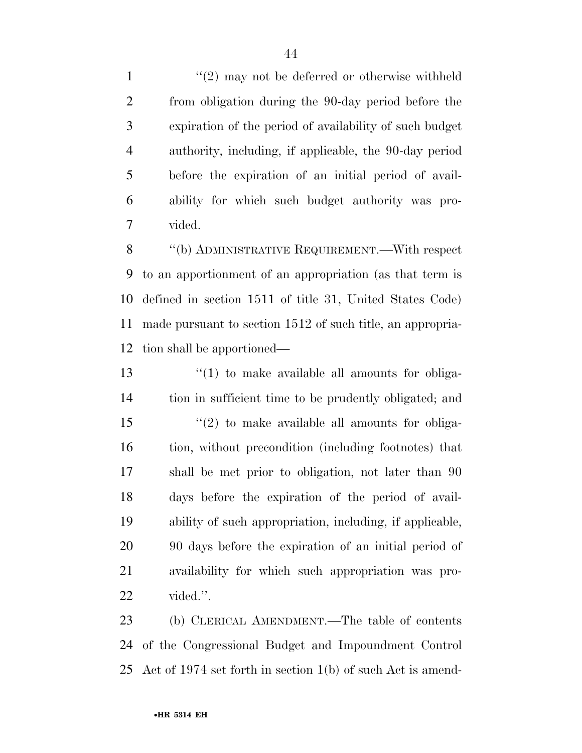"(2) may not be deferred or otherwise withheld from obligation during the 90-day period before the expiration of the period of availability of such budget authority, including, if applicable, the 90-day period before the expiration of an initial period of availability for which such budget authority was provided.

"(b) ADMINISTRATIVE REQUIREMENT.—With respect to an apportionment of an appropriation (as that term is defined in section 1511 of title 31, United States Code) made pursuant to section 1512 of such title, an appropriation shall be apportioned—

"(1) to make available all amounts for obligation in sufficient time to be prudently obligated; and

"(2) to make available all amounts for obligation, without precondition (including footnotes) that shall be met prior to obligation, not later than 90 days before the expiration of the period of availability of such appropriation, including, if applicable, 90 days before the expiration of an initial period of availability for which such appropriation was provided.".

(b) CLERICAL AMENDMENT.—The table of contents of the Congressional Budget and Impoundment Control Act of 1974 set forth in section 1(b) of such Act is amend-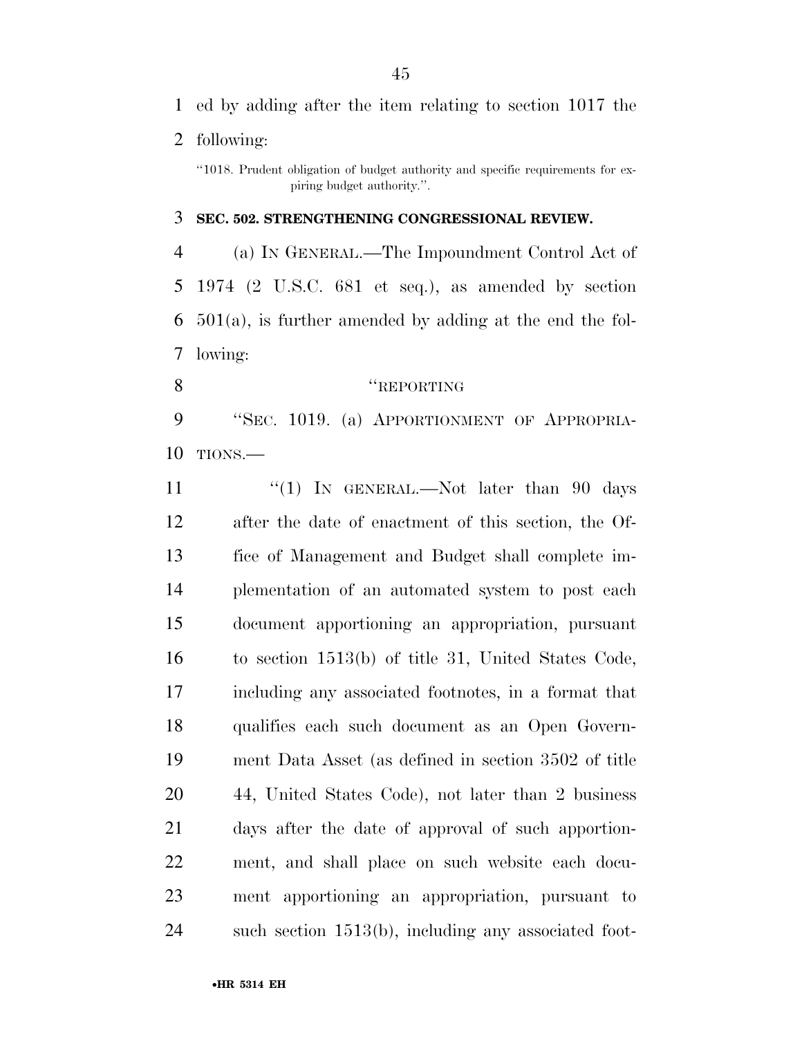ed by adding after the item relating to section 1017 the following:

"1018. Prudent obligation of budget authority and specific requirements for expiring budget authority.".

**SEC. 502. STRENGTHENING CONGRESSIONAL REVIEW.**

(a) IN GENERAL.—The Impoundment Control Act of 1974 (2 U.S.C. 681 et seq.), as amended by section 501(a), is further amended by adding at the end the following:

"REPORTING

"SEC. 1019. (a) APPORTIONMENT OF APPROPRIATIONS.—

"(1) IN GENERAL.—Not later than 90 days after the date of enactment of this section, the Office of Management and Budget shall complete implementation of an automated system to post each document apportioning an appropriation, pursuant to section 1513(b) of title 31, United States Code, including any associated footnotes, in a format that qualifies each such document as an Open Government Data Asset (as defined in section 3502 of title 44, United States Code), not later than 2 business days after the date of approval of such apportionment, and shall place on such website each document apportioning an appropriation, pursuant to such section 1513(b), including any associated foot-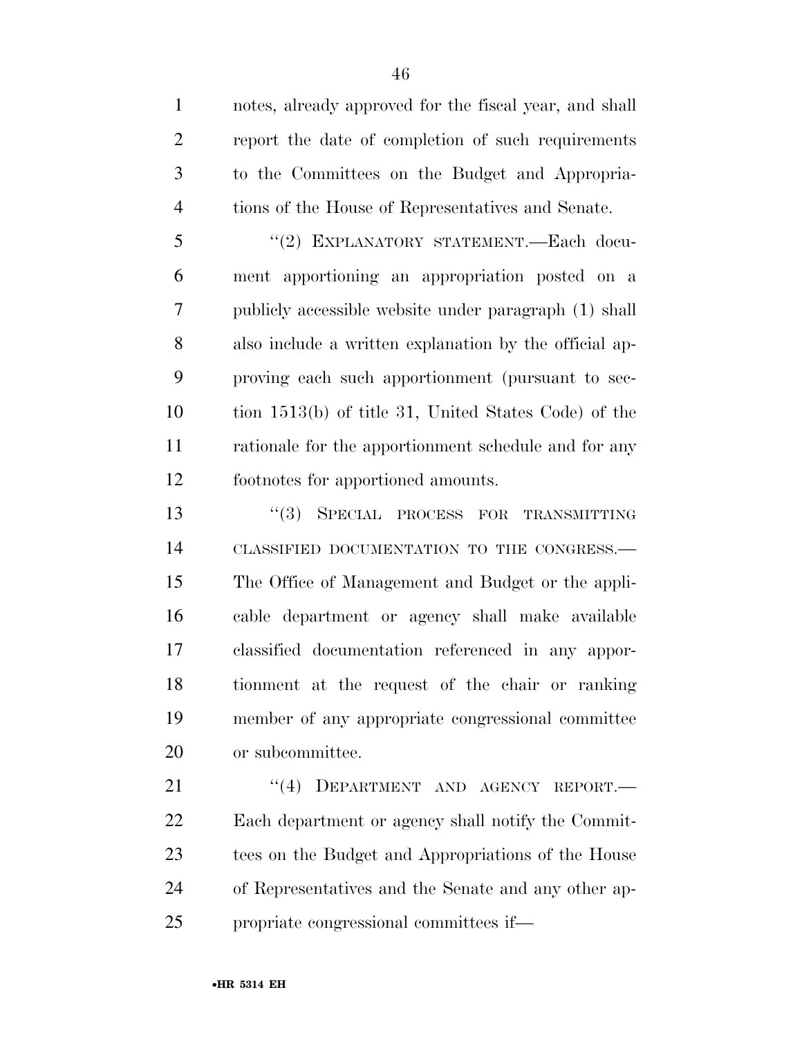notes, already approved for the fiscal year, and shall report the date of completion of such requirements to the Committees on the Budget and Appropriations of the House of Representatives and Senate.

"(2) EXPLANATORY STATEMENT.—Each document apportioning an appropriation posted on a publicly accessible website under paragraph (1) shall also include a written explanation by the official approving each such apportionment (pursuant to section 1513(b) of title 31, United States Code) of the rationale for the apportionment schedule and for any footnotes for apportioned amounts.

"(3) SPECIAL PROCESS FOR TRANSMITTING CLASSIFIED DOCUMENTATION TO THE CONGRESS.—The Office of Management and Budget or the applicable department or agency shall make available classified documentation referenced in any apportionment at the request of the chair or ranking member of any appropriate congressional committee or subcommittee.

"(4) DEPARTMENT AND AGENCY REPORT.—Each department or agency shall notify the Committees on the Budget and Appropriations of the House of Representatives and the Senate and any other appropriate congressional committees if—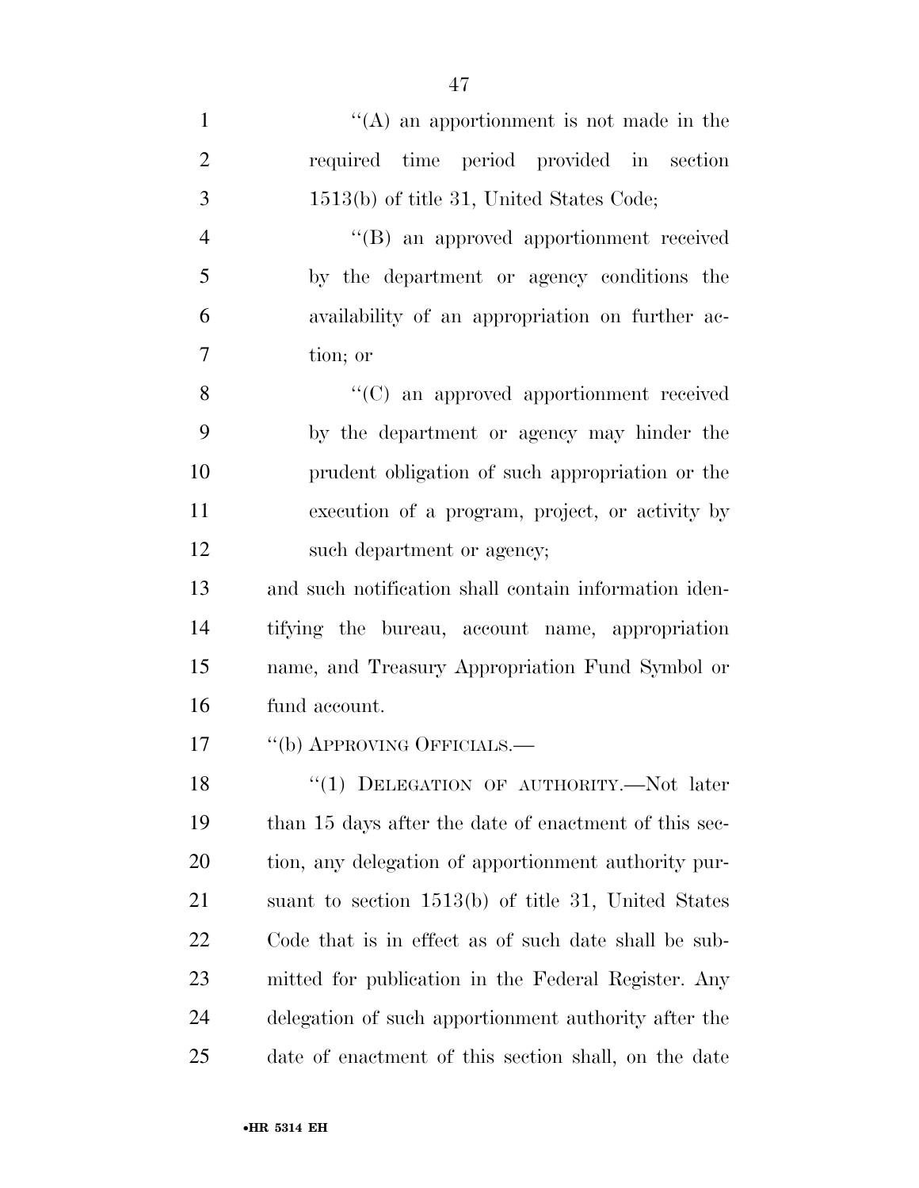''(A) an apportionment is not made in the required time period provided in section 1513(b) of title 31, United States Code;

''(B) an approved apportionment received by the department or agency conditions the availability of an appropriation on further action; or

''(C) an approved apportionment received by the department or agency may hinder the prudent obligation of such appropriation or the execution of a program, project, or activity by such department or agency;

and such notification shall contain information identifying the bureau, account name, appropriation name, and Treasury Appropriation Fund Symbol or fund account.

''(b) APPROVING OFFICIALS.—

''(1) DELEGATION OF AUTHORITY.—Not later than 15 days after the date of enactment of this section, any delegation of apportionment authority pursuant to section 1513(b) of title 31, United States Code that is in effect as of such date shall be submitted for publication in the Federal Register. Any delegation of such apportionment authority after the date of enactment of this section shall, on the date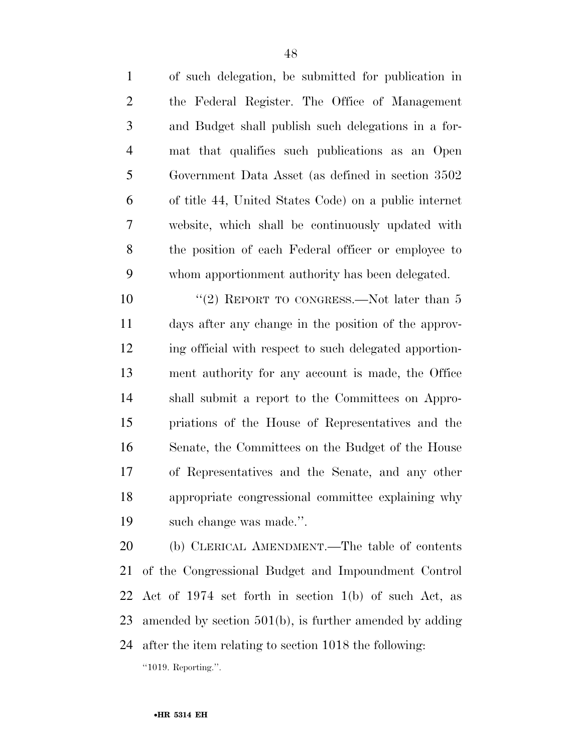of such delegation, be submitted for publication in the Federal Register. The Office of Management and Budget shall publish such delegations in a format that qualifies such publications as an Open Government Data Asset (as defined in section 3502 of title 44, United States Code) on a public internet website, which shall be continuously updated with the position of each Federal officer or employee to whom apportionment authority has been delegated.

''(2) REPORT TO CONGRESS.—Not later than 5 days after any change in the position of the approving official with respect to such delegated apportionment authority for any account is made, the Office shall submit a report to the Committees on Appropriations of the House of Representatives and the Senate, the Committees on the Budget of the House of Representatives and the Senate, and any other appropriate congressional committee explaining why such change was made.''.

(b) CLERICAL AMENDMENT.—The table of contents of the Congressional Budget and Impoundment Control Act of 1974 set forth in section 1(b) of such Act, as amended by section 501(b), is further amended by adding after the item relating to section 1018 the following:

''1019. Reporting.''.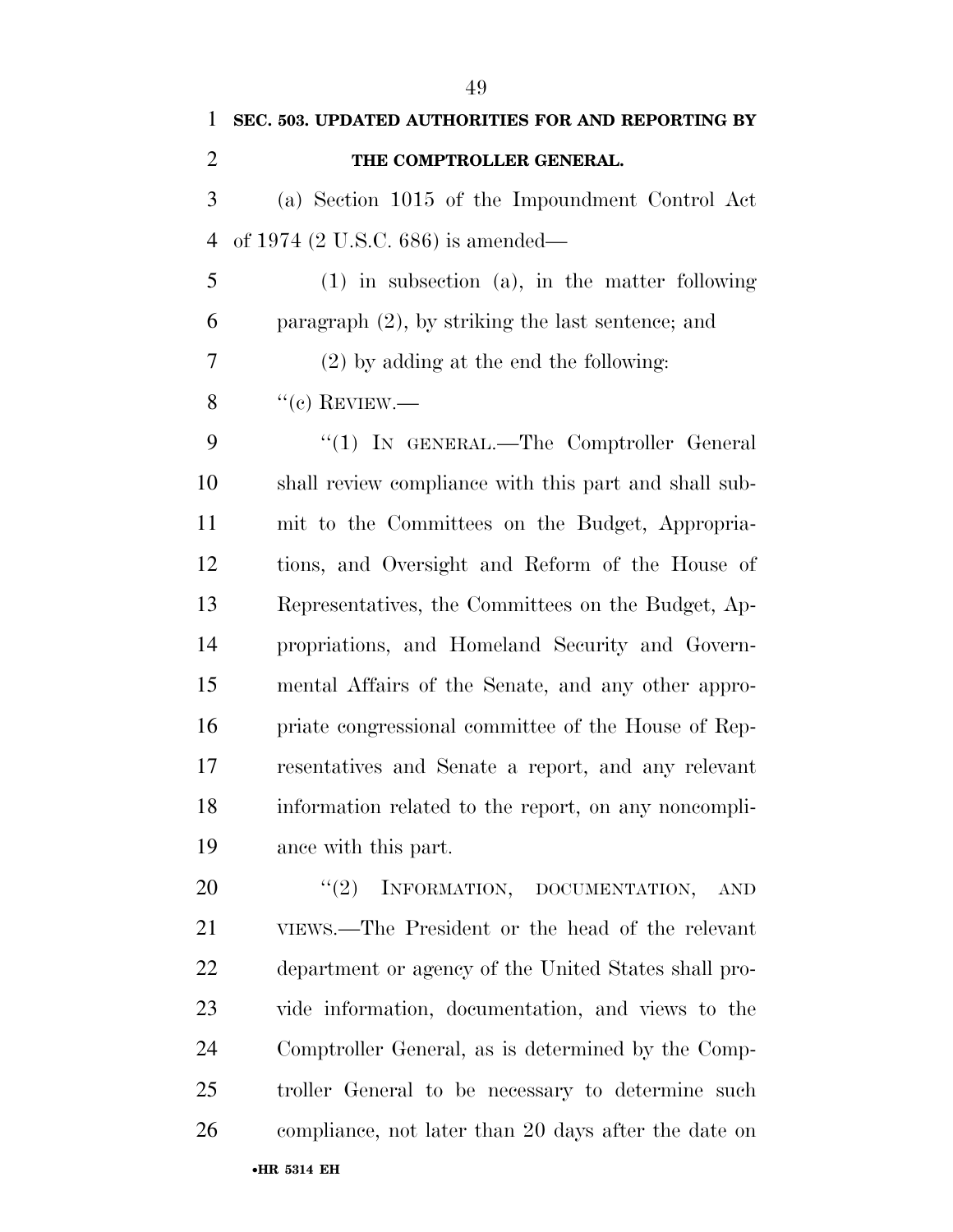**SEC. 503. UPDATED AUTHORITIES FOR AND REPORTING BY THE COMPTROLLER GENERAL.**

(a) Section 1015 of the Impoundment Control Act of 1974 (2 U.S.C. 686) is amended—

(1) in subsection (a), in the matter following paragraph (2), by striking the last sentence; and

(2) by adding at the end the following:

"(c) REVIEW.—

"(1) IN GENERAL.—The Comptroller General shall review compliance with this part and shall submit to the Committees on the Budget, Appropriations, and Oversight and Reform of the House of Representatives, the Committees on the Budget, Appropriations, and Homeland Security and Governmental Affairs of the Senate, and any other appropriate congressional committee of the House of Representatives and Senate a report, and any relevant information related to the report, on any noncompliance with this part.

"(2) INFORMATION, DOCUMENTATION, AND VIEWS.—The President or the head of the relevant department or agency of the United States shall provide information, documentation, and views to the Comptroller General, as is determined by the Comptroller General to be necessary to determine such compliance, not later than 20 days after the date on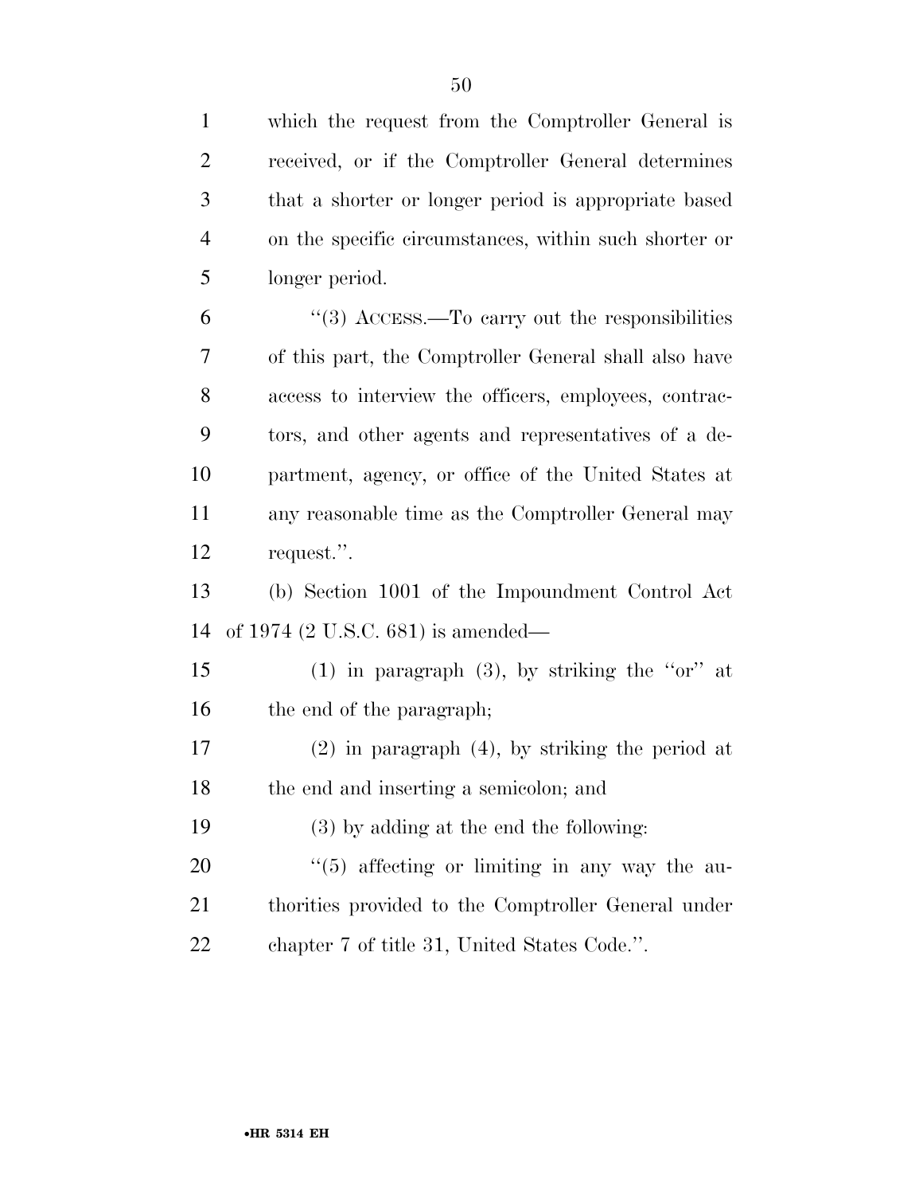which the request from the Comptroller General is received, or if the Comptroller General determines that a shorter or longer period is appropriate based on the specific circumstances, within such shorter or longer period.

"(3) ACCESS.—To carry out the responsibilities of this part, the Comptroller General shall also have access to interview the officers, employees, contractors, and other agents and representatives of a department, agency, or office of the United States at any reasonable time as the Comptroller General may request.".

(b) Section 1001 of the Impoundment Control Act of 1974 (2 U.S.C. 681) is amended—

(1) in paragraph (3), by striking the "or" at the end of the paragraph;

(2) in paragraph (4), by striking the period at the end and inserting a semicolon; and

(3) by adding at the end the following:

"(5) affecting or limiting in any way the authorities provided to the Comptroller General under chapter 7 of title 31, United States Code.".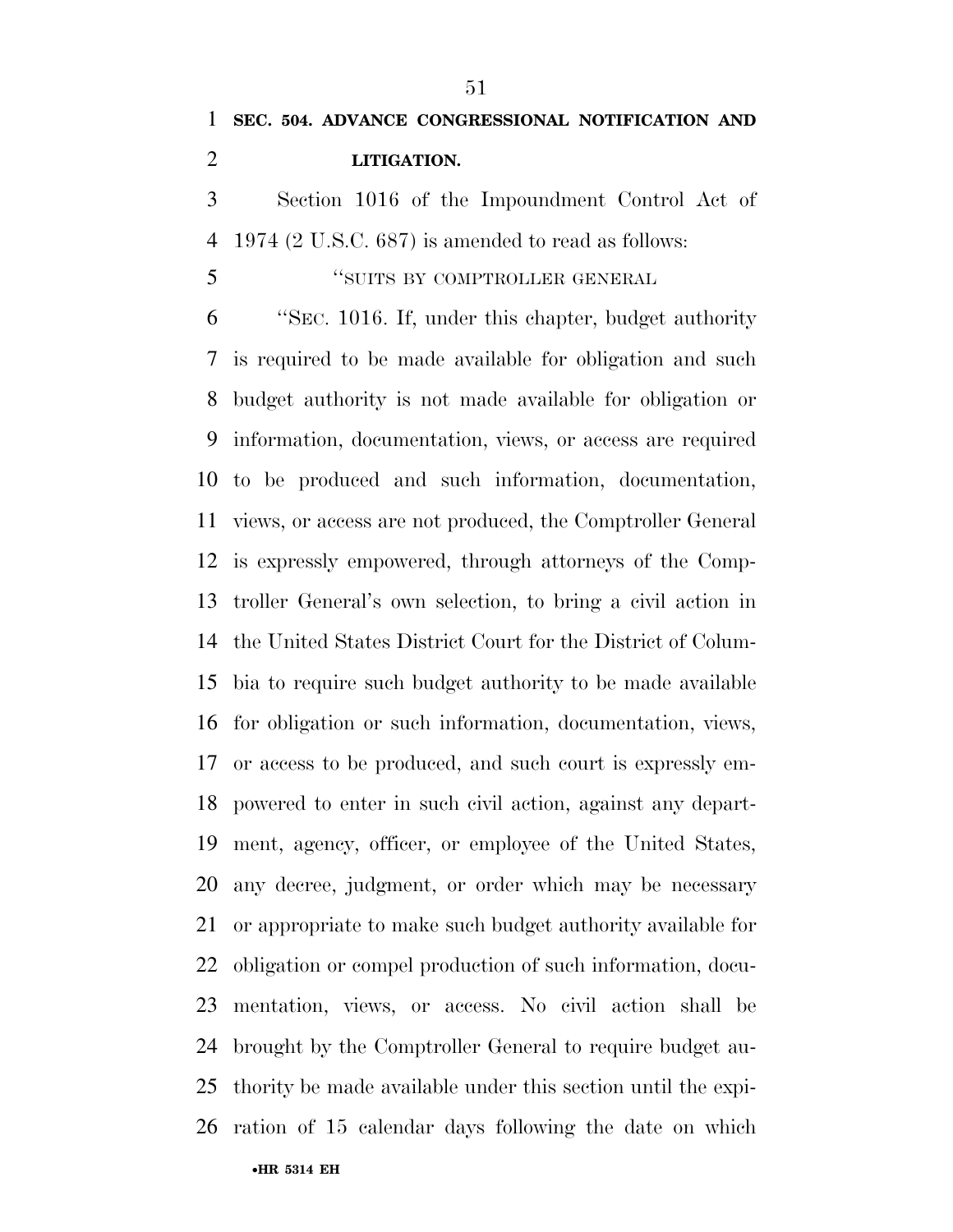**SEC. 504. ADVANCE CONGRESSIONAL NOTIFICATION AND LITIGATION.**

Section 1016 of the Impoundment Control Act of 1974 (2 U.S.C. 687) is amended to read as follows:

"SUITS BY COMPTROLLER GENERAL

"SEC. 1016. If, under this chapter, budget authority is required to be made available for obligation and such budget authority is not made available for obligation or information, documentation, views, or access are required to be produced and such information, documentation, views, or access are not produced, the Comptroller General is expressly empowered, through attorneys of the Comptroller General's own selection, to bring a civil action in the United States District Court for the District of Columbia to require such budget authority to be made available for obligation or such information, documentation, views, or access to be produced, and such court is expressly empowered to enter in such civil action, against any department, agency, officer, or employee of the United States, any decree, judgment, or order which may be necessary or appropriate to make such budget authority available for obligation or compel production of such information, documentation, views, or access. No civil action shall be brought by the Comptroller General to require budget authority be made available under this section until the expiration of 15 calendar days following the date on which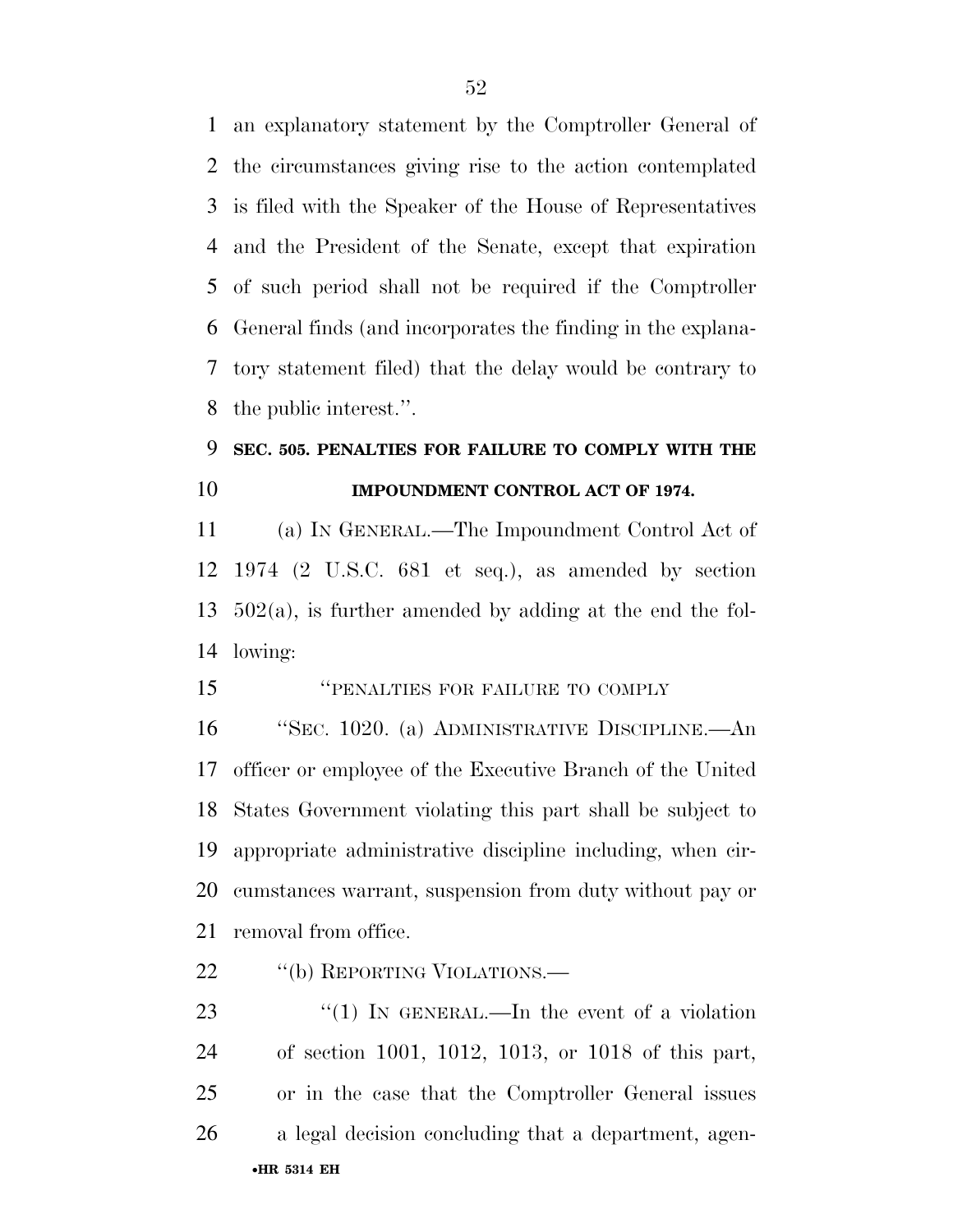an explanatory statement by the Comptroller General of the circumstances giving rise to the action contemplated is filed with the Speaker of the House of Representatives and the President of the Senate, except that expiration of such period shall not be required if the Comptroller General finds (and incorporates the finding in the explanatory statement filed) that the delay would be contrary to the public interest.''.

**SEC. 505. PENALTIES FOR FAILURE TO COMPLY WITH THE IMPOUNDMENT CONTROL ACT OF 1974.**

(a) IN GENERAL.—The Impoundment Control Act of 1974 (2 U.S.C. 681 et seq.), as amended by section 502(a), is further amended by adding at the end the following:

''PENALTIES FOR FAILURE TO COMPLY

''SEC. 1020. (a) ADMINISTRATIVE DISCIPLINE.—An officer or employee of the Executive Branch of the United States Government violating this part shall be subject to appropriate administrative discipline including, when circumstances warrant, suspension from duty without pay or removal from office.

''(b) REPORTING VIOLATIONS.—

''(1) IN GENERAL.—In the event of a violation of section 1001, 1012, 1013, or 1018 of this part, or in the case that the Comptroller General issues a legal decision concluding that a department, agen-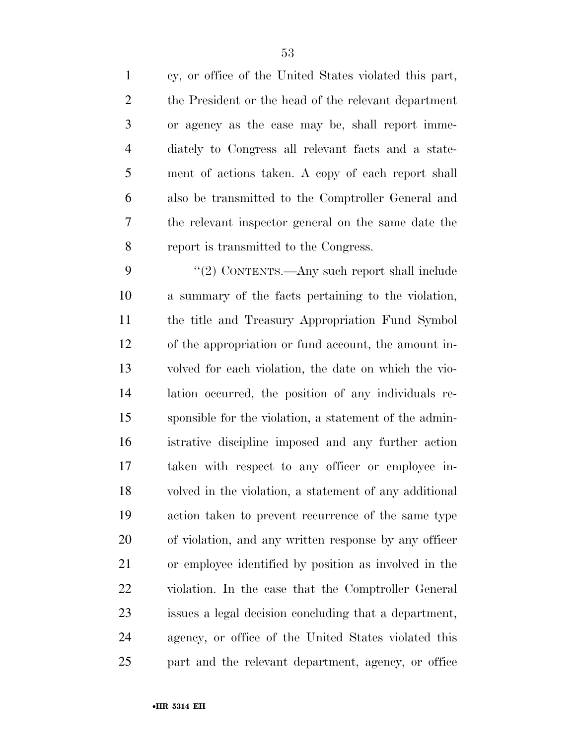cy, or office of the United States violated this part, the President or the head of the relevant department or agency as the case may be, shall report immediately to Congress all relevant facts and a statement of actions taken. A copy of each report shall also be transmitted to the Comptroller General and the relevant inspector general on the same date the report is transmitted to the Congress.

''(2) CONTENTS.—Any such report shall include a summary of the facts pertaining to the violation, the title and Treasury Appropriation Fund Symbol of the appropriation or fund account, the amount involved for each violation, the date on which the violation occurred, the position of any individuals responsible for the violation, a statement of the administrative discipline imposed and any further action taken with respect to any officer or employee involved in the violation, a statement of any additional action taken to prevent recurrence of the same type of violation, and any written response by any officer or employee identified by position as involved in the violation. In the case that the Comptroller General issues a legal decision concluding that a department, agency, or office of the United States violated this part and the relevant department, agency, or office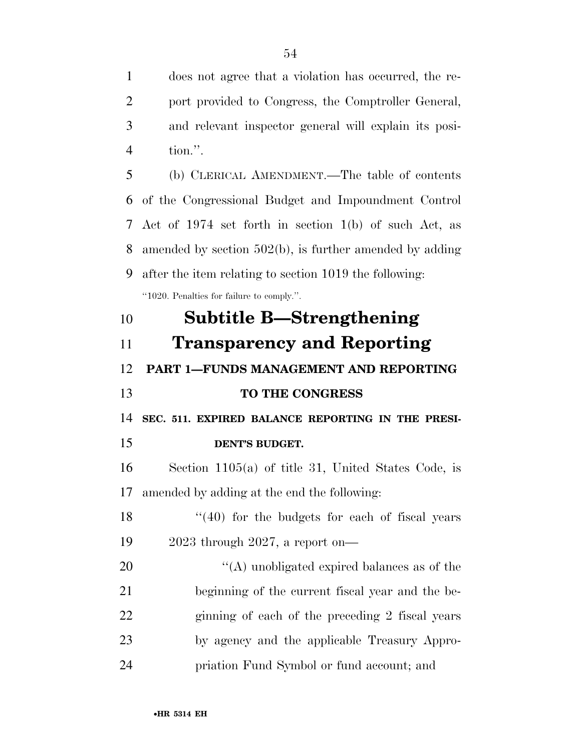does not agree that a violation has occurred, the report provided to Congress, the Comptroller General, and relevant inspector general will explain its position.''.

(b) CLERICAL AMENDMENT.—The table of contents of the Congressional Budget and Impoundment Control Act of 1974 set forth in section 1(b) of such Act, as amended by section 502(b), is further amended by adding after the item relating to section 1019 the following:

''1020. Penalties for failure to comply.''.

## Subtitle B—Strengthening Transparency and Reporting

### PART 1—FUNDS MANAGEMENT AND REPORTING TO THE CONGRESS

#### SEC. 511. EXPIRED BALANCE REPORTING IN THE PRESIDENT'S BUDGET.

Section 1105(a) of title 31, United States Code, is amended by adding at the end the following:

''(40) for the budgets for each of fiscal years 2023 through 2027, a report on—

''(A) unobligated expired balances as of the beginning of the current fiscal year and the beginning of each of the preceding 2 fiscal years by agency and the applicable Treasury Appropriation Fund Symbol or fund account; and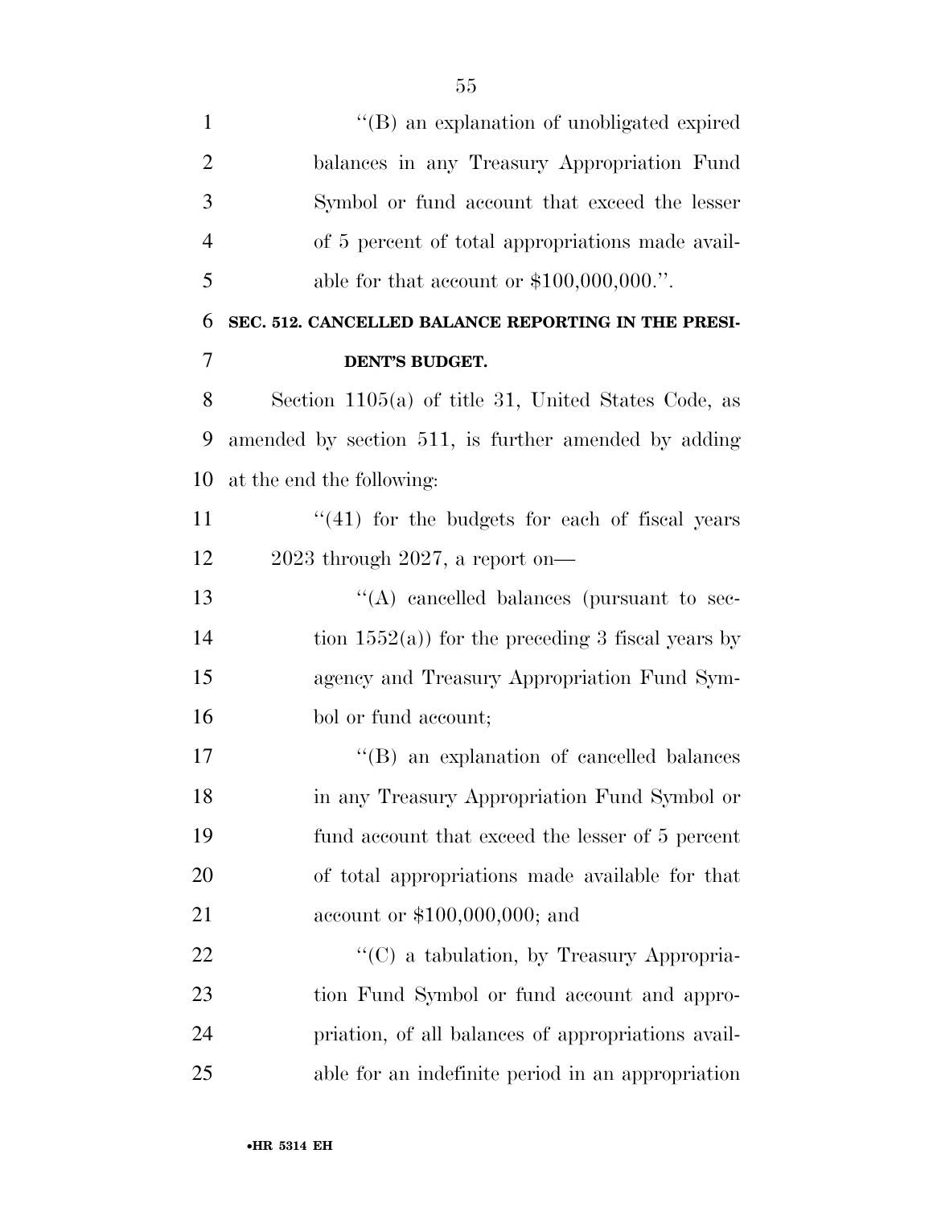"(B) an explanation of unobligated expired balances in any Treasury Appropriation Fund Symbol or fund account that exceed the lesser of 5 percent of total appropriations made available for that account or $100,000,000.".

**SEC. 512. CANCELLED BALANCE REPORTING IN THE PRESIDENT'S BUDGET.**

Section 1105(a) of title 31, United States Code, as amended by section 511, is further amended by adding at the end the following:

"(41) for the budgets for each of fiscal years 2023 through 2027, a report on—

"(A) cancelled balances (pursuant to section 1552(a)) for the preceding 3 fiscal years by agency and Treasury Appropriation Fund Symbol or fund account;

"(B) an explanation of cancelled balances in any Treasury Appropriation Fund Symbol or fund account that exceed the lesser of 5 percent of total appropriations made available for that account or $100,000,000; and

"(C) a tabulation, by Treasury Appropriation Fund Symbol or fund account and appropriation, of all balances of appropriations available for an indefinite period in an appropriation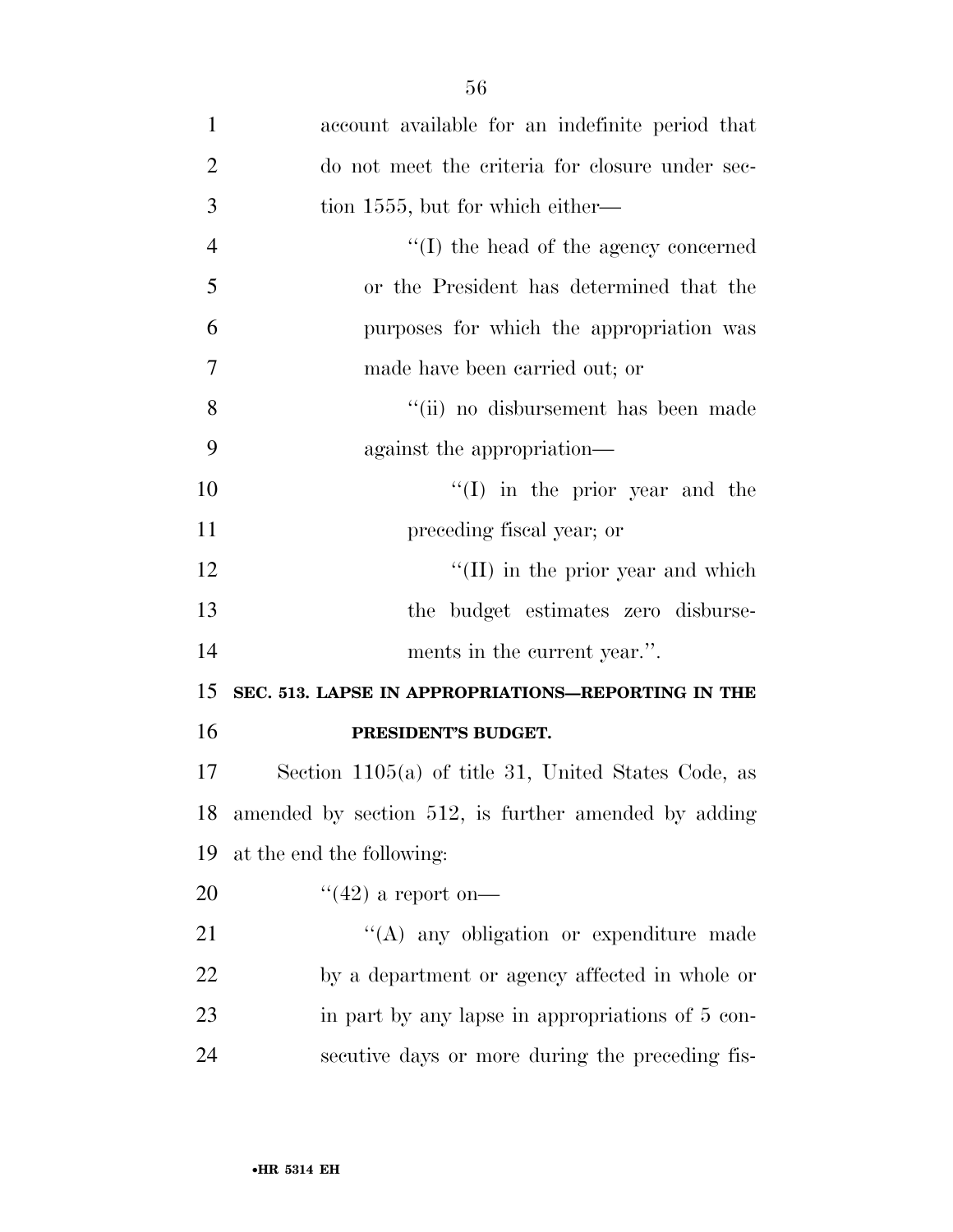account available for an indefinite period that do not meet the criteria for closure under section 1555, but for which either—

''(I) the head of the agency concerned or the President has determined that the purposes for which the appropriation was made have been carried out; or

''(ii) no disbursement has been made against the appropriation—

''(I) in the prior year and the preceding fiscal year; or

''(II) in the prior year and which the budget estimates zero disbursements in the current year.''.

**SEC. 513. LAPSE IN APPROPRIATIONS—REPORTING IN THE PRESIDENT'S BUDGET.**

Section 1105(a) of title 31, United States Code, as amended by section 512, is further amended by adding at the end the following:

''(42) a report on—

''(A) any obligation or expenditure made by a department or agency affected in whole or in part by any lapse in appropriations of 5 consecutive days or more during the preceding fis-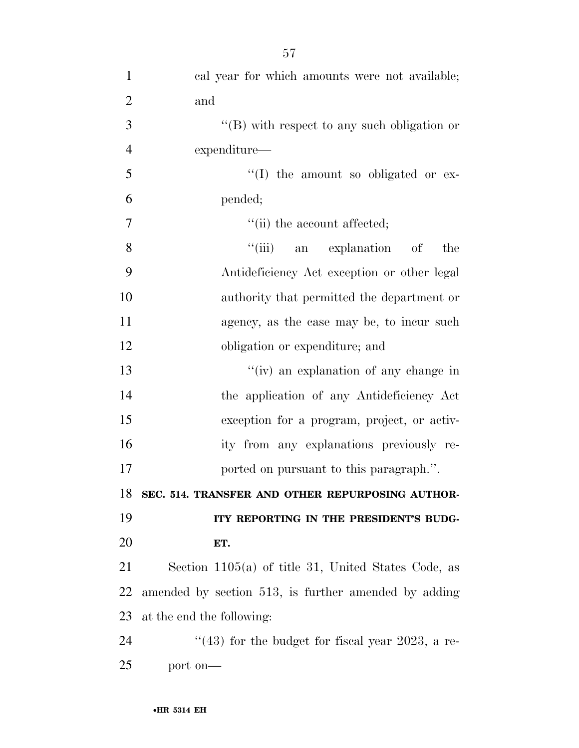cal year for which amounts were not available; and

''(B) with respect to any such obligation or expenditure—

''(I) the amount so obligated or expended;

''(ii) the account affected;

''(iii) an explanation of the Antideficiency Act exception or other legal authority that permitted the department or agency, as the case may be, to incur such obligation or expenditure; and

''(iv) an explanation of any change in the application of any Antideficiency Act exception for a program, project, or activity from any explanations previously reported on pursuant to this paragraph.''.

**SEC. 514. TRANSFER AND OTHER REPURPOSING AUTHORITY REPORTING IN THE PRESIDENT'S BUDGET.**

Section 1105(a) of title 31, United States Code, as amended by section 513, is further amended by adding at the end the following:

''(43) for the budget for fiscal year 2023, a report on—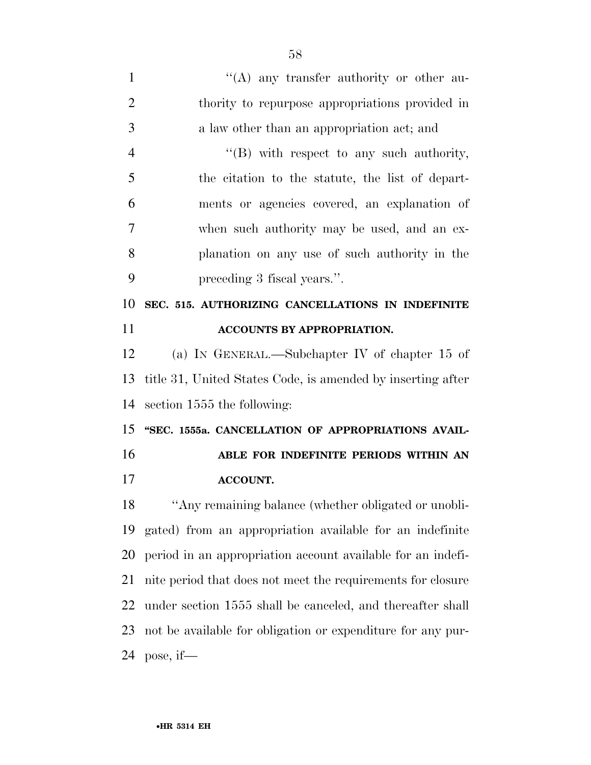''(A) any transfer authority or other authority to repurpose appropriations provided in a law other than an appropriation act; and

''(B) with respect to any such authority, the citation to the statute, the list of departments or agencies covered, an explanation of when such authority may be used, and an explanation on any use of such authority in the preceding 3 fiscal years.''.

**SEC. 515. AUTHORIZING CANCELLATIONS IN INDEFINITE ACCOUNTS BY APPROPRIATION.**

(a) IN GENERAL.—Subchapter IV of chapter 15 of title 31, United States Code, is amended by inserting after section 1555 the following:

**''SEC. 1555a. CANCELLATION OF APPROPRIATIONS AVAILABLE FOR INDEFINITE PERIODS WITHIN AN ACCOUNT.**

''Any remaining balance (whether obligated or unobligated) from an appropriation available for an indefinite period in an appropriation account available for an indefinite period that does not meet the requirements for closure under section 1555 shall be canceled, and thereafter shall not be available for obligation or expenditure for any purpose, if—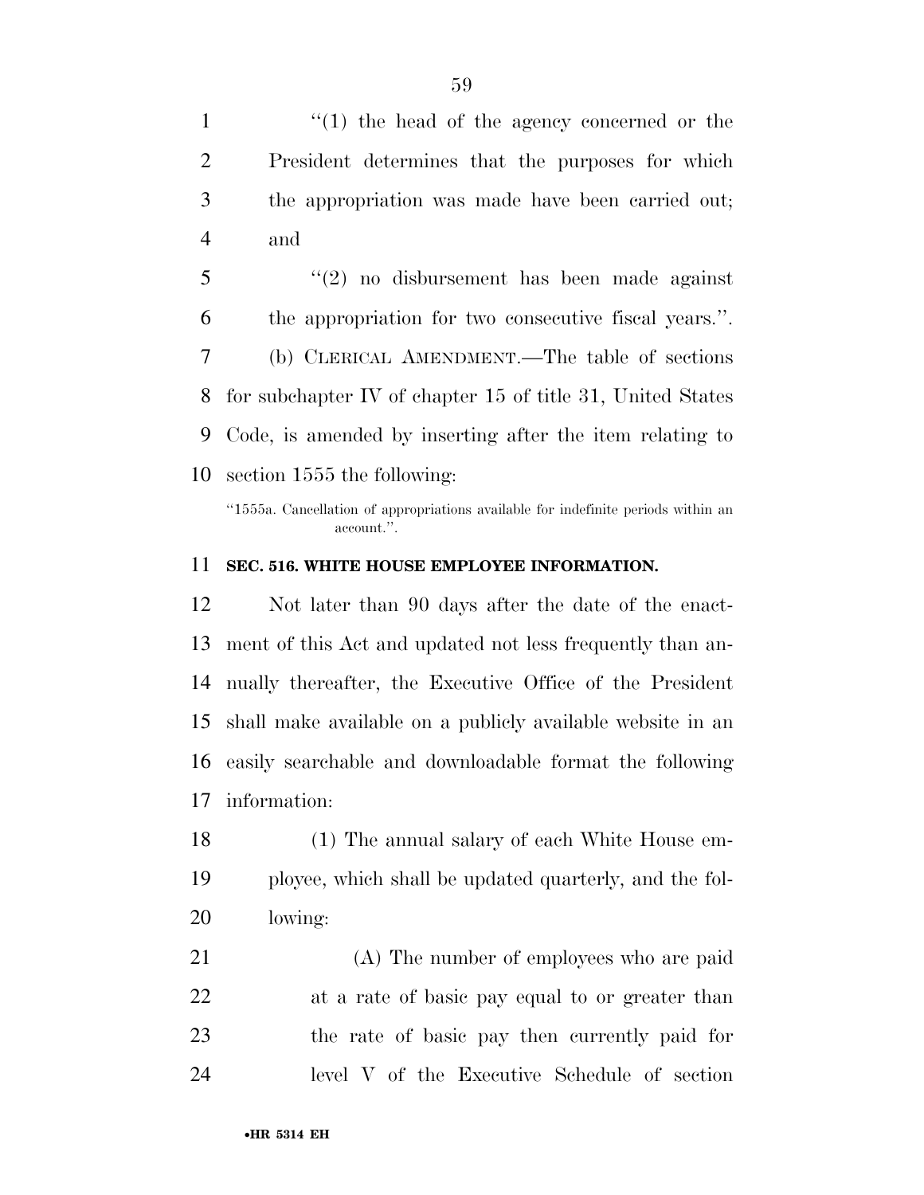''(1) the head of the agency concerned or the President determines that the purposes for which the appropriation was made have been carried out; and

''(2) no disbursement has been made against the appropriation for two consecutive fiscal years.''.

(b) CLERICAL AMENDMENT.—The table of sections for subchapter IV of chapter 15 of title 31, United States Code, is amended by inserting after the item relating to section 1555 the following:

''1555a. Cancellation of appropriations available for indefinite periods within an account.''.

**SEC. 516. WHITE HOUSE EMPLOYEE INFORMATION.**

Not later than 90 days after the date of the enactment of this Act and updated not less frequently than annually thereafter, the Executive Office of the President shall make available on a publicly available website in an easily searchable and downloadable format the following information:

(1) The annual salary of each White House employee, which shall be updated quarterly, and the following:

(A) The number of employees who are paid at a rate of basic pay equal to or greater than the rate of basic pay then currently paid for level V of the Executive Schedule of section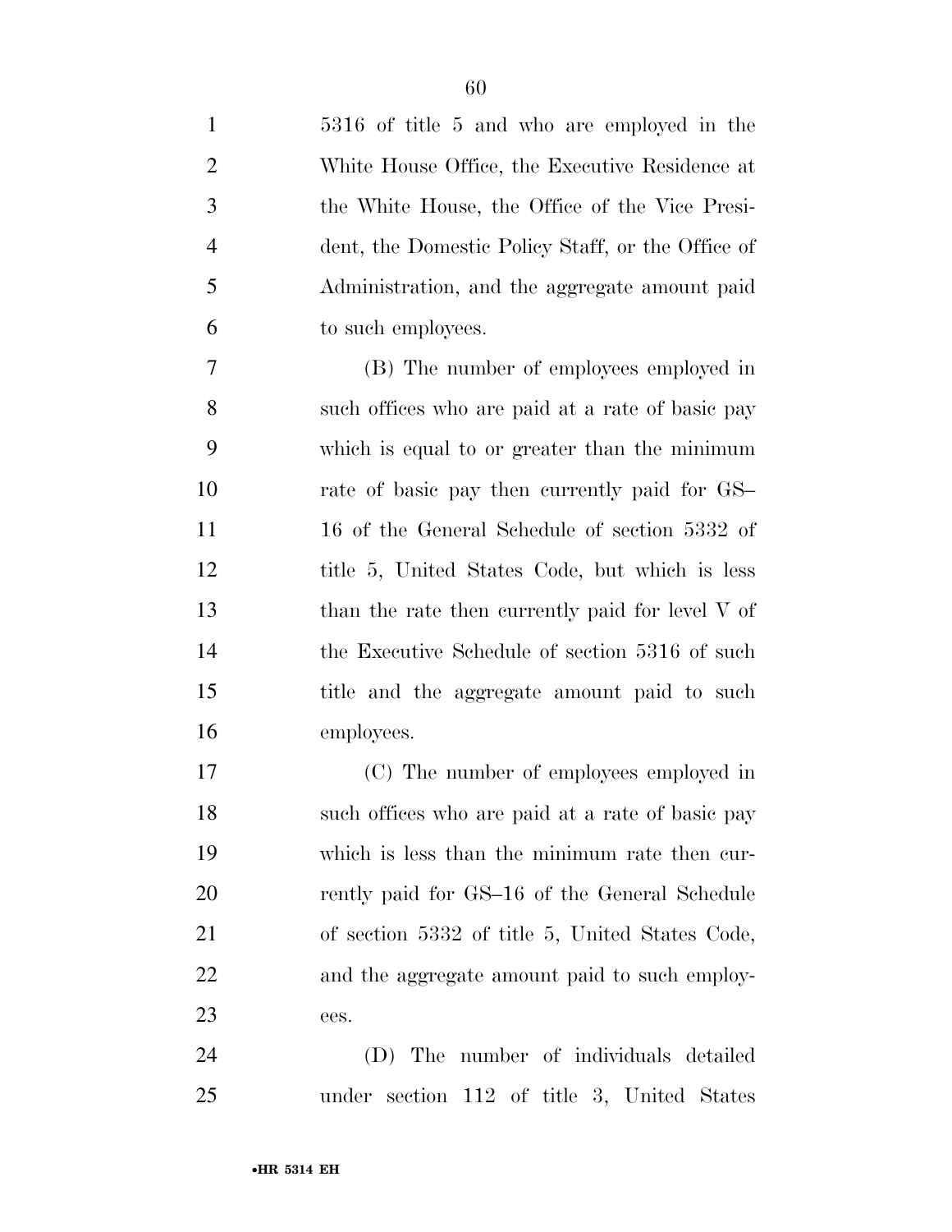5316 of title 5 and who are employed in the White House Office, the Executive Residence at the White House, the Office of the Vice President, the Domestic Policy Staff, or the Office of Administration, and the aggregate amount paid to such employees.

(B) The number of employees employed in such offices who are paid at a rate of basic pay which is equal to or greater than the minimum rate of basic pay then currently paid for GS–16 of the General Schedule of section 5332 of title 5, United States Code, but which is less than the rate then currently paid for level V of the Executive Schedule of section 5316 of such title and the aggregate amount paid to such employees.

(C) The number of employees employed in such offices who are paid at a rate of basic pay which is less than the minimum rate then currently paid for GS–16 of the General Schedule of section 5332 of title 5, United States Code, and the aggregate amount paid to such employees.

(D) The number of individuals detailed under section 112 of title 3, United States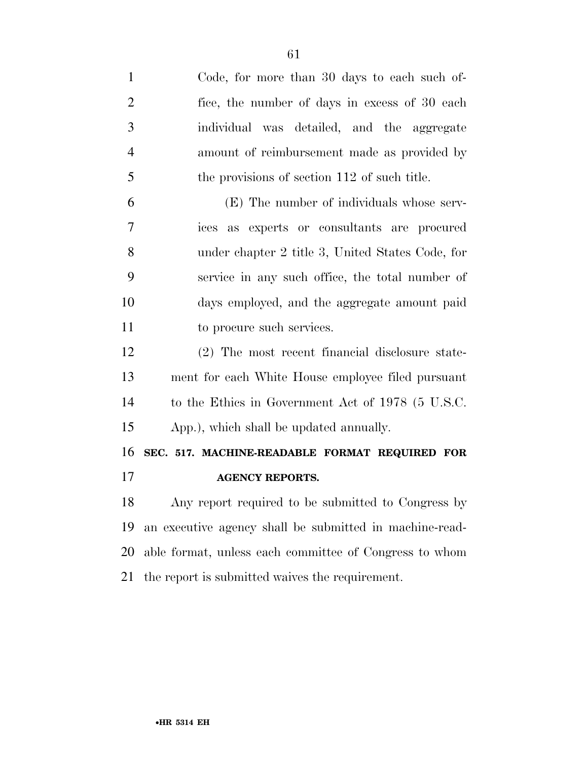Code, for more than 30 days to each such office, the number of days in excess of 30 each individual was detailed, and the aggregate amount of reimbursement made as provided by the provisions of section 112 of such title.

(E) The number of individuals whose services as experts or consultants are procured under chapter 2 title 3, United States Code, for service in any such office, the total number of days employed, and the aggregate amount paid to procure such services.

(2) The most recent financial disclosure statement for each White House employee filed pursuant to the Ethics in Government Act of 1978 (5 U.S.C. App.), which shall be updated annually.

**SEC. 517. MACHINE-READABLE FORMAT REQUIRED FOR AGENCY REPORTS.**

Any report required to be submitted to Congress by an executive agency shall be submitted in machine-readable format, unless each committee of Congress to whom the report is submitted waives the requirement.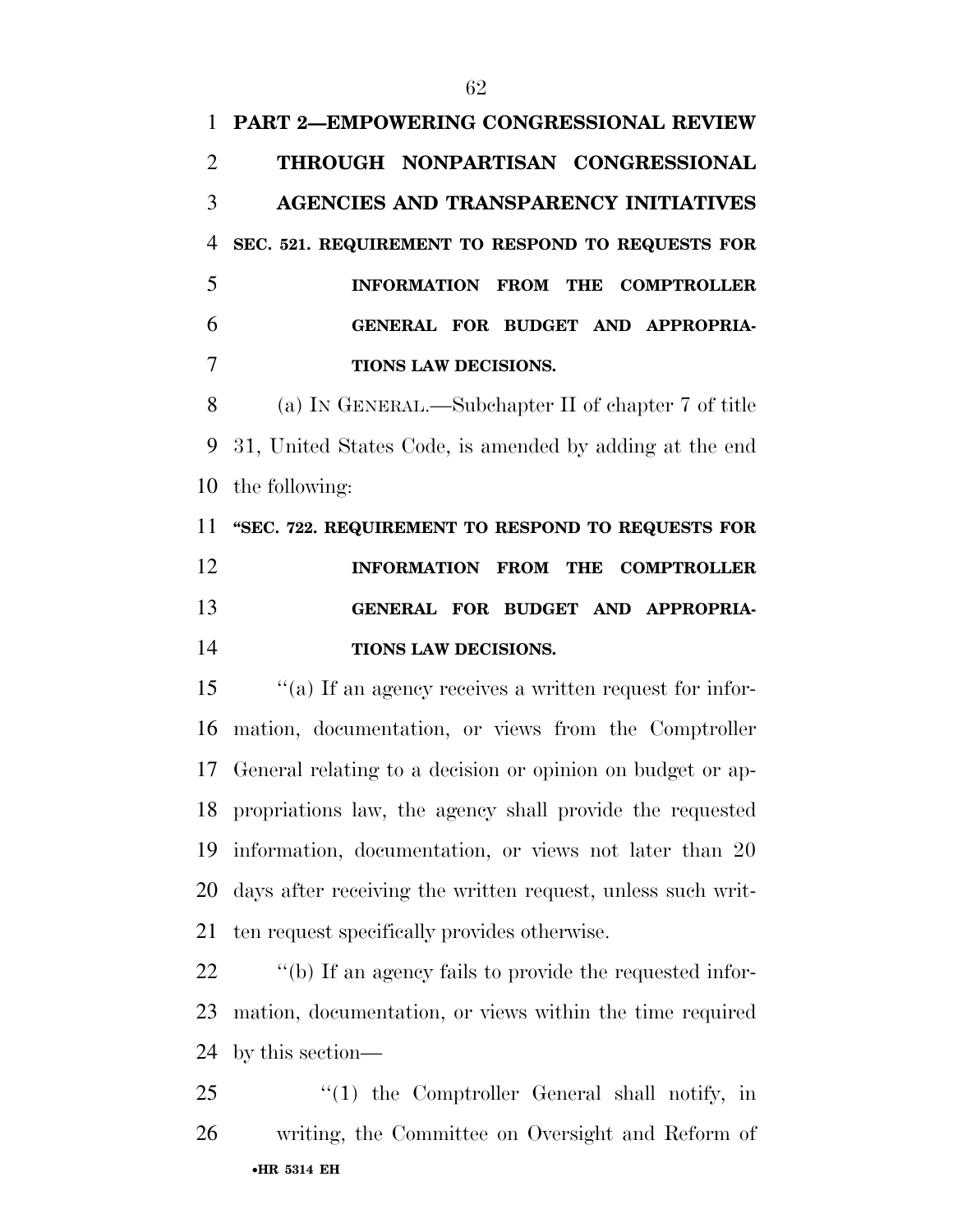## PART 2—EMPOWERING CONGRESSIONAL REVIEW THROUGH NONPARTISAN CONGRESSIONAL AGENCIES AND TRANSPARENCY INITIATIVES

### SEC. 521. REQUIREMENT TO RESPOND TO REQUESTS FOR INFORMATION FROM THE COMPTROLLER GENERAL FOR BUDGET AND APPROPRIATIONS LAW DECISIONS.

(a) IN GENERAL.—Subchapter II of chapter 7 of title 31, United States Code, is amended by adding at the end the following:

**"SEC. 722. REQUIREMENT TO RESPOND TO REQUESTS FOR INFORMATION FROM THE COMPTROLLER GENERAL FOR BUDGET AND APPROPRIATIONS LAW DECISIONS.**

"(a) If an agency receives a written request for information, documentation, or views from the Comptroller General relating to a decision or opinion on budget or appropriations law, the agency shall provide the requested information, documentation, or views not later than 20 days after receiving the written request, unless such written request specifically provides otherwise.

"(b) If an agency fails to provide the requested information, documentation, or views within the time required by this section—

"(1) the Comptroller General shall notify, in writing, the Committee on Oversight and Reform of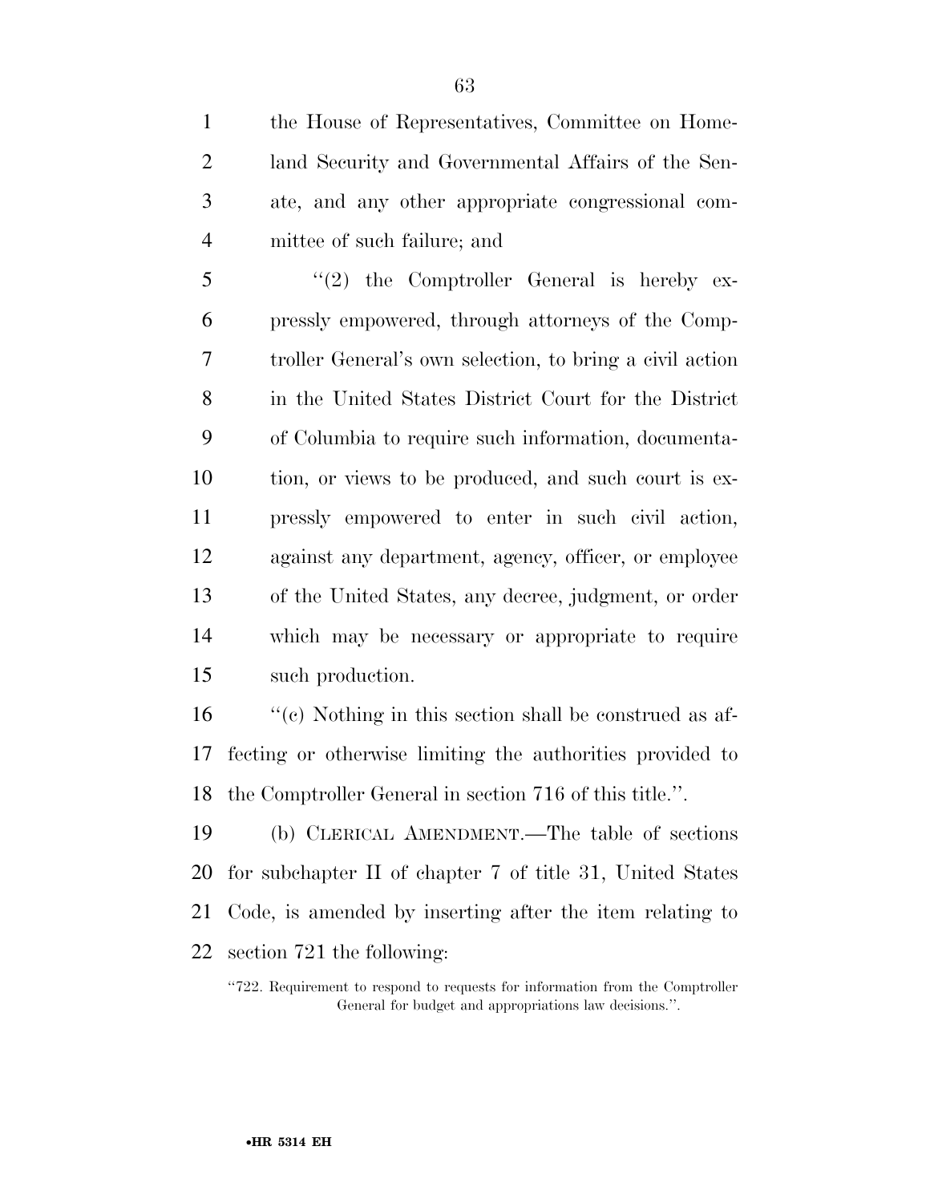the House of Representatives, Committee on Homeland Security and Governmental Affairs of the Senate, and any other appropriate congressional committee of such failure; and

"(2) the Comptroller General is hereby expressly empowered, through attorneys of the Comptroller General's own selection, to bring a civil action in the United States District Court for the District of Columbia to require such information, documentation, or views to be produced, and such court is expressly empowered to enter in such civil action, against any department, agency, officer, or employee of the United States, any decree, judgment, or order which may be necessary or appropriate to require such production.

"(c) Nothing in this section shall be construed as affecting or otherwise limiting the authorities provided to the Comptroller General in section 716 of this title.".

(b) CLERICAL AMENDMENT.—The table of sections for subchapter II of chapter 7 of title 31, United States Code, is amended by inserting after the item relating to section 721 the following:

"722. Requirement to respond to requests for information from the Comptroller General for budget and appropriations law decisions.".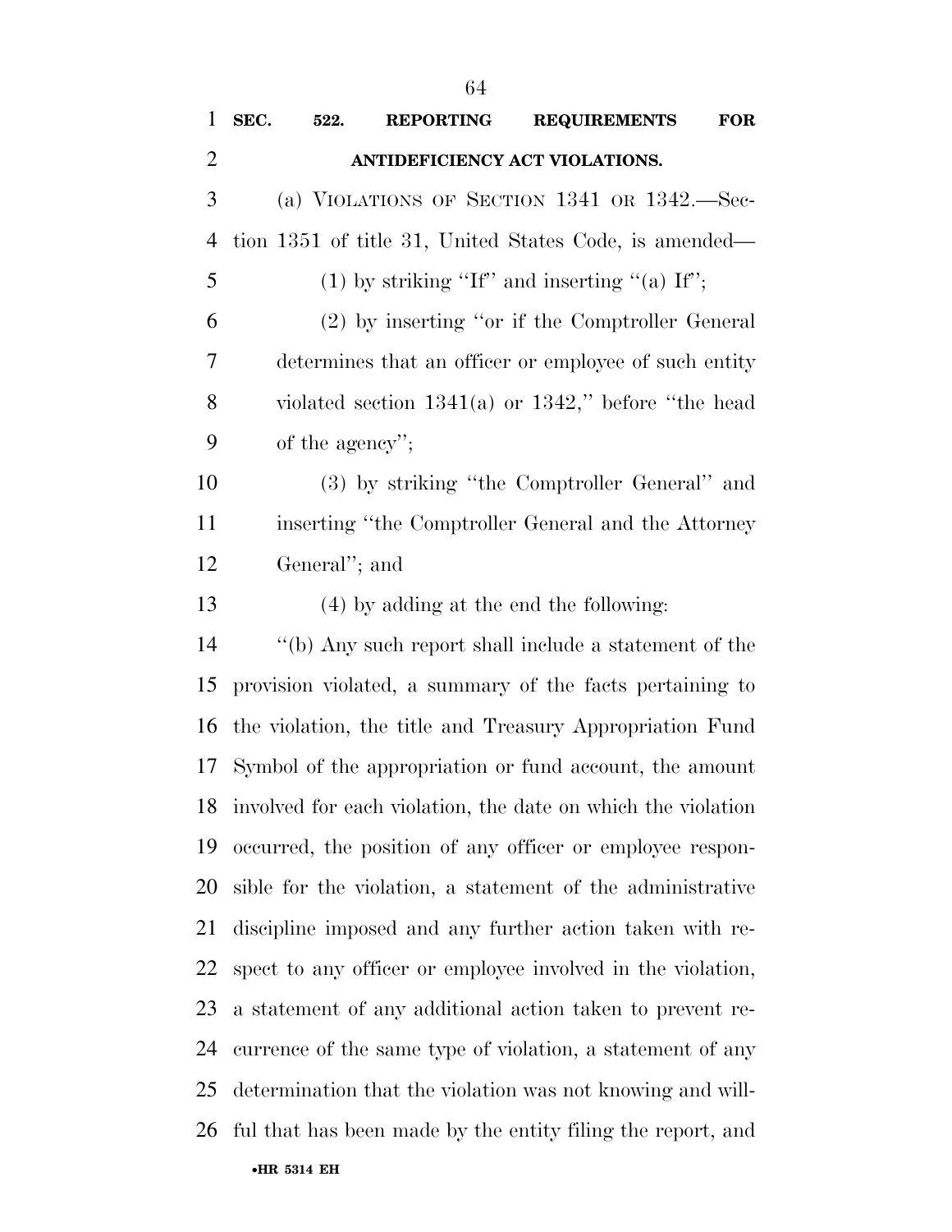**SEC. 522. REPORTING REQUIREMENTS FOR ANTIDEFICIENCY ACT VIOLATIONS.**

(a) VIOLATIONS OF SECTION 1341 OR 1342.—Section 1351 of title 31, United States Code, is amended—

(1) by striking ''If'' and inserting ''(a) If'';

(2) by inserting ''or if the Comptroller General determines that an officer or employee of such entity violated section 1341(a) or 1342,'' before ''the head of the agency'';

(3) by striking ''the Comptroller General'' and inserting ''the Comptroller General and the Attorney General''; and

(4) by adding at the end the following:

''(b) Any such report shall include a statement of the provision violated, a summary of the facts pertaining to the violation, the title and Treasury Appropriation Fund Symbol of the appropriation or fund account, the amount involved for each violation, the date on which the violation occurred, the position of any officer or employee responsible for the violation, a statement of the administrative discipline imposed and any further action taken with respect to any officer or employee involved in the violation, a statement of any additional action taken to prevent recurrence of the same type of violation, a statement of any determination that the violation was not knowing and willful that has been made by the entity filing the report, and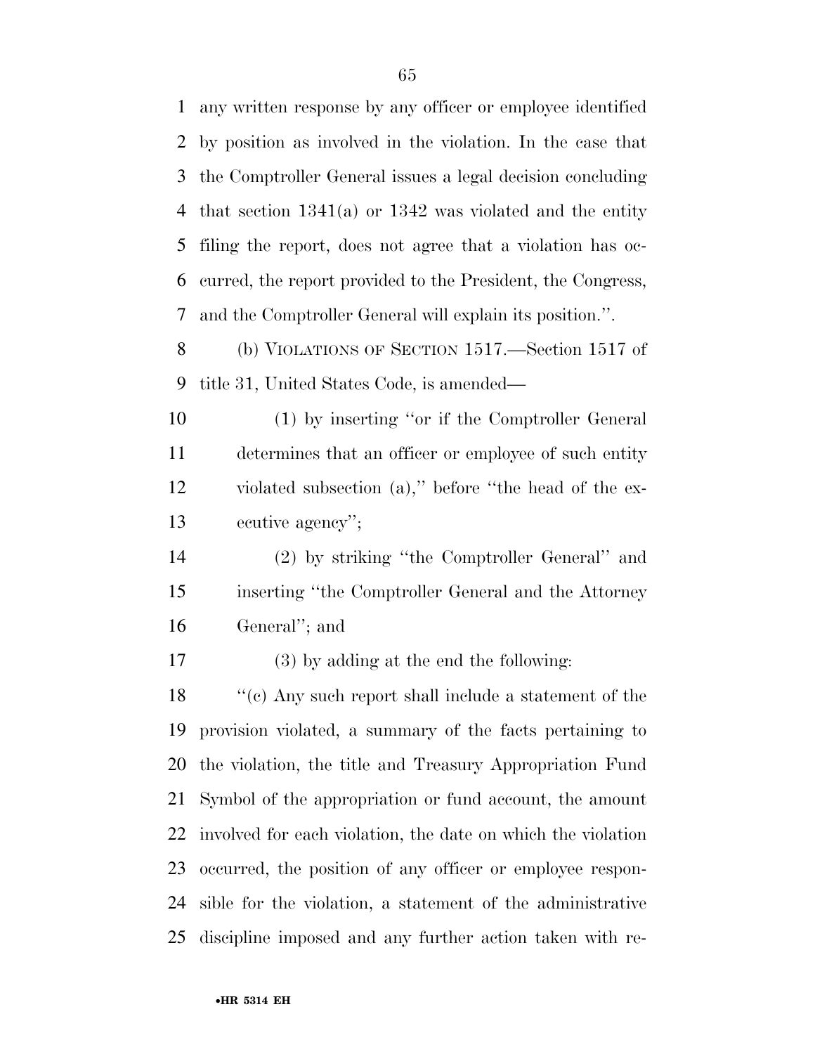any written response by any officer or employee identified by position as involved in the violation. In the case that the Comptroller General issues a legal decision concluding that section 1341(a) or 1342 was violated and the entity filing the report, does not agree that a violation has occurred, the report provided to the President, the Congress, and the Comptroller General will explain its position.''.

(b) VIOLATIONS OF SECTION 1517.—Section 1517 of title 31, United States Code, is amended—

(1) by inserting ''or if the Comptroller General determines that an officer or employee of such entity violated subsection (a),'' before ''the head of the executive agency'';

(2) by striking ''the Comptroller General'' and inserting ''the Comptroller General and the Attorney General''; and

(3) by adding at the end the following:

''(c) Any such report shall include a statement of the provision violated, a summary of the facts pertaining to the violation, the title and Treasury Appropriation Fund Symbol of the appropriation or fund account, the amount involved for each violation, the date on which the violation occurred, the position of any officer or employee responsible for the violation, a statement of the administrative discipline imposed and any further action taken with re-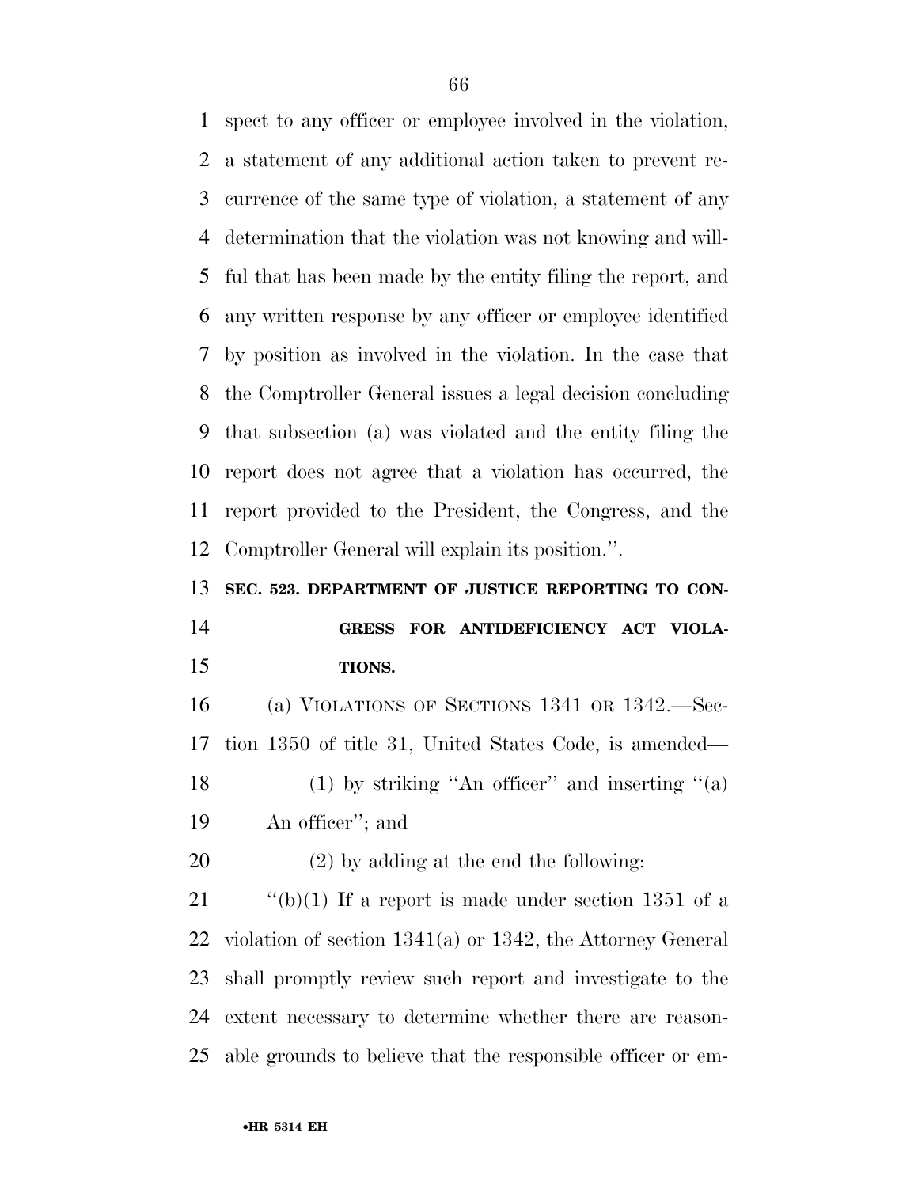spect to any officer or employee involved in the violation, a statement of any additional action taken to prevent recurrence of the same type of violation, a statement of any determination that the violation was not knowing and willful that has been made by the entity filing the report, and any written response by any officer or employee identified by position as involved in the violation. In the case that the Comptroller General issues a legal decision concluding that subsection (a) was violated and the entity filing the report does not agree that a violation has occurred, the report provided to the President, the Congress, and the Comptroller General will explain its position.''.

**SEC. 523. DEPARTMENT OF JUSTICE REPORTING TO CONGRESS FOR ANTIDEFICIENCY ACT VIOLATIONS.**

(a) VIOLATIONS OF SECTIONS 1341 OR 1342.—Section 1350 of title 31, United States Code, is amended—

(1) by striking ''An officer'' and inserting ''(a) An officer''; and

(2) by adding at the end the following:

''(b)(1) If a report is made under section 1351 of a violation of section 1341(a) or 1342, the Attorney General shall promptly review such report and investigate to the extent necessary to determine whether there are reasonable grounds to believe that the responsible officer or em-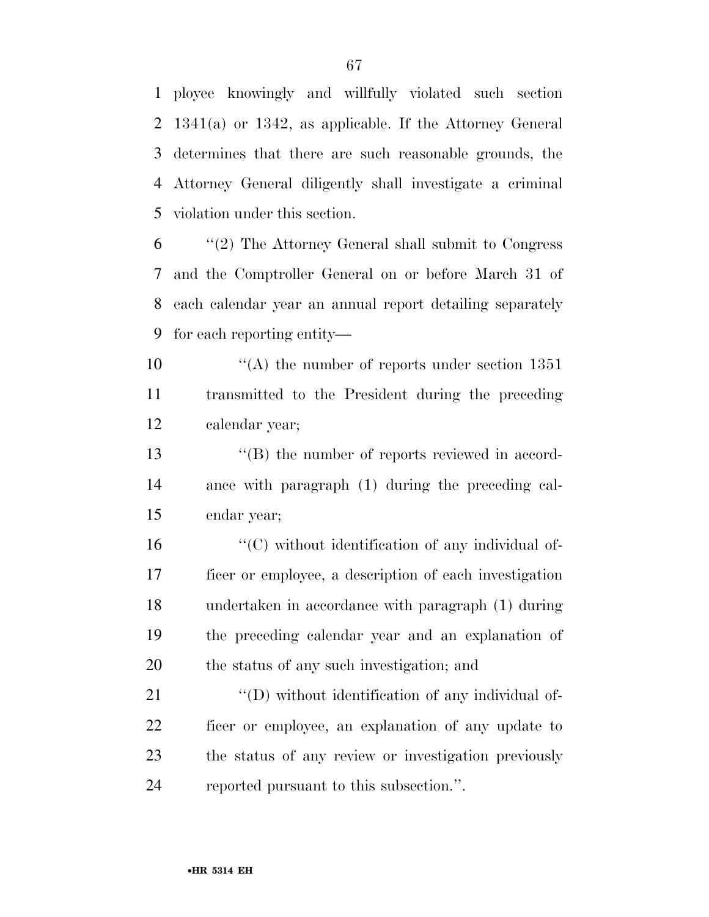ployee knowingly and willfully violated such section 1341(a) or 1342, as applicable. If the Attorney General determines that there are such reasonable grounds, the Attorney General diligently shall investigate a criminal violation under this section.

''(2) The Attorney General shall submit to Congress and the Comptroller General on or before March 31 of each calendar year an annual report detailing separately for each reporting entity—

''(A) the number of reports under section 1351 transmitted to the President during the preceding calendar year;

''(B) the number of reports reviewed in accordance with paragraph (1) during the preceding calendar year;

''(C) without identification of any individual officer or employee, a description of each investigation undertaken in accordance with paragraph (1) during the preceding calendar year and an explanation of the status of any such investigation; and

''(D) without identification of any individual officer or employee, an explanation of any update to the status of any review or investigation previously reported pursuant to this subsection.''.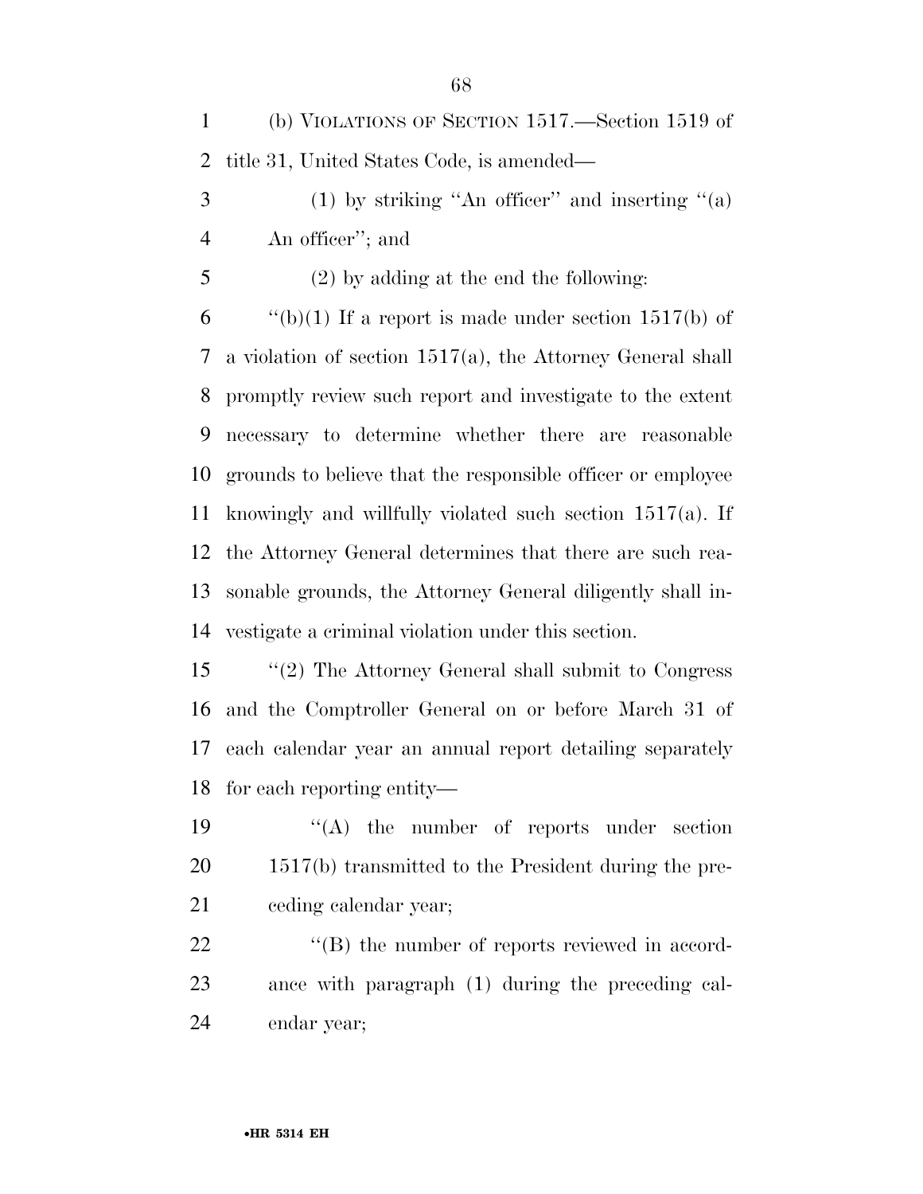(b) VIOLATIONS OF SECTION 1517.—Section 1519 of title 31, United States Code, is amended—

(1) by striking ''An officer'' and inserting ''(a) An officer''; and

(2) by adding at the end the following:

''(b)(1) If a report is made under section 1517(b) of a violation of section 1517(a), the Attorney General shall promptly review such report and investigate to the extent necessary to determine whether there are reasonable grounds to believe that the responsible officer or employee knowingly and willfully violated such section 1517(a). If the Attorney General determines that there are such reasonable grounds, the Attorney General diligently shall investigate a criminal violation under this section.

''(2) The Attorney General shall submit to Congress and the Comptroller General on or before March 31 of each calendar year an annual report detailing separately for each reporting entity—

''(A) the number of reports under section 1517(b) transmitted to the President during the preceding calendar year;

''(B) the number of reports reviewed in accordance with paragraph (1) during the preceding calendar year;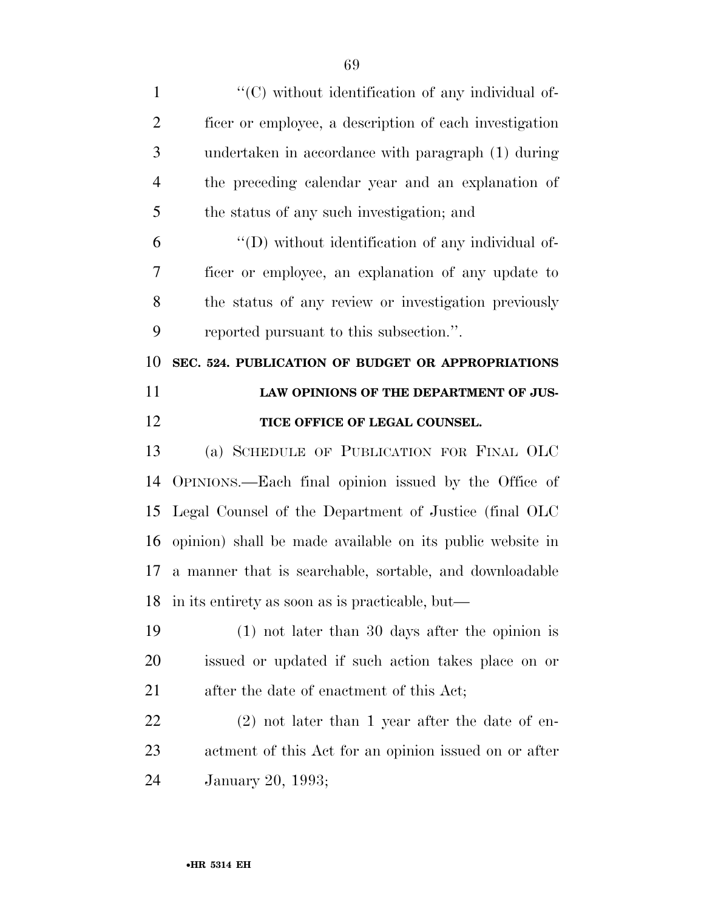"(C) without identification of any individual officer or employee, a description of each investigation undertaken in accordance with paragraph (1) during the preceding calendar year and an explanation of the status of any such investigation; and

"(D) without identification of any individual officer or employee, an explanation of any update to the status of any review or investigation previously reported pursuant to this subsection.".

**SEC. 524. PUBLICATION OF BUDGET OR APPROPRIATIONS LAW OPINIONS OF THE DEPARTMENT OF JUSTICE OFFICE OF LEGAL COUNSEL.**

(a) SCHEDULE OF PUBLICATION FOR FINAL OLC OPINIONS.—Each final opinion issued by the Office of Legal Counsel of the Department of Justice (final OLC opinion) shall be made available on its public website in a manner that is searchable, sortable, and downloadable in its entirety as soon as is practicable, but—

(1) not later than 30 days after the opinion is issued or updated if such action takes place on or after the date of enactment of this Act;

(2) not later than 1 year after the date of enactment of this Act for an opinion issued on or after January 20, 1993;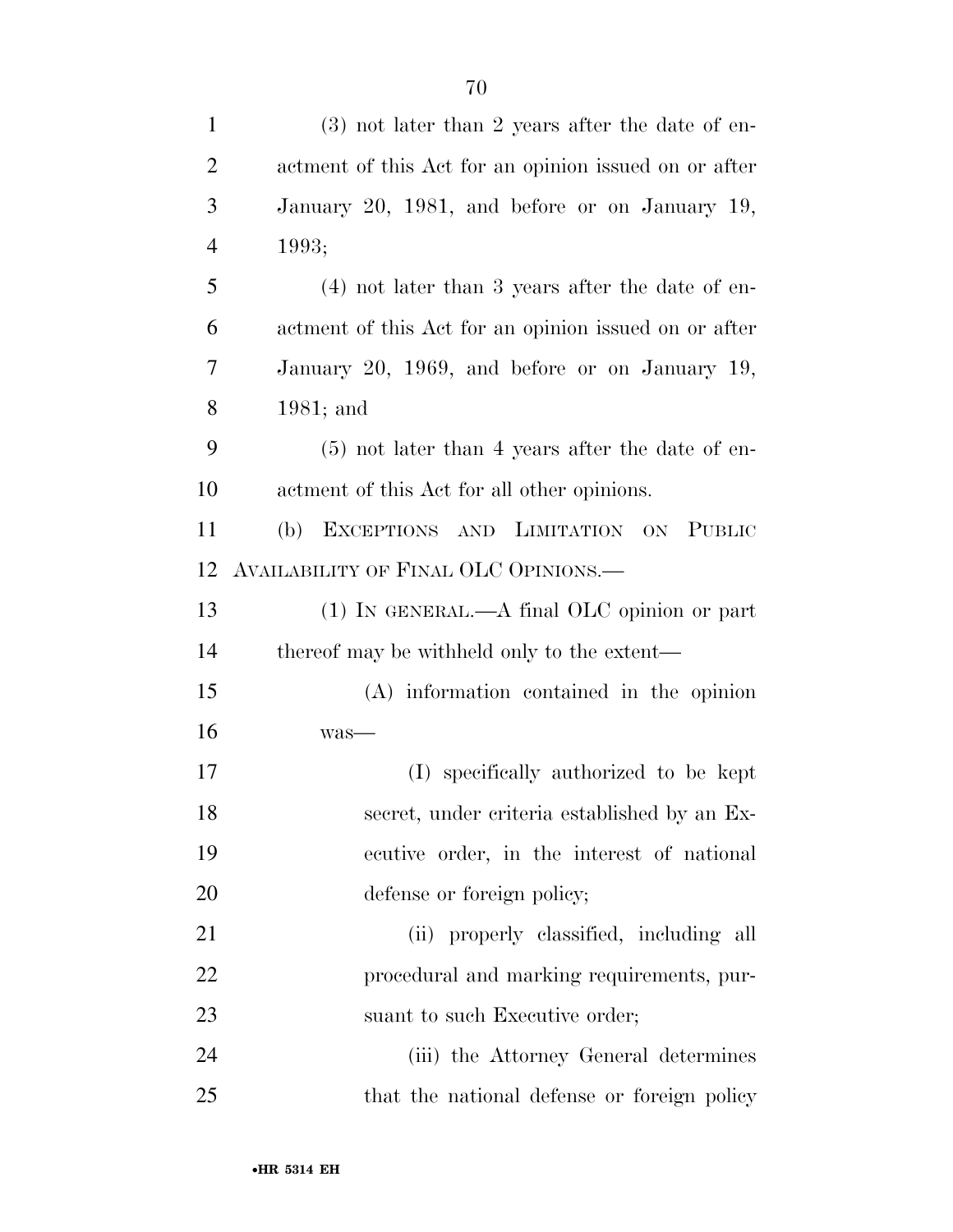(3) not later than 2 years after the date of enactment of this Act for an opinion issued on or after January 20, 1981, and before or on January 19, 1993;

(4) not later than 3 years after the date of enactment of this Act for an opinion issued on or after January 20, 1969, and before or on January 19, 1981; and

(5) not later than 4 years after the date of enactment of this Act for all other opinions.

(b) EXCEPTIONS AND LIMITATION ON PUBLIC AVAILABILITY OF FINAL OLC OPINIONS.—

(1) IN GENERAL.—A final OLC opinion or part thereof may be withheld only to the extent—

(A) information contained in the opinion was—

(I) specifically authorized to be kept secret, under criteria established by an Executive order, in the interest of national defense or foreign policy;

(ii) properly classified, including all procedural and marking requirements, pursuant to such Executive order;

(iii) the Attorney General determines that the national defense or foreign policy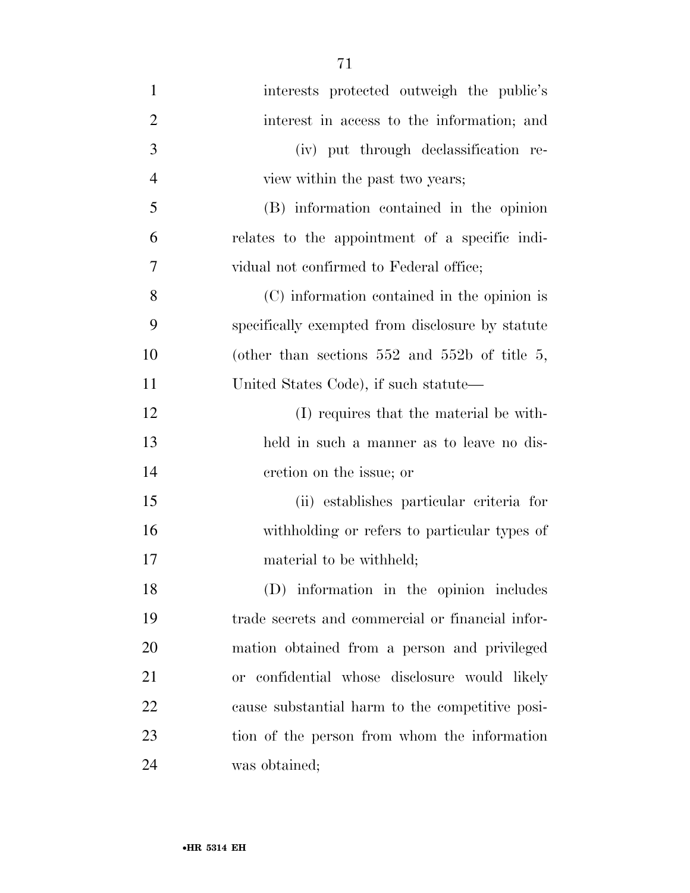interests protected outweigh the public's interest in access to the information; and

(iv) put through declassification review within the past two years;

(B) information contained in the opinion relates to the appointment of a specific individual not confirmed to Federal office;

(C) information contained in the opinion is specifically exempted from disclosure by statute (other than sections 552 and 552b of title 5, United States Code), if such statute—

(I) requires that the material be withheld in such a manner as to leave no discretion on the issue; or

(ii) establishes particular criteria for withholding or refers to particular types of material to be withheld;

(D) information in the opinion includes trade secrets and commercial or financial information obtained from a person and privileged or confidential whose disclosure would likely cause substantial harm to the competitive position of the person from whom the information was obtained;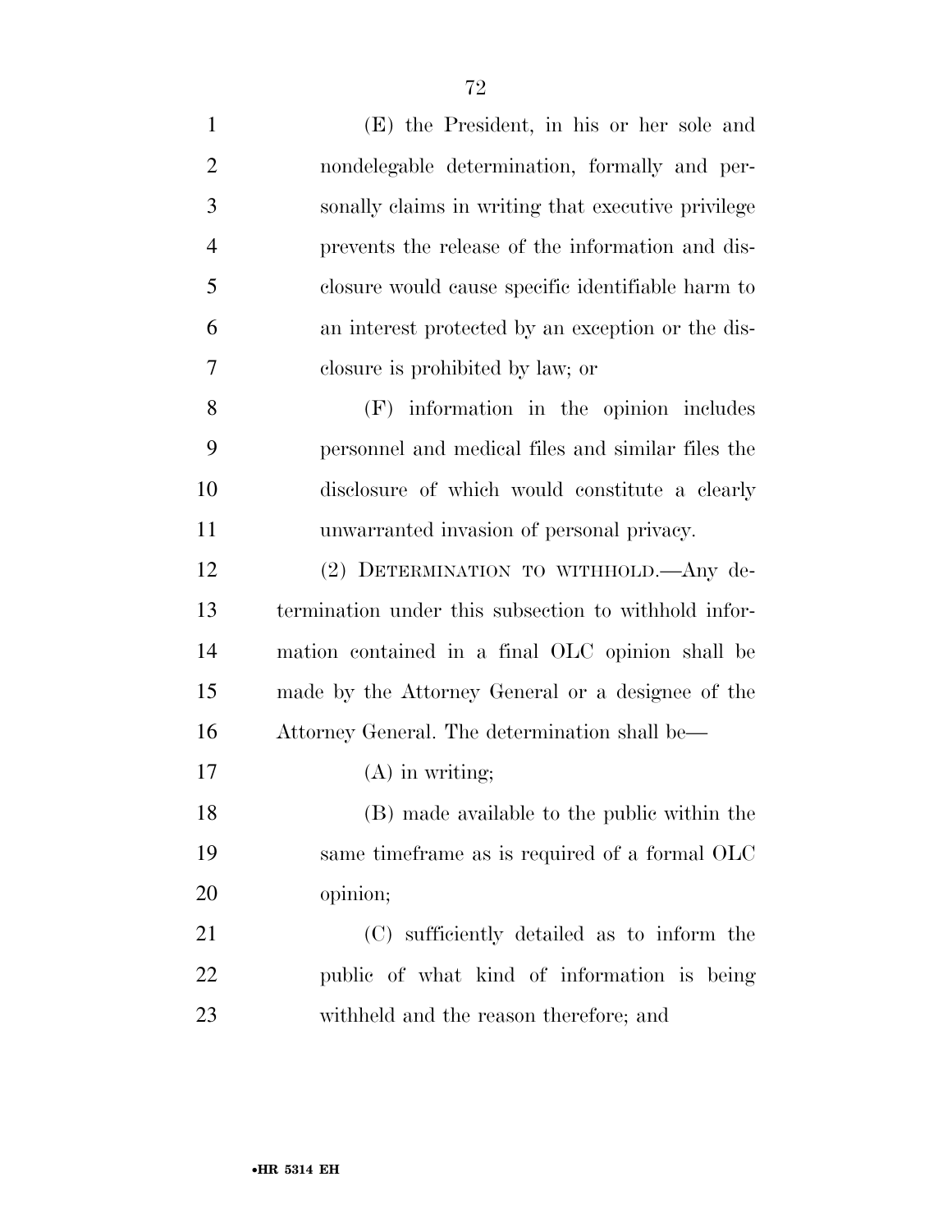(E) the President, in his or her sole and nondelegable determination, formally and personally claims in writing that executive privilege prevents the release of the information and disclosure would cause specific identifiable harm to an interest protected by an exception or the disclosure is prohibited by law; or

(F) information in the opinion includes personnel and medical files and similar files the disclosure of which would constitute a clearly unwarranted invasion of personal privacy.

(2) DETERMINATION TO WITHHOLD.—Any determination under this subsection to withhold information contained in a final OLC opinion shall be made by the Attorney General or a designee of the Attorney General. The determination shall be—

(A) in writing;

(B) made available to the public within the same timeframe as is required of a formal OLC opinion;

(C) sufficiently detailed as to inform the public of what kind of information is being withheld and the reason therefore; and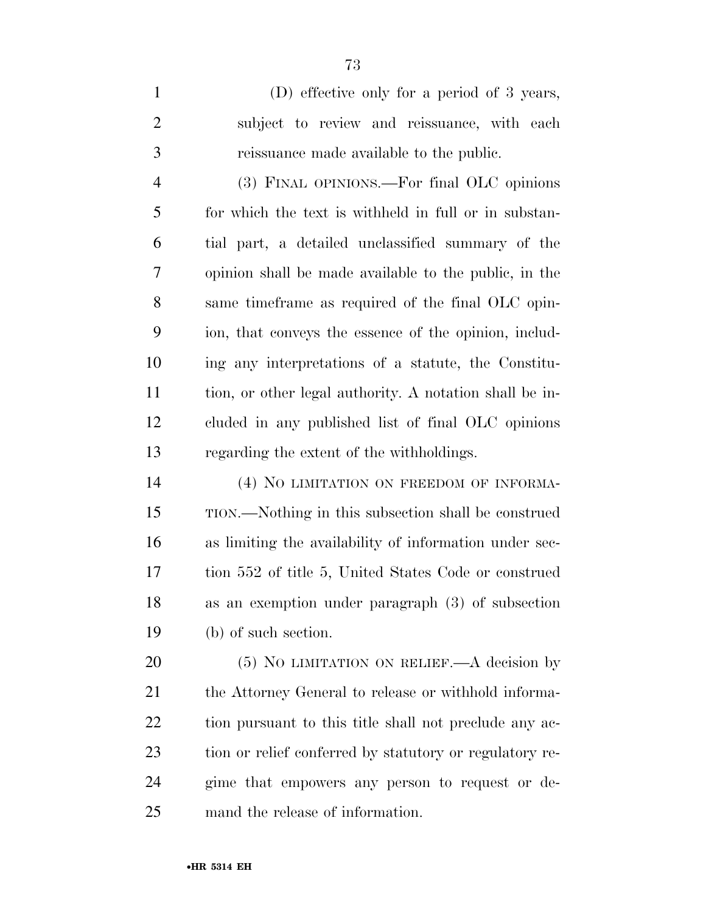(D) effective only for a period of 3 years, subject to review and reissuance, with each reissuance made available to the public.

(3) FINAL OPINIONS.—For final OLC opinions for which the text is withheld in full or in substantial part, a detailed unclassified summary of the opinion shall be made available to the public, in the same timeframe as required of the final OLC opinion, that conveys the essence of the opinion, including any interpretations of a statute, the Constitution, or other legal authority. A notation shall be included in any published list of final OLC opinions regarding the extent of the withholdings.

(4) NO LIMITATION ON FREEDOM OF INFORMATION.—Nothing in this subsection shall be construed as limiting the availability of information under section 552 of title 5, United States Code or construed as an exemption under paragraph (3) of subsection (b) of such section.

(5) NO LIMITATION ON RELIEF.—A decision by the Attorney General to release or withhold information pursuant to this title shall not preclude any action or relief conferred by statutory or regulatory regime that empowers any person to request or demand the release of information.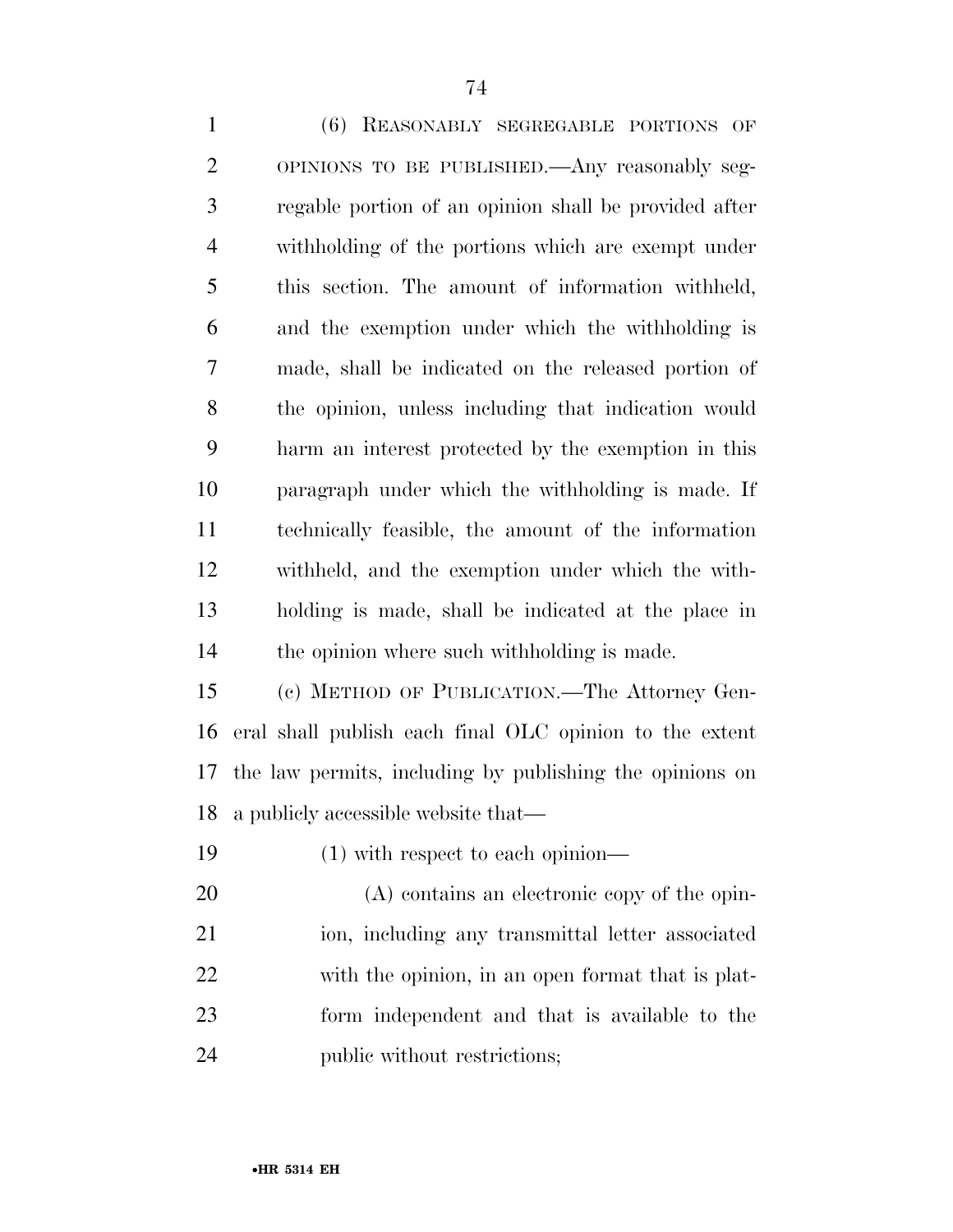(6) REASONABLY SEGREGABLE PORTIONS OF OPINIONS TO BE PUBLISHED.—Any reasonably segregable portion of an opinion shall be provided after withholding of the portions which are exempt under this section. The amount of information withheld, and the exemption under which the withholding is made, shall be indicated on the released portion of the opinion, unless including that indication would harm an interest protected by the exemption in this paragraph under which the withholding is made. If technically feasible, the amount of the information withheld, and the exemption under which the withholding is made, shall be indicated at the place in the opinion where such withholding is made.

(c) METHOD OF PUBLICATION.—The Attorney General shall publish each final OLC opinion to the extent the law permits, including by publishing the opinions on a publicly accessible website that—

(1) with respect to each opinion—

(A) contains an electronic copy of the opinion, including any transmittal letter associated with the opinion, in an open format that is platform independent and that is available to the public without restrictions;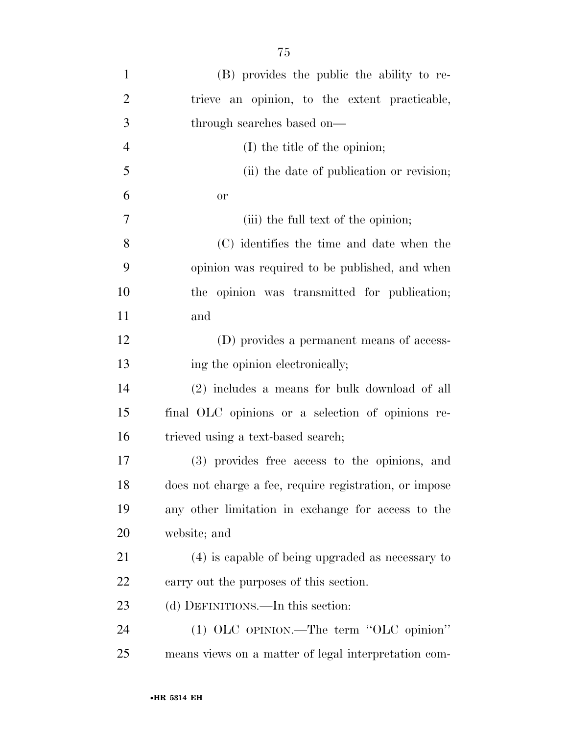(B) provides the public the ability to retrieve an opinion, to the extent practicable, through searches based on—

(I) the title of the opinion;

(ii) the date of publication or revision; or

(iii) the full text of the opinion;

(C) identifies the time and date when the opinion was required to be published, and when the opinion was transmitted for publication; and

(D) provides a permanent means of accessing the opinion electronically;

(2) includes a means for bulk download of all final OLC opinions or a selection of opinions retrieved using a text-based search;

(3) provides free access to the opinions, and does not charge a fee, require registration, or impose any other limitation in exchange for access to the website; and

(4) is capable of being upgraded as necessary to carry out the purposes of this section.

(d) DEFINITIONS.—In this section:

(1) OLC OPINION.—The term "OLC opinion" means views on a matter of legal interpretation com-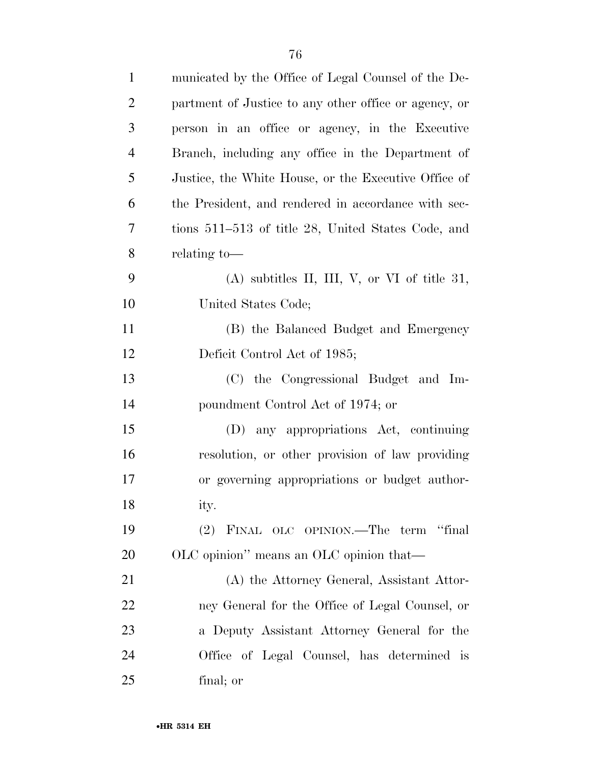municated by the Office of Legal Counsel of the Department of Justice to any other office or agency, or person in an office or agency, in the Executive Branch, including any office in the Department of Justice, the White House, or the Executive Office of the President, and rendered in accordance with sections 511–513 of title 28, United States Code, and relating to—

(A) subtitles II, III, V, or VI of title 31, United States Code;

(B) the Balanced Budget and Emergency Deficit Control Act of 1985;

(C) the Congressional Budget and Impoundment Control Act of 1974; or

(D) any appropriations Act, continuing resolution, or other provision of law providing or governing appropriations or budget authority.

(2) FINAL OLC OPINION.—The term ''final OLC opinion'' means an OLC opinion that—

(A) the Attorney General, Assistant Attorney General for the Office of Legal Counsel, or a Deputy Assistant Attorney General for the Office of Legal Counsel, has determined is final; or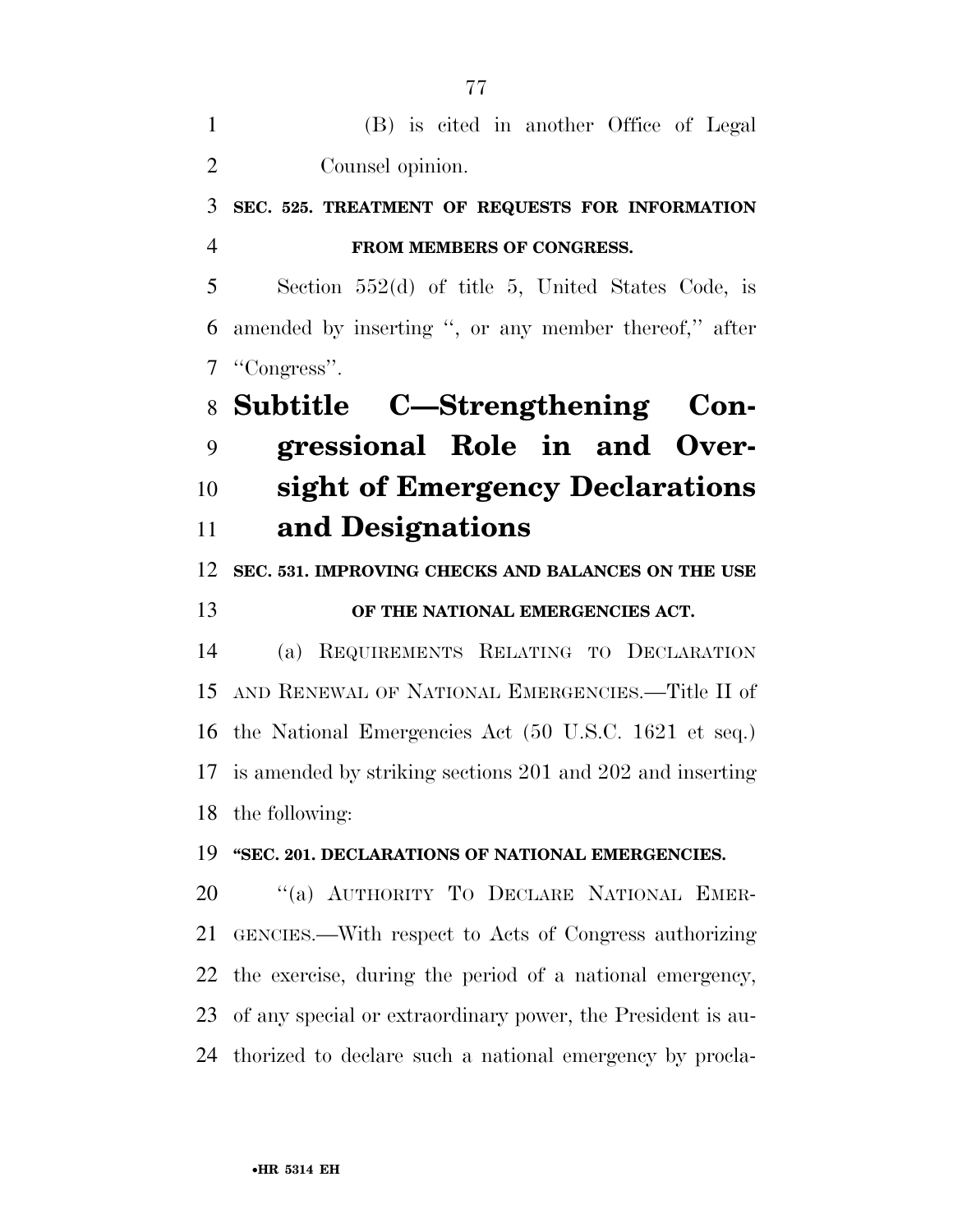(B) is cited in another Office of Legal Counsel opinion.

**SEC. 525. TREATMENT OF REQUESTS FOR INFORMATION FROM MEMBERS OF CONGRESS.**

Section 552(d) of title 5, United States Code, is amended by inserting ", or any member thereof," after "Congress".

# Subtitle C—Strengthening Congressional Role in and Oversight of Emergency Declarations and Designations

**SEC. 531. IMPROVING CHECKS AND BALANCES ON THE USE OF THE NATIONAL EMERGENCIES ACT.**

(a) REQUIREMENTS RELATING TO DECLARATION AND RENEWAL OF NATIONAL EMERGENCIES.—Title II of the National Emergencies Act (50 U.S.C. 1621 et seq.) is amended by striking sections 201 and 202 and inserting the following:

**"SEC. 201. DECLARATIONS OF NATIONAL EMERGENCIES.**

"(a) AUTHORITY TO DECLARE NATIONAL EMERGENCIES.—With respect to Acts of Congress authorizing the exercise, during the period of a national emergency, of any special or extraordinary power, the President is authorized to declare such a national emergency by procla-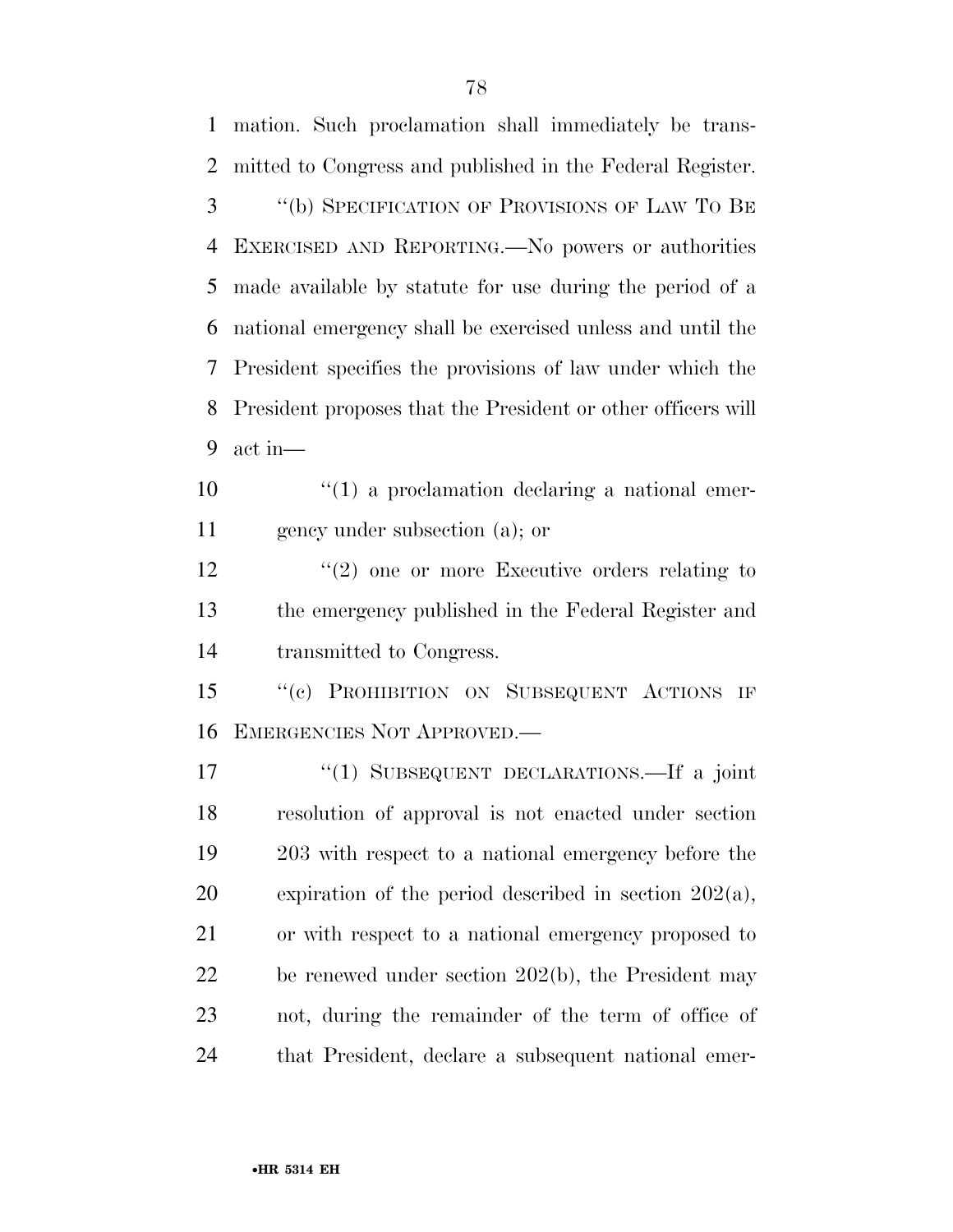mation. Such proclamation shall immediately be transmitted to Congress and published in the Federal Register.

"(b) SPECIFICATION OF PROVISIONS OF LAW TO BE EXERCISED AND REPORTING.—No powers or authorities made available by statute for use during the period of a national emergency shall be exercised unless and until the President specifies the provisions of law under which the President proposes that the President or other officers will act in—

"(1) a proclamation declaring a national emergency under subsection (a); or

"(2) one or more Executive orders relating to the emergency published in the Federal Register and transmitted to Congress.

"(c) PROHIBITION ON SUBSEQUENT ACTIONS IF EMERGENCIES NOT APPROVED.—

"(1) SUBSEQUENT DECLARATIONS.—If a joint resolution of approval is not enacted under section 203 with respect to a national emergency before the expiration of the period described in section 202(a), or with respect to a national emergency proposed to be renewed under section 202(b), the President may not, during the remainder of the term of office of that President, declare a subsequent national emer-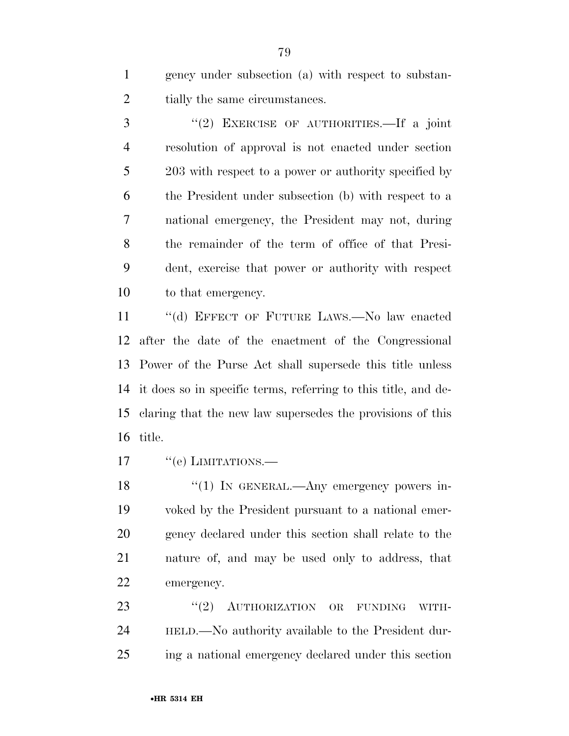gency under subsection (a) with respect to substantially the same circumstances.

"(2) EXERCISE OF AUTHORITIES.—If a joint resolution of approval is not enacted under section 203 with respect to a power or authority specified by the President under subsection (b) with respect to a national emergency, the President may not, during the remainder of the term of office of that President, exercise that power or authority with respect to that emergency.

"(d) EFFECT OF FUTURE LAWS.—No law enacted after the date of the enactment of the Congressional Power of the Purse Act shall supersede this title unless it does so in specific terms, referring to this title, and declaring that the new law supersedes the provisions of this title.

"(e) LIMITATIONS.—

"(1) IN GENERAL.—Any emergency powers invoked by the President pursuant to a national emergency declared under this section shall relate to the nature of, and may be used only to address, that emergency.

"(2) AUTHORIZATION OR FUNDING WITHHELD.—No authority available to the President during a national emergency declared under this section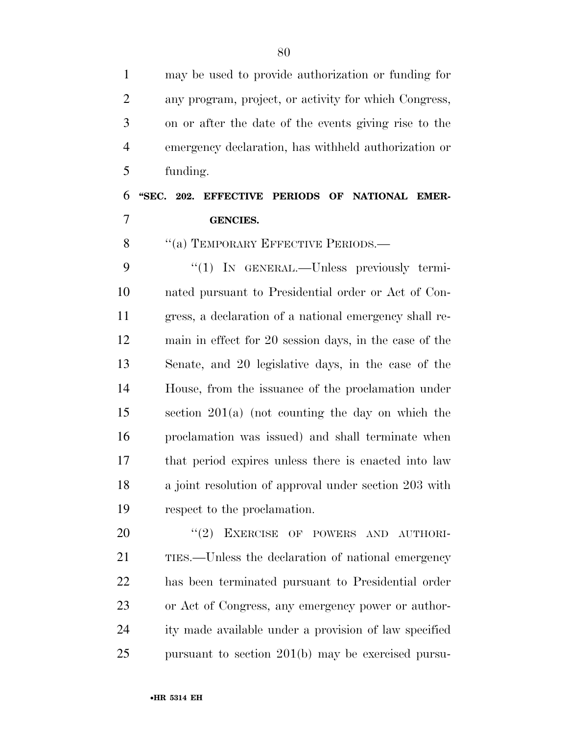may be used to provide authorization or funding for any program, project, or activity for which Congress, on or after the date of the events giving rise to the emergency declaration, has withheld authorization or funding.

**"SEC. 202. EFFECTIVE PERIODS OF NATIONAL EMERGENCIES.**

"(a) TEMPORARY EFFECTIVE PERIODS.—

"(1) IN GENERAL.—Unless previously terminated pursuant to Presidential order or Act of Congress, a declaration of a national emergency shall remain in effect for 20 session days, in the case of the Senate, and 20 legislative days, in the case of the House, from the issuance of the proclamation under section 201(a) (not counting the day on which the proclamation was issued) and shall terminate when that period expires unless there is enacted into law a joint resolution of approval under section 203 with respect to the proclamation.

"(2) EXERCISE OF POWERS AND AUTHORITIES.—Unless the declaration of national emergency has been terminated pursuant to Presidential order or Act of Congress, any emergency power or authority made available under a provision of law specified pursuant to section 201(b) may be exercised pursu-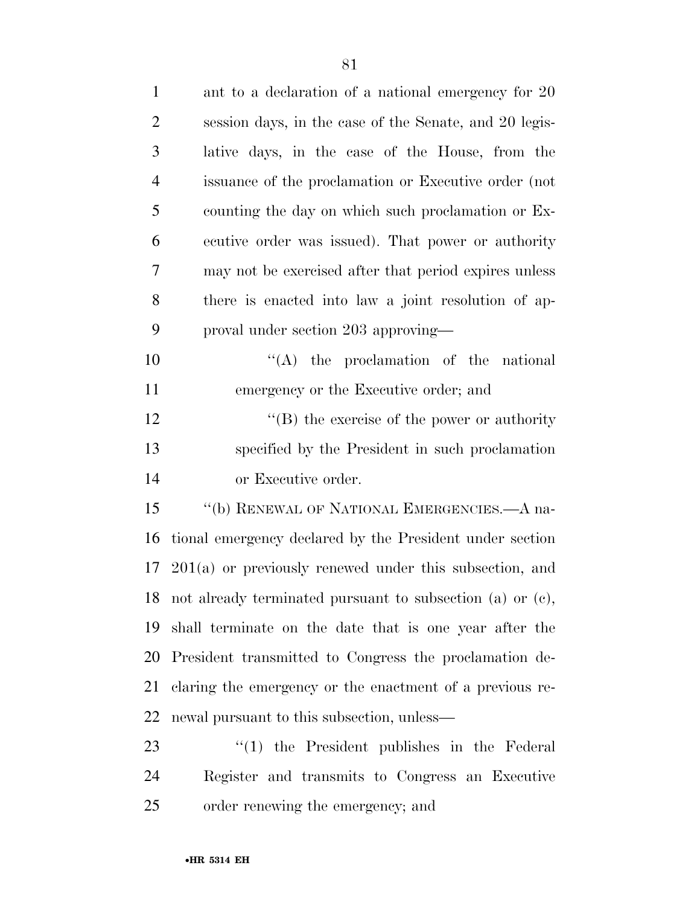ant to a declaration of a national emergency for 20 session days, in the case of the Senate, and 20 legislative days, in the case of the House, from the issuance of the proclamation or Executive order (not counting the day on which such proclamation or Executive order was issued). That power or authority may not be exercised after that period expires unless there is enacted into law a joint resolution of approval under section 203 approving—

''(A) the proclamation of the national emergency or the Executive order; and

''(B) the exercise of the power or authority specified by the President in such proclamation or Executive order.

''(b) RENEWAL OF NATIONAL EMERGENCIES.—A national emergency declared by the President under section 201(a) or previously renewed under this subsection, and not already terminated pursuant to subsection (a) or (c), shall terminate on the date that is one year after the President transmitted to Congress the proclamation declaring the emergency or the enactment of a previous renewal pursuant to this subsection, unless—

''(1) the President publishes in the Federal Register and transmits to Congress an Executive order renewing the emergency; and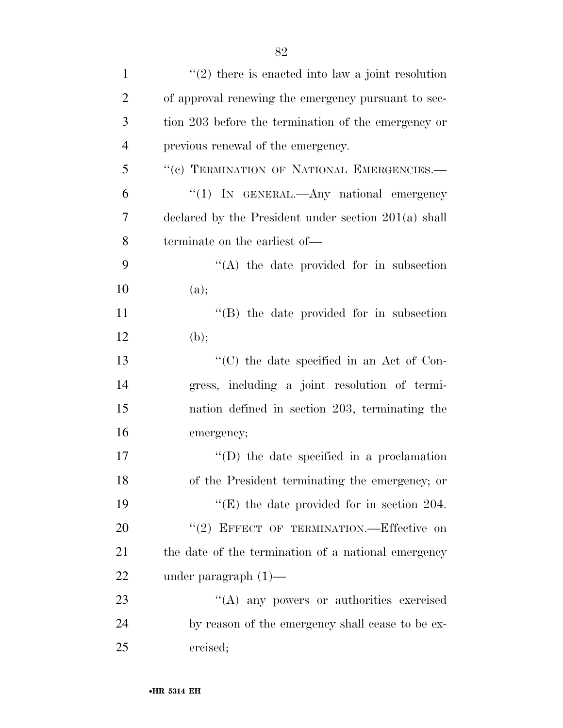''(2) there is enacted into law a joint resolution of approval renewing the emergency pursuant to section 203 before the termination of the emergency or previous renewal of the emergency.

''(c) TERMINATION OF NATIONAL EMERGENCIES.—

''(1) IN GENERAL.—Any national emergency declared by the President under section 201(a) shall terminate on the earliest of—

''(A) the date provided for in subsection (a);

''(B) the date provided for in subsection (b);

''(C) the date specified in an Act of Congress, including a joint resolution of termination defined in section 203, terminating the emergency;

''(D) the date specified in a proclamation of the President terminating the emergency; or

''(E) the date provided for in section 204.

''(2) EFFECT OF TERMINATION.—Effective on the date of the termination of a national emergency under paragraph (1)—

''(A) any powers or authorities exercised by reason of the emergency shall cease to be exercised;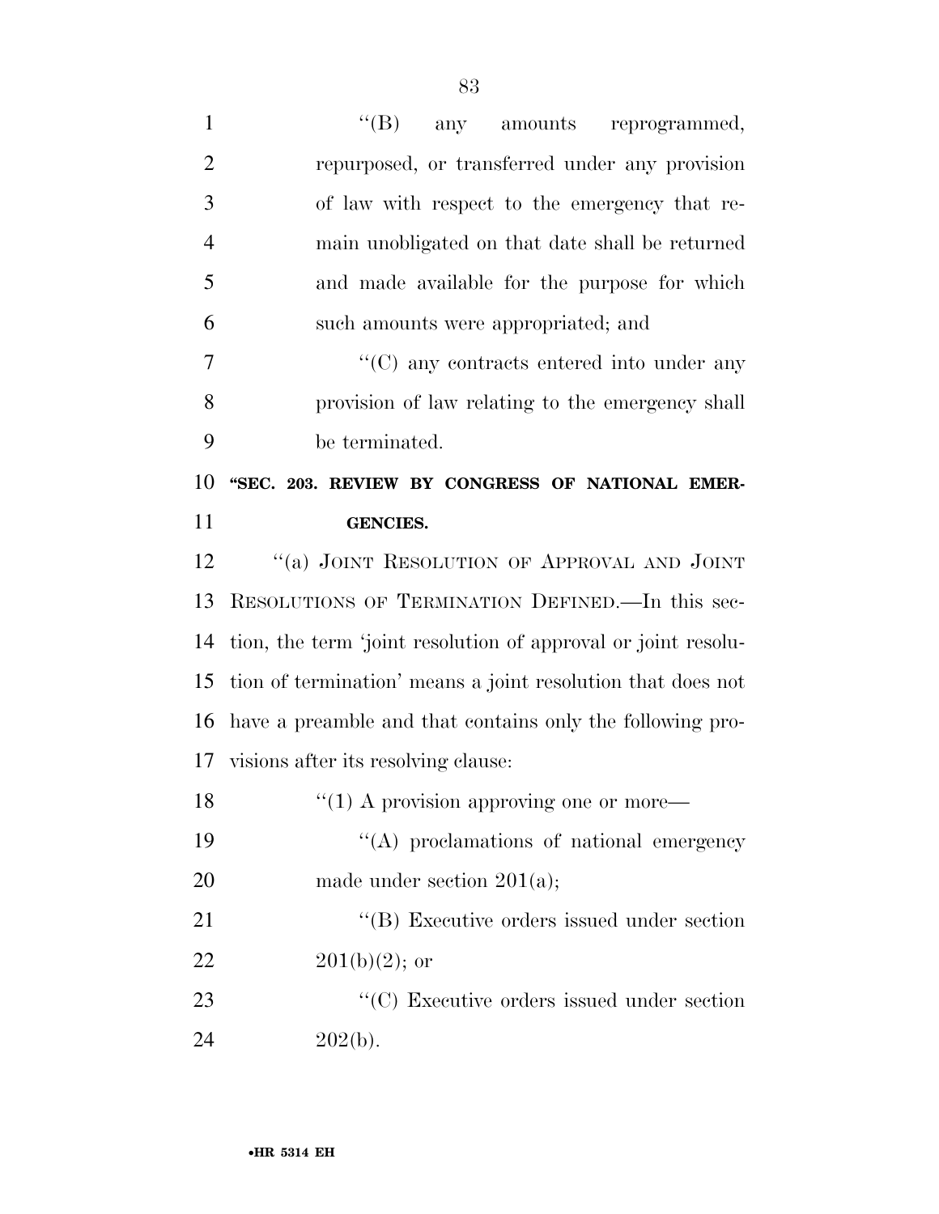"(B) any amounts reprogrammed, repurposed, or transferred under any provision of law with respect to the emergency that remain unobligated on that date shall be returned and made available for the purpose for which such amounts were appropriated; and

"(C) any contracts entered into under any provision of law relating to the emergency shall be terminated.

**"SEC. 203. REVIEW BY CONGRESS OF NATIONAL EMERGENCIES.**

"(a) JOINT RESOLUTION OF APPROVAL AND JOINT RESOLUTIONS OF TERMINATION DEFINED.—In this section, the term 'joint resolution of approval or joint resolution of termination' means a joint resolution that does not have a preamble and that contains only the following provisions after its resolving clause:

"(1) A provision approving one or more—

"(A) proclamations of national emergency made under section 201(a);

"(B) Executive orders issued under section 201(b)(2); or

"(C) Executive orders issued under section 202(b).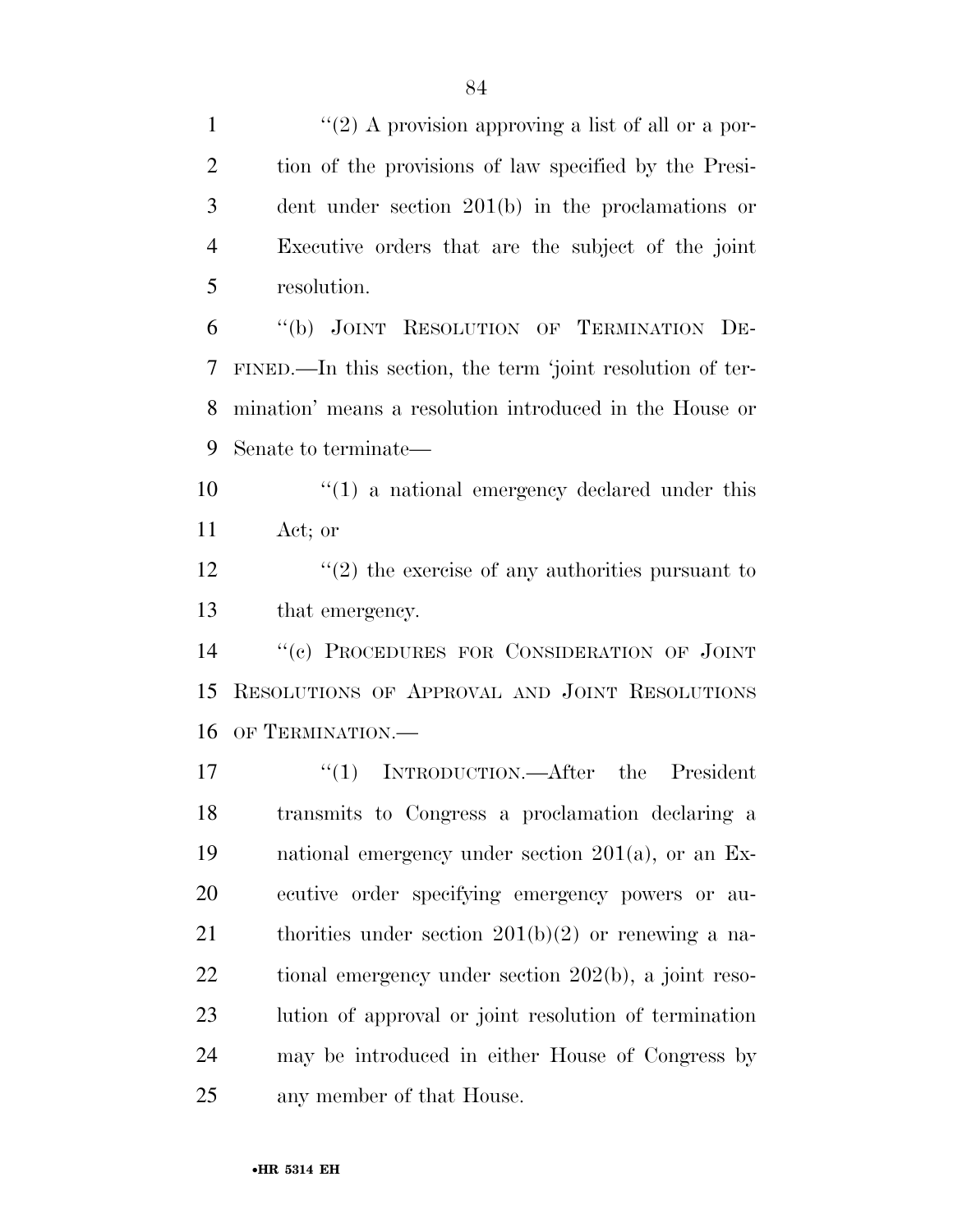"(2) A provision approving a list of all or a portion of the provisions of law specified by the President under section 201(b) in the proclamations or Executive orders that are the subject of the joint resolution.

"(b) JOINT RESOLUTION OF TERMINATION DEFINED.—In this section, the term 'joint resolution of termination' means a resolution introduced in the House or Senate to terminate—

"(1) a national emergency declared under this Act; or

"(2) the exercise of any authorities pursuant to that emergency.

"(c) PROCEDURES FOR CONSIDERATION OF JOINT RESOLUTIONS OF APPROVAL AND JOINT RESOLUTIONS OF TERMINATION.—

"(1) INTRODUCTION.—After the President transmits to Congress a proclamation declaring a national emergency under section 201(a), or an Executive order specifying emergency powers or authorities under section 201(b)(2) or renewing a national emergency under section 202(b), a joint resolution of approval or joint resolution of termination may be introduced in either House of Congress by any member of that House.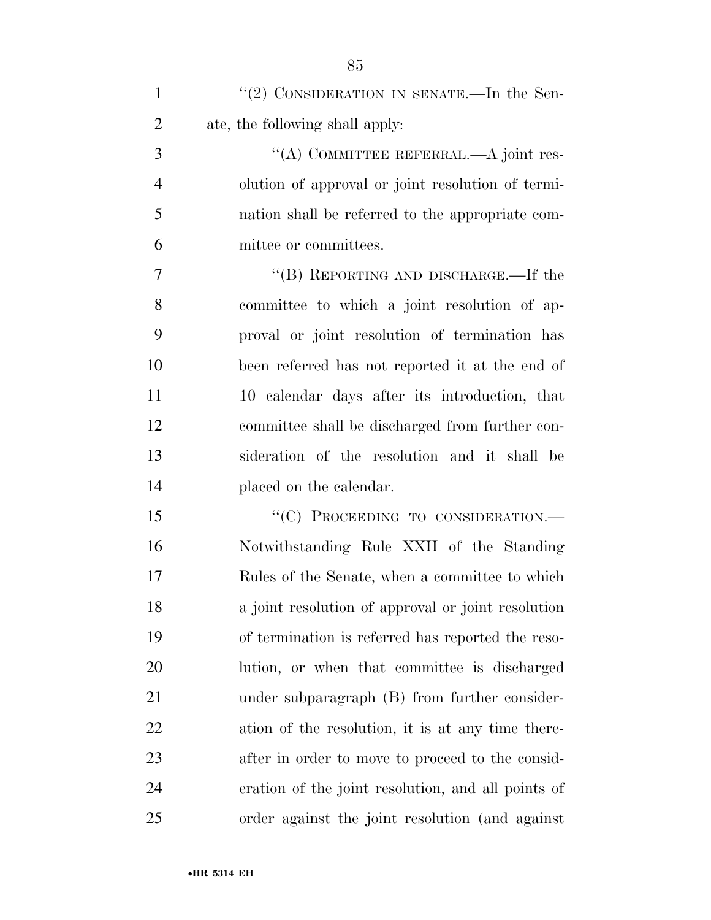"(2) CONSIDERATION IN SENATE.—In the Senate, the following shall apply:

"(A) COMMITTEE REFERRAL.—A joint resolution of approval or joint resolution of termination shall be referred to the appropriate committee or committees.

"(B) REPORTING AND DISCHARGE.—If the committee to which a joint resolution of approval or joint resolution of termination has been referred has not reported it at the end of 10 calendar days after its introduction, that committee shall be discharged from further consideration of the resolution and it shall be placed on the calendar.

"(C) PROCEEDING TO CONSIDERATION.—Notwithstanding Rule XXII of the Standing Rules of the Senate, when a committee to which a joint resolution of approval or joint resolution of termination is referred has reported the resolution, or when that committee is discharged under subparagraph (B) from further consideration of the resolution, it is at any time thereafter in order to move to proceed to the consideration of the joint resolution, and all points of order against the joint resolution (and against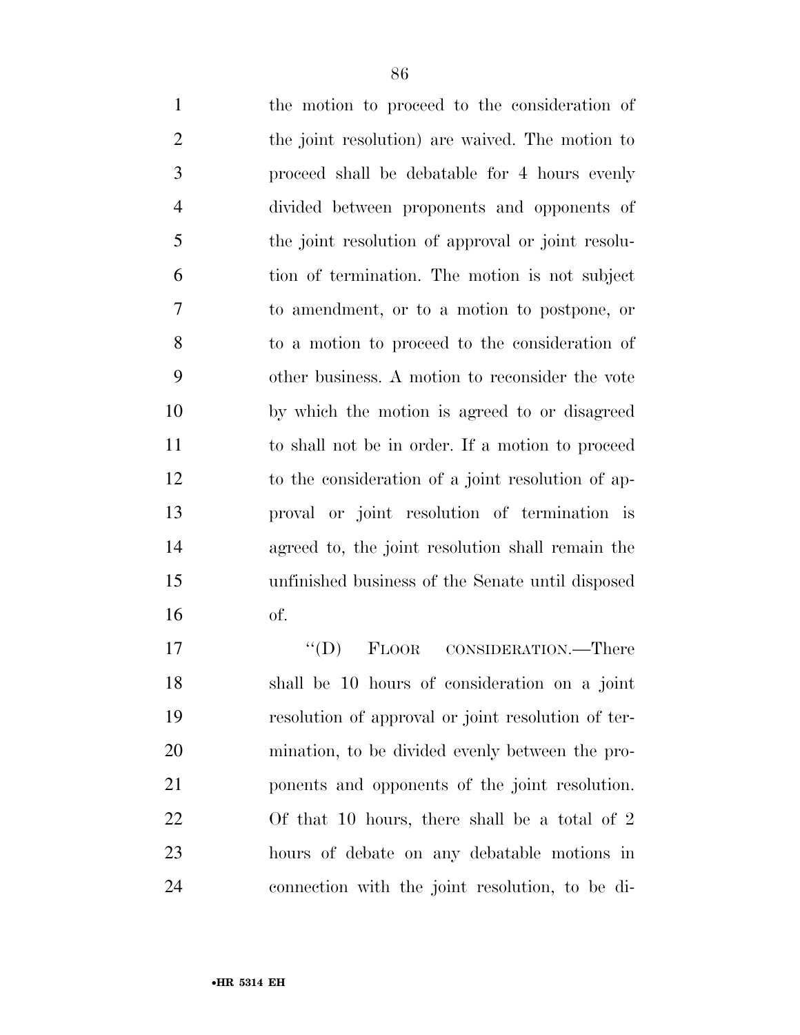the motion to proceed to the consideration of the joint resolution) are waived. The motion to proceed shall be debatable for 4 hours evenly divided between proponents and opponents of the joint resolution of approval or joint resolution of termination. The motion is not subject to amendment, or to a motion to postpone, or to a motion to proceed to the consideration of other business. A motion to reconsider the vote by which the motion is agreed to or disagreed to shall not be in order. If a motion to proceed to the consideration of a joint resolution of approval or joint resolution of termination is agreed to, the joint resolution shall remain the unfinished business of the Senate until disposed of.

"(D) FLOOR CONSIDERATION.—There shall be 10 hours of consideration on a joint resolution of approval or joint resolution of termination, to be divided evenly between the proponents and opponents of the joint resolution. Of that 10 hours, there shall be a total of 2 hours of debate on any debatable motions in connection with the joint resolution, to be di-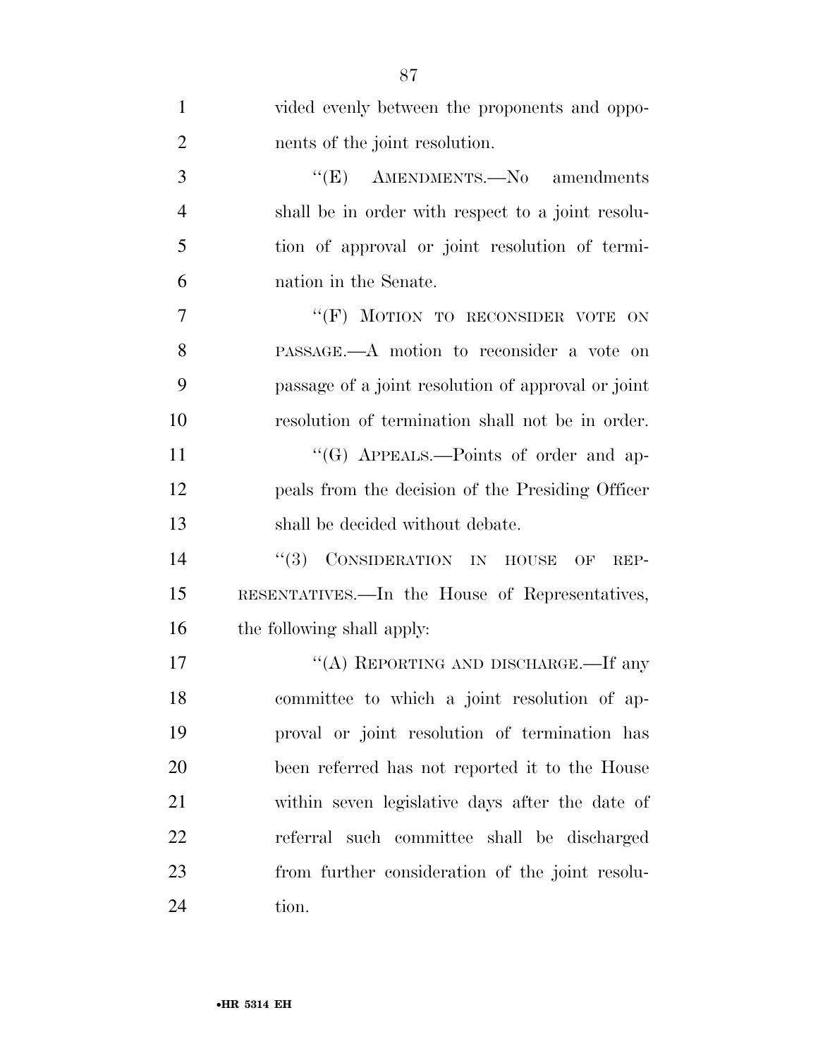vided evenly between the proponents and opponents of the joint resolution.

"(E) AMENDMENTS.—No amendments shall be in order with respect to a joint resolution of approval or joint resolution of termination in the Senate.

"(F) MOTION TO RECONSIDER VOTE ON PASSAGE.—A motion to reconsider a vote on passage of a joint resolution of approval or joint resolution of termination shall not be in order.

"(G) APPEALS.—Points of order and appeals from the decision of the Presiding Officer shall be decided without debate.

"(3) CONSIDERATION IN HOUSE OF REPRESENTATIVES.—In the House of Representatives, the following shall apply:

"(A) REPORTING AND DISCHARGE.—If any committee to which a joint resolution of approval or joint resolution of termination has been referred has not reported it to the House within seven legislative days after the date of referral such committee shall be discharged from further consideration of the joint resolution.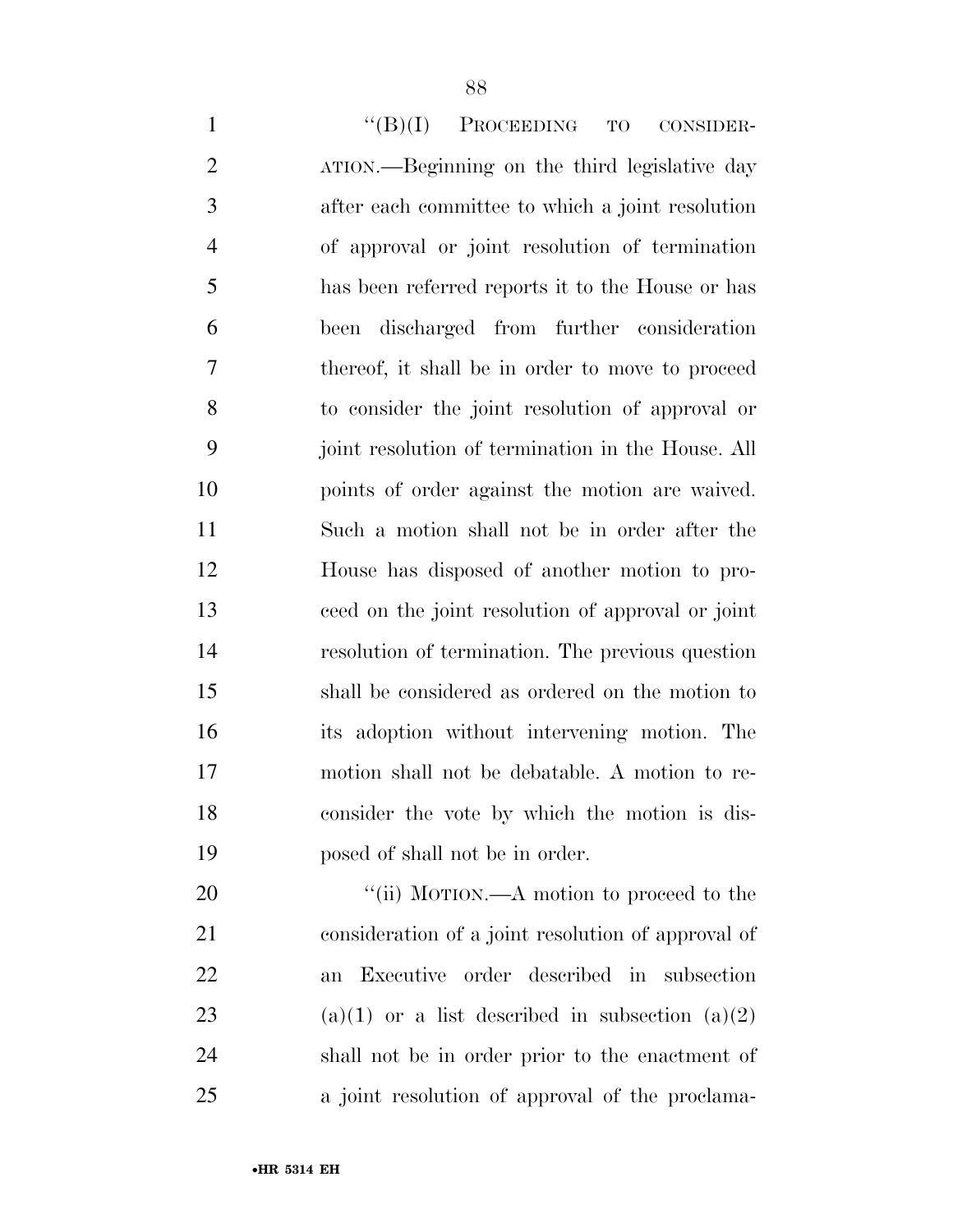"(B)(I) PROCEEDING TO CONSIDERATION.—Beginning on the third legislative day after each committee to which a joint resolution of approval or joint resolution of termination has been referred reports it to the House or has been discharged from further consideration thereof, it shall be in order to move to proceed to consider the joint resolution of approval or joint resolution of termination in the House. All points of order against the motion are waived. Such a motion shall not be in order after the House has disposed of another motion to proceed on the joint resolution of approval or joint resolution of termination. The previous question shall be considered as ordered on the motion to its adoption without intervening motion. The motion shall not be debatable. A motion to reconsider the vote by which the motion is disposed of shall not be in order.

"(ii) MOTION.—A motion to proceed to the consideration of a joint resolution of approval of an Executive order described in subsection (a)(1) or a list described in subsection (a)(2) shall not be in order prior to the enactment of a joint resolution of approval of the proclama-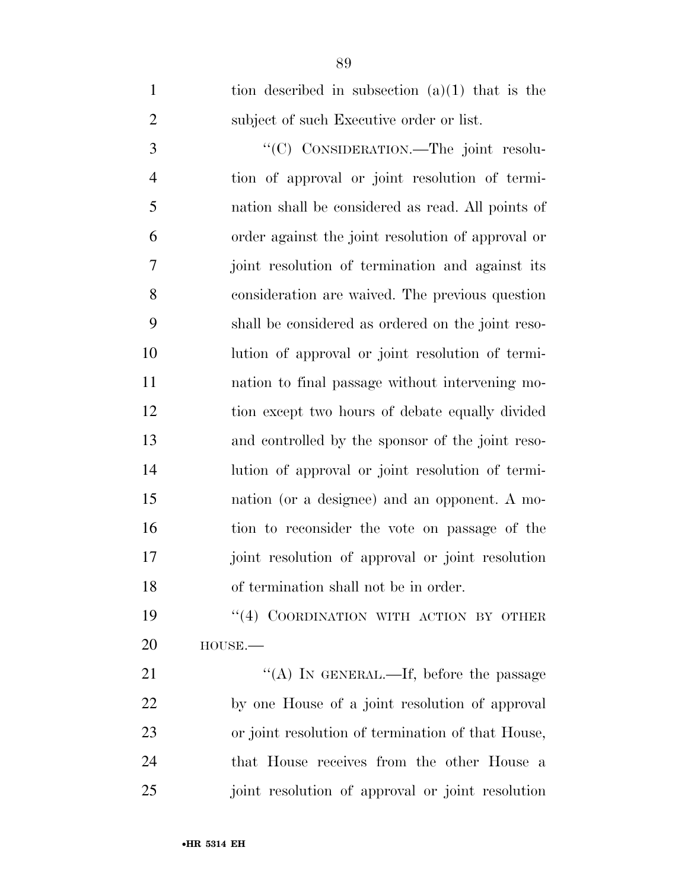tion described in subsection (a)(1) that is the subject of such Executive order or list.

''(C) CONSIDERATION.—The joint resolution of approval or joint resolution of termination shall be considered as read. All points of order against the joint resolution of approval or joint resolution of termination and against its consideration are waived. The previous question shall be considered as ordered on the joint resolution of approval or joint resolution of termination to final passage without intervening motion except two hours of debate equally divided and controlled by the sponsor of the joint resolution of approval or joint resolution of termination (or a designee) and an opponent. A motion to reconsider the vote on passage of the joint resolution of approval or joint resolution of termination shall not be in order.

''(4) COORDINATION WITH ACTION BY OTHER HOUSE.—

''(A) IN GENERAL.—If, before the passage by one House of a joint resolution of approval or joint resolution of termination of that House, that House receives from the other House a joint resolution of approval or joint resolution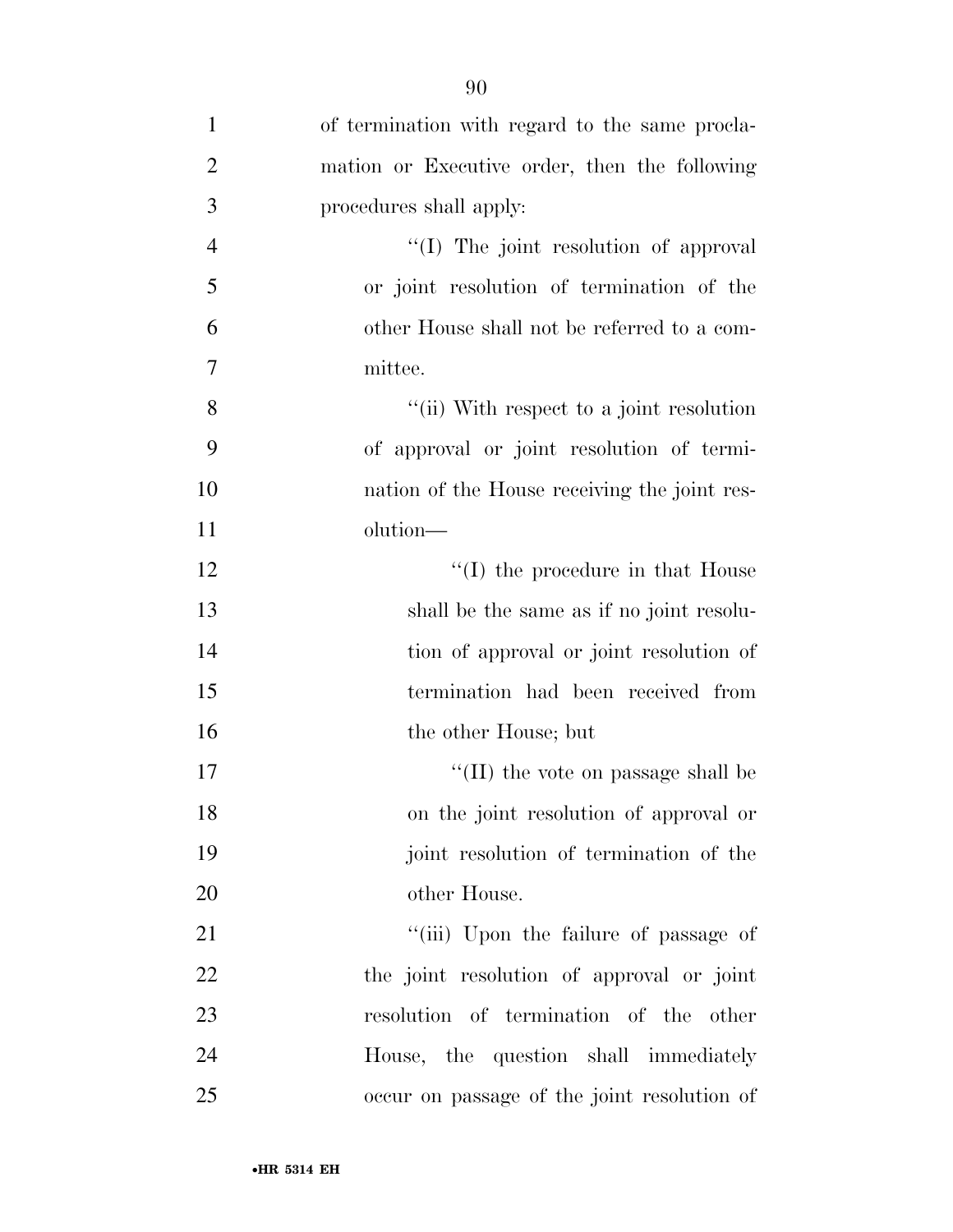of termination with regard to the same proclamation or Executive order, then the following procedures shall apply:

''(I) The joint resolution of approval or joint resolution of termination of the other House shall not be referred to a committee.

''(ii) With respect to a joint resolution of approval or joint resolution of termination of the House receiving the joint resolution—

''(I) the procedure in that House shall be the same as if no joint resolution of approval or joint resolution of termination had been received from the other House; but

''(II) the vote on passage shall be on the joint resolution of approval or joint resolution of termination of the other House.

''(iii) Upon the failure of passage of the joint resolution of approval or joint resolution of termination of the other House, the question shall immediately occur on passage of the joint resolution of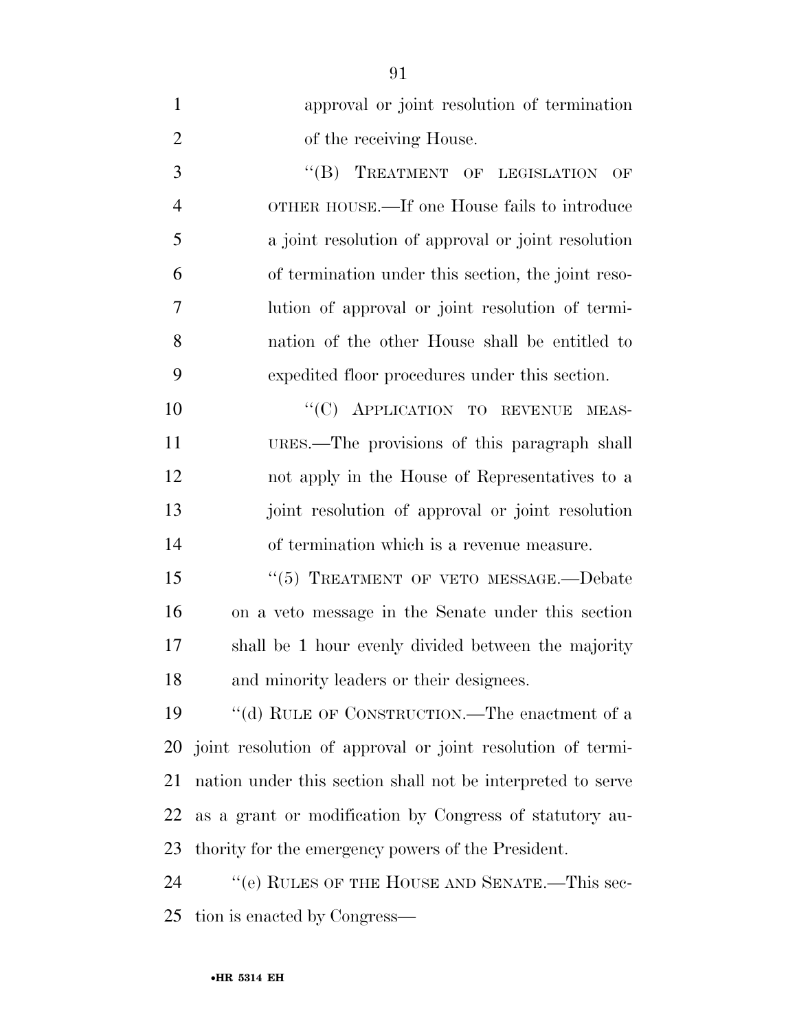approval or joint resolution of termination of the receiving House.

"(B) TREATMENT OF LEGISLATION OF OTHER HOUSE.—If one House fails to introduce a joint resolution of approval or joint resolution of termination under this section, the joint resolution of approval or joint resolution of termination of the other House shall be entitled to expedited floor procedures under this section.

"(C) APPLICATION TO REVENUE MEASURES.—The provisions of this paragraph shall not apply in the House of Representatives to a joint resolution of approval or joint resolution of termination which is a revenue measure.

"(5) TREATMENT OF VETO MESSAGE.—Debate on a veto message in the Senate under this section shall be 1 hour evenly divided between the majority and minority leaders or their designees.

"(d) RULE OF CONSTRUCTION.—The enactment of a joint resolution of approval or joint resolution of termination under this section shall not be interpreted to serve as a grant or modification by Congress of statutory authority for the emergency powers of the President.

"(e) RULES OF THE HOUSE AND SENATE.—This section is enacted by Congress—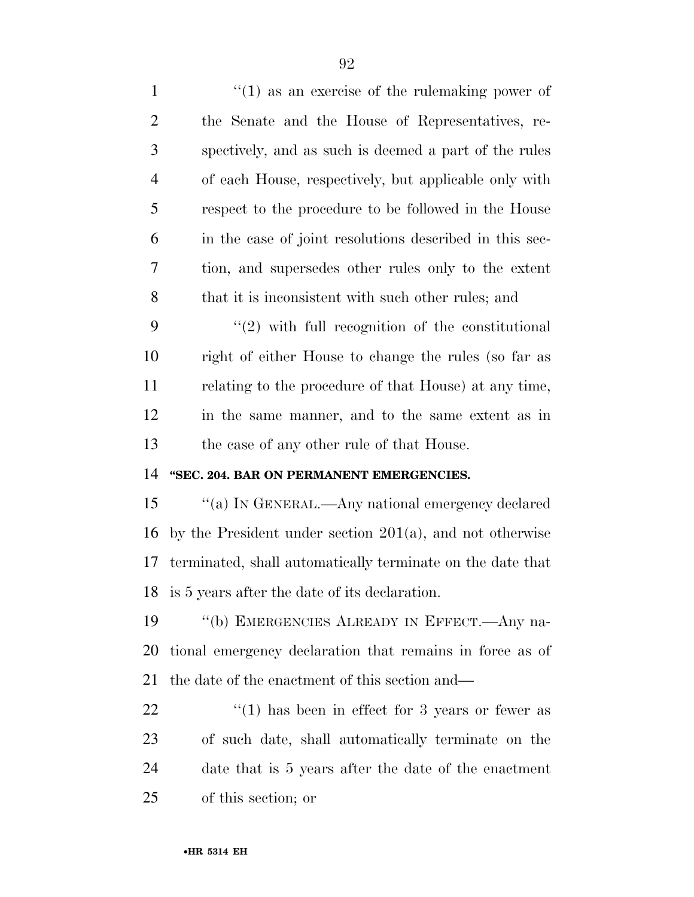''(1) as an exercise of the rulemaking power of the Senate and the House of Representatives, respectively, and as such is deemed a part of the rules of each House, respectively, but applicable only with respect to the procedure to be followed in the House in the case of joint resolutions described in this section, and supersedes other rules only to the extent that it is inconsistent with such other rules; and

''(2) with full recognition of the constitutional right of either House to change the rules (so far as relating to the procedure of that House) at any time, in the same manner, and to the same extent as in the case of any other rule of that House.

**''SEC. 204. BAR ON PERMANENT EMERGENCIES.**

''(a) IN GENERAL.—Any national emergency declared by the President under section 201(a), and not otherwise terminated, shall automatically terminate on the date that is 5 years after the date of its declaration.

''(b) EMERGENCIES ALREADY IN EFFECT.—Any national emergency declaration that remains in force as of the date of the enactment of this section and—

''(1) has been in effect for 3 years or fewer as of such date, shall automatically terminate on the date that is 5 years after the date of the enactment of this section; or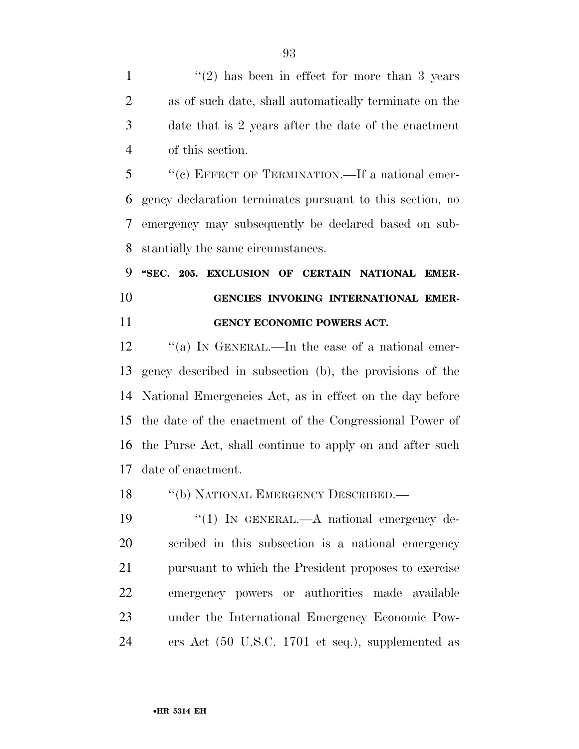"(2) has been in effect for more than 3 years as of such date, shall automatically terminate on the date that is 2 years after the date of the enactment of this section.

"(c) EFFECT OF TERMINATION.—If a national emergency declaration terminates pursuant to this section, no emergency may subsequently be declared based on substantially the same circumstances.

**"SEC. 205. EXCLUSION OF CERTAIN NATIONAL EMERGENCIES INVOKING INTERNATIONAL EMERGENCY ECONOMIC POWERS ACT.**

"(a) IN GENERAL.—In the case of a national emergency described in subsection (b), the provisions of the National Emergencies Act, as in effect on the day before the date of the enactment of the Congressional Power of the Purse Act, shall continue to apply on and after such date of enactment.

"(b) NATIONAL EMERGENCY DESCRIBED.—

"(1) IN GENERAL.—A national emergency described in this subsection is a national emergency pursuant to which the President proposes to exercise emergency powers or authorities made available under the International Emergency Economic Powers Act (50 U.S.C. 1701 et seq.), supplemented as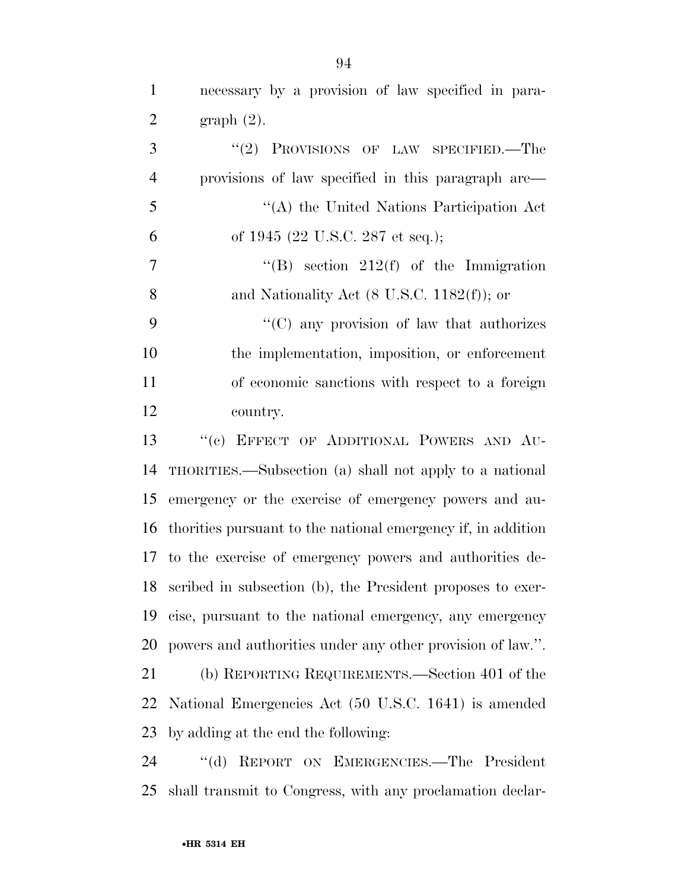necessary by a provision of law specified in paragraph (2).

"(2) PROVISIONS OF LAW SPECIFIED.—The provisions of law specified in this paragraph are—

"(A) the United Nations Participation Act of 1945 (22 U.S.C. 287 et seq.);

"(B) section 212(f) of the Immigration and Nationality Act (8 U.S.C. 1182(f)); or

"(C) any provision of law that authorizes the implementation, imposition, or enforcement of economic sanctions with respect to a foreign country.

"(c) EFFECT OF ADDITIONAL POWERS AND AUTHORITIES.—Subsection (a) shall not apply to a national emergency or the exercise of emergency powers and authorities pursuant to the national emergency if, in addition to the exercise of emergency powers and authorities described in subsection (b), the President proposes to exercise, pursuant to the national emergency, any emergency powers and authorities under any other provision of law.".

(b) REPORTING REQUIREMENTS.—Section 401 of the National Emergencies Act (50 U.S.C. 1641) is amended by adding at the end the following:

"(d) REPORT ON EMERGENCIES.—The President shall transmit to Congress, with any proclamation declar-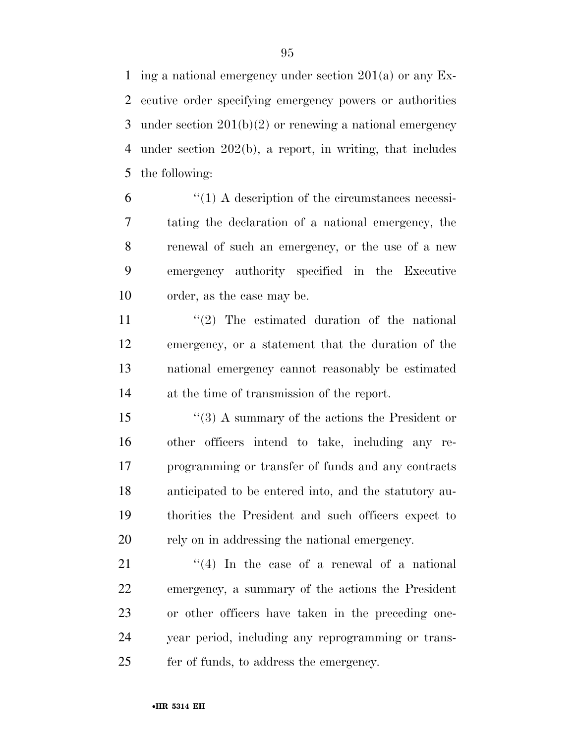ing a national emergency under section 201(a) or any Executive order specifying emergency powers or authorities under section 201(b)(2) or renewing a national emergency under section 202(b), a report, in writing, that includes the following:

"(1) A description of the circumstances necessitating the declaration of a national emergency, the renewal of such an emergency, or the use of a new emergency authority specified in the Executive order, as the case may be.

"(2) The estimated duration of the national emergency, or a statement that the duration of the national emergency cannot reasonably be estimated at the time of transmission of the report.

"(3) A summary of the actions the President or other officers intend to take, including any reprogramming or transfer of funds and any contracts anticipated to be entered into, and the statutory authorities the President and such officers expect to rely on in addressing the national emergency.

"(4) In the case of a renewal of a national emergency, a summary of the actions the President or other officers have taken in the preceding one-year period, including any reprogramming or transfer of funds, to address the emergency.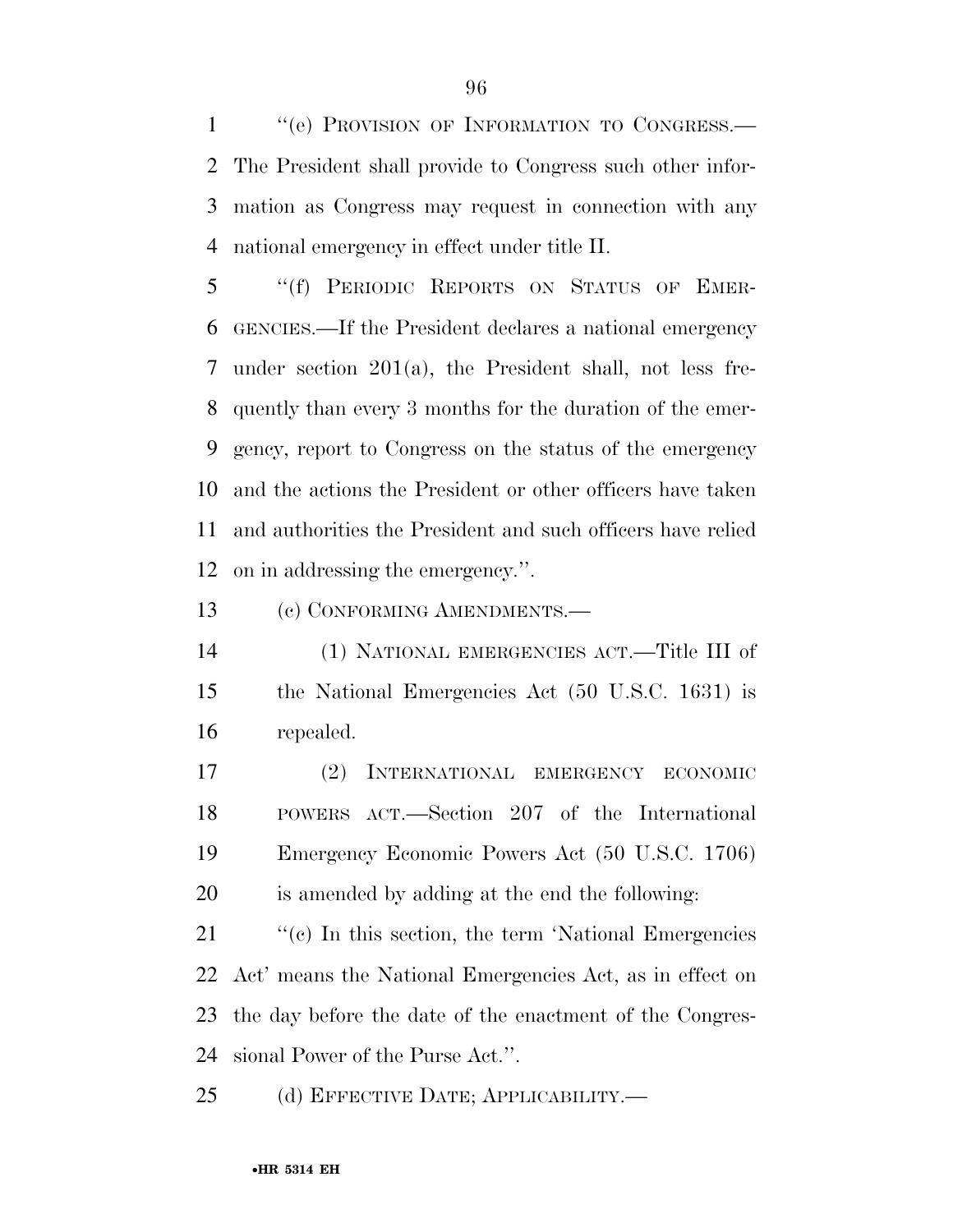"(e) PROVISION OF INFORMATION TO CONGRESS.—The President shall provide to Congress such other information as Congress may request in connection with any national emergency in effect under title II.

"(f) PERIODIC REPORTS ON STATUS OF EMERGENCIES.—If the President declares a national emergency under section 201(a), the President shall, not less frequently than every 3 months for the duration of the emergency, report to Congress on the status of the emergency and the actions the President or other officers have taken and authorities the President and such officers have relied on in addressing the emergency.".

(c) CONFORMING AMENDMENTS.—

(1) NATIONAL EMERGENCIES ACT.—Title III of the National Emergencies Act (50 U.S.C. 1631) is repealed.

(2) INTERNATIONAL EMERGENCY ECONOMIC POWERS ACT.—Section 207 of the International Emergency Economic Powers Act (50 U.S.C. 1706) is amended by adding at the end the following:

"(e) In this section, the term 'National Emergencies Act' means the National Emergencies Act, as in effect on the day before the date of the enactment of the Congressional Power of the Purse Act.".

(d) EFFECTIVE DATE; APPLICABILITY.—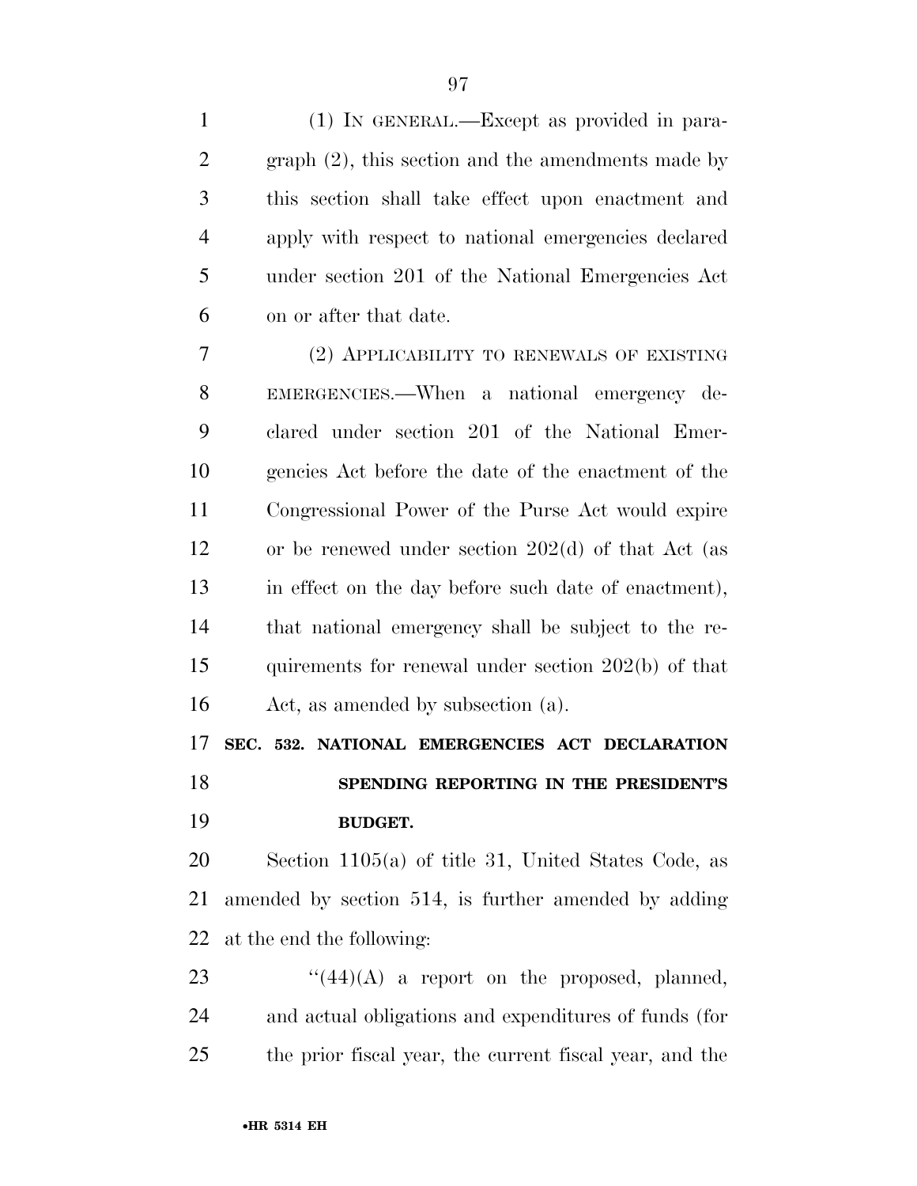(1) IN GENERAL.—Except as provided in paragraph (2), this section and the amendments made by this section shall take effect upon enactment and apply with respect to national emergencies declared under section 201 of the National Emergencies Act on or after that date.

(2) APPLICABILITY TO RENEWALS OF EXISTING EMERGENCIES.—When a national emergency declared under section 201 of the National Emergencies Act before the date of the enactment of the Congressional Power of the Purse Act would expire or be renewed under section 202(d) of that Act (as in effect on the day before such date of enactment), that national emergency shall be subject to the requirements for renewal under section 202(b) of that Act, as amended by subsection (a).

**SEC. 532. NATIONAL EMERGENCIES ACT DECLARATION SPENDING REPORTING IN THE PRESIDENT'S BUDGET.**

Section 1105(a) of title 31, United States Code, as amended by section 514, is further amended by adding at the end the following:

"(44)(A) a report on the proposed, planned, and actual obligations and expenditures of funds (for the prior fiscal year, the current fiscal year, and the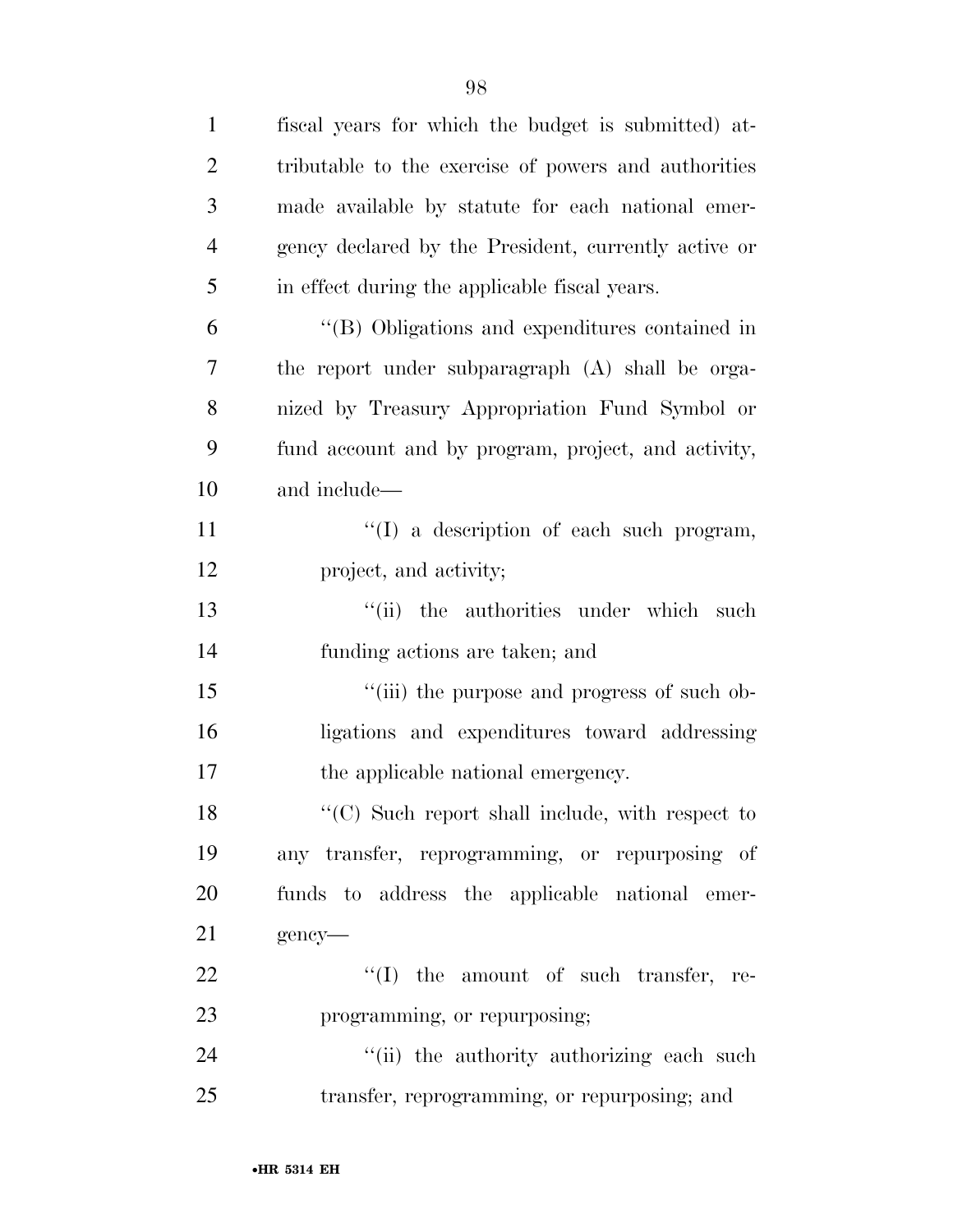fiscal years for which the budget is submitted) attributable to the exercise of powers and authorities made available by statute for each national emergency declared by the President, currently active or in effect during the applicable fiscal years.

''(B) Obligations and expenditures contained in the report under subparagraph (A) shall be organized by Treasury Appropriation Fund Symbol or fund account and by program, project, and activity, and include—

''(I) a description of each such program, project, and activity;

''(ii) the authorities under which such funding actions are taken; and

''(iii) the purpose and progress of such obligations and expenditures toward addressing the applicable national emergency.

''(C) Such report shall include, with respect to any transfer, reprogramming, or repurposing of funds to address the applicable national emergency—

''(I) the amount of such transfer, reprogramming, or repurposing;

''(ii) the authority authorizing each such transfer, reprogramming, or repurposing; and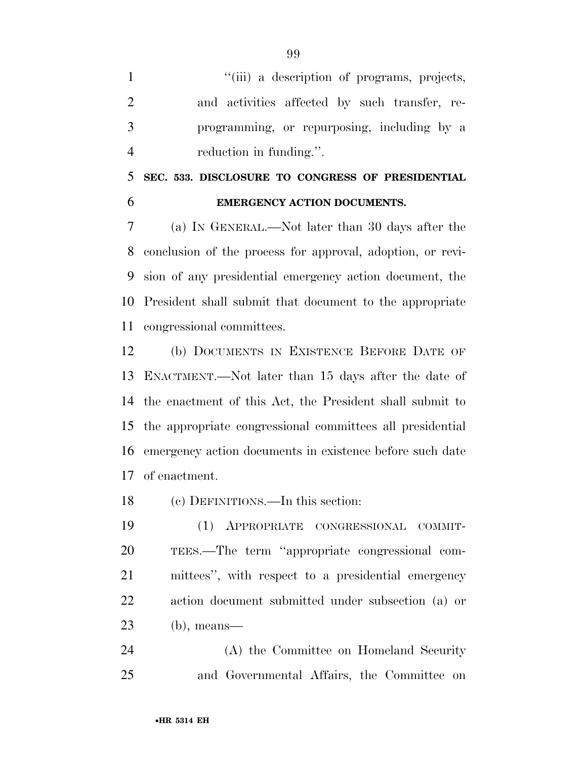"(iii) a description of programs, projects, and activities affected by such transfer, reprogramming, or repurposing, including by a reduction in funding.".

**SEC. 533. DISCLOSURE TO CONGRESS OF PRESIDENTIAL EMERGENCY ACTION DOCUMENTS.**

(a) IN GENERAL.—Not later than 30 days after the conclusion of the process for approval, adoption, or revision of any presidential emergency action document, the President shall submit that document to the appropriate congressional committees.

(b) DOCUMENTS IN EXISTENCE BEFORE DATE OF ENACTMENT.—Not later than 15 days after the date of the enactment of this Act, the President shall submit to the appropriate congressional committees all presidential emergency action documents in existence before such date of enactment.

(c) DEFINITIONS.—In this section:

(1) APPROPRIATE CONGRESSIONAL COMMITTEES.—The term "appropriate congressional committees", with respect to a presidential emergency action document submitted under subsection (a) or (b), means—

(A) the Committee on Homeland Security and Governmental Affairs, the Committee on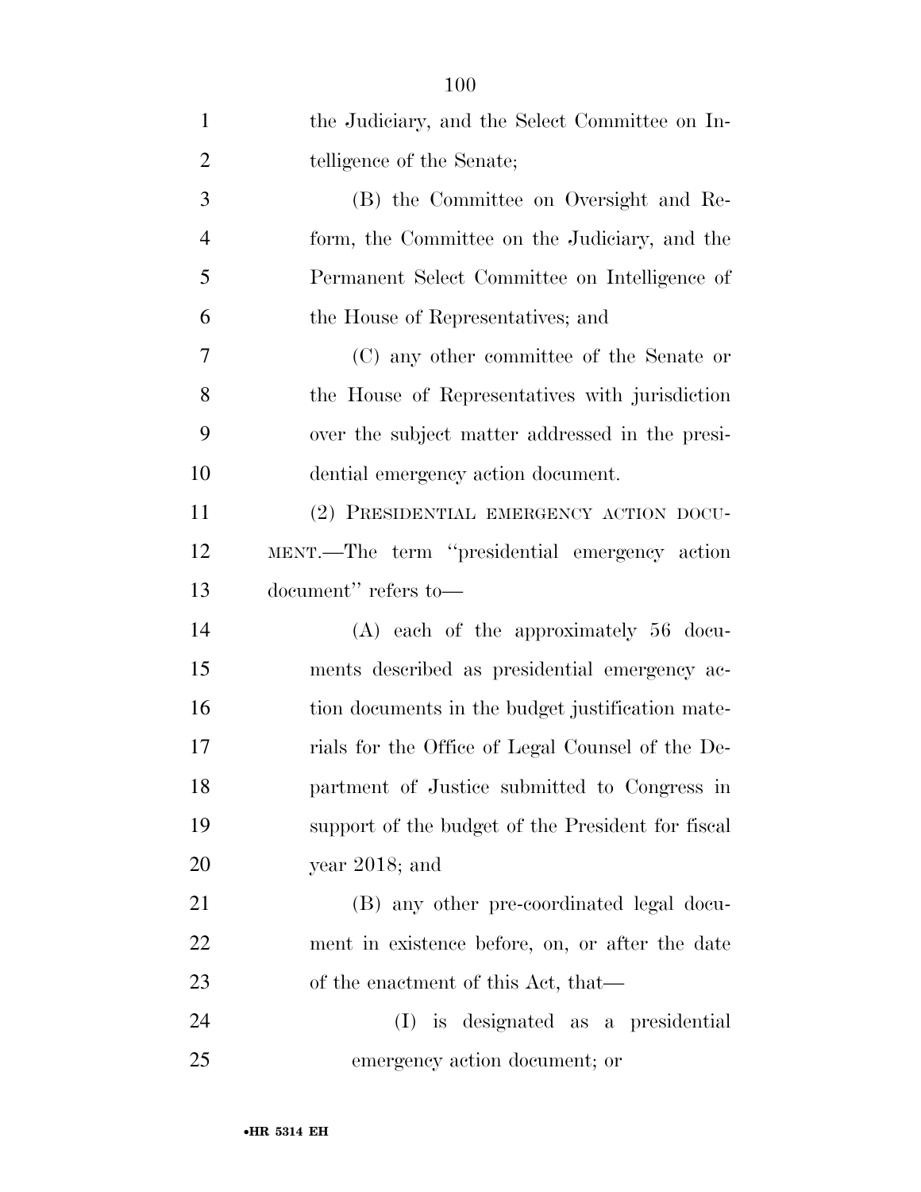the Judiciary, and the Select Committee on Intelligence of the Senate;

(B) the Committee on Oversight and Reform, the Committee on the Judiciary, and the Permanent Select Committee on Intelligence of the House of Representatives; and

(C) any other committee of the Senate or the House of Representatives with jurisdiction over the subject matter addressed in the presidential emergency action document.

(2) PRESIDENTIAL EMERGENCY ACTION DOCUMENT.—The term ''presidential emergency action document'' refers to—

(A) each of the approximately 56 documents described as presidential emergency action documents in the budget justification materials for the Office of Legal Counsel of the Department of Justice submitted to Congress in support of the budget of the President for fiscal year 2018; and

(B) any other pre-coordinated legal document in existence before, on, or after the date of the enactment of this Act, that—

(I) is designated as a presidential emergency action document; or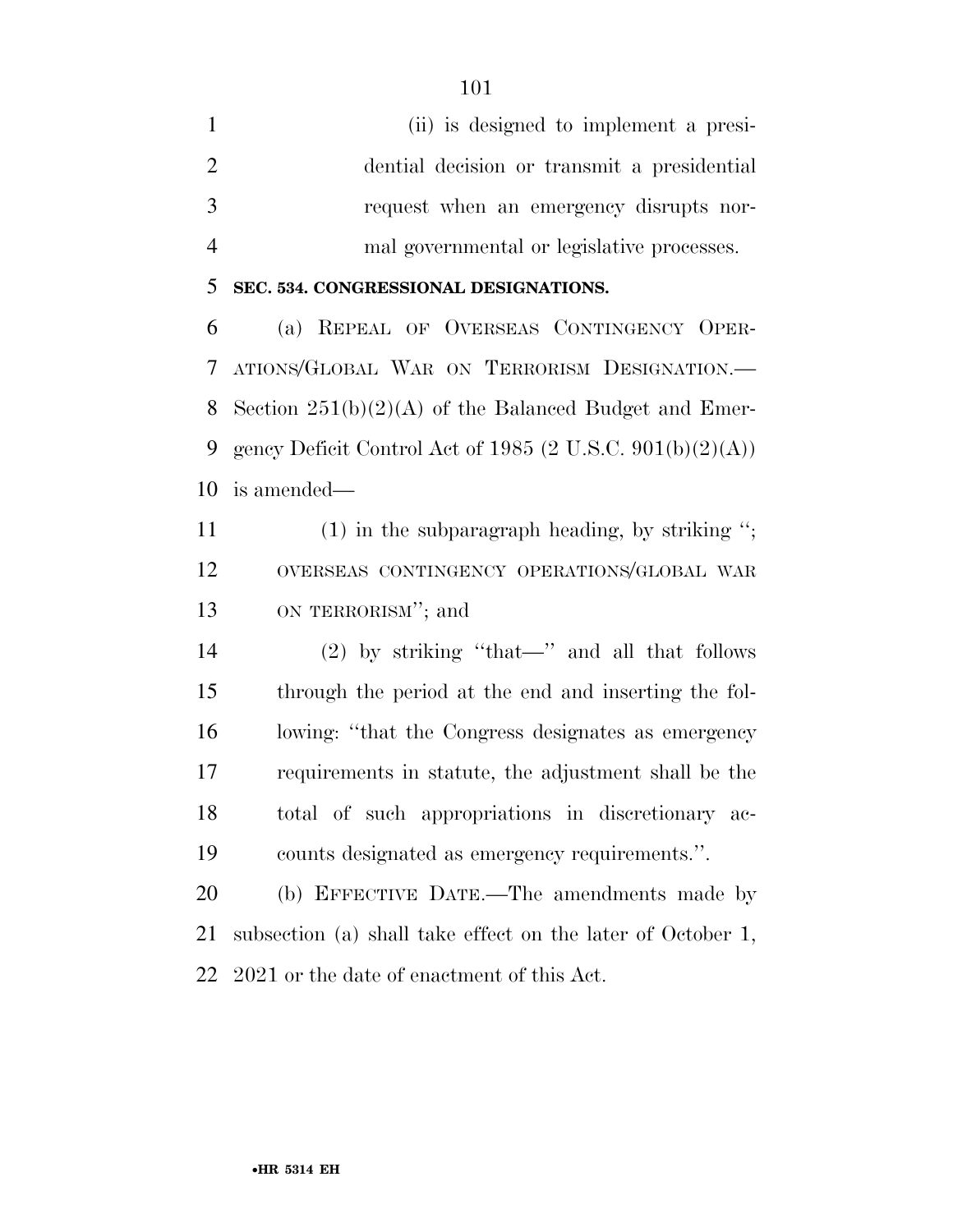(ii) is designed to implement a presidential decision or transmit a presidential request when an emergency disrupts normal governmental or legislative processes.

**SEC. 534. CONGRESSIONAL DESIGNATIONS.**

(a) REPEAL OF OVERSEAS CONTINGENCY OPERATIONS/GLOBAL WAR ON TERRORISM DESIGNATION.—Section 251(b)(2)(A) of the Balanced Budget and Emergency Deficit Control Act of 1985 (2 U.S.C. 901(b)(2)(A)) is amended—

(1) in the subparagraph heading, by striking ''; OVERSEAS CONTINGENCY OPERATIONS/GLOBAL WAR ON TERRORISM''; and

(2) by striking ''that—'' and all that follows through the period at the end and inserting the following: ''that the Congress designates as emergency requirements in statute, the adjustment shall be the total of such appropriations in discretionary accounts designated as emergency requirements.''.

(b) EFFECTIVE DATE.—The amendments made by subsection (a) shall take effect on the later of October 1, 2021 or the date of enactment of this Act.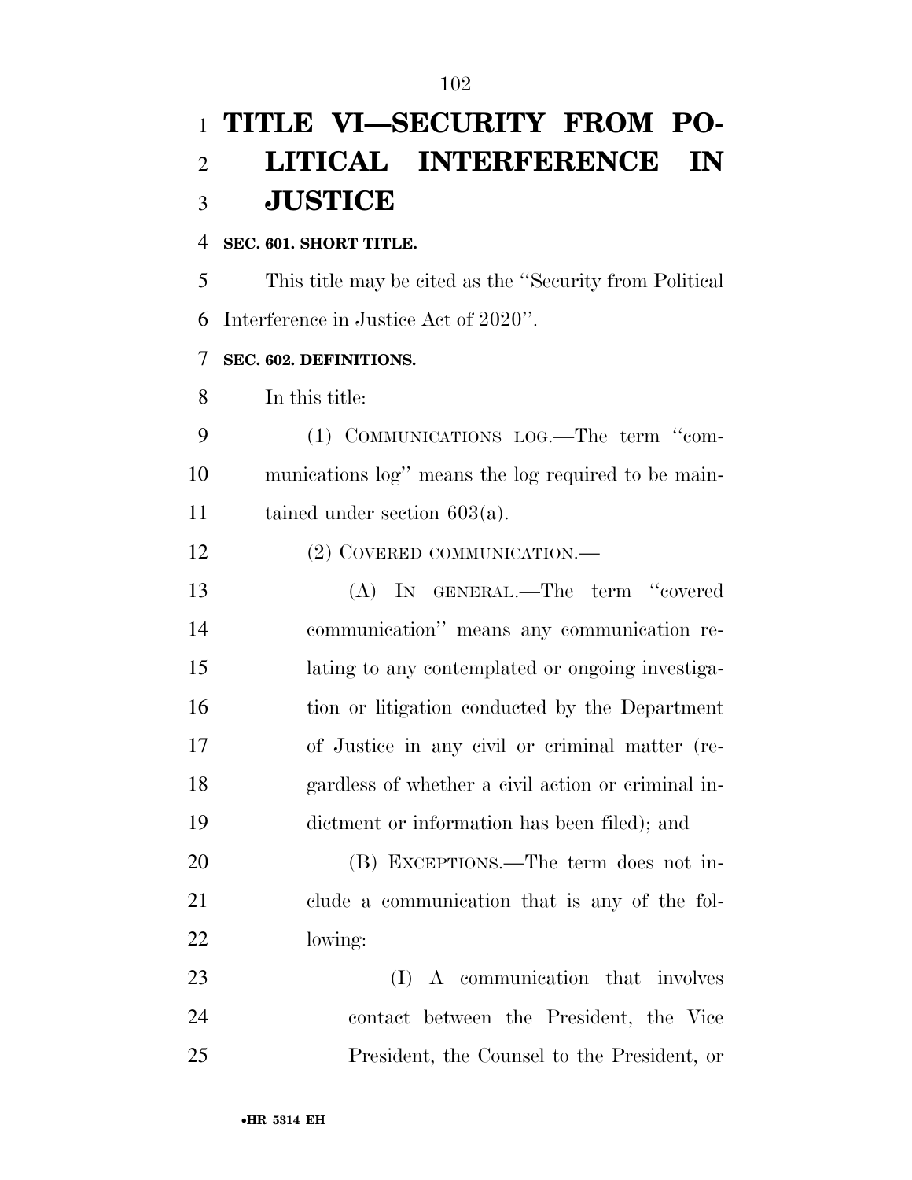# TITLE VI—SECURITY FROM POLITICAL INTERFERENCE IN JUSTICE

## SEC. 601. SHORT TITLE.

This title may be cited as the ''Security from Political Interference in Justice Act of 2020''.

## SEC. 602. DEFINITIONS.

In this title:

(1) COMMUNICATIONS LOG.—The term ''communications log'' means the log required to be maintained under section 603(a).

(2) COVERED COMMUNICATION.—

(A) IN GENERAL.—The term ''covered communication'' means any communication relating to any contemplated or ongoing investigation or litigation conducted by the Department of Justice in any civil or criminal matter (regardless of whether a civil action or criminal indictment or information has been filed); and

(B) EXCEPTIONS.—The term does not include a communication that is any of the following:

(I) A communication that involves contact between the President, the Vice President, the Counsel to the President, or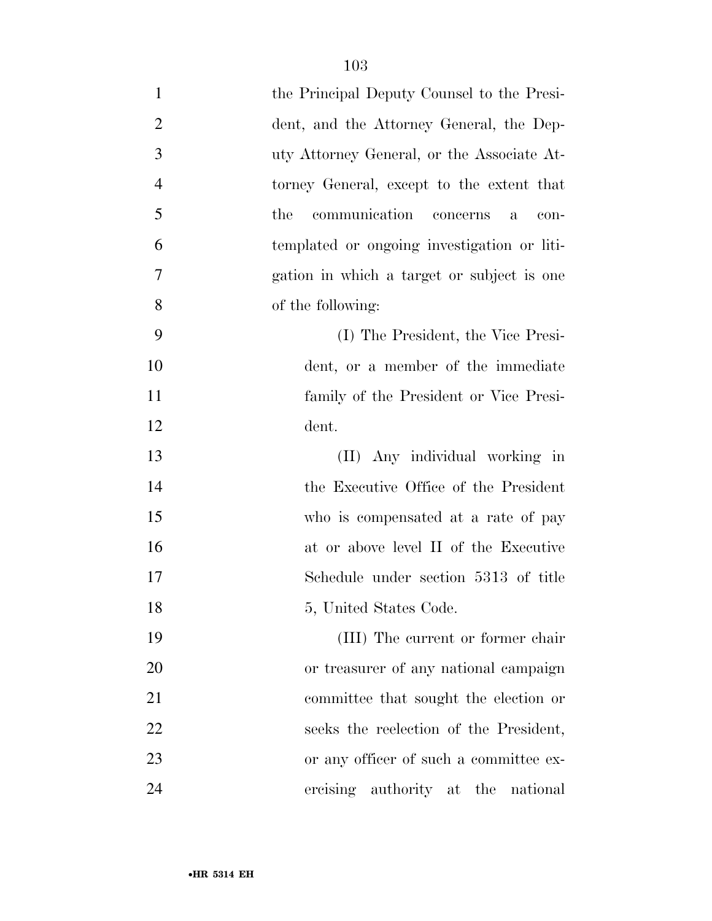the Principal Deputy Counsel to the President, and the Attorney General, the Deputy Attorney General, or the Associate Attorney General, except to the extent that the communication concerns a contemplated or ongoing investigation or litigation in which a target or subject is one of the following:

(I) The President, the Vice President, or a member of the immediate family of the President or Vice President.

(II) Any individual working in the Executive Office of the President who is compensated at a rate of pay at or above level II of the Executive Schedule under section 5313 of title 5, United States Code.

(III) The current or former chair or treasurer of any national campaign committee that sought the election or seeks the reelection of the President, or any officer of such a committee exercising authority at the national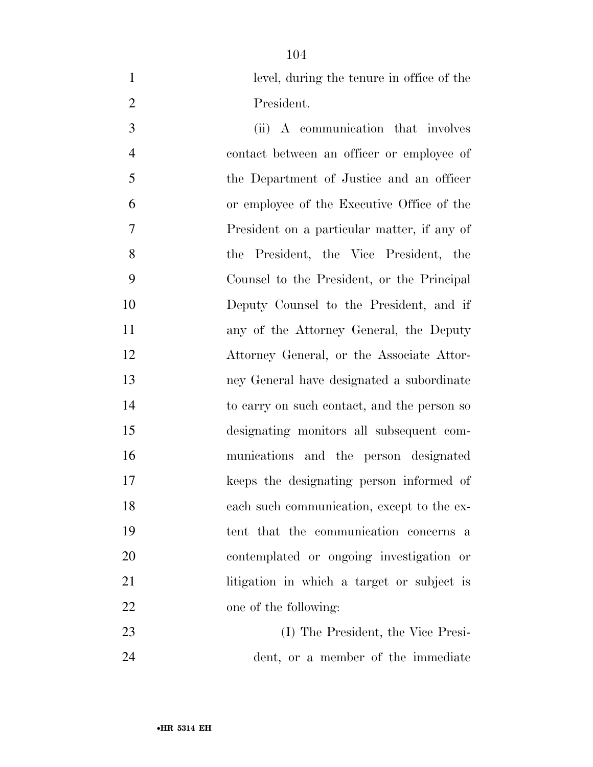level, during the tenure in office of the President.

(ii) A communication that involves contact between an officer or employee of the Department of Justice and an officer or employee of the Executive Office of the President on a particular matter, if any of the President, the Vice President, the Counsel to the President, or the Principal Deputy Counsel to the President, and if any of the Attorney General, the Deputy Attorney General, or the Associate Attorney General have designated a subordinate to carry on such contact, and the person so designating monitors all subsequent communications and the person designated keeps the designating person informed of each such communication, except to the extent that the communication concerns a contemplated or ongoing investigation or litigation in which a target or subject is one of the following:

(I) The President, the Vice President, or a member of the immediate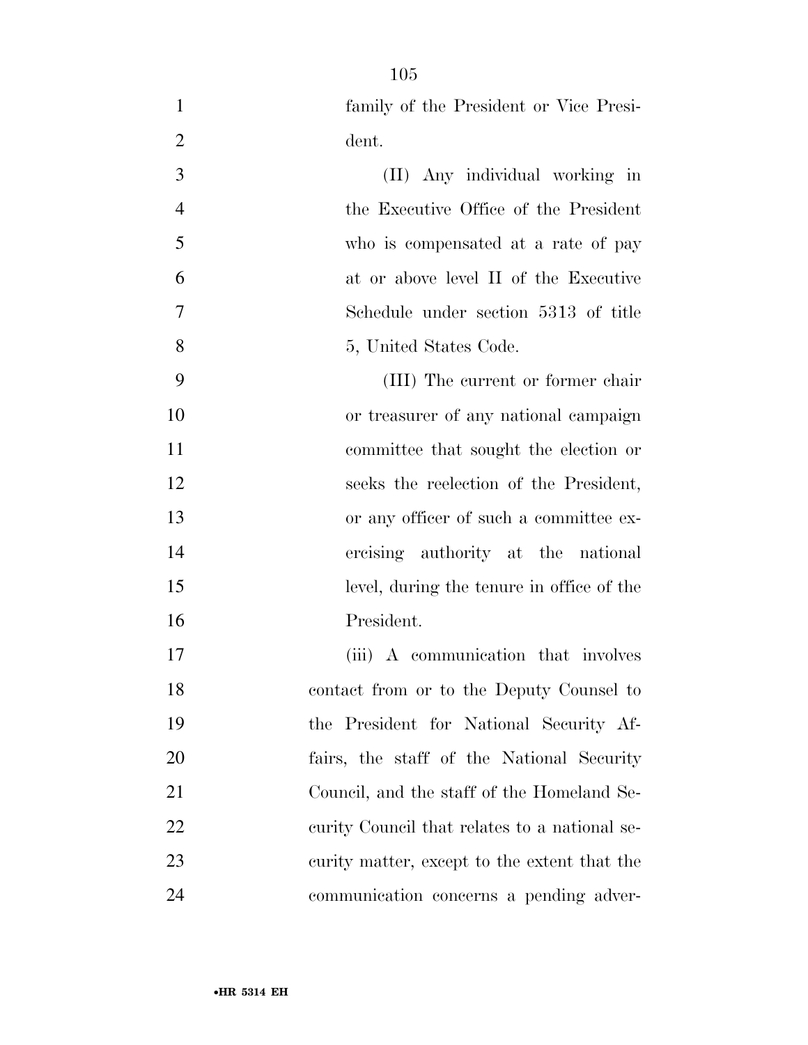family of the President or Vice President.

(II) Any individual working in the Executive Office of the President who is compensated at a rate of pay at or above level II of the Executive Schedule under section 5313 of title 5, United States Code.

(III) The current or former chair or treasurer of any national campaign committee that sought the election or seeks the reelection of the President, or any officer of such a committee exercising authority at the national level, during the tenure in office of the President.

(iii) A communication that involves contact from or to the Deputy Counsel to the President for National Security Affairs, the staff of the National Security Council, and the staff of the Homeland Security Council that relates to a national security matter, except to the extent that the communication concerns a pending adver-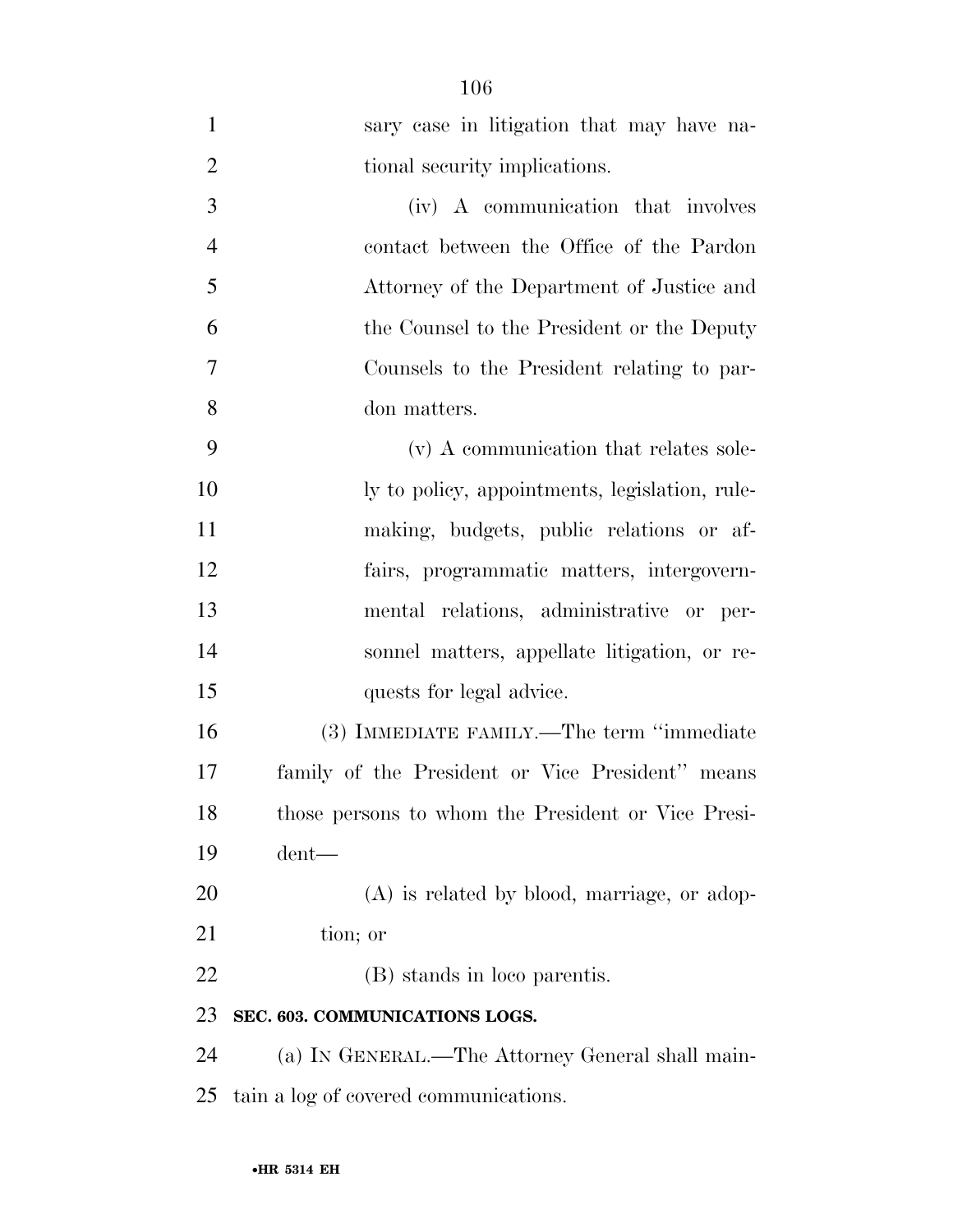sary case in litigation that may have national security implications.

(iv) A communication that involves contact between the Office of the Pardon Attorney of the Department of Justice and the Counsel to the President or the Deputy Counsels to the President relating to pardon matters.

(v) A communication that relates solely to policy, appointments, legislation, rulemaking, budgets, public relations or affairs, programmatic matters, intergovernmental relations, administrative or personnel matters, appellate litigation, or requests for legal advice.

(3) IMMEDIATE FAMILY.—The term "immediate family of the President or Vice President" means those persons to whom the President or Vice President—

(A) is related by blood, marriage, or adoption; or

(B) stands in loco parentis.

**SEC. 603. COMMUNICATIONS LOGS.**

(a) IN GENERAL.—The Attorney General shall maintain a log of covered communications.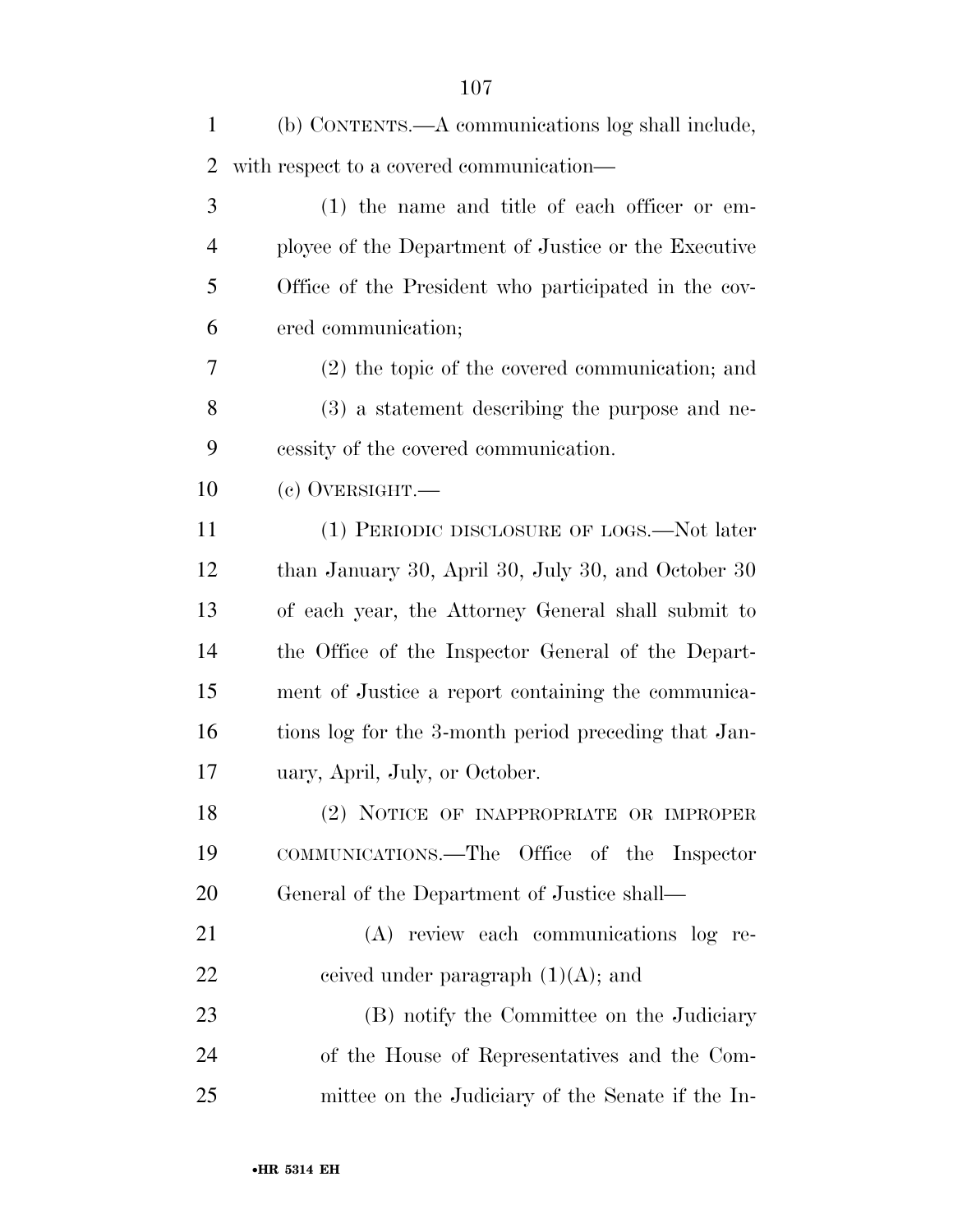(b) CONTENTS.—A communications log shall include, with respect to a covered communication—

(1) the name and title of each officer or employee of the Department of Justice or the Executive Office of the President who participated in the covered communication;

(2) the topic of the covered communication; and

(3) a statement describing the purpose and necessity of the covered communication.

(c) OVERSIGHT.—

(1) PERIODIC DISCLOSURE OF LOGS.—Not later than January 30, April 30, July 30, and October 30 of each year, the Attorney General shall submit to the Office of the Inspector General of the Department of Justice a report containing the communications log for the 3-month period preceding that January, April, July, or October.

(2) NOTICE OF INAPPROPRIATE OR IMPROPER COMMUNICATIONS.—The Office of the Inspector General of the Department of Justice shall—

(A) review each communications log received under paragraph (1)(A); and

(B) notify the Committee on the Judiciary of the House of Representatives and the Committee on the Judiciary of the Senate if the In-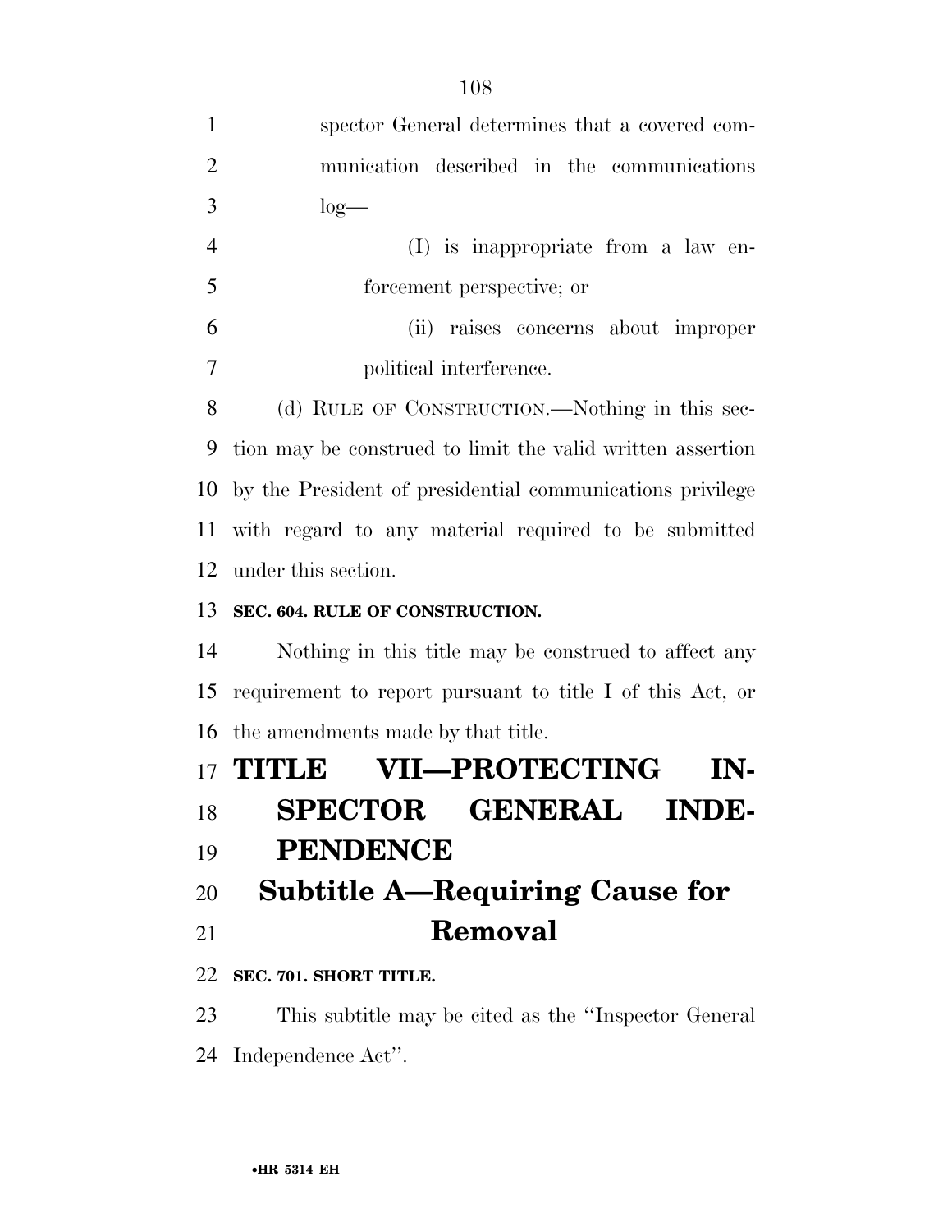spector General determines that a covered communication described in the communications log—

(I) is inappropriate from a law enforcement perspective; or

(ii) raises concerns about improper political interference.

(d) RULE OF CONSTRUCTION.—Nothing in this section may be construed to limit the valid written assertion by the President of presidential communications privilege with regard to any material required to be submitted under this section.

**SEC. 604. RULE OF CONSTRUCTION.**

Nothing in this title may be construed to affect any requirement to report pursuant to title I of this Act, or the amendments made by that title.

# TITLE VII—PROTECTING INSPECTOR GENERAL INDEPENDENCE

## Subtitle A—Requiring Cause for Removal

**SEC. 701. SHORT TITLE.**

This subtitle may be cited as the ''Inspector General Independence Act''.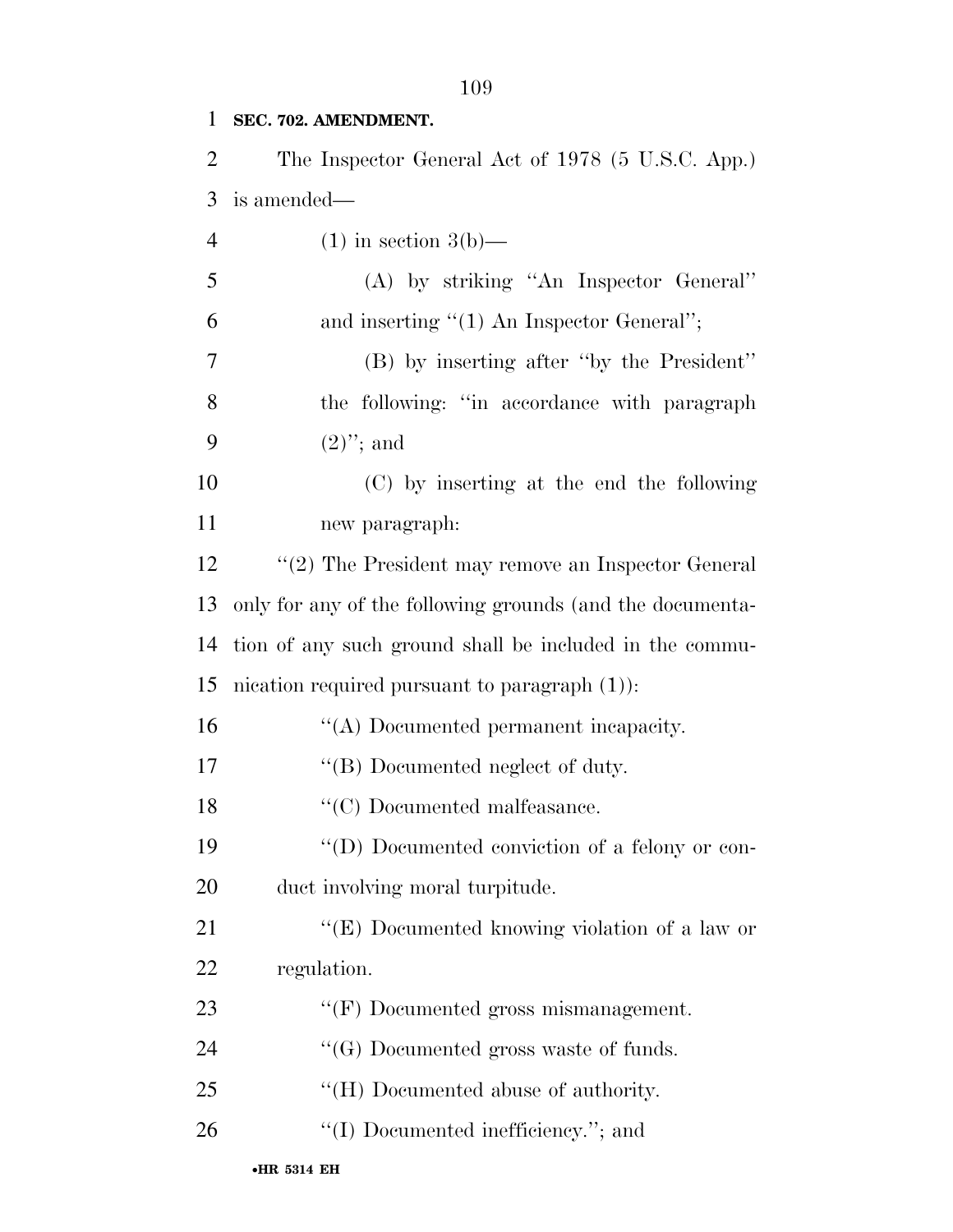**SEC. 702. AMENDMENT.**

The Inspector General Act of 1978 (5 U.S.C. App.) is amended—

(1) in section 3(b)—

(A) by striking ''An Inspector General'' and inserting ''(1) An Inspector General'';

(B) by inserting after ''by the President'' the following: ''in accordance with paragraph (2)''; and

(C) by inserting at the end the following new paragraph:

''(2) The President may remove an Inspector General only for any of the following grounds (and the documentation of any such ground shall be included in the communication required pursuant to paragraph (1)):

''(A) Documented permanent incapacity.

''(B) Documented neglect of duty.

''(C) Documented malfeasance.

''(D) Documented conviction of a felony or conduct involving moral turpitude.

''(E) Documented knowing violation of a law or regulation.

''(F) Documented gross mismanagement.

''(G) Documented gross waste of funds.

''(H) Documented abuse of authority.

''(I) Documented inefficiency.''; and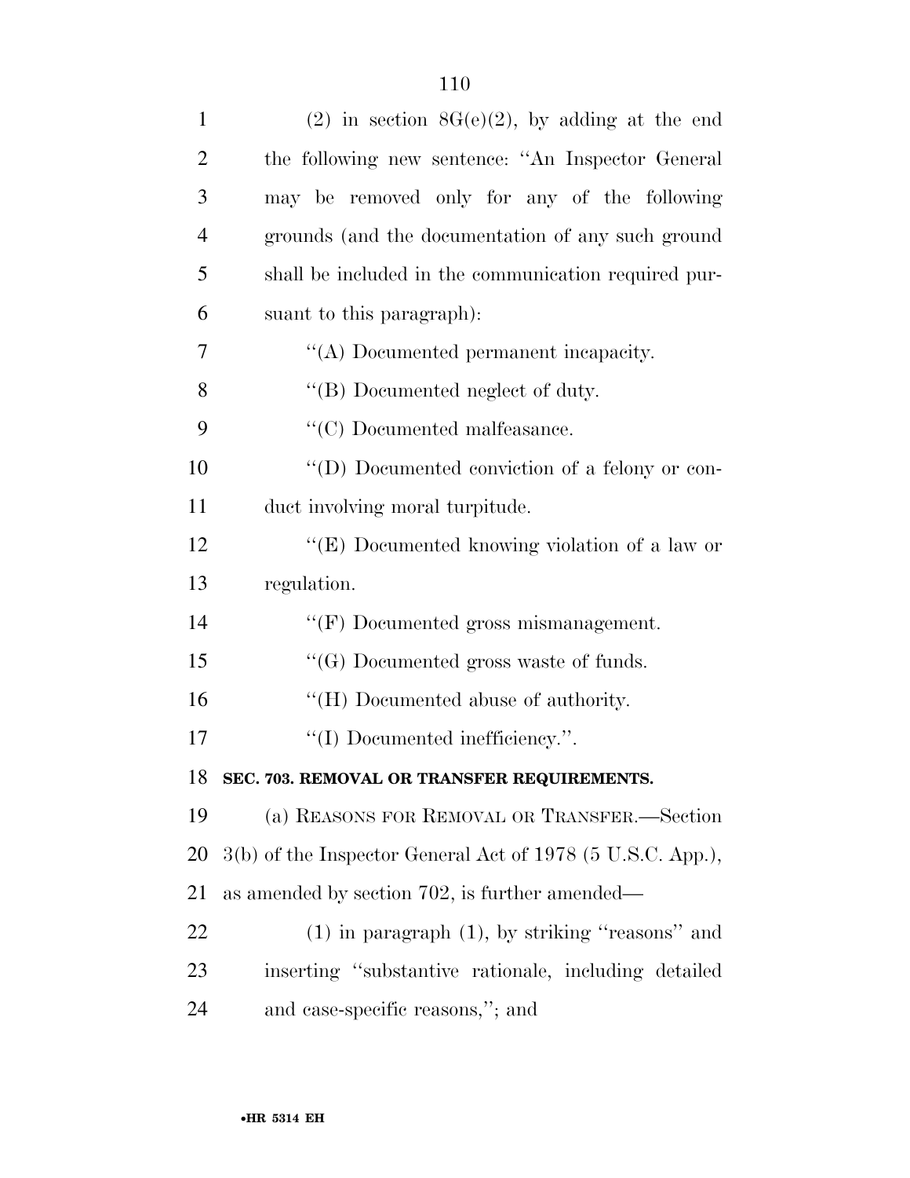(2) in section 8G(e)(2), by adding at the end the following new sentence: ''An Inspector General may be removed only for any of the following grounds (and the documentation of any such ground shall be included in the communication required pursuant to this paragraph):

''(A) Documented permanent incapacity.

''(B) Documented neglect of duty.

''(C) Documented malfeasance.

''(D) Documented conviction of a felony or conduct involving moral turpitude.

''(E) Documented knowing violation of a law or regulation.

''(F) Documented gross mismanagement.

''(G) Documented gross waste of funds.

''(H) Documented abuse of authority.

''(I) Documented inefficiency.''.

**SEC. 703. REMOVAL OR TRANSFER REQUIREMENTS.**

(a) REASONS FOR REMOVAL OR TRANSFER.—Section 3(b) of the Inspector General Act of 1978 (5 U.S.C. App.), as amended by section 702, is further amended—

(1) in paragraph (1), by striking ''reasons'' and inserting ''substantive rationale, including detailed and case-specific reasons,''; and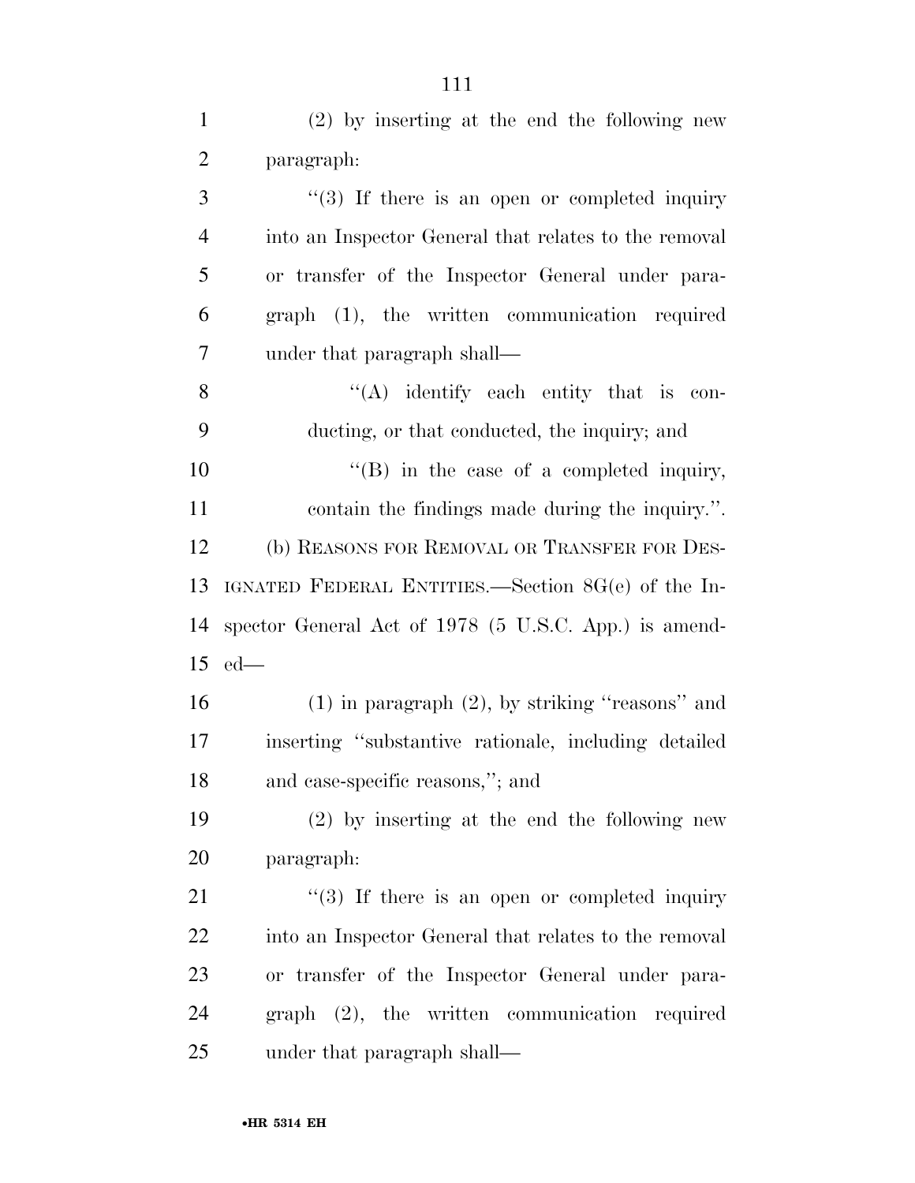(2) by inserting at the end the following new paragraph:

"(3) If there is an open or completed inquiry into an Inspector General that relates to the removal or transfer of the Inspector General under paragraph (1), the written communication required under that paragraph shall—

"(A) identify each entity that is conducting, or that conducted, the inquiry; and

"(B) in the case of a completed inquiry, contain the findings made during the inquiry.".

(b) REASONS FOR REMOVAL OR TRANSFER FOR DESIGNATED FEDERAL ENTITIES.—Section 8G(e) of the Inspector General Act of 1978 (5 U.S.C. App.) is amended—

(1) in paragraph (2), by striking "reasons" and inserting "substantive rationale, including detailed and case-specific reasons,"; and

(2) by inserting at the end the following new paragraph:

"(3) If there is an open or completed inquiry into an Inspector General that relates to the removal or transfer of the Inspector General under paragraph (2), the written communication required under that paragraph shall—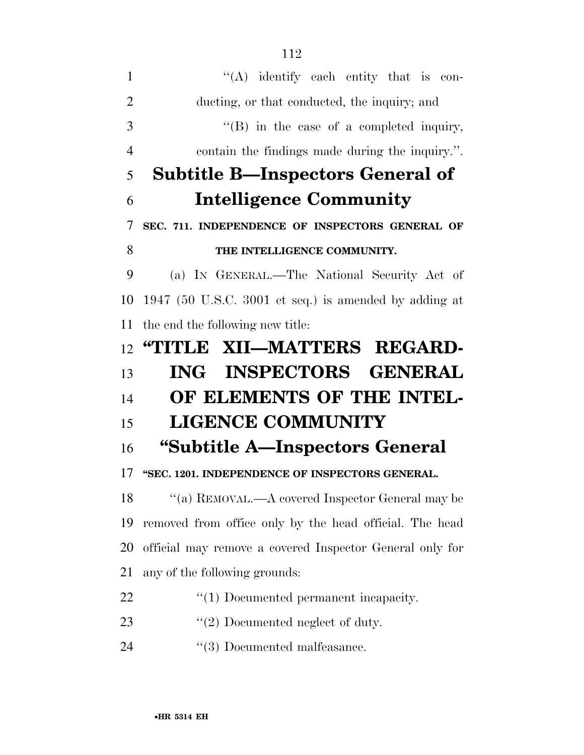''(A) identify each entity that is conducting, or that conducted, the inquiry; and

''(B) in the case of a completed inquiry, contain the findings made during the inquiry.''.

## Subtitle B—Inspectors General of Intelligence Community

**SEC. 711. INDEPENDENCE OF INSPECTORS GENERAL OF THE INTELLIGENCE COMMUNITY.**

(a) IN GENERAL.—The National Security Act of 1947 (50 U.S.C. 3001 et seq.) is amended by adding at the end the following new title:

# ''TITLE XII—MATTERS REGARDING INSPECTORS GENERAL OF ELEMENTS OF THE INTELLIGENCE COMMUNITY

## ''Subtitle A—Inspectors General

**''SEC. 1201. INDEPENDENCE OF INSPECTORS GENERAL.**

''(a) REMOVAL.—A covered Inspector General may be removed from office only by the head official. The head official may remove a covered Inspector General only for any of the following grounds:

''(1) Documented permanent incapacity.

''(2) Documented neglect of duty.

''(3) Documented malfeasance.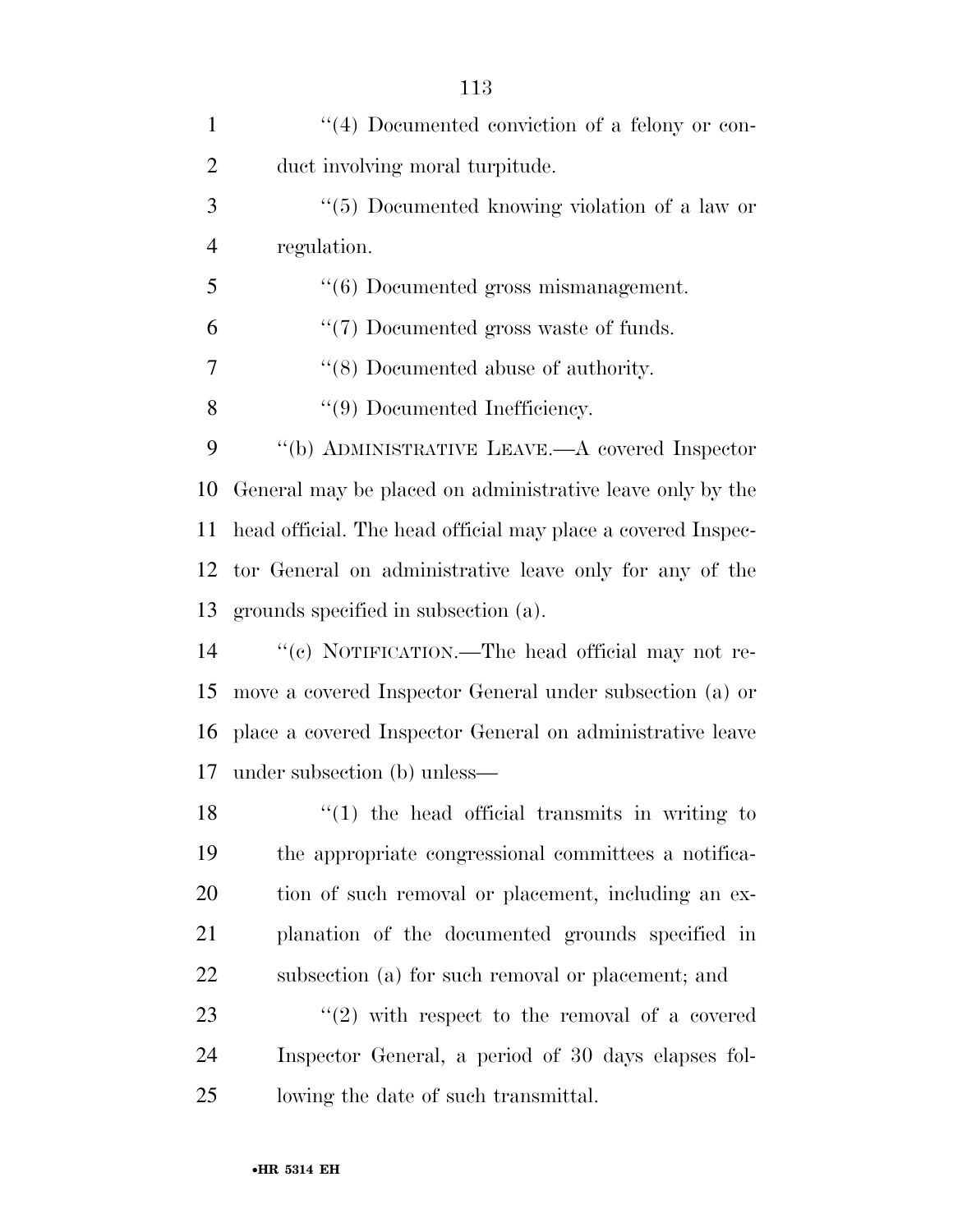''(4) Documented conviction of a felony or conduct involving moral turpitude.

''(5) Documented knowing violation of a law or regulation.

''(6) Documented gross mismanagement.

''(7) Documented gross waste of funds.

''(8) Documented abuse of authority.

''(9) Documented Inefficiency.

''(b) ADMINISTRATIVE LEAVE.—A covered Inspector General may be placed on administrative leave only by the head official. The head official may place a covered Inspector General on administrative leave only for any of the grounds specified in subsection (a).

''(c) NOTIFICATION.—The head official may not remove a covered Inspector General under subsection (a) or place a covered Inspector General on administrative leave under subsection (b) unless—

''(1) the head official transmits in writing to the appropriate congressional committees a notification of such removal or placement, including an explanation of the documented grounds specified in subsection (a) for such removal or placement; and

''(2) with respect to the removal of a covered Inspector General, a period of 30 days elapses following the date of such transmittal.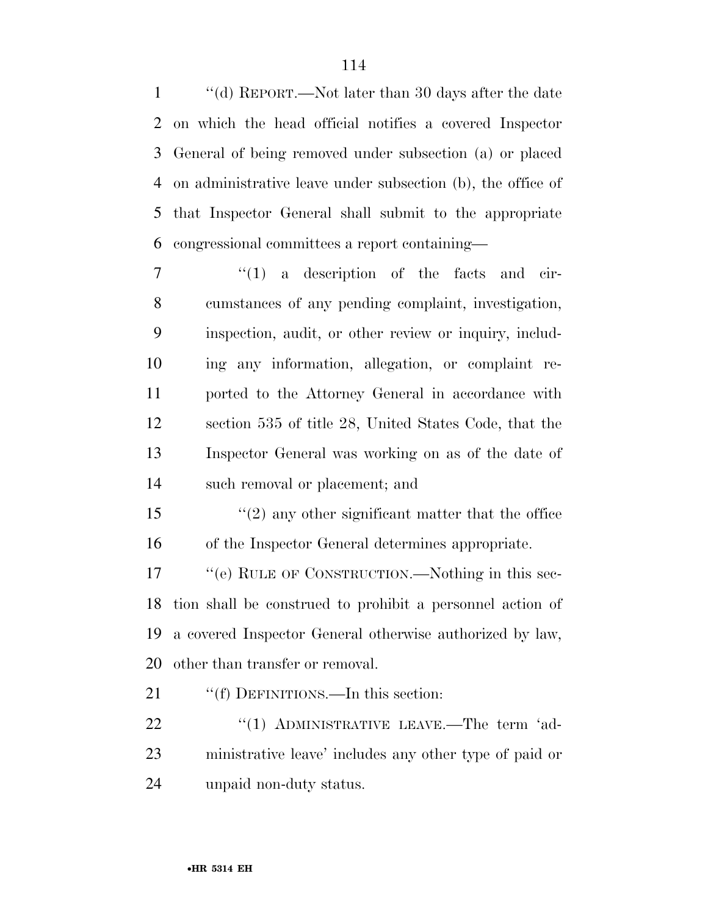''(d) REPORT.—Not later than 30 days after the date on which the head official notifies a covered Inspector General of being removed under subsection (a) or placed on administrative leave under subsection (b), the office of that Inspector General shall submit to the appropriate congressional committees a report containing—

''(1) a description of the facts and circumstances of any pending complaint, investigation, inspection, audit, or other review or inquiry, including any information, allegation, or complaint reported to the Attorney General in accordance with section 535 of title 28, United States Code, that the Inspector General was working on as of the date of such removal or placement; and

''(2) any other significant matter that the office of the Inspector General determines appropriate.

''(e) RULE OF CONSTRUCTION.—Nothing in this section shall be construed to prohibit a personnel action of a covered Inspector General otherwise authorized by law, other than transfer or removal.

''(f) DEFINITIONS.—In this section:

''(1) ADMINISTRATIVE LEAVE.—The term 'administrative leave' includes any other type of paid or unpaid non-duty status.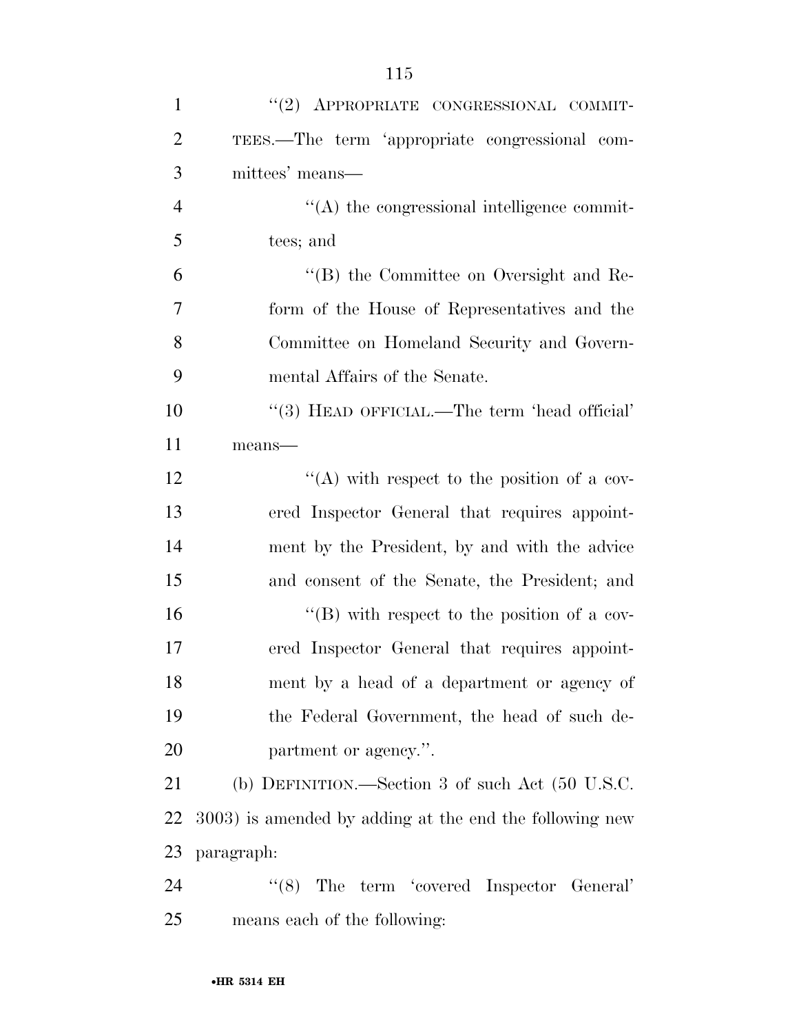"(2) APPROPRIATE CONGRESSIONAL COMMITTEES.—The term 'appropriate congressional committees' means—

"(A) the congressional intelligence committees; and

"(B) the Committee on Oversight and Reform of the House of Representatives and the Committee on Homeland Security and Governmental Affairs of the Senate.

"(3) HEAD OFFICIAL.—The term 'head official' means—

"(A) with respect to the position of a covered Inspector General that requires appointment by the President, by and with the advice and consent of the Senate, the President; and

"(B) with respect to the position of a covered Inspector General that requires appointment by a head of a department or agency of the Federal Government, the head of such department or agency.".

(b) DEFINITION.—Section 3 of such Act (50 U.S.C. 3003) is amended by adding at the end the following new paragraph:

"(8) The term 'covered Inspector General' means each of the following: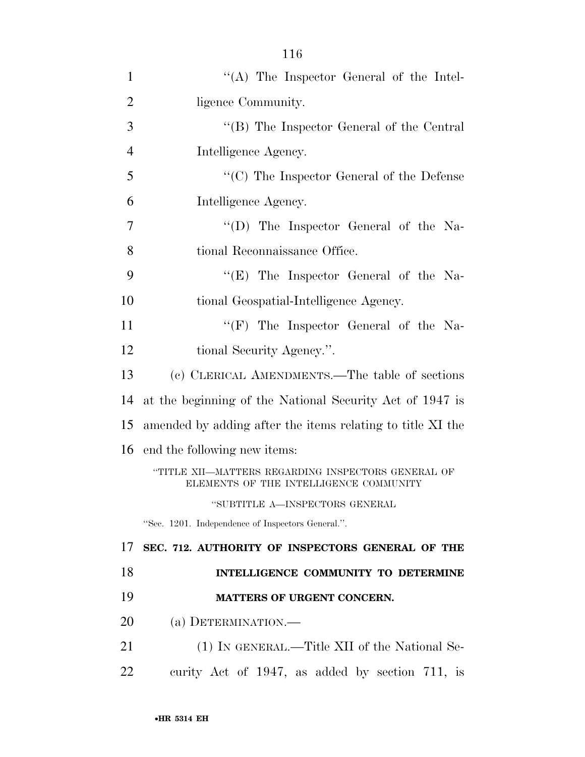"(A) The Inspector General of the Intelligence Community.

"(B) The Inspector General of the Central Intelligence Agency.

"(C) The Inspector General of the Defense Intelligence Agency.

"(D) The Inspector General of the National Reconnaissance Office.

"(E) The Inspector General of the National Geospatial-Intelligence Agency.

"(F) The Inspector General of the National Security Agency.".

(c) CLERICAL AMENDMENTS.—The table of sections at the beginning of the National Security Act of 1947 is amended by adding after the items relating to title XI the end the following new items:

"TITLE XII—MATTERS REGARDING INSPECTORS GENERAL OF ELEMENTS OF THE INTELLIGENCE COMMUNITY

"SUBTITLE A—INSPECTORS GENERAL

"Sec. 1201. Independence of Inspectors General.".

**SEC. 712. AUTHORITY OF INSPECTORS GENERAL OF THE INTELLIGENCE COMMUNITY TO DETERMINE MATTERS OF URGENT CONCERN.**

(a) DETERMINATION.—

(1) IN GENERAL.—Title XII of the National Security Act of 1947, as added by section 711, is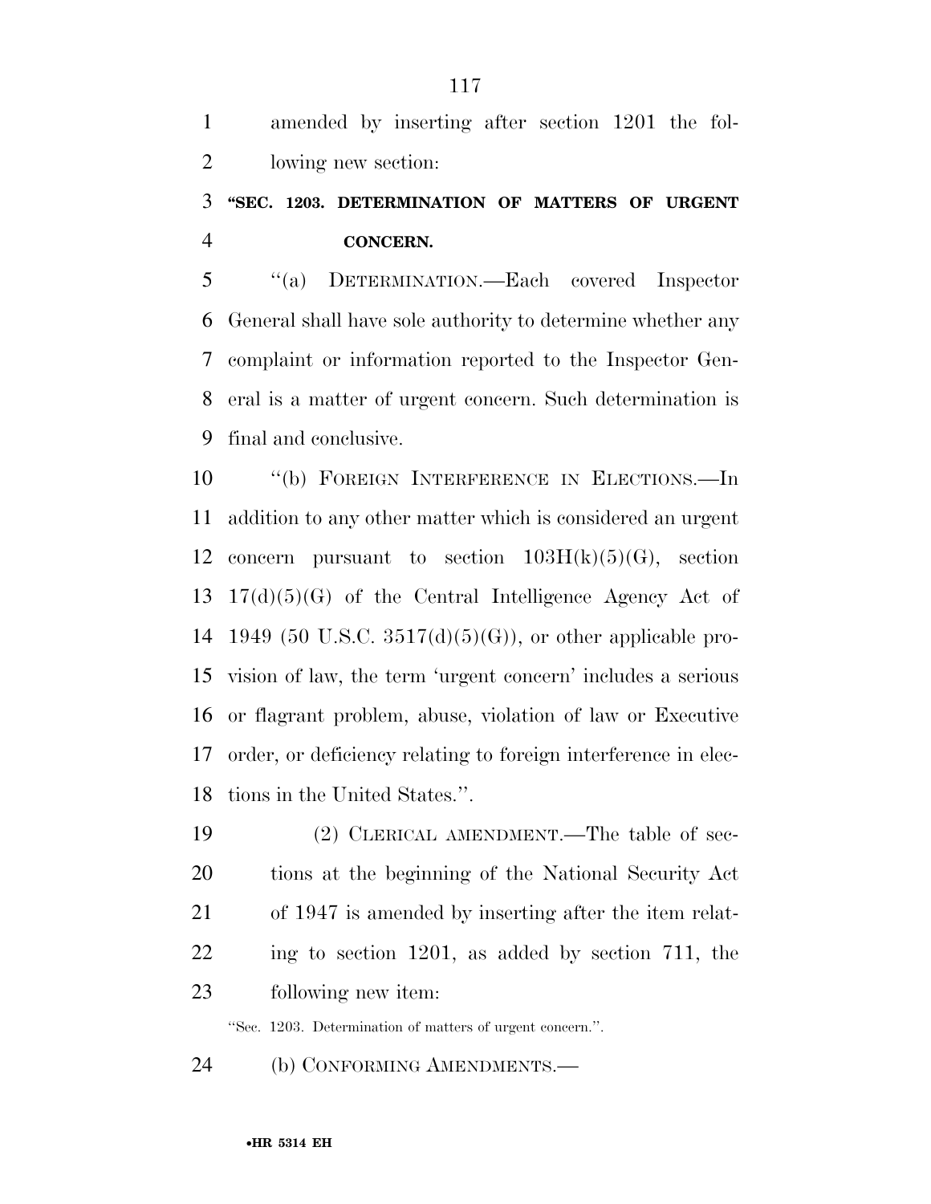amended by inserting after section 1201 the following new section:

**"SEC. 1203. DETERMINATION OF MATTERS OF URGENT CONCERN.**

"(a) DETERMINATION.—Each covered Inspector General shall have sole authority to determine whether any complaint or information reported to the Inspector General is a matter of urgent concern. Such determination is final and conclusive.

"(b) FOREIGN INTERFERENCE IN ELECTIONS.—In addition to any other matter which is considered an urgent concern pursuant to section 103H(k)(5)(G), section 17(d)(5)(G) of the Central Intelligence Agency Act of 1949 (50 U.S.C. 3517(d)(5)(G)), or other applicable provision of law, the term 'urgent concern' includes a serious or flagrant problem, abuse, violation of law or Executive order, or deficiency relating to foreign interference in elections in the United States.".

(2) CLERICAL AMENDMENT.—The table of sections at the beginning of the National Security Act of 1947 is amended by inserting after the item relating to section 1201, as added by section 711, the following new item:

"Sec. 1203. Determination of matters of urgent concern.".

(b) CONFORMING AMENDMENTS.—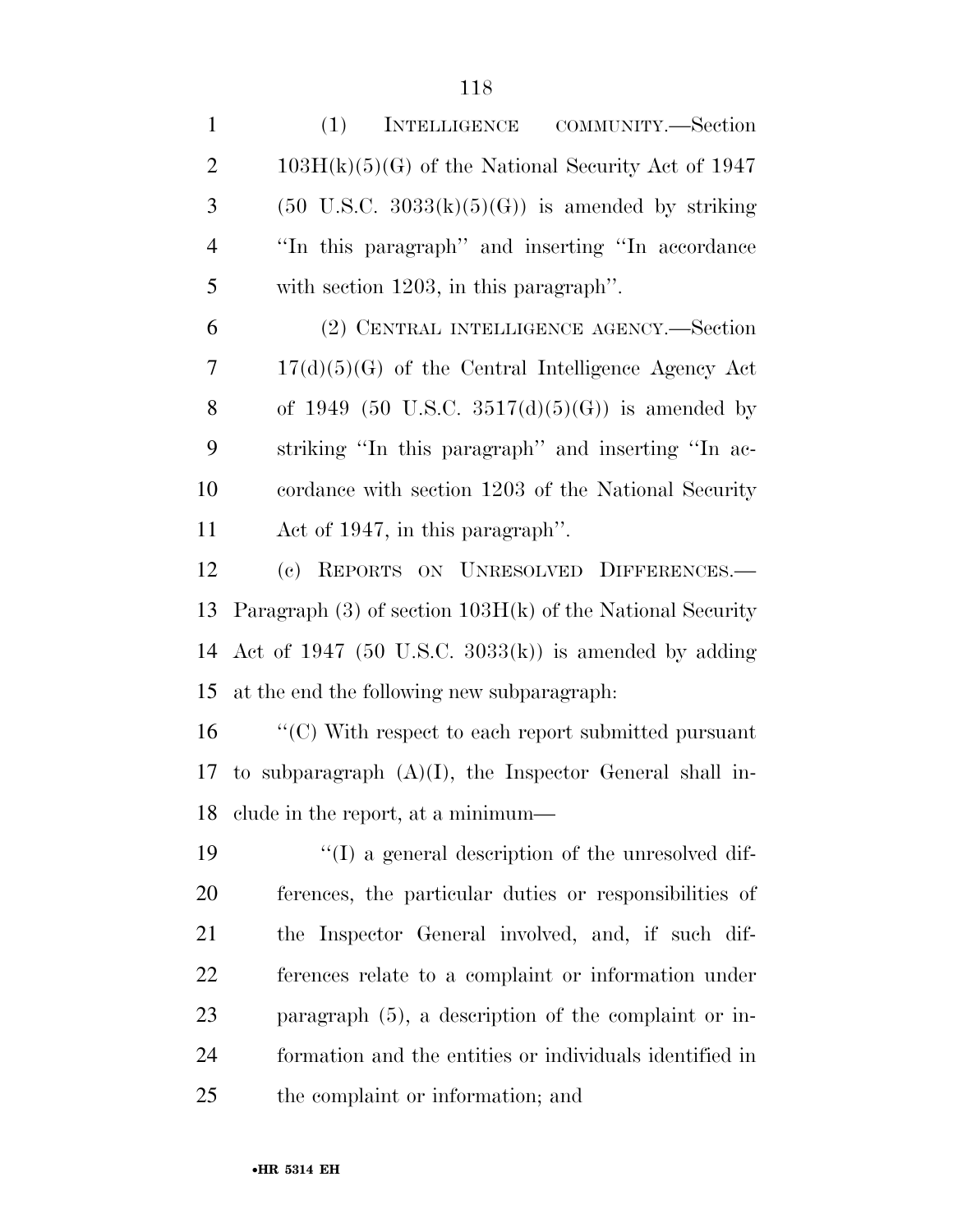(1) INTELLIGENCE COMMUNITY.—Section 103H(k)(5)(G) of the National Security Act of 1947 (50 U.S.C. 3033(k)(5)(G)) is amended by striking ''In this paragraph'' and inserting ''In accordance with section 1203, in this paragraph''.

(2) CENTRAL INTELLIGENCE AGENCY.—Section 17(d)(5)(G) of the Central Intelligence Agency Act of 1949 (50 U.S.C. 3517(d)(5)(G)) is amended by striking ''In this paragraph'' and inserting ''In accordance with section 1203 of the National Security Act of 1947, in this paragraph''.

(c) REPORTS ON UNRESOLVED DIFFERENCES.—Paragraph (3) of section 103H(k) of the National Security Act of 1947 (50 U.S.C. 3033(k)) is amended by adding at the end the following new subparagraph:

''(C) With respect to each report submitted pursuant to subparagraph (A)(I), the Inspector General shall include in the report, at a minimum—

''(I) a general description of the unresolved differences, the particular duties or responsibilities of the Inspector General involved, and, if such differences relate to a complaint or information under paragraph (5), a description of the complaint or information and the entities or individuals identified in the complaint or information; and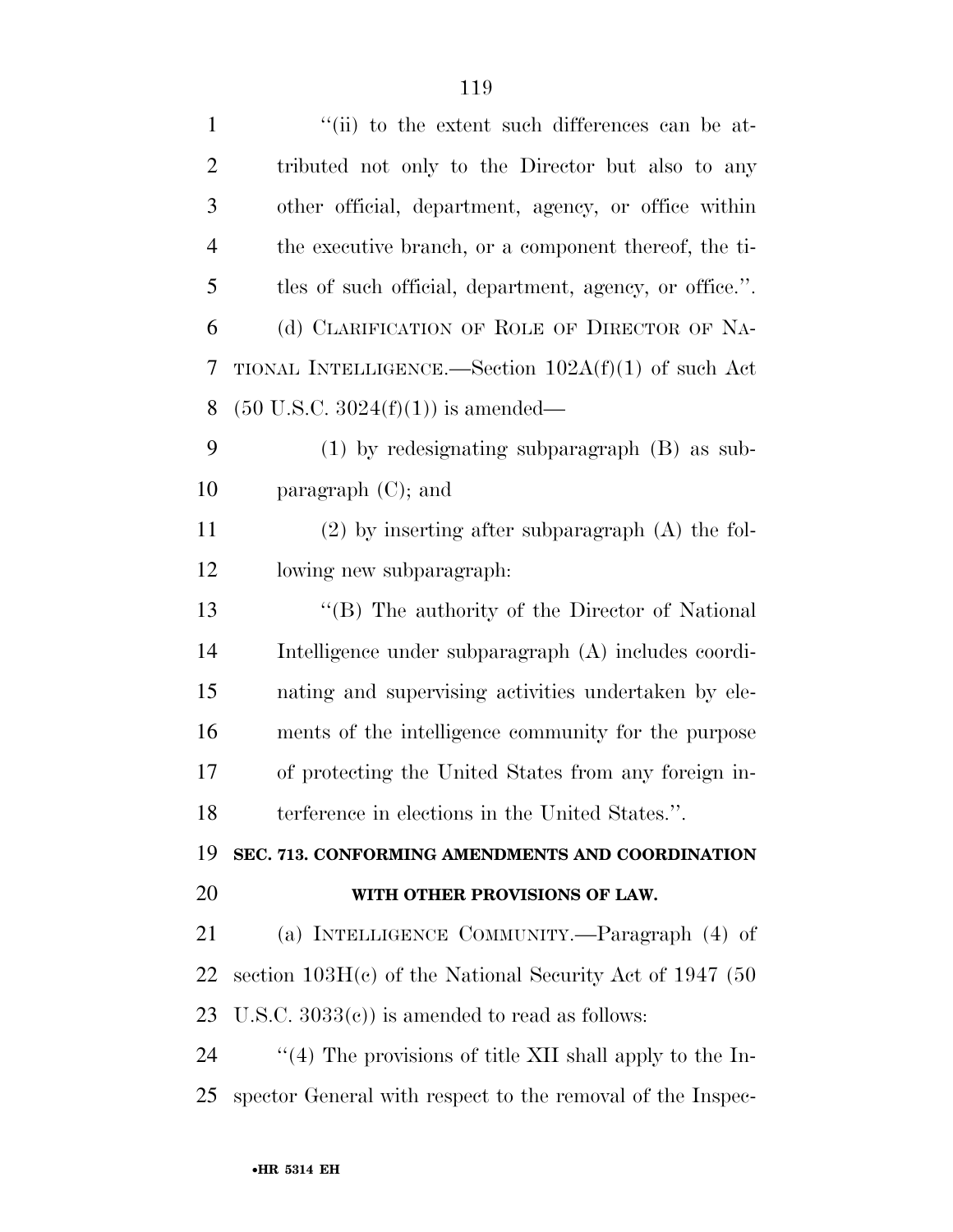"(ii) to the extent such differences can be attributed not only to the Director but also to any other official, department, agency, or office within the executive branch, or a component thereof, the titles of such official, department, agency, or office.".

(d) CLARIFICATION OF ROLE OF DIRECTOR OF NATIONAL INTELLIGENCE.—Section 102A(f)(1) of such Act (50 U.S.C. 3024(f)(1)) is amended—

(1) by redesignating subparagraph (B) as subparagraph (C); and

(2) by inserting after subparagraph (A) the following new subparagraph:

"(B) The authority of the Director of National Intelligence under subparagraph (A) includes coordinating and supervising activities undertaken by elements of the intelligence community for the purpose of protecting the United States from any foreign interference in elections in the United States.".

## SEC. 713. CONFORMING AMENDMENTS AND COORDINATION WITH OTHER PROVISIONS OF LAW.

(a) INTELLIGENCE COMMUNITY.—Paragraph (4) of section 103H(c) of the National Security Act of 1947 (50 U.S.C. 3033(c)) is amended to read as follows:

"(4) The provisions of title XII shall apply to the Inspector General with respect to the removal of the Inspec-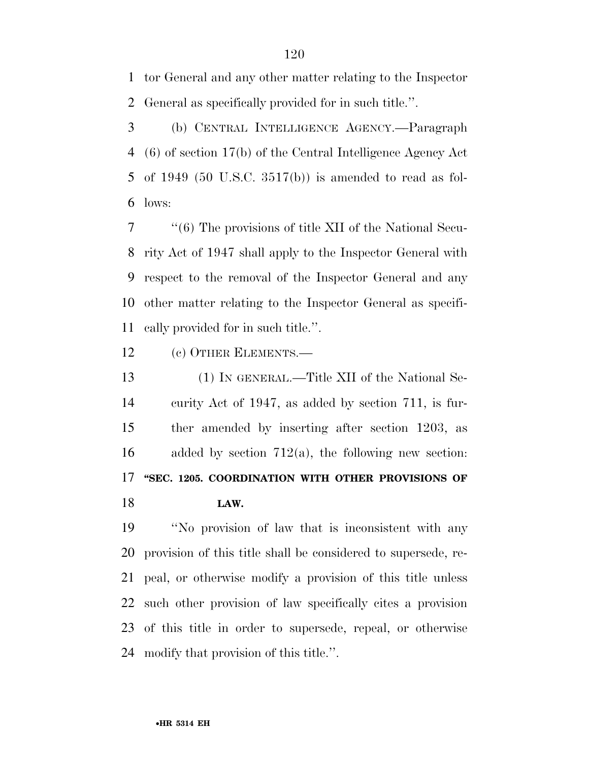tor General and any other matter relating to the Inspector General as specifically provided for in such title.''.

(b) CENTRAL INTELLIGENCE AGENCY.—Paragraph (6) of section 17(b) of the Central Intelligence Agency Act of 1949 (50 U.S.C. 3517(b)) is amended to read as follows:

''(6) The provisions of title XII of the National Security Act of 1947 shall apply to the Inspector General with respect to the removal of the Inspector General and any other matter relating to the Inspector General as specifically provided for in such title.''.

(c) OTHER ELEMENTS.—

(1) IN GENERAL.—Title XII of the National Security Act of 1947, as added by section 711, is further amended by inserting after section 1203, as added by section 712(a), the following new section:

**''SEC. 1205. COORDINATION WITH OTHER PROVISIONS OF LAW.**

''No provision of law that is inconsistent with any provision of this title shall be considered to supersede, repeal, or otherwise modify a provision of this title unless such other provision of law specifically cites a provision of this title in order to supersede, repeal, or otherwise modify that provision of this title.''.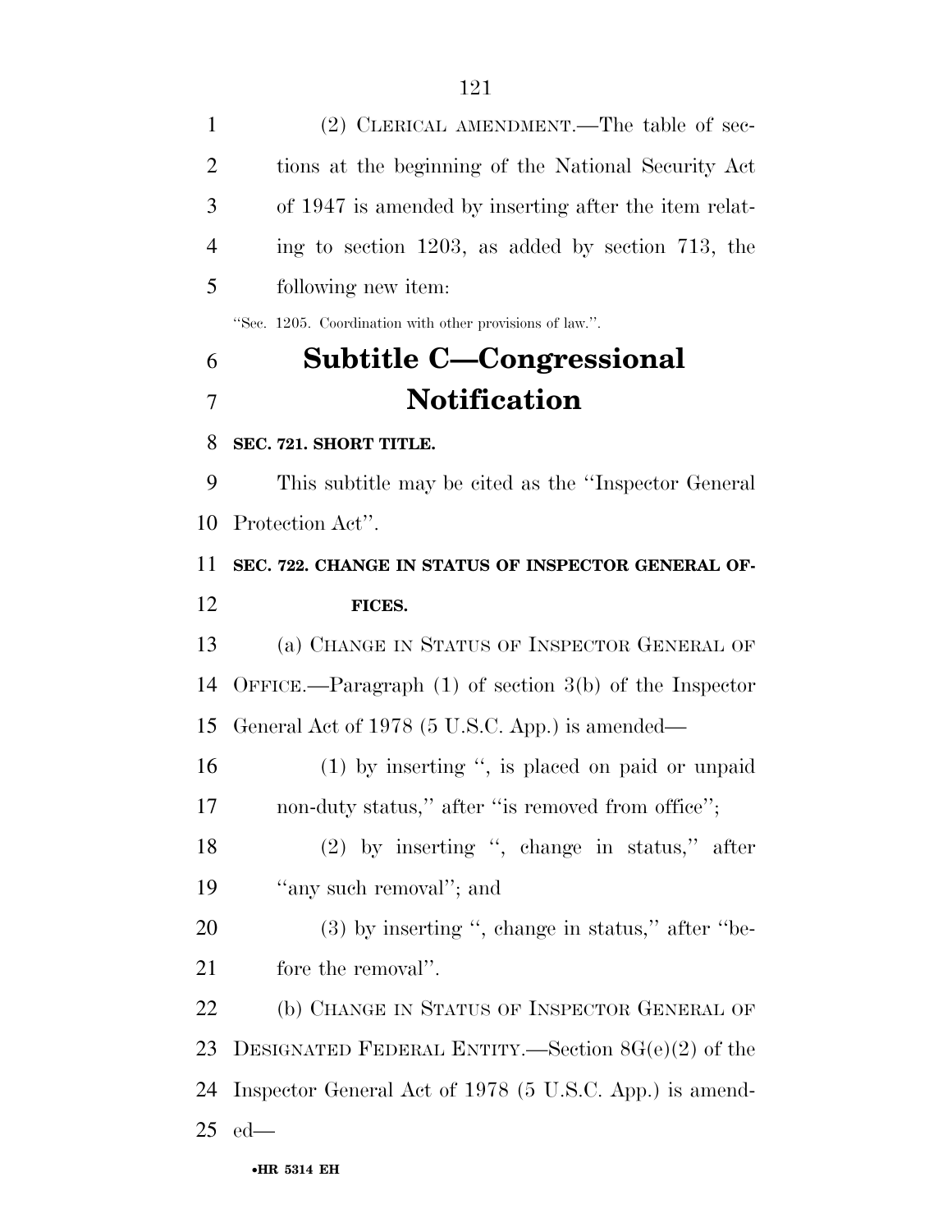(2) CLERICAL AMENDMENT.—The table of sections at the beginning of the National Security Act of 1947 is amended by inserting after the item relating to section 1203, as added by section 713, the following new item:

"Sec. 1205. Coordination with other provisions of law.".

## Subtitle C—Congressional Notification

**SEC. 721. SHORT TITLE.**

This subtitle may be cited as the "Inspector General Protection Act".

**SEC. 722. CHANGE IN STATUS OF INSPECTOR GENERAL OFFICES.**

(a) CHANGE IN STATUS OF INSPECTOR GENERAL OF OFFICE.—Paragraph (1) of section 3(b) of the Inspector General Act of 1978 (5 U.S.C. App.) is amended—

(1) by inserting ", is placed on paid or unpaid non-duty status," after "is removed from office";

(2) by inserting ", change in status," after "any such removal"; and

(3) by inserting ", change in status," after "before the removal".

(b) CHANGE IN STATUS OF INSPECTOR GENERAL OF DESIGNATED FEDERAL ENTITY.—Section 8G(e)(2) of the Inspector General Act of 1978 (5 U.S.C. App.) is amended—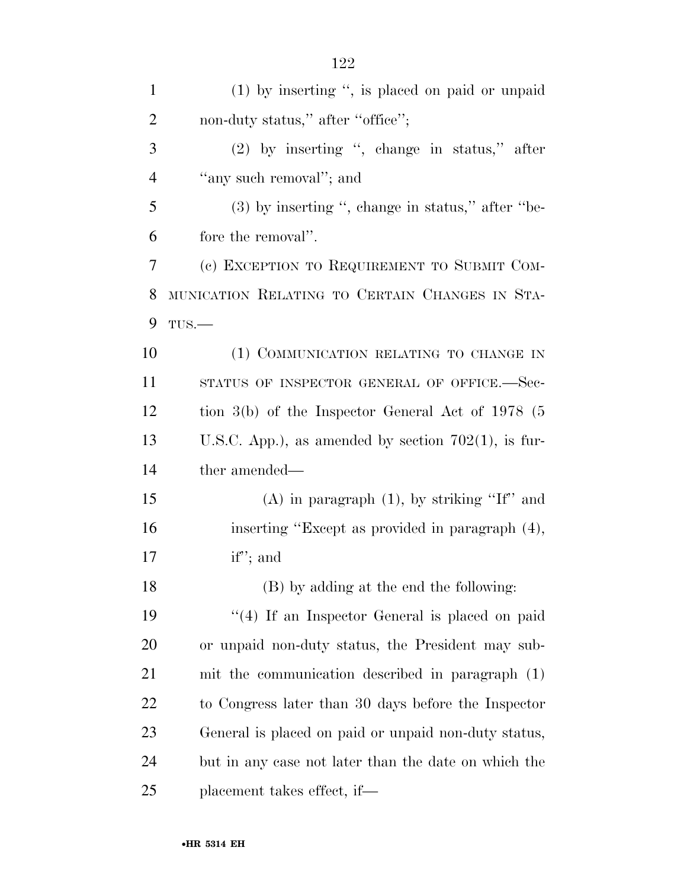(1) by inserting '', is placed on paid or unpaid non-duty status,'' after ''office'';

(2) by inserting '', change in status,'' after ''any such removal''; and

(3) by inserting '', change in status,'' after ''before the removal''.

(c) EXCEPTION TO REQUIREMENT TO SUBMIT COMMUNICATION RELATING TO CERTAIN CHANGES IN STATUS.—

(1) COMMUNICATION RELATING TO CHANGE IN STATUS OF INSPECTOR GENERAL OF OFFICE.—Section 3(b) of the Inspector General Act of 1978 (5 U.S.C. App.), as amended by section 702(1), is further amended—

(A) in paragraph (1), by striking ''If'' and inserting ''Except as provided in paragraph (4), if''; and

(B) by adding at the end the following:

''(4) If an Inspector General is placed on paid or unpaid non-duty status, the President may submit the communication described in paragraph (1) to Congress later than 30 days before the Inspector General is placed on paid or unpaid non-duty status, but in any case not later than the date on which the placement takes effect, if—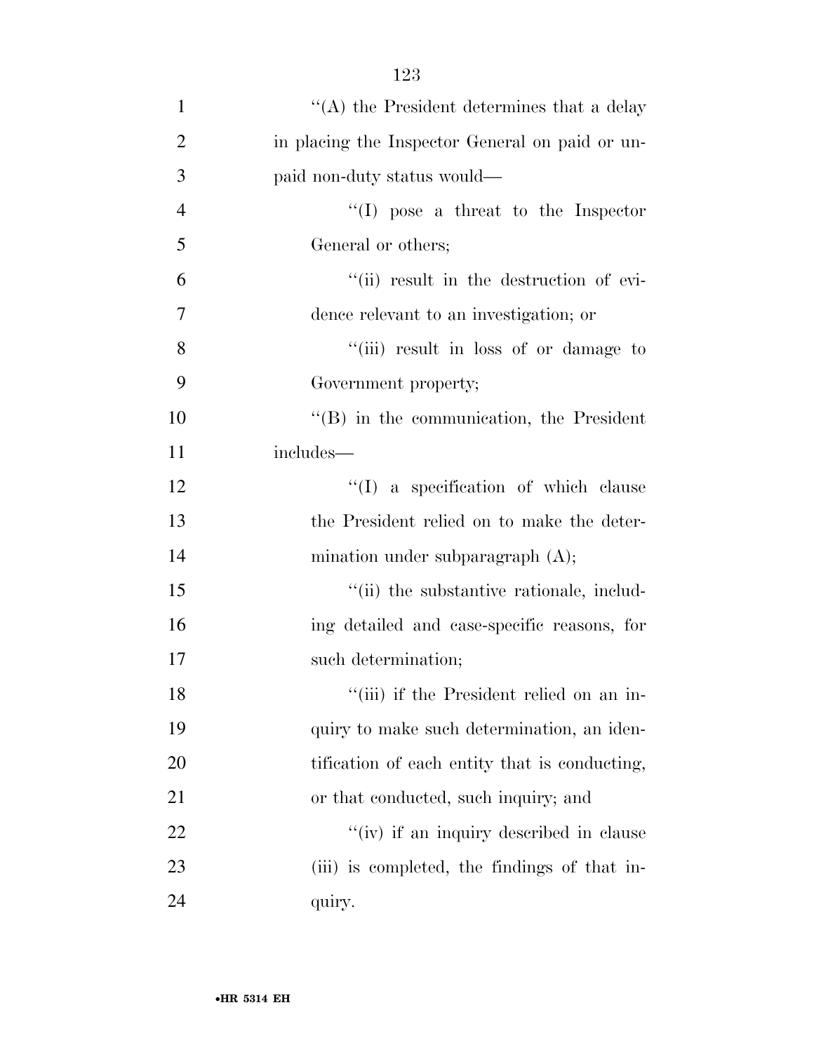''(A) the President determines that a delay in placing the Inspector General on paid or unpaid non-duty status would—

''(I) pose a threat to the Inspector General or others;

''(ii) result in the destruction of evidence relevant to an investigation; or

''(iii) result in loss of or damage to Government property;

''(B) in the communication, the President includes—

''(I) a specification of which clause the President relied on to make the determination under subparagraph (A);

''(ii) the substantive rationale, including detailed and case-specific reasons, for such determination;

''(iii) if the President relied on an inquiry to make such determination, an identification of each entity that is conducting, or that conducted, such inquiry; and

''(iv) if an inquiry described in clause (iii) is completed, the findings of that inquiry.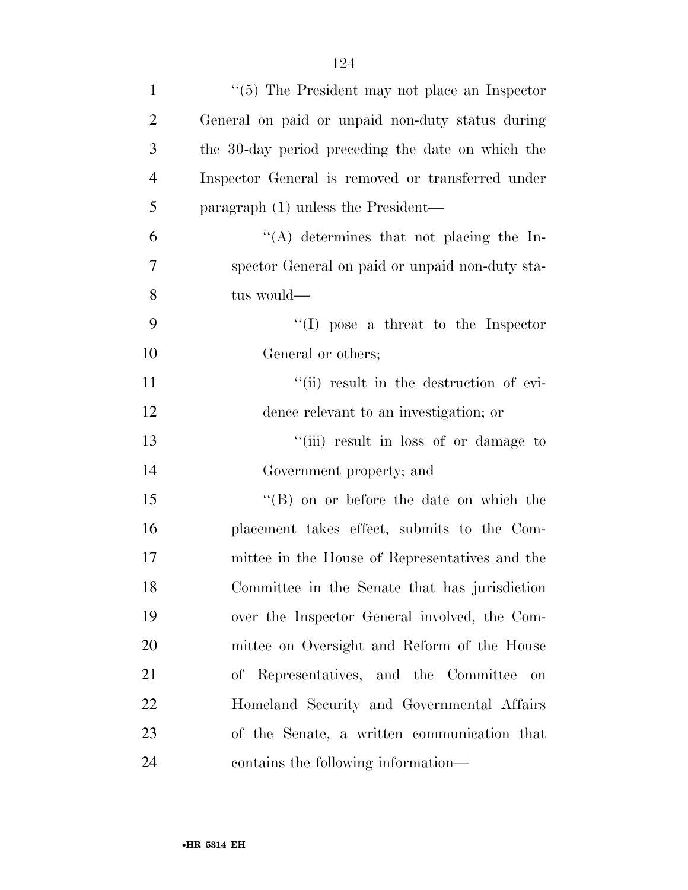''(5) The President may not place an Inspector General on paid or unpaid non-duty status during the 30-day period preceding the date on which the Inspector General is removed or transferred under paragraph (1) unless the President—

''(A) determines that not placing the Inspector General on paid or unpaid non-duty status would—

''(I) pose a threat to the Inspector General or others;

''(ii) result in the destruction of evidence relevant to an investigation; or

''(iii) result in loss of or damage to Government property; and

''(B) on or before the date on which the placement takes effect, submits to the Committee in the House of Representatives and the Committee in the Senate that has jurisdiction over the Inspector General involved, the Committee on Oversight and Reform of the House of Representatives, and the Committee on Homeland Security and Governmental Affairs of the Senate, a written communication that contains the following information—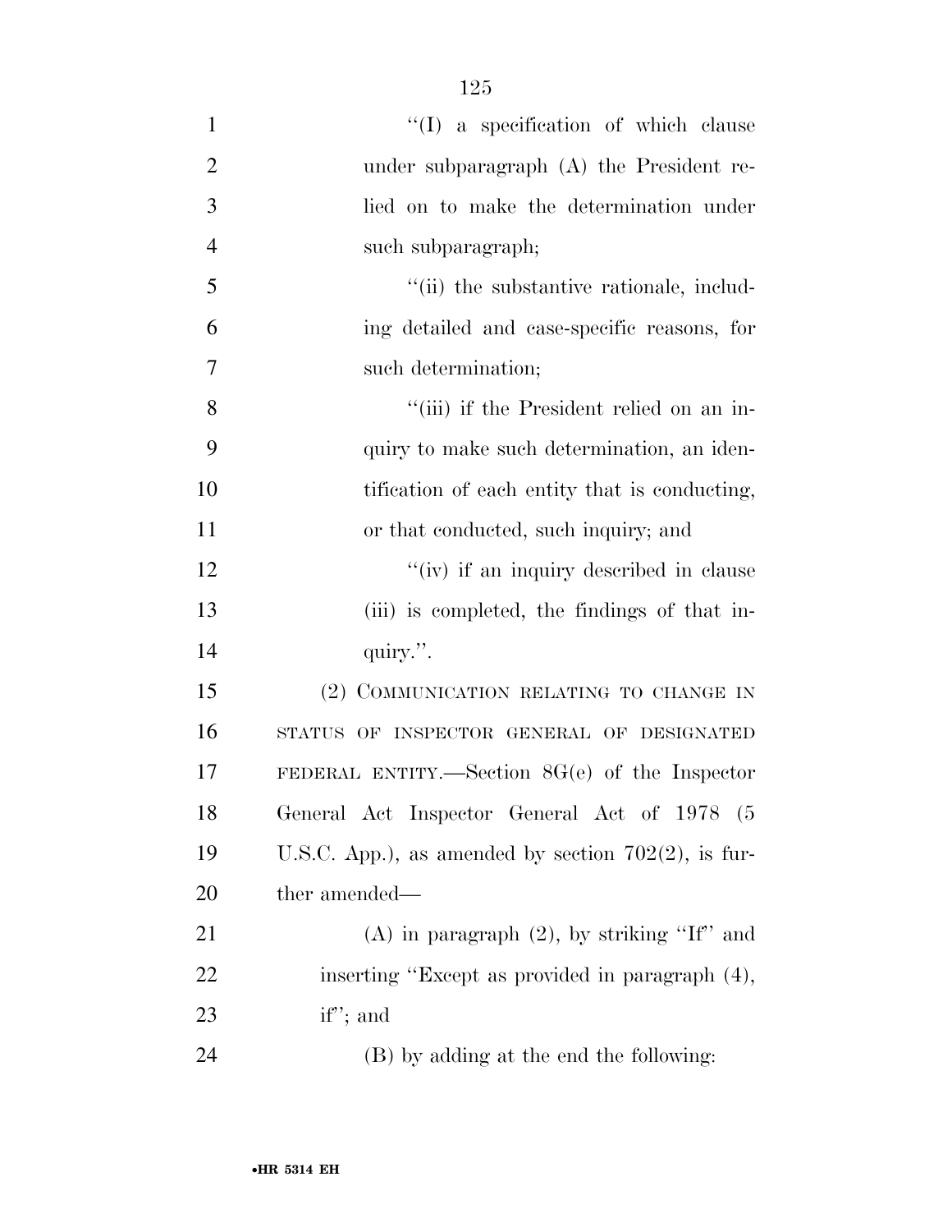''(I) a specification of which clause under subparagraph (A) the President relied on to make the determination under such subparagraph;

''(ii) the substantive rationale, including detailed and case-specific reasons, for such determination;

''(iii) if the President relied on an inquiry to make such determination, an identification of each entity that is conducting, or that conducted, such inquiry; and

''(iv) if an inquiry described in clause (iii) is completed, the findings of that inquiry.''.

(2) COMMUNICATION RELATING TO CHANGE IN STATUS OF INSPECTOR GENERAL OF DESIGNATED FEDERAL ENTITY.—Section 8G(e) of the Inspector General Act Inspector General Act of 1978 (5 U.S.C. App.), as amended by section 702(2), is further amended—

(A) in paragraph (2), by striking ''If'' and inserting ''Except as provided in paragraph (4), if''; and

(B) by adding at the end the following: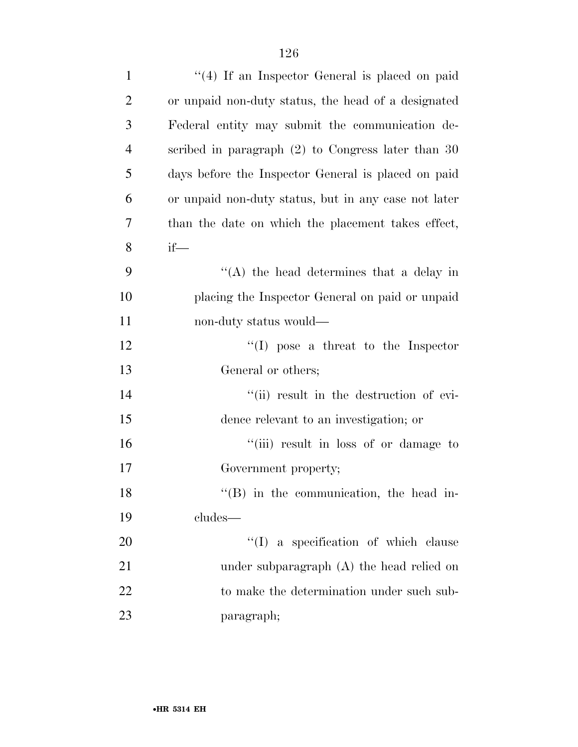''(4) If an Inspector General is placed on paid or unpaid non-duty status, the head of a designated Federal entity may submit the communication described in paragraph (2) to Congress later than 30 days before the Inspector General is placed on paid or unpaid non-duty status, but in any case not later than the date on which the placement takes effect, if—

''(A) the head determines that a delay in placing the Inspector General on paid or unpaid non-duty status would—

''(I) pose a threat to the Inspector General or others;

''(ii) result in the destruction of evidence relevant to an investigation; or

''(iii) result in loss of or damage to Government property;

''(B) in the communication, the head includes—

''(I) a specification of which clause under subparagraph (A) the head relied on to make the determination under such subparagraph;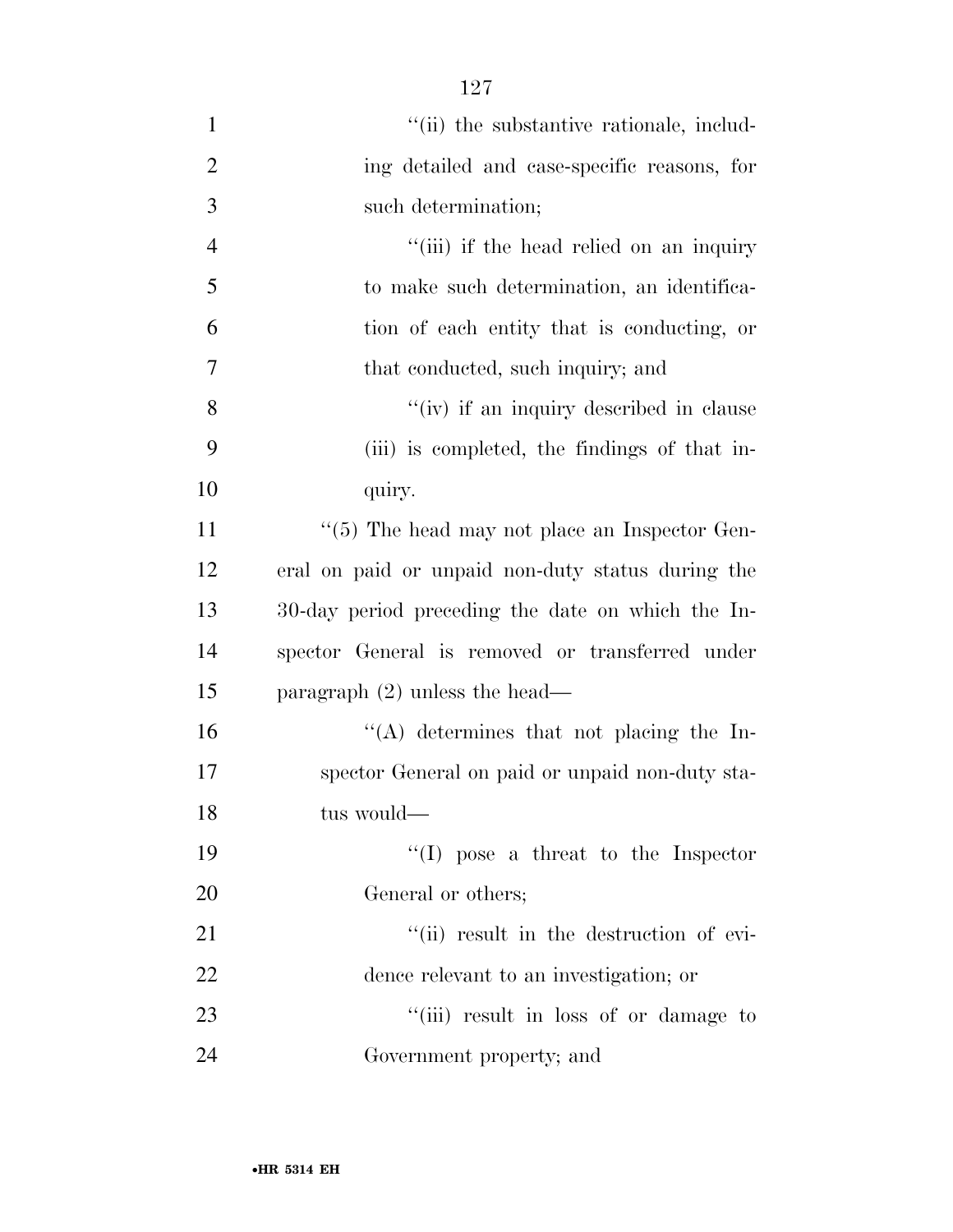''(ii) the substantive rationale, including detailed and case-specific reasons, for such determination;

''(iii) if the head relied on an inquiry to make such determination, an identification of each entity that is conducting, or that conducted, such inquiry; and

''(iv) if an inquiry described in clause (iii) is completed, the findings of that inquiry.

''(5) The head may not place an Inspector General on paid or unpaid non-duty status during the 30-day period preceding the date on which the Inspector General is removed or transferred under paragraph (2) unless the head—

''(A) determines that not placing the Inspector General on paid or unpaid non-duty status would—

''(I) pose a threat to the Inspector General or others;

''(ii) result in the destruction of evidence relevant to an investigation; or

''(iii) result in loss of or damage to Government property; and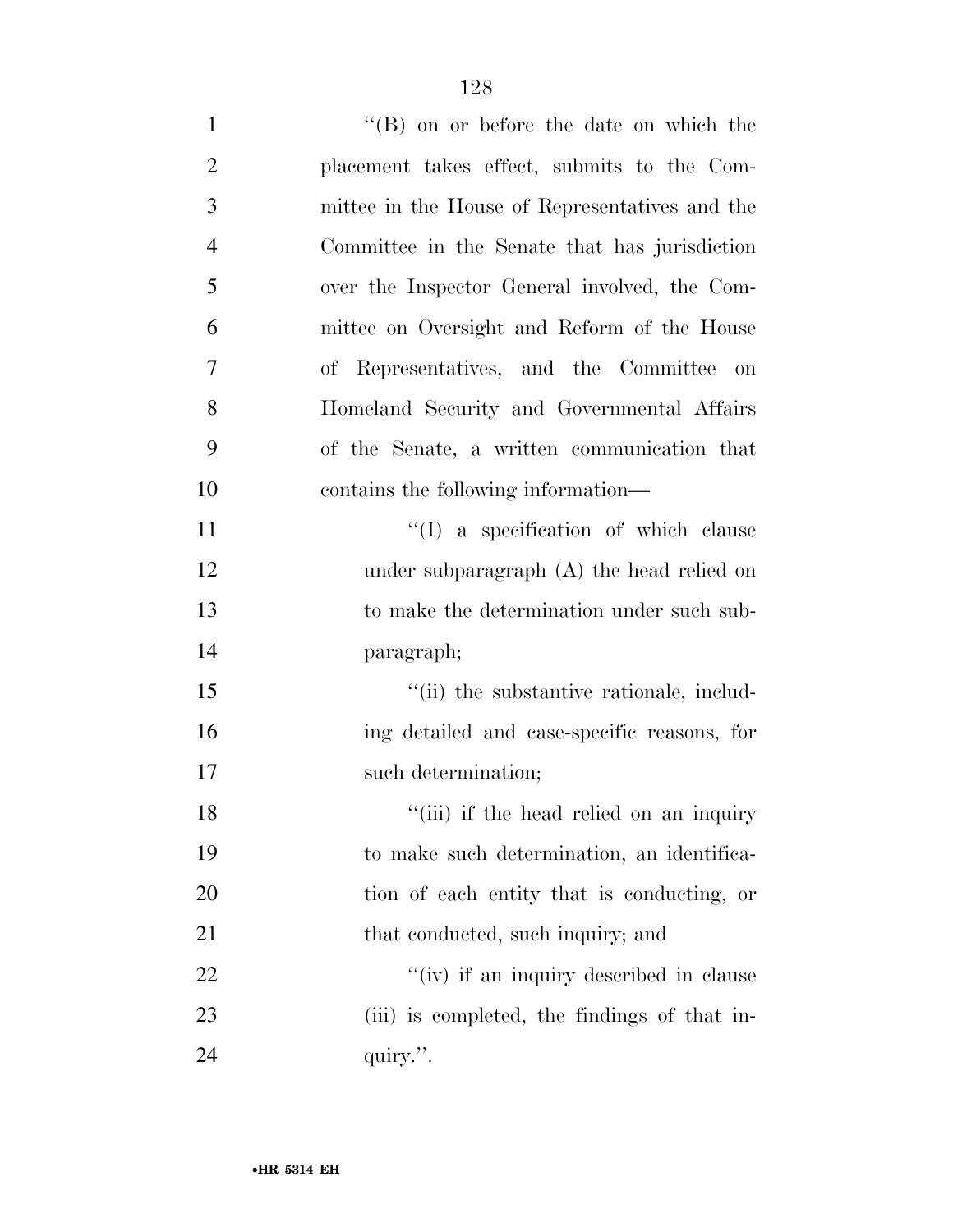''(B) on or before the date on which the placement takes effect, submits to the Committee in the House of Representatives and the Committee in the Senate that has jurisdiction over the Inspector General involved, the Committee on Oversight and Reform of the House of Representatives, and the Committee on Homeland Security and Governmental Affairs of the Senate, a written communication that contains the following information—

''(I) a specification of which clause under subparagraph (A) the head relied on to make the determination under such subparagraph;

''(ii) the substantive rationale, including detailed and case-specific reasons, for such determination;

''(iii) if the head relied on an inquiry to make such determination, an identification of each entity that is conducting, or that conducted, such inquiry; and

''(iv) if an inquiry described in clause (iii) is completed, the findings of that inquiry.''.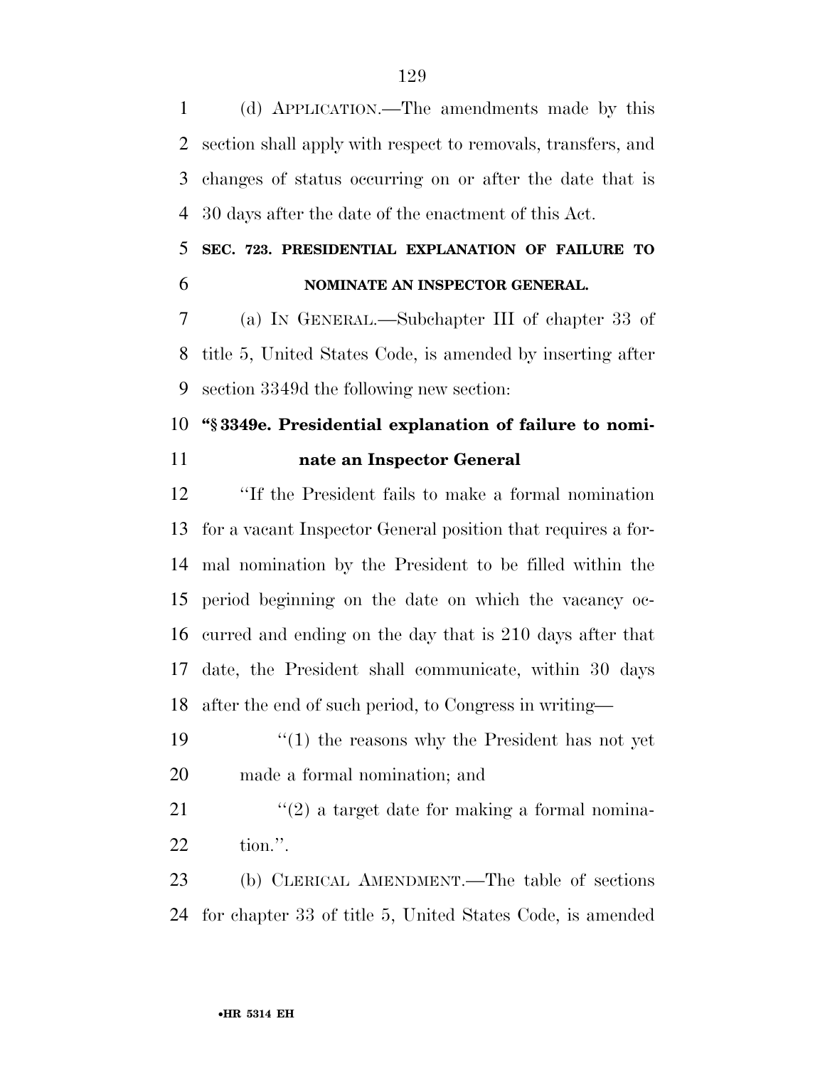(d) APPLICATION.—The amendments made by this section shall apply with respect to removals, transfers, and changes of status occurring on or after the date that is 30 days after the date of the enactment of this Act.

**SEC. 723. PRESIDENTIAL EXPLANATION OF FAILURE TO NOMINATE AN INSPECTOR GENERAL.**

(a) IN GENERAL.—Subchapter III of chapter 33 of title 5, United States Code, is amended by inserting after section 3349d the following new section:

**"§ 3349e. Presidential explanation of failure to nominate an Inspector General**

"If the President fails to make a formal nomination for a vacant Inspector General position that requires a formal nomination by the President to be filled within the period beginning on the date on which the vacancy occurred and ending on the day that is 210 days after that date, the President shall communicate, within 30 days after the end of such period, to Congress in writing—

"(1) the reasons why the President has not yet made a formal nomination; and

"(2) a target date for making a formal nomination.".

(b) CLERICAL AMENDMENT.—The table of sections for chapter 33 of title 5, United States Code, is amended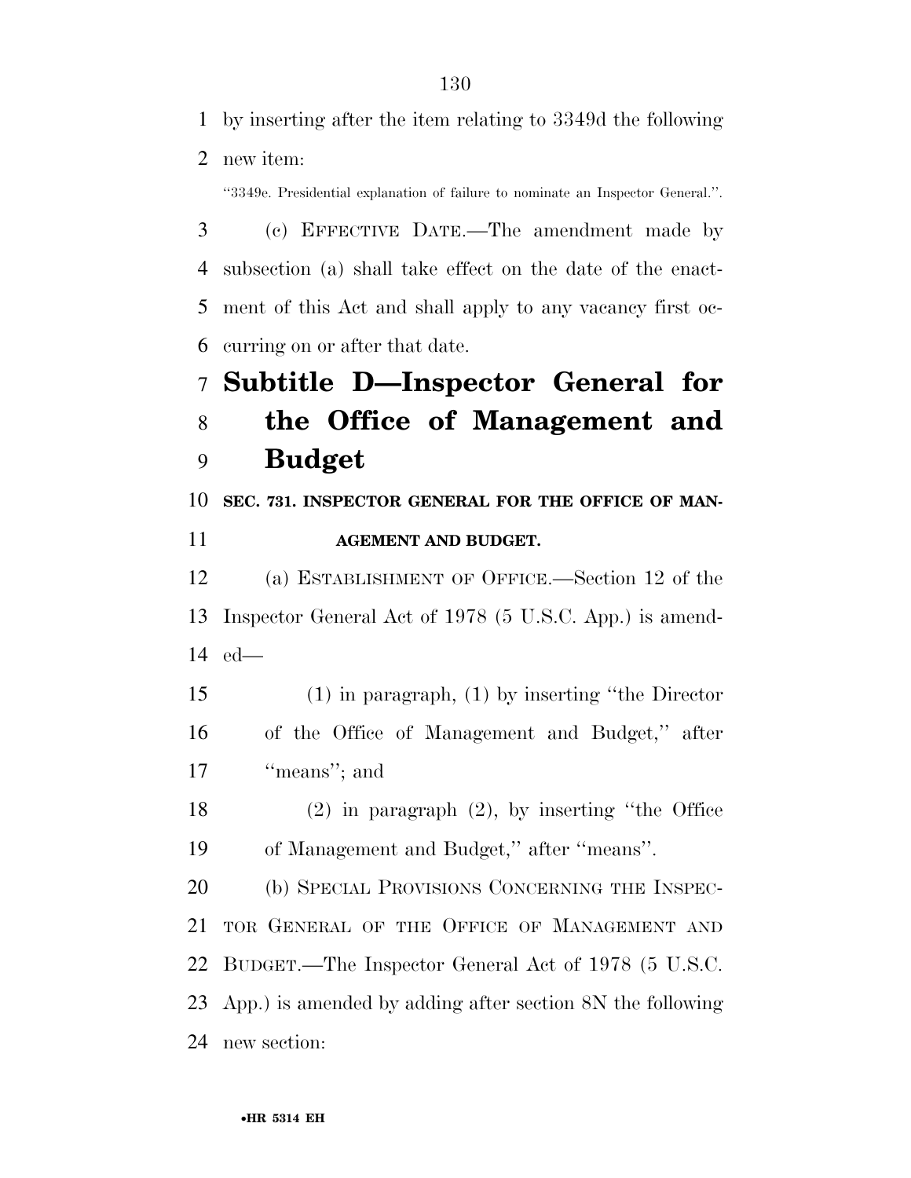by inserting after the item relating to 3349d the following new item:

"3349e. Presidential explanation of failure to nominate an Inspector General.".

(c) EFFECTIVE DATE.—The amendment made by subsection (a) shall take effect on the date of the enactment of this Act and shall apply to any vacancy first occurring on or after that date.

# Subtitle D—Inspector General for the Office of Management and Budget

**SEC. 731. INSPECTOR GENERAL FOR THE OFFICE OF MANAGEMENT AND BUDGET.**

(a) ESTABLISHMENT OF OFFICE.—Section 12 of the Inspector General Act of 1978 (5 U.S.C. App.) is amended—

(1) in paragraph, (1) by inserting "the Director of the Office of Management and Budget," after "means"; and

(2) in paragraph (2), by inserting "the Office of Management and Budget," after "means".

(b) SPECIAL PROVISIONS CONCERNING THE INSPECTOR GENERAL OF THE OFFICE OF MANAGEMENT AND BUDGET.—The Inspector General Act of 1978 (5 U.S.C. App.) is amended by adding after section 8N the following new section: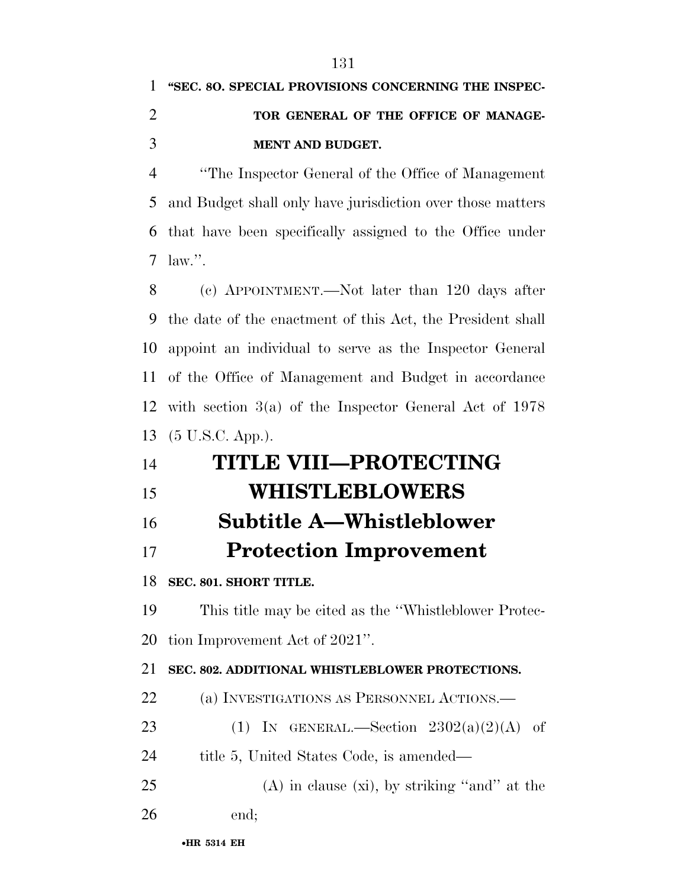**"SEC. 8O. SPECIAL PROVISIONS CONCERNING THE INSPECTOR GENERAL OF THE OFFICE OF MANAGEMENT AND BUDGET.**

"The Inspector General of the Office of Management and Budget shall only have jurisdiction over those matters that have been specifically assigned to the Office under law.".

(c) APPOINTMENT.—Not later than 120 days after the date of the enactment of this Act, the President shall appoint an individual to serve as the Inspector General of the Office of Management and Budget in accordance with section 3(a) of the Inspector General Act of 1978 (5 U.S.C. App.).

# TITLE VIII—PROTECTING WHISTLEBLOWERS

## Subtitle A—Whistleblower Protection Improvement

**SEC. 801. SHORT TITLE.**

This title may be cited as the "Whistleblower Protection Improvement Act of 2021".

**SEC. 802. ADDITIONAL WHISTLEBLOWER PROTECTIONS.**

(a) INVESTIGATIONS AS PERSONNEL ACTIONS.—

(1) IN GENERAL.—Section 2302(a)(2)(A) of title 5, United States Code, is amended—

(A) in clause (xi), by striking "and" at the end;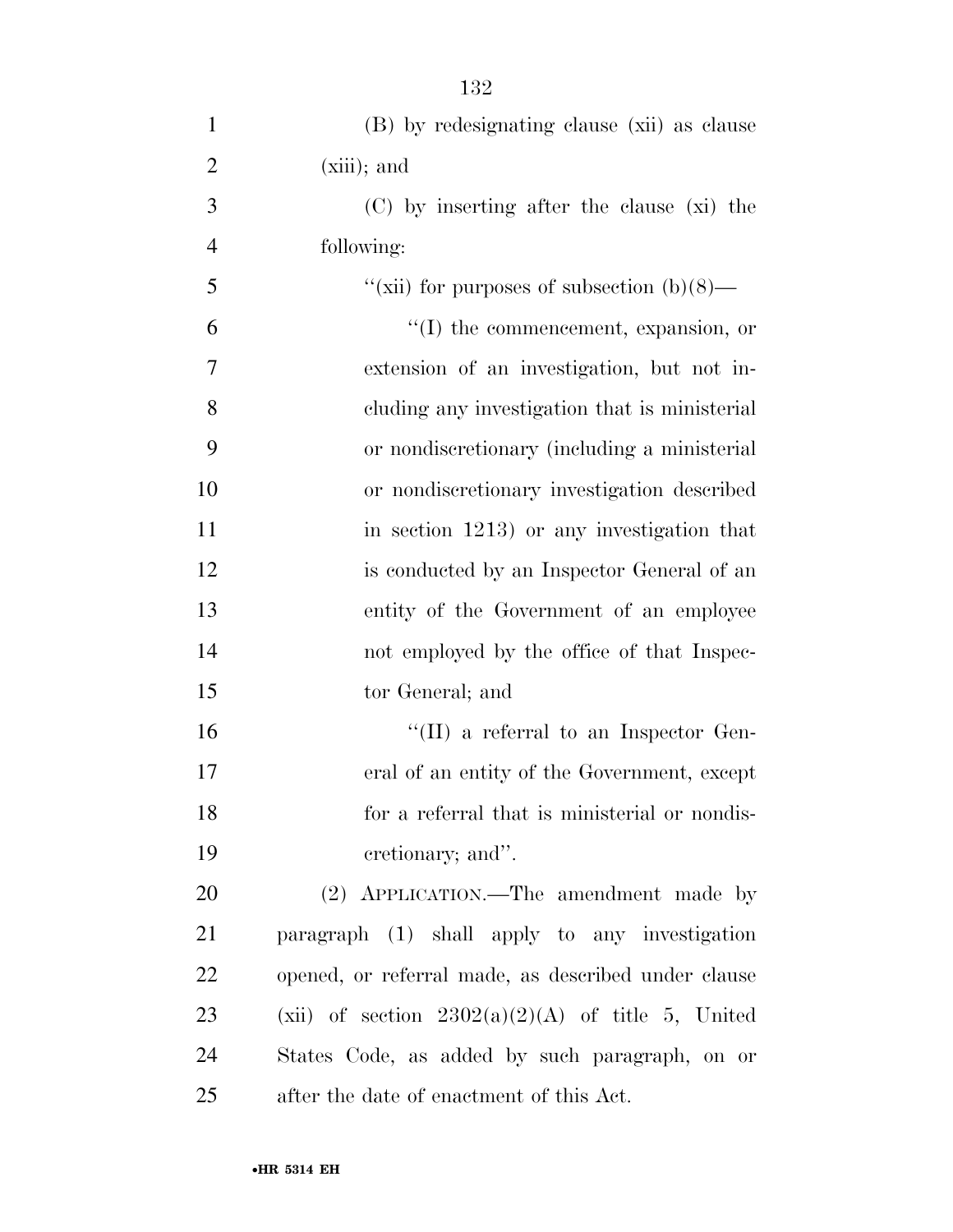(B) by redesignating clause (xii) as clause (xiii); and

(C) by inserting after the clause (xi) the following:

"(xii) for purposes of subsection (b)(8)—

"(I) the commencement, expansion, or extension of an investigation, but not including any investigation that is ministerial or nondiscretionary (including a ministerial or nondiscretionary investigation described in section 1213) or any investigation that is conducted by an Inspector General of an entity of the Government of an employee not employed by the office of that Inspector General; and

"(II) a referral to an Inspector General of an entity of the Government, except for a referral that is ministerial or nondiscretionary; and".

(2) APPLICATION.—The amendment made by paragraph (1) shall apply to any investigation opened, or referral made, as described under clause (xii) of section 2302(a)(2)(A) of title 5, United States Code, as added by such paragraph, on or after the date of enactment of this Act.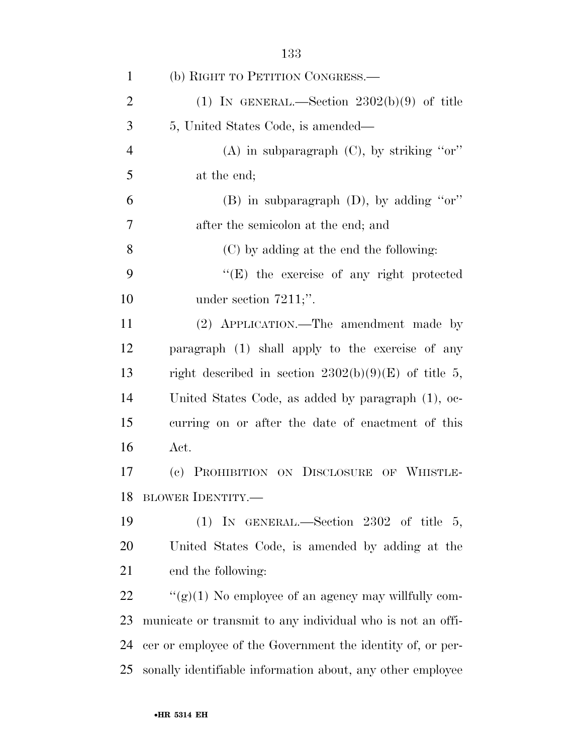(b) RIGHT TO PETITION CONGRESS.—

(1) IN GENERAL.—Section 2302(b)(9) of title 5, United States Code, is amended—

(A) in subparagraph (C), by striking ''or'' at the end;

(B) in subparagraph (D), by adding ''or'' after the semicolon at the end; and

(C) by adding at the end the following:

''(E) the exercise of any right protected under section 7211;''.

(2) APPLICATION.—The amendment made by paragraph (1) shall apply to the exercise of any right described in section 2302(b)(9)(E) of title 5, United States Code, as added by paragraph (1), occurring on or after the date of enactment of this Act.

(c) PROHIBITION ON DISCLOSURE OF WHISTLEBLOWER IDENTITY.—

(1) IN GENERAL.—Section 2302 of title 5, United States Code, is amended by adding at the end the following:

''(g)(1) No employee of an agency may willfully communicate or transmit to any individual who is not an officer or employee of the Government the identity of, or personally identifiable information about, any other employee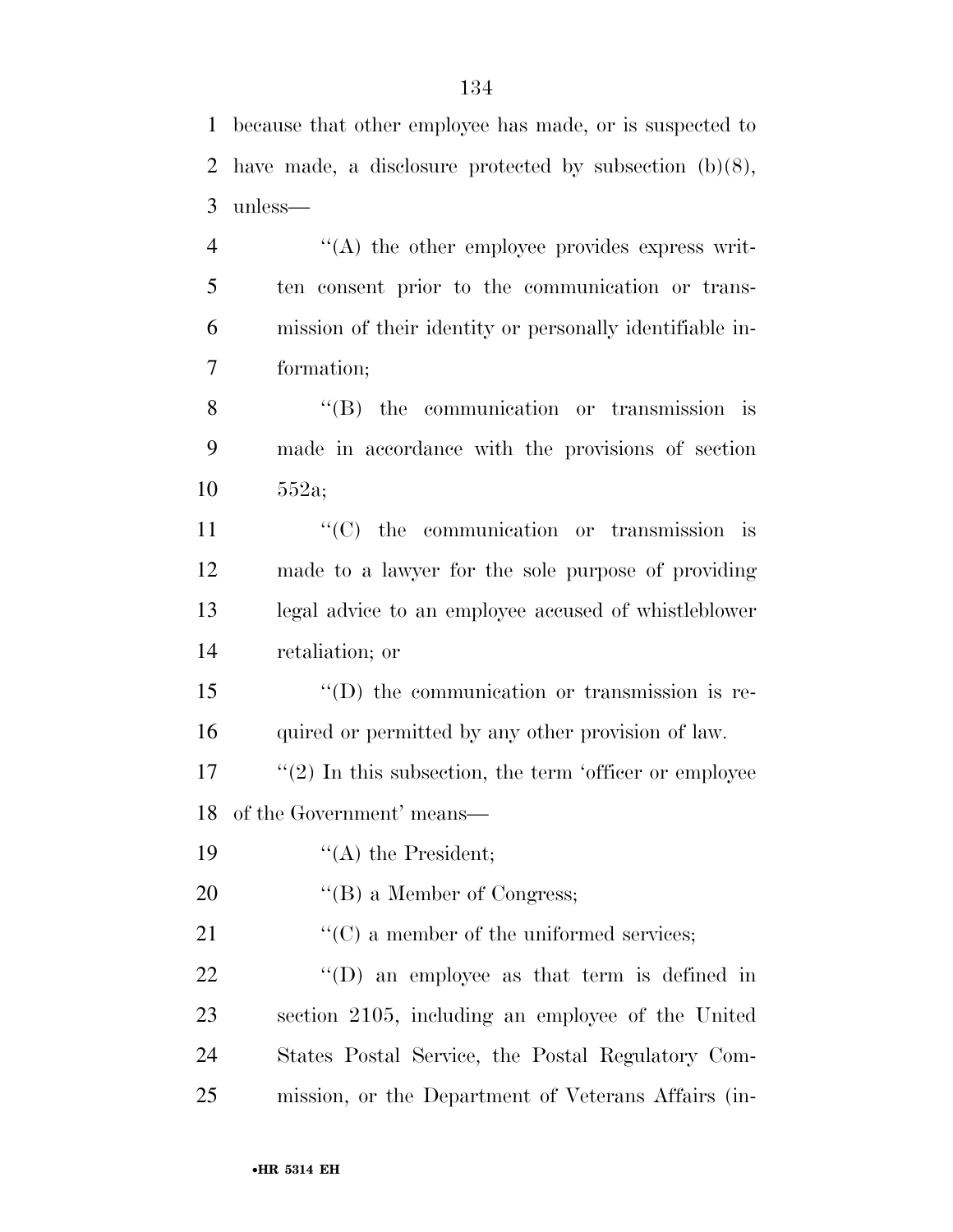because that other employee has made, or is suspected to have made, a disclosure protected by subsection (b)(8), unless—

''(A) the other employee provides express written consent prior to the communication or transmission of their identity or personally identifiable information;

''(B) the communication or transmission is made in accordance with the provisions of section 552a;

''(C) the communication or transmission is made to a lawyer for the sole purpose of providing legal advice to an employee accused of whistleblower retaliation; or

''(D) the communication or transmission is required or permitted by any other provision of law.

''(2) In this subsection, the term 'officer or employee of the Government' means—

''(A) the President;

''(B) a Member of Congress;

''(C) a member of the uniformed services;

''(D) an employee as that term is defined in section 2105, including an employee of the United States Postal Service, the Postal Regulatory Commission, or the Department of Veterans Affairs (in-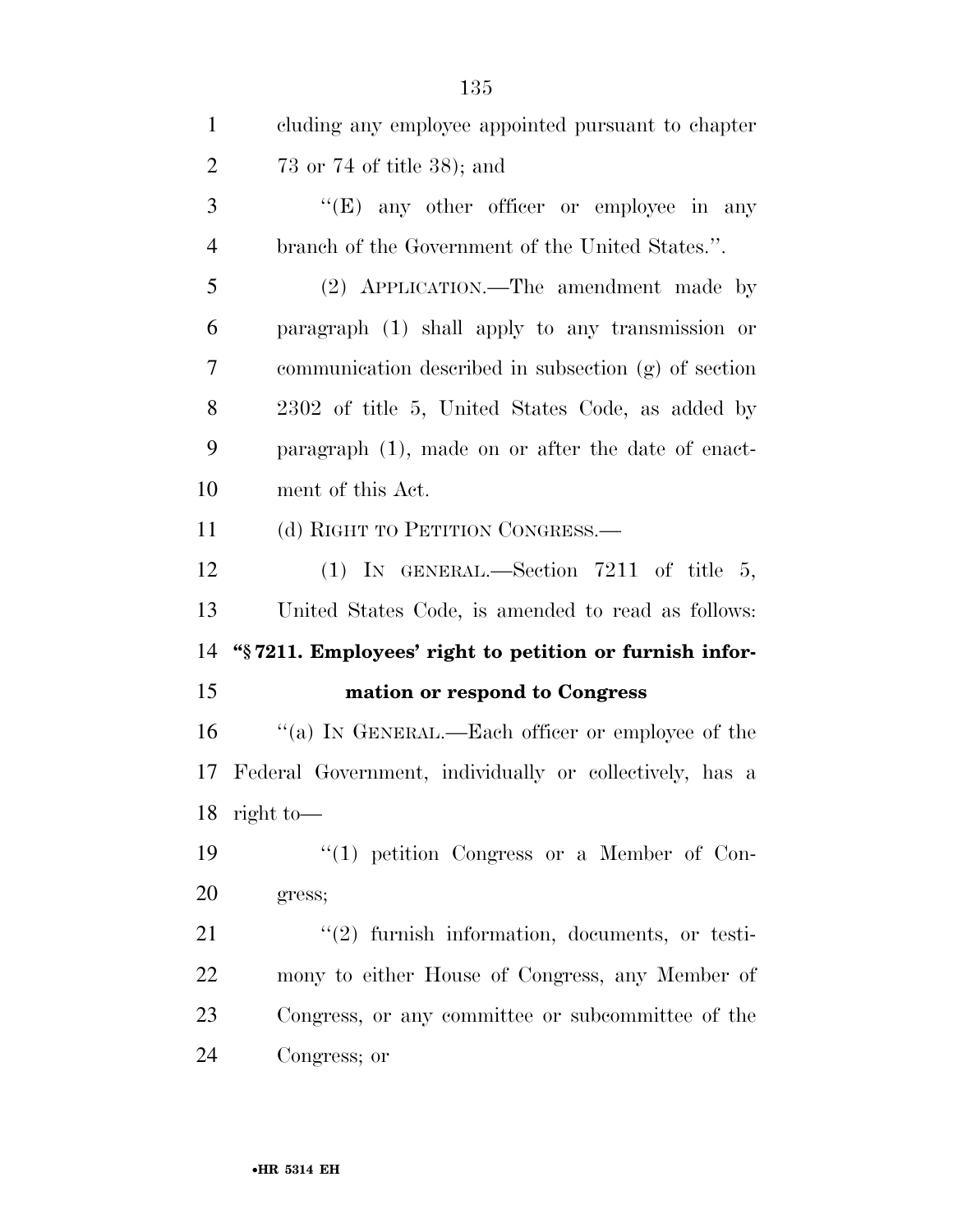cluding any employee appointed pursuant to chapter 73 or 74 of title 38); and

''(E) any other officer or employee in any branch of the Government of the United States.''.

(2) APPLICATION.—The amendment made by paragraph (1) shall apply to any transmission or communication described in subsection (g) of section 2302 of title 5, United States Code, as added by paragraph (1), made on or after the date of enactment of this Act.

(d) RIGHT TO PETITION CONGRESS.—

(1) IN GENERAL.—Section 7211 of title 5, United States Code, is amended to read as follows:

**''§ 7211. Employees' right to petition or furnish information or respond to Congress**

''(a) IN GENERAL.—Each officer or employee of the Federal Government, individually or collectively, has a right to—

''(1) petition Congress or a Member of Congress;

''(2) furnish information, documents, or testimony to either House of Congress, any Member of Congress, or any committee or subcommittee of the Congress; or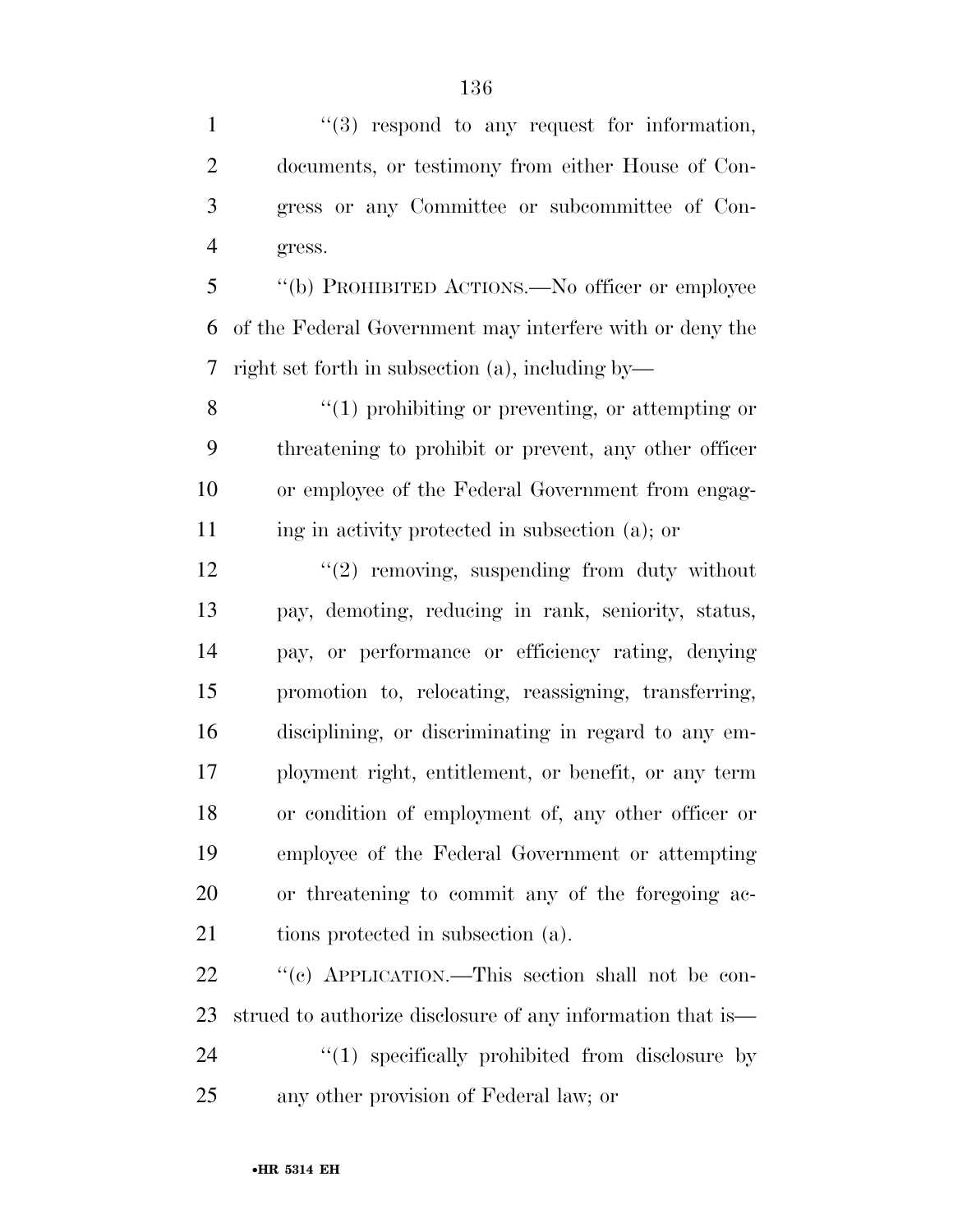''(3) respond to any request for information, documents, or testimony from either House of Congress or any Committee or subcommittee of Congress.

''(b) PROHIBITED ACTIONS.—No officer or employee of the Federal Government may interfere with or deny the right set forth in subsection (a), including by—

''(1) prohibiting or preventing, or attempting or threatening to prohibit or prevent, any other officer or employee of the Federal Government from engaging in activity protected in subsection (a); or

''(2) removing, suspending from duty without pay, demoting, reducing in rank, seniority, status, pay, or performance or efficiency rating, denying promotion to, relocating, reassigning, transferring, disciplining, or discriminating in regard to any employment right, entitlement, or benefit, or any term or condition of employment of, any other officer or employee of the Federal Government or attempting or threatening to commit any of the foregoing actions protected in subsection (a).

''(c) APPLICATION.—This section shall not be construed to authorize disclosure of any information that is—

''(1) specifically prohibited from disclosure by any other provision of Federal law; or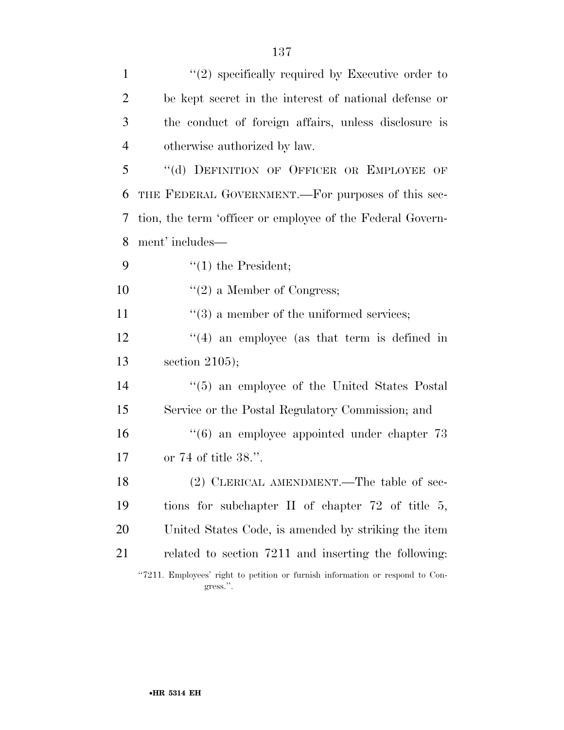"(2) specifically required by Executive order to be kept secret in the interest of national defense or the conduct of foreign affairs, unless disclosure is otherwise authorized by law.

"(d) DEFINITION OF OFFICER OR EMPLOYEE OF THE FEDERAL GOVERNMENT.—For purposes of this section, the term 'officer or employee of the Federal Government' includes—

"(1) the President;

"(2) a Member of Congress;

"(3) a member of the uniformed services;

"(4) an employee (as that term is defined in section 2105);

"(5) an employee of the United States Postal Service or the Postal Regulatory Commission; and

"(6) an employee appointed under chapter 73 or 74 of title 38.".

(2) CLERICAL AMENDMENT.—The table of sections for subchapter II of chapter 72 of title 5, United States Code, is amended by striking the item related to section 7211 and inserting the following:

"7211. Employees' right to petition or furnish information or respond to Congress.".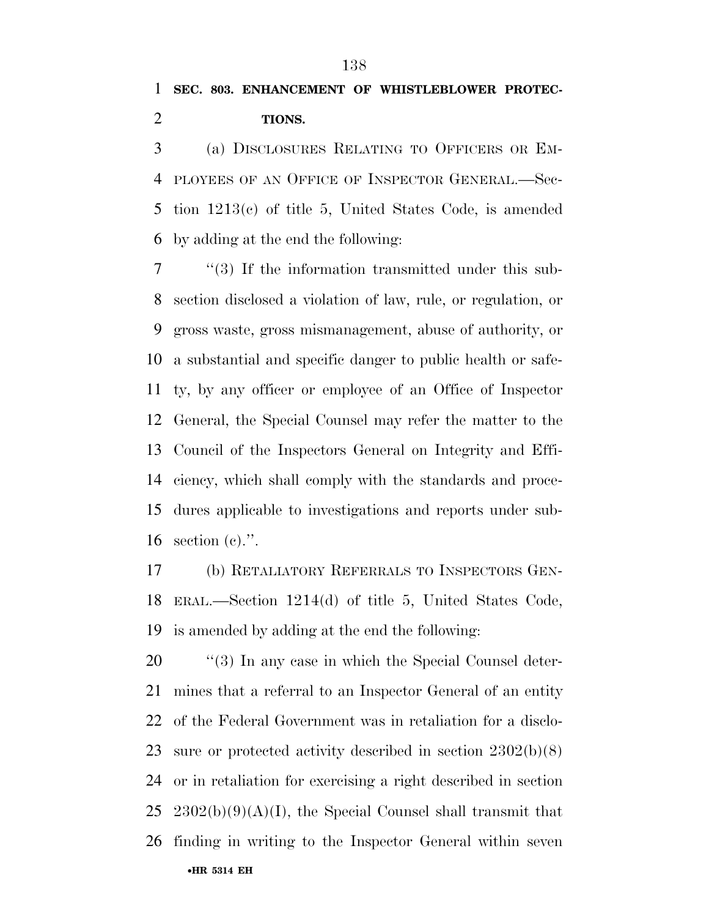**SEC. 803. ENHANCEMENT OF WHISTLEBLOWER PROTECTIONS.**

(a) DISCLOSURES RELATING TO OFFICERS OR EMPLOYEES OF AN OFFICE OF INSPECTOR GENERAL.—Section 1213(c) of title 5, United States Code, is amended by adding at the end the following:

"(3) If the information transmitted under this subsection disclosed a violation of law, rule, or regulation, or gross waste, gross mismanagement, abuse of authority, or a substantial and specific danger to public health or safety, by any officer or employee of an Office of Inspector General, the Special Counsel may refer the matter to the Council of the Inspectors General on Integrity and Efficiency, which shall comply with the standards and procedures applicable to investigations and reports under subsection (c).".

(b) RETALIATORY REFERRALS TO INSPECTORS GENERAL.—Section 1214(d) of title 5, United States Code, is amended by adding at the end the following:

"(3) In any case in which the Special Counsel determines that a referral to an Inspector General of an entity of the Federal Government was in retaliation for a disclosure or protected activity described in section 2302(b)(8) or in retaliation for exercising a right described in section 2302(b)(9)(A)(I), the Special Counsel shall transmit that finding in writing to the Inspector General within seven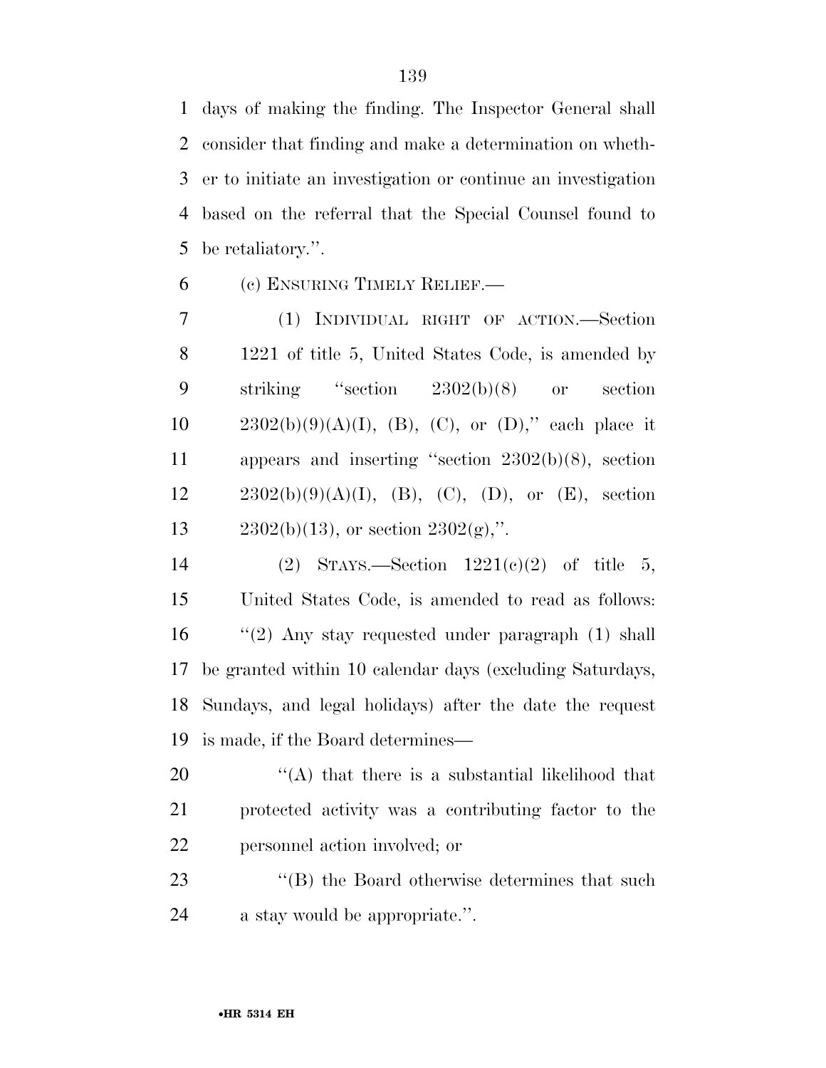days of making the finding. The Inspector General shall consider that finding and make a determination on whether to initiate an investigation or continue an investigation based on the referral that the Special Counsel found to be retaliatory.''.

(c) ENSURING TIMELY RELIEF.—

(1) INDIVIDUAL RIGHT OF ACTION.—Section 1221 of title 5, United States Code, is amended by striking ''section 2302(b)(8) or section 2302(b)(9)(A)(I), (B), (C), or (D),'' each place it appears and inserting ''section 2302(b)(8), section 2302(b)(9)(A)(I), (B), (C), (D), or (E), section 2302(b)(13), or section 2302(g),''.

(2) STAYS.—Section 1221(c)(2) of title 5, United States Code, is amended to read as follows:

''(2) Any stay requested under paragraph (1) shall be granted within 10 calendar days (excluding Saturdays, Sundays, and legal holidays) after the date the request is made, if the Board determines—

''(A) that there is a substantial likelihood that protected activity was a contributing factor to the personnel action involved; or

''(B) the Board otherwise determines that such a stay would be appropriate.''.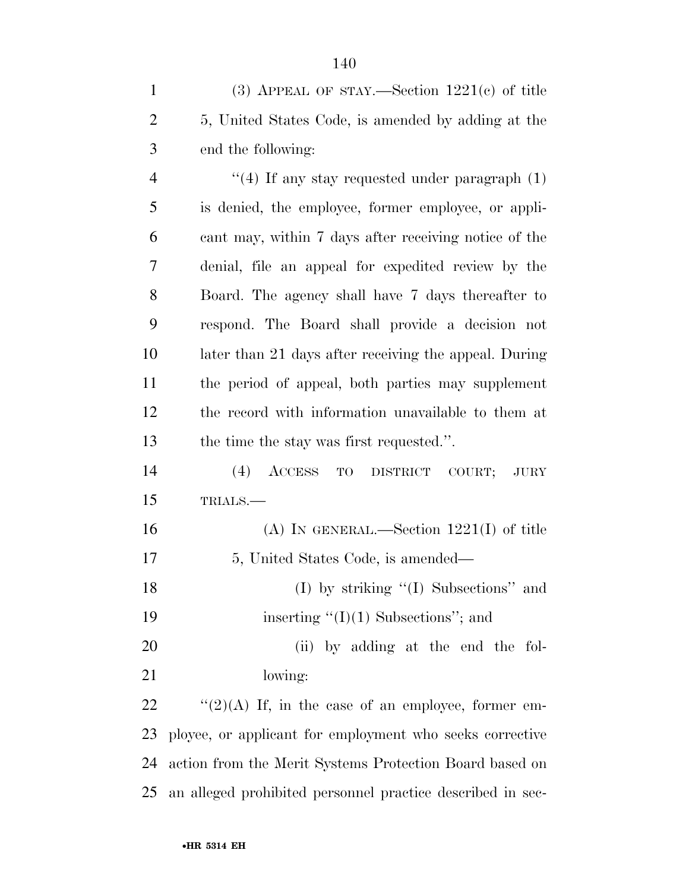(3) APPEAL OF STAY.—Section 1221(c) of title 5, United States Code, is amended by adding at the end the following:

"(4) If any stay requested under paragraph (1) is denied, the employee, former employee, or applicant may, within 7 days after receiving notice of the denial, file an appeal for expedited review by the Board. The agency shall have 7 days thereafter to respond. The Board shall provide a decision not later than 21 days after receiving the appeal. During the period of appeal, both parties may supplement the record with information unavailable to them at the time the stay was first requested.".

(4) ACCESS TO DISTRICT COURT; JURY TRIALS.—

(A) IN GENERAL.—Section 1221(I) of title 5, United States Code, is amended—

(I) by striking "(I) Subsections" and inserting "(I)(1) Subsections"; and

(ii) by adding at the end the following:

"(2)(A) If, in the case of an employee, former employee, or applicant for employment who seeks corrective action from the Merit Systems Protection Board based on an alleged prohibited personnel practice described in sec-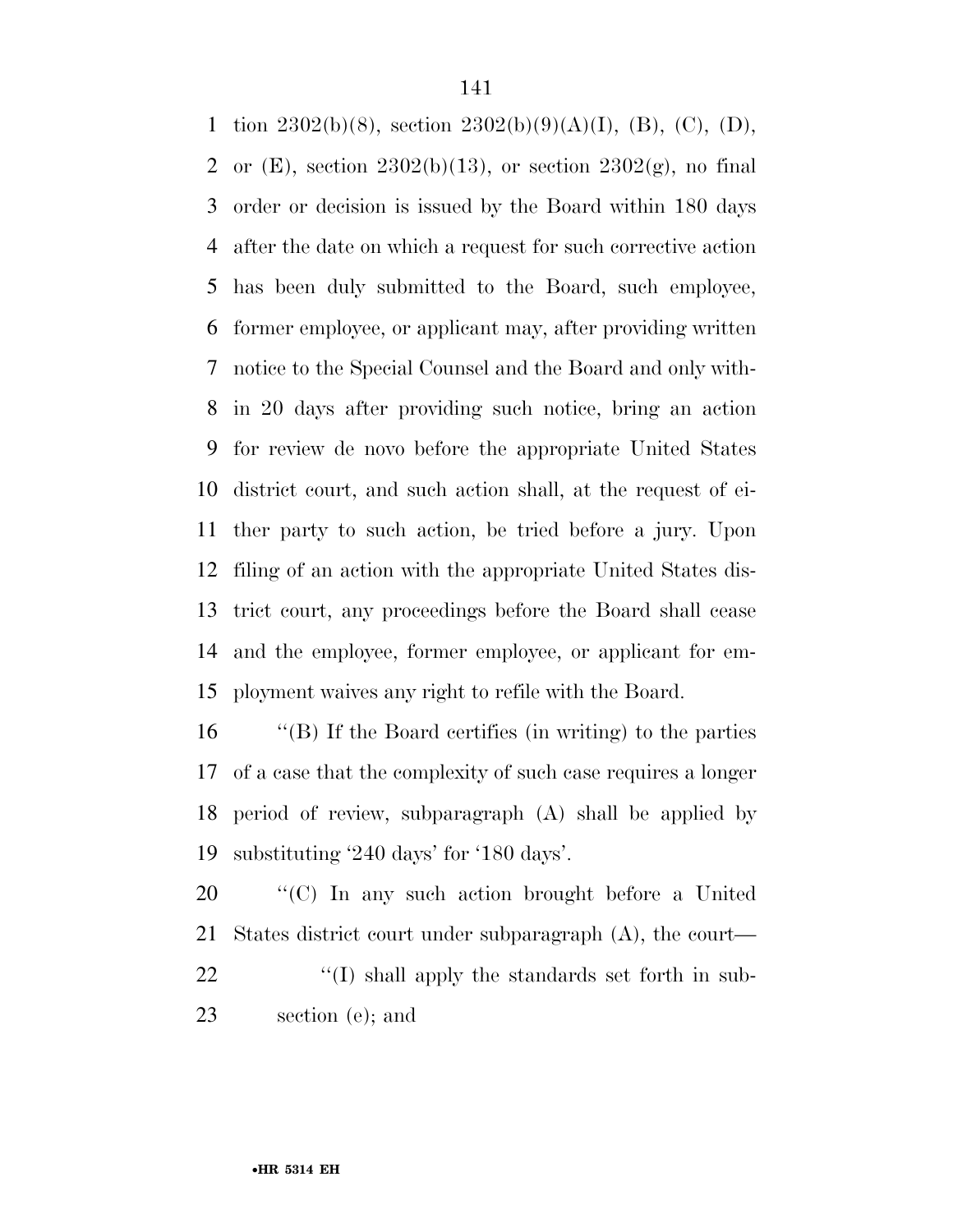tion 2302(b)(8), section 2302(b)(9)(A)(I), (B), (C), (D), or (E), section 2302(b)(13), or section 2302(g), no final order or decision is issued by the Board within 180 days after the date on which a request for such corrective action has been duly submitted to the Board, such employee, former employee, or applicant may, after providing written notice to the Special Counsel and the Board and only within 20 days after providing such notice, bring an action for review de novo before the appropriate United States district court, and such action shall, at the request of either party to such action, be tried before a jury. Upon filing of an action with the appropriate United States district court, any proceedings before the Board shall cease and the employee, former employee, or applicant for employment waives any right to refile with the Board.

''(B) If the Board certifies (in writing) to the parties of a case that the complexity of such case requires a longer period of review, subparagraph (A) shall be applied by substituting '240 days' for '180 days'.

''(C) In any such action brought before a United States district court under subparagraph (A), the court—

''(I) shall apply the standards set forth in subsection (e); and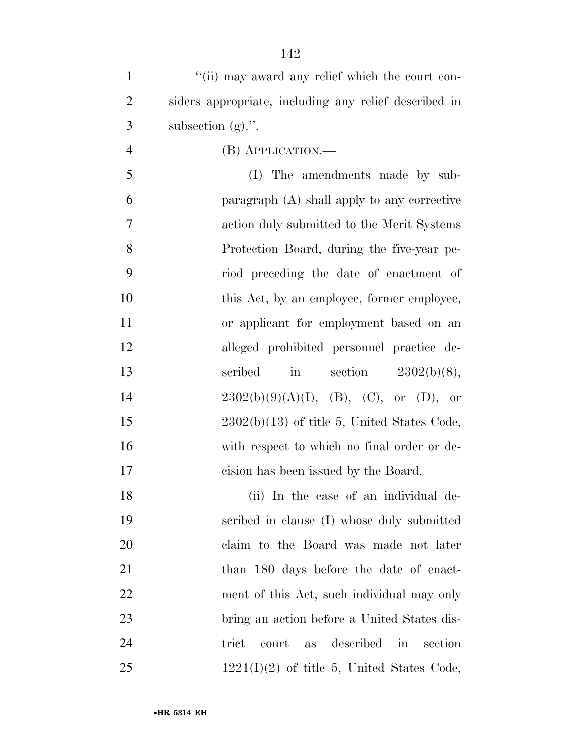"(ii) may award any relief which the court considers appropriate, including any relief described in subsection (g).".

(B) APPLICATION.—

(I) The amendments made by subparagraph (A) shall apply to any corrective action duly submitted to the Merit Systems Protection Board, during the five-year period preceding the date of enactment of this Act, by an employee, former employee, or applicant for employment based on an alleged prohibited personnel practice described in section 2302(b)(8), 2302(b)(9)(A)(I), (B), (C), or (D), or 2302(b)(13) of title 5, United States Code, with respect to which no final order or decision has been issued by the Board.

(ii) In the case of an individual described in clause (I) whose duly submitted claim to the Board was made not later than 180 days before the date of enactment of this Act, such individual may only bring an action before a United States district court as described in section 1221(I)(2) of title 5, United States Code,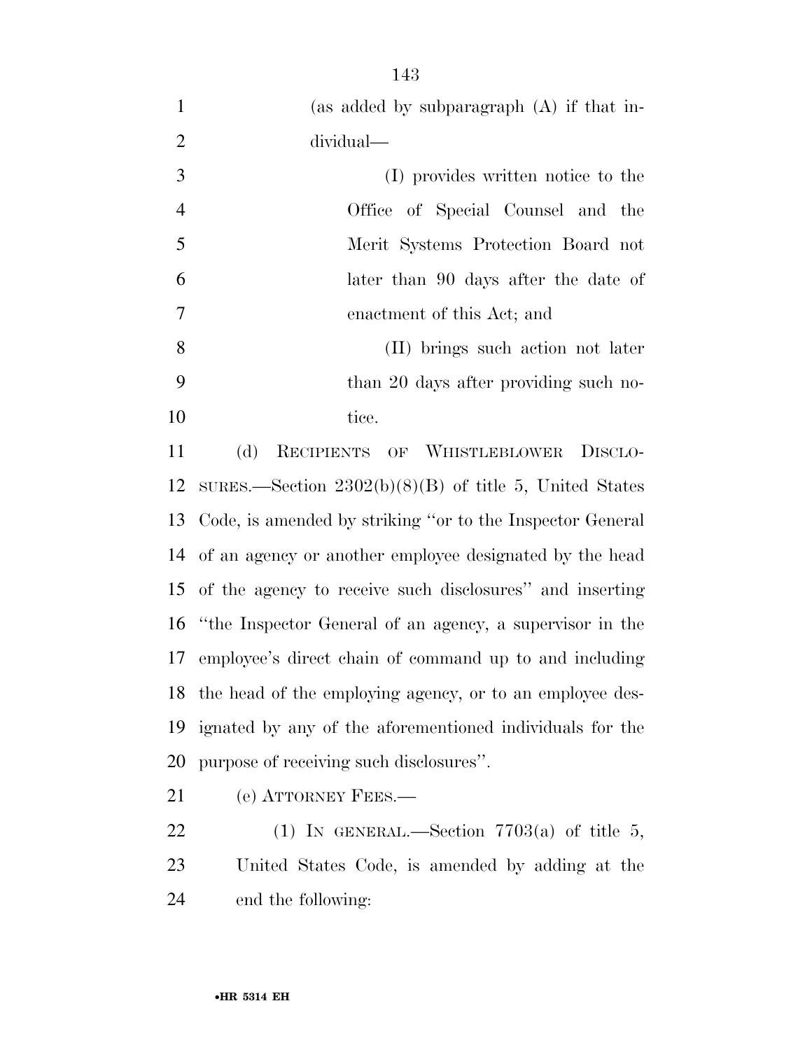(as added by subparagraph (A) if that individual—

(I) provides written notice to the Office of Special Counsel and the Merit Systems Protection Board not later than 90 days after the date of enactment of this Act; and

(II) brings such action not later than 20 days after providing such notice.

(d) RECIPIENTS OF WHISTLEBLOWER DISCLOSURES.—Section 2302(b)(8)(B) of title 5, United States Code, is amended by striking "or to the Inspector General of an agency or another employee designated by the head of the agency to receive such disclosures" and inserting "the Inspector General of an agency, a supervisor in the employee's direct chain of command up to and including the head of the employing agency, or to an employee designated by any of the aforementioned individuals for the purpose of receiving such disclosures".

(e) ATTORNEY FEES.—

(1) IN GENERAL.—Section 7703(a) of title 5, United States Code, is amended by adding at the end the following: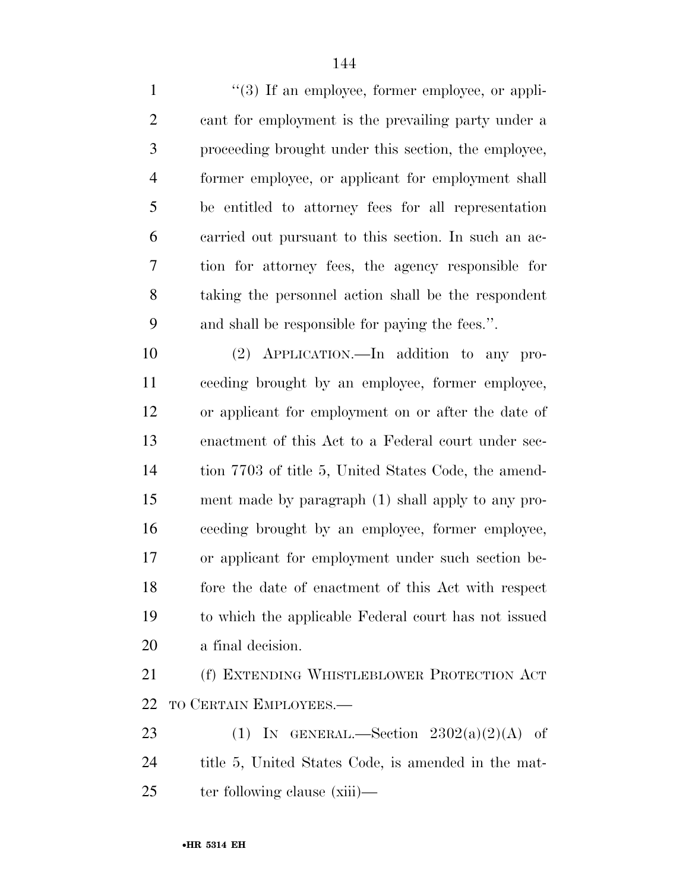"(3) If an employee, former employee, or applicant for employment is the prevailing party under a proceeding brought under this section, the employee, former employee, or applicant for employment shall be entitled to attorney fees for all representation carried out pursuant to this section. In such an action for attorney fees, the agency responsible for taking the personnel action shall be the respondent and shall be responsible for paying the fees.".

(2) APPLICATION.—In addition to any proceeding brought by an employee, former employee, or applicant for employment on or after the date of enactment of this Act to a Federal court under section 7703 of title 5, United States Code, the amendment made by paragraph (1) shall apply to any proceeding brought by an employee, former employee, or applicant for employment under such section before the date of enactment of this Act with respect to which the applicable Federal court has not issued a final decision.

(f) EXTENDING WHISTLEBLOWER PROTECTION ACT TO CERTAIN EMPLOYEES.—

(1) IN GENERAL.—Section 2302(a)(2)(A) of title 5, United States Code, is amended in the matter following clause (xiii)—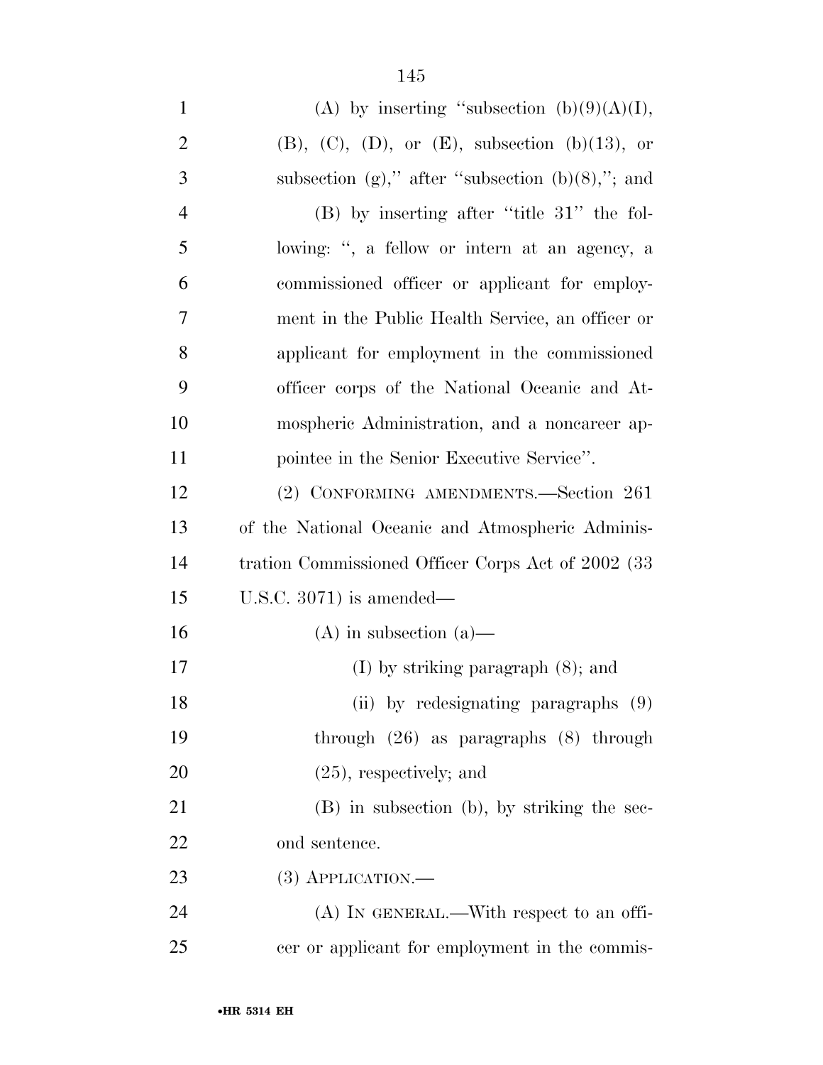(A) by inserting "subsection (b)(9)(A)(I), (B), (C), (D), or (E), subsection (b)(13), or subsection (g)," after "subsection (b)(8),"; and

(B) by inserting after "title 31" the following: ", a fellow or intern at an agency, a commissioned officer or applicant for employment in the Public Health Service, an officer or applicant for employment in the commissioned officer corps of the National Oceanic and Atmospheric Administration, and a noncareer appointee in the Senior Executive Service".

(2) CONFORMING AMENDMENTS.—Section 261 of the National Oceanic and Atmospheric Administration Commissioned Officer Corps Act of 2002 (33 U.S.C. 3071) is amended—

(A) in subsection (a)—

(I) by striking paragraph (8); and

(ii) by redesignating paragraphs (9) through (26) as paragraphs (8) through (25), respectively; and

(B) in subsection (b), by striking the second sentence.

(3) APPLICATION.—

(A) IN GENERAL.—With respect to an officer or applicant for employment in the commis-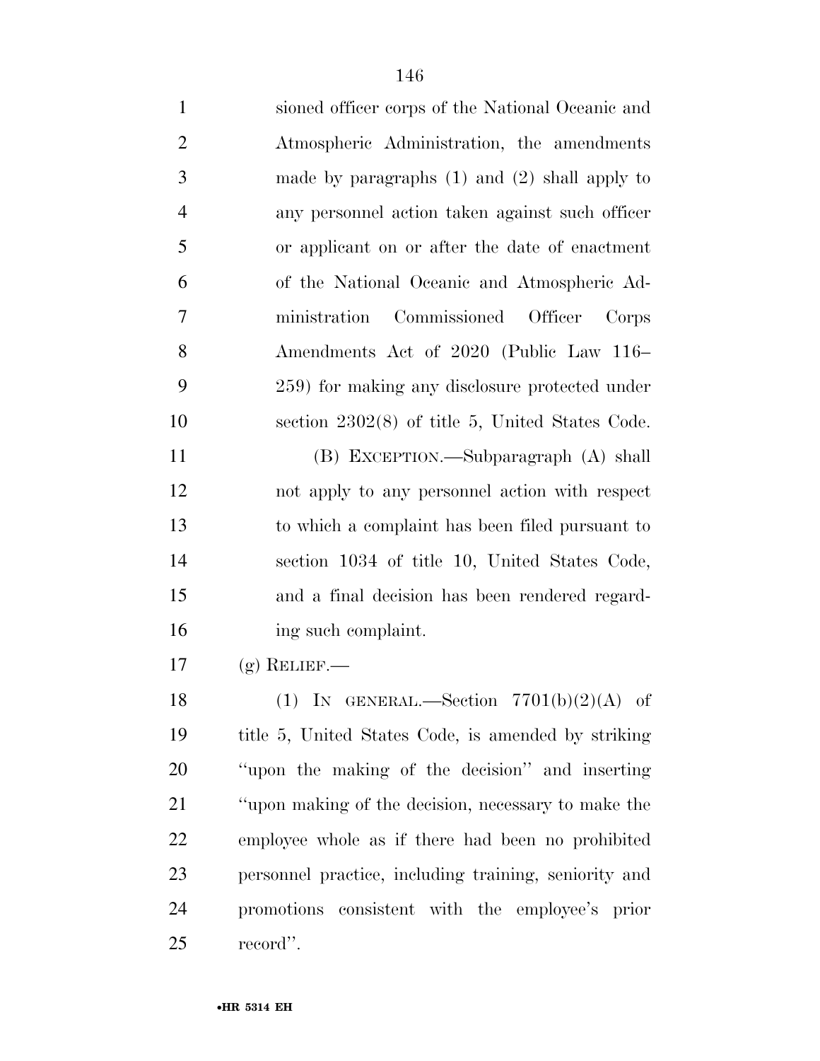sioned officer corps of the National Oceanic and Atmospheric Administration, the amendments made by paragraphs (1) and (2) shall apply to any personnel action taken against such officer or applicant on or after the date of enactment of the National Oceanic and Atmospheric Administration Commissioned Officer Corps Amendments Act of 2020 (Public Law 116–259) for making any disclosure protected under section 2302(8) of title 5, United States Code.

(B) EXCEPTION.—Subparagraph (A) shall not apply to any personnel action with respect to which a complaint has been filed pursuant to section 1034 of title 10, United States Code, and a final decision has been rendered regarding such complaint.

(g) RELIEF.—

(1) IN GENERAL.—Section 7701(b)(2)(A) of title 5, United States Code, is amended by striking ''upon the making of the decision'' and inserting ''upon making of the decision, necessary to make the employee whole as if there had been no prohibited personnel practice, including training, seniority and promotions consistent with the employee's prior record''.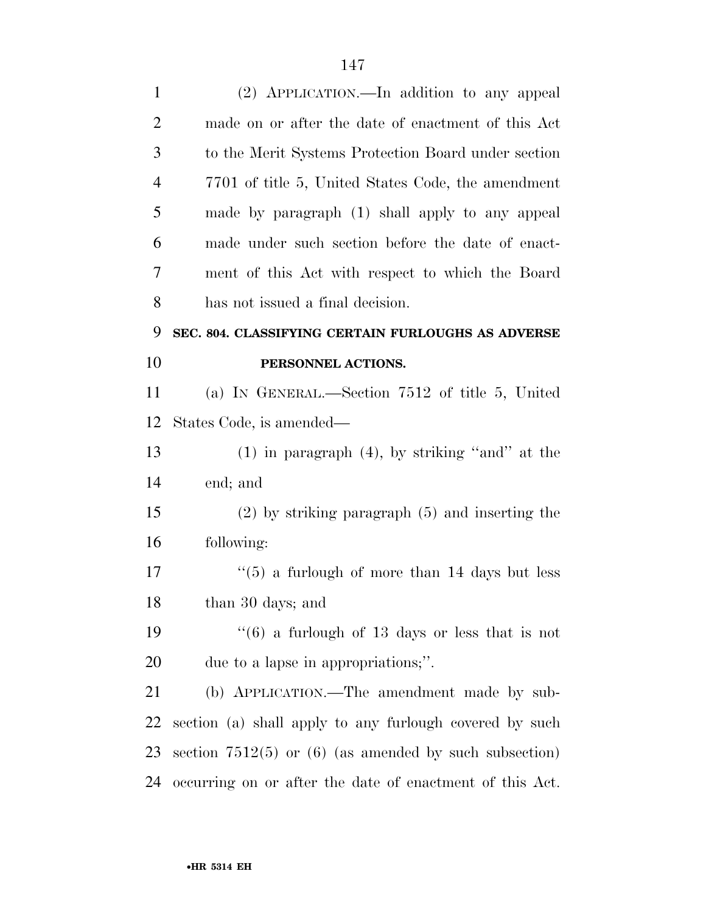(2) APPLICATION.—In addition to any appeal made on or after the date of enactment of this Act to the Merit Systems Protection Board under section 7701 of title 5, United States Code, the amendment made by paragraph (1) shall apply to any appeal made under such section before the date of enactment of this Act with respect to which the Board has not issued a final decision.

**SEC. 804. CLASSIFYING CERTAIN FURLOUGHS AS ADVERSE PERSONNEL ACTIONS.**

(a) IN GENERAL.—Section 7512 of title 5, United States Code, is amended—

(1) in paragraph (4), by striking "and" at the end; and

(2) by striking paragraph (5) and inserting the following:

"(5) a furlough of more than 14 days but less than 30 days; and

"(6) a furlough of 13 days or less that is not due to a lapse in appropriations;".

(b) APPLICATION.—The amendment made by subsection (a) shall apply to any furlough covered by such section 7512(5) or (6) (as amended by such subsection) occurring on or after the date of enactment of this Act.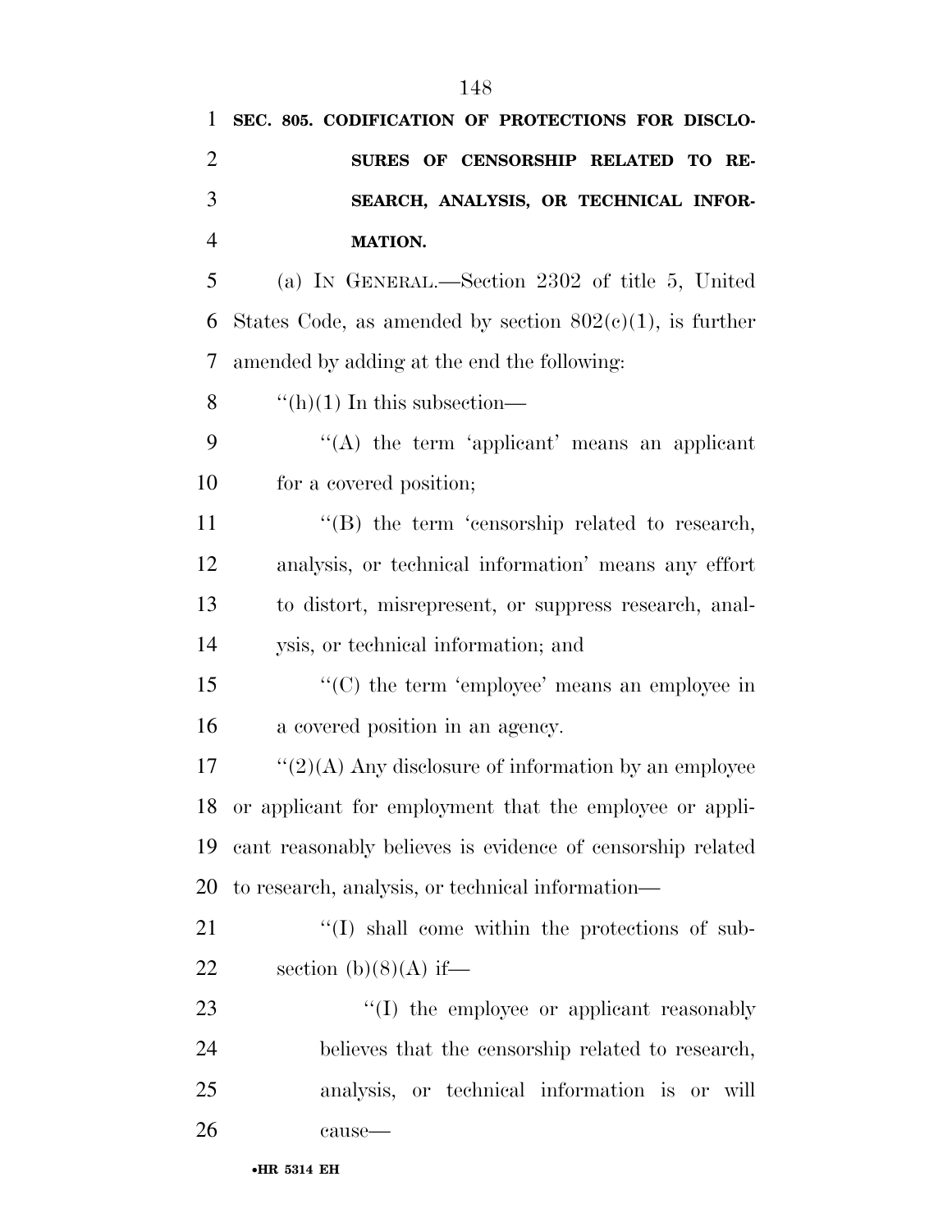**SEC. 805. CODIFICATION OF PROTECTIONS FOR DISCLOSURES OF CENSORSHIP RELATED TO RESEARCH, ANALYSIS, OR TECHNICAL INFORMATION.**

(a) IN GENERAL.—Section 2302 of title 5, United States Code, as amended by section 802(c)(1), is further amended by adding at the end the following:

''(h)(1) In this subsection—

''(A) the term 'applicant' means an applicant for a covered position;

''(B) the term 'censorship related to research, analysis, or technical information' means any effort to distort, misrepresent, or suppress research, analysis, or technical information; and

''(C) the term 'employee' means an employee in a covered position in an agency.

''(2)(A) Any disclosure of information by an employee or applicant for employment that the employee or applicant reasonably believes is evidence of censorship related to research, analysis, or technical information—

''(I) shall come within the protections of subsection (b)(8)(A) if—

''(I) the employee or applicant reasonably believes that the censorship related to research, analysis, or technical information is or will cause—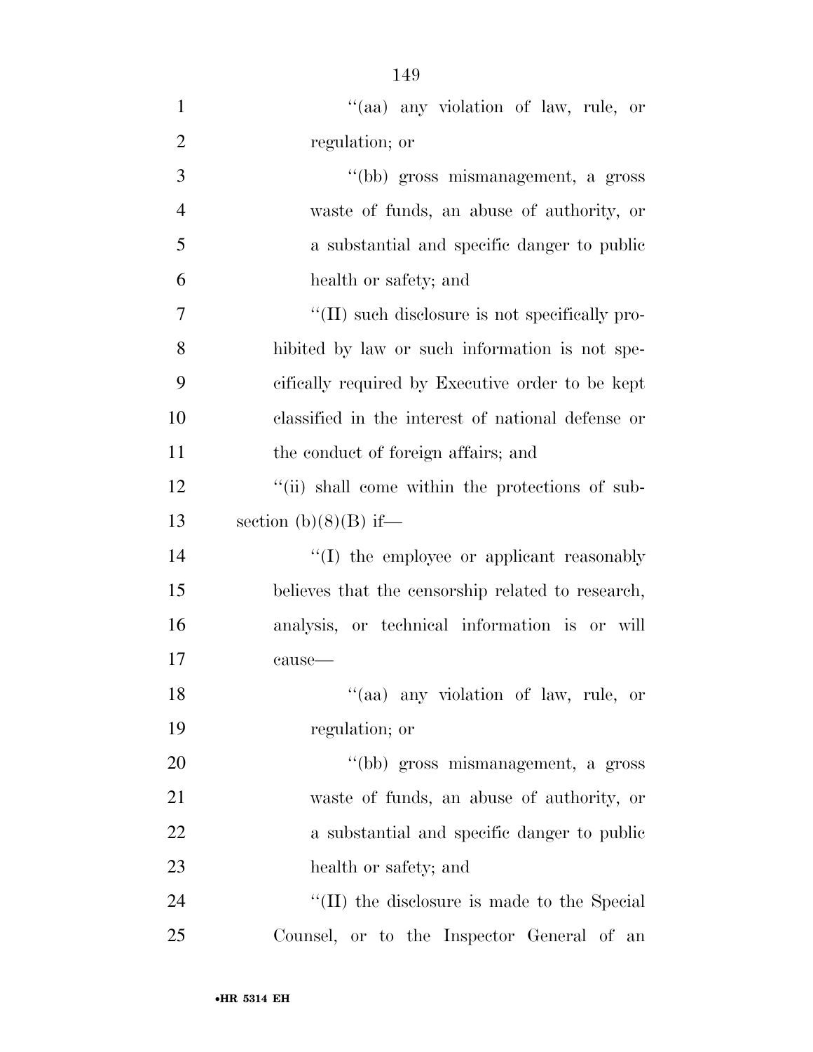''(aa) any violation of law, rule, or regulation; or

''(bb) gross mismanagement, a gross waste of funds, an abuse of authority, or a substantial and specific danger to public health or safety; and

''(II) such disclosure is not specifically prohibited by law or such information is not specifically required by Executive order to be kept classified in the interest of national defense or the conduct of foreign affairs; and

''(ii) shall come within the protections of subsection (b)(8)(B) if—

''(I) the employee or applicant reasonably believes that the censorship related to research, analysis, or technical information is or will cause—

''(aa) any violation of law, rule, or regulation; or

''(bb) gross mismanagement, a gross waste of funds, an abuse of authority, or a substantial and specific danger to public health or safety; and

''(II) the disclosure is made to the Special Counsel, or to the Inspector General of an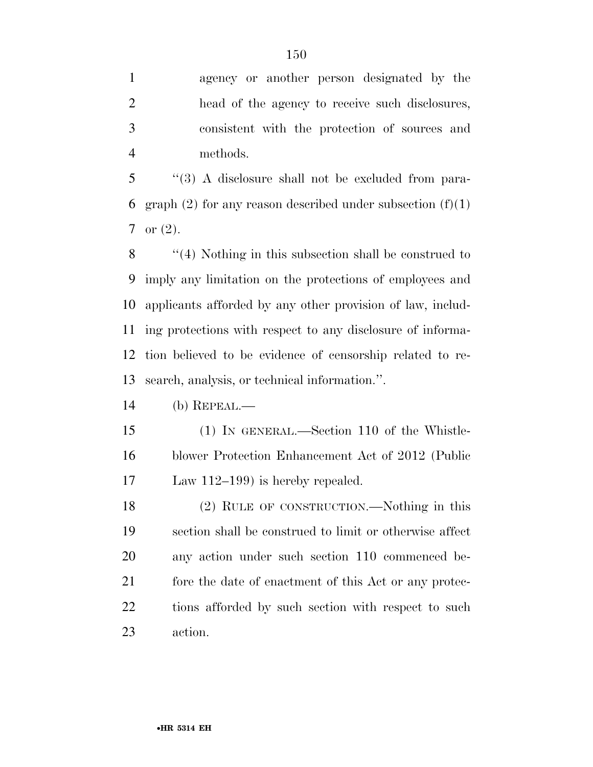agency or another person designated by the head of the agency to receive such disclosures, consistent with the protection of sources and methods.

''(3) A disclosure shall not be excluded from paragraph (2) for any reason described under subsection (f)(1) or (2).

''(4) Nothing in this subsection shall be construed to imply any limitation on the protections of employees and applicants afforded by any other provision of law, including protections with respect to any disclosure of information believed to be evidence of censorship related to research, analysis, or technical information.''.

(b) REPEAL.—

(1) IN GENERAL.—Section 110 of the Whistleblower Protection Enhancement Act of 2012 (Public Law 112–199) is hereby repealed.

(2) RULE OF CONSTRUCTION.—Nothing in this section shall be construed to limit or otherwise affect any action under such section 110 commenced before the date of enactment of this Act or any protections afforded by such section with respect to such action.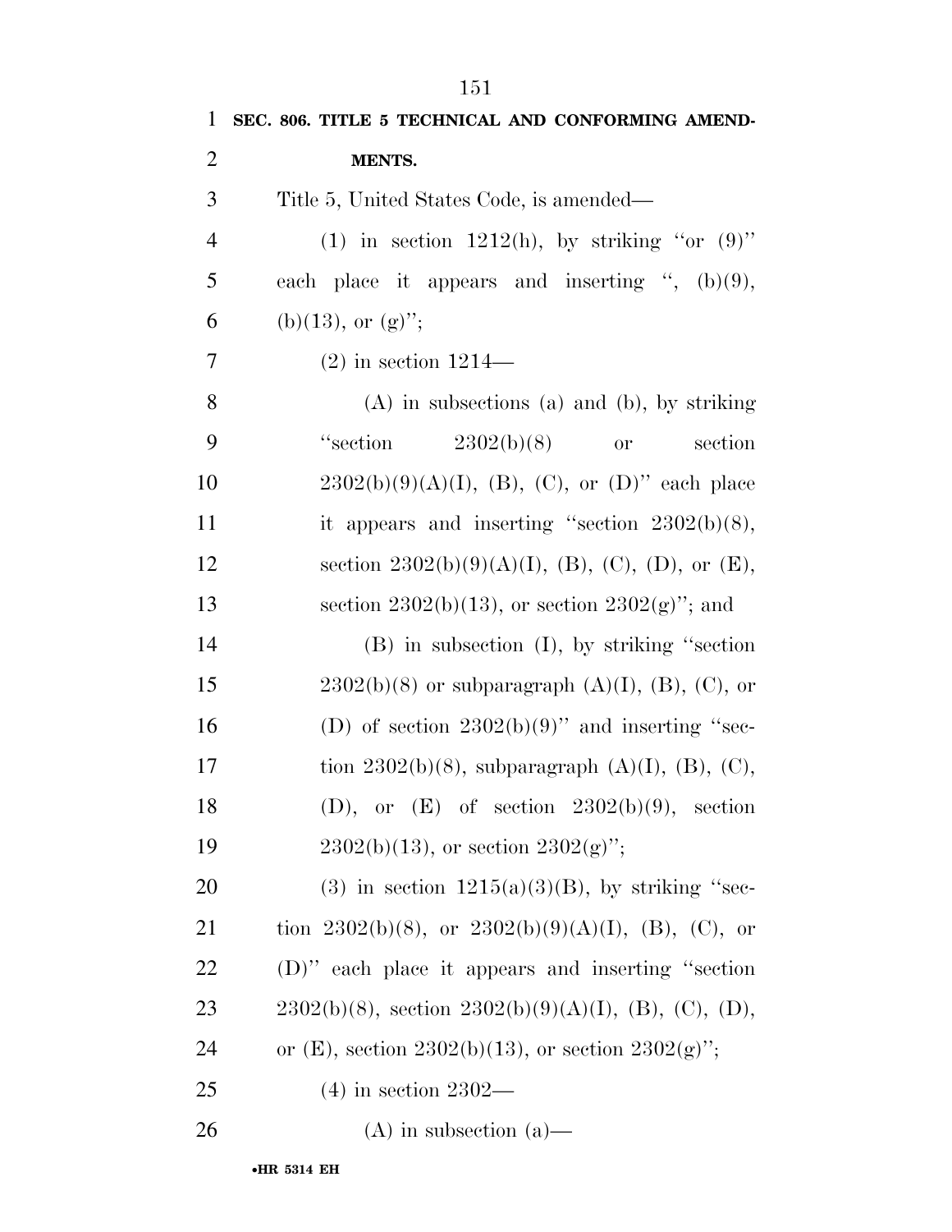**SEC. 806. TITLE 5 TECHNICAL AND CONFORMING AMENDMENTS.**

Title 5, United States Code, is amended—

(1) in section 1212(h), by striking ''or (9)'' each place it appears and inserting '', (b)(9), (b)(13), or (g)'';

(2) in section 1214—

(A) in subsections (a) and (b), by striking ''section 2302(b)(8) or section 2302(b)(9)(A)(I), (B), (C), or (D)'' each place it appears and inserting ''section 2302(b)(8), section 2302(b)(9)(A)(I), (B), (C), (D), or (E), section 2302(b)(13), or section 2302(g)''; and

(B) in subsection (I), by striking ''section 2302(b)(8) or subparagraph (A)(I), (B), (C), or (D) of section 2302(b)(9)'' and inserting ''section 2302(b)(8), subparagraph (A)(I), (B), (C), (D), or (E) of section 2302(b)(9), section 2302(b)(13), or section 2302(g)'';

(3) in section 1215(a)(3)(B), by striking ''section 2302(b)(8), or 2302(b)(9)(A)(I), (B), (C), or (D)'' each place it appears and inserting ''section 2302(b)(8), section 2302(b)(9)(A)(I), (B), (C), (D), or (E), section 2302(b)(13), or section 2302(g)'';

(4) in section 2302—

(A) in subsection (a)—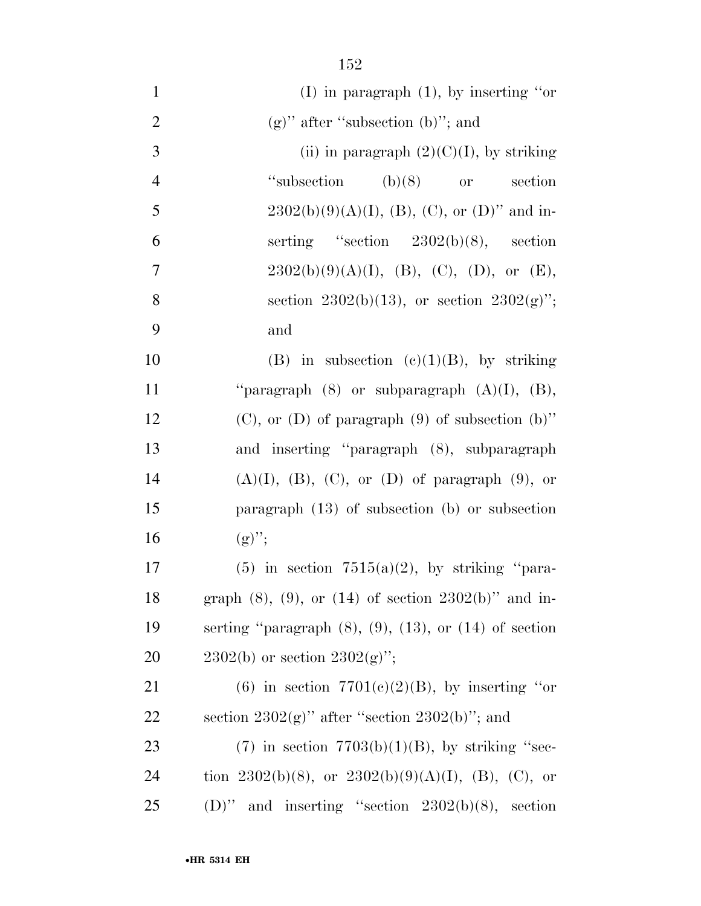(I) in paragraph (1), by inserting "or (g)" after "subsection (b)"; and

(ii) in paragraph (2)(C)(I), by striking "subsection (b)(8) or section 2302(b)(9)(A)(I), (B), (C), or (D)" and inserting "section 2302(b)(8), section 2302(b)(9)(A)(I), (B), (C), (D), or (E), section 2302(b)(13), or section 2302(g)"; and

(B) in subsection (c)(1)(B), by striking "paragraph (8) or subparagraph (A)(I), (B), (C), or (D) of paragraph (9) of subsection (b)" and inserting "paragraph (8), subparagraph (A)(I), (B), (C), or (D) of paragraph (9), or paragraph (13) of subsection (b) or subsection (g)";

(5) in section 7515(a)(2), by striking "paragraph (8), (9), or (14) of section 2302(b)" and inserting "paragraph (8), (9), (13), or (14) of section 2302(b) or section 2302(g)";

(6) in section 7701(c)(2)(B), by inserting "or section 2302(g)" after "section 2302(b)"; and

(7) in section 7703(b)(1)(B), by striking "section 2302(b)(8), or 2302(b)(9)(A)(I), (B), (C), or (D)" and inserting "section 2302(b)(8), section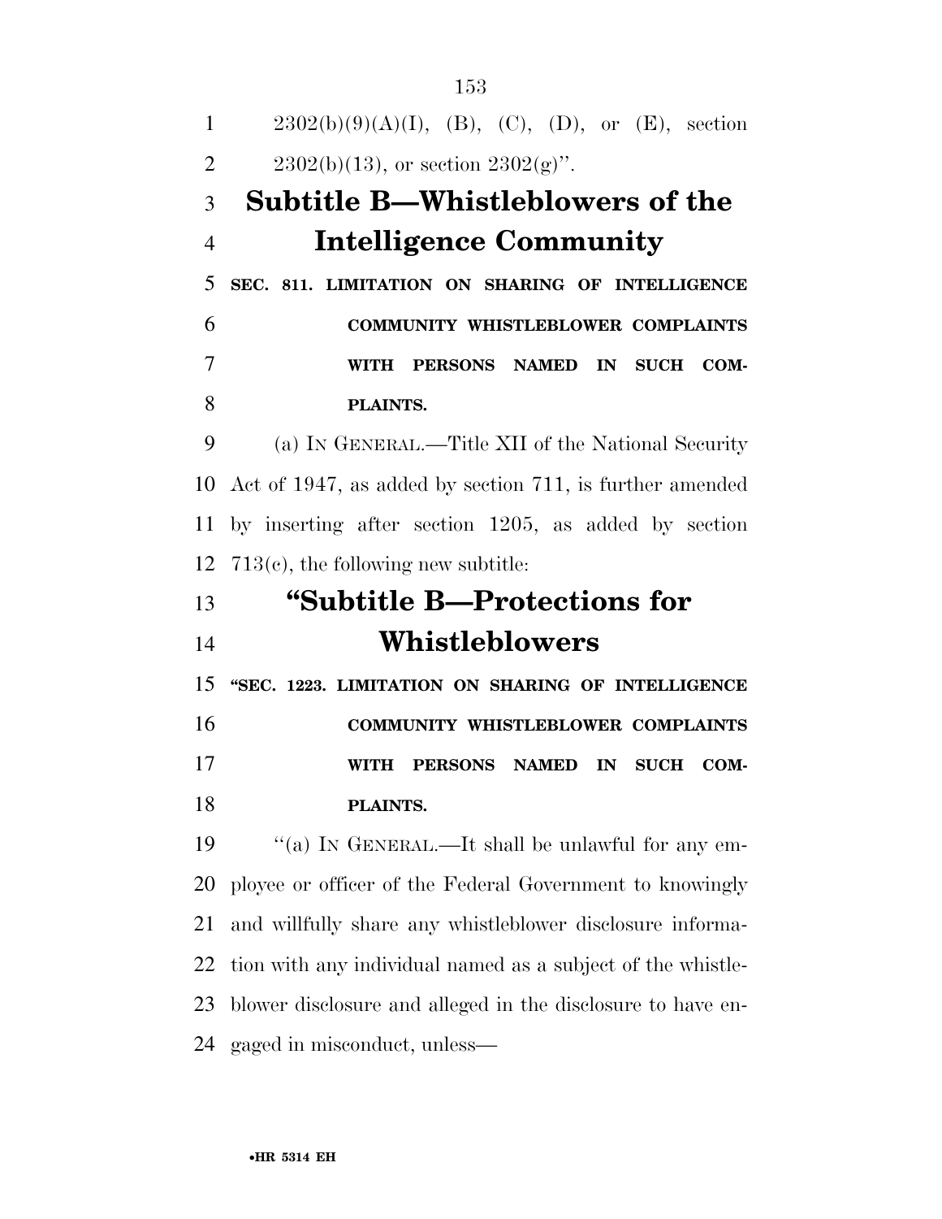2302(b)(9)(A)(I), (B), (C), (D), or (E), section 2302(b)(13), or section 2302(g)''.

## Subtitle B—Whistleblowers of the Intelligence Community

### SEC. 811. LIMITATION ON SHARING OF INTELLIGENCE COMMUNITY WHISTLEBLOWER COMPLAINTS WITH PERSONS NAMED IN SUCH COMPLAINTS.

(a) IN GENERAL.—Title XII of the National Security Act of 1947, as added by section 711, is further amended by inserting after section 1205, as added by section 713(c), the following new subtitle:

## "Subtitle B—Protections for Whistleblowers

### "SEC. 1223. LIMITATION ON SHARING OF INTELLIGENCE COMMUNITY WHISTLEBLOWER COMPLAINTS WITH PERSONS NAMED IN SUCH COMPLAINTS.

"(a) IN GENERAL.—It shall be unlawful for any employee or officer of the Federal Government to knowingly and willfully share any whistleblower disclosure information with any individual named as a subject of the whistleblower disclosure and alleged in the disclosure to have engaged in misconduct, unless—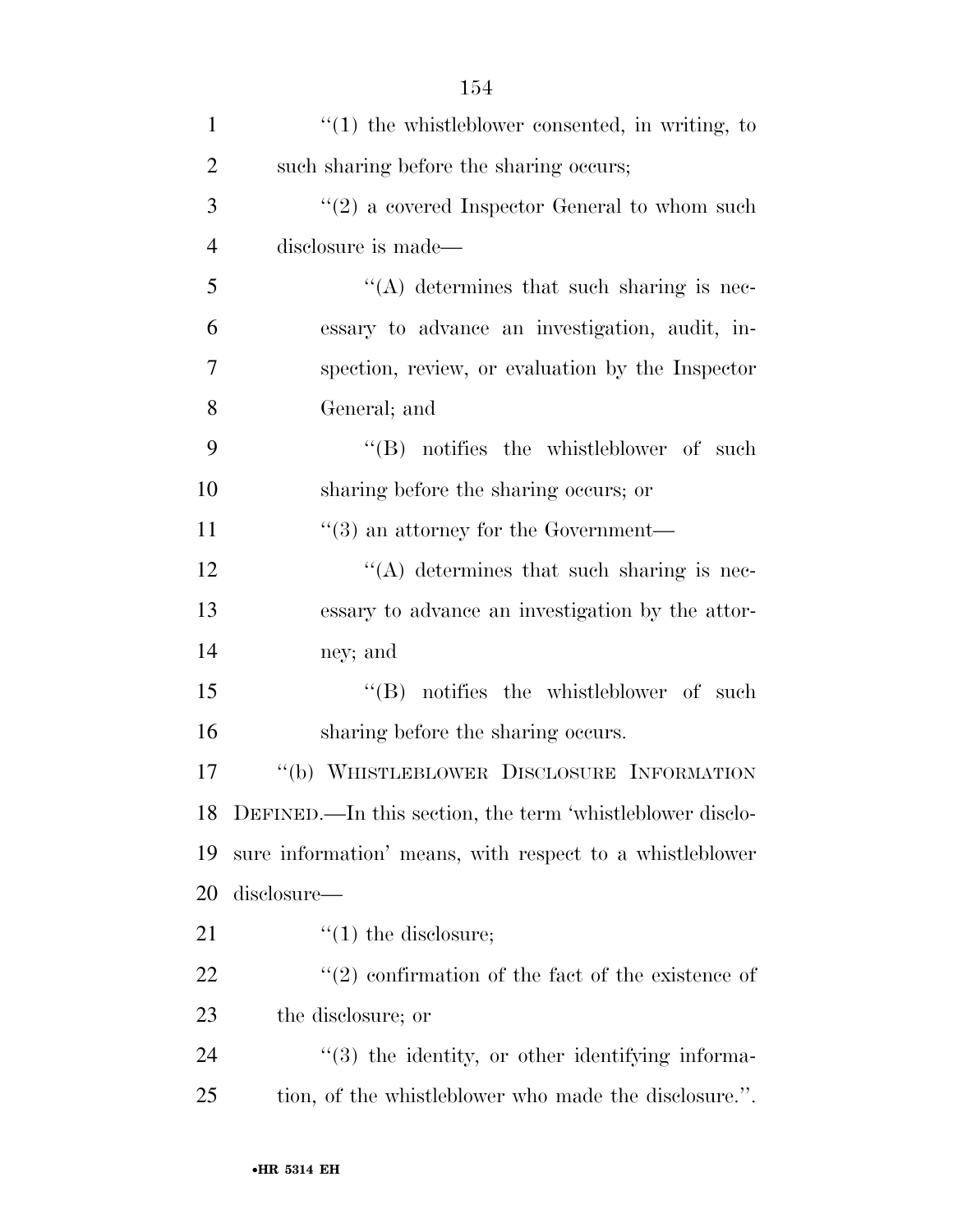''(1) the whistleblower consented, in writing, to such sharing before the sharing occurs;

''(2) a covered Inspector General to whom such disclosure is made—

''(A) determines that such sharing is necessary to advance an investigation, audit, inspection, review, or evaluation by the Inspector General; and

''(B) notifies the whistleblower of such sharing before the sharing occurs; or

''(3) an attorney for the Government—

''(A) determines that such sharing is necessary to advance an investigation by the attorney; and

''(B) notifies the whistleblower of such sharing before the sharing occurs.

''(b) WHISTLEBLOWER DISCLOSURE INFORMATION DEFINED.—In this section, the term 'whistleblower disclosure information' means, with respect to a whistleblower disclosure—

''(1) the disclosure;

''(2) confirmation of the fact of the existence of the disclosure; or

''(3) the identity, or other identifying information, of the whistleblower who made the disclosure.''.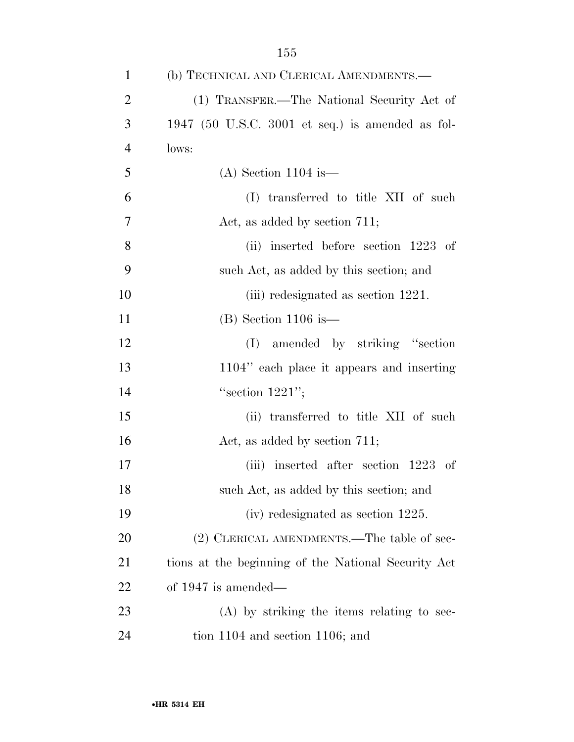(b) TECHNICAL AND CLERICAL AMENDMENTS.—

(1) TRANSFER.—The National Security Act of 1947 (50 U.S.C. 3001 et seq.) is amended as follows:

(A) Section 1104 is—

(I) transferred to title XII of such Act, as added by section 711;

(ii) inserted before section 1223 of such Act, as added by this section; and

(iii) redesignated as section 1221.

(B) Section 1106 is—

(I) amended by striking "section 1104" each place it appears and inserting "section 1221";

(ii) transferred to title XII of such Act, as added by section 711;

(iii) inserted after section 1223 of such Act, as added by this section; and

(iv) redesignated as section 1225.

(2) CLERICAL AMENDMENTS.—The table of sections at the beginning of the National Security Act of 1947 is amended—

(A) by striking the items relating to section 1104 and section 1106; and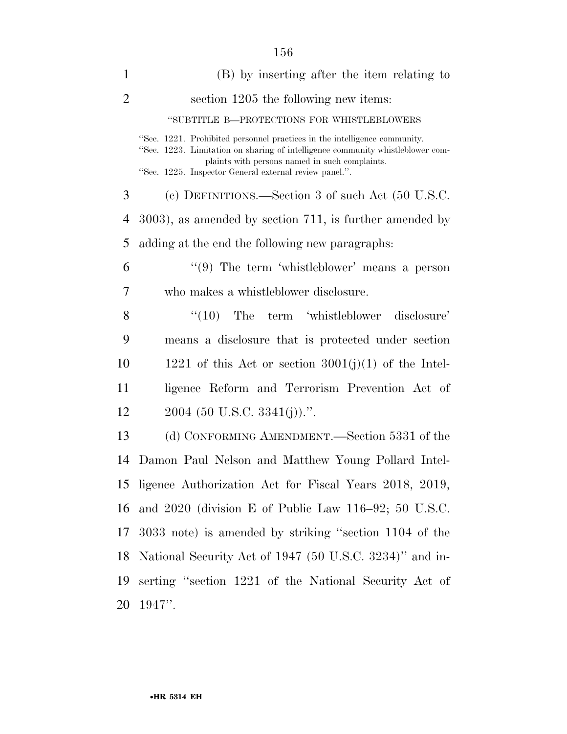(B) by inserting after the item relating to section 1205 the following new items:

"SUBTITLE B—PROTECTIONS FOR WHISTLEBLOWERS

"Sec. 1221. Prohibited personnel practices in the intelligence community.
"Sec. 1223. Limitation on sharing of intelligence community whistleblower complaints with persons named in such complaints.
"Sec. 1225. Inspector General external review panel.".

(c) DEFINITIONS.—Section 3 of such Act (50 U.S.C. 3003), as amended by section 711, is further amended by adding at the end the following new paragraphs:

"(9) The term 'whistleblower' means a person who makes a whistleblower disclosure.

"(10) The term 'whistleblower disclosure' means a disclosure that is protected under section 1221 of this Act or section 3001(j)(1) of the Intelligence Reform and Terrorism Prevention Act of 2004 (50 U.S.C. 3341(j)).".

(d) CONFORMING AMENDMENT.—Section 5331 of the Damon Paul Nelson and Matthew Young Pollard Intelligence Authorization Act for Fiscal Years 2018, 2019, and 2020 (division E of Public Law 116–92; 50 U.S.C. 3033 note) is amended by striking "section 1104 of the National Security Act of 1947 (50 U.S.C. 3234)" and inserting "section 1221 of the National Security Act of 1947".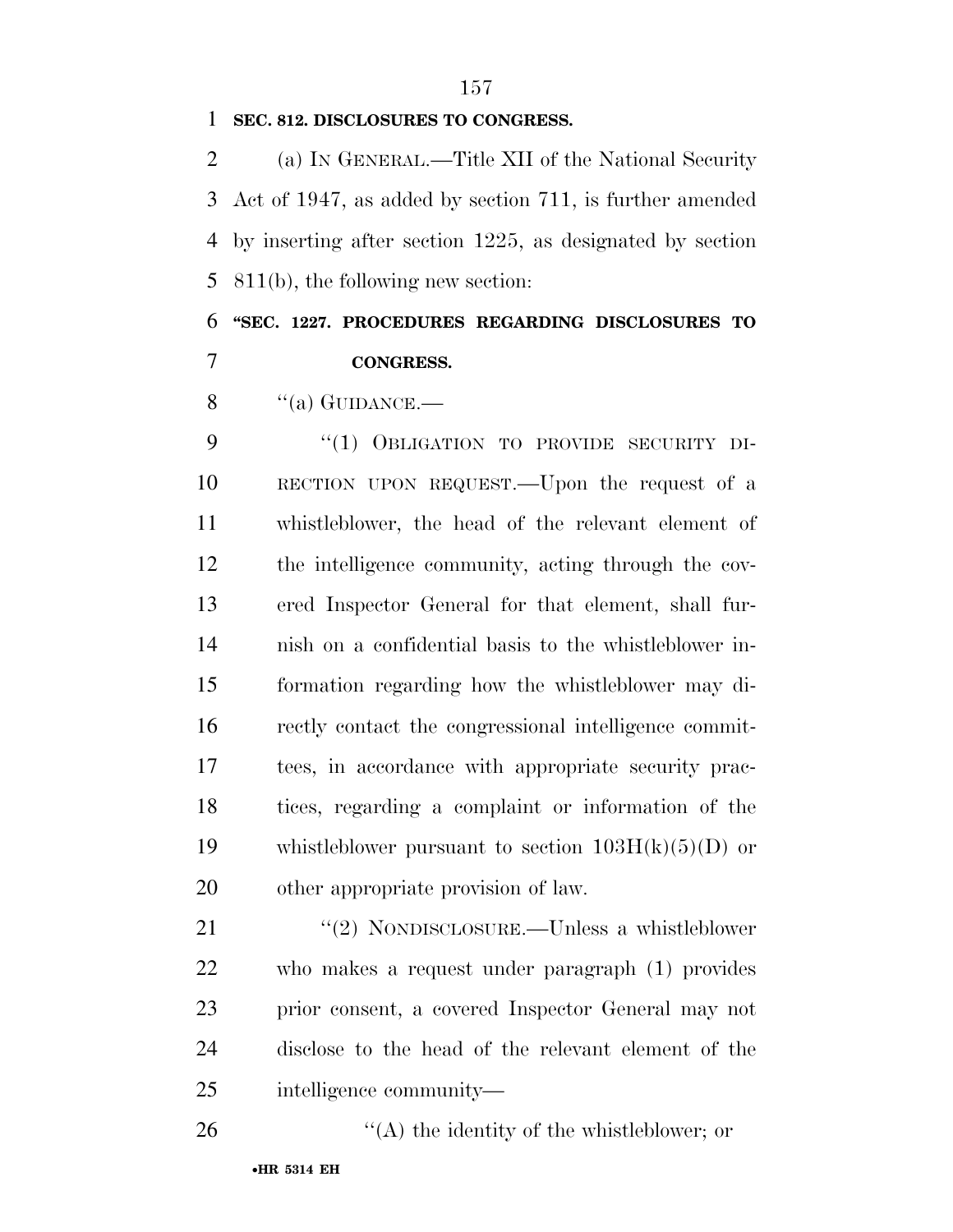**SEC. 812. DISCLOSURES TO CONGRESS.**

(a) IN GENERAL.—Title XII of the National Security Act of 1947, as added by section 711, is further amended by inserting after section 1225, as designated by section 811(b), the following new section:

**"SEC. 1227. PROCEDURES REGARDING DISCLOSURES TO CONGRESS.**

"(a) GUIDANCE.—

"(1) OBLIGATION TO PROVIDE SECURITY DIRECTION UPON REQUEST.—Upon the request of a whistleblower, the head of the relevant element of the intelligence community, acting through the covered Inspector General for that element, shall furnish on a confidential basis to the whistleblower information regarding how the whistleblower may directly contact the congressional intelligence committees, in accordance with appropriate security practices, regarding a complaint or information of the whistleblower pursuant to section 103H(k)(5)(D) or other appropriate provision of law.

"(2) NONDISCLOSURE.—Unless a whistleblower who makes a request under paragraph (1) provides prior consent, a covered Inspector General may not disclose to the head of the relevant element of the intelligence community—

"(A) the identity of the whistleblower; or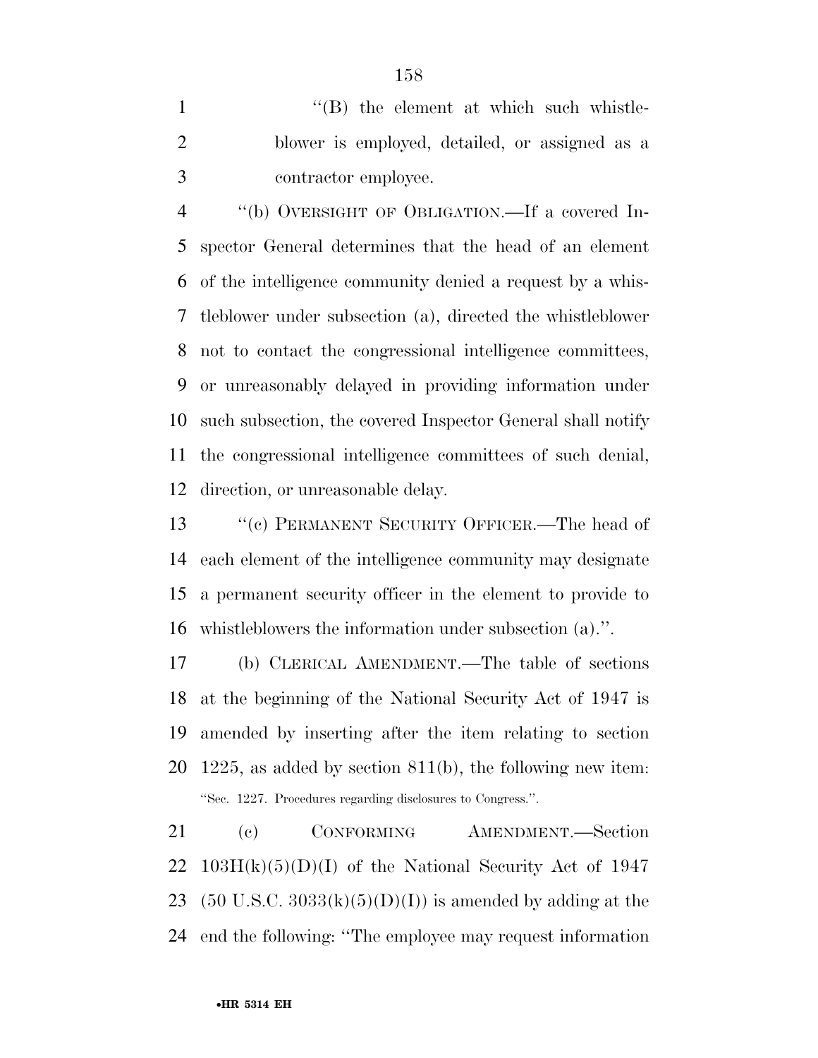''(B) the element at which such whistleblower is employed, detailed, or assigned as a contractor employee.

''(b) OVERSIGHT OF OBLIGATION.—If a covered Inspector General determines that the head of an element of the intelligence community denied a request by a whistleblower under subsection (a), directed the whistleblower not to contact the congressional intelligence committees, or unreasonably delayed in providing information under such subsection, the covered Inspector General shall notify the congressional intelligence committees of such denial, direction, or unreasonable delay.

''(c) PERMANENT SECURITY OFFICER.—The head of each element of the intelligence community may designate a permanent security officer in the element to provide to whistleblowers the information under subsection (a).''.

(b) CLERICAL AMENDMENT.—The table of sections at the beginning of the National Security Act of 1947 is amended by inserting after the item relating to section 1225, as added by section 811(b), the following new item:

''Sec. 1227. Procedures regarding disclosures to Congress.''.

(c) CONFORMING AMENDMENT.—Section 103H(k)(5)(D)(I) of the National Security Act of 1947 (50 U.S.C. 3033(k)(5)(D)(I)) is amended by adding at the end the following: ''The employee may request information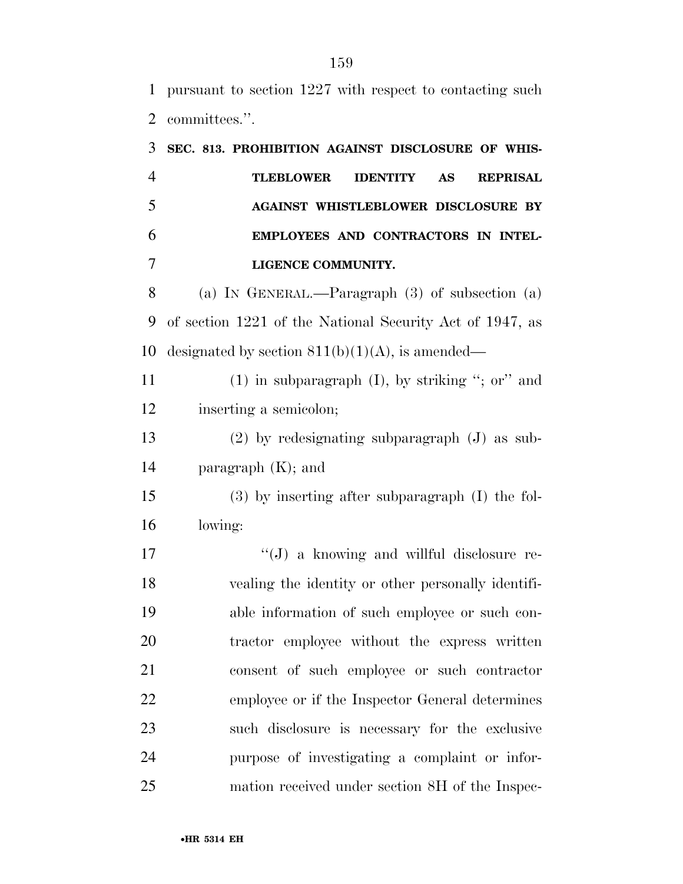pursuant to section 1227 with respect to contacting such committees.''.

**SEC. 813. PROHIBITION AGAINST DISCLOSURE OF WHISTLEBLOWER IDENTITY AS REPRISAL AGAINST WHISTLEBLOWER DISCLOSURE BY EMPLOYEES AND CONTRACTORS IN INTELLIGENCE COMMUNITY.**

(a) IN GENERAL.—Paragraph (3) of subsection (a) of section 1221 of the National Security Act of 1947, as designated by section 811(b)(1)(A), is amended—

(1) in subparagraph (I), by striking ''; or'' and inserting a semicolon;

(2) by redesignating subparagraph (J) as subparagraph (K); and

(3) by inserting after subparagraph (I) the following:

''(J) a knowing and willful disclosure revealing the identity or other personally identifiable information of such employee or such contractor employee without the express written consent of such employee or such contractor employee or if the Inspector General determines such disclosure is necessary for the exclusive purpose of investigating a complaint or information received under section 8H of the Inspec-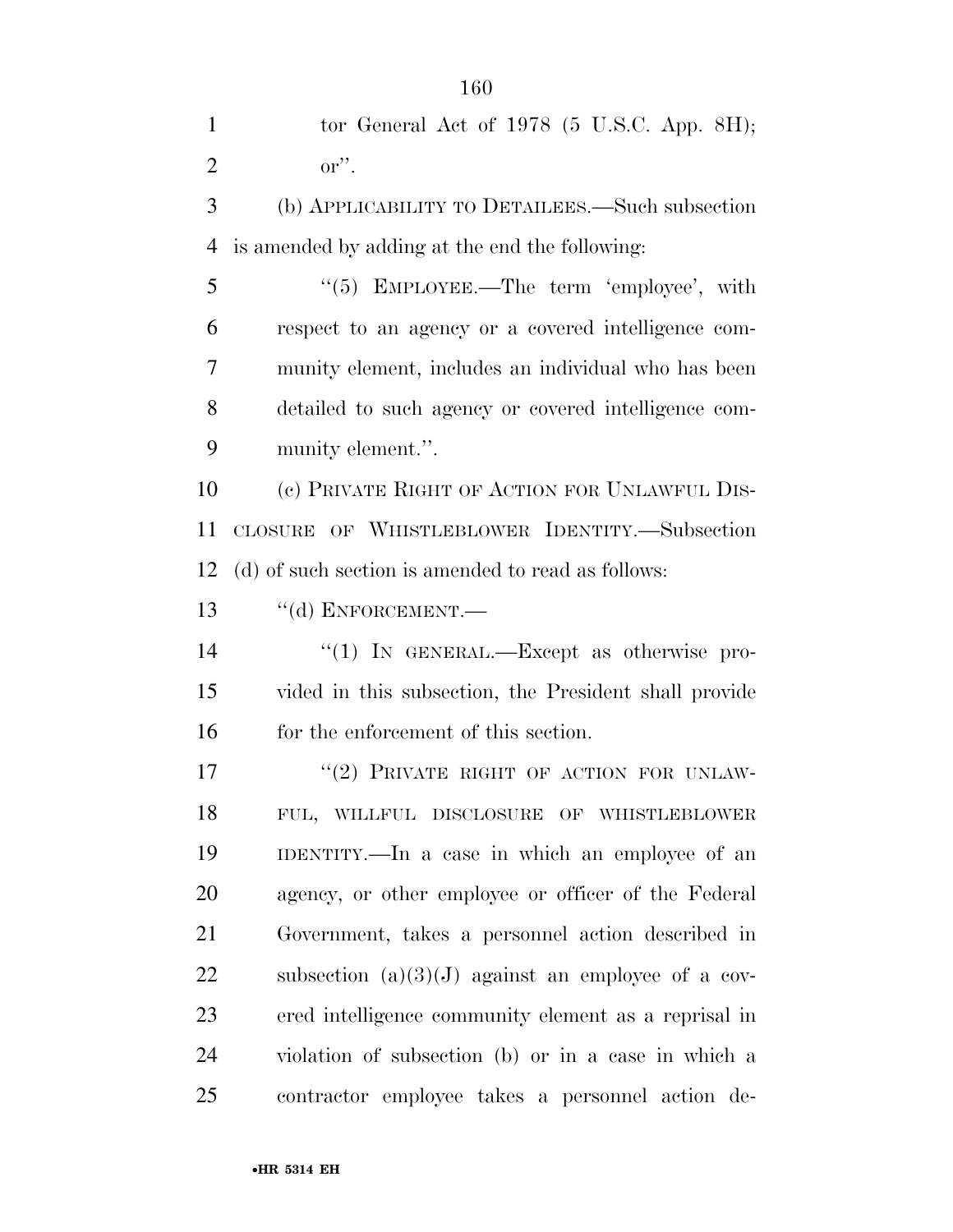tor General Act of 1978 (5 U.S.C. App. 8H); or''.

(b) APPLICABILITY TO DETAILEES.—Such subsection is amended by adding at the end the following:

''(5) EMPLOYEE.—The term 'employee', with respect to an agency or a covered intelligence community element, includes an individual who has been detailed to such agency or covered intelligence community element.''.

(c) PRIVATE RIGHT OF ACTION FOR UNLAWFUL DISCLOSURE OF WHISTLEBLOWER IDENTITY.—Subsection (d) of such section is amended to read as follows:

''(d) ENFORCEMENT.—

''(1) IN GENERAL.—Except as otherwise provided in this subsection, the President shall provide for the enforcement of this section.

''(2) PRIVATE RIGHT OF ACTION FOR UNLAWFUL, WILLFUL DISCLOSURE OF WHISTLEBLOWER IDENTITY.—In a case in which an employee of an agency, or other employee or officer of the Federal Government, takes a personnel action described in subsection (a)(3)(J) against an employee of a covered intelligence community element as a reprisal in violation of subsection (b) or in a case in which a contractor employee takes a personnel action de-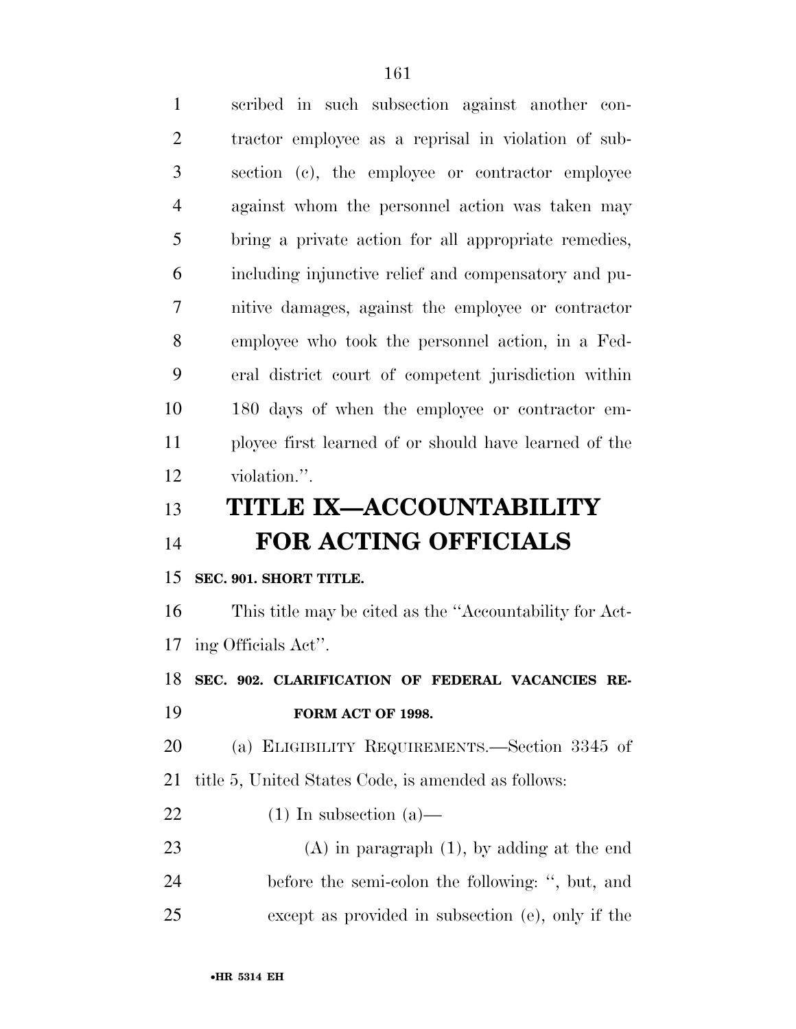scribed in such subsection against another contractor employee as a reprisal in violation of subsection (c), the employee or contractor employee against whom the personnel action was taken may bring a private action for all appropriate remedies, including injunctive relief and compensatory and punitive damages, against the employee or contractor employee who took the personnel action, in a Federal district court of competent jurisdiction within 180 days of when the employee or contractor employee first learned of or should have learned of the violation.''.

# TITLE IX—ACCOUNTABILITY FOR ACTING OFFICIALS

**SEC. 901. SHORT TITLE.**

This title may be cited as the ''Accountability for Acting Officials Act''.

**SEC. 902. CLARIFICATION OF FEDERAL VACANCIES REFORM ACT OF 1998.**

(a) ELIGIBILITY REQUIREMENTS.—Section 3345 of title 5, United States Code, is amended as follows:

(1) In subsection (a)—

(A) in paragraph (1), by adding at the end before the semi-colon the following: '', but, and except as provided in subsection (e), only if the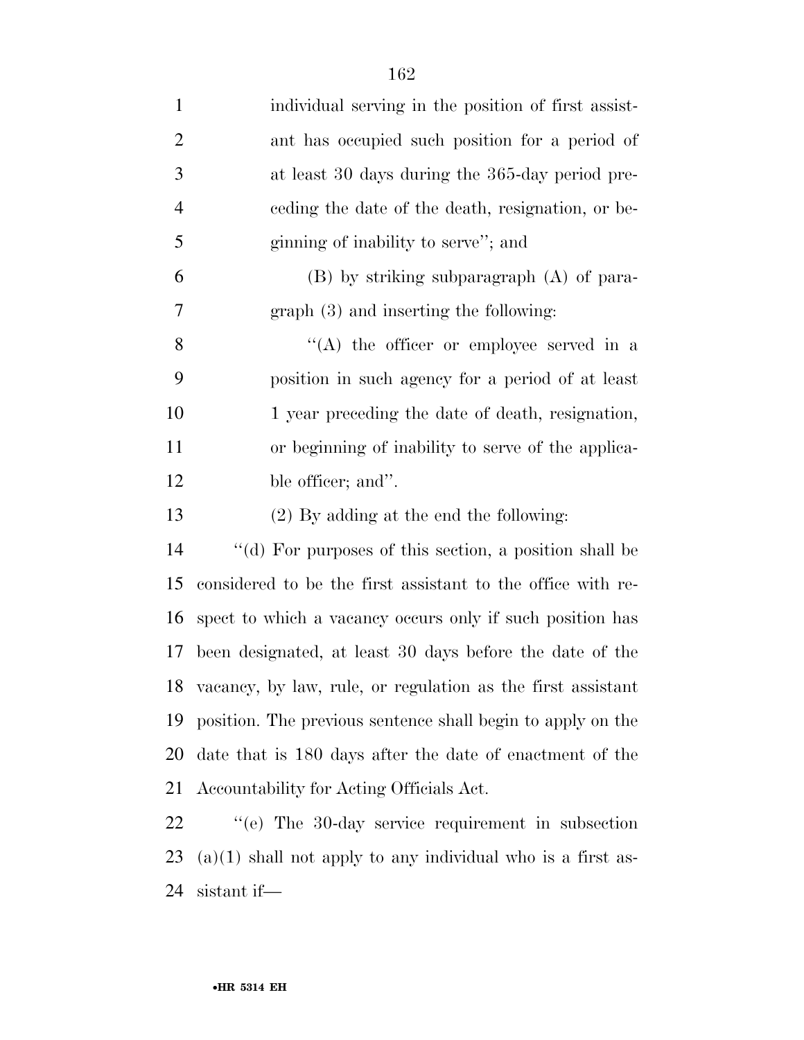individual serving in the position of first assistant has occupied such position for a period of at least 30 days during the 365-day period preceding the date of the death, resignation, or beginning of inability to serve''; and

(B) by striking subparagraph (A) of paragraph (3) and inserting the following:

''(A) the officer or employee served in a position in such agency for a period of at least 1 year preceding the date of death, resignation, or beginning of inability to serve of the applicable officer; and''.

(2) By adding at the end the following:

''(d) For purposes of this section, a position shall be considered to be the first assistant to the office with respect to which a vacancy occurs only if such position has been designated, at least 30 days before the date of the vacancy, by law, rule, or regulation as the first assistant position. The previous sentence shall begin to apply on the date that is 180 days after the date of enactment of the Accountability for Acting Officials Act.

''(e) The 30-day service requirement in subsection (a)(1) shall not apply to any individual who is a first assistant if—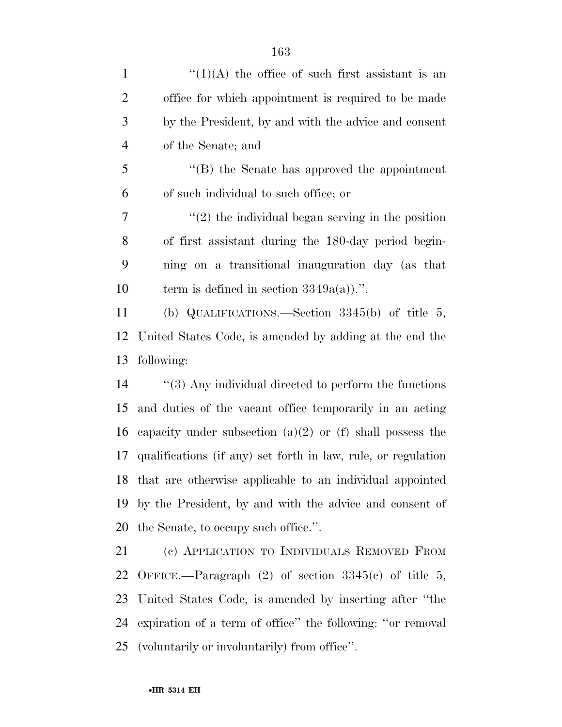''(1)(A) the office of such first assistant is an office for which appointment is required to be made by the President, by and with the advice and consent of the Senate; and

''(B) the Senate has approved the appointment of such individual to such office; or

''(2) the individual began serving in the position of first assistant during the 180-day period beginning on a transitional inauguration day (as that term is defined in section 3349a(a)).''.

(b) QUALIFICATIONS.—Section 3345(b) of title 5, United States Code, is amended by adding at the end the following:

''(3) Any individual directed to perform the functions and duties of the vacant office temporarily in an acting capacity under subsection (a)(2) or (f) shall possess the qualifications (if any) set forth in law, rule, or regulation that are otherwise applicable to an individual appointed by the President, by and with the advice and consent of the Senate, to occupy such office.''.

(c) APPLICATION TO INDIVIDUALS REMOVED FROM OFFICE.—Paragraph (2) of section 3345(c) of title 5, United States Code, is amended by inserting after ''the expiration of a term of office'' the following: ''or removal (voluntarily or involuntarily) from office''.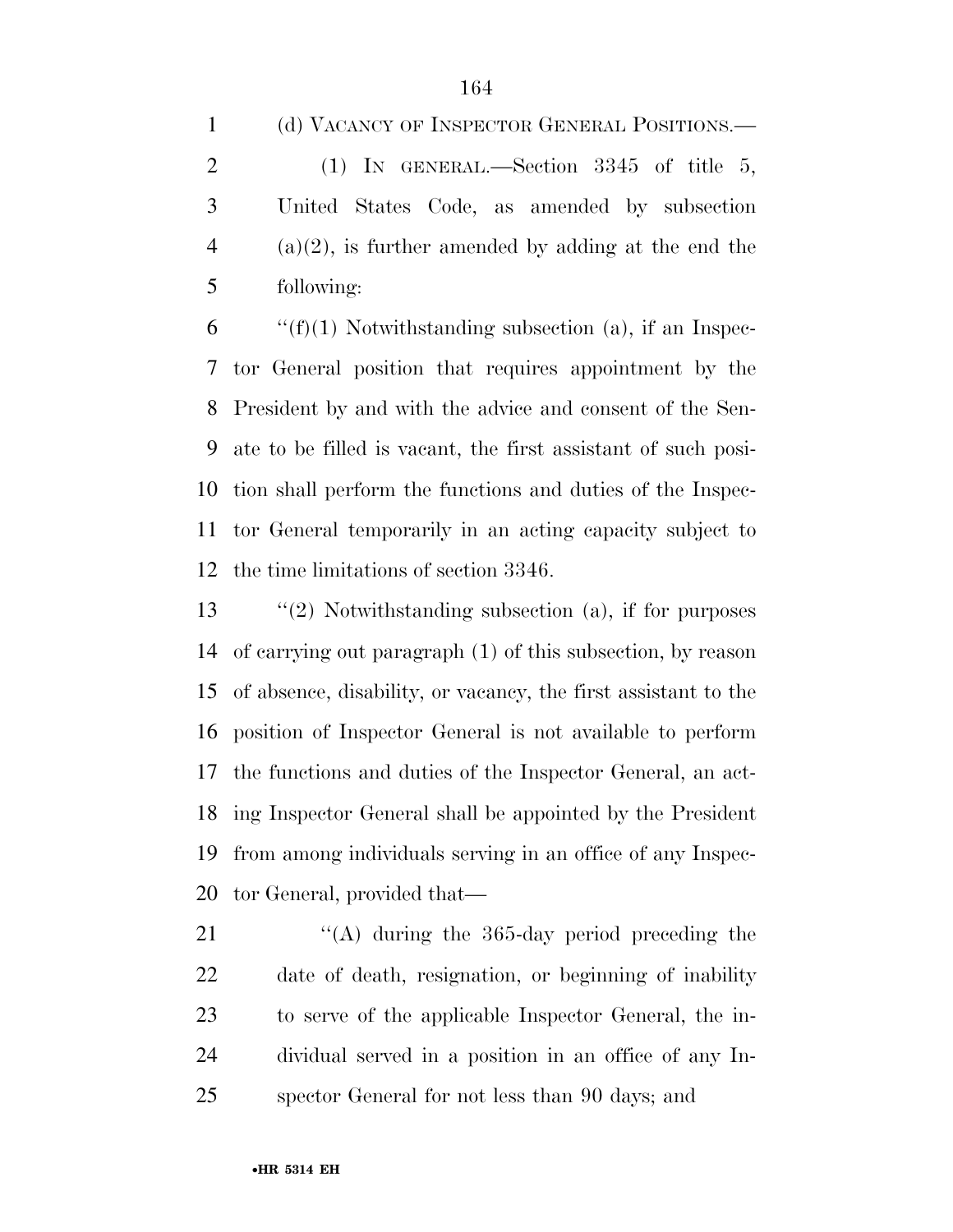(d) VACANCY OF INSPECTOR GENERAL POSITIONS.—

(1) IN GENERAL.—Section 3345 of title 5, United States Code, as amended by subsection (a)(2), is further amended by adding at the end the following:

"(f)(1) Notwithstanding subsection (a), if an Inspector General position that requires appointment by the President by and with the advice and consent of the Senate to be filled is vacant, the first assistant of such position shall perform the functions and duties of the Inspector General temporarily in an acting capacity subject to the time limitations of section 3346.

"(2) Notwithstanding subsection (a), if for purposes of carrying out paragraph (1) of this subsection, by reason of absence, disability, or vacancy, the first assistant to the position of Inspector General is not available to perform the functions and duties of the Inspector General, an acting Inspector General shall be appointed by the President from among individuals serving in an office of any Inspector General, provided that—

"(A) during the 365-day period preceding the date of death, resignation, or beginning of inability to serve of the applicable Inspector General, the individual served in a position in an office of any Inspector General for not less than 90 days; and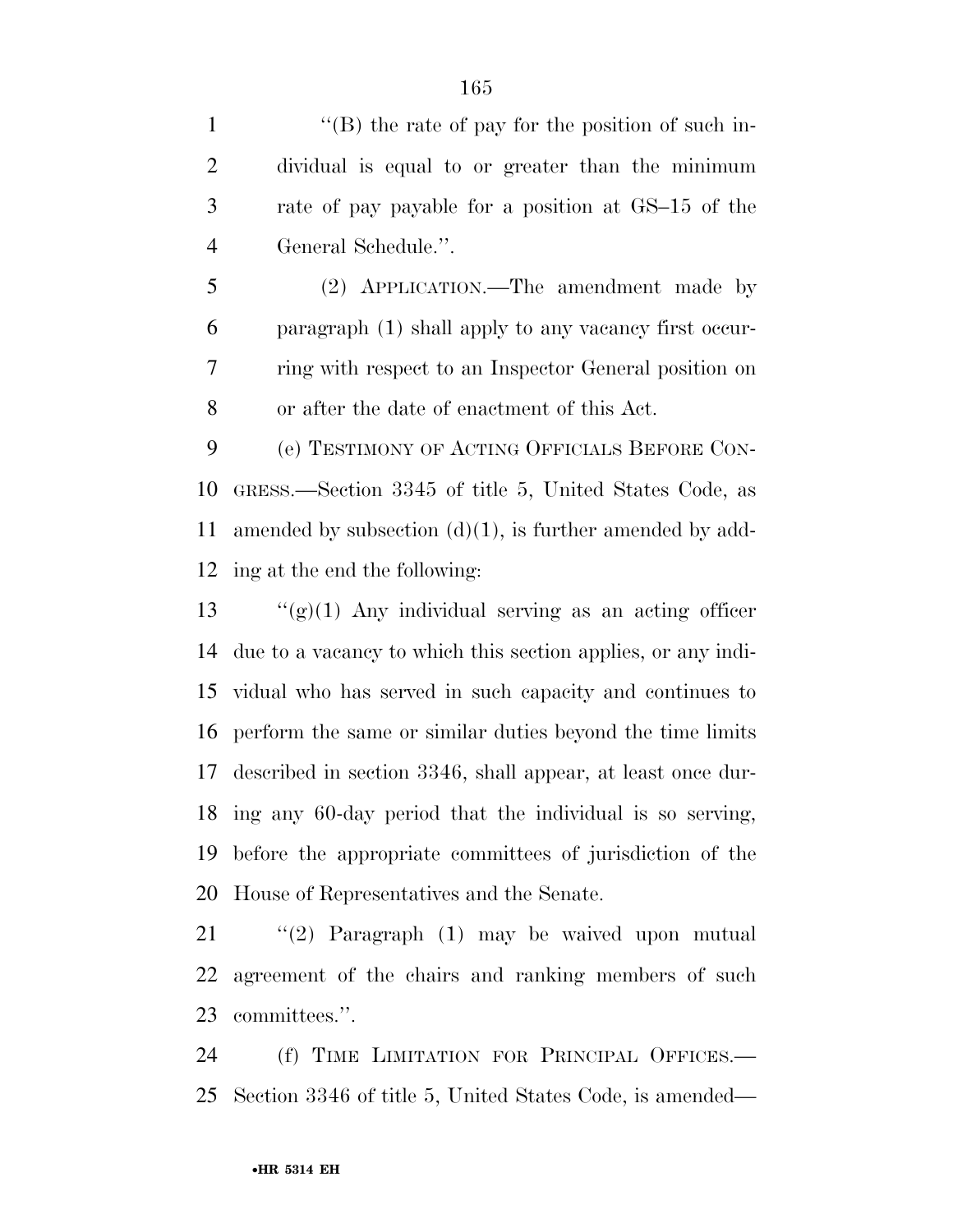''(B) the rate of pay for the position of such individual is equal to or greater than the minimum rate of pay payable for a position at GS–15 of the General Schedule.''.

(2) APPLICATION.—The amendment made by paragraph (1) shall apply to any vacancy first occurring with respect to an Inspector General position on or after the date of enactment of this Act.

(e) TESTIMONY OF ACTING OFFICIALS BEFORE CONGRESS.—Section 3345 of title 5, United States Code, as amended by subsection (d)(1), is further amended by adding at the end the following:

''(g)(1) Any individual serving as an acting officer due to a vacancy to which this section applies, or any individual who has served in such capacity and continues to perform the same or similar duties beyond the time limits described in section 3346, shall appear, at least once during any 60-day period that the individual is so serving, before the appropriate committees of jurisdiction of the House of Representatives and the Senate.

''(2) Paragraph (1) may be waived upon mutual agreement of the chairs and ranking members of such committees.''.

(f) TIME LIMITATION FOR PRINCIPAL OFFICES.—Section 3346 of title 5, United States Code, is amended—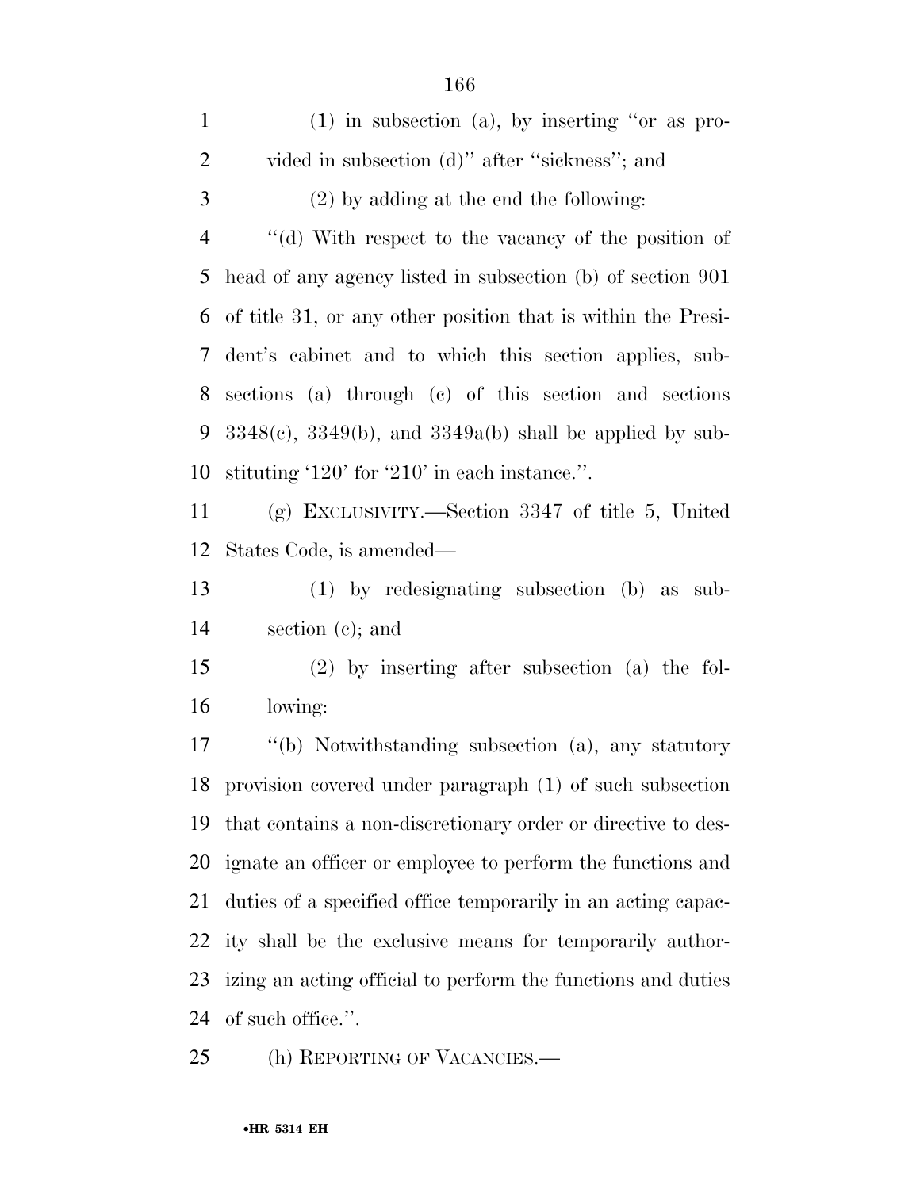(1) in subsection (a), by inserting ''or as provided in subsection (d)'' after ''sickness''; and

(2) by adding at the end the following:

''(d) With respect to the vacancy of the position of head of any agency listed in subsection (b) of section 901 of title 31, or any other position that is within the President's cabinet and to which this section applies, subsections (a) through (c) of this section and sections 3348(c), 3349(b), and 3349a(b) shall be applied by substituting '120' for '210' in each instance.''.

(g) EXCLUSIVITY.—Section 3347 of title 5, United States Code, is amended—

(1) by redesignating subsection (b) as subsection (c); and

(2) by inserting after subsection (a) the following:

''(b) Notwithstanding subsection (a), any statutory provision covered under paragraph (1) of such subsection that contains a non-discretionary order or directive to designate an officer or employee to perform the functions and duties of a specified office temporarily in an acting capacity shall be the exclusive means for temporarily authorizing an acting official to perform the functions and duties of such office.''.

(h) REPORTING OF VACANCIES.—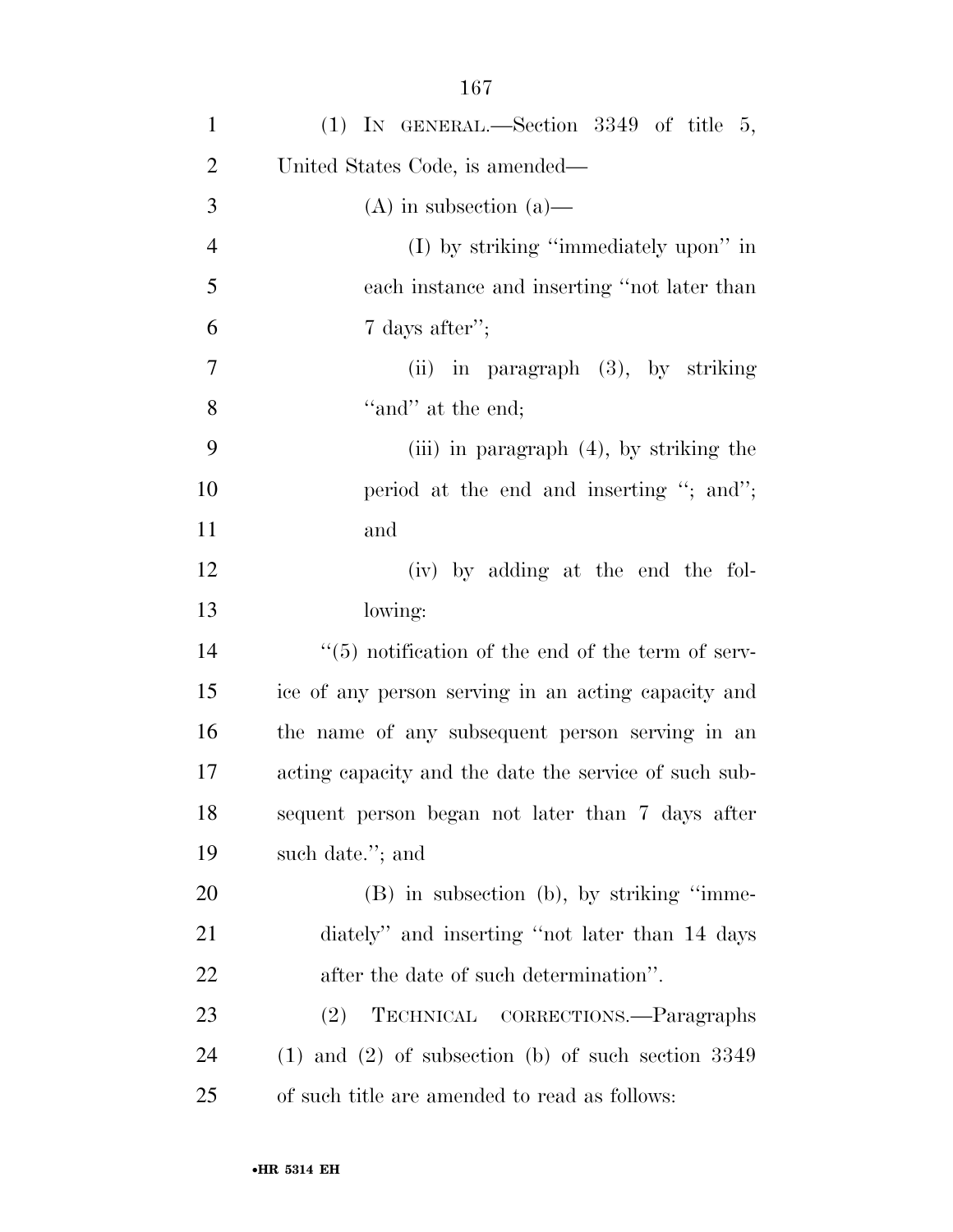(1) IN GENERAL.—Section 3349 of title 5, United States Code, is amended—

(A) in subsection (a)—

(I) by striking "immediately upon" in each instance and inserting "not later than 7 days after";

(ii) in paragraph (3), by striking "and" at the end;

(iii) in paragraph (4), by striking the period at the end and inserting "; and"; and

(iv) by adding at the end the following:

"(5) notification of the end of the term of service of any person serving in an acting capacity and the name of any subsequent person serving in an acting capacity and the date the service of such subsequent person began not later than 7 days after such date."; and

(B) in subsection (b), by striking "immediately" and inserting "not later than 14 days after the date of such determination".

(2) TECHNICAL CORRECTIONS.—Paragraphs (1) and (2) of subsection (b) of such section 3349 of such title are amended to read as follows: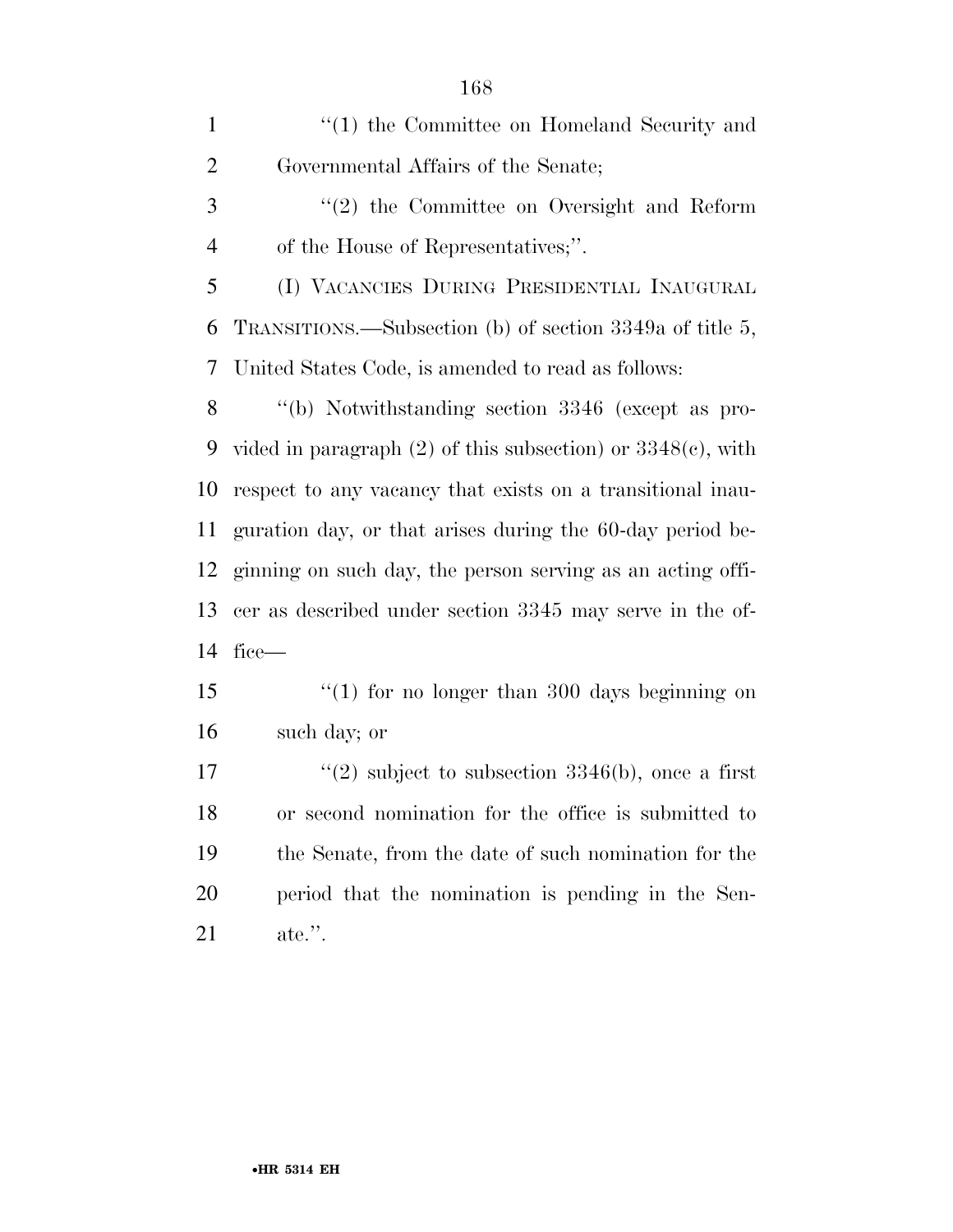"(1) the Committee on Homeland Security and Governmental Affairs of the Senate;

"(2) the Committee on Oversight and Reform of the House of Representatives;".

(I) VACANCIES DURING PRESIDENTIAL INAUGURAL TRANSITIONS.—Subsection (b) of section 3349a of title 5, United States Code, is amended to read as follows:

"(b) Notwithstanding section 3346 (except as provided in paragraph (2) of this subsection) or 3348(c), with respect to any vacancy that exists on a transitional inauguration day, or that arises during the 60-day period beginning on such day, the person serving as an acting officer as described under section 3345 may serve in the office—

"(1) for no longer than 300 days beginning on such day; or

"(2) subject to subsection 3346(b), once a first or second nomination for the office is submitted to the Senate, from the date of such nomination for the period that the nomination is pending in the Senate.".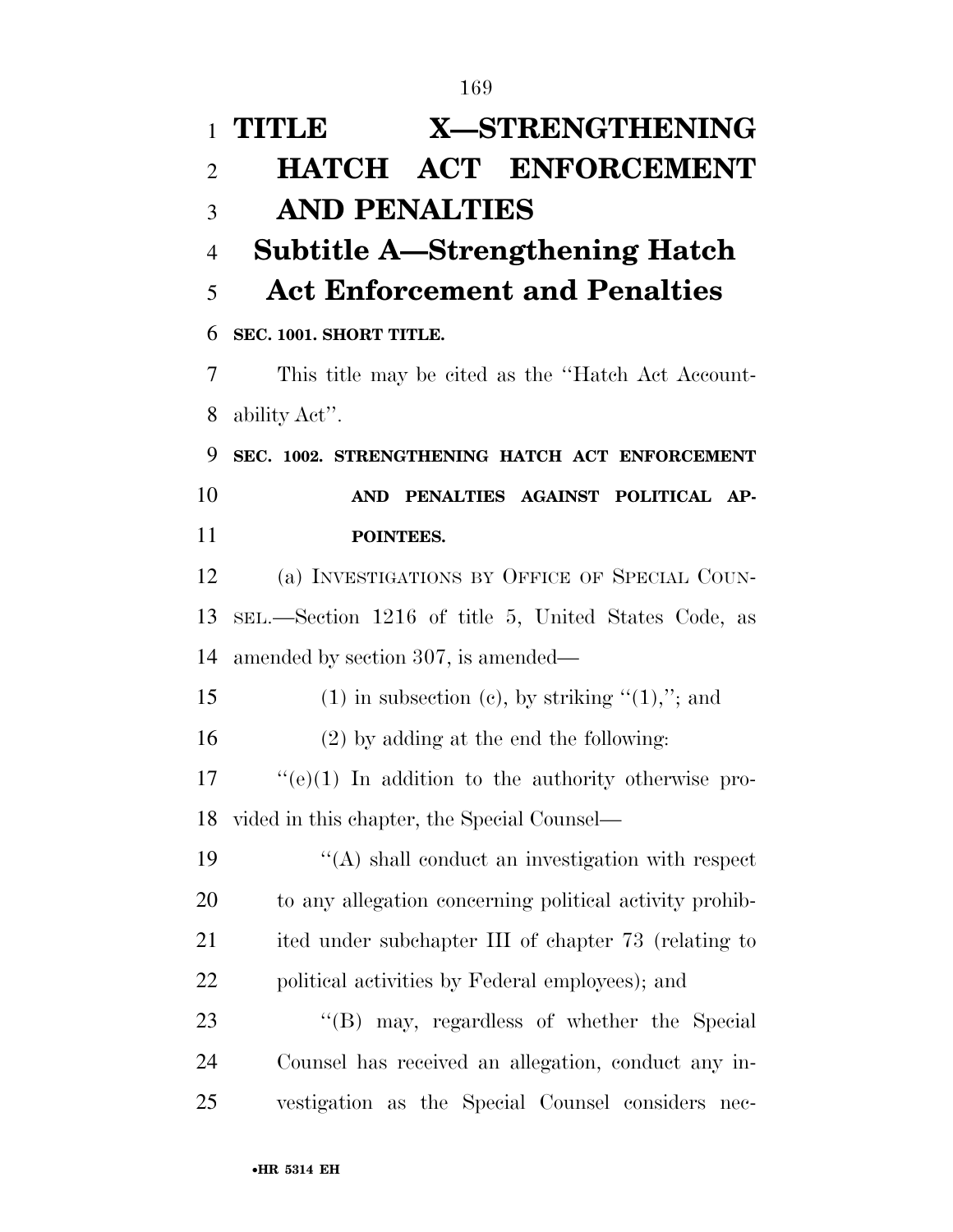# TITLE X—STRENGTHENING HATCH ACT ENFORCEMENT AND PENALTIES

## Subtitle A—Strengthening Hatch Act Enforcement and Penalties

**SEC. 1001. SHORT TITLE.**

This title may be cited as the ''Hatch Act Accountability Act''.

**SEC. 1002. STRENGTHENING HATCH ACT ENFORCEMENT AND PENALTIES AGAINST POLITICAL APPOINTEES.**

(a) INVESTIGATIONS BY OFFICE OF SPECIAL COUNSEL.—Section 1216 of title 5, United States Code, as amended by section 307, is amended—

(1) in subsection (c), by striking ''(1),''; and

(2) by adding at the end the following:

''(e)(1) In addition to the authority otherwise provided in this chapter, the Special Counsel—

''(A) shall conduct an investigation with respect to any allegation concerning political activity prohibited under subchapter III of chapter 73 (relating to political activities by Federal employees); and

''(B) may, regardless of whether the Special Counsel has received an allegation, conduct any investigation as the Special Counsel considers nec-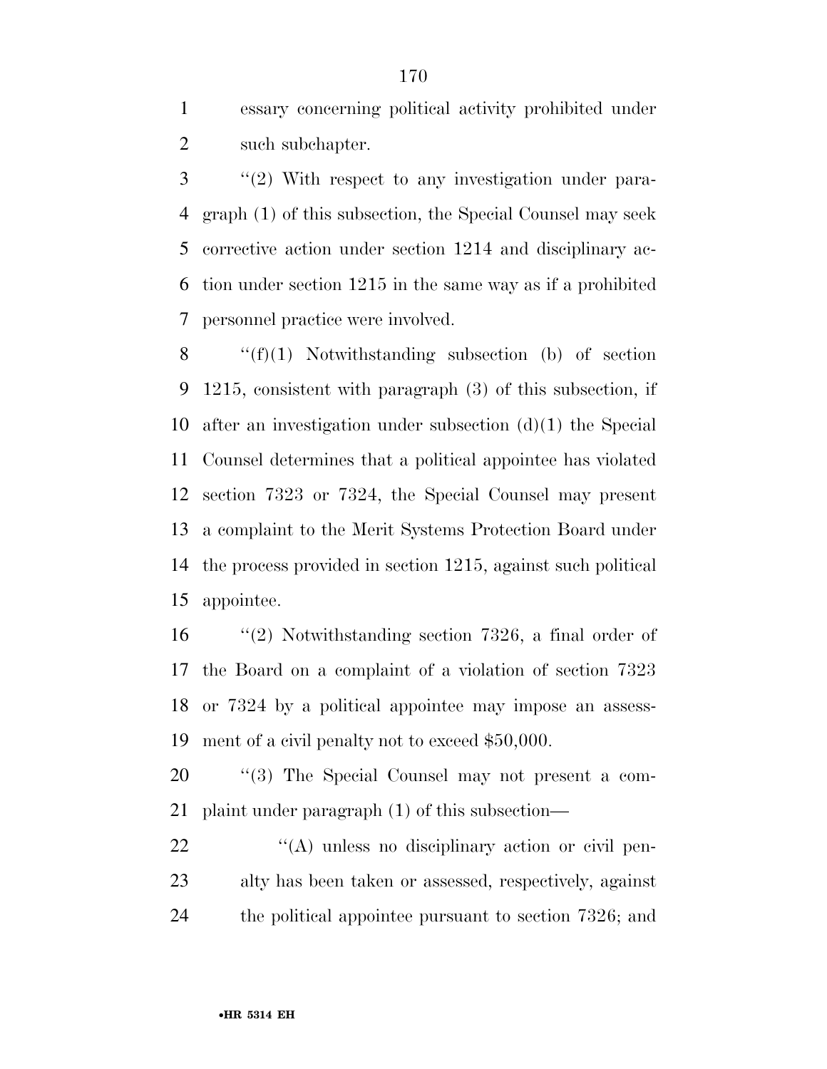essary concerning political activity prohibited under such subchapter.

''(2) With respect to any investigation under paragraph (1) of this subsection, the Special Counsel may seek corrective action under section 1214 and disciplinary action under section 1215 in the same way as if a prohibited personnel practice were involved.

''(f)(1) Notwithstanding subsection (b) of section 1215, consistent with paragraph (3) of this subsection, if after an investigation under subsection (d)(1) the Special Counsel determines that a political appointee has violated section 7323 or 7324, the Special Counsel may present a complaint to the Merit Systems Protection Board under the process provided in section 1215, against such political appointee.

''(2) Notwithstanding section 7326, a final order of the Board on a complaint of a violation of section 7323 or 7324 by a political appointee may impose an assessment of a civil penalty not to exceed $50,000.

''(3) The Special Counsel may not present a complaint under paragraph (1) of this subsection—

''(A) unless no disciplinary action or civil penalty has been taken or assessed, respectively, against the political appointee pursuant to section 7326; and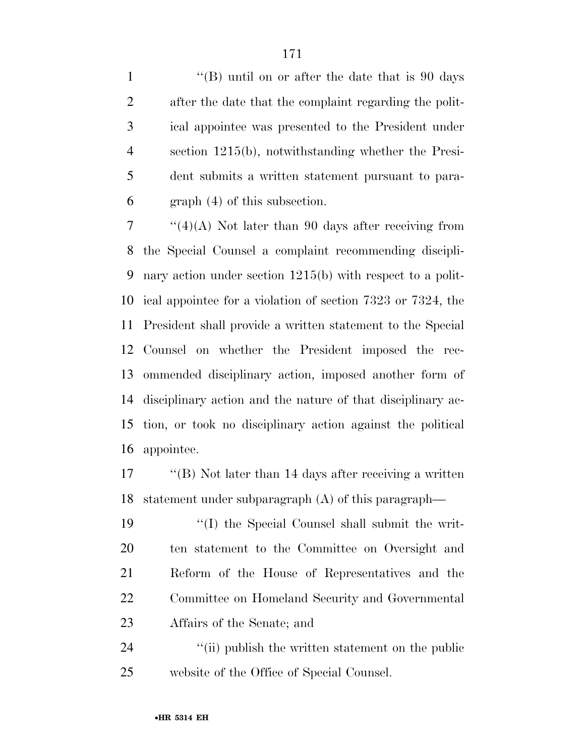''(B) until on or after the date that is 90 days after the date that the complaint regarding the political appointee was presented to the President under section 1215(b), notwithstanding whether the President submits a written statement pursuant to paragraph (4) of this subsection.

''(4)(A) Not later than 90 days after receiving from the Special Counsel a complaint recommending disciplinary action under section 1215(b) with respect to a political appointee for a violation of section 7323 or 7324, the President shall provide a written statement to the Special Counsel on whether the President imposed the recommended disciplinary action, imposed another form of disciplinary action and the nature of that disciplinary action, or took no disciplinary action against the political appointee.

''(B) Not later than 14 days after receiving a written statement under subparagraph (A) of this paragraph—

''(I) the Special Counsel shall submit the written statement to the Committee on Oversight and Reform of the House of Representatives and the Committee on Homeland Security and Governmental Affairs of the Senate; and

''(ii) publish the written statement on the public website of the Office of Special Counsel.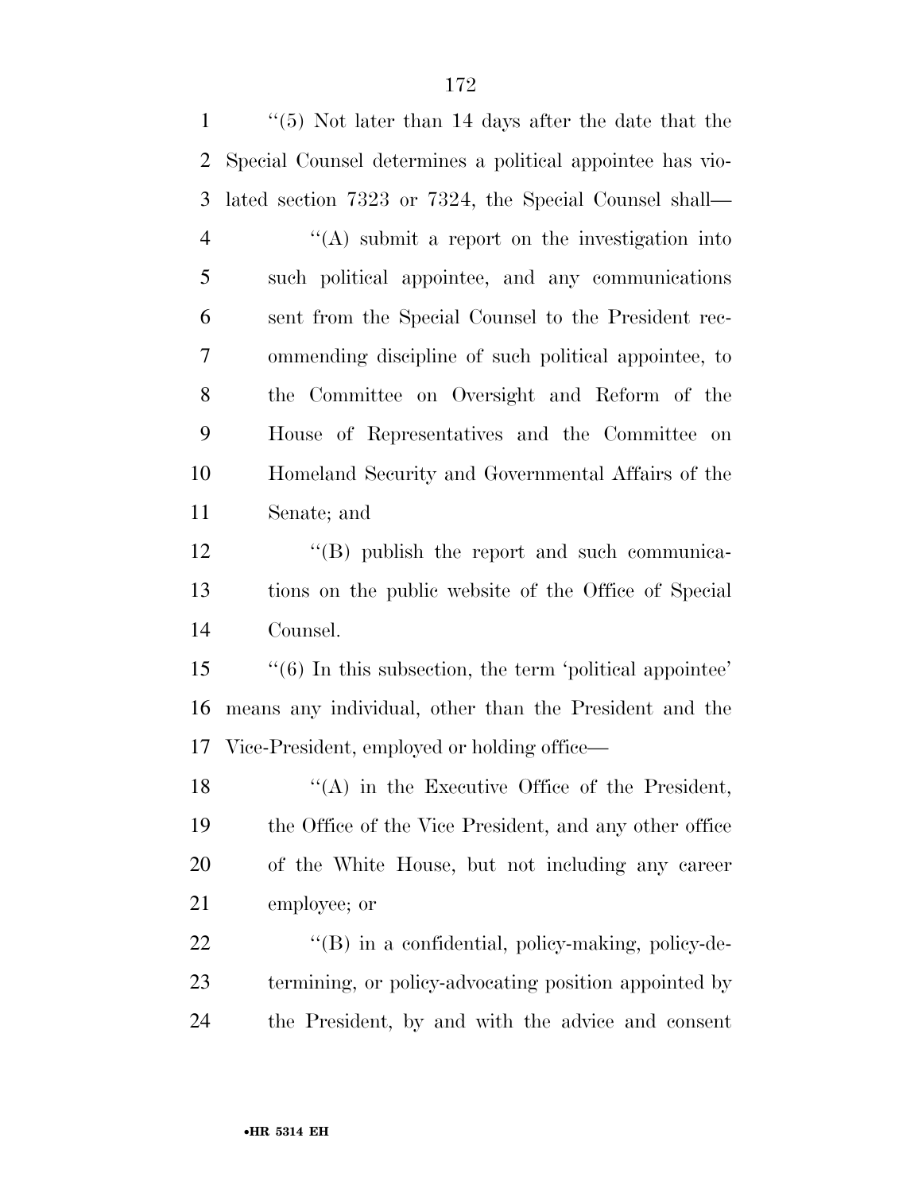''(5) Not later than 14 days after the date that the Special Counsel determines a political appointee has violated section 7323 or 7324, the Special Counsel shall—

''(A) submit a report on the investigation into such political appointee, and any communications sent from the Special Counsel to the President recommending discipline of such political appointee, to the Committee on Oversight and Reform of the House of Representatives and the Committee on Homeland Security and Governmental Affairs of the Senate; and

''(B) publish the report and such communications on the public website of the Office of Special Counsel.

''(6) In this subsection, the term 'political appointee' means any individual, other than the President and the Vice-President, employed or holding office—

''(A) in the Executive Office of the President, the Office of the Vice President, and any other office of the White House, but not including any career employee; or

''(B) in a confidential, policy-making, policy-determining, or policy-advocating position appointed by the President, by and with the advice and consent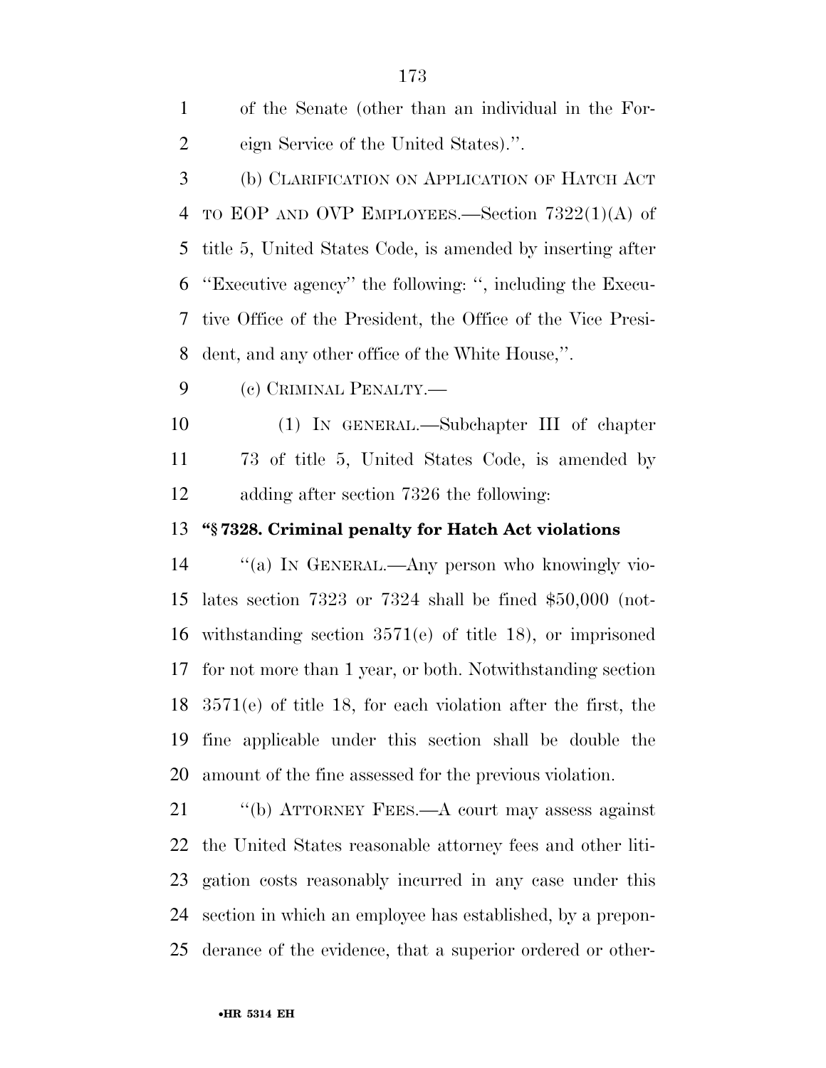of the Senate (other than an individual in the Foreign Service of the United States).''.

(b) CLARIFICATION ON APPLICATION OF HATCH ACT TO EOP AND OVP EMPLOYEES.—Section 7322(1)(A) of title 5, United States Code, is amended by inserting after ''Executive agency'' the following: '', including the Executive Office of the President, the Office of the Vice President, and any other office of the White House,''.

(c) CRIMINAL PENALTY.—

(1) IN GENERAL.—Subchapter III of chapter 73 of title 5, United States Code, is amended by adding after section 7326 the following:

**''§ 7328. Criminal penalty for Hatch Act violations**

''(a) IN GENERAL.—Any person who knowingly violates section 7323 or 7324 shall be fined $50,000 (notwithstanding section 3571(e) of title 18), or imprisoned for not more than 1 year, or both. Notwithstanding section 3571(e) of title 18, for each violation after the first, the fine applicable under this section shall be double the amount of the fine assessed for the previous violation.

''(b) ATTORNEY FEES.—A court may assess against the United States reasonable attorney fees and other litigation costs reasonably incurred in any case under this section in which an employee has established, by a preponderance of the evidence, that a superior ordered or other-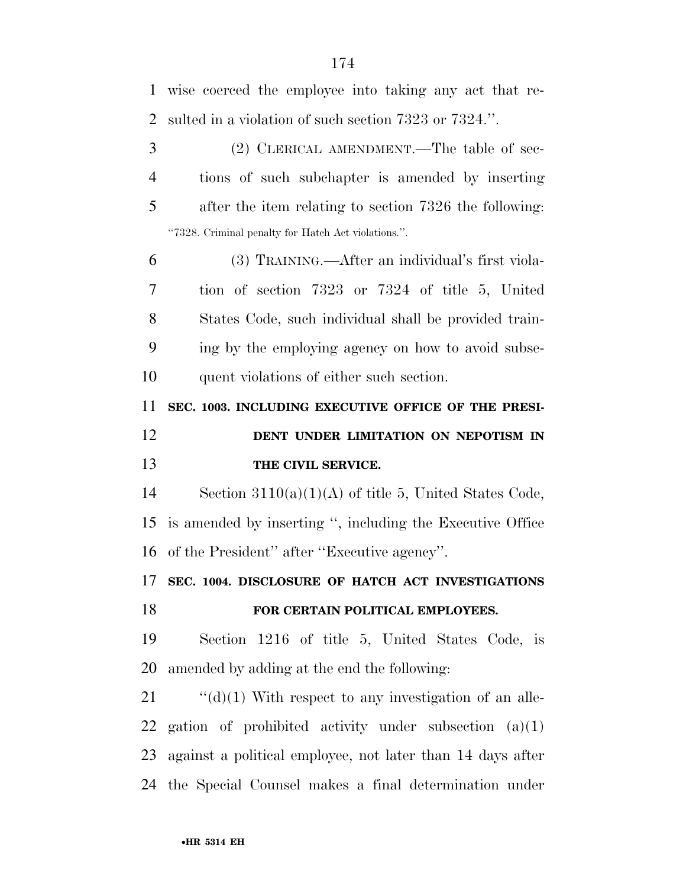wise coerced the employee into taking any act that resulted in a violation of such section 7323 or 7324.''.

(2) CLERICAL AMENDMENT.—The table of sections of such subchapter is amended by inserting after the item relating to section 7326 the following:

''7328. Criminal penalty for Hatch Act violations.''.

(3) TRAINING.—After an individual's first violation of section 7323 or 7324 of title 5, United States Code, such individual shall be provided training by the employing agency on how to avoid subsequent violations of either such section.

**SEC. 1003. INCLUDING EXECUTIVE OFFICE OF THE PRESIDENT UNDER LIMITATION ON NEPOTISM IN THE CIVIL SERVICE.**

Section 3110(a)(1)(A) of title 5, United States Code, is amended by inserting '', including the Executive Office of the President'' after ''Executive agency''.

**SEC. 1004. DISCLOSURE OF HATCH ACT INVESTIGATIONS FOR CERTAIN POLITICAL EMPLOYEES.**

Section 1216 of title 5, United States Code, is amended by adding at the end the following:

''(d)(1) With respect to any investigation of an allegation of prohibited activity under subsection (a)(1) against a political employee, not later than 14 days after the Special Counsel makes a final determination under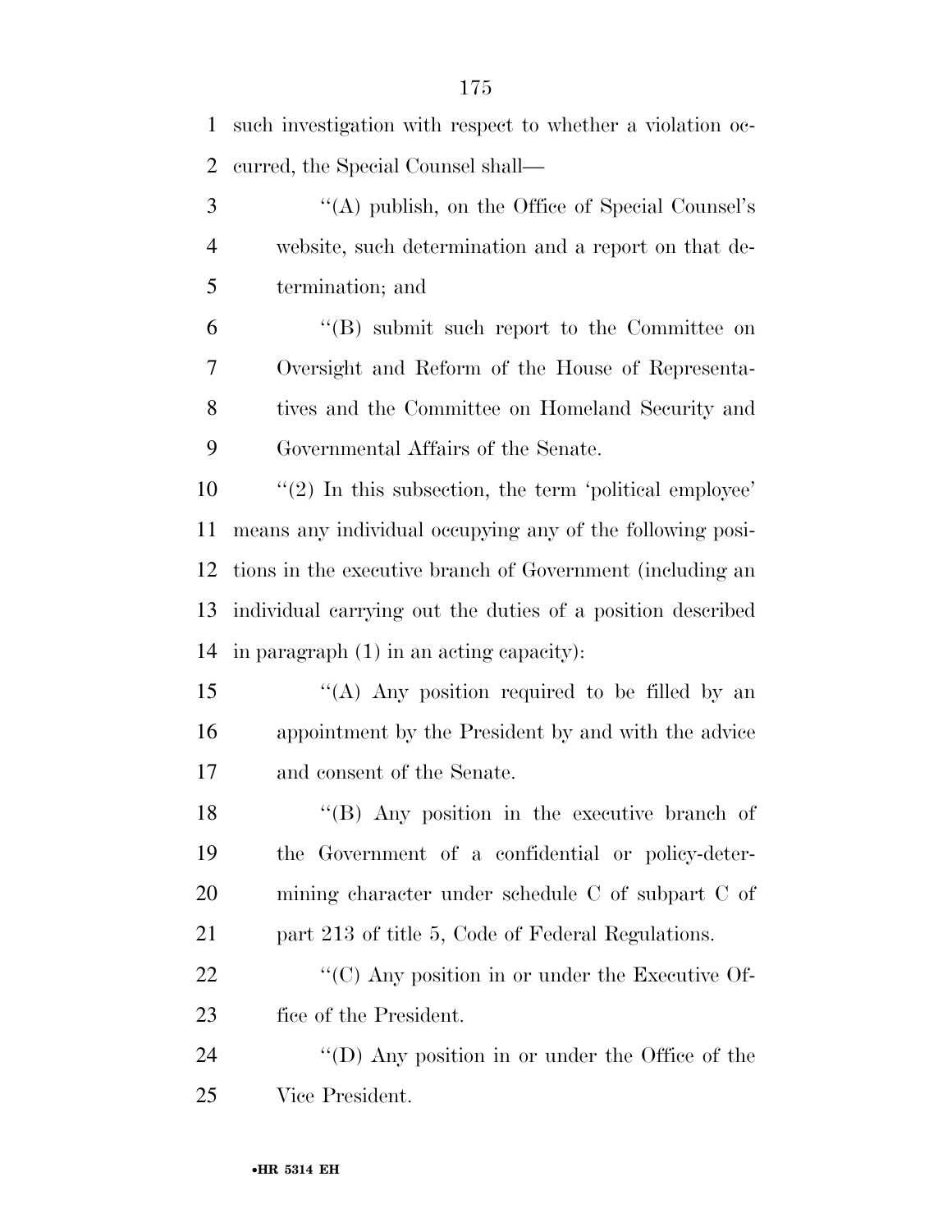such investigation with respect to whether a violation occurred, the Special Counsel shall—

''(A) publish, on the Office of Special Counsel's website, such determination and a report on that determination; and

''(B) submit such report to the Committee on Oversight and Reform of the House of Representatives and the Committee on Homeland Security and Governmental Affairs of the Senate.

''(2) In this subsection, the term 'political employee' means any individual occupying any of the following positions in the executive branch of Government (including an individual carrying out the duties of a position described in paragraph (1) in an acting capacity):

''(A) Any position required to be filled by an appointment by the President by and with the advice and consent of the Senate.

''(B) Any position in the executive branch of the Government of a confidential or policy-determining character under schedule C of subpart C of part 213 of title 5, Code of Federal Regulations.

''(C) Any position in or under the Executive Office of the President.

''(D) Any position in or under the Office of the Vice President.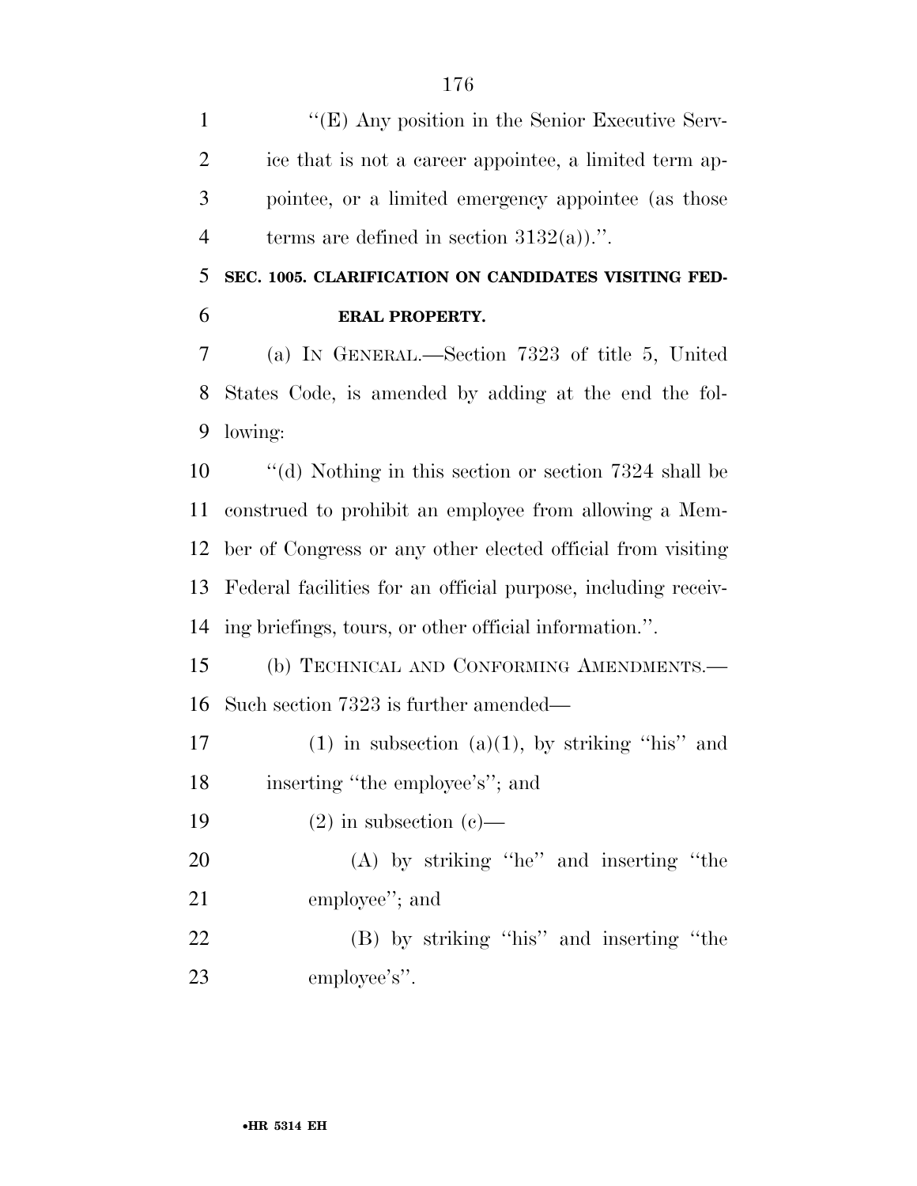''(E) Any position in the Senior Executive Service that is not a career appointee, a limited term appointee, or a limited emergency appointee (as those terms are defined in section 3132(a)).''.

**SEC. 1005. CLARIFICATION ON CANDIDATES VISITING FEDERAL PROPERTY.**

(a) IN GENERAL.—Section 7323 of title 5, United States Code, is amended by adding at the end the following:

''(d) Nothing in this section or section 7324 shall be construed to prohibit an employee from allowing a Member of Congress or any other elected official from visiting Federal facilities for an official purpose, including receiving briefings, tours, or other official information.''.

(b) TECHNICAL AND CONFORMING AMENDMENTS.—Such section 7323 is further amended—

(1) in subsection (a)(1), by striking ''his'' and inserting ''the employee's''; and

(2) in subsection (c)—

(A) by striking ''he'' and inserting ''the employee''; and

(B) by striking ''his'' and inserting ''the employee's''.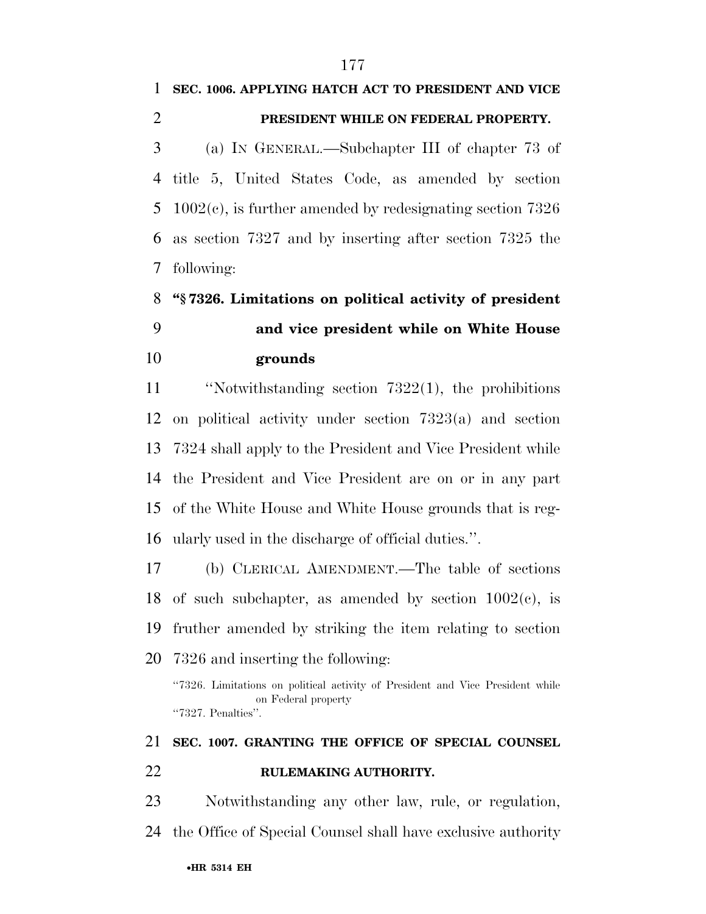**SEC. 1006. APPLYING HATCH ACT TO PRESIDENT AND VICE PRESIDENT WHILE ON FEDERAL PROPERTY.**

(a) IN GENERAL.—Subchapter III of chapter 73 of title 5, United States Code, as amended by section 1002(c), is further amended by redesignating section 7326 as section 7327 and by inserting after section 7325 the following:

**"§ 7326. Limitations on political activity of president and vice president while on White House grounds**

"Notwithstanding section 7322(1), the prohibitions on political activity under section 7323(a) and section 7324 shall apply to the President and Vice President while the President and Vice President are on or in any part of the White House and White House grounds that is regularly used in the discharge of official duties.".

(b) CLERICAL AMENDMENT.—The table of sections of such subchapter, as amended by section 1002(c), is fruther amended by striking the item relating to section 7326 and inserting the following:

"7326. Limitations on political activity of President and Vice President while on Federal property
"7327. Penalties".

**SEC. 1007. GRANTING THE OFFICE OF SPECIAL COUNSEL RULEMAKING AUTHORITY.**

Notwithstanding any other law, rule, or regulation, the Office of Special Counsel shall have exclusive authority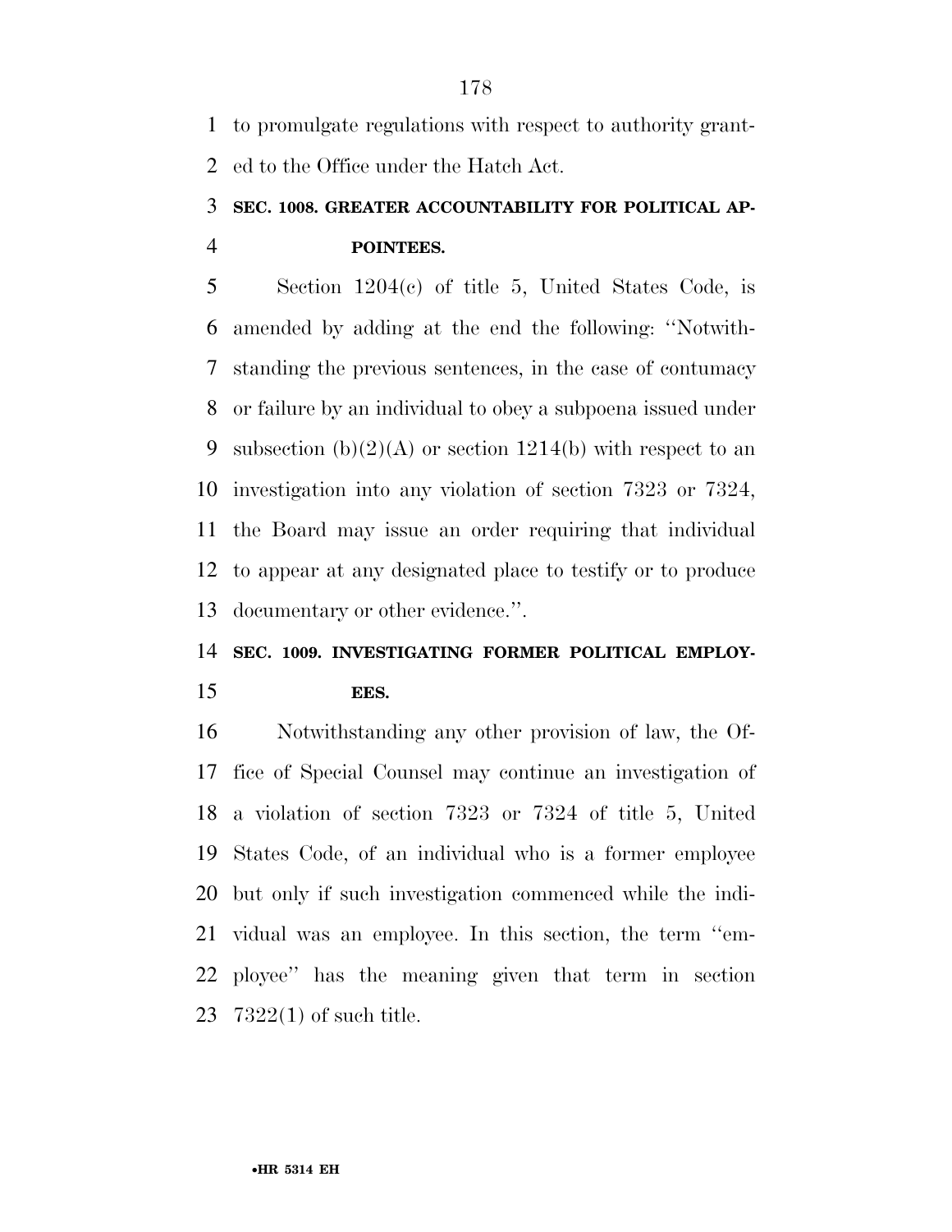to promulgate regulations with respect to authority granted to the Office under the Hatch Act.

### SEC. 1008. GREATER ACCOUNTABILITY FOR POLITICAL APPOINTEES.

Section 1204(c) of title 5, United States Code, is amended by adding at the end the following: ''Notwithstanding the previous sentences, in the case of contumacy or failure by an individual to obey a subpoena issued under subsection (b)(2)(A) or section 1214(b) with respect to an investigation into any violation of section 7323 or 7324, the Board may issue an order requiring that individual to appear at any designated place to testify or to produce documentary or other evidence.''.

### SEC. 1009. INVESTIGATING FORMER POLITICAL EMPLOYEES.

Notwithstanding any other provision of law, the Office of Special Counsel may continue an investigation of a violation of section 7323 or 7324 of title 5, United States Code, of an individual who is a former employee but only if such investigation commenced while the individual was an employee. In this section, the term ''employee'' has the meaning given that term in section 7322(1) of such title.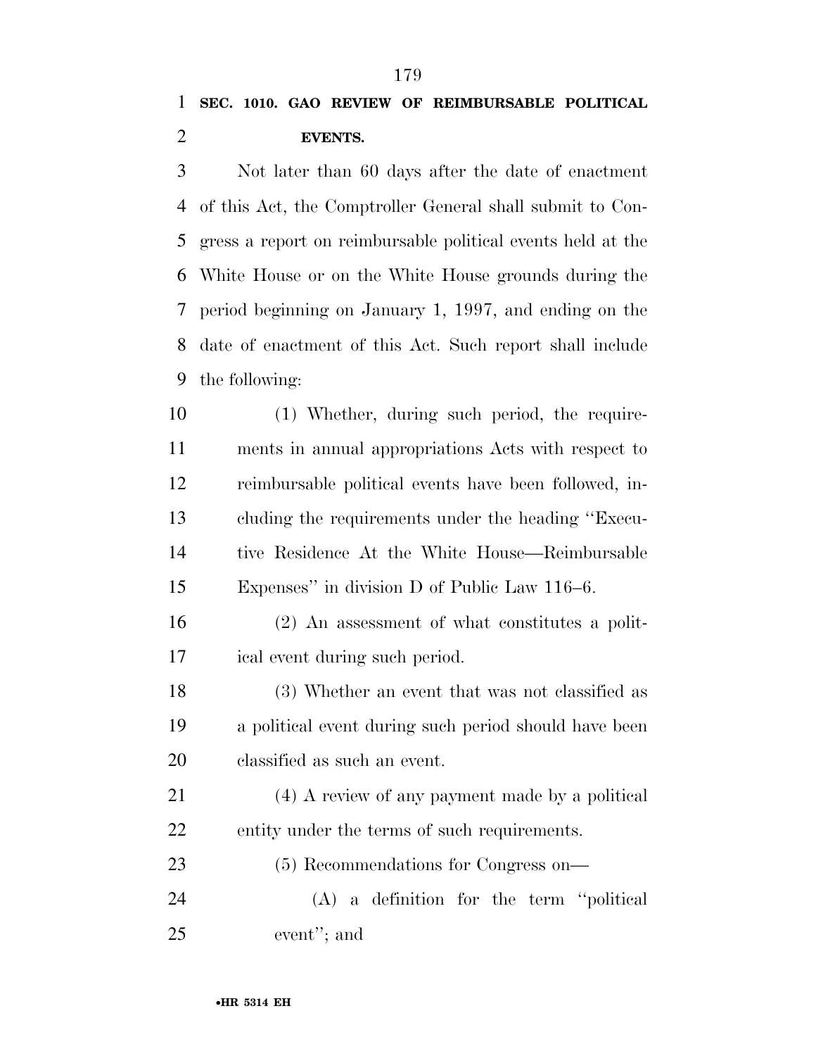**SEC. 1010. GAO REVIEW OF REIMBURSABLE POLITICAL EVENTS.**

Not later than 60 days after the date of enactment of this Act, the Comptroller General shall submit to Congress a report on reimbursable political events held at the White House or on the White House grounds during the period beginning on January 1, 1997, and ending on the date of enactment of this Act. Such report shall include the following:

(1) Whether, during such period, the requirements in annual appropriations Acts with respect to reimbursable political events have been followed, including the requirements under the heading ''Executive Residence At the White House—Reimbursable Expenses'' in division D of Public Law 116–6.

(2) An assessment of what constitutes a political event during such period.

(3) Whether an event that was not classified as a political event during such period should have been classified as such an event.

(4) A review of any payment made by a political entity under the terms of such requirements.

(5) Recommendations for Congress on—

(A) a definition for the term ''political event''; and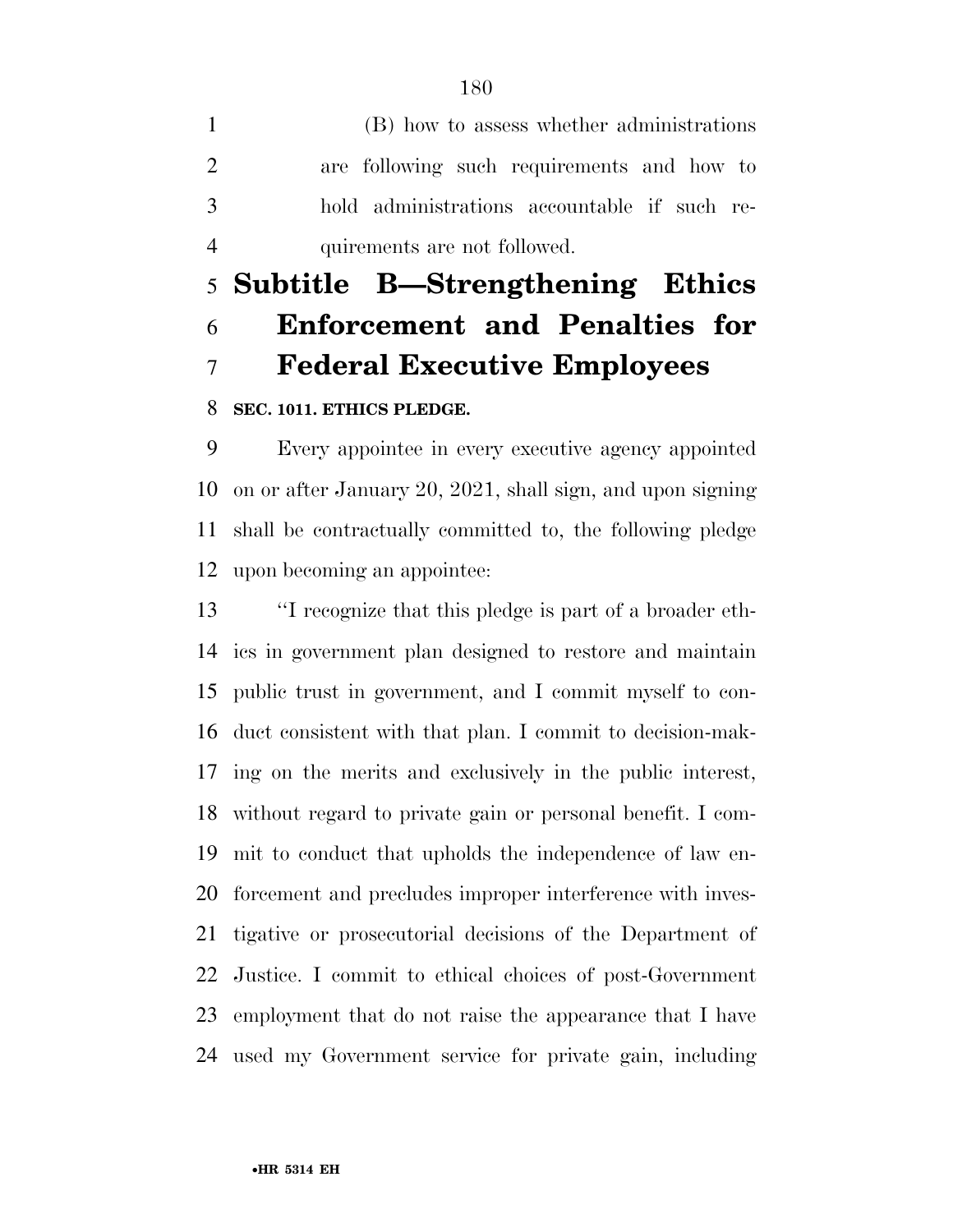(B) how to assess whether administrations are following such requirements and how to hold administrations accountable if such requirements are not followed.

## Subtitle B—Strengthening Ethics Enforcement and Penalties for Federal Executive Employees

**SEC. 1011. ETHICS PLEDGE.**

Every appointee in every executive agency appointed on or after January 20, 2021, shall sign, and upon signing shall be contractually committed to, the following pledge upon becoming an appointee:

"I recognize that this pledge is part of a broader ethics in government plan designed to restore and maintain public trust in government, and I commit myself to conduct consistent with that plan. I commit to decision-making on the merits and exclusively in the public interest, without regard to private gain or personal benefit. I commit to conduct that upholds the independence of law enforcement and precludes improper interference with investigative or prosecutorial decisions of the Department of Justice. I commit to ethical choices of post-Government employment that do not raise the appearance that I have used my Government service for private gain, including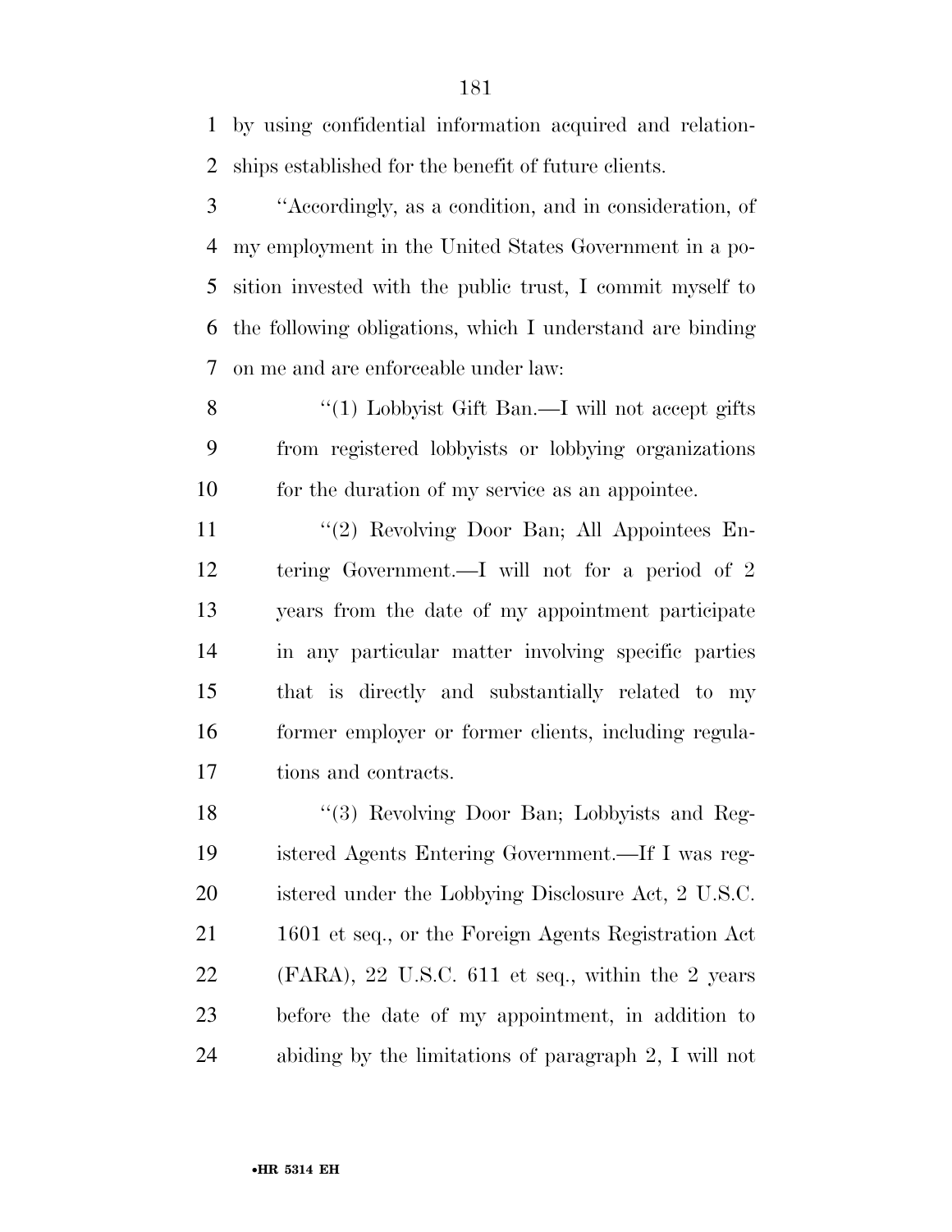by using confidential information acquired and relationships established for the benefit of future clients.

''Accordingly, as a condition, and in consideration, of my employment in the United States Government in a position invested with the public trust, I commit myself to the following obligations, which I understand are binding on me and are enforceable under law:

''(1) Lobbyist Gift Ban.—I will not accept gifts from registered lobbyists or lobbying organizations for the duration of my service as an appointee.

''(2) Revolving Door Ban; All Appointees Entering Government.—I will not for a period of 2 years from the date of my appointment participate in any particular matter involving specific parties that is directly and substantially related to my former employer or former clients, including regulations and contracts.

''(3) Revolving Door Ban; Lobbyists and Registered Agents Entering Government.—If I was registered under the Lobbying Disclosure Act, 2 U.S.C. 1601 et seq., or the Foreign Agents Registration Act (FARA), 22 U.S.C. 611 et seq., within the 2 years before the date of my appointment, in addition to abiding by the limitations of paragraph 2, I will not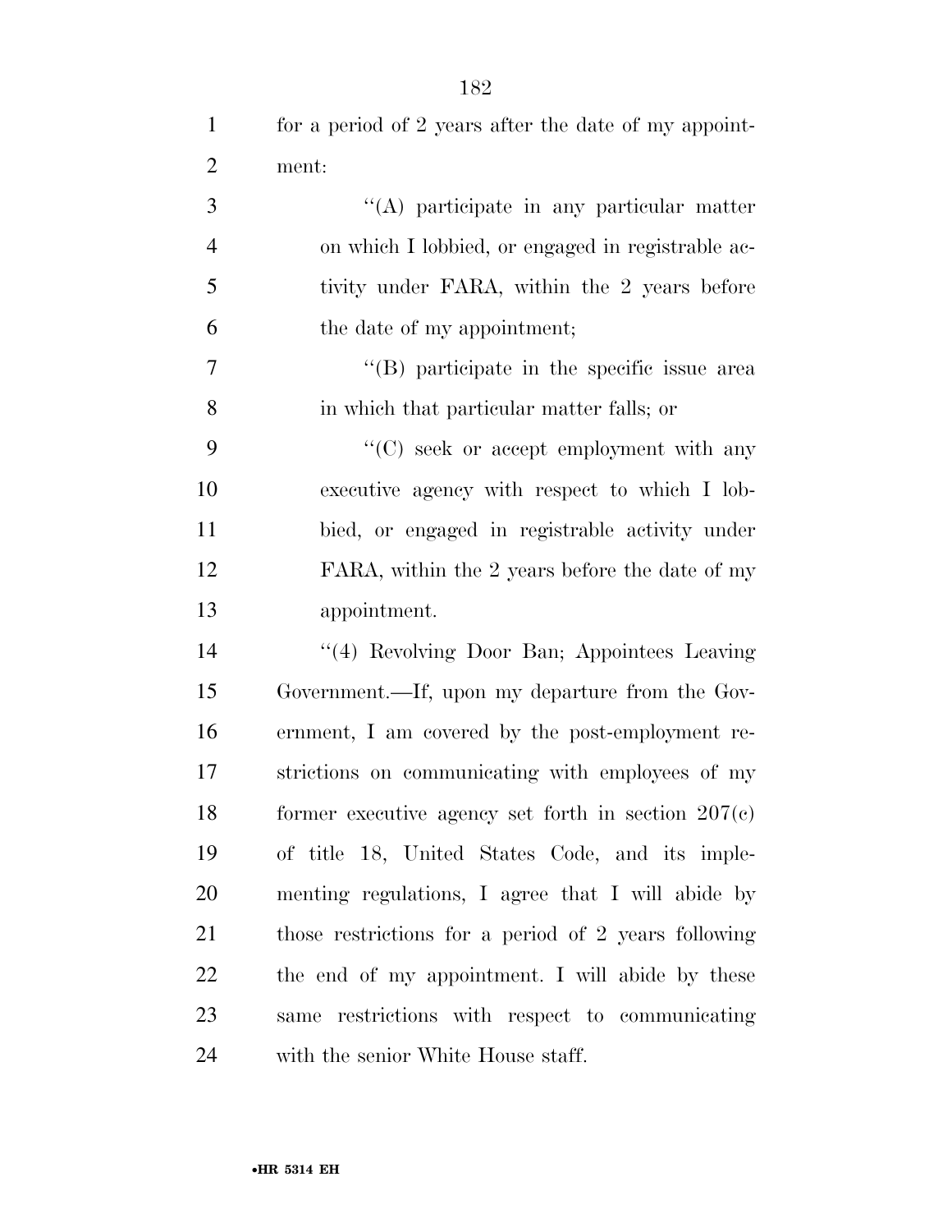for a period of 2 years after the date of my appointment:

''(A) participate in any particular matter on which I lobbied, or engaged in registrable activity under FARA, within the 2 years before the date of my appointment;

''(B) participate in the specific issue area in which that particular matter falls; or

''(C) seek or accept employment with any executive agency with respect to which I lobbied, or engaged in registrable activity under FARA, within the 2 years before the date of my appointment.

''(4) Revolving Door Ban; Appointees Leaving Government.—If, upon my departure from the Government, I am covered by the post-employment restrictions on communicating with employees of my former executive agency set forth in section 207(c) of title 18, United States Code, and its implementing regulations, I agree that I will abide by those restrictions for a period of 2 years following the end of my appointment. I will abide by these same restrictions with respect to communicating with the senior White House staff.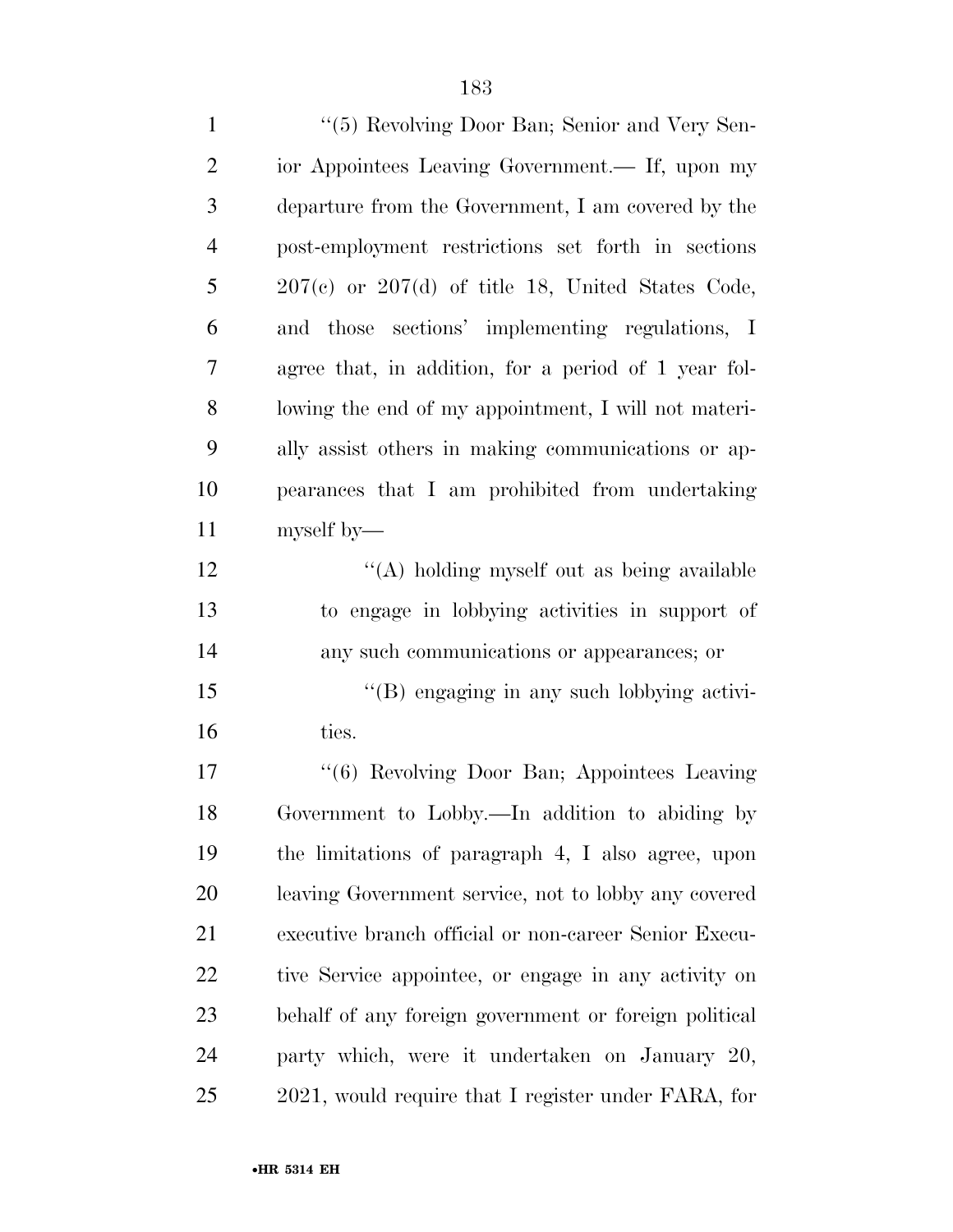''(5) Revolving Door Ban; Senior and Very Senior Appointees Leaving Government.— If, upon my departure from the Government, I am covered by the post-employment restrictions set forth in sections 207(c) or 207(d) of title 18, United States Code, and those sections' implementing regulations, I agree that, in addition, for a period of 1 year following the end of my appointment, I will not materially assist others in making communications or appearances that I am prohibited from undertaking myself by—

''(A) holding myself out as being available to engage in lobbying activities in support of any such communications or appearances; or

''(B) engaging in any such lobbying activities.

''(6) Revolving Door Ban; Appointees Leaving Government to Lobby.—In addition to abiding by the limitations of paragraph 4, I also agree, upon leaving Government service, not to lobby any covered executive branch official or non-career Senior Executive Service appointee, or engage in any activity on behalf of any foreign government or foreign political party which, were it undertaken on January 20, 2021, would require that I register under FARA, for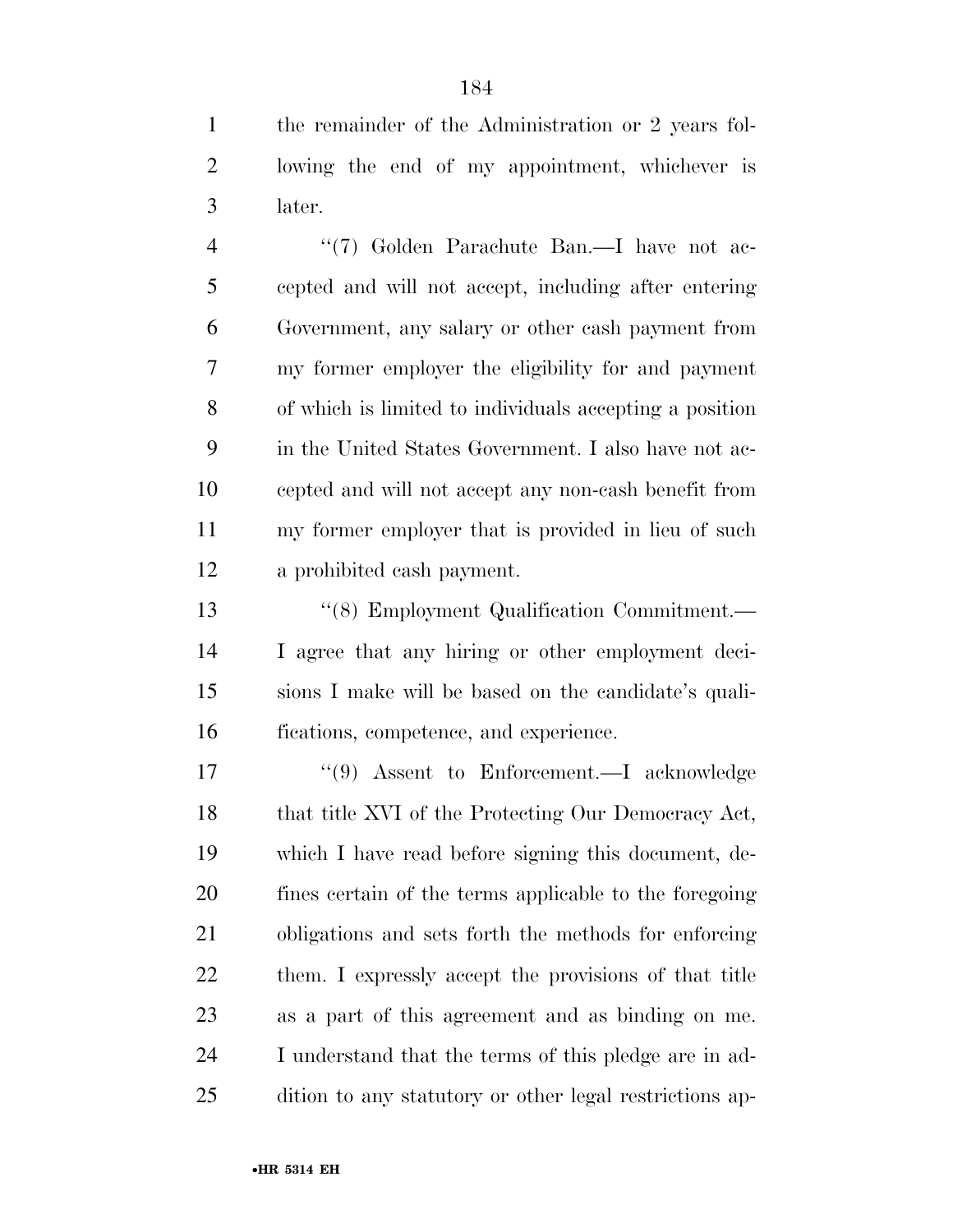the remainder of the Administration or 2 years following the end of my appointment, whichever is later.

''(7) Golden Parachute Ban.—I have not accepted and will not accept, including after entering Government, any salary or other cash payment from my former employer the eligibility for and payment of which is limited to individuals accepting a position in the United States Government. I also have not accepted and will not accept any non-cash benefit from my former employer that is provided in lieu of such a prohibited cash payment.

''(8) Employment Qualification Commitment.—I agree that any hiring or other employment decisions I make will be based on the candidate's qualifications, competence, and experience.

''(9) Assent to Enforcement.—I acknowledge that title XVI of the Protecting Our Democracy Act, which I have read before signing this document, defines certain of the terms applicable to the foregoing obligations and sets forth the methods for enforcing them. I expressly accept the provisions of that title as a part of this agreement and as binding on me. I understand that the terms of this pledge are in addition to any statutory or other legal restrictions ap-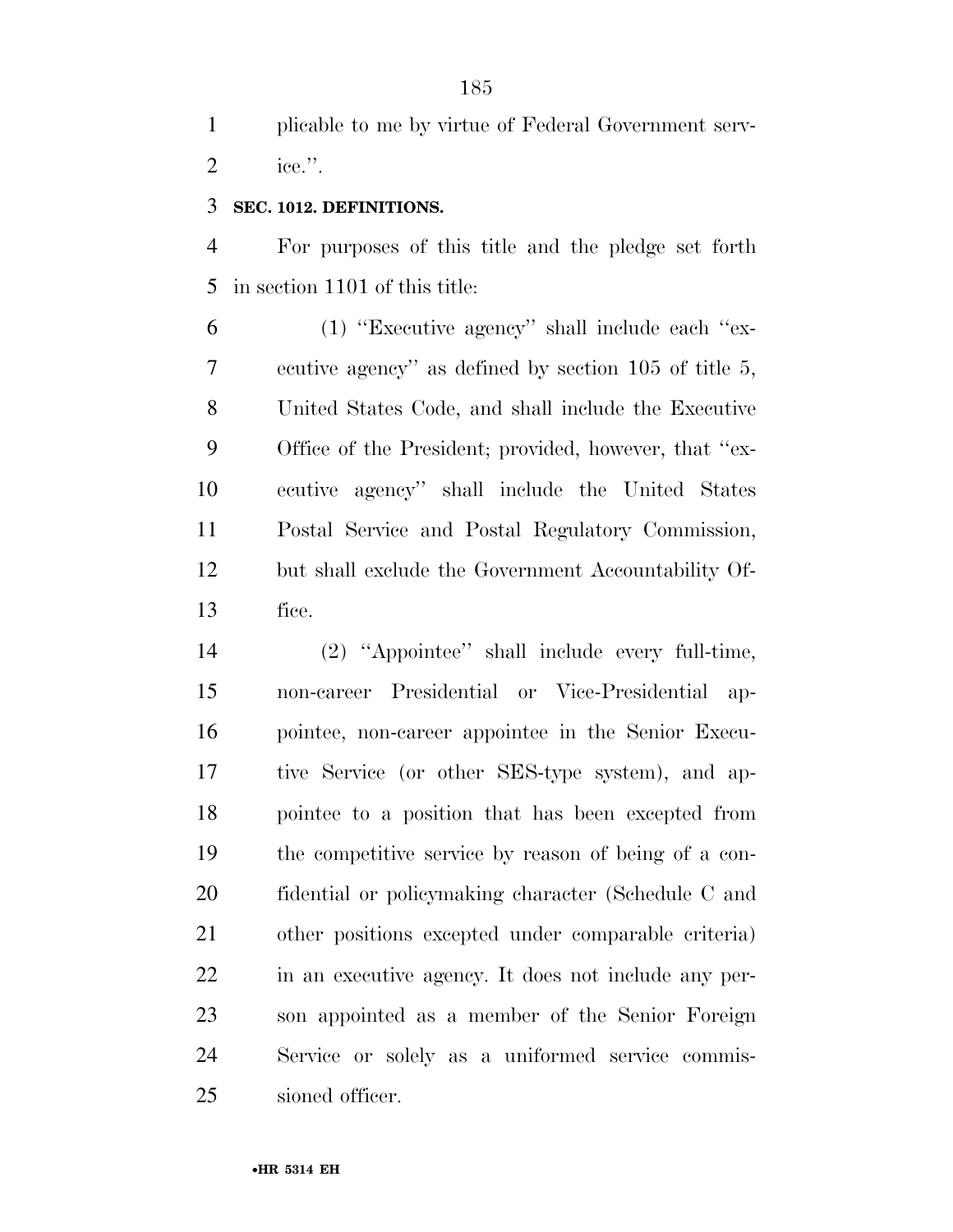plicable to me by virtue of Federal Government service.''.

**SEC. 1012. DEFINITIONS.**

For purposes of this title and the pledge set forth in section 1101 of this title:

(1) ''Executive agency'' shall include each ''executive agency'' as defined by section 105 of title 5, United States Code, and shall include the Executive Office of the President; provided, however, that ''executive agency'' shall include the United States Postal Service and Postal Regulatory Commission, but shall exclude the Government Accountability Office.

(2) ''Appointee'' shall include every full-time, non-career Presidential or Vice-Presidential appointee, non-career appointee in the Senior Executive Service (or other SES-type system), and appointee to a position that has been excepted from the competitive service by reason of being of a confidential or policymaking character (Schedule C and other positions excepted under comparable criteria) in an executive agency. It does not include any person appointed as a member of the Senior Foreign Service or solely as a uniformed service commissioned officer.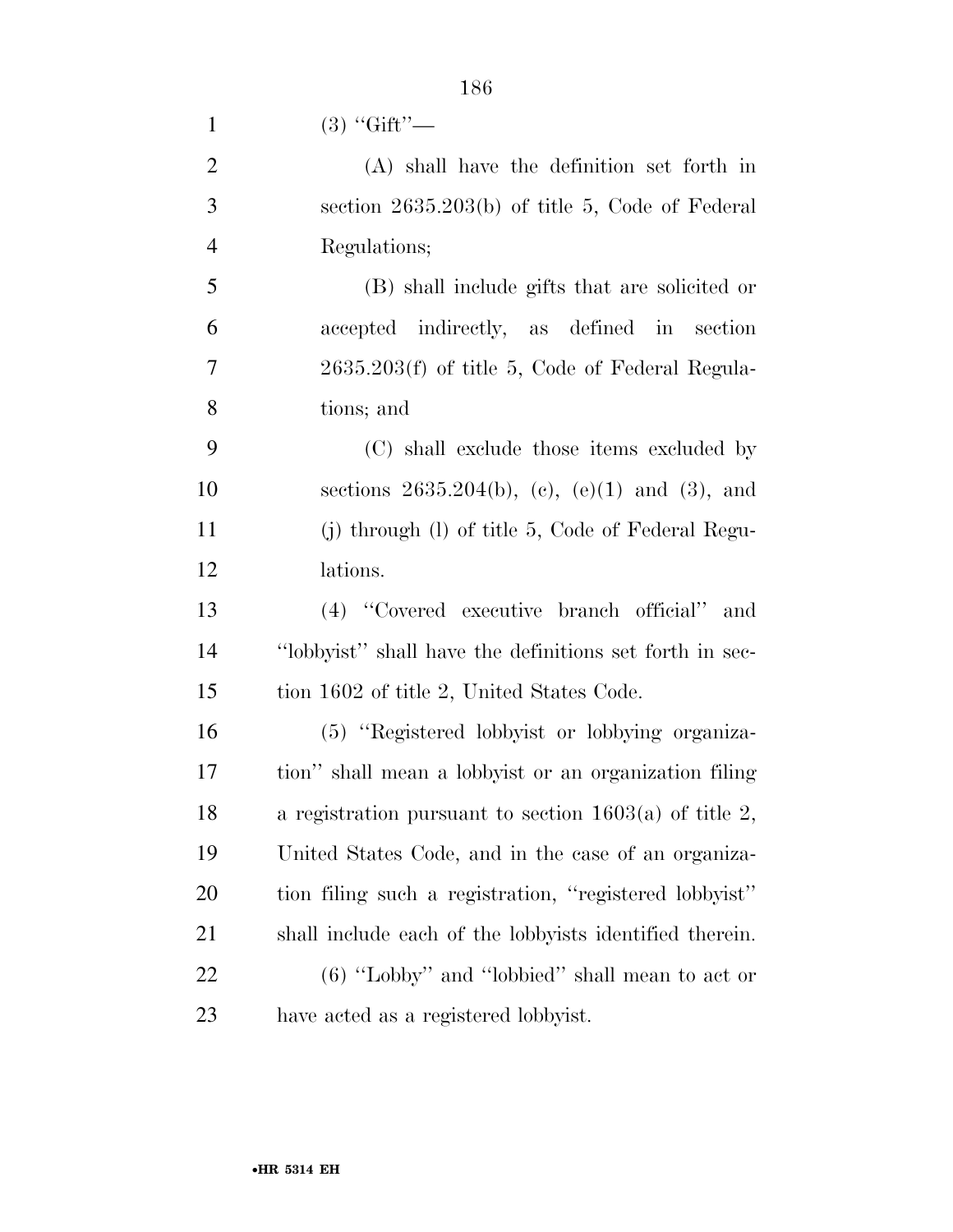(3) ''Gift''—

(A) shall have the definition set forth in section 2635.203(b) of title 5, Code of Federal Regulations;

(B) shall include gifts that are solicited or accepted indirectly, as defined in section 2635.203(f) of title 5, Code of Federal Regulations; and

(C) shall exclude those items excluded by sections 2635.204(b), (c), (e)(1) and (3), and (j) through (l) of title 5, Code of Federal Regulations.

(4) ''Covered executive branch official'' and ''lobbyist'' shall have the definitions set forth in section 1602 of title 2, United States Code.

(5) ''Registered lobbyist or lobbying organization'' shall mean a lobbyist or an organization filing a registration pursuant to section 1603(a) of title 2, United States Code, and in the case of an organization filing such a registration, ''registered lobbyist'' shall include each of the lobbyists identified therein.

(6) ''Lobby'' and ''lobbied'' shall mean to act or have acted as a registered lobbyist.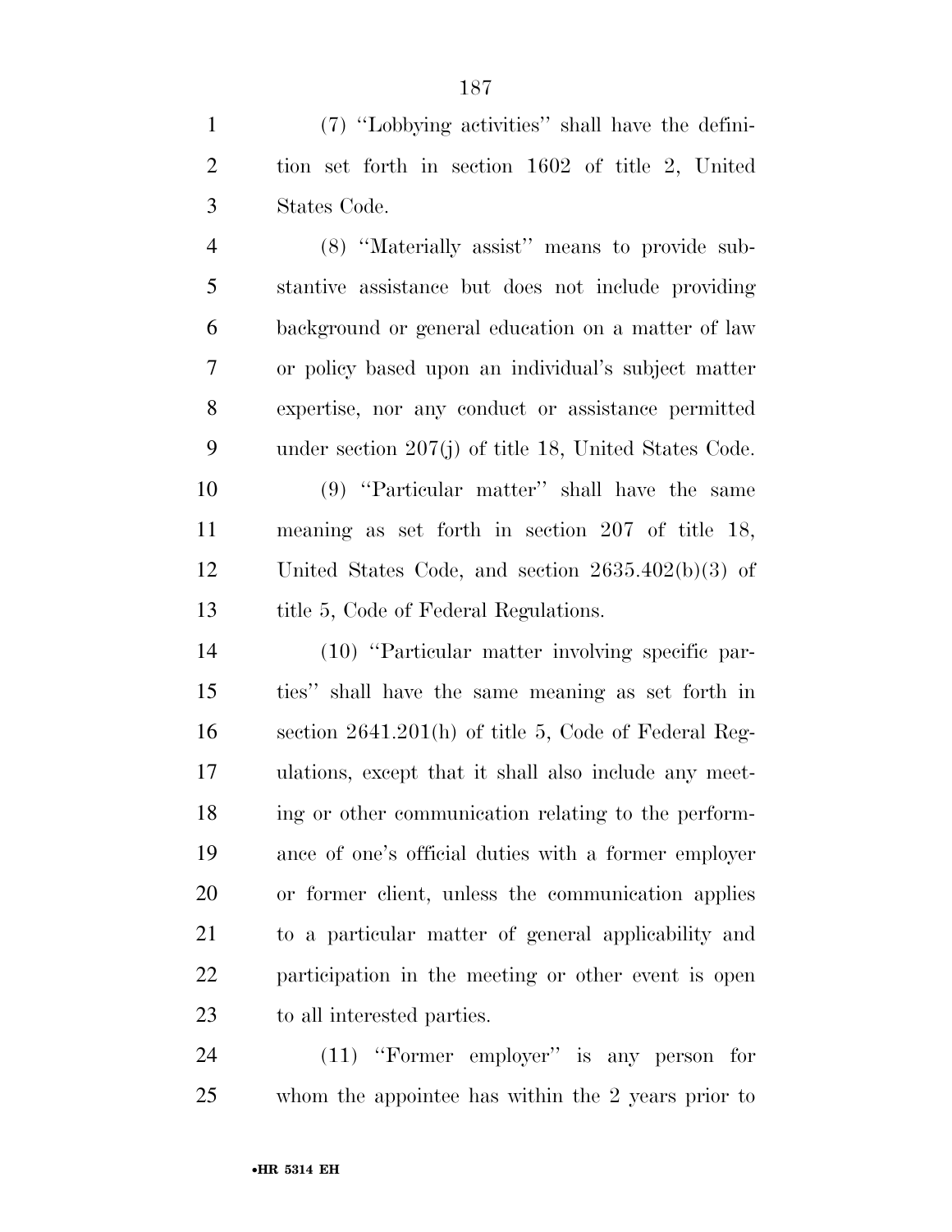(7) ''Lobbying activities'' shall have the definition set forth in section 1602 of title 2, United States Code.

(8) ''Materially assist'' means to provide substantive assistance but does not include providing background or general education on a matter of law or policy based upon an individual's subject matter expertise, nor any conduct or assistance permitted under section 207(j) of title 18, United States Code.

(9) ''Particular matter'' shall have the same meaning as set forth in section 207 of title 18, United States Code, and section 2635.402(b)(3) of title 5, Code of Federal Regulations.

(10) ''Particular matter involving specific parties'' shall have the same meaning as set forth in section 2641.201(h) of title 5, Code of Federal Regulations, except that it shall also include any meeting or other communication relating to the performance of one's official duties with a former employer or former client, unless the communication applies to a particular matter of general applicability and participation in the meeting or other event is open to all interested parties.

(11) ''Former employer'' is any person for whom the appointee has within the 2 years prior to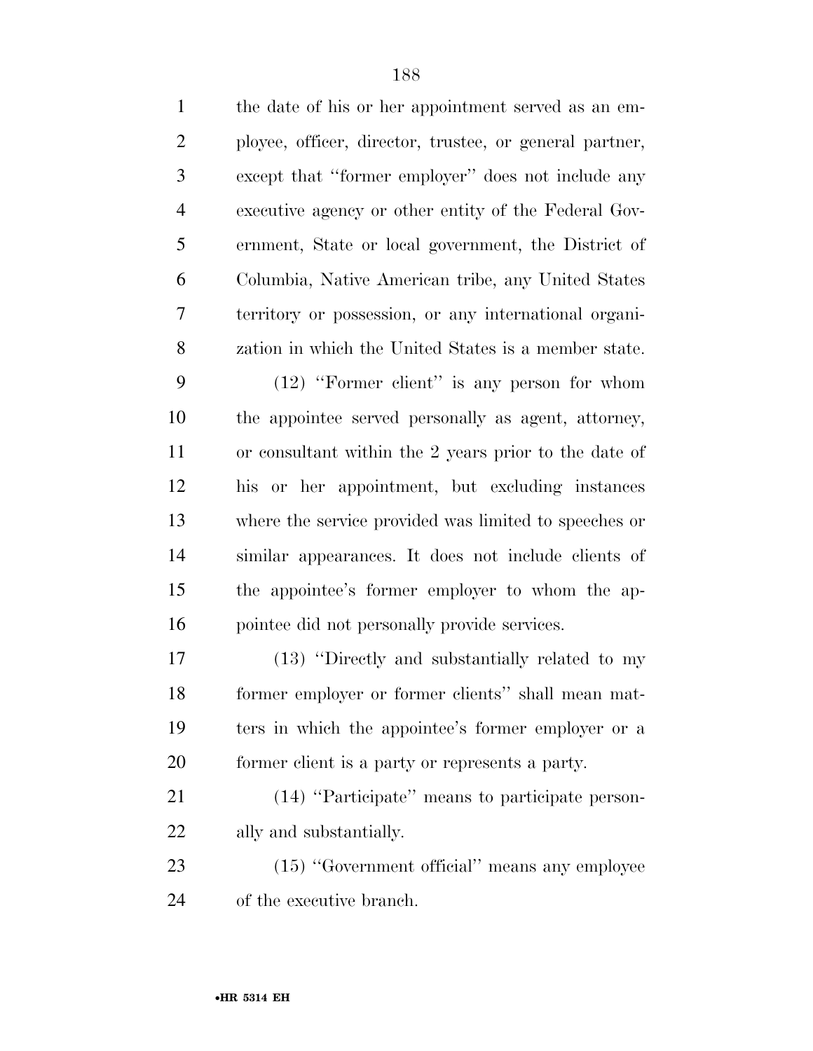the date of his or her appointment served as an employee, officer, director, trustee, or general partner, except that ''former employer'' does not include any executive agency or other entity of the Federal Government, State or local government, the District of Columbia, Native American tribe, any United States territory or possession, or any international organization in which the United States is a member state.

(12) ''Former client'' is any person for whom the appointee served personally as agent, attorney, or consultant within the 2 years prior to the date of his or her appointment, but excluding instances where the service provided was limited to speeches or similar appearances. It does not include clients of the appointee's former employer to whom the appointee did not personally provide services.

(13) ''Directly and substantially related to my former employer or former clients'' shall mean matters in which the appointee's former employer or a former client is a party or represents a party.

(14) ''Participate'' means to participate personally and substantially.

(15) ''Government official'' means any employee of the executive branch.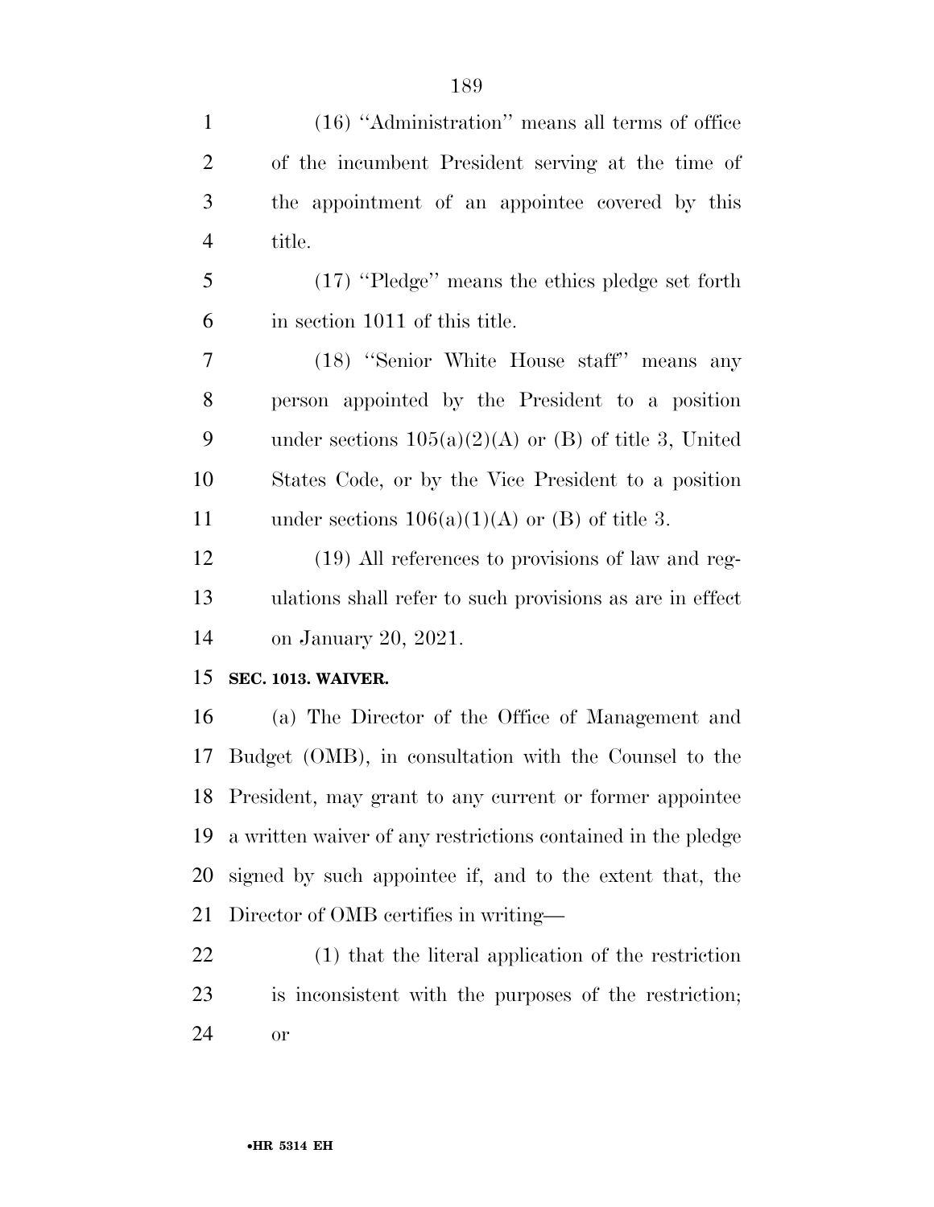(16) ''Administration'' means all terms of office of the incumbent President serving at the time of the appointment of an appointee covered by this title.

(17) ''Pledge'' means the ethics pledge set forth in section 1011 of this title.

(18) ''Senior White House staff'' means any person appointed by the President to a position under sections 105(a)(2)(A) or (B) of title 3, United States Code, or by the Vice President to a position under sections 106(a)(1)(A) or (B) of title 3.

(19) All references to provisions of law and regulations shall refer to such provisions as are in effect on January 20, 2021.

**SEC. 1013. WAIVER.**

(a) The Director of the Office of Management and Budget (OMB), in consultation with the Counsel to the President, may grant to any current or former appointee a written waiver of any restrictions contained in the pledge signed by such appointee if, and to the extent that, the Director of OMB certifies in writing—

(1) that the literal application of the restriction is inconsistent with the purposes of the restriction; or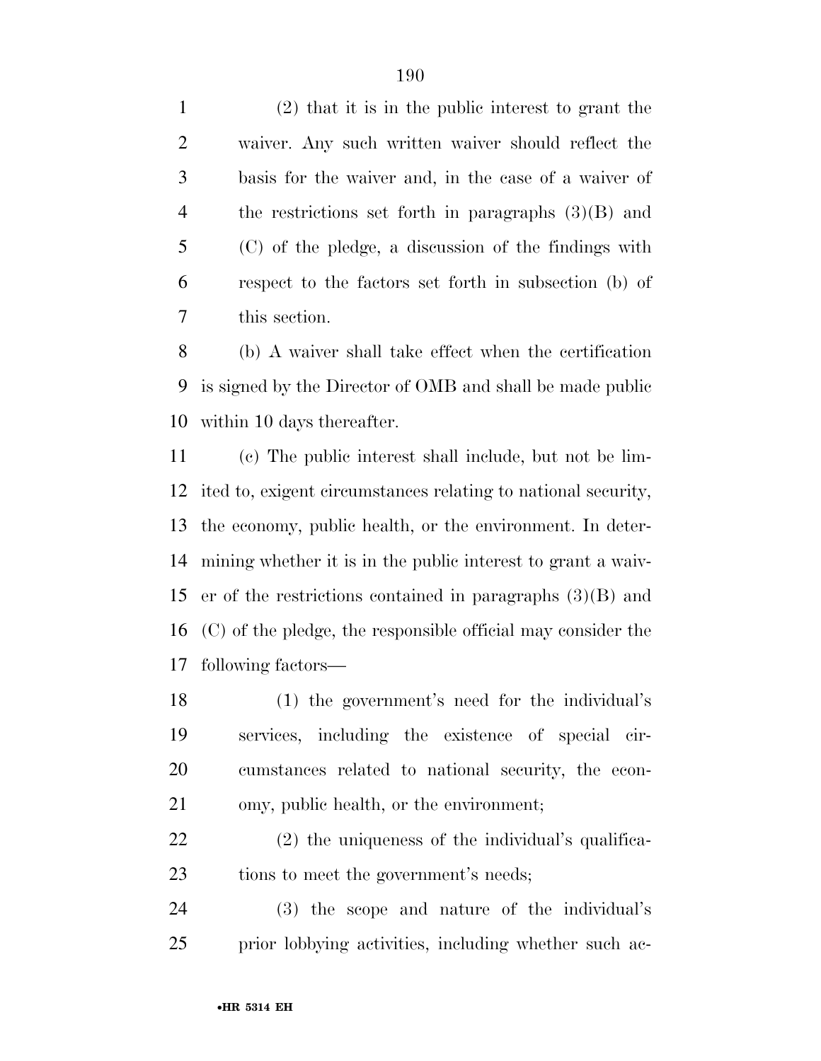(2) that it is in the public interest to grant the waiver. Any such written waiver should reflect the basis for the waiver and, in the case of a waiver of the restrictions set forth in paragraphs (3)(B) and (C) of the pledge, a discussion of the findings with respect to the factors set forth in subsection (b) of this section.

(b) A waiver shall take effect when the certification is signed by the Director of OMB and shall be made public within 10 days thereafter.

(c) The public interest shall include, but not be limited to, exigent circumstances relating to national security, the economy, public health, or the environment. In determining whether it is in the public interest to grant a waiver of the restrictions contained in paragraphs (3)(B) and (C) of the pledge, the responsible official may consider the following factors—

(1) the government's need for the individual's services, including the existence of special circumstances related to national security, the economy, public health, or the environment;

(2) the uniqueness of the individual's qualifications to meet the government's needs;

(3) the scope and nature of the individual's prior lobbying activities, including whether such ac-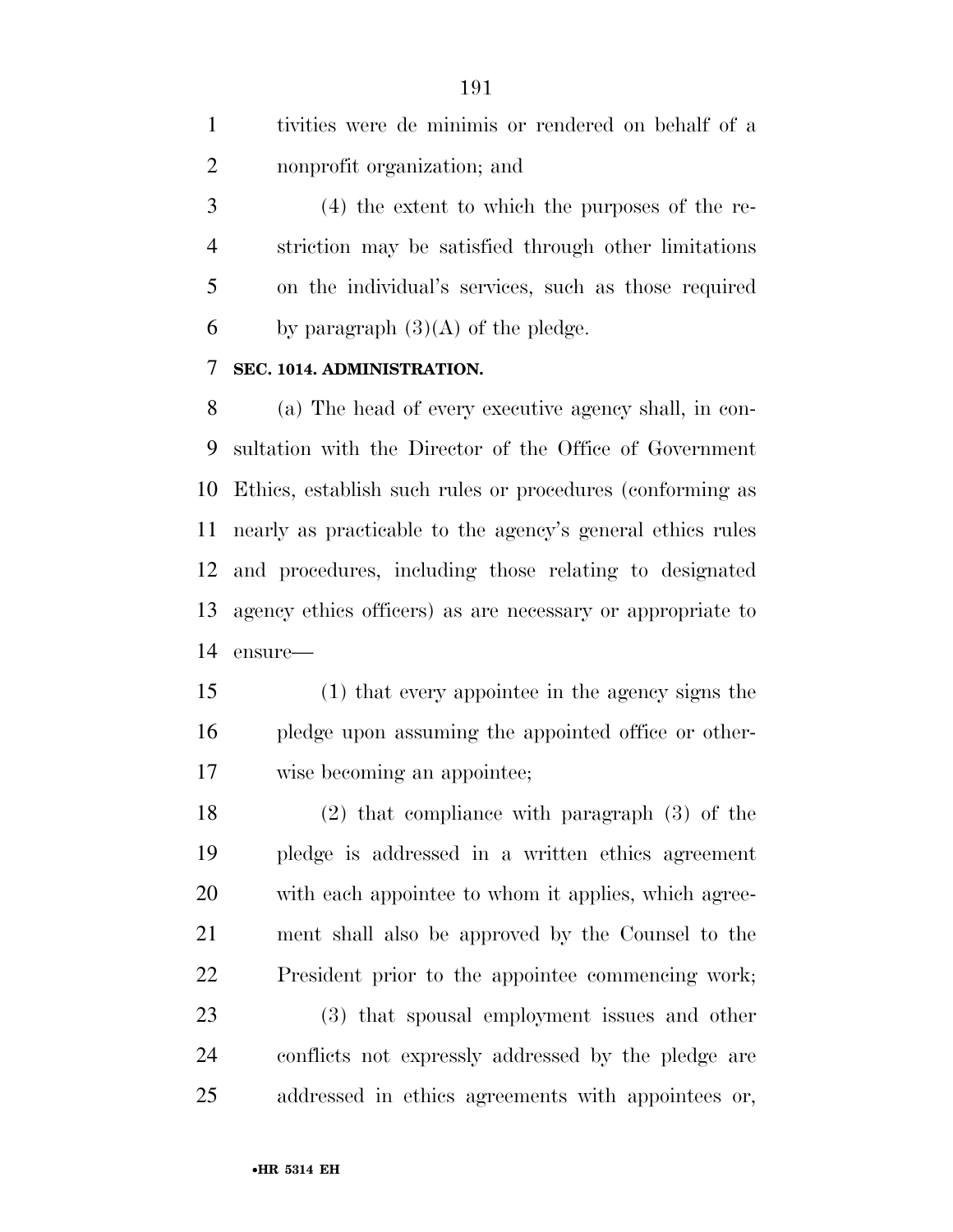tivities were de minimis or rendered on behalf of a nonprofit organization; and

(4) the extent to which the purposes of the restriction may be satisfied through other limitations on the individual's services, such as those required by paragraph (3)(A) of the pledge.

**SEC. 1014. ADMINISTRATION.**

(a) The head of every executive agency shall, in consultation with the Director of the Office of Government Ethics, establish such rules or procedures (conforming as nearly as practicable to the agency's general ethics rules and procedures, including those relating to designated agency ethics officers) as are necessary or appropriate to ensure—

(1) that every appointee in the agency signs the pledge upon assuming the appointed office or otherwise becoming an appointee;

(2) that compliance with paragraph (3) of the pledge is addressed in a written ethics agreement with each appointee to whom it applies, which agreement shall also be approved by the Counsel to the President prior to the appointee commencing work;

(3) that spousal employment issues and other conflicts not expressly addressed by the pledge are addressed in ethics agreements with appointees or,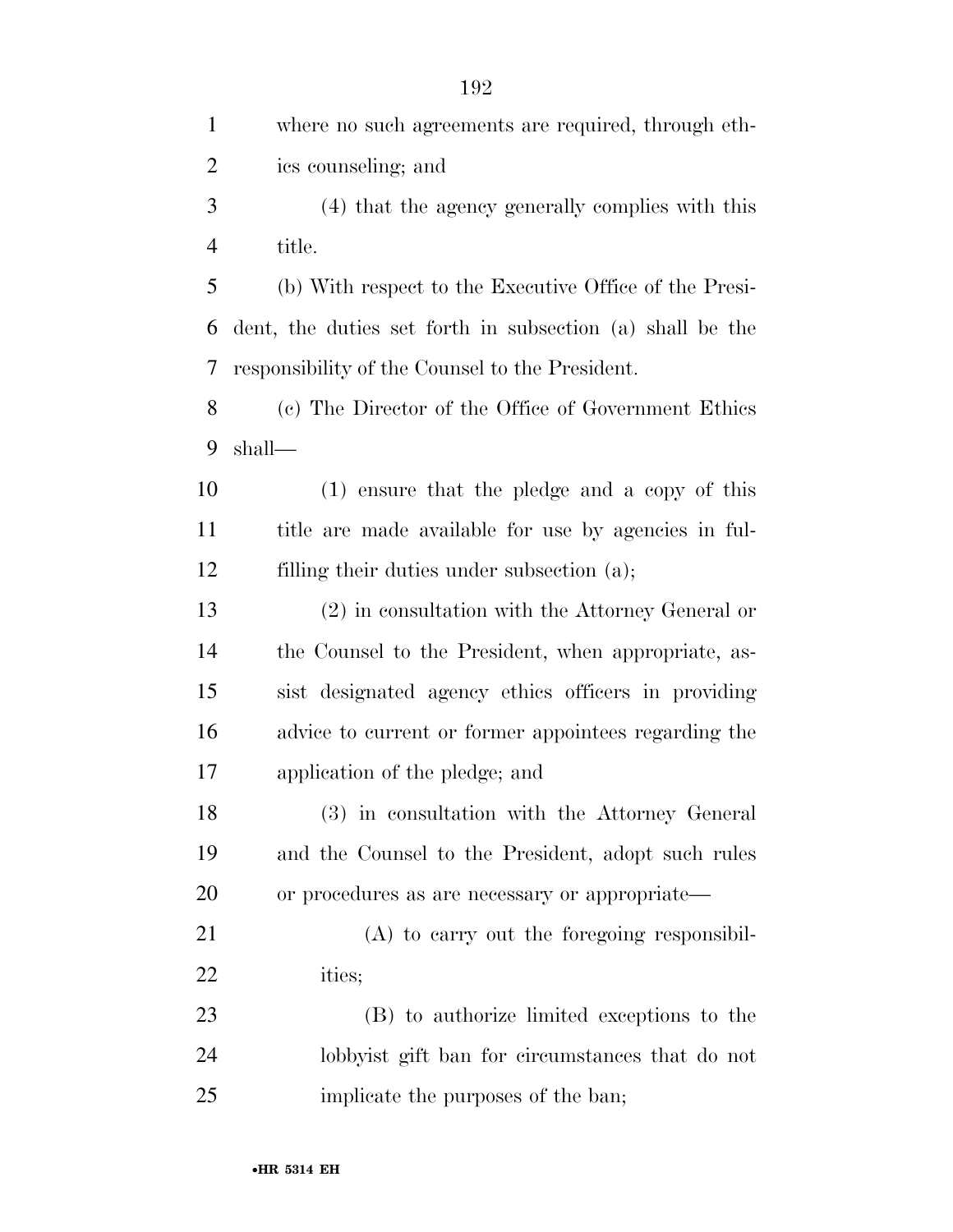where no such agreements are required, through ethics counseling; and

(4) that the agency generally complies with this title.

(b) With respect to the Executive Office of the President, the duties set forth in subsection (a) shall be the responsibility of the Counsel to the President.

(c) The Director of the Office of Government Ethics shall—

(1) ensure that the pledge and a copy of this title are made available for use by agencies in fulfilling their duties under subsection (a);

(2) in consultation with the Attorney General or the Counsel to the President, when appropriate, assist designated agency ethics officers in providing advice to current or former appointees regarding the application of the pledge; and

(3) in consultation with the Attorney General and the Counsel to the President, adopt such rules or procedures as are necessary or appropriate—

(A) to carry out the foregoing responsibilities;

(B) to authorize limited exceptions to the lobbyist gift ban for circumstances that do not implicate the purposes of the ban;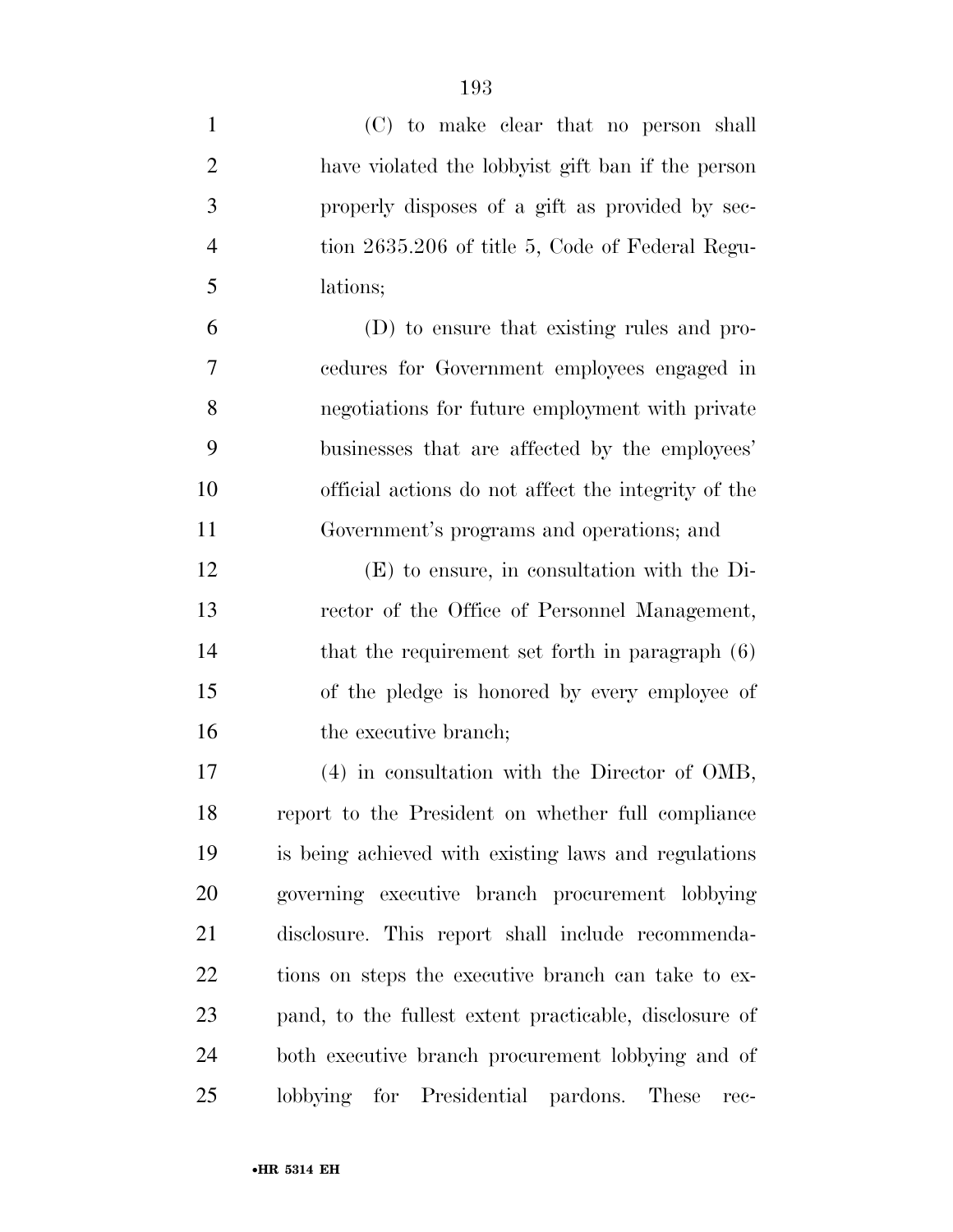(C) to make clear that no person shall have violated the lobbyist gift ban if the person properly disposes of a gift as provided by section 2635.206 of title 5, Code of Federal Regulations;

(D) to ensure that existing rules and procedures for Government employees engaged in negotiations for future employment with private businesses that are affected by the employees' official actions do not affect the integrity of the Government's programs and operations; and

(E) to ensure, in consultation with the Director of the Office of Personnel Management, that the requirement set forth in paragraph (6) of the pledge is honored by every employee of the executive branch;

(4) in consultation with the Director of OMB, report to the President on whether full compliance is being achieved with existing laws and regulations governing executive branch procurement lobbying disclosure. This report shall include recommendations on steps the executive branch can take to expand, to the fullest extent practicable, disclosure of both executive branch procurement lobbying and of lobbying for Presidential pardons. These rec-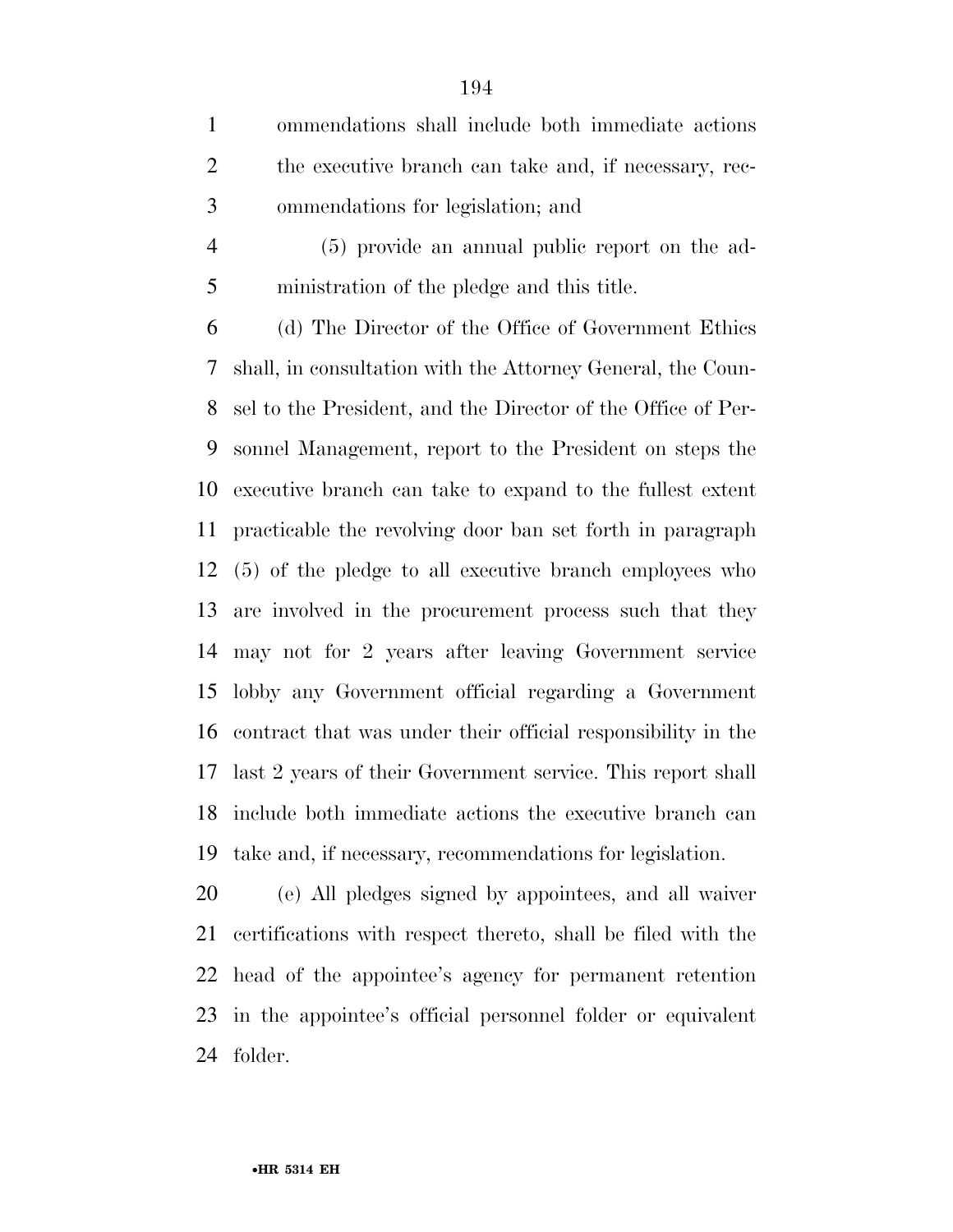ommendations shall include both immediate actions the executive branch can take and, if necessary, recommendations for legislation; and

(5) provide an annual public report on the administration of the pledge and this title.

(d) The Director of the Office of Government Ethics shall, in consultation with the Attorney General, the Counsel to the President, and the Director of the Office of Personnel Management, report to the President on steps the executive branch can take to expand to the fullest extent practicable the revolving door ban set forth in paragraph (5) of the pledge to all executive branch employees who are involved in the procurement process such that they may not for 2 years after leaving Government service lobby any Government official regarding a Government contract that was under their official responsibility in the last 2 years of their Government service. This report shall include both immediate actions the executive branch can take and, if necessary, recommendations for legislation.

(e) All pledges signed by appointees, and all waiver certifications with respect thereto, shall be filed with the head of the appointee's agency for permanent retention in the appointee's official personnel folder or equivalent folder.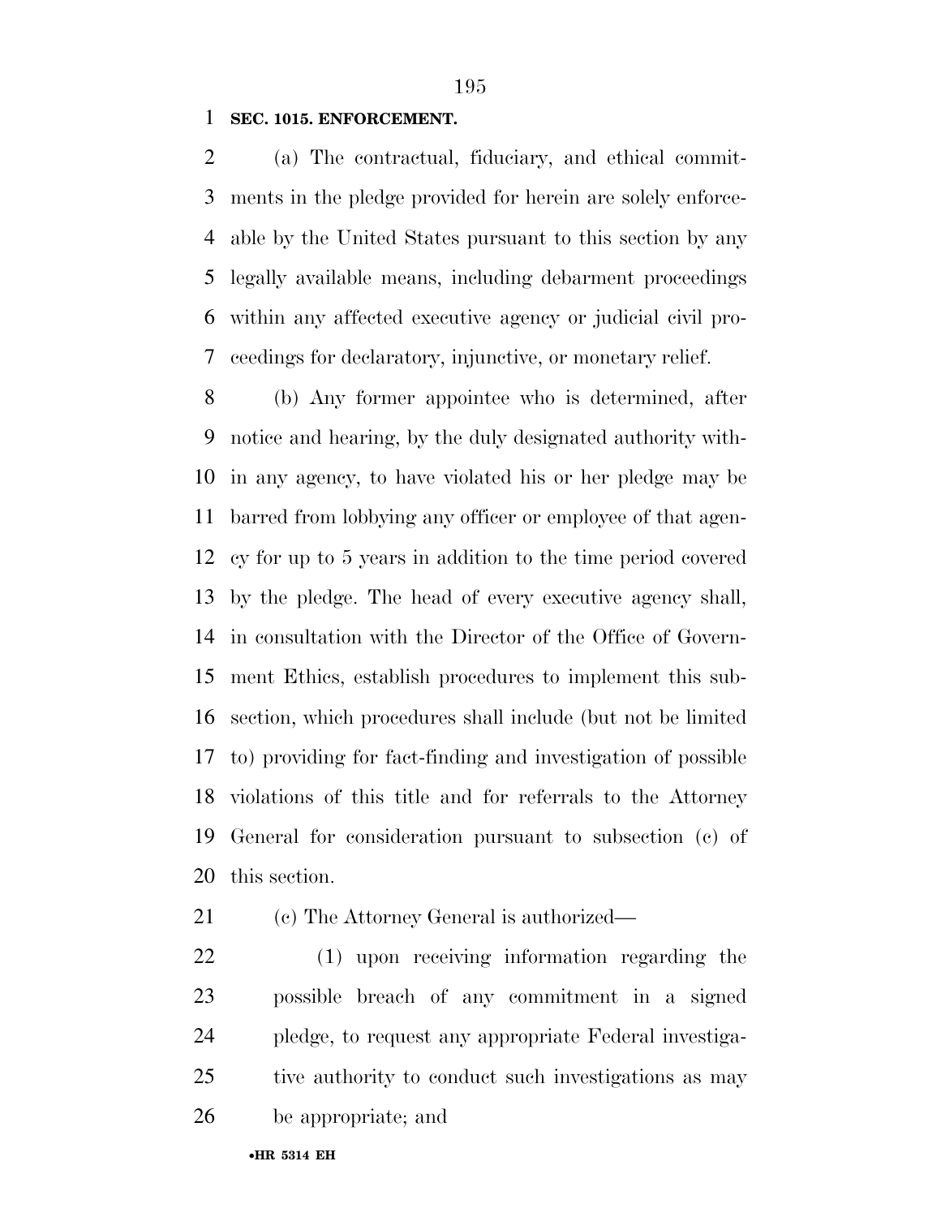**SEC. 1015. ENFORCEMENT.**

(a) The contractual, fiduciary, and ethical commitments in the pledge provided for herein are solely enforceable by the United States pursuant to this section by any legally available means, including debarment proceedings within any affected executive agency or judicial civil proceedings for declaratory, injunctive, or monetary relief.

(b) Any former appointee who is determined, after notice and hearing, by the duly designated authority within any agency, to have violated his or her pledge may be barred from lobbying any officer or employee of that agency for up to 5 years in addition to the time period covered by the pledge. The head of every executive agency shall, in consultation with the Director of the Office of Government Ethics, establish procedures to implement this subsection, which procedures shall include (but not be limited to) providing for fact-finding and investigation of possible violations of this title and for referrals to the Attorney General for consideration pursuant to subsection (c) of this section.

(c) The Attorney General is authorized—

(1) upon receiving information regarding the possible breach of any commitment in a signed pledge, to request any appropriate Federal investigative authority to conduct such investigations as may be appropriate; and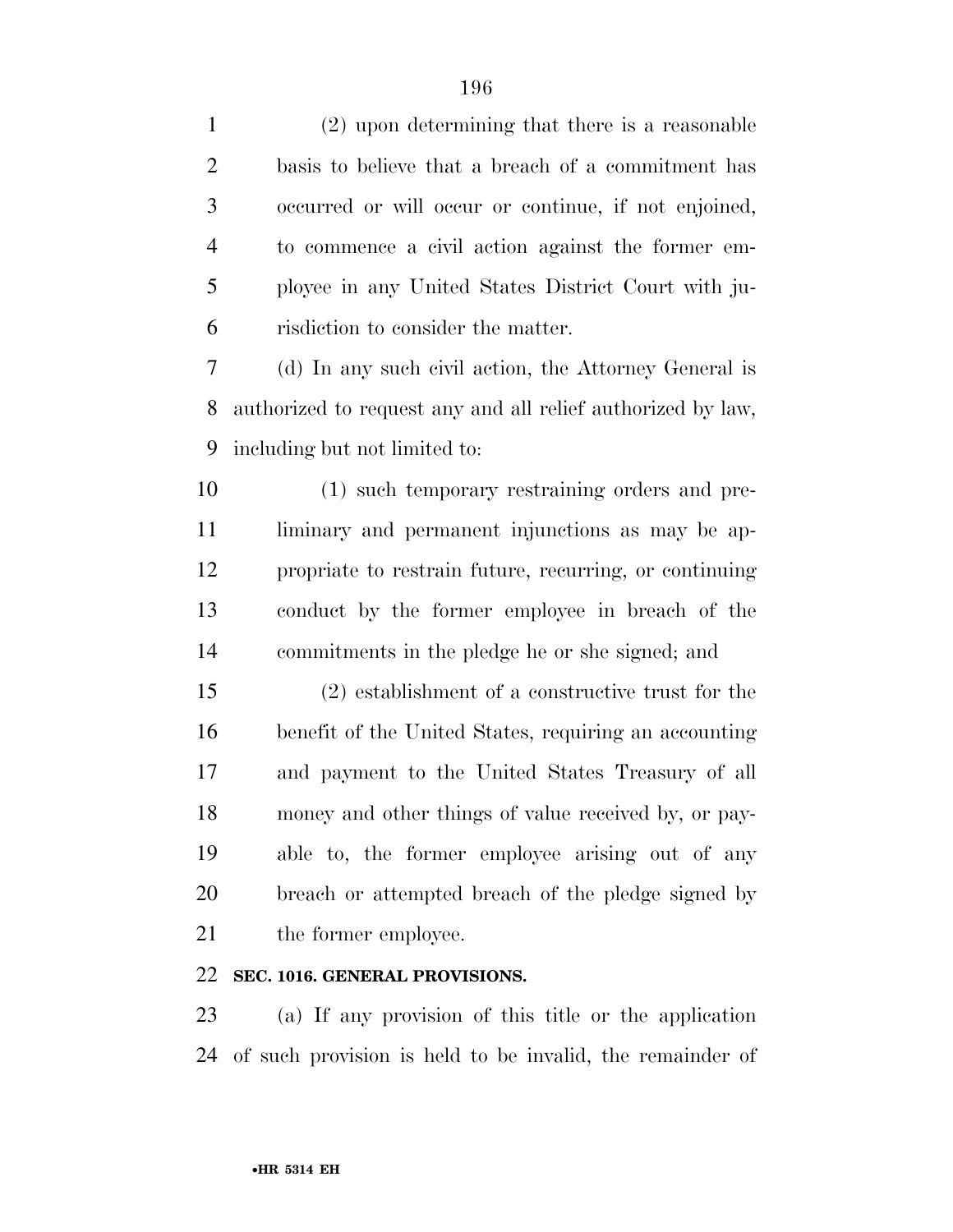(2) upon determining that there is a reasonable basis to believe that a breach of a commitment has occurred or will occur or continue, if not enjoined, to commence a civil action against the former employee in any United States District Court with jurisdiction to consider the matter.

(d) In any such civil action, the Attorney General is authorized to request any and all relief authorized by law, including but not limited to:

(1) such temporary restraining orders and preliminary and permanent injunctions as may be appropriate to restrain future, recurring, or continuing conduct by the former employee in breach of the commitments in the pledge he or she signed; and

(2) establishment of a constructive trust for the benefit of the United States, requiring an accounting and payment to the United States Treasury of all money and other things of value received by, or payable to, the former employee arising out of any breach or attempted breach of the pledge signed by the former employee.

**SEC. 1016. GENERAL PROVISIONS.**

(a) If any provision of this title or the application of such provision is held to be invalid, the remainder of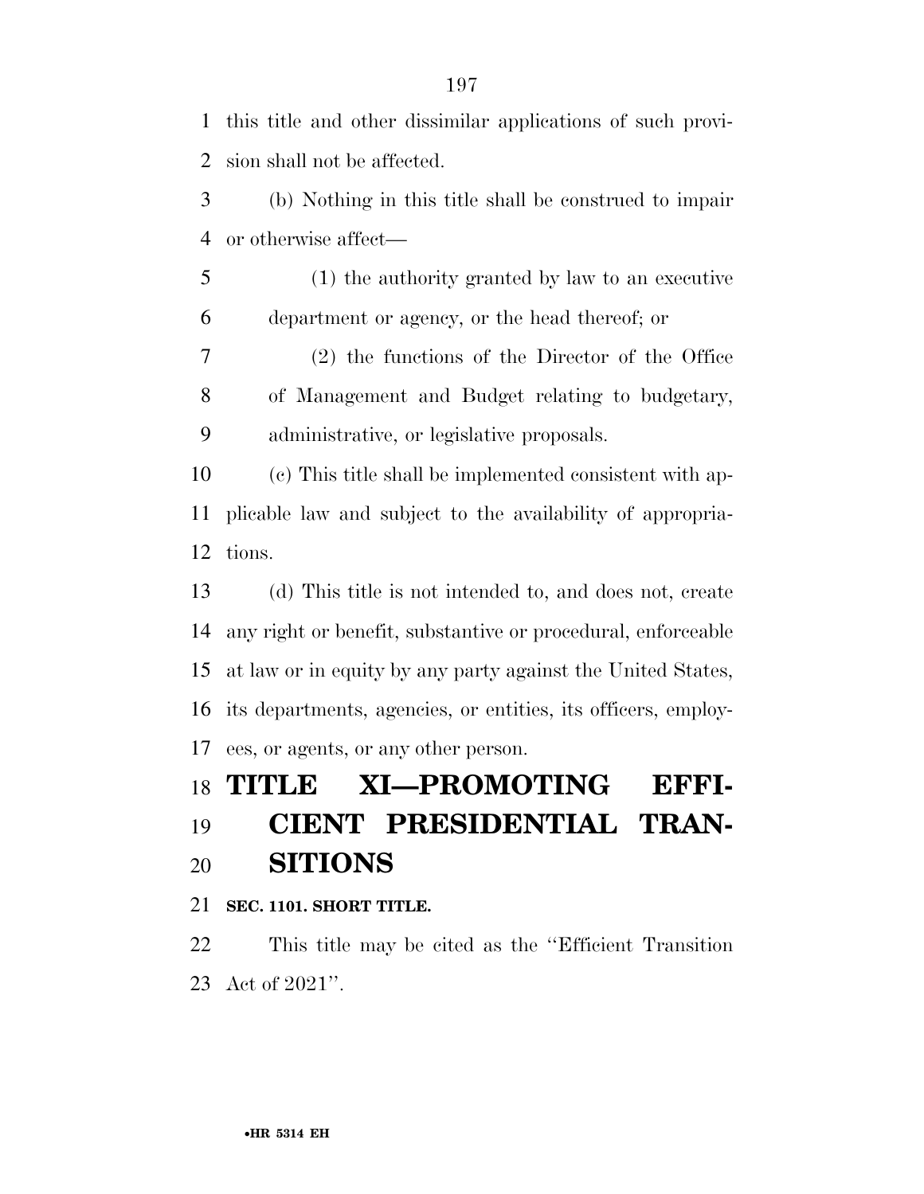this title and other dissimilar applications of such provision shall not be affected.

(b) Nothing in this title shall be construed to impair or otherwise affect—

(1) the authority granted by law to an executive department or agency, or the head thereof; or

(2) the functions of the Director of the Office of Management and Budget relating to budgetary, administrative, or legislative proposals.

(c) This title shall be implemented consistent with applicable law and subject to the availability of appropriations.

(d) This title is not intended to, and does not, create any right or benefit, substantive or procedural, enforceable at law or in equity by any party against the United States, its departments, agencies, or entities, its officers, employees, or agents, or any other person.

# TITLE XI—PROMOTING EFFICIENT PRESIDENTIAL TRANSITIONS

**SEC. 1101. SHORT TITLE.**

This title may be cited as the ''Efficient Transition Act of 2021''.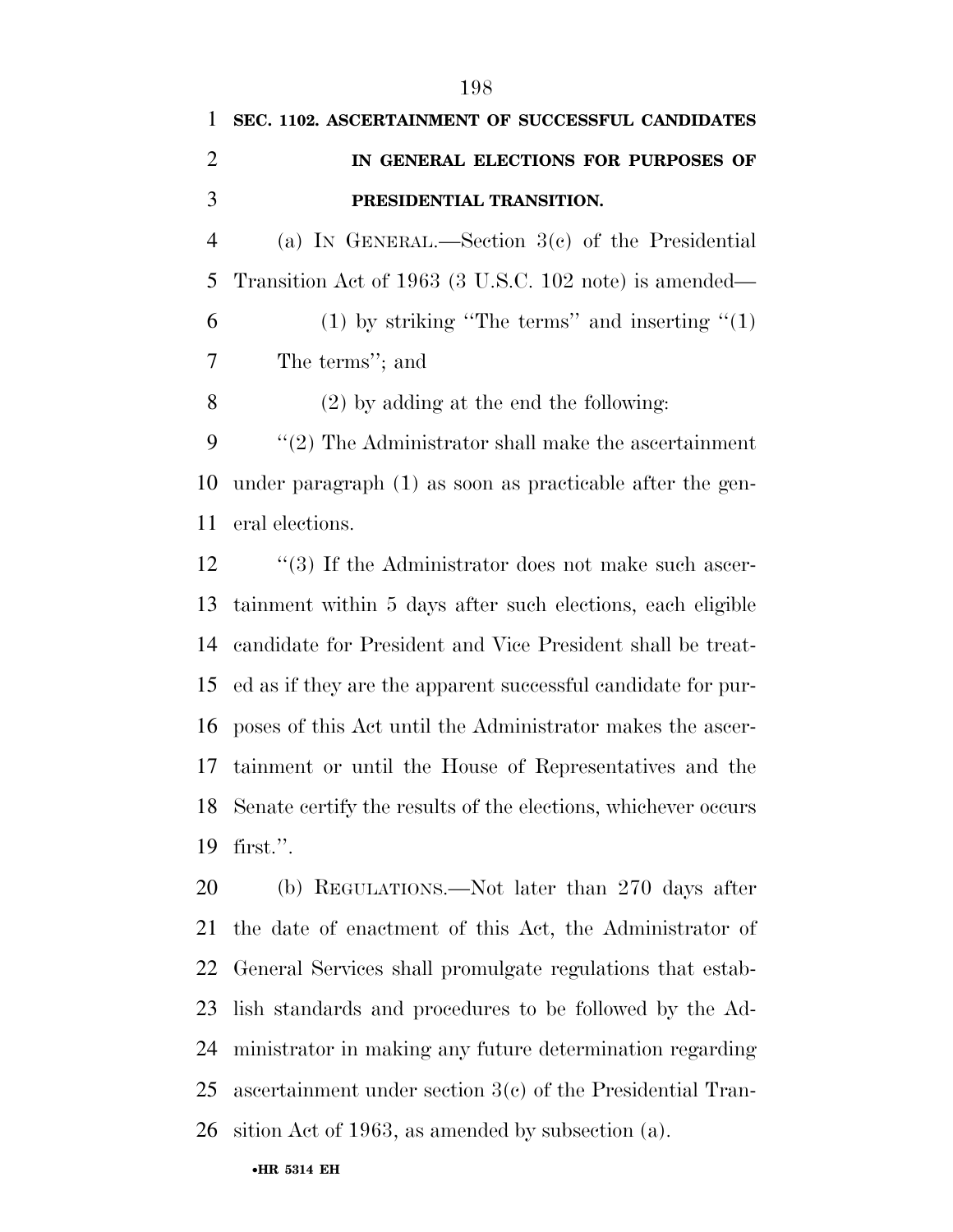**SEC. 1102. ASCERTAINMENT OF SUCCESSFUL CANDIDATES IN GENERAL ELECTIONS FOR PURPOSES OF PRESIDENTIAL TRANSITION.**

(a) IN GENERAL.—Section 3(c) of the Presidential Transition Act of 1963 (3 U.S.C. 102 note) is amended—

(1) by striking ''The terms'' and inserting ''(1) The terms''; and

(2) by adding at the end the following:

''(2) The Administrator shall make the ascertainment under paragraph (1) as soon as practicable after the general elections.

''(3) If the Administrator does not make such ascertainment within 5 days after such elections, each eligible candidate for President and Vice President shall be treated as if they are the apparent successful candidate for purposes of this Act until the Administrator makes the ascertainment or until the House of Representatives and the Senate certify the results of the elections, whichever occurs first.''.

(b) REGULATIONS.—Not later than 270 days after the date of enactment of this Act, the Administrator of General Services shall promulgate regulations that establish standards and procedures to be followed by the Administrator in making any future determination regarding ascertainment under section 3(c) of the Presidential Transition Act of 1963, as amended by subsection (a).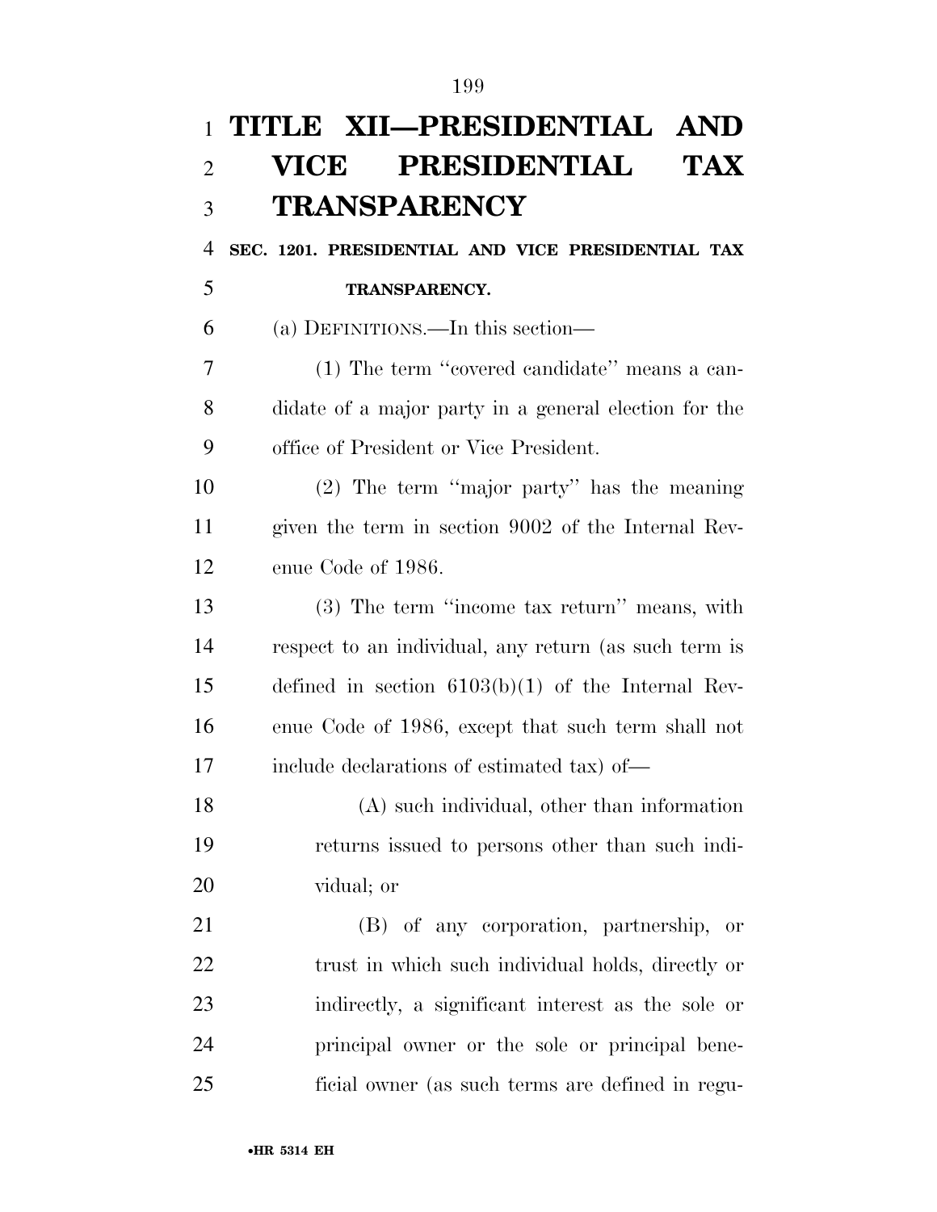# TITLE XII—PRESIDENTIAL AND VICE PRESIDENTIAL TAX TRANSPARENCY

## SEC. 1201. PRESIDENTIAL AND VICE PRESIDENTIAL TAX TRANSPARENCY.

(a) DEFINITIONS.—In this section—

(1) The term ''covered candidate'' means a candidate of a major party in a general election for the office of President or Vice President.

(2) The term ''major party'' has the meaning given the term in section 9002 of the Internal Revenue Code of 1986.

(3) The term ''income tax return'' means, with respect to an individual, any return (as such term is defined in section 6103(b)(1) of the Internal Revenue Code of 1986, except that such term shall not include declarations of estimated tax) of—

(A) such individual, other than information returns issued to persons other than such individual; or

(B) of any corporation, partnership, or trust in which such individual holds, directly or indirectly, a significant interest as the sole or principal owner or the sole or principal beneficial owner (as such terms are defined in regu-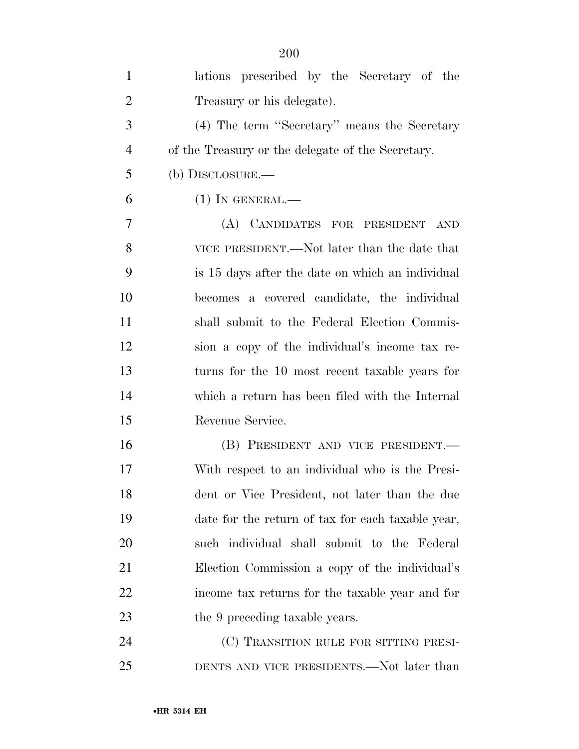lations prescribed by the Secretary of the Treasury or his delegate).

(4) The term "Secretary" means the Secretary of the Treasury or the delegate of the Secretary.

(b) DISCLOSURE.—

(1) IN GENERAL.—

(A) CANDIDATES FOR PRESIDENT AND VICE PRESIDENT.—Not later than the date that is 15 days after the date on which an individual becomes a covered candidate, the individual shall submit to the Federal Election Commission a copy of the individual's income tax returns for the 10 most recent taxable years for which a return has been filed with the Internal Revenue Service.

(B) PRESIDENT AND VICE PRESIDENT.—With respect to an individual who is the President or Vice President, not later than the due date for the return of tax for each taxable year, such individual shall submit to the Federal Election Commission a copy of the individual's income tax returns for the taxable year and for the 9 preceding taxable years.

(C) TRANSITION RULE FOR SITTING PRESIDENTS AND VICE PRESIDENTS.—Not later than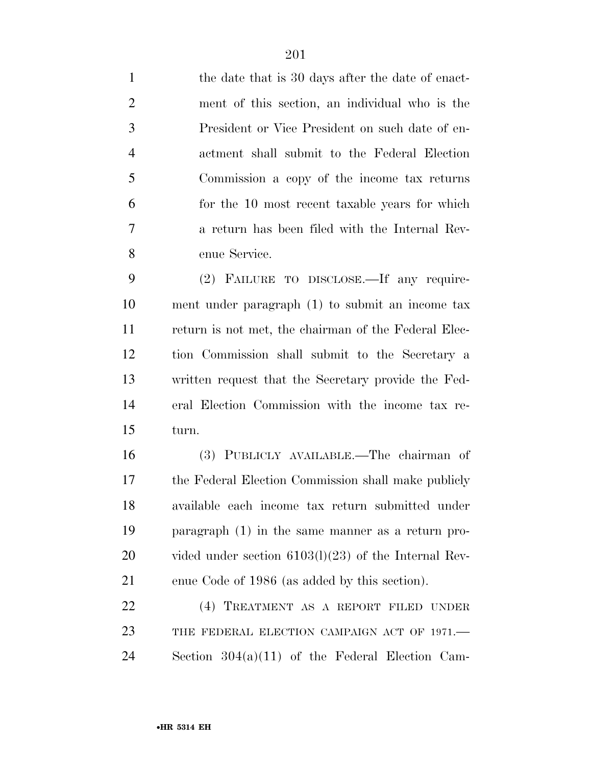the date that is 30 days after the date of enactment of this section, an individual who is the President or Vice President on such date of enactment shall submit to the Federal Election Commission a copy of the income tax returns for the 10 most recent taxable years for which a return has been filed with the Internal Revenue Service.

(2) FAILURE TO DISCLOSE.—If any requirement under paragraph (1) to submit an income tax return is not met, the chairman of the Federal Election Commission shall submit to the Secretary a written request that the Secretary provide the Federal Election Commission with the income tax return.

(3) PUBLICLY AVAILABLE.—The chairman of the Federal Election Commission shall make publicly available each income tax return submitted under paragraph (1) in the same manner as a return provided under section 6103(l)(23) of the Internal Revenue Code of 1986 (as added by this section).

(4) TREATMENT AS A REPORT FILED UNDER THE FEDERAL ELECTION CAMPAIGN ACT OF 1971.— Section 304(a)(11) of the Federal Election Cam-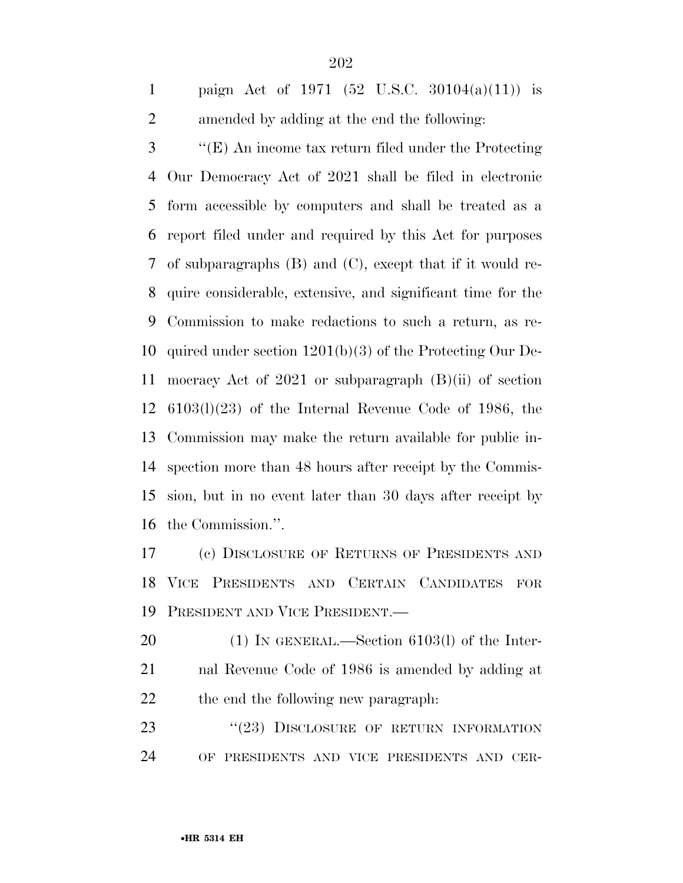paign Act of 1971 (52 U.S.C. 30104(a)(11)) is amended by adding at the end the following:

''(E) An income tax return filed under the Protecting Our Democracy Act of 2021 shall be filed in electronic form accessible by computers and shall be treated as a report filed under and required by this Act for purposes of subparagraphs (B) and (C), except that if it would require considerable, extensive, and significant time for the Commission to make redactions to such a return, as required under section 1201(b)(3) of the Protecting Our Democracy Act of 2021 or subparagraph (B)(ii) of section 6103(l)(23) of the Internal Revenue Code of 1986, the Commission may make the return available for public inspection more than 48 hours after receipt by the Commission, but in no event later than 30 days after receipt by the Commission.''.

(c) DISCLOSURE OF RETURNS OF PRESIDENTS AND VICE PRESIDENTS AND CERTAIN CANDIDATES FOR PRESIDENT AND VICE PRESIDENT.—

(1) IN GENERAL.—Section 6103(l) of the Internal Revenue Code of 1986 is amended by adding at the end the following new paragraph:

''(23) DISCLOSURE OF RETURN INFORMATION OF PRESIDENTS AND VICE PRESIDENTS AND CER-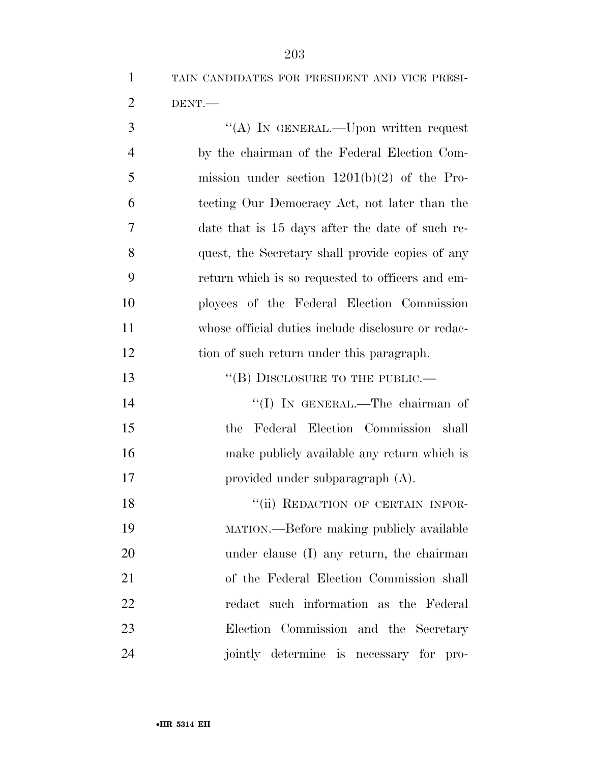TAIN CANDIDATES FOR PRESIDENT AND VICE PRESIDENT.—

''(A) IN GENERAL.—Upon written request by the chairman of the Federal Election Commission under section 1201(b)(2) of the Protecting Our Democracy Act, not later than the date that is 15 days after the date of such request, the Secretary shall provide copies of any return which is so requested to officers and employees of the Federal Election Commission whose official duties include disclosure or redaction of such return under this paragraph.

''(B) DISCLOSURE TO THE PUBLIC.—

''(I) IN GENERAL.—The chairman of the Federal Election Commission shall make publicly available any return which is provided under subparagraph (A).

''(ii) REDACTION OF CERTAIN INFORMATION.—Before making publicly available under clause (I) any return, the chairman of the Federal Election Commission shall redact such information as the Federal Election Commission and the Secretary jointly determine is necessary for pro-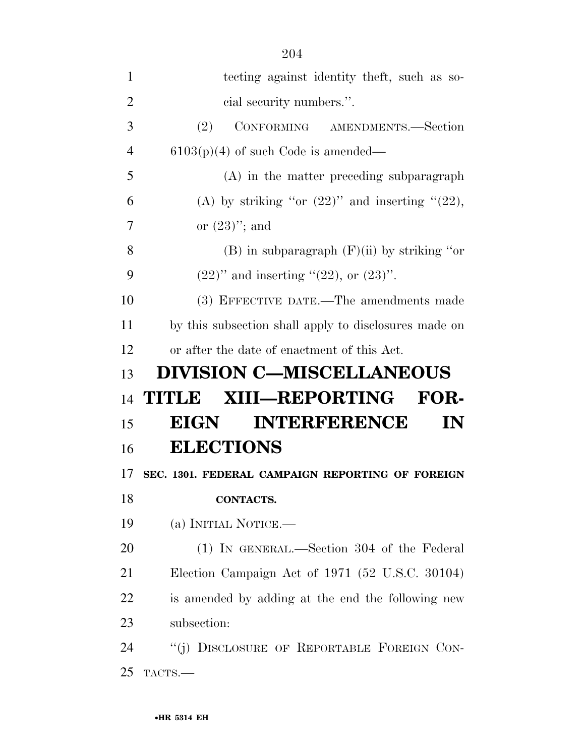tecting against identity theft, such as social security numbers.''.

(2) CONFORMING AMENDMENTS.—Section 6103(p)(4) of such Code is amended—

(A) in the matter preceding subparagraph (A) by striking ''or (22)'' and inserting ''(22), or (23)''; and

(B) in subparagraph (F)(ii) by striking ''or (22)'' and inserting ''(22), or (23)''.

(3) EFFECTIVE DATE.—The amendments made by this subsection shall apply to disclosures made on or after the date of enactment of this Act.

# DIVISION C—MISCELLANEOUS

# TITLE XIII—REPORTING FOREIGN INTERFERENCE IN ELECTIONS

### SEC. 1301. FEDERAL CAMPAIGN REPORTING OF FOREIGN CONTACTS.

(a) INITIAL NOTICE.—

(1) IN GENERAL.—Section 304 of the Federal Election Campaign Act of 1971 (52 U.S.C. 30104) is amended by adding at the end the following new subsection:

''(j) DISCLOSURE OF REPORTABLE FOREIGN CONTACTS.—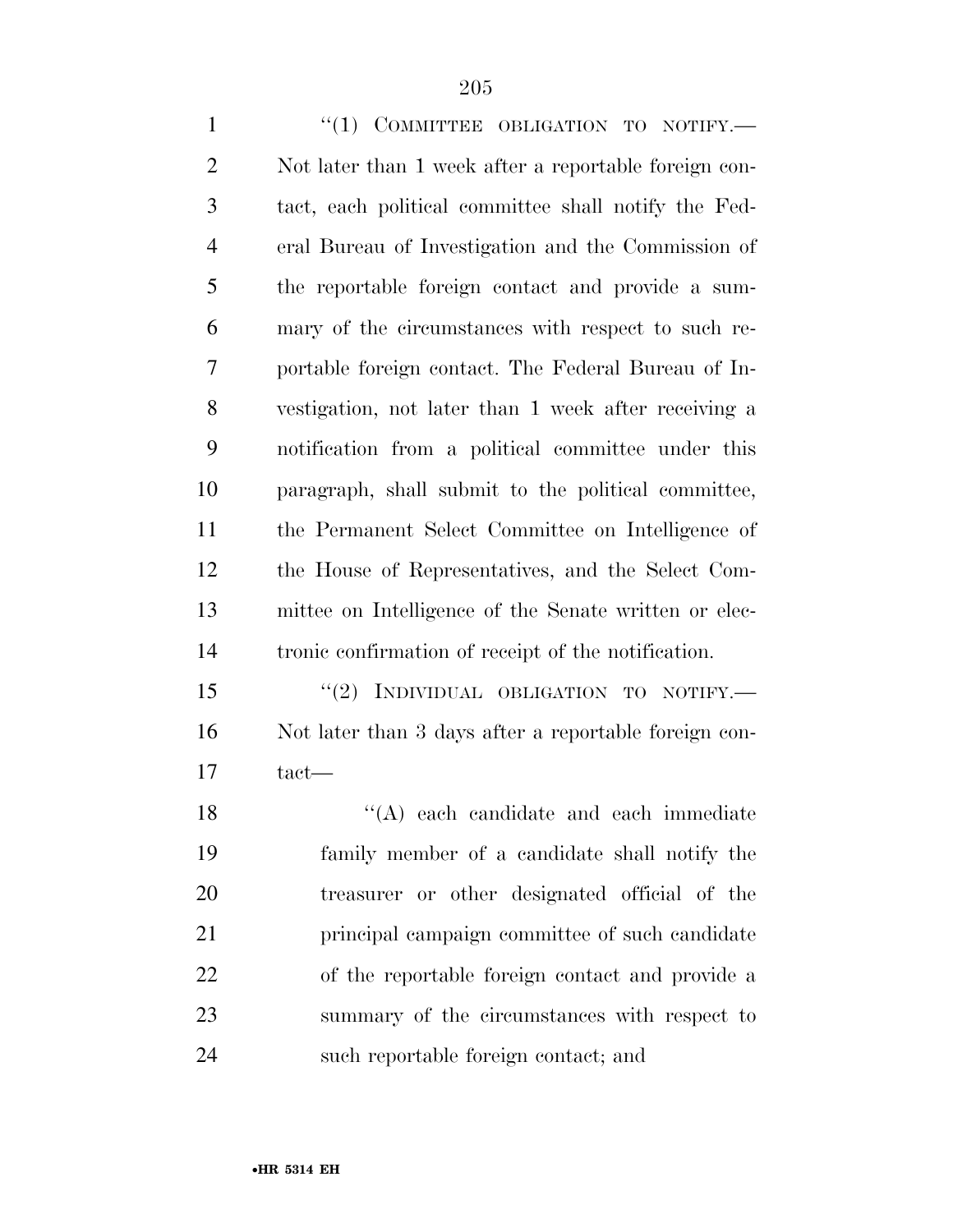"(1) COMMITTEE OBLIGATION TO NOTIFY.— Not later than 1 week after a reportable foreign contact, each political committee shall notify the Federal Bureau of Investigation and the Commission of the reportable foreign contact and provide a summary of the circumstances with respect to such reportable foreign contact. The Federal Bureau of Investigation, not later than 1 week after receiving a notification from a political committee under this paragraph, shall submit to the political committee, the Permanent Select Committee on Intelligence of the House of Representatives, and the Select Committee on Intelligence of the Senate written or electronic confirmation of receipt of the notification.

"(2) INDIVIDUAL OBLIGATION TO NOTIFY.— Not later than 3 days after a reportable foreign contact—

"(A) each candidate and each immediate family member of a candidate shall notify the treasurer or other designated official of the principal campaign committee of such candidate of the reportable foreign contact and provide a summary of the circumstances with respect to such reportable foreign contact; and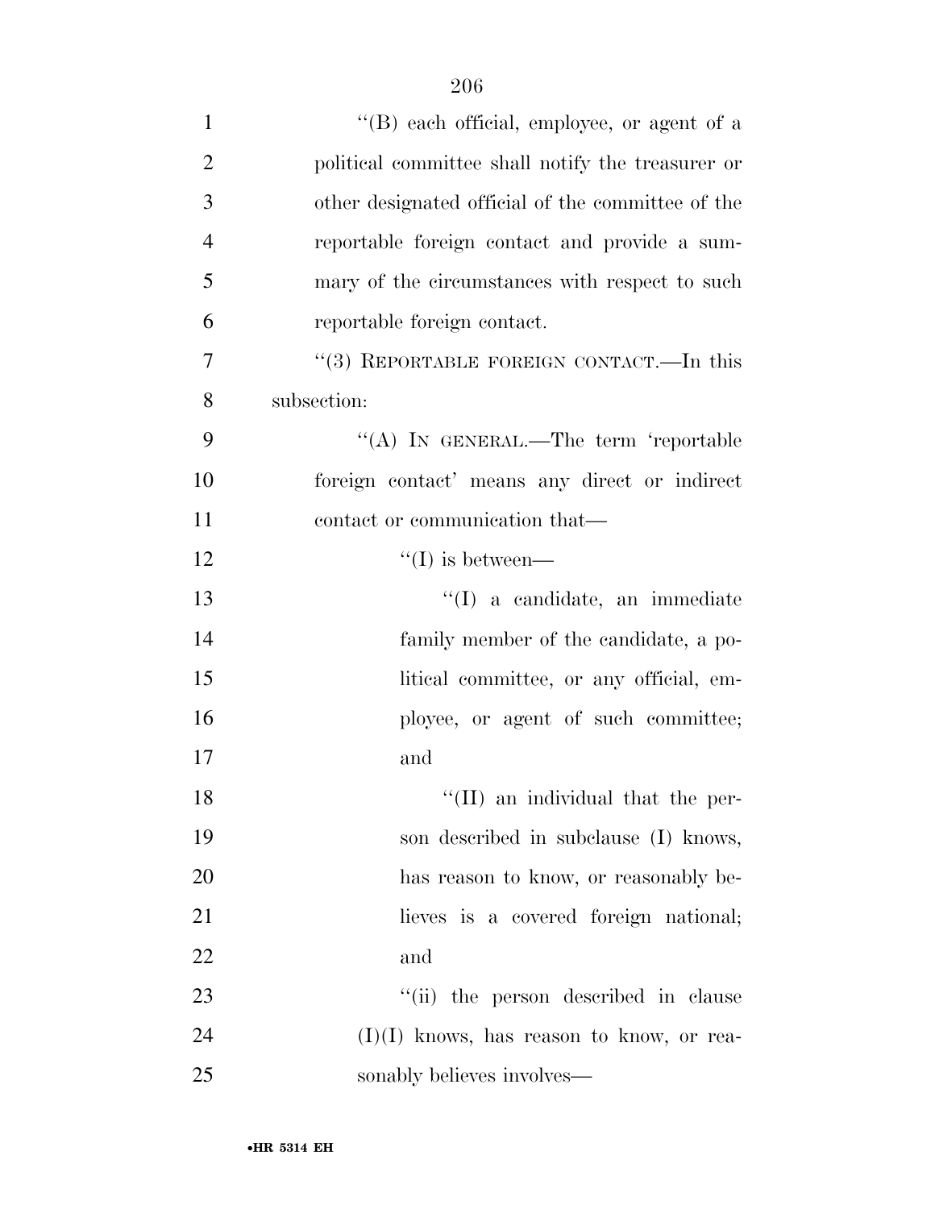''(B) each official, employee, or agent of a political committee shall notify the treasurer or other designated official of the committee of the reportable foreign contact and provide a summary of the circumstances with respect to such reportable foreign contact.

''(3) REPORTABLE FOREIGN CONTACT.—In this subsection:

''(A) IN GENERAL.—The term 'reportable foreign contact' means any direct or indirect contact or communication that—

''(I) is between—

''(I) a candidate, an immediate family member of the candidate, a political committee, or any official, employee, or agent of such committee; and

''(II) an individual that the person described in subclause (I) knows, has reason to know, or reasonably believes is a covered foreign national; and

''(ii) the person described in clause (I)(I) knows, has reason to know, or reasonably believes involves—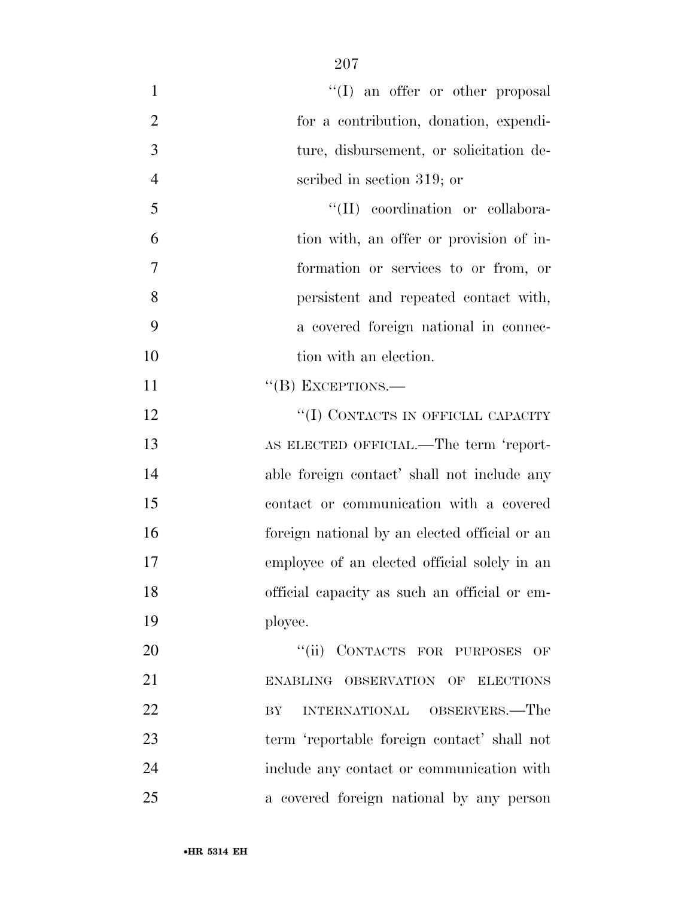"(I) an offer or other proposal for a contribution, donation, expenditure, disbursement, or solicitation described in section 319; or

"(II) coordination or collaboration with, an offer or provision of information or services to or from, or persistent and repeated contact with, a covered foreign national in connection with an election.

"(B) EXCEPTIONS.—

"(I) CONTACTS IN OFFICIAL CAPACITY AS ELECTED OFFICIAL.—The term 'reportable foreign contact' shall not include any contact or communication with a covered foreign national by an elected official or an employee of an elected official solely in an official capacity as such an official or employee.

"(ii) CONTACTS FOR PURPOSES OF ENABLING OBSERVATION OF ELECTIONS BY INTERNATIONAL OBSERVERS.—The term 'reportable foreign contact' shall not include any contact or communication with a covered foreign national by any person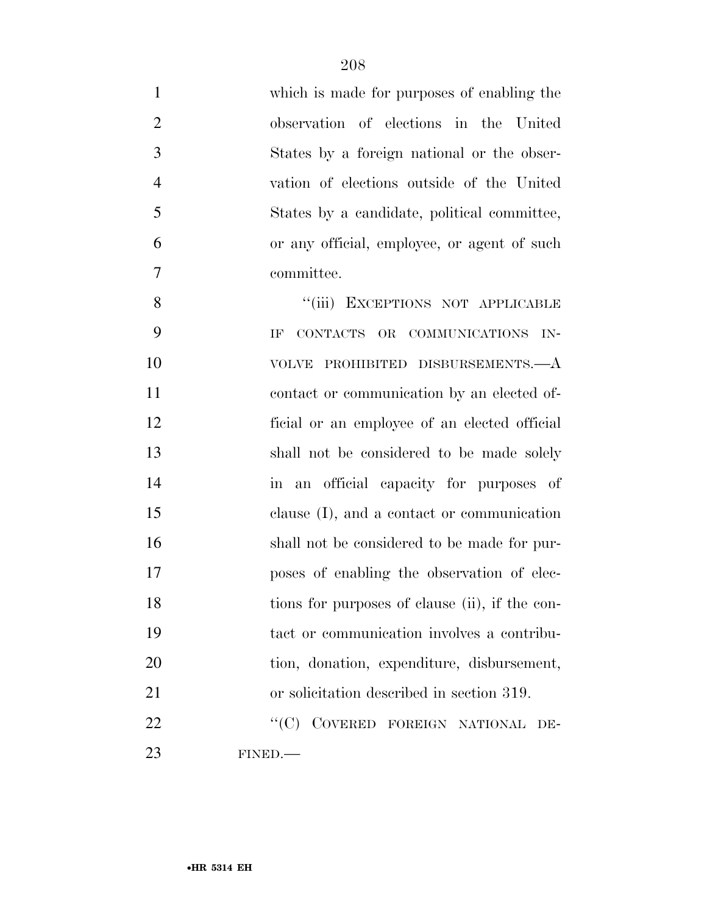which is made for purposes of enabling the observation of elections in the United States by a foreign national or the observation of elections outside of the United States by a candidate, political committee, or any official, employee, or agent of such committee.

"(iii) EXCEPTIONS NOT APPLICABLE IF CONTACTS OR COMMUNICATIONS INVOLVE PROHIBITED DISBURSEMENTS.—A contact or communication by an elected official or an employee of an elected official shall not be considered to be made solely in an official capacity for purposes of clause (I), and a contact or communication shall not be considered to be made for purposes of enabling the observation of elections for purposes of clause (ii), if the contact or communication involves a contribution, donation, expenditure, disbursement, or solicitation described in section 319.

"(C) COVERED FOREIGN NATIONAL DEFINED.—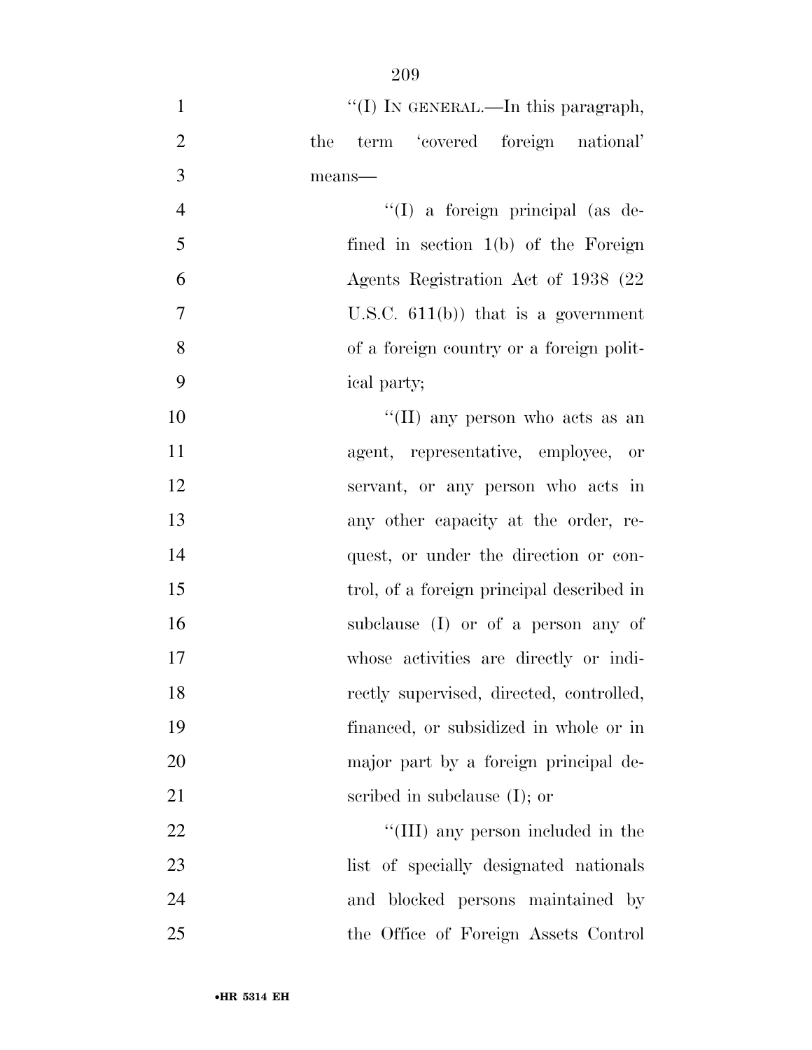"(I) IN GENERAL.—In this paragraph, the term 'covered foreign national' means—

"(I) a foreign principal (as defined in section 1(b) of the Foreign Agents Registration Act of 1938 (22 U.S.C. 611(b)) that is a government of a foreign country or a foreign political party;

"(II) any person who acts as an agent, representative, employee, or servant, or any person who acts in any other capacity at the order, request, or under the direction or control, of a foreign principal described in subclause (I) or of a person any of whose activities are directly or indirectly supervised, directed, controlled, financed, or subsidized in whole or in major part by a foreign principal described in subclause (I); or

"(III) any person included in the list of specially designated nationals and blocked persons maintained by the Office of Foreign Assets Control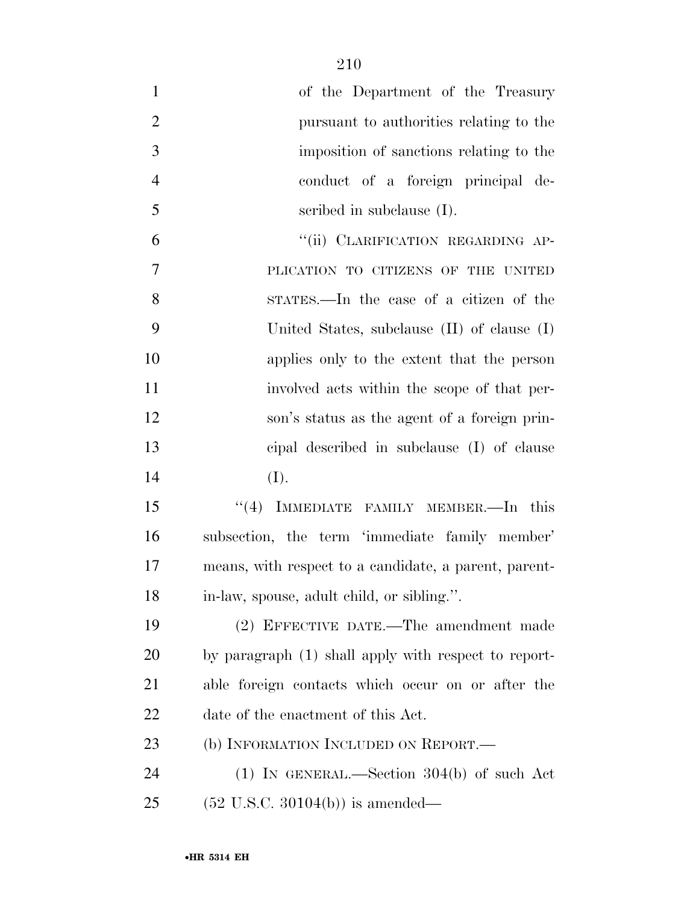of the Department of the Treasury pursuant to authorities relating to the imposition of sanctions relating to the conduct of a foreign principal described in subclause (I).

"(ii) CLARIFICATION REGARDING APPLICATION TO CITIZENS OF THE UNITED STATES.—In the case of a citizen of the United States, subclause (II) of clause (I) applies only to the extent that the person involved acts within the scope of that person's status as the agent of a foreign principal described in subclause (I) of clause (I).

"(4) IMMEDIATE FAMILY MEMBER.—In this subsection, the term 'immediate family member' means, with respect to a candidate, a parent, parent-in-law, spouse, adult child, or sibling.".

(2) EFFECTIVE DATE.—The amendment made by paragraph (1) shall apply with respect to reportable foreign contacts which occur on or after the date of the enactment of this Act.

(b) INFORMATION INCLUDED ON REPORT.—

(1) IN GENERAL.—Section 304(b) of such Act (52 U.S.C. 30104(b)) is amended—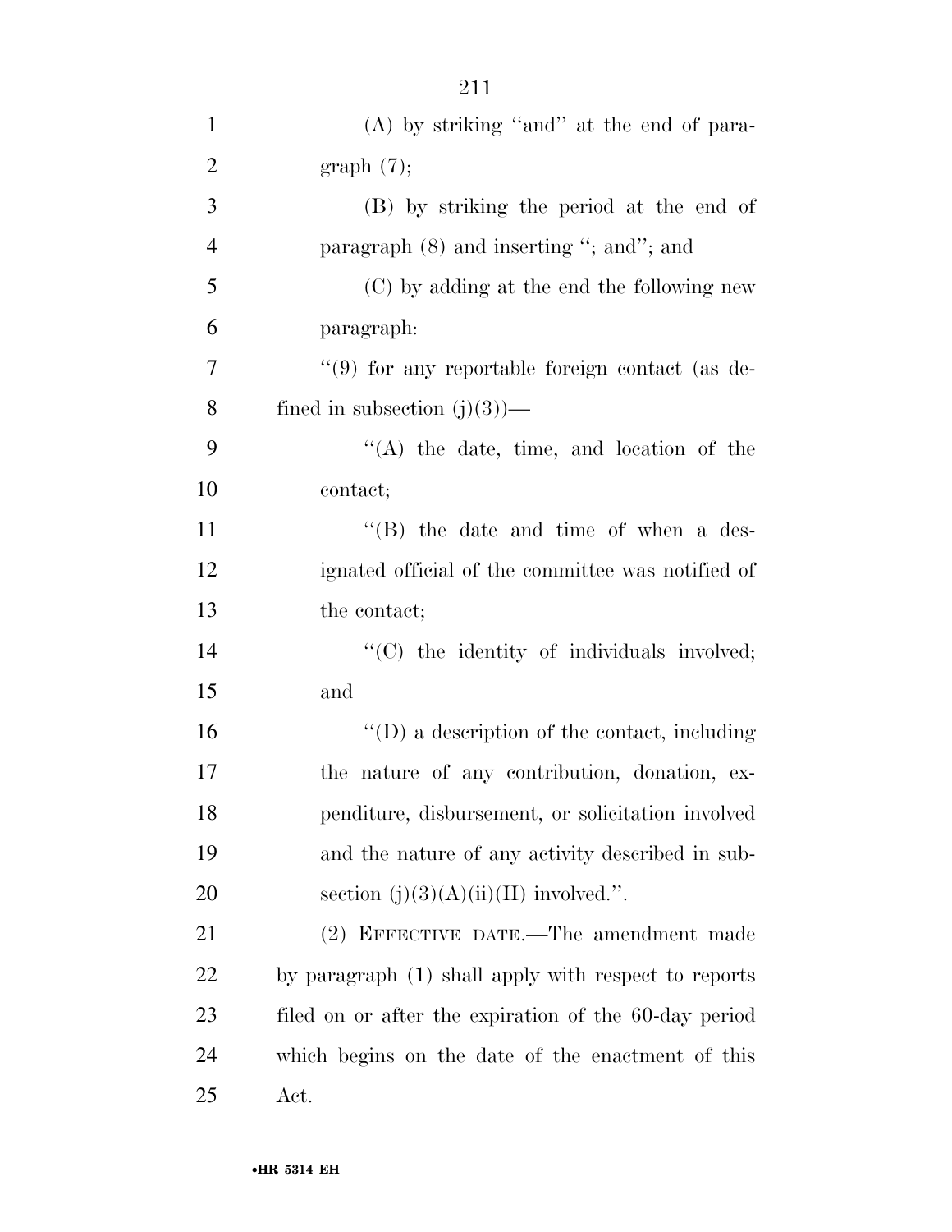(A) by striking "and" at the end of paragraph (7);

(B) by striking the period at the end of paragraph (8) and inserting "; and"; and

(C) by adding at the end the following new paragraph:

"(9) for any reportable foreign contact (as defined in subsection (j)(3))—

"(A) the date, time, and location of the contact;

"(B) the date and time of when a designated official of the committee was notified of the contact;

"(C) the identity of individuals involved; and

"(D) a description of the contact, including the nature of any contribution, donation, expenditure, disbursement, or solicitation involved and the nature of any activity described in subsection (j)(3)(A)(ii)(II) involved.".

(2) EFFECTIVE DATE.—The amendment made by paragraph (1) shall apply with respect to reports filed on or after the expiration of the 60-day period which begins on the date of the enactment of this Act.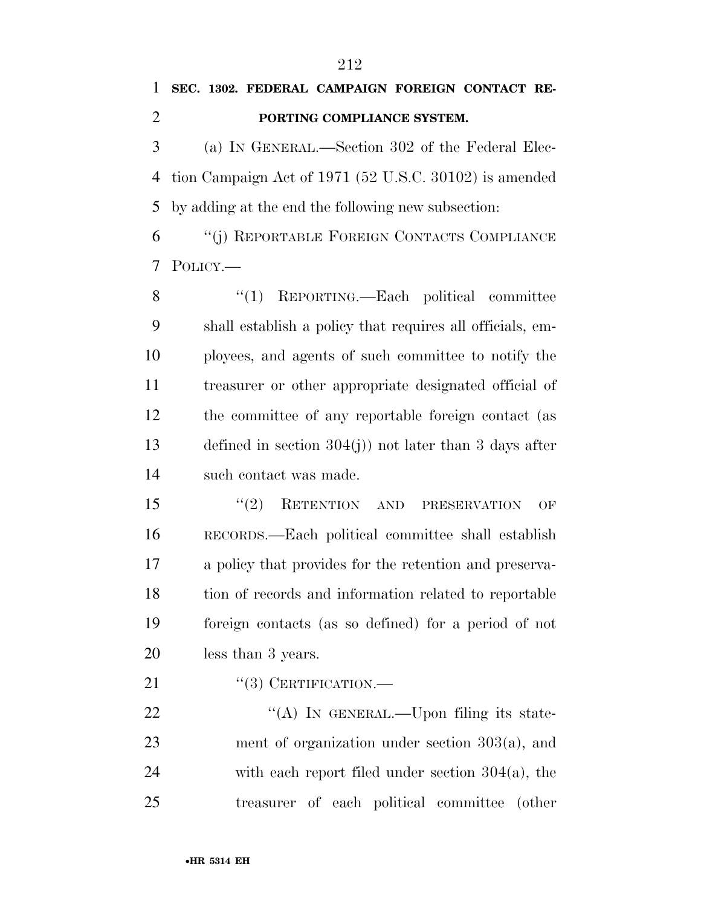**SEC. 1302. FEDERAL CAMPAIGN FOREIGN CONTACT REPORTING COMPLIANCE SYSTEM.**

(a) IN GENERAL.—Section 302 of the Federal Election Campaign Act of 1971 (52 U.S.C. 30102) is amended by adding at the end the following new subsection:

"(j) REPORTABLE FOREIGN CONTACTS COMPLIANCE POLICY.—

"(1) REPORTING.—Each political committee shall establish a policy that requires all officials, employees, and agents of such committee to notify the treasurer or other appropriate designated official of the committee of any reportable foreign contact (as defined in section 304(j)) not later than 3 days after such contact was made.

"(2) RETENTION AND PRESERVATION OF RECORDS.—Each political committee shall establish a policy that provides for the retention and preservation of records and information related to reportable foreign contacts (as so defined) for a period of not less than 3 years.

"(3) CERTIFICATION.—

"(A) IN GENERAL.—Upon filing its statement of organization under section 303(a), and with each report filed under section 304(a), the treasurer of each political committee (other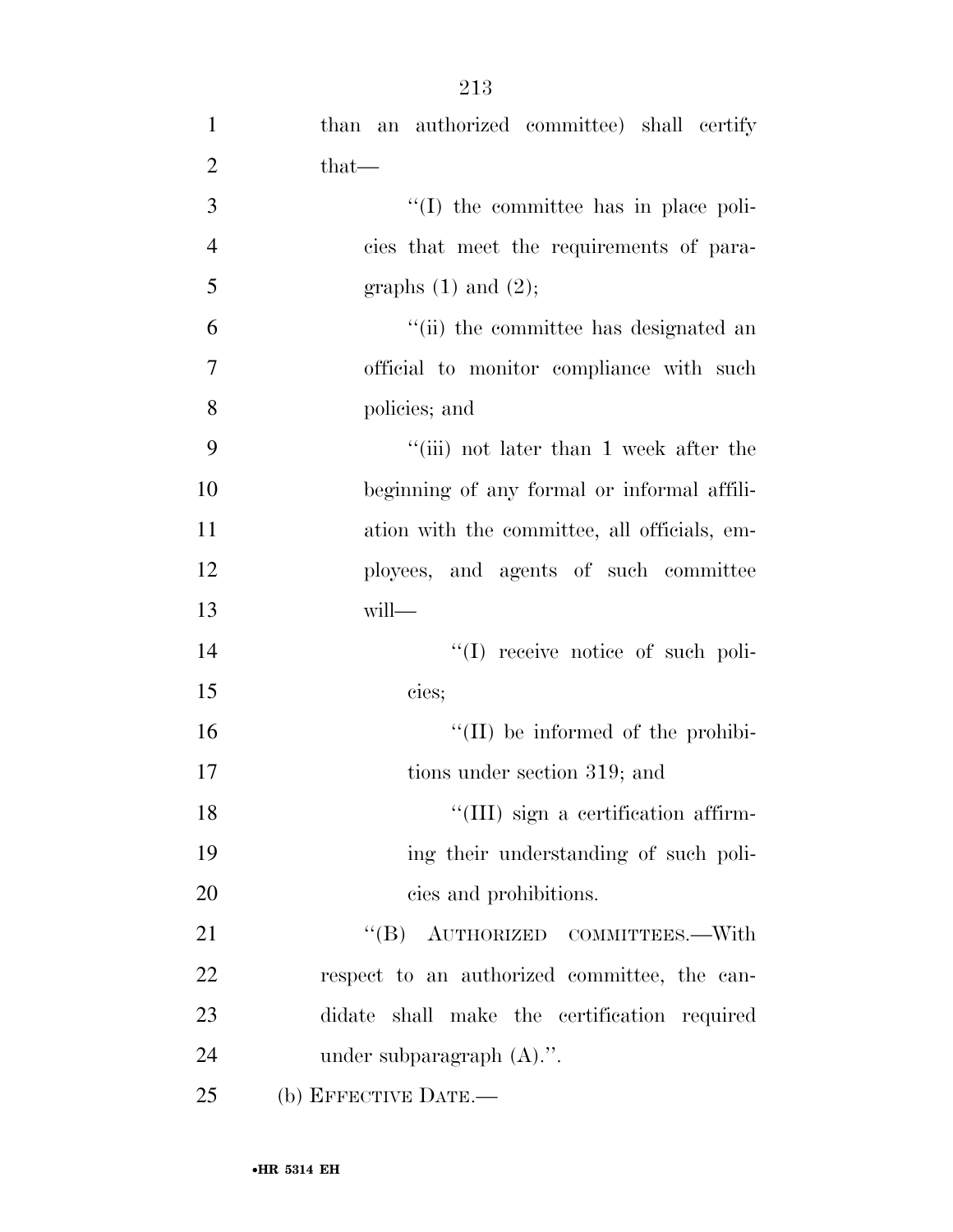than an authorized committee) shall certify that—

''(I) the committee has in place policies that meet the requirements of paragraphs (1) and (2);

''(ii) the committee has designated an official to monitor compliance with such policies; and

''(iii) not later than 1 week after the beginning of any formal or informal affiliation with the committee, all officials, employees, and agents of such committee will—

''(I) receive notice of such policies;

''(II) be informed of the prohibitions under section 319; and

''(III) sign a certification affirming their understanding of such policies and prohibitions.

''(B) AUTHORIZED COMMITTEES.—With respect to an authorized committee, the candidate shall make the certification required under subparagraph (A).''.

(b) EFFECTIVE DATE.—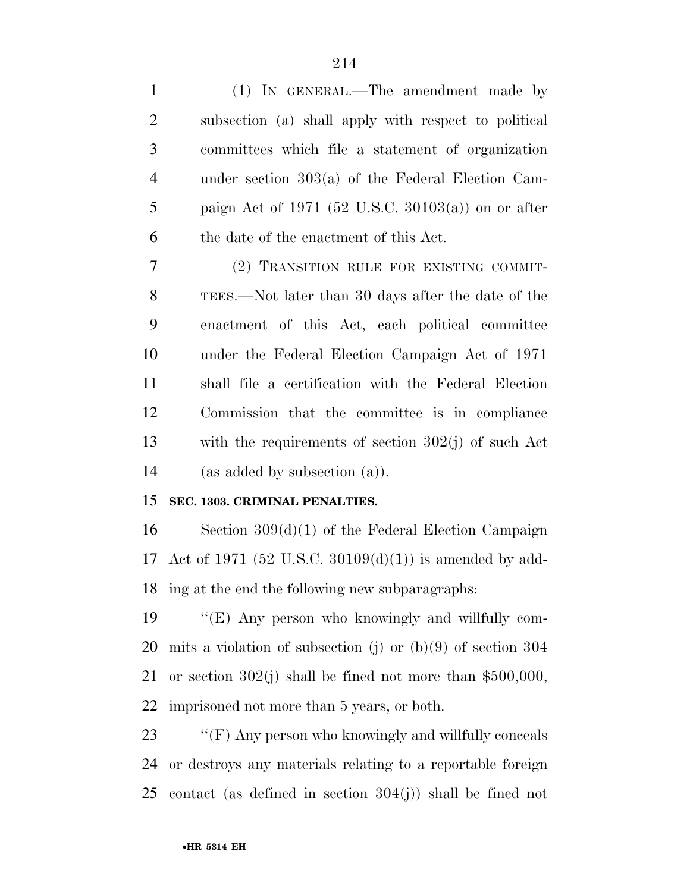(1) IN GENERAL.—The amendment made by subsection (a) shall apply with respect to political committees which file a statement of organization under section 303(a) of the Federal Election Campaign Act of 1971 (52 U.S.C. 30103(a)) on or after the date of the enactment of this Act.

(2) TRANSITION RULE FOR EXISTING COMMITTEES.—Not later than 30 days after the date of the enactment of this Act, each political committee under the Federal Election Campaign Act of 1971 shall file a certification with the Federal Election Commission that the committee is in compliance with the requirements of section 302(j) of such Act (as added by subsection (a)).

**SEC. 1303. CRIMINAL PENALTIES.**

Section 309(d)(1) of the Federal Election Campaign Act of 1971 (52 U.S.C. 30109(d)(1)) is amended by adding at the end the following new subparagraphs:

''(E) Any person who knowingly and willfully commits a violation of subsection (j) or (b)(9) of section 304 or section 302(j) shall be fined not more than $500,000, imprisoned not more than 5 years, or both.

''(F) Any person who knowingly and willfully conceals or destroys any materials relating to a reportable foreign contact (as defined in section 304(j)) shall be fined not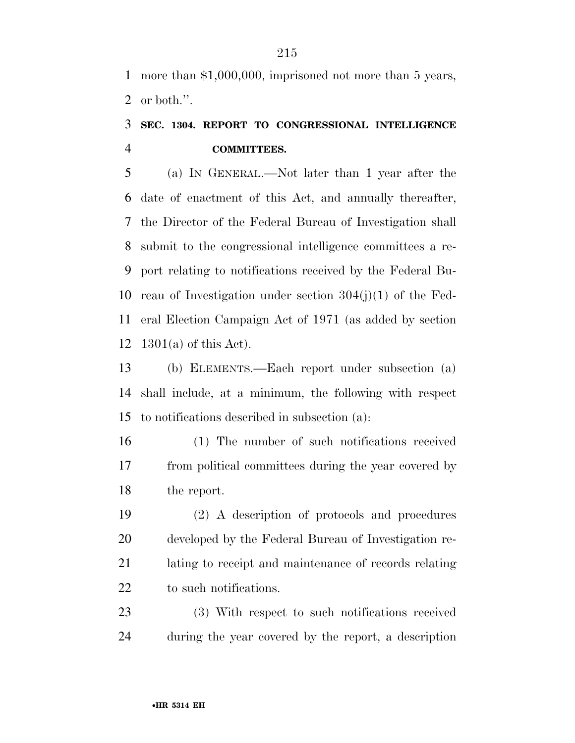more than $1,000,000, imprisoned not more than 5 years, or both.''.

### SEC. 1304. REPORT TO CONGRESSIONAL INTELLIGENCE COMMITTEES.

(a) IN GENERAL.—Not later than 1 year after the date of enactment of this Act, and annually thereafter, the Director of the Federal Bureau of Investigation shall submit to the congressional intelligence committees a report relating to notifications received by the Federal Bureau of Investigation under section 304(j)(1) of the Federal Election Campaign Act of 1971 (as added by section 1301(a) of this Act).

(b) ELEMENTS.—Each report under subsection (a) shall include, at a minimum, the following with respect to notifications described in subsection (a):

(1) The number of such notifications received from political committees during the year covered by the report.

(2) A description of protocols and procedures developed by the Federal Bureau of Investigation relating to receipt and maintenance of records relating to such notifications.

(3) With respect to such notifications received during the year covered by the report, a description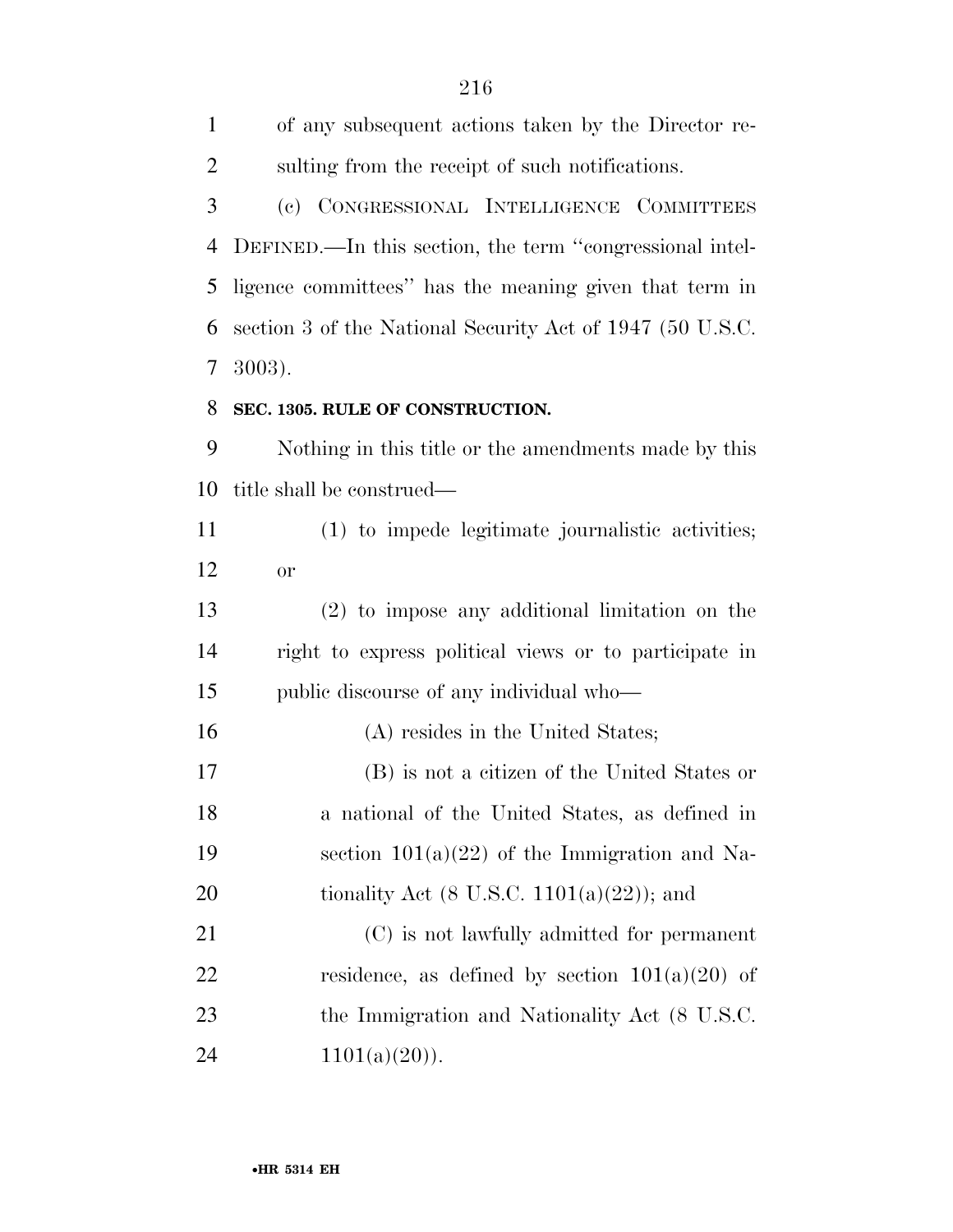of any subsequent actions taken by the Director resulting from the receipt of such notifications.

(c) CONGRESSIONAL INTELLIGENCE COMMITTEES DEFINED.—In this section, the term ''congressional intelligence committees'' has the meaning given that term in section 3 of the National Security Act of 1947 (50 U.S.C. 3003).

### SEC. 1305. RULE OF CONSTRUCTION.

Nothing in this title or the amendments made by this title shall be construed—

(1) to impede legitimate journalistic activities; or

(2) to impose any additional limitation on the right to express political views or to participate in public discourse of any individual who—

(A) resides in the United States;

(B) is not a citizen of the United States or a national of the United States, as defined in section 101(a)(22) of the Immigration and Nationality Act (8 U.S.C. 1101(a)(22)); and

(C) is not lawfully admitted for permanent residence, as defined by section 101(a)(20) of the Immigration and Nationality Act (8 U.S.C. 1101(a)(20)).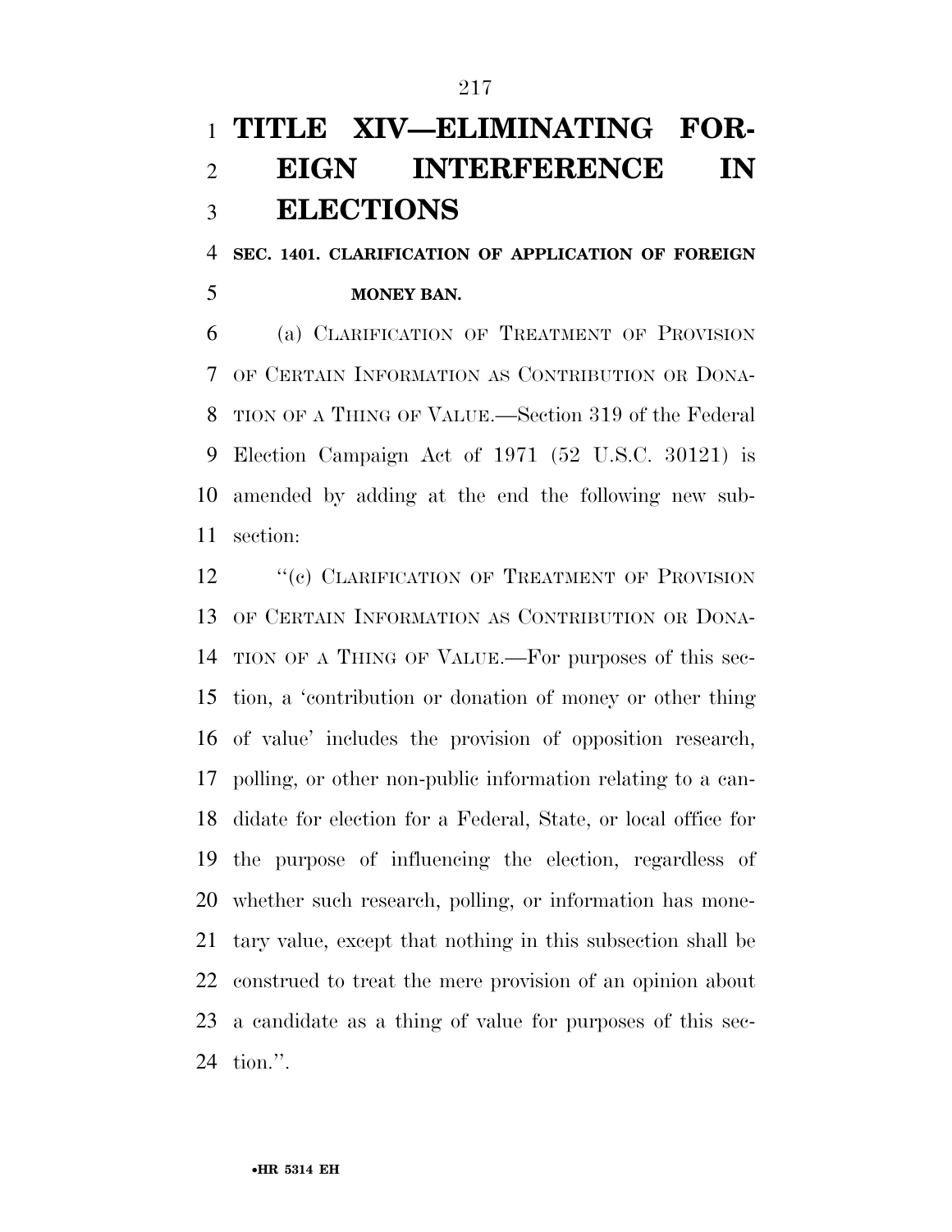# TITLE XIV—ELIMINATING FOREIGN INTERFERENCE IN ELECTIONS

## SEC. 1401. CLARIFICATION OF APPLICATION OF FOREIGN MONEY BAN.

(a) CLARIFICATION OF TREATMENT OF PROVISION OF CERTAIN INFORMATION AS CONTRIBUTION OR DONATION OF A THING OF VALUE.—Section 319 of the Federal Election Campaign Act of 1971 (52 U.S.C. 30121) is amended by adding at the end the following new subsection:

"(c) CLARIFICATION OF TREATMENT OF PROVISION OF CERTAIN INFORMATION AS CONTRIBUTION OR DONATION OF A THING OF VALUE.—For purposes of this section, a 'contribution or donation of money or other thing of value' includes the provision of opposition research, polling, or other non-public information relating to a candidate for election for a Federal, State, or local office for the purpose of influencing the election, regardless of whether such research, polling, or information has monetary value, except that nothing in this subsection shall be construed to treat the mere provision of an opinion about a candidate as a thing of value for purposes of this section.".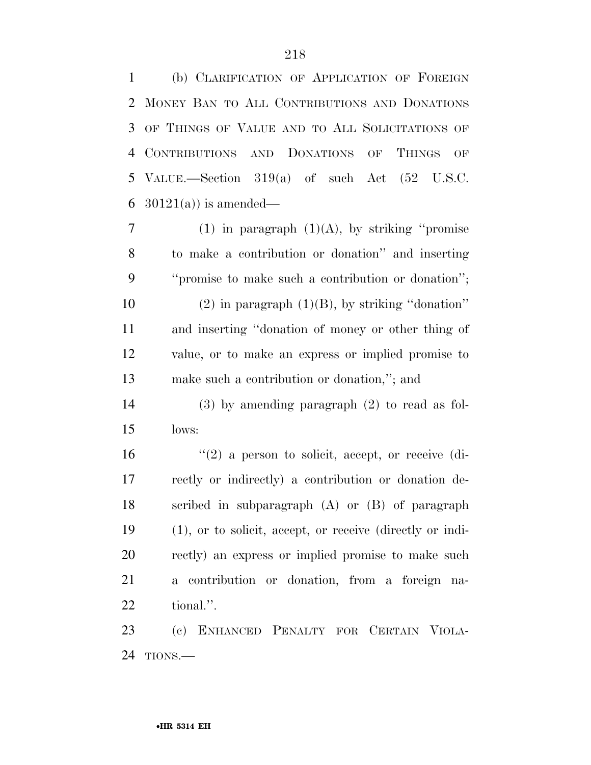(b) CLARIFICATION OF APPLICATION OF FOREIGN MONEY BAN TO ALL CONTRIBUTIONS AND DONATIONS OF THINGS OF VALUE AND TO ALL SOLICITATIONS OF CONTRIBUTIONS AND DONATIONS OF THINGS OF VALUE.—Section 319(a) of such Act (52 U.S.C. 30121(a)) is amended—

(1) in paragraph (1)(A), by striking ''promise to make a contribution or donation'' and inserting ''promise to make such a contribution or donation'';

(2) in paragraph (1)(B), by striking ''donation'' and inserting ''donation of money or other thing of value, or to make an express or implied promise to make such a contribution or donation,''; and

(3) by amending paragraph (2) to read as follows:

''(2) a person to solicit, accept, or receive (directly or indirectly) a contribution or donation described in subparagraph (A) or (B) of paragraph (1), or to solicit, accept, or receive (directly or indirectly) an express or implied promise to make such a contribution or donation, from a foreign national.''.

(c) ENHANCED PENALTY FOR CERTAIN VIOLATIONS.—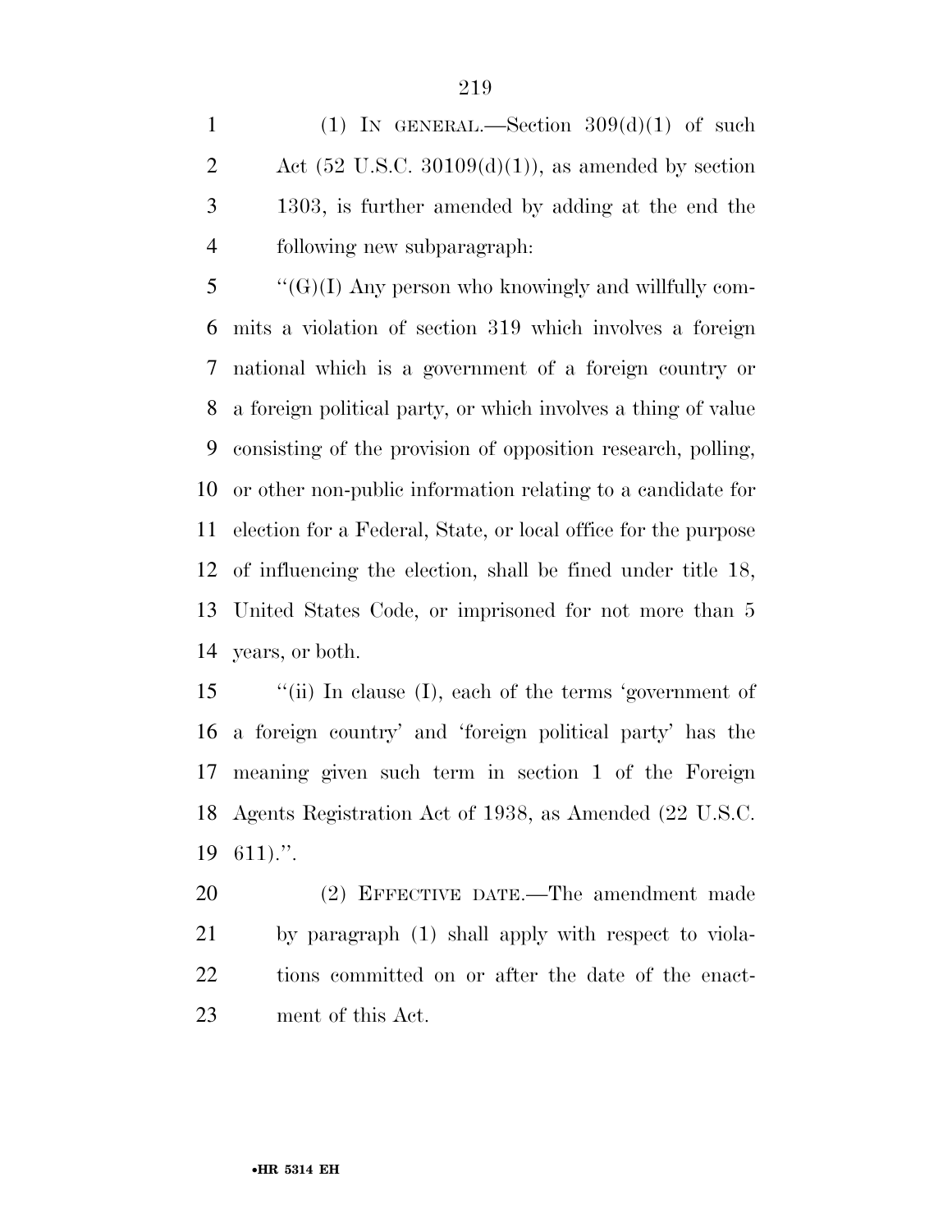(1) IN GENERAL.—Section 309(d)(1) of such Act (52 U.S.C. 30109(d)(1)), as amended by section 1303, is further amended by adding at the end the following new subparagraph:

"(G)(I) Any person who knowingly and willfully commits a violation of section 319 which involves a foreign national which is a government of a foreign country or a foreign political party, or which involves a thing of value consisting of the provision of opposition research, polling, or other non-public information relating to a candidate for election for a Federal, State, or local office for the purpose of influencing the election, shall be fined under title 18, United States Code, or imprisoned for not more than 5 years, or both.

"(ii) In clause (I), each of the terms 'government of a foreign country' and 'foreign political party' has the meaning given such term in section 1 of the Foreign Agents Registration Act of 1938, as Amended (22 U.S.C. 611).".

(2) EFFECTIVE DATE.—The amendment made by paragraph (1) shall apply with respect to violations committed on or after the date of the enactment of this Act.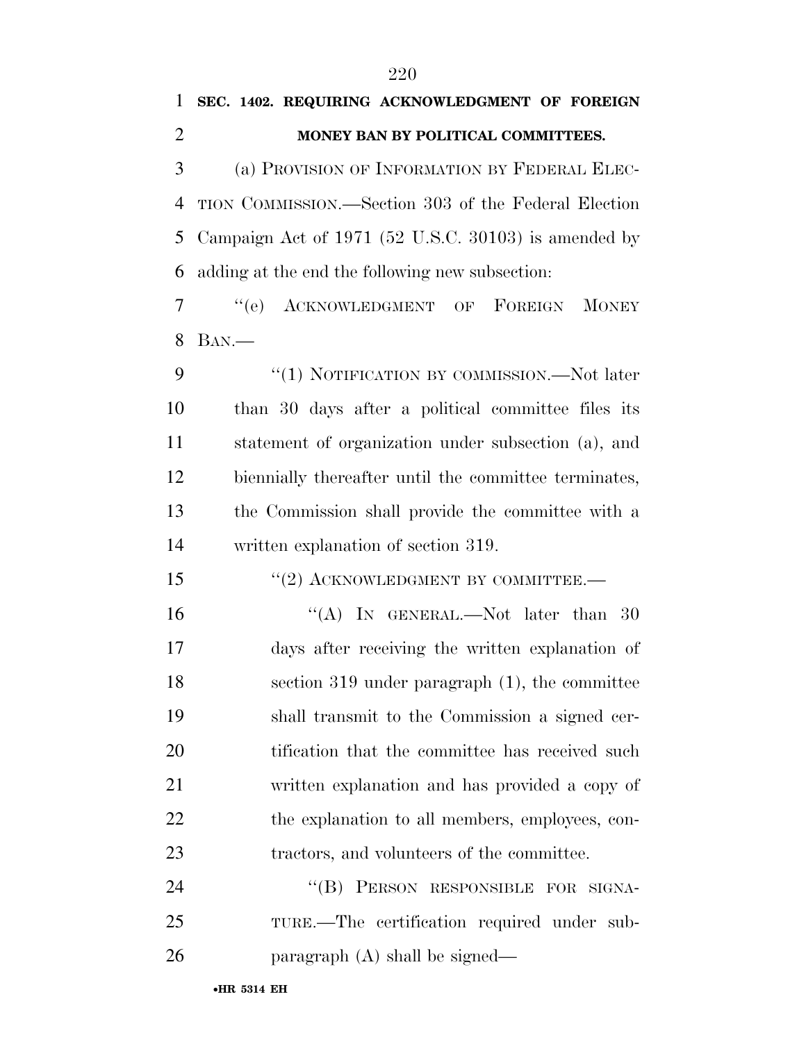**SEC. 1402. REQUIRING ACKNOWLEDGMENT OF FOREIGN MONEY BAN BY POLITICAL COMMITTEES.**

(a) PROVISION OF INFORMATION BY FEDERAL ELECTION COMMISSION.—Section 303 of the Federal Election Campaign Act of 1971 (52 U.S.C. 30103) is amended by adding at the end the following new subsection:

"(e) ACKNOWLEDGMENT OF FOREIGN MONEY BAN.—

"(1) NOTIFICATION BY COMMISSION.—Not later than 30 days after a political committee files its statement of organization under subsection (a), and biennially thereafter until the committee terminates, the Commission shall provide the committee with a written explanation of section 319.

"(2) ACKNOWLEDGMENT BY COMMITTEE.—

"(A) IN GENERAL.—Not later than 30 days after receiving the written explanation of section 319 under paragraph (1), the committee shall transmit to the Commission a signed certification that the committee has received such written explanation and has provided a copy of the explanation to all members, employees, contractors, and volunteers of the committee.

"(B) PERSON RESPONSIBLE FOR SIGNATURE.—The certification required under subparagraph (A) shall be signed—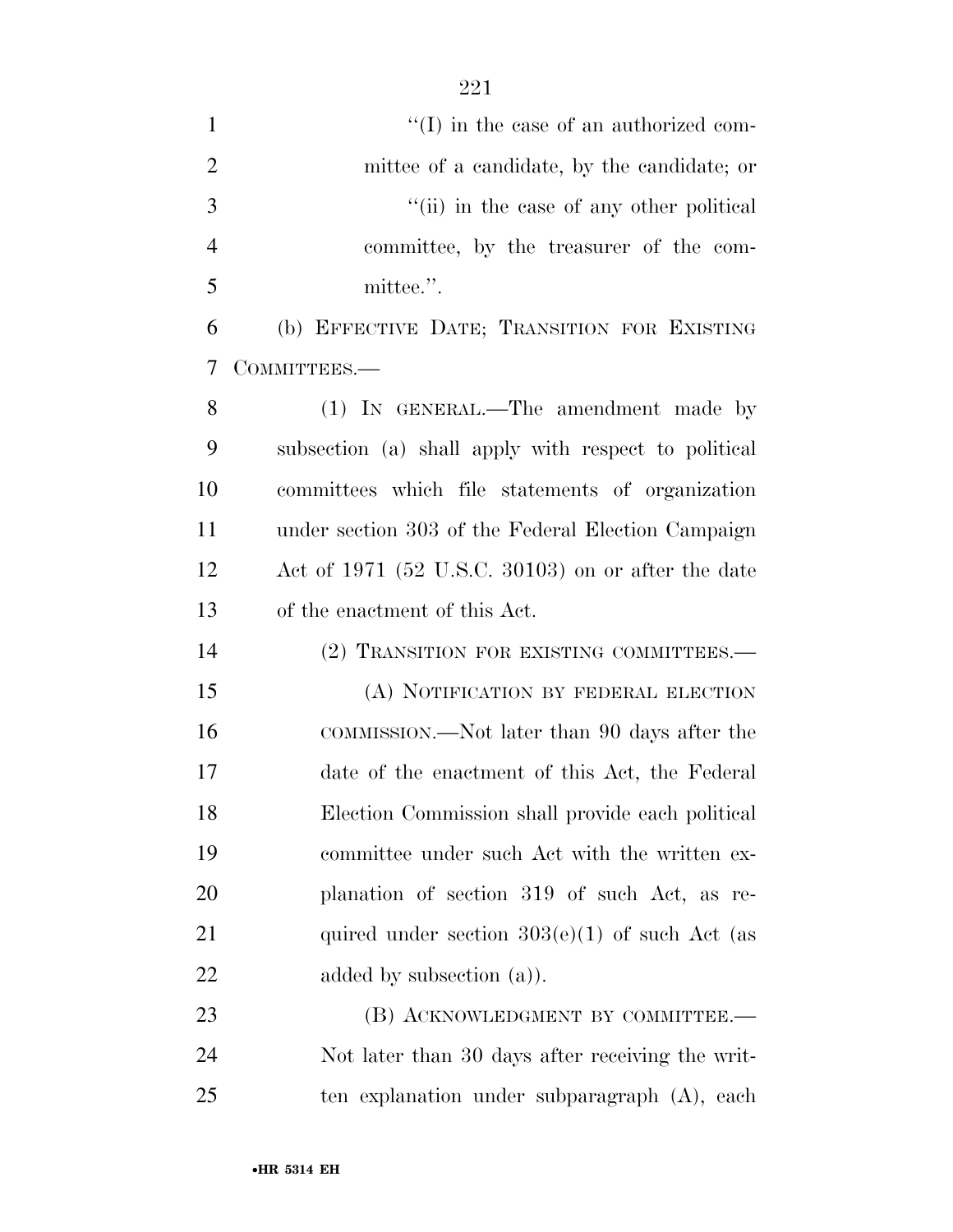"(I) in the case of an authorized committee of a candidate, by the candidate; or

"(ii) in the case of any other political committee, by the treasurer of the committee.".

(b) EFFECTIVE DATE; TRANSITION FOR EXISTING COMMITTEES.—

(1) IN GENERAL.—The amendment made by subsection (a) shall apply with respect to political committees which file statements of organization under section 303 of the Federal Election Campaign Act of 1971 (52 U.S.C. 30103) on or after the date of the enactment of this Act.

(2) TRANSITION FOR EXISTING COMMITTEES.—

(A) NOTIFICATION BY FEDERAL ELECTION COMMISSION.—Not later than 90 days after the date of the enactment of this Act, the Federal Election Commission shall provide each political committee under such Act with the written explanation of section 319 of such Act, as required under section 303(e)(1) of such Act (as added by subsection (a)).

(B) ACKNOWLEDGMENT BY COMMITTEE.—Not later than 30 days after receiving the written explanation under subparagraph (A), each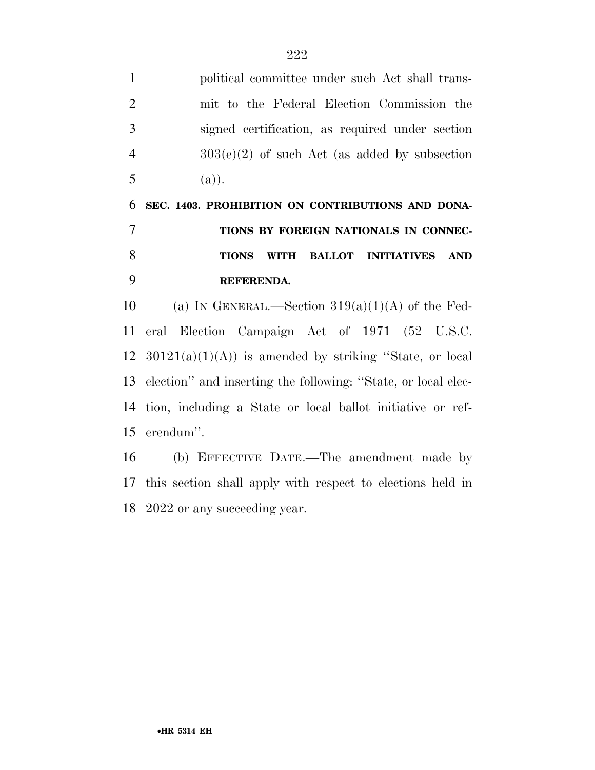political committee under such Act shall transmit to the Federal Election Commission the signed certification, as required under section 303(e)(2) of such Act (as added by subsection (a)).

**SEC. 1403. PROHIBITION ON CONTRIBUTIONS AND DONATIONS BY FOREIGN NATIONALS IN CONNECTIONS WITH BALLOT INITIATIVES AND REFERENDA.**

(a) IN GENERAL.—Section 319(a)(1)(A) of the Federal Election Campaign Act of 1971 (52 U.S.C. 30121(a)(1)(A)) is amended by striking "State, or local election" and inserting the following: "State, or local election, including a State or local ballot initiative or referendum".

(b) EFFECTIVE DATE.—The amendment made by this section shall apply with respect to elections held in 2022 or any succeeding year.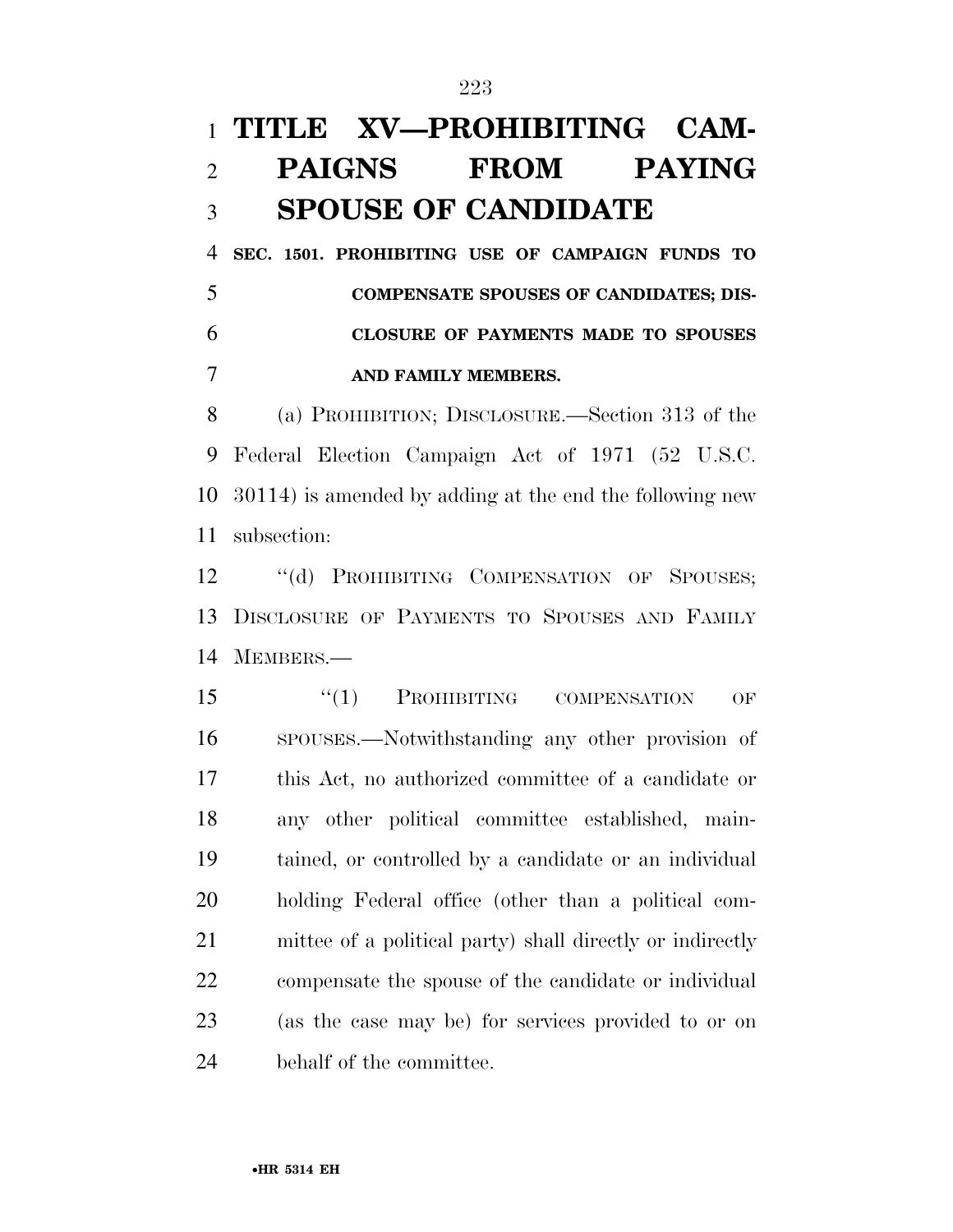# TITLE XV—PROHIBITING CAMPAIGNS FROM PAYING SPOUSE OF CANDIDATE

## SEC. 1501. PROHIBITING USE OF CAMPAIGN FUNDS TO COMPENSATE SPOUSES OF CANDIDATES; DISCLOSURE OF PAYMENTS MADE TO SPOUSES AND FAMILY MEMBERS.

(a) PROHIBITION; DISCLOSURE.—Section 313 of the Federal Election Campaign Act of 1971 (52 U.S.C. 30114) is amended by adding at the end the following new subsection:

"(d) PROHIBITING COMPENSATION OF SPOUSES; DISCLOSURE OF PAYMENTS TO SPOUSES AND FAMILY MEMBERS.—

"(1) PROHIBITING COMPENSATION OF SPOUSES.—Notwithstanding any other provision of this Act, no authorized committee of a candidate or any other political committee established, maintained, or controlled by a candidate or an individual holding Federal office (other than a political committee of a political party) shall directly or indirectly compensate the spouse of the candidate or individual (as the case may be) for services provided to or on behalf of the committee.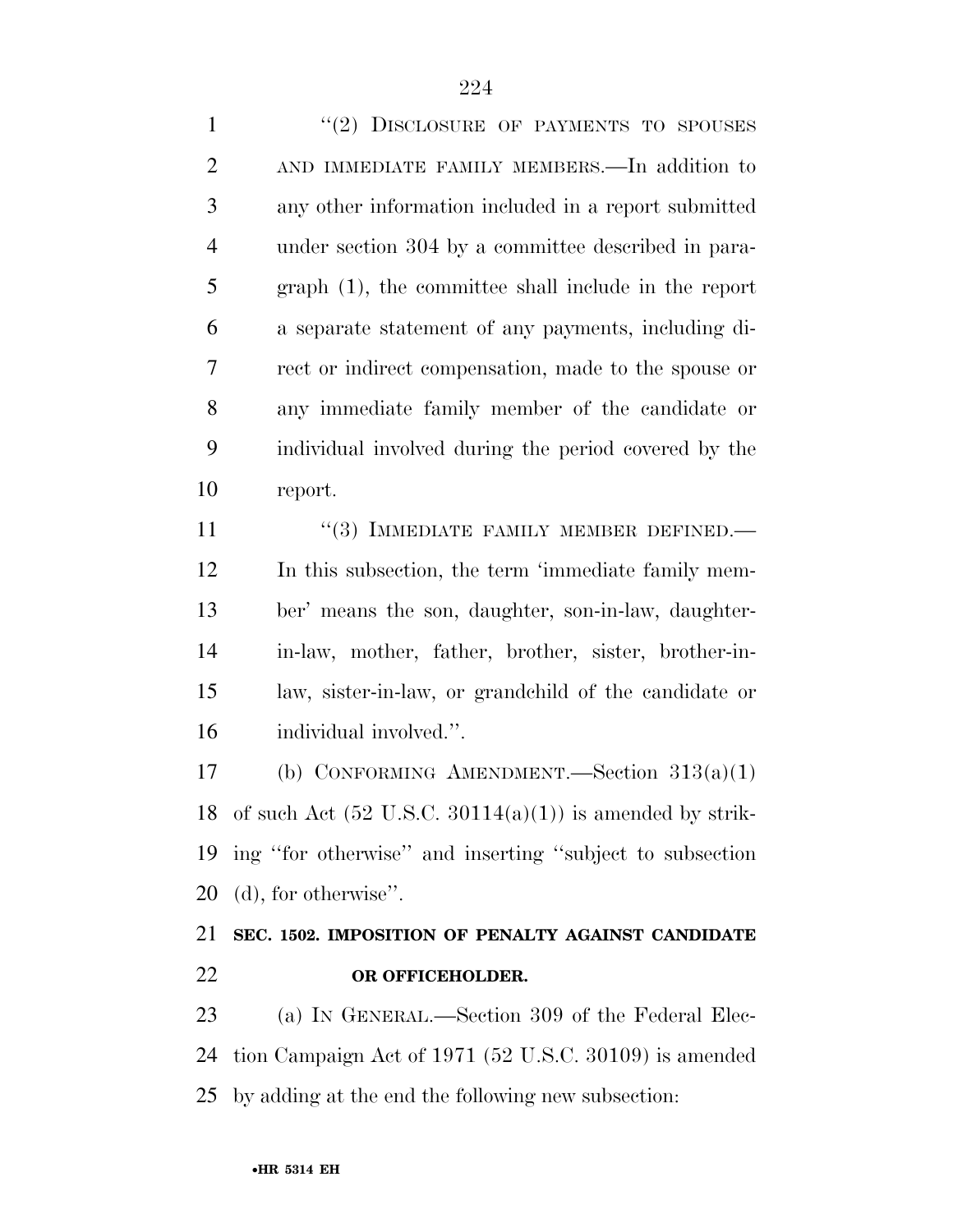"(2) DISCLOSURE OF PAYMENTS TO SPOUSES AND IMMEDIATE FAMILY MEMBERS.—In addition to any other information included in a report submitted under section 304 by a committee described in paragraph (1), the committee shall include in the report a separate statement of any payments, including direct or indirect compensation, made to the spouse or any immediate family member of the candidate or individual involved during the period covered by the report.

"(3) IMMEDIATE FAMILY MEMBER DEFINED.— In this subsection, the term 'immediate family member' means the son, daughter, son-in-law, daughter-in-law, mother, father, brother, sister, brother-in-law, sister-in-law, or grandchild of the candidate or individual involved.".

(b) CONFORMING AMENDMENT.—Section 313(a)(1) of such Act (52 U.S.C. 30114(a)(1)) is amended by striking "for otherwise" and inserting "subject to subsection (d), for otherwise".

## SEC. 1502. IMPOSITION OF PENALTY AGAINST CANDIDATE OR OFFICEHOLDER.

(a) IN GENERAL.—Section 309 of the Federal Election Campaign Act of 1971 (52 U.S.C. 30109) is amended by adding at the end the following new subsection: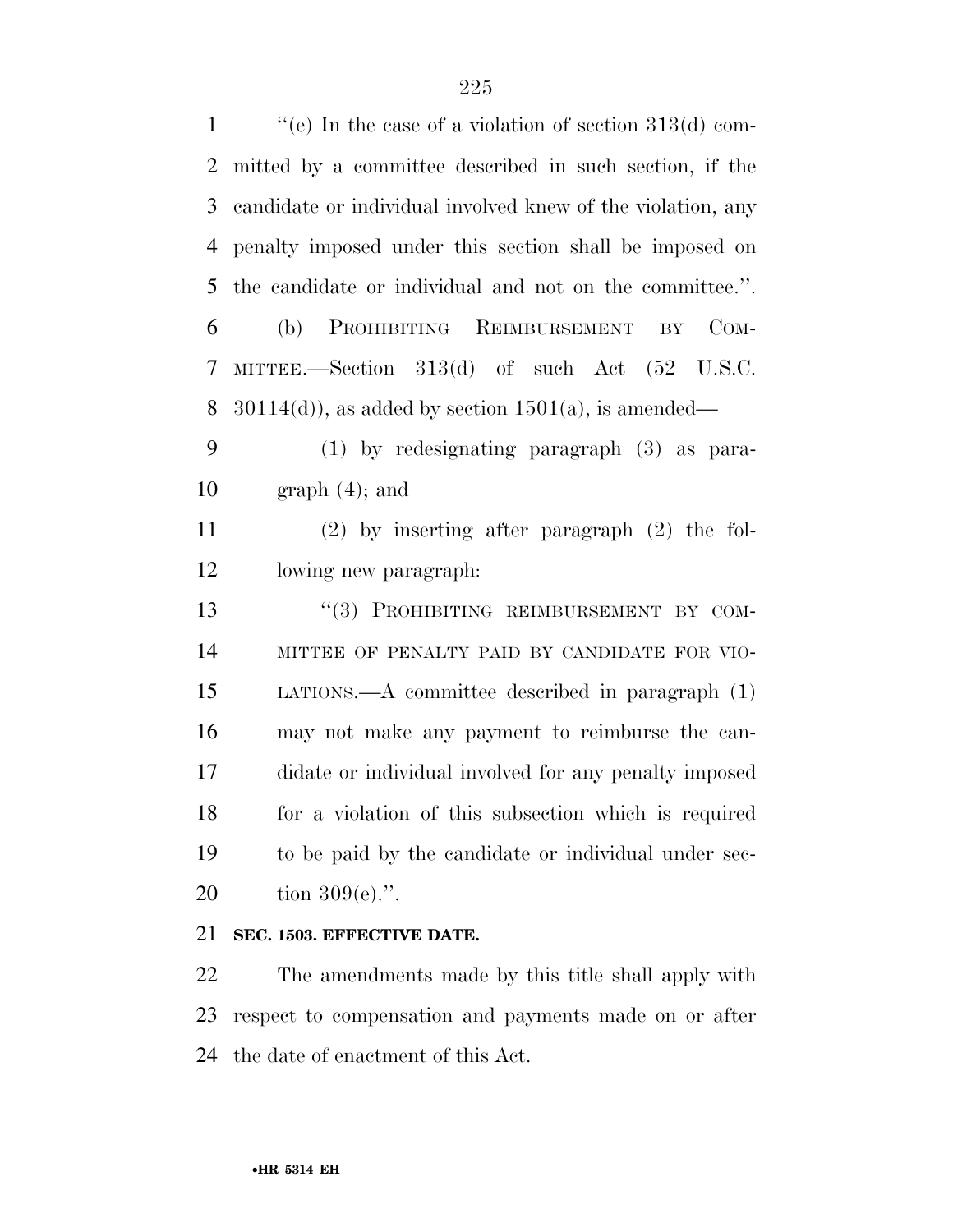"(e) In the case of a violation of section 313(d) committed by a committee described in such section, if the candidate or individual involved knew of the violation, any penalty imposed under this section shall be imposed on the candidate or individual and not on the committee.".

(b) PROHIBITING REIMBURSEMENT BY COMMITTEE.—Section 313(d) of such Act (52 U.S.C. 30114(d)), as added by section 1501(a), is amended—

(1) by redesignating paragraph (3) as paragraph (4); and

(2) by inserting after paragraph (2) the following new paragraph:

"(3) PROHIBITING REIMBURSEMENT BY COMMITTEE OF PENALTY PAID BY CANDIDATE FOR VIOLATIONS.—A committee described in paragraph (1) may not make any payment to reimburse the candidate or individual involved for any penalty imposed for a violation of this subsection which is required to be paid by the candidate or individual under section 309(e).".

**SEC. 1503. EFFECTIVE DATE.**

The amendments made by this title shall apply with respect to compensation and payments made on or after the date of enactment of this Act.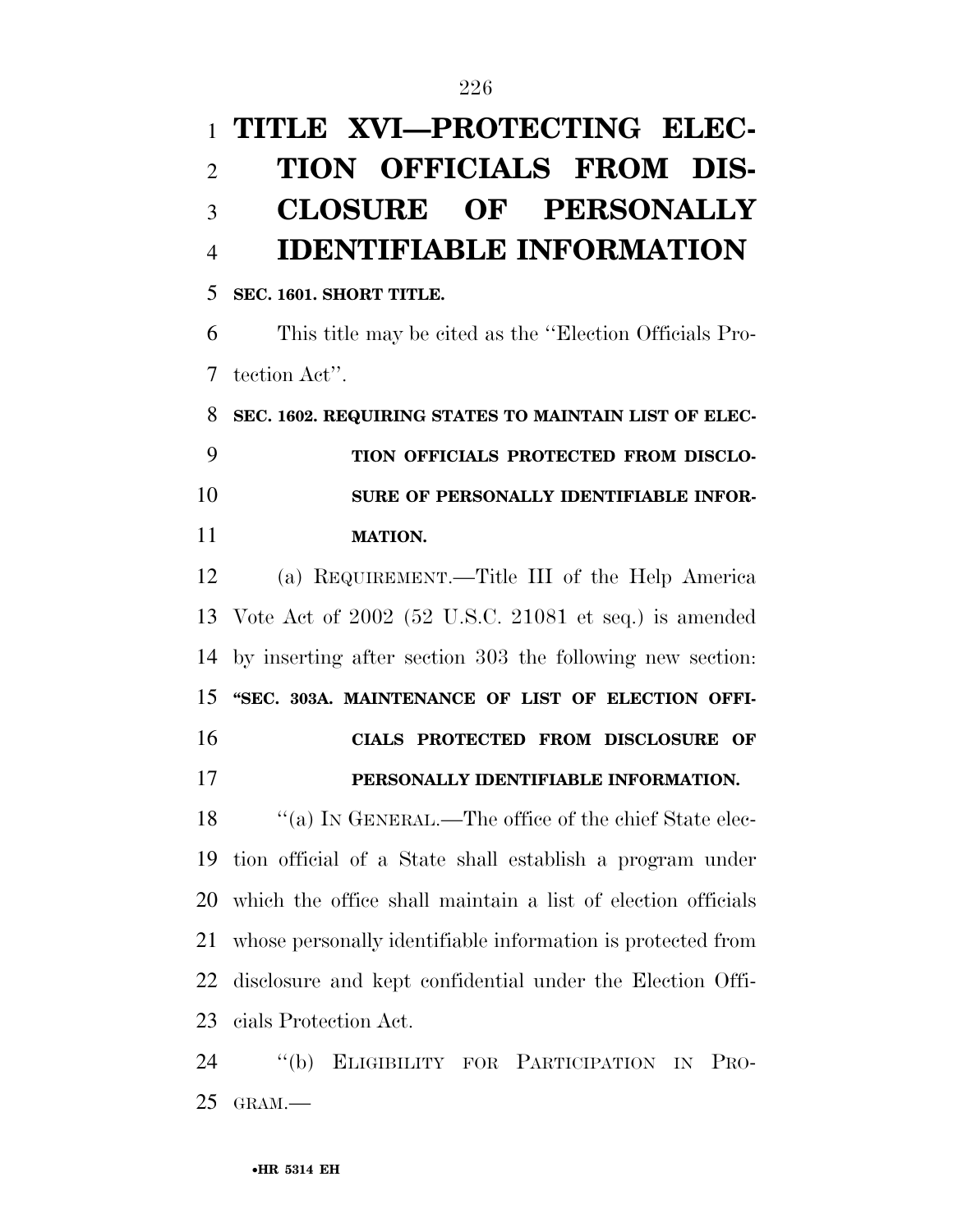# TITLE XVI—PROTECTING ELECTION OFFICIALS FROM DISCLOSURE OF PERSONALLY IDENTIFIABLE INFORMATION

**SEC. 1601. SHORT TITLE.**

This title may be cited as the ''Election Officials Protection Act''.

**SEC. 1602. REQUIRING STATES TO MAINTAIN LIST OF ELECTION OFFICIALS PROTECTED FROM DISCLOSURE OF PERSONALLY IDENTIFIABLE INFORMATION.**

(a) REQUIREMENT.—Title III of the Help America Vote Act of 2002 (52 U.S.C. 21081 et seq.) is amended by inserting after section 303 the following new section:

**''SEC. 303A. MAINTENANCE OF LIST OF ELECTION OFFICIALS PROTECTED FROM DISCLOSURE OF PERSONALLY IDENTIFIABLE INFORMATION.**

''(a) IN GENERAL.—The office of the chief State election official of a State shall establish a program under which the office shall maintain a list of election officials whose personally identifiable information is protected from disclosure and kept confidential under the Election Officials Protection Act.

''(b) ELIGIBILITY FOR PARTICIPATION IN PROGRAM.—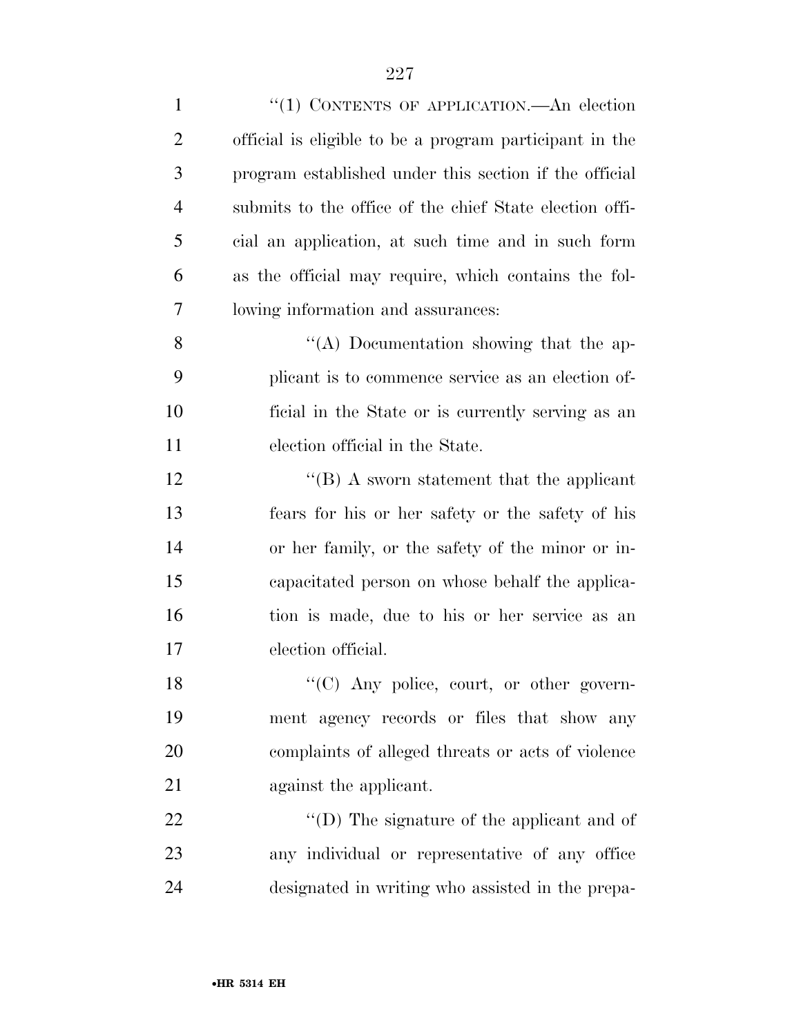"(1) CONTENTS OF APPLICATION.—An election official is eligible to be a program participant in the program established under this section if the official submits to the office of the chief State election official an application, at such time and in such form as the official may require, which contains the following information and assurances:

"(A) Documentation showing that the applicant is to commence service as an election official in the State or is currently serving as an election official in the State.

"(B) A sworn statement that the applicant fears for his or her safety or the safety of his or her family, or the safety of the minor or incapacitated person on whose behalf the application is made, due to his or her service as an election official.

"(C) Any police, court, or other government agency records or files that show any complaints of alleged threats or acts of violence against the applicant.

"(D) The signature of the applicant and of any individual or representative of any office designated in writing who assisted in the prepa-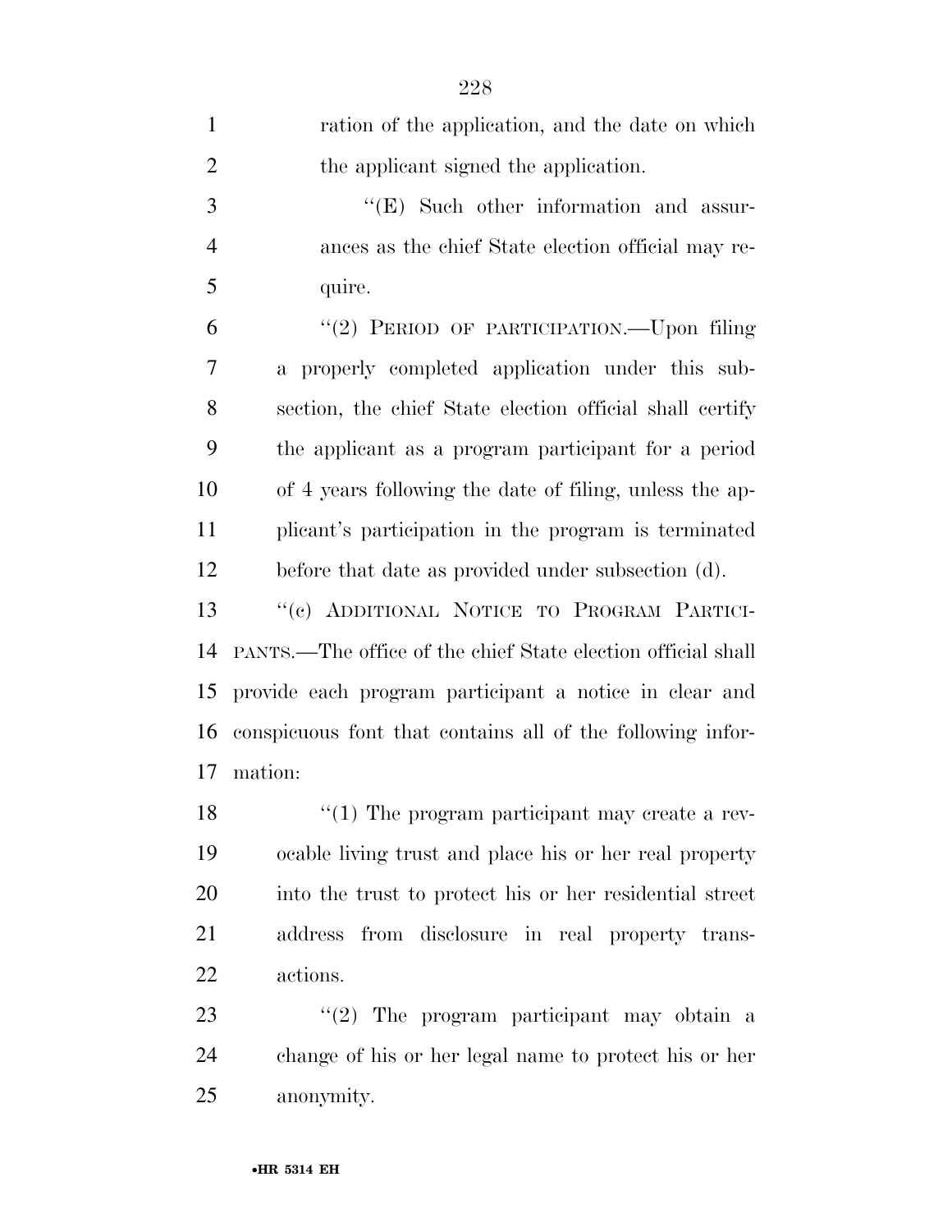ration of the application, and the date on which the applicant signed the application.

"(E) Such other information and assurances as the chief State election official may require.

"(2) PERIOD OF PARTICIPATION.—Upon filing a properly completed application under this subsection, the chief State election official shall certify the applicant as a program participant for a period of 4 years following the date of filing, unless the applicant's participation in the program is terminated before that date as provided under subsection (d).

"(c) ADDITIONAL NOTICE TO PROGRAM PARTICIPANTS.—The office of the chief State election official shall provide each program participant a notice in clear and conspicuous font that contains all of the following information:

"(1) The program participant may create a revocable living trust and place his or her real property into the trust to protect his or her residential street address from disclosure in real property transactions.

"(2) The program participant may obtain a change of his or her legal name to protect his or her anonymity.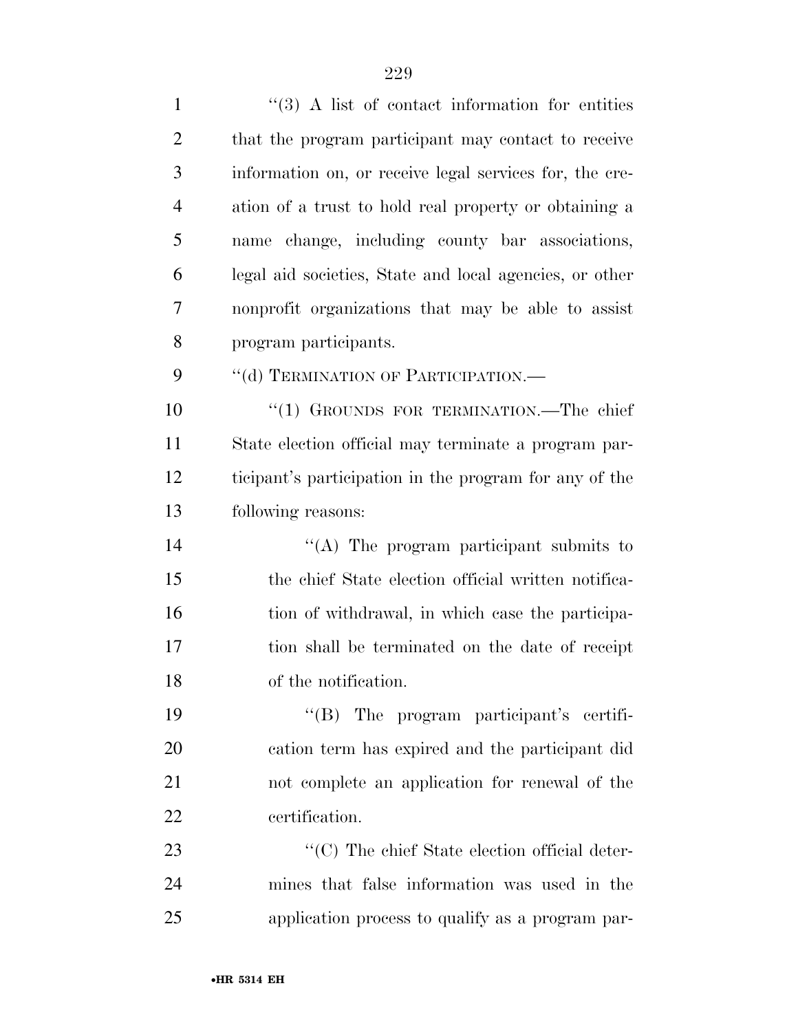"(3) A list of contact information for entities that the program participant may contact to receive information on, or receive legal services for, the creation of a trust to hold real property or obtaining a name change, including county bar associations, legal aid societies, State and local agencies, or other nonprofit organizations that may be able to assist program participants.

"(d) TERMINATION OF PARTICIPATION.—

"(1) GROUNDS FOR TERMINATION.—The chief State election official may terminate a program participant's participation in the program for any of the following reasons:

"(A) The program participant submits to the chief State election official written notification of withdrawal, in which case the participation shall be terminated on the date of receipt of the notification.

"(B) The program participant's certification term has expired and the participant did not complete an application for renewal of the certification.

"(C) The chief State election official determines that false information was used in the application process to qualify as a program par-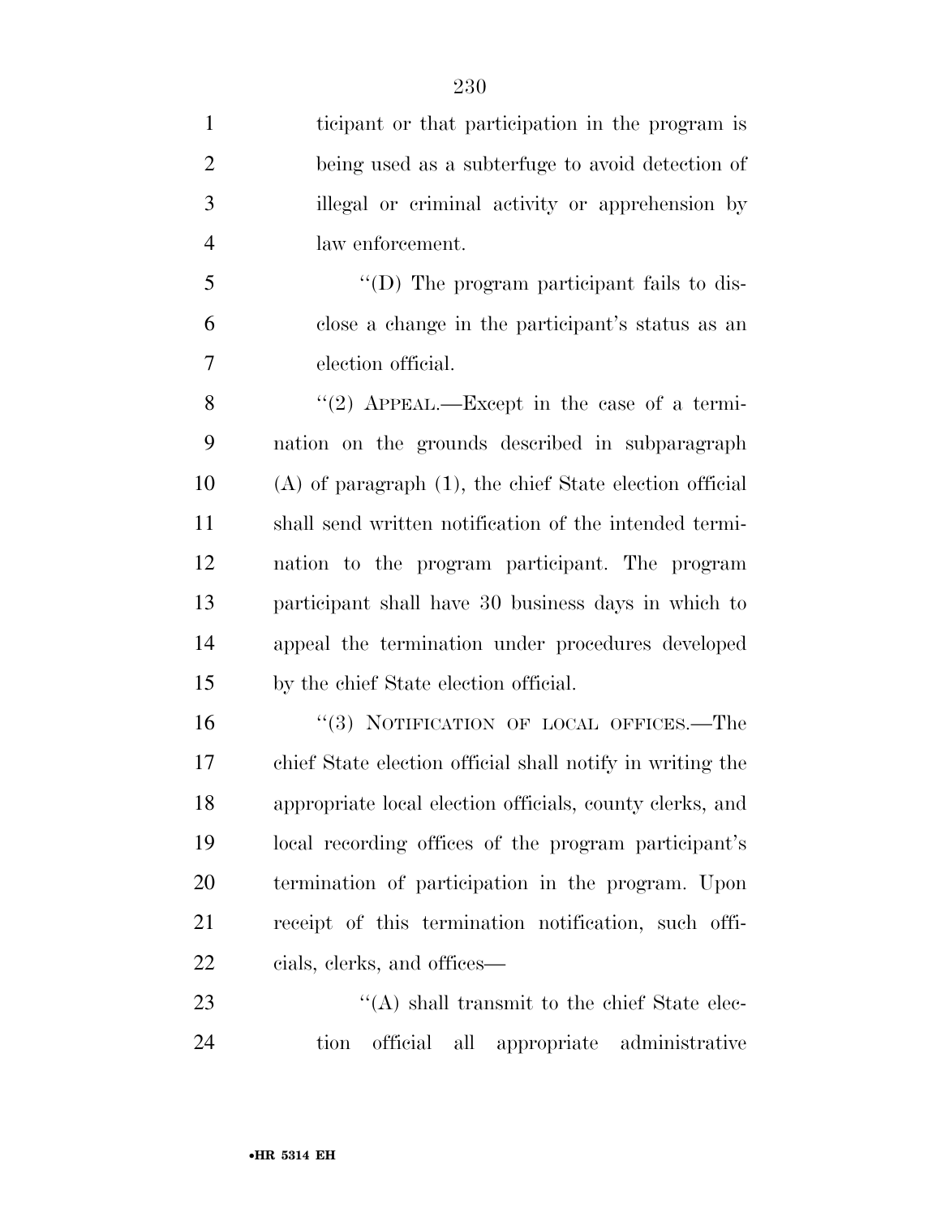ticipant or that participation in the program is being used as a subterfuge to avoid detection of illegal or criminal activity or apprehension by law enforcement.

''(D) The program participant fails to disclose a change in the participant's status as an election official.

''(2) APPEAL.—Except in the case of a termination on the grounds described in subparagraph (A) of paragraph (1), the chief State election official shall send written notification of the intended termination to the program participant. The program participant shall have 30 business days in which to appeal the termination under procedures developed by the chief State election official.

''(3) NOTIFICATION OF LOCAL OFFICES.—The chief State election official shall notify in writing the appropriate local election officials, county clerks, and local recording offices of the program participant's termination of participation in the program. Upon receipt of this termination notification, such officials, clerks, and offices—

''(A) shall transmit to the chief State election official all appropriate administrative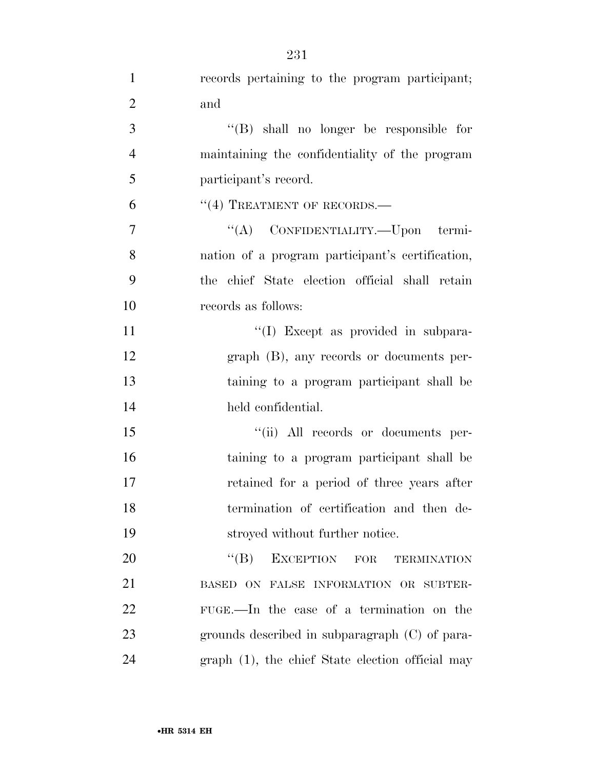records pertaining to the program participant; and

"(B) shall no longer be responsible for maintaining the confidentiality of the program participant's record.

"(4) TREATMENT OF RECORDS.—

"(A) CONFIDENTIALITY.—Upon termination of a program participant's certification, the chief State election official shall retain records as follows:

"(I) Except as provided in subparagraph (B), any records or documents pertaining to a program participant shall be held confidential.

"(ii) All records or documents pertaining to a program participant shall be retained for a period of three years after termination of certification and then destroyed without further notice.

"(B) EXCEPTION FOR TERMINATION BASED ON FALSE INFORMATION OR SUBTERFUGE.—In the case of a termination on the grounds described in subparagraph (C) of paragraph (1), the chief State election official may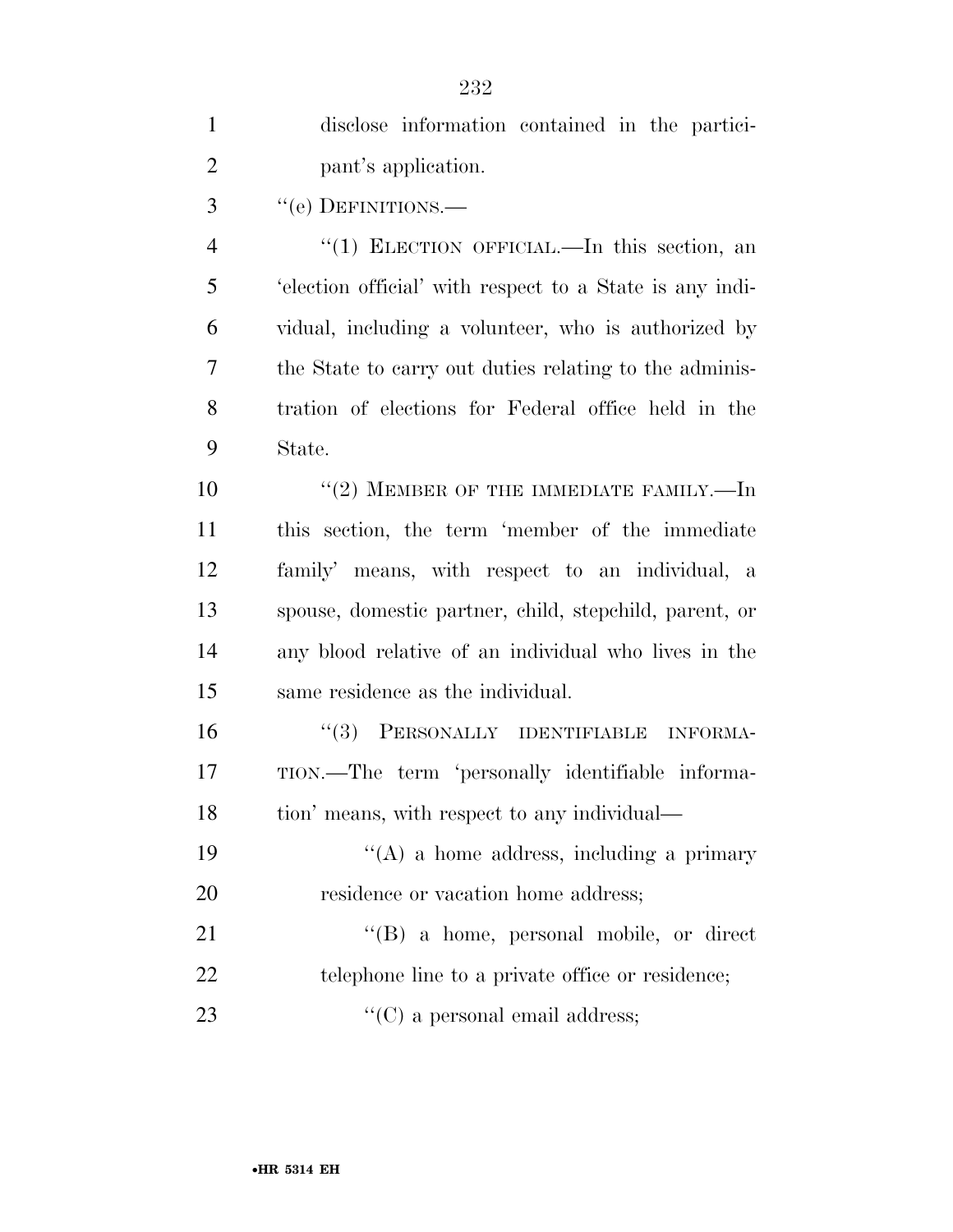disclose information contained in the participant's application.

"(e) DEFINITIONS.—

"(1) ELECTION OFFICIAL.—In this section, an 'election official' with respect to a State is any individual, including a volunteer, who is authorized by the State to carry out duties relating to the administration of elections for Federal office held in the State.

"(2) MEMBER OF THE IMMEDIATE FAMILY.—In this section, the term 'member of the immediate family' means, with respect to an individual, a spouse, domestic partner, child, stepchild, parent, or any blood relative of an individual who lives in the same residence as the individual.

"(3) PERSONALLY IDENTIFIABLE INFORMATION.—The term 'personally identifiable information' means, with respect to any individual—

"(A) a home address, including a primary residence or vacation home address;

"(B) a home, personal mobile, or direct telephone line to a private office or residence;

"(C) a personal email address;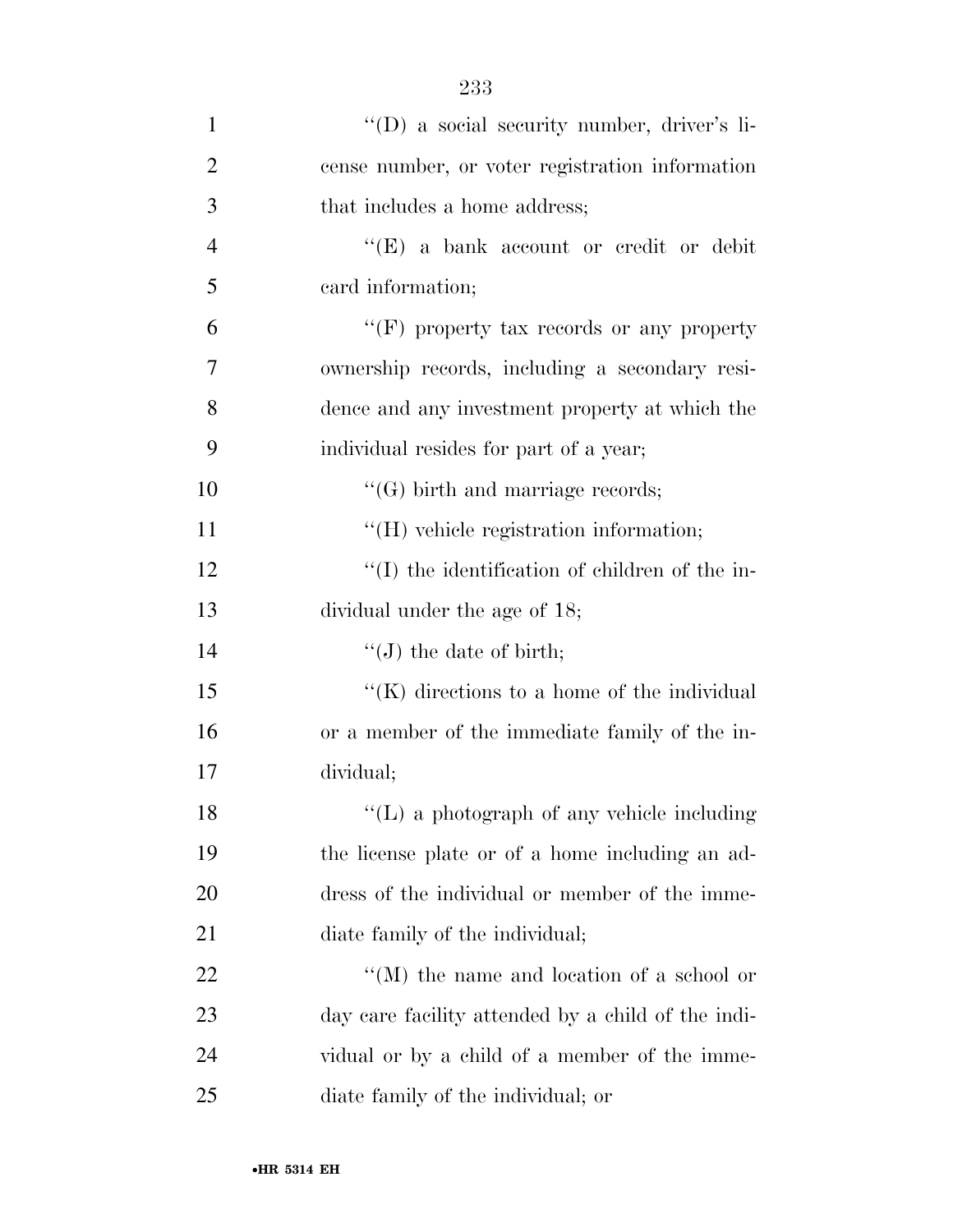''(D) a social security number, driver's license number, or voter registration information that includes a home address;

''(E) a bank account or credit or debit card information;

''(F) property tax records or any property ownership records, including a secondary residence and any investment property at which the individual resides for part of a year;

''(G) birth and marriage records;

''(H) vehicle registration information;

''(I) the identification of children of the individual under the age of 18;

''(J) the date of birth;

''(K) directions to a home of the individual or a member of the immediate family of the individual;

''(L) a photograph of any vehicle including the license plate or of a home including an address of the individual or member of the immediate family of the individual;

''(M) the name and location of a school or day care facility attended by a child of the individual or by a child of a member of the immediate family of the individual; or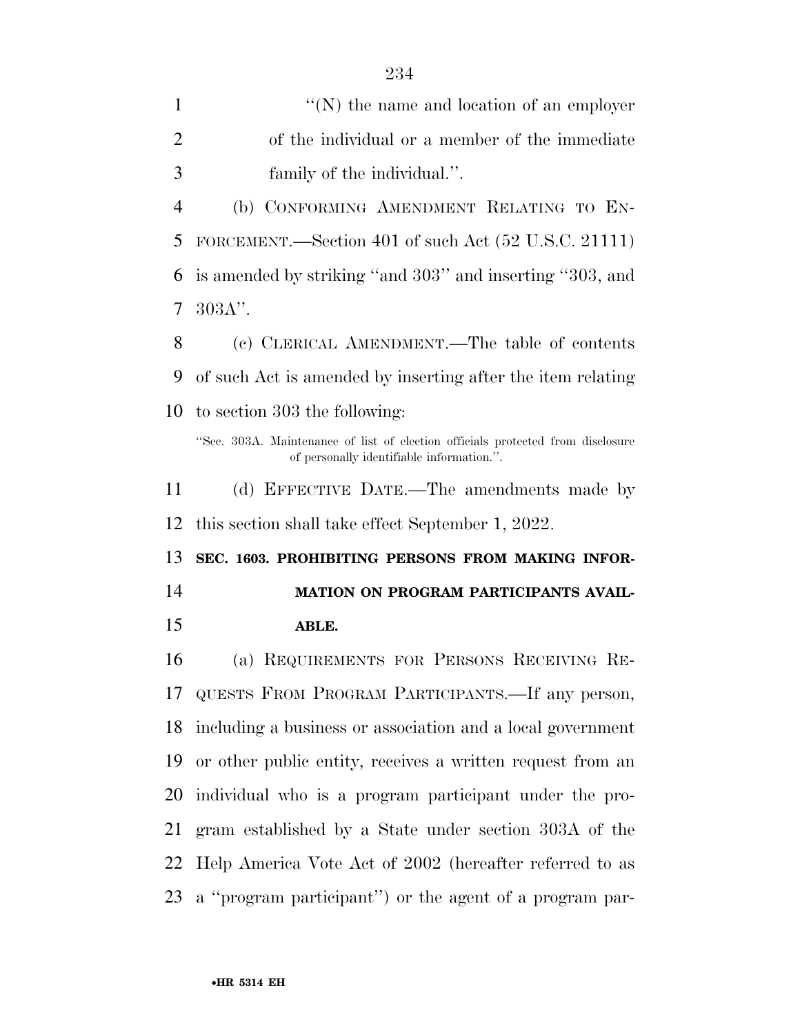"(N) the name and location of an employer of the individual or a member of the immediate family of the individual.".

(b) CONFORMING AMENDMENT RELATING TO ENFORCEMENT.—Section 401 of such Act (52 U.S.C. 21111) is amended by striking "and 303" and inserting "303, and 303A".

(c) CLERICAL AMENDMENT.—The table of contents of such Act is amended by inserting after the item relating to section 303 the following:

"Sec. 303A. Maintenance of list of election officials protected from disclosure of personally identifiable information.".

(d) EFFECTIVE DATE.—The amendments made by this section shall take effect September 1, 2022.

**SEC. 1603. PROHIBITING PERSONS FROM MAKING INFORMATION ON PROGRAM PARTICIPANTS AVAILABLE.**

(a) REQUIREMENTS FOR PERSONS RECEIVING REQUESTS FROM PROGRAM PARTICIPANTS.—If any person, including a business or association and a local government or other public entity, receives a written request from an individual who is a program participant under the program established by a State under section 303A of the Help America Vote Act of 2002 (hereafter referred to as a "program participant") or the agent of a program par-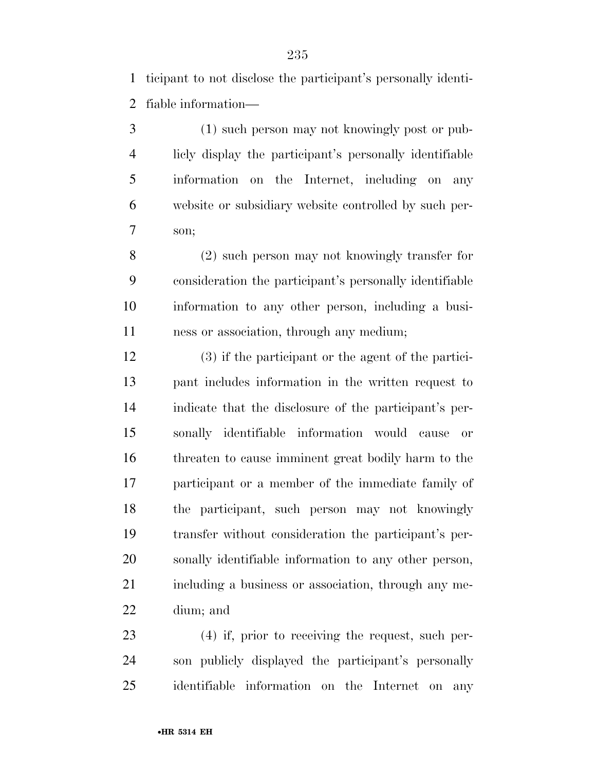ticipant to not disclose the participant's personally identifiable information—

(1) such person may not knowingly post or publicly display the participant's personally identifiable information on the Internet, including on any website or subsidiary website controlled by such person;

(2) such person may not knowingly transfer for consideration the participant's personally identifiable information to any other person, including a business or association, through any medium;

(3) if the participant or the agent of the participant includes information in the written request to indicate that the disclosure of the participant's personally identifiable information would cause or threaten to cause imminent great bodily harm to the participant or a member of the immediate family of the participant, such person may not knowingly transfer without consideration the participant's personally identifiable information to any other person, including a business or association, through any medium; and

(4) if, prior to receiving the request, such person publicly displayed the participant's personally identifiable information on the Internet on any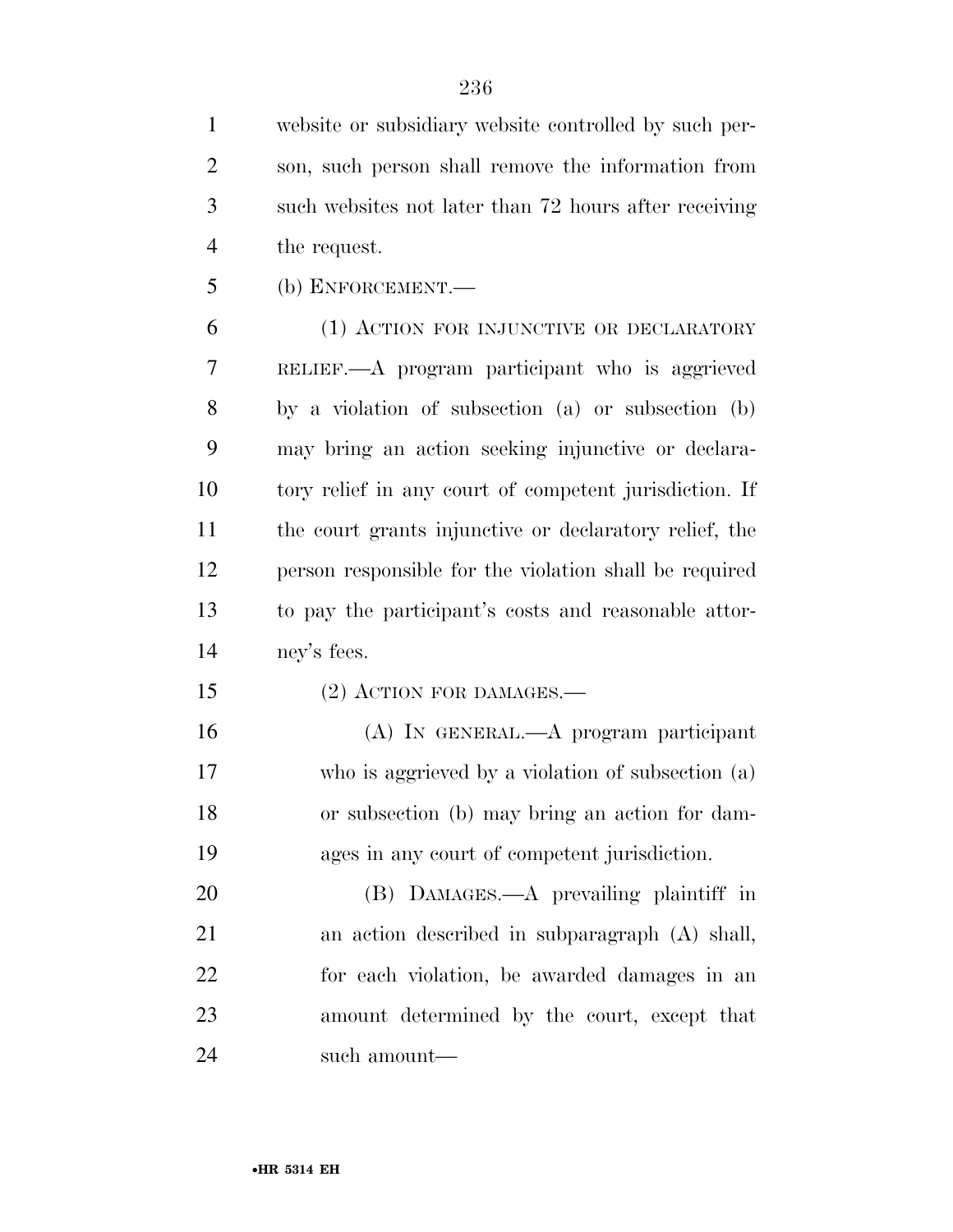website or subsidiary website controlled by such person, such person shall remove the information from such websites not later than 72 hours after receiving the request.

(b) ENFORCEMENT.—

(1) ACTION FOR INJUNCTIVE OR DECLARATORY RELIEF.—A program participant who is aggrieved by a violation of subsection (a) or subsection (b) may bring an action seeking injunctive or declaratory relief in any court of competent jurisdiction. If the court grants injunctive or declaratory relief, the person responsible for the violation shall be required to pay the participant's costs and reasonable attorney's fees.

(2) ACTION FOR DAMAGES.—

(A) IN GENERAL.—A program participant who is aggrieved by a violation of subsection (a) or subsection (b) may bring an action for damages in any court of competent jurisdiction.

(B) DAMAGES.—A prevailing plaintiff in an action described in subparagraph (A) shall, for each violation, be awarded damages in an amount determined by the court, except that such amount—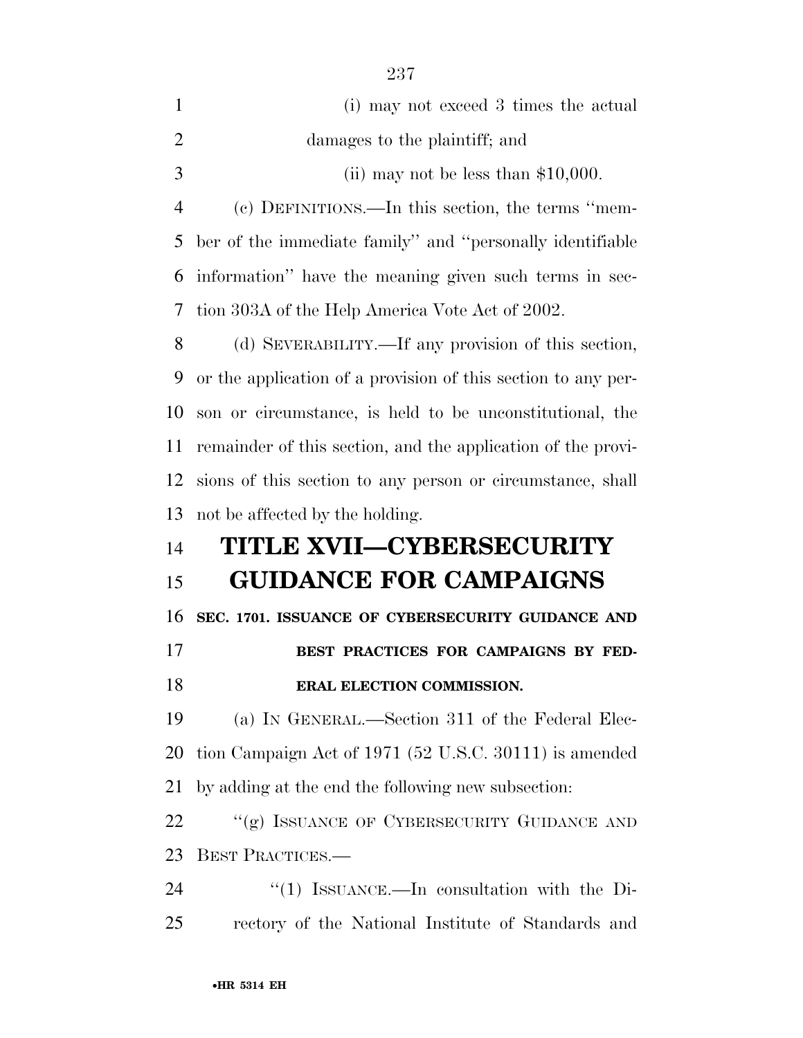(i) may not exceed 3 times the actual damages to the plaintiff; and

(ii) may not be less than $10,000.

(c) DEFINITIONS.—In this section, the terms ''member of the immediate family'' and ''personally identifiable information'' have the meaning given such terms in section 303A of the Help America Vote Act of 2002.

(d) SEVERABILITY.—If any provision of this section, or the application of a provision of this section to any person or circumstance, is held to be unconstitutional, the remainder of this section, and the application of the provisions of this section to any person or circumstance, shall not be affected by the holding.

# TITLE XVII—CYBERSECURITY GUIDANCE FOR CAMPAIGNS

### SEC. 1701. ISSUANCE OF CYBERSECURITY GUIDANCE AND BEST PRACTICES FOR CAMPAIGNS BY FEDERAL ELECTION COMMISSION.

(a) IN GENERAL.—Section 311 of the Federal Election Campaign Act of 1971 (52 U.S.C. 30111) is amended by adding at the end the following new subsection:

''(g) ISSUANCE OF CYBERSECURITY GUIDANCE AND BEST PRACTICES.—

''(1) ISSUANCE.—In consultation with the Directory of the National Institute of Standards and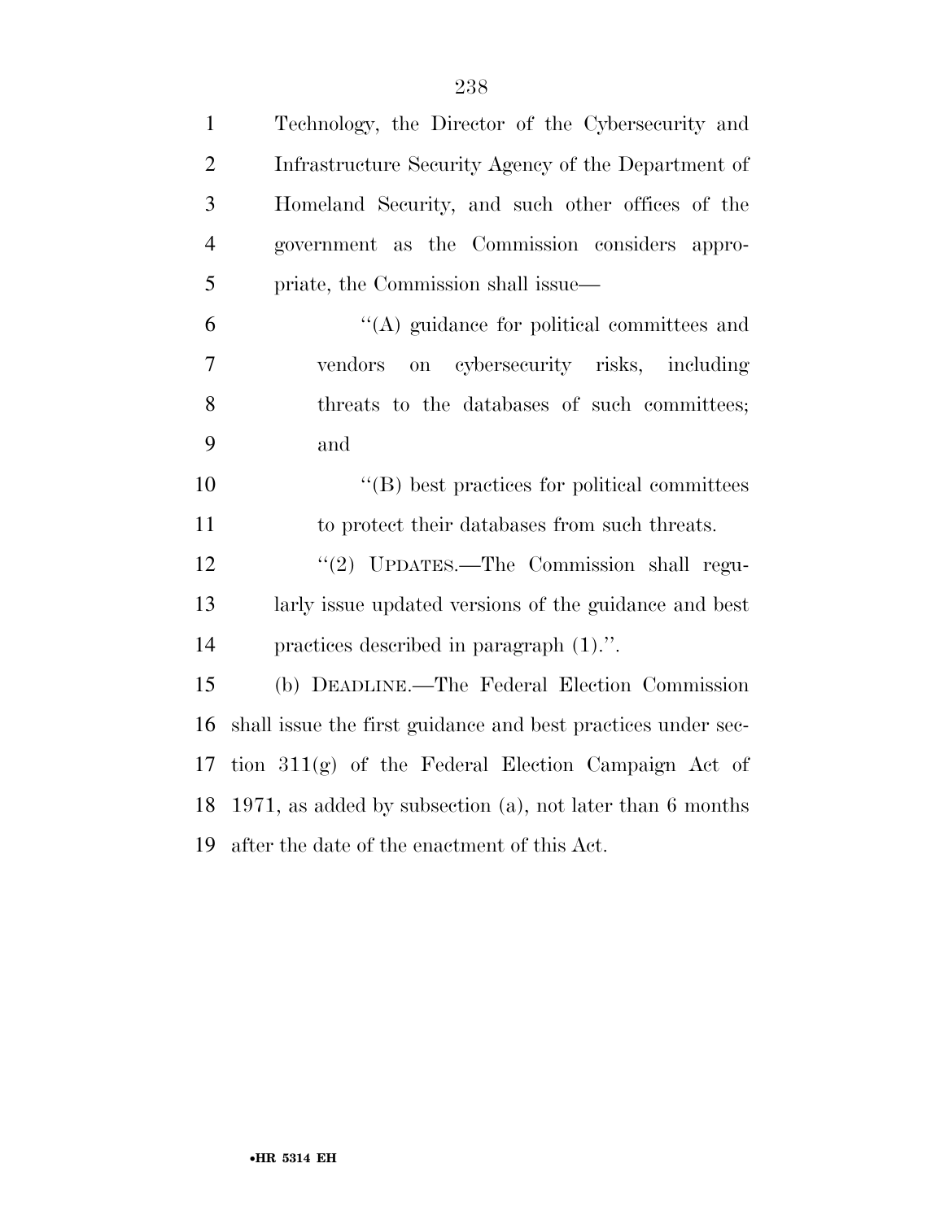Technology, the Director of the Cybersecurity and Infrastructure Security Agency of the Department of Homeland Security, and such other offices of the government as the Commission considers appropriate, the Commission shall issue—

"(A) guidance for political committees and vendors on cybersecurity risks, including threats to the databases of such committees; and

"(B) best practices for political committees to protect their databases from such threats.

"(2) UPDATES.—The Commission shall regularly issue updated versions of the guidance and best practices described in paragraph (1).".

(b) DEADLINE.—The Federal Election Commission shall issue the first guidance and best practices under section 311(g) of the Federal Election Campaign Act of 1971, as added by subsection (a), not later than 6 months after the date of the enactment of this Act.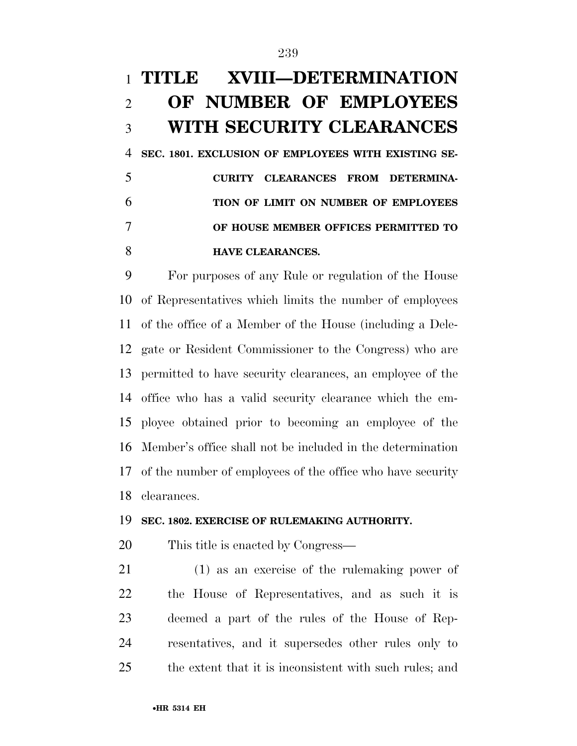# TITLE XVIII—DETERMINATION OF NUMBER OF EMPLOYEES WITH SECURITY CLEARANCES

### SEC. 1801. EXCLUSION OF EMPLOYEES WITH EXISTING SECURITY CLEARANCES FROM DETERMINATION OF LIMIT ON NUMBER OF EMPLOYEES OF HOUSE MEMBER OFFICES PERMITTED TO HAVE CLEARANCES.

For purposes of any Rule or regulation of the House of Representatives which limits the number of employees of the office of a Member of the House (including a Delegate or Resident Commissioner to the Congress) who are permitted to have security clearances, an employee of the office who has a valid security clearance which the employee obtained prior to becoming an employee of the Member's office shall not be included in the determination of the number of employees of the office who have security clearances.

### SEC. 1802. EXERCISE OF RULEMAKING AUTHORITY.

This title is enacted by Congress—

(1) as an exercise of the rulemaking power of the House of Representatives, and as such it is deemed a part of the rules of the House of Representatives, and it supersedes other rules only to the extent that it is inconsistent with such rules; and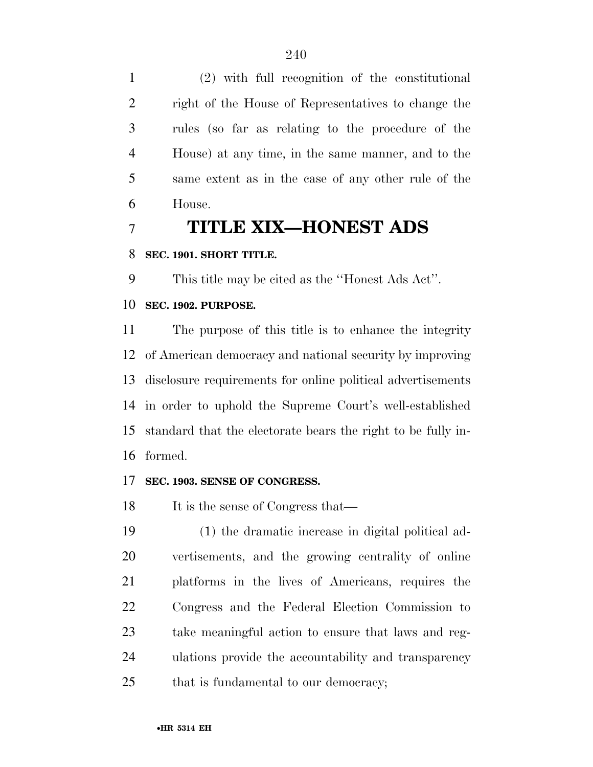(2) with full recognition of the constitutional right of the House of Representatives to change the rules (so far as relating to the procedure of the House) at any time, in the same manner, and to the same extent as in the case of any other rule of the House.

# TITLE XIX—HONEST ADS

**SEC. 1901. SHORT TITLE.**

This title may be cited as the ''Honest Ads Act''.

**SEC. 1902. PURPOSE.**

The purpose of this title is to enhance the integrity of American democracy and national security by improving disclosure requirements for online political advertisements in order to uphold the Supreme Court's well-established standard that the electorate bears the right to be fully informed.

**SEC. 1903. SENSE OF CONGRESS.**

It is the sense of Congress that—

(1) the dramatic increase in digital political advertisements, and the growing centrality of online platforms in the lives of Americans, requires the Congress and the Federal Election Commission to take meaningful action to ensure that laws and regulations provide the accountability and transparency that is fundamental to our democracy;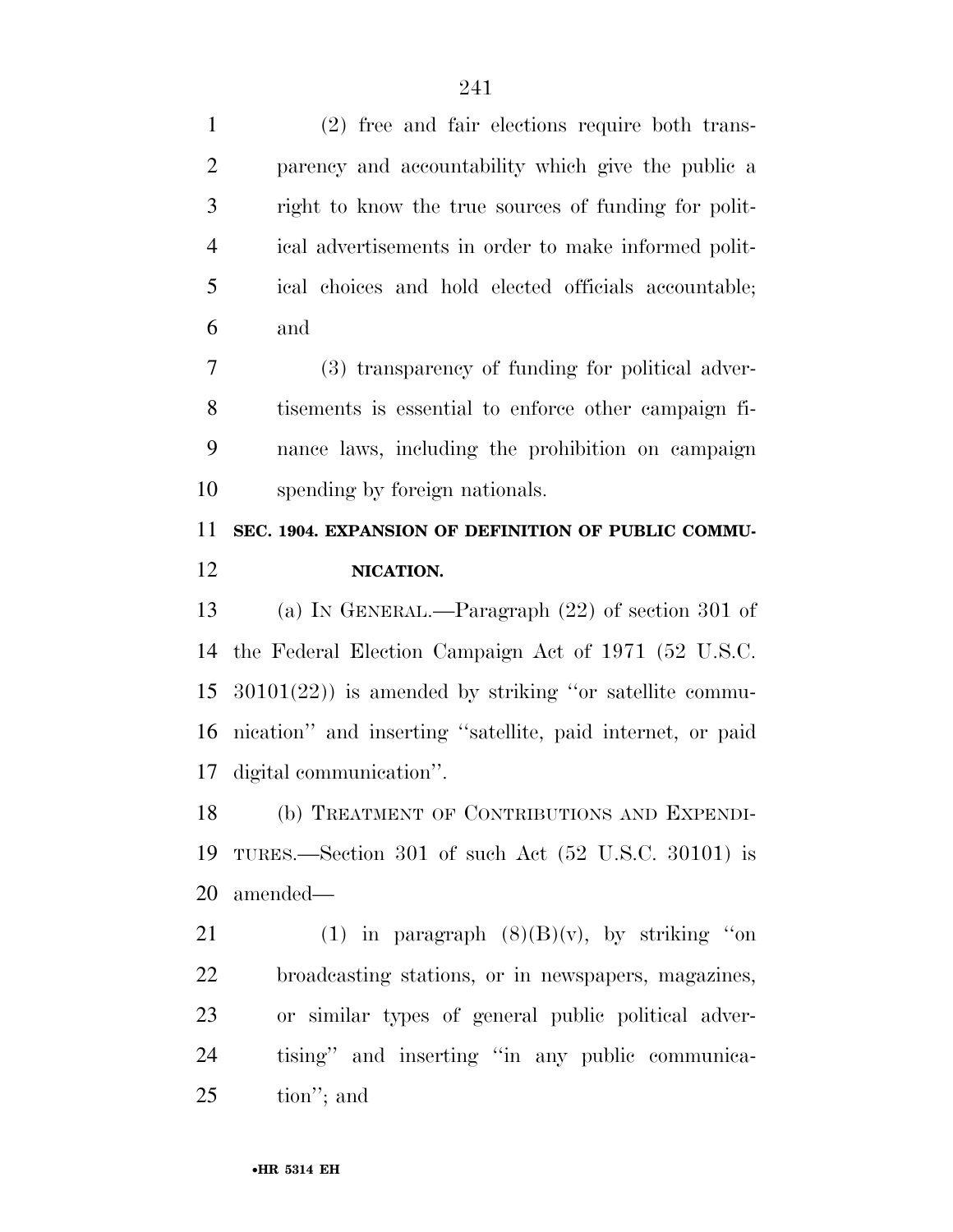(2) free and fair elections require both transparency and accountability which give the public a right to know the true sources of funding for political advertisements in order to make informed political choices and hold elected officials accountable; and

(3) transparency of funding for political advertisements is essential to enforce other campaign finance laws, including the prohibition on campaign spending by foreign nationals.

**SEC. 1904. EXPANSION OF DEFINITION OF PUBLIC COMMUNICATION.**

(a) IN GENERAL.—Paragraph (22) of section 301 of the Federal Election Campaign Act of 1971 (52 U.S.C. 30101(22)) is amended by striking ''or satellite communication'' and inserting ''satellite, paid internet, or paid digital communication''.

(b) TREATMENT OF CONTRIBUTIONS AND EXPENDITURES.—Section 301 of such Act (52 U.S.C. 30101) is amended—

(1) in paragraph (8)(B)(v), by striking ''on broadcasting stations, or in newspapers, magazines, or similar types of general public political advertising'' and inserting ''in any public communication''; and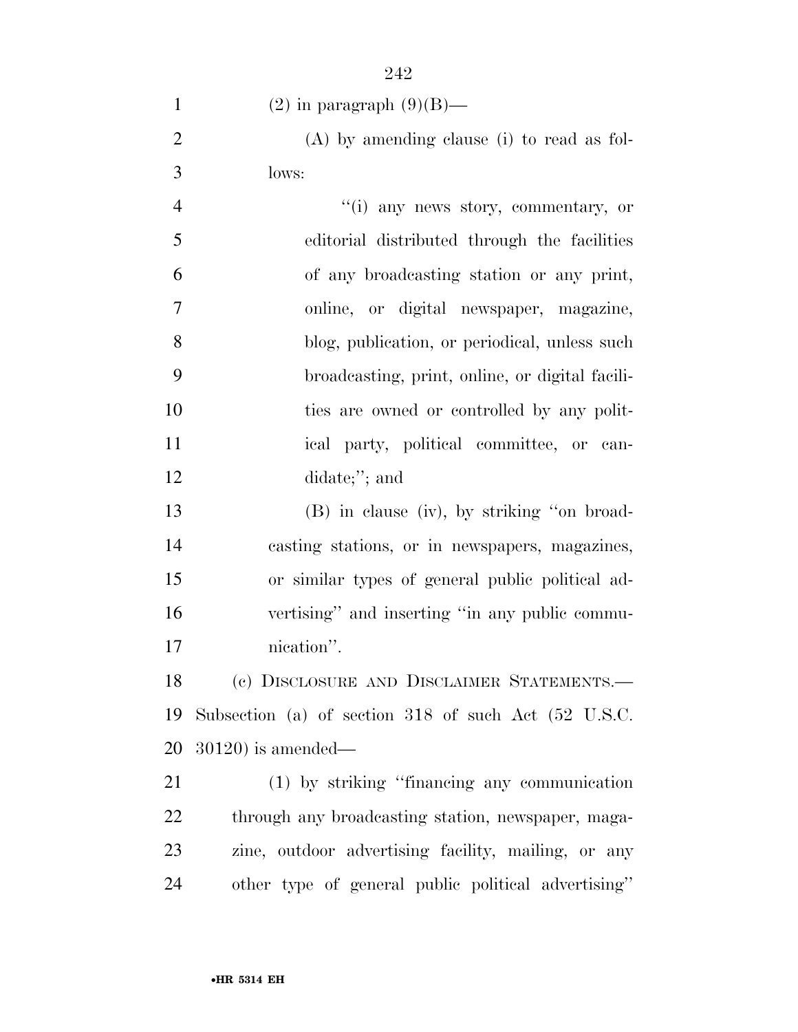(2) in paragraph (9)(B)—

(A) by amending clause (i) to read as follows:

''(i) any news story, commentary, or editorial distributed through the facilities of any broadcasting station or any print, online, or digital newspaper, magazine, blog, publication, or periodical, unless such broadcasting, print, online, or digital facilities are owned or controlled by any political party, political committee, or candidate;''; and

(B) in clause (iv), by striking ''on broadcasting stations, or in newspapers, magazines, or similar types of general public political advertising'' and inserting ''in any public communication''.

(c) DISCLOSURE AND DISCLAIMER STATEMENTS.—Subsection (a) of section 318 of such Act (52 U.S.C. 30120) is amended—

(1) by striking ''financing any communication through any broadcasting station, newspaper, magazine, outdoor advertising facility, mailing, or any other type of general public political advertising''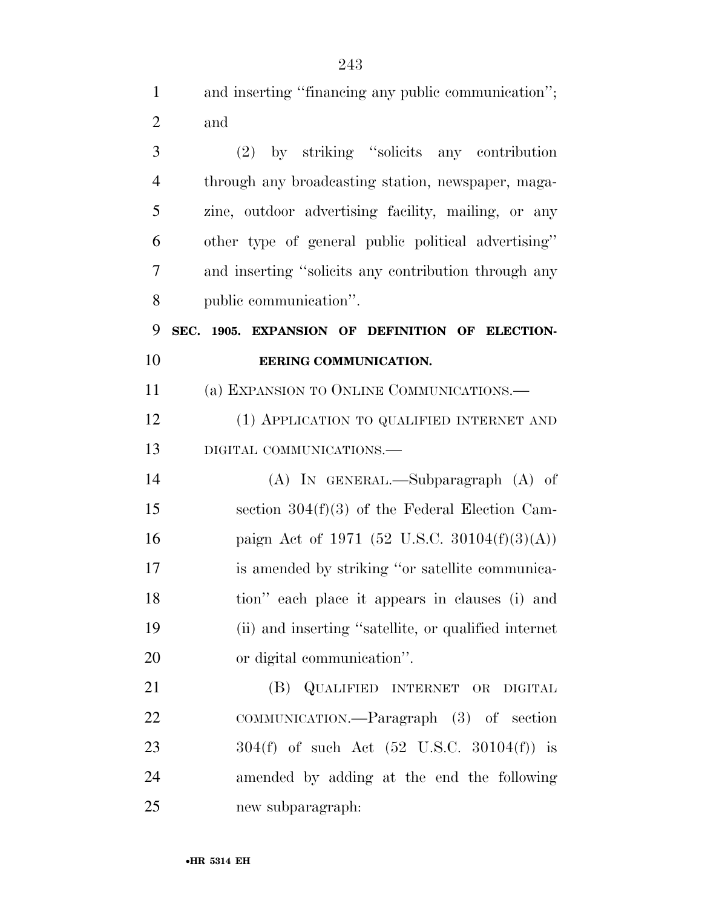and inserting "financing any public communication"; and

(2) by striking "solicits any contribution through any broadcasting station, newspaper, magazine, outdoor advertising facility, mailing, or any other type of general public political advertising" and inserting "solicits any contribution through any public communication".

**SEC. 1905. EXPANSION OF DEFINITION OF ELECTIONEERING COMMUNICATION.**

(a) EXPANSION TO ONLINE COMMUNICATIONS.—

(1) APPLICATION TO QUALIFIED INTERNET AND DIGITAL COMMUNICATIONS.—

(A) IN GENERAL.—Subparagraph (A) of section 304(f)(3) of the Federal Election Campaign Act of 1971 (52 U.S.C. 30104(f)(3)(A)) is amended by striking "or satellite communication" each place it appears in clauses (i) and (ii) and inserting "satellite, or qualified internet or digital communication".

(B) QUALIFIED INTERNET OR DIGITAL COMMUNICATION.—Paragraph (3) of section 304(f) of such Act (52 U.S.C. 30104(f)) is amended by adding at the end the following new subparagraph: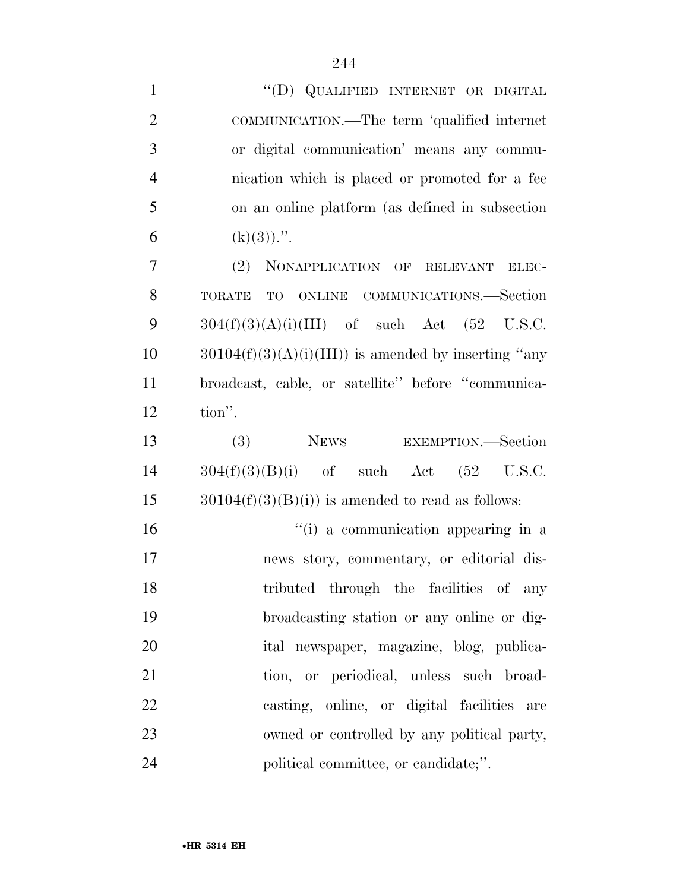"(D) QUALIFIED INTERNET OR DIGITAL COMMUNICATION.—The term 'qualified internet or digital communication' means any communication which is placed or promoted for a fee on an online platform (as defined in subsection (k)(3)).".

(2) NONAPPLICATION OF RELEVANT ELECTORATE TO ONLINE COMMUNICATIONS.—Section 304(f)(3)(A)(i)(III) of such Act (52 U.S.C. 30104(f)(3)(A)(i)(III)) is amended by inserting "any broadcast, cable, or satellite" before "communication".

(3) NEWS EXEMPTION.—Section 304(f)(3)(B)(i) of such Act (52 U.S.C. 30104(f)(3)(B)(i)) is amended to read as follows:

"(i) a communication appearing in a news story, commentary, or editorial distributed through the facilities of any broadcasting station or any online or digital newspaper, magazine, blog, publication, or periodical, unless such broadcasting, online, or digital facilities are owned or controlled by any political party, political committee, or candidate;".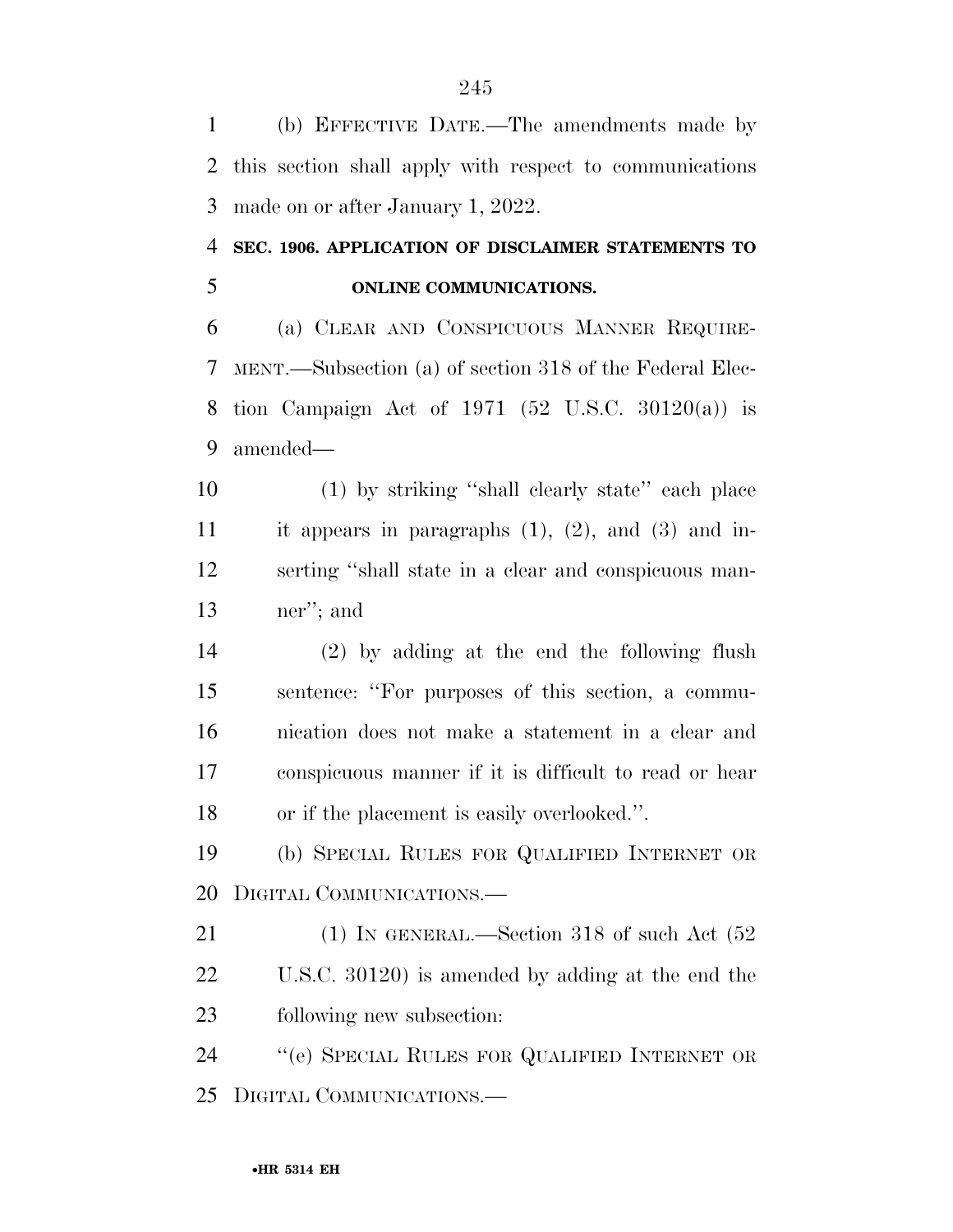(b) EFFECTIVE DATE.—The amendments made by this section shall apply with respect to communications made on or after January 1, 2022.

**SEC. 1906. APPLICATION OF DISCLAIMER STATEMENTS TO ONLINE COMMUNICATIONS.**

(a) CLEAR AND CONSPICUOUS MANNER REQUIREMENT.—Subsection (a) of section 318 of the Federal Election Campaign Act of 1971 (52 U.S.C. 30120(a)) is amended—

(1) by striking ''shall clearly state'' each place it appears in paragraphs (1), (2), and (3) and inserting ''shall state in a clear and conspicuous manner''; and

(2) by adding at the end the following flush sentence: ''For purposes of this section, a communication does not make a statement in a clear and conspicuous manner if it is difficult to read or hear or if the placement is easily overlooked.''.

(b) SPECIAL RULES FOR QUALIFIED INTERNET OR DIGITAL COMMUNICATIONS.—

(1) IN GENERAL.—Section 318 of such Act (52 U.S.C. 30120) is amended by adding at the end the following new subsection:

''(e) SPECIAL RULES FOR QUALIFIED INTERNET OR DIGITAL COMMUNICATIONS.—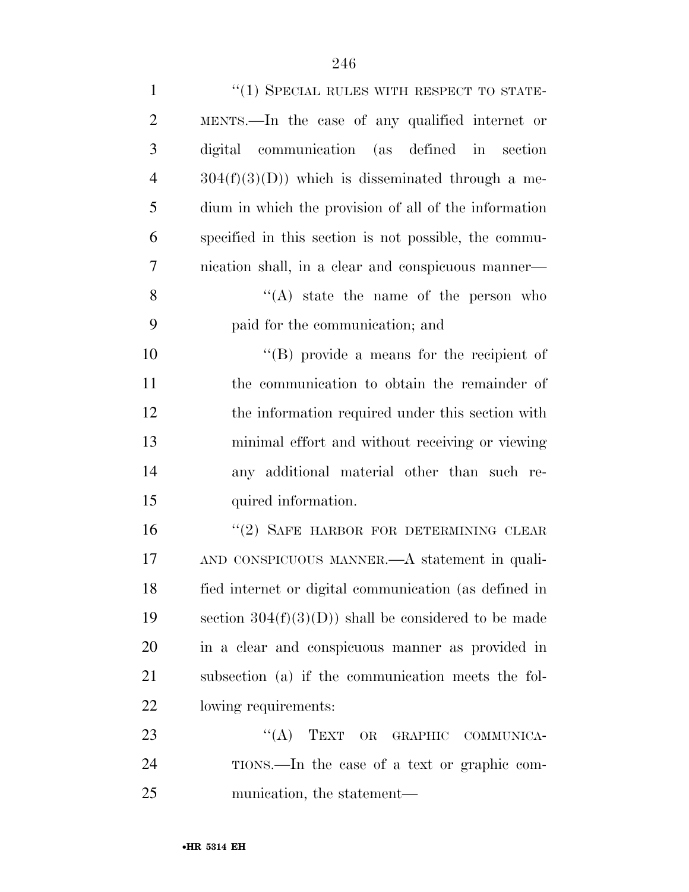"(1) SPECIAL RULES WITH RESPECT TO STATEMENTS.—In the case of any qualified internet or digital communication (as defined in section 304(f)(3)(D)) which is disseminated through a medium in which the provision of all of the information specified in this section is not possible, the communication shall, in a clear and conspicuous manner—

"(A) state the name of the person who paid for the communication; and

"(B) provide a means for the recipient of the communication to obtain the remainder of the information required under this section with minimal effort and without receiving or viewing any additional material other than such required information.

"(2) SAFE HARBOR FOR DETERMINING CLEAR AND CONSPICUOUS MANNER.—A statement in qualified internet or digital communication (as defined in section 304(f)(3)(D)) shall be considered to be made in a clear and conspicuous manner as provided in subsection (a) if the communication meets the following requirements:

"(A) TEXT OR GRAPHIC COMMUNICATIONS.—In the case of a text or graphic communication, the statement—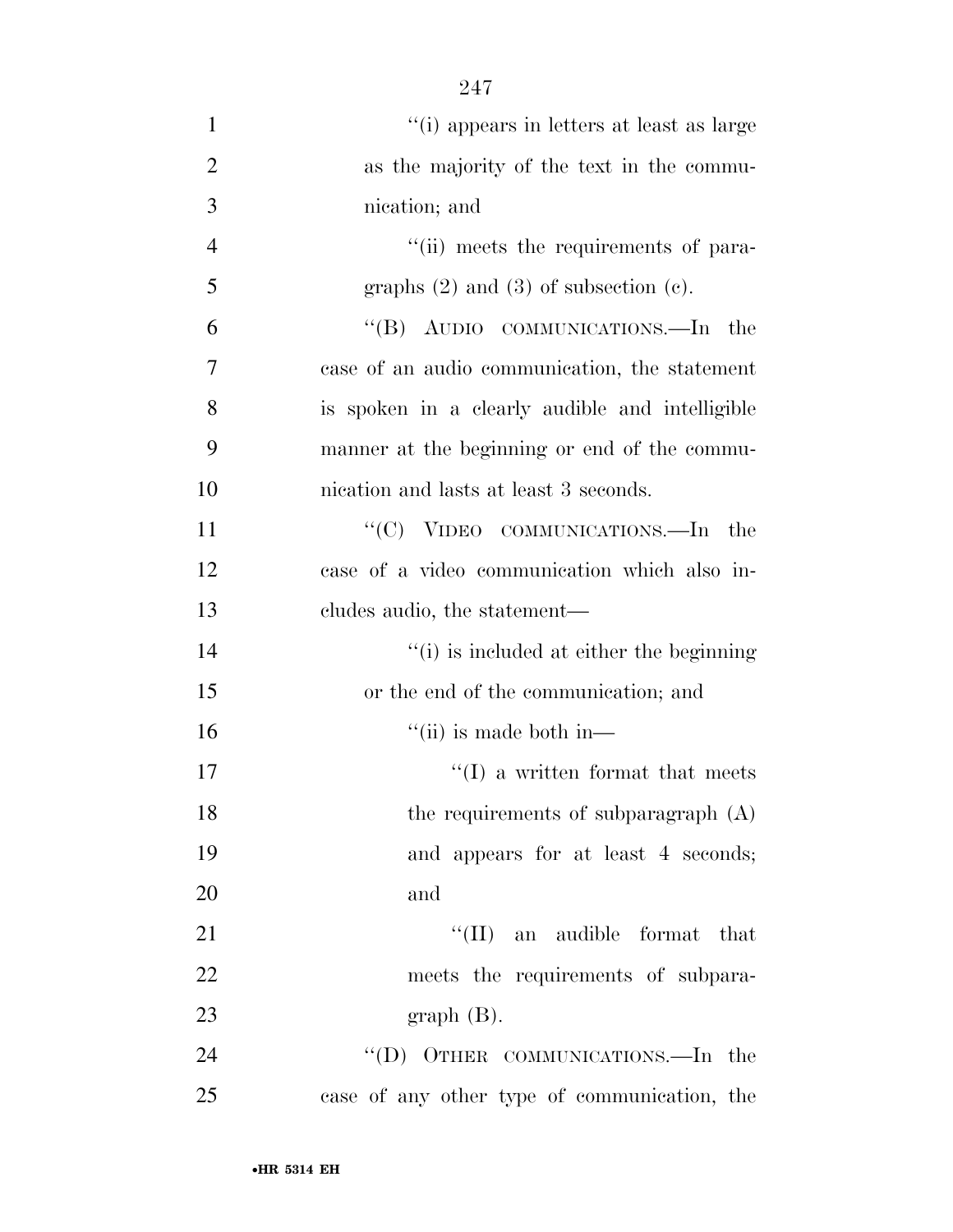''(i) appears in letters at least as large as the majority of the text in the communication; and

''(ii) meets the requirements of paragraphs (2) and (3) of subsection (c).

''(B) AUDIO COMMUNICATIONS.—In the case of an audio communication, the statement is spoken in a clearly audible and intelligible manner at the beginning or end of the communication and lasts at least 3 seconds.

''(C) VIDEO COMMUNICATIONS.—In the case of a video communication which also includes audio, the statement—

''(i) is included at either the beginning or the end of the communication; and

''(ii) is made both in—

''(I) a written format that meets the requirements of subparagraph (A) and appears for at least 4 seconds; and

''(II) an audible format that meets the requirements of subparagraph (B).

''(D) OTHER COMMUNICATIONS.—In the case of any other type of communication, the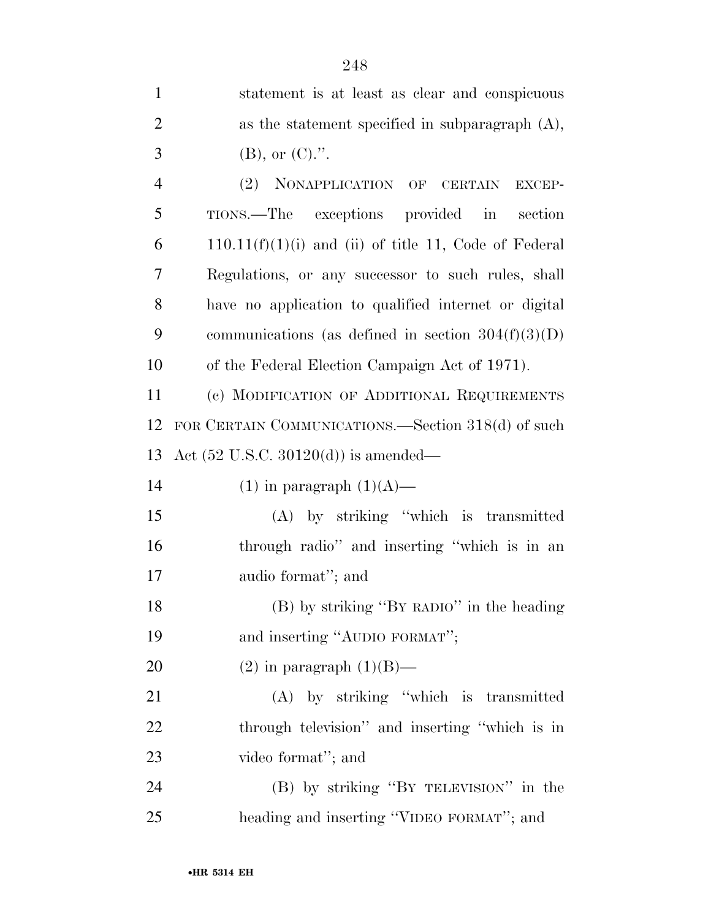statement is at least as clear and conspicuous as the statement specified in subparagraph (A), (B), or (C).''.

(2) NONAPPLICATION OF CERTAIN EXCEPTIONS.—The exceptions provided in section 110.11(f)(1)(i) and (ii) of title 11, Code of Federal Regulations, or any successor to such rules, shall have no application to qualified internet or digital communications (as defined in section 304(f)(3)(D) of the Federal Election Campaign Act of 1971).

(c) MODIFICATION OF ADDITIONAL REQUIREMENTS FOR CERTAIN COMMUNICATIONS.—Section 318(d) of such Act (52 U.S.C. 30120(d)) is amended—

(1) in paragraph (1)(A)—

(A) by striking ''which is transmitted through radio'' and inserting ''which is in an audio format''; and

(B) by striking ''BY RADIO'' in the heading and inserting ''AUDIO FORMAT'';

(2) in paragraph (1)(B)—

(A) by striking ''which is transmitted through television'' and inserting ''which is in video format''; and

(B) by striking ''BY TELEVISION'' in the heading and inserting ''VIDEO FORMAT''; and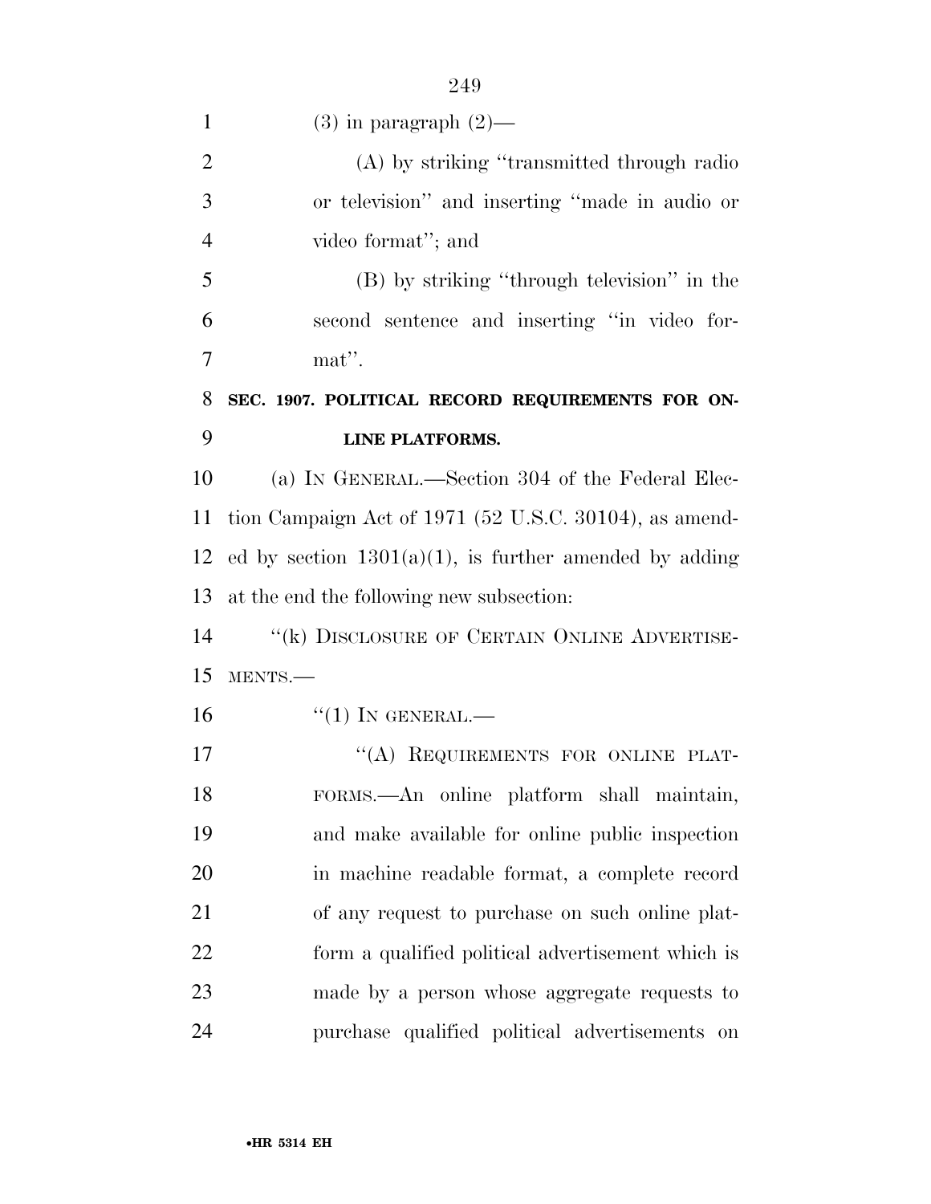(3) in paragraph (2)—

(A) by striking "transmitted through radio or television" and inserting "made in audio or video format"; and

(B) by striking "through television" in the second sentence and inserting "in video format".

**SEC. 1907. POLITICAL RECORD REQUIREMENTS FOR ONLINE PLATFORMS.**

(a) IN GENERAL.—Section 304 of the Federal Election Campaign Act of 1971 (52 U.S.C. 30104), as amended by section 1301(a)(1), is further amended by adding at the end the following new subsection:

"(k) DISCLOSURE OF CERTAIN ONLINE ADVERTISEMENTS.—

"(1) IN GENERAL.—

"(A) REQUIREMENTS FOR ONLINE PLATFORMS.—An online platform shall maintain, and make available for online public inspection in machine readable format, a complete record of any request to purchase on such online platform a qualified political advertisement which is made by a person whose aggregate requests to purchase qualified political advertisements on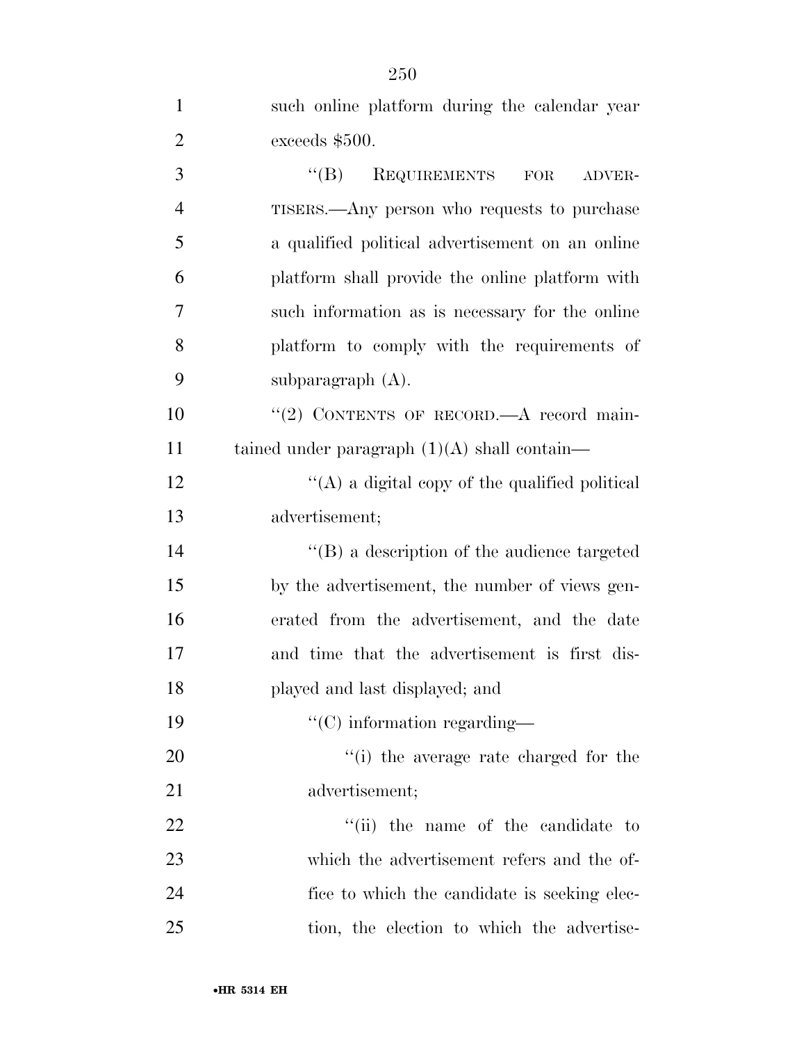such online platform during the calendar year exceeds $500.

"(B) REQUIREMENTS FOR ADVERTISERS.—Any person who requests to purchase a qualified political advertisement on an online platform shall provide the online platform with such information as is necessary for the online platform to comply with the requirements of subparagraph (A).

"(2) CONTENTS OF RECORD.—A record maintained under paragraph (1)(A) shall contain—

"(A) a digital copy of the qualified political advertisement;

"(B) a description of the audience targeted by the advertisement, the number of views generated from the advertisement, and the date and time that the advertisement is first displayed and last displayed; and

"(C) information regarding—

"(i) the average rate charged for the advertisement;

"(ii) the name of the candidate to which the advertisement refers and the office to which the candidate is seeking election, the election to which the advertise-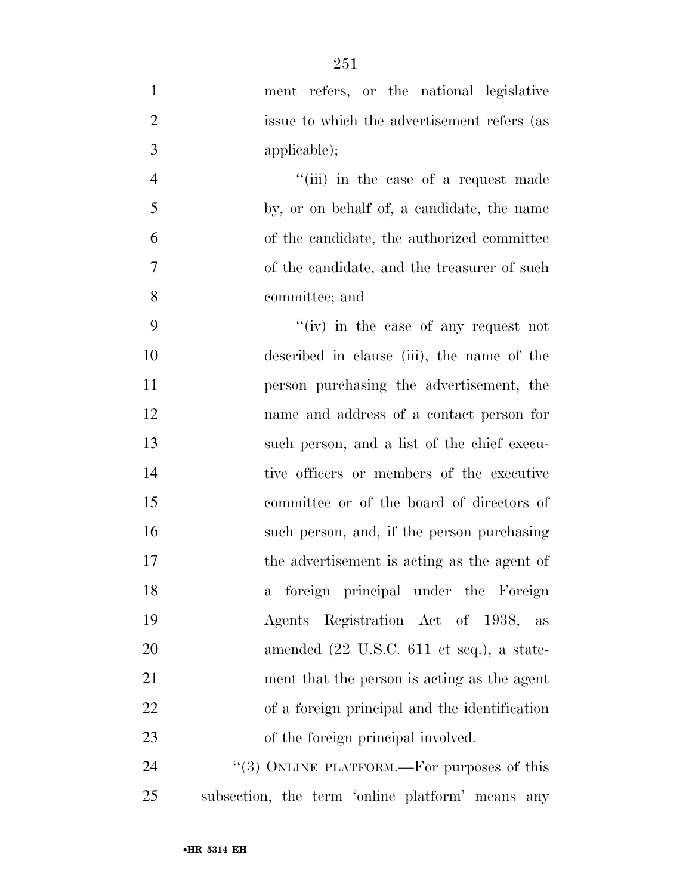ment refers, or the national legislative issue to which the advertisement refers (as applicable);

''(iii) in the case of a request made by, or on behalf of, a candidate, the name of the candidate, the authorized committee of the candidate, and the treasurer of such committee; and

''(iv) in the case of any request not described in clause (iii), the name of the person purchasing the advertisement, the name and address of a contact person for such person, and a list of the chief executive officers or members of the executive committee or of the board of directors of such person, and, if the person purchasing the advertisement is acting as the agent of a foreign principal under the Foreign Agents Registration Act of 1938, as amended (22 U.S.C. 611 et seq.), a statement that the person is acting as the agent of a foreign principal and the identification of the foreign principal involved.

''(3) ONLINE PLATFORM.—For purposes of this subsection, the term 'online platform' means any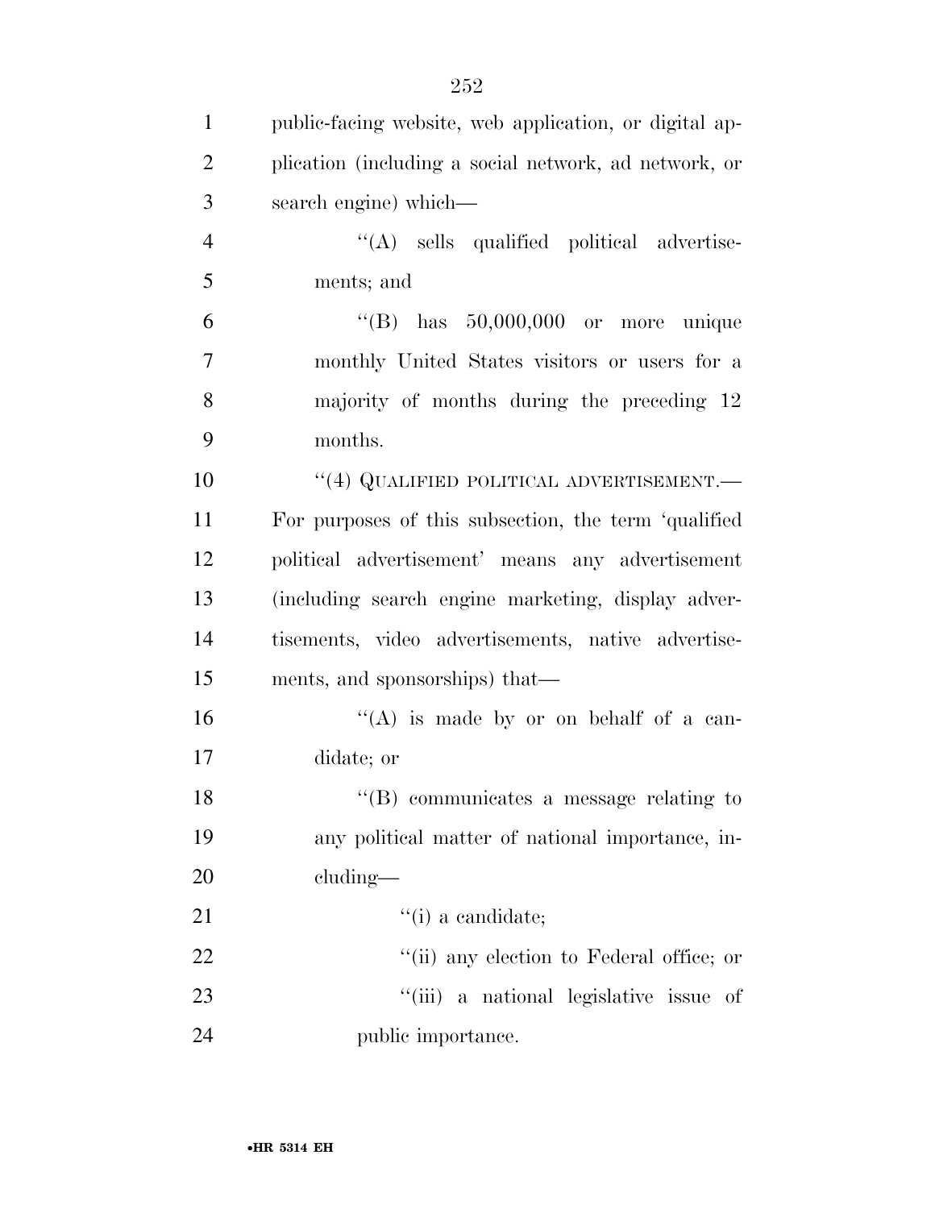public-facing website, web application, or digital application (including a social network, ad network, or search engine) which—

"(A) sells qualified political advertisements; and

"(B) has 50,000,000 or more unique monthly United States visitors or users for a majority of months during the preceding 12 months.

"(4) QUALIFIED POLITICAL ADVERTISEMENT.—For purposes of this subsection, the term 'qualified political advertisement' means any advertisement (including search engine marketing, display advertisements, video advertisements, native advertisements, and sponsorships) that—

"(A) is made by or on behalf of a candidate; or

"(B) communicates a message relating to any political matter of national importance, including—

"(i) a candidate;

"(ii) any election to Federal office; or

"(iii) a national legislative issue of public importance.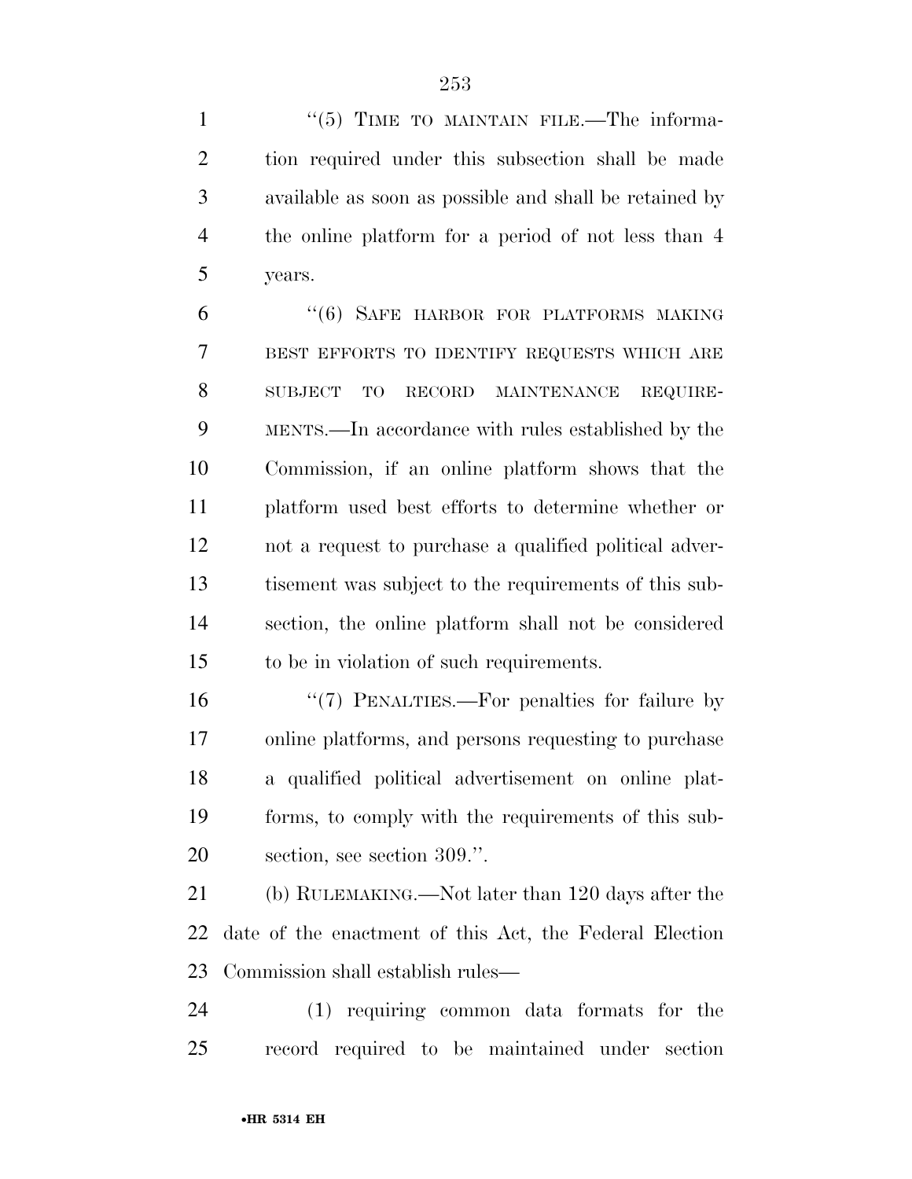''(5) TIME TO MAINTAIN FILE.—The information required under this subsection shall be made available as soon as possible and shall be retained by the online platform for a period of not less than 4 years.

''(6) SAFE HARBOR FOR PLATFORMS MAKING BEST EFFORTS TO IDENTIFY REQUESTS WHICH ARE SUBJECT TO RECORD MAINTENANCE REQUIREMENTS.—In accordance with rules established by the Commission, if an online platform shows that the platform used best efforts to determine whether or not a request to purchase a qualified political advertisement was subject to the requirements of this subsection, the online platform shall not be considered to be in violation of such requirements.

''(7) PENALTIES.—For penalties for failure by online platforms, and persons requesting to purchase a qualified political advertisement on online platforms, to comply with the requirements of this subsection, see section 309.''.

(b) RULEMAKING.—Not later than 120 days after the date of the enactment of this Act, the Federal Election Commission shall establish rules—

(1) requiring common data formats for the record required to be maintained under section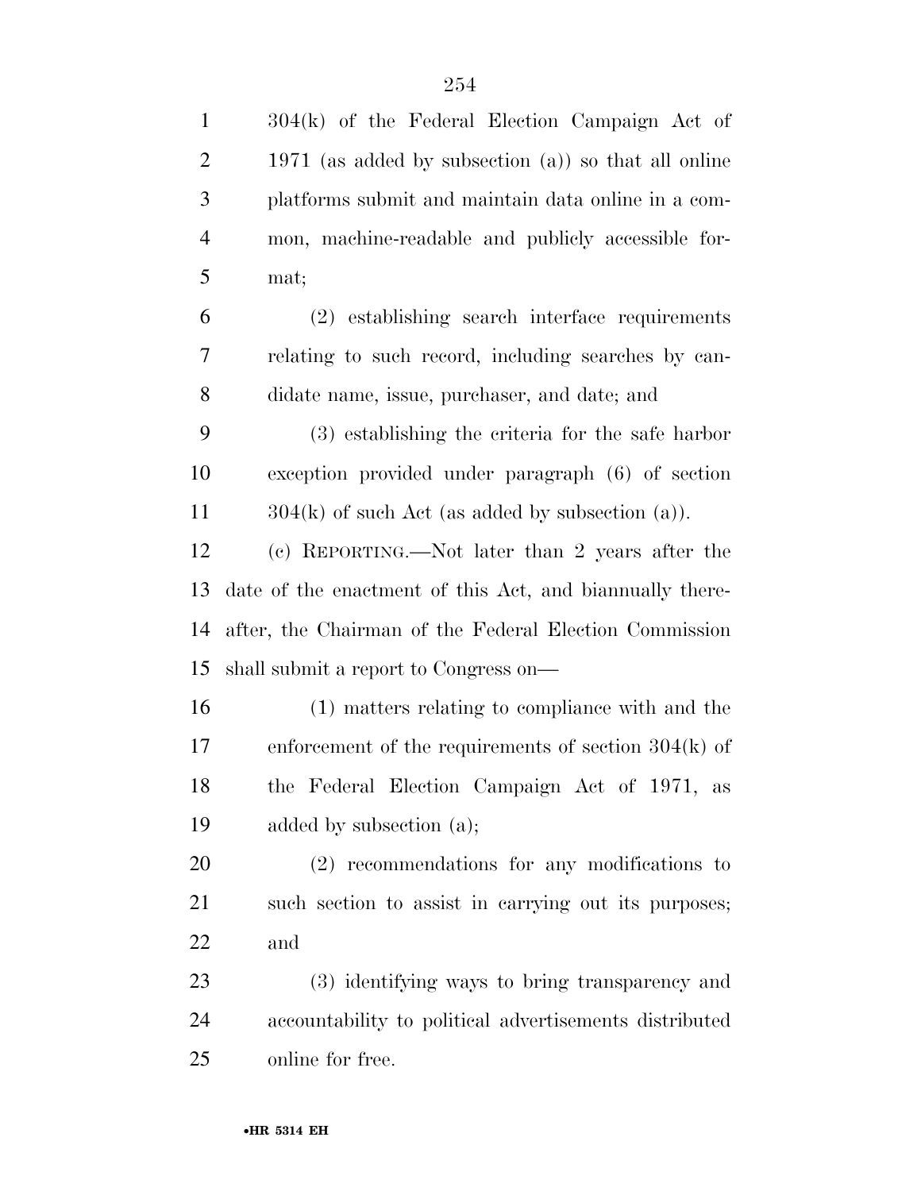304(k) of the Federal Election Campaign Act of 1971 (as added by subsection (a)) so that all online platforms submit and maintain data online in a common, machine-readable and publicly accessible format;

(2) establishing search interface requirements relating to such record, including searches by candidate name, issue, purchaser, and date; and

(3) establishing the criteria for the safe harbor exception provided under paragraph (6) of section 304(k) of such Act (as added by subsection (a)).

(c) REPORTING.—Not later than 2 years after the date of the enactment of this Act, and biannually thereafter, the Chairman of the Federal Election Commission shall submit a report to Congress on—

(1) matters relating to compliance with and the enforcement of the requirements of section 304(k) of the Federal Election Campaign Act of 1971, as added by subsection (a);

(2) recommendations for any modifications to such section to assist in carrying out its purposes; and

(3) identifying ways to bring transparency and accountability to political advertisements distributed online for free.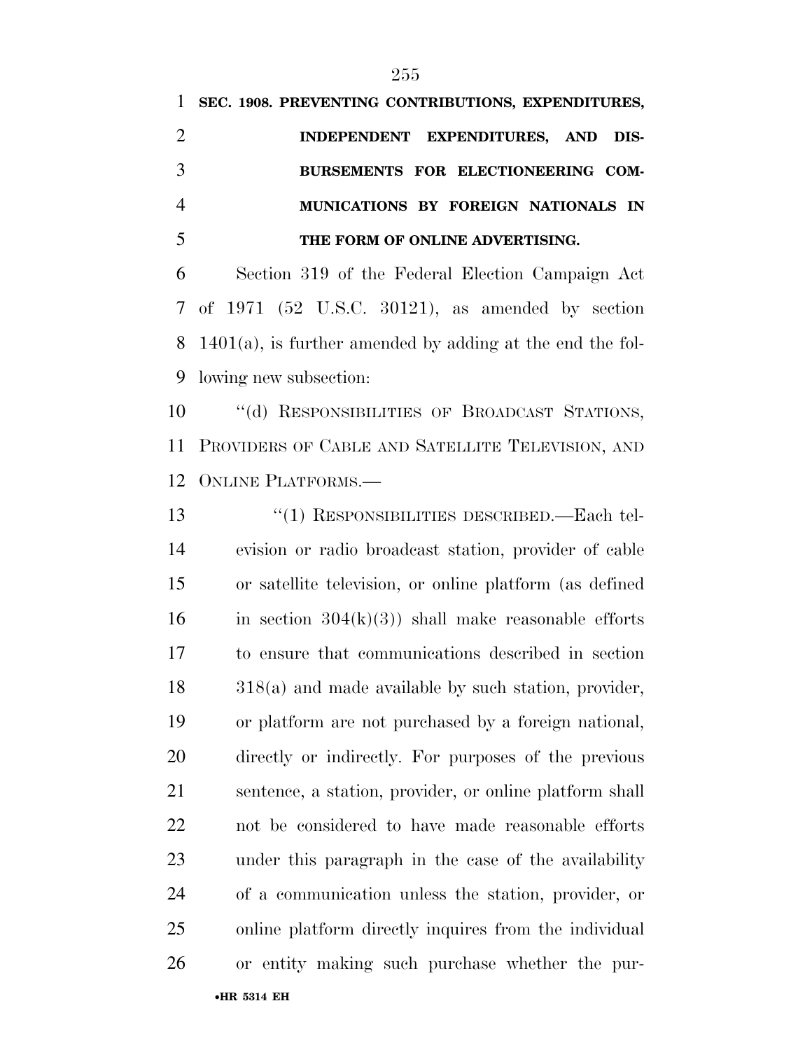**SEC. 1908. PREVENTING CONTRIBUTIONS, EXPENDITURES, INDEPENDENT EXPENDITURES, AND DISBURSEMENTS FOR ELECTIONEERING COMMUNICATIONS BY FOREIGN NATIONALS IN THE FORM OF ONLINE ADVERTISING.**

Section 319 of the Federal Election Campaign Act of 1971 (52 U.S.C. 30121), as amended by section 1401(a), is further amended by adding at the end the following new subsection:

"(d) RESPONSIBILITIES OF BROADCAST STATIONS, PROVIDERS OF CABLE AND SATELLITE TELEVISION, AND ONLINE PLATFORMS.—

"(1) RESPONSIBILITIES DESCRIBED.—Each television or radio broadcast station, provider of cable or satellite television, or online platform (as defined in section 304(k)(3)) shall make reasonable efforts to ensure that communications described in section 318(a) and made available by such station, provider, or platform are not purchased by a foreign national, directly or indirectly. For purposes of the previous sentence, a station, provider, or online platform shall not be considered to have made reasonable efforts under this paragraph in the case of the availability of a communication unless the station, provider, or online platform directly inquires from the individual or entity making such purchase whether the pur-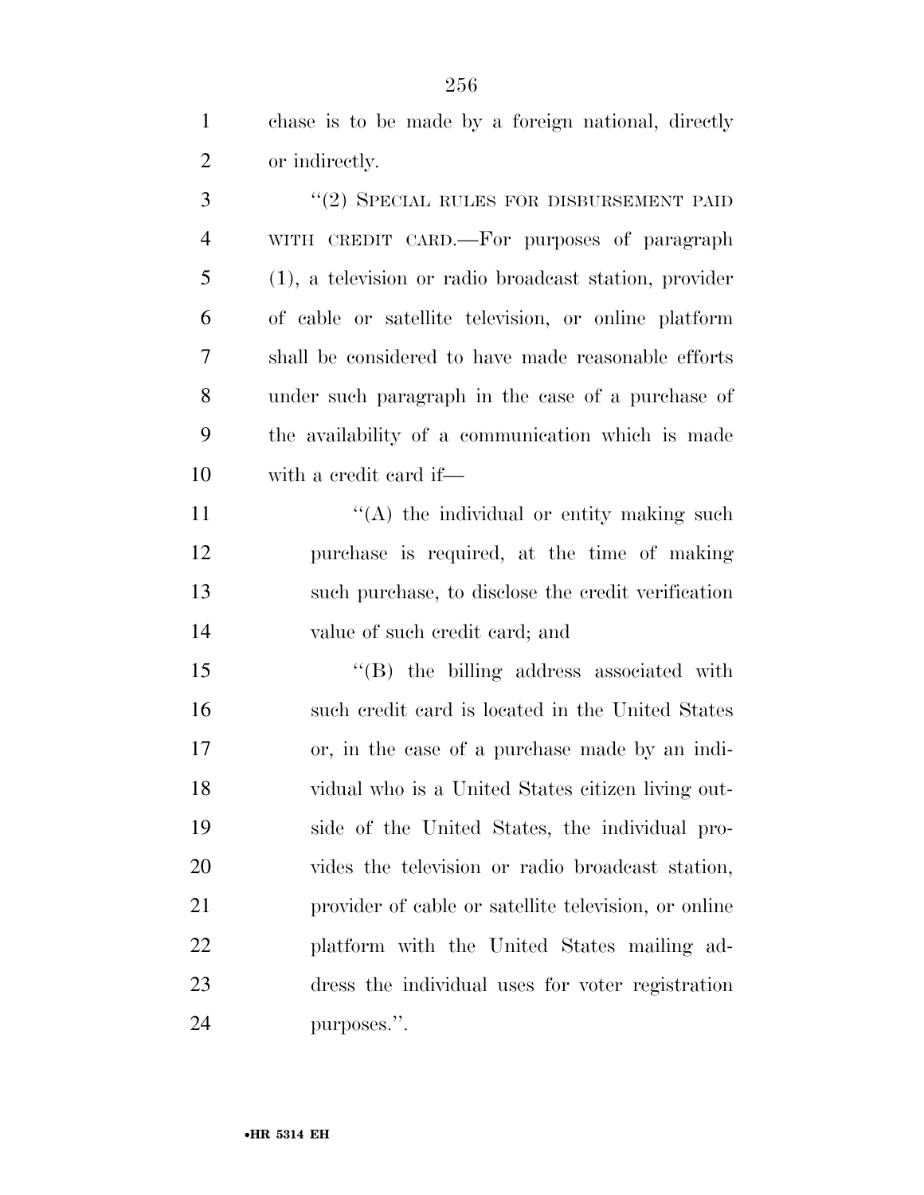chase is to be made by a foreign national, directly or indirectly.

"(2) SPECIAL RULES FOR DISBURSEMENT PAID WITH CREDIT CARD.—For purposes of paragraph (1), a television or radio broadcast station, provider of cable or satellite television, or online platform shall be considered to have made reasonable efforts under such paragraph in the case of a purchase of the availability of a communication which is made with a credit card if—

"(A) the individual or entity making such purchase is required, at the time of making such purchase, to disclose the credit verification value of such credit card; and

"(B) the billing address associated with such credit card is located in the United States or, in the case of a purchase made by an individual who is a United States citizen living outside of the United States, the individual provides the television or radio broadcast station, provider of cable or satellite television, or online platform with the United States mailing address the individual uses for voter registration purposes.".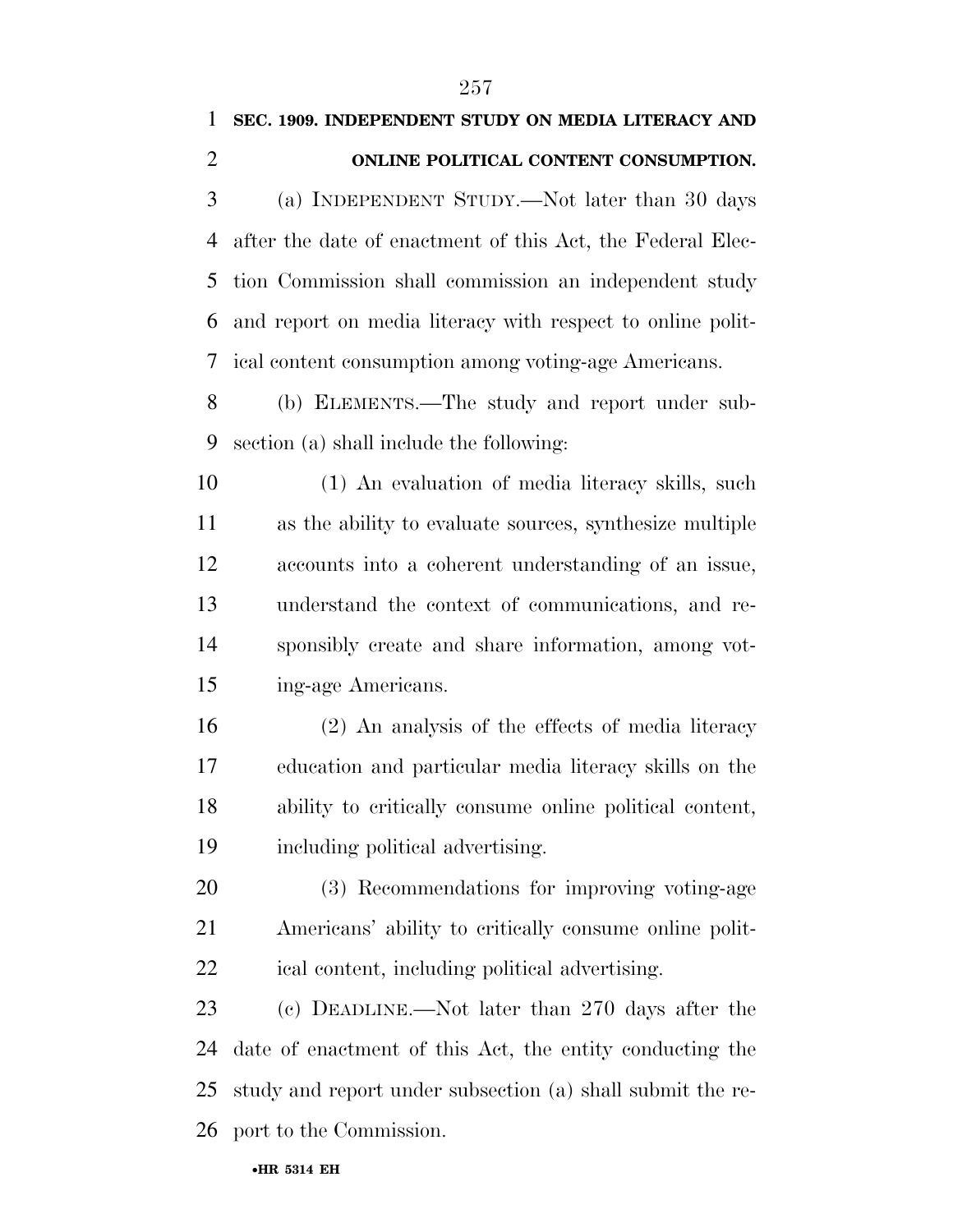**SEC. 1909. INDEPENDENT STUDY ON MEDIA LITERACY AND ONLINE POLITICAL CONTENT CONSUMPTION.**

(a) INDEPENDENT STUDY.—Not later than 30 days after the date of enactment of this Act, the Federal Election Commission shall commission an independent study and report on media literacy with respect to online political content consumption among voting-age Americans.

(b) ELEMENTS.—The study and report under subsection (a) shall include the following:

(1) An evaluation of media literacy skills, such as the ability to evaluate sources, synthesize multiple accounts into a coherent understanding of an issue, understand the context of communications, and responsibly create and share information, among voting-age Americans.

(2) An analysis of the effects of media literacy education and particular media literacy skills on the ability to critically consume online political content, including political advertising.

(3) Recommendations for improving voting-age Americans' ability to critically consume online political content, including political advertising.

(c) DEADLINE.—Not later than 270 days after the date of enactment of this Act, the entity conducting the study and report under subsection (a) shall submit the report to the Commission.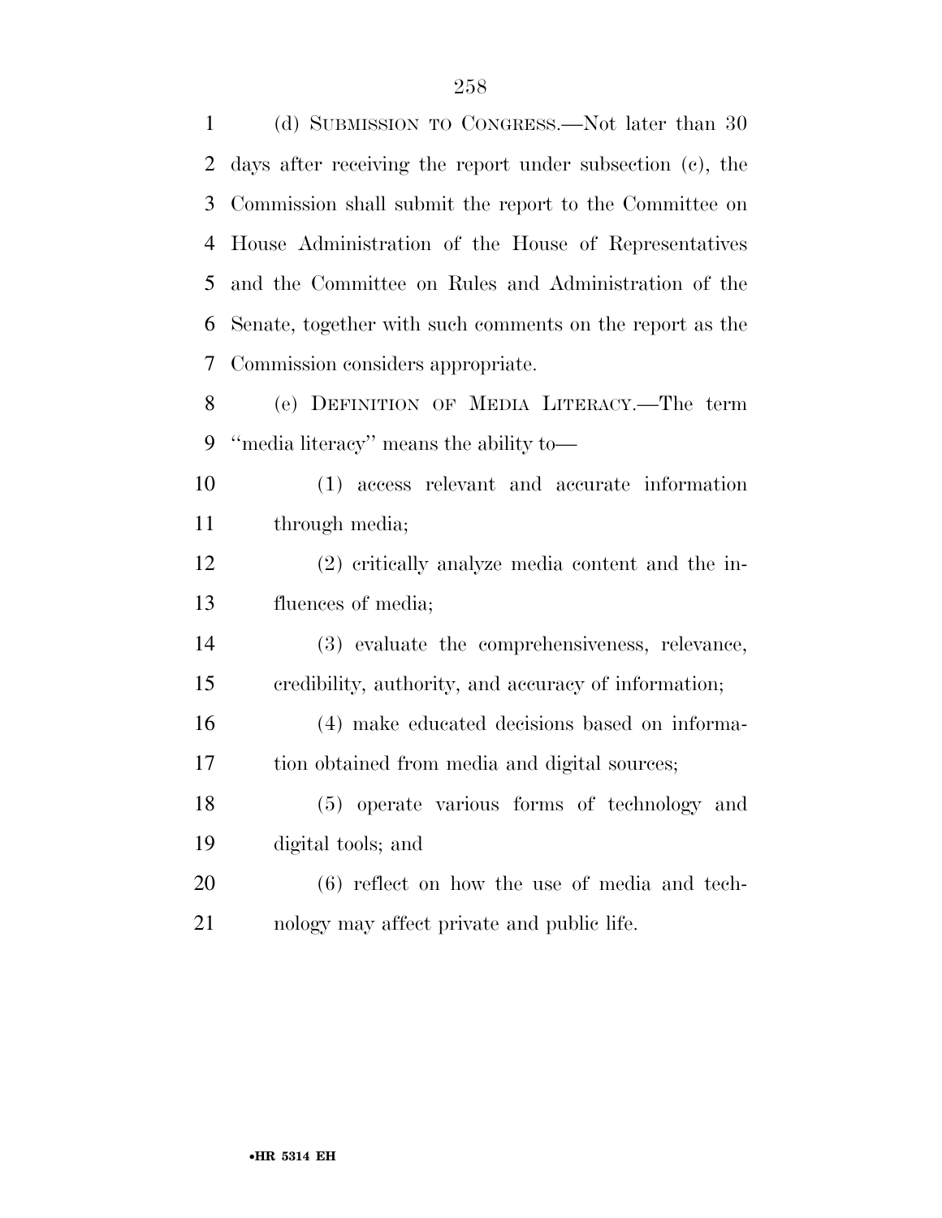(d) SUBMISSION TO CONGRESS.—Not later than 30 days after receiving the report under subsection (c), the Commission shall submit the report to the Committee on House Administration of the House of Representatives and the Committee on Rules and Administration of the Senate, together with such comments on the report as the Commission considers appropriate.

(e) DEFINITION OF MEDIA LITERACY.—The term ''media literacy'' means the ability to—

(1) access relevant and accurate information through media;

(2) critically analyze media content and the influences of media;

(3) evaluate the comprehensiveness, relevance, credibility, authority, and accuracy of information;

(4) make educated decisions based on information obtained from media and digital sources;

(5) operate various forms of technology and digital tools; and

(6) reflect on how the use of media and technology may affect private and public life.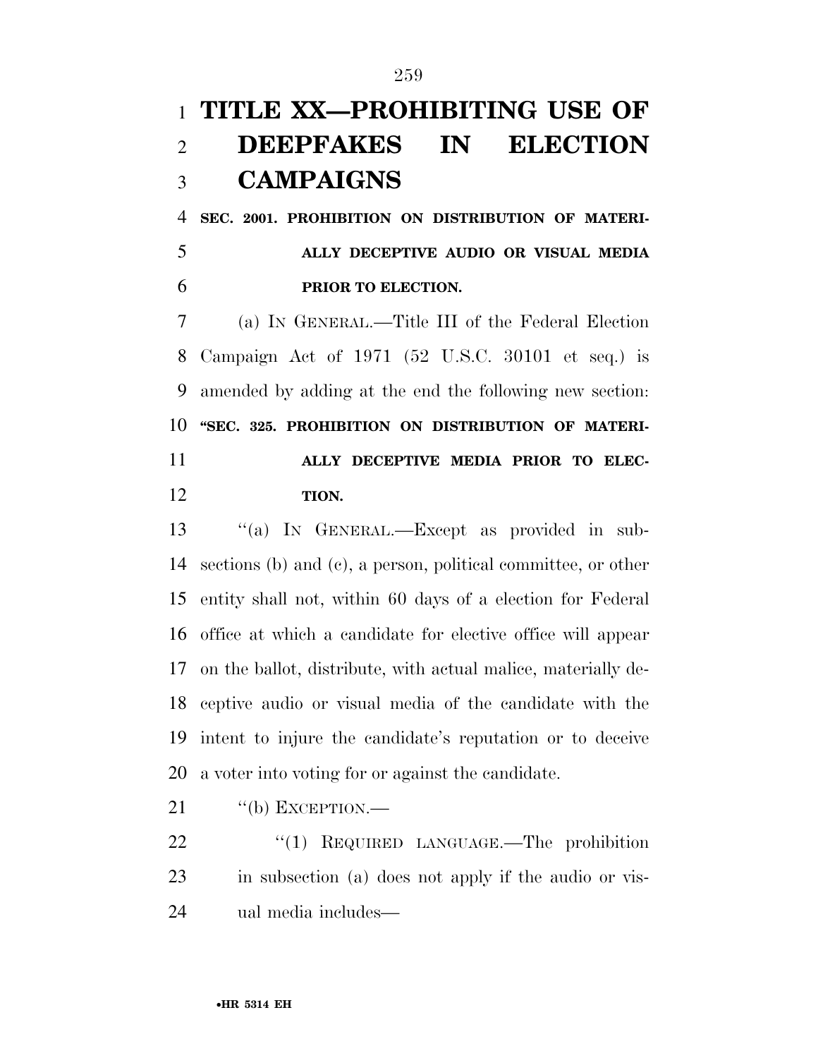# TITLE XX—PROHIBITING USE OF DEEPFAKES IN ELECTION CAMPAIGNS

**SEC. 2001. PROHIBITION ON DISTRIBUTION OF MATERIALLY DECEPTIVE AUDIO OR VISUAL MEDIA PRIOR TO ELECTION.**

(a) IN GENERAL.—Title III of the Federal Election Campaign Act of 1971 (52 U.S.C. 30101 et seq.) is amended by adding at the end the following new section:

**"SEC. 325. PROHIBITION ON DISTRIBUTION OF MATERIALLY DECEPTIVE MEDIA PRIOR TO ELECTION.**

"(a) IN GENERAL.—Except as provided in subsections (b) and (c), a person, political committee, or other entity shall not, within 60 days of a election for Federal office at which a candidate for elective office will appear on the ballot, distribute, with actual malice, materially deceptive audio or visual media of the candidate with the intent to injure the candidate's reputation or to deceive a voter into voting for or against the candidate.

"(b) EXCEPTION.—

"(1) REQUIRED LANGUAGE.—The prohibition in subsection (a) does not apply if the audio or visual media includes—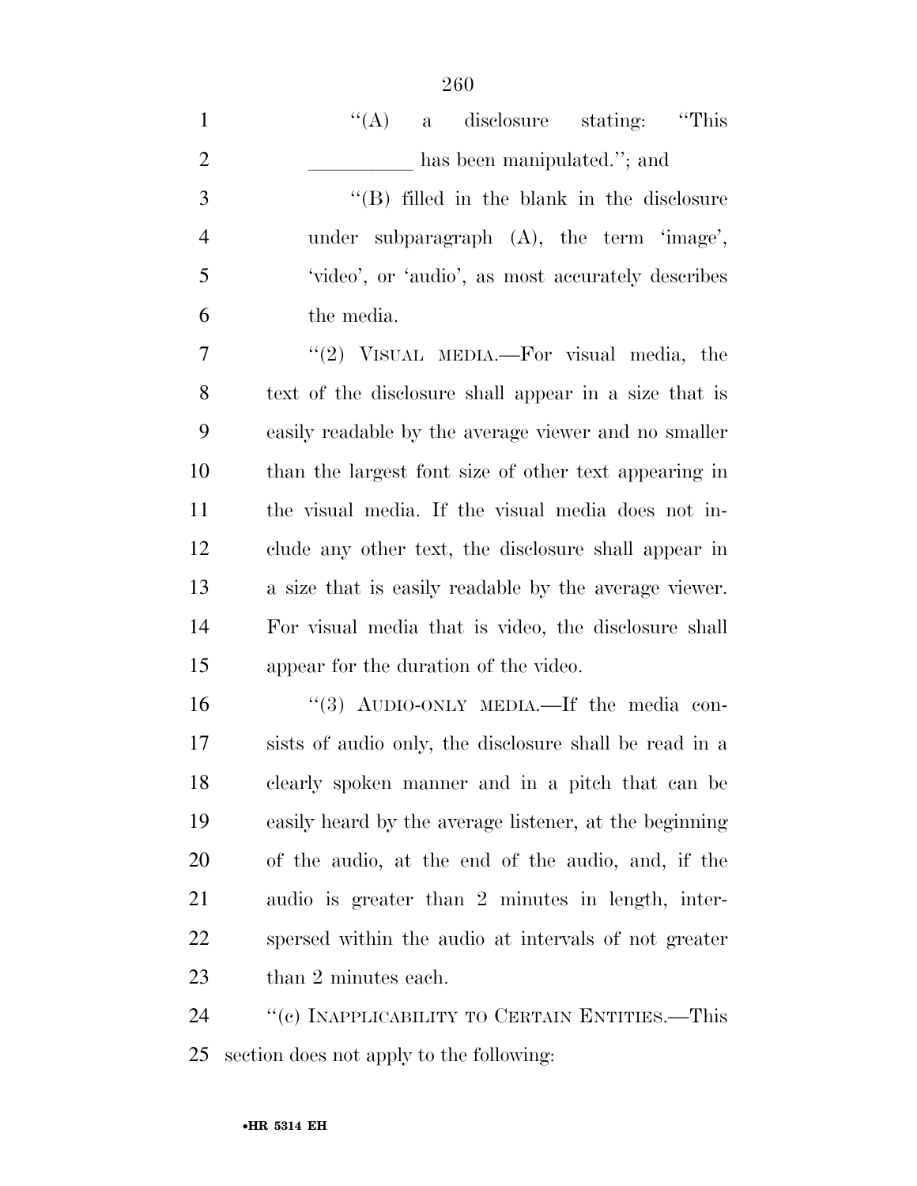"(A) a disclosure stating: "This __________ has been manipulated."; and

"(B) filled in the blank in the disclosure under subparagraph (A), the term 'image', 'video', or 'audio', as most accurately describes the media.

"(2) VISUAL MEDIA.—For visual media, the text of the disclosure shall appear in a size that is easily readable by the average viewer and no smaller than the largest font size of other text appearing in the visual media. If the visual media does not include any other text, the disclosure shall appear in a size that is easily readable by the average viewer. For visual media that is video, the disclosure shall appear for the duration of the video.

"(3) AUDIO-ONLY MEDIA.—If the media consists of audio only, the disclosure shall be read in a clearly spoken manner and in a pitch that can be easily heard by the average listener, at the beginning of the audio, at the end of the audio, and, if the audio is greater than 2 minutes in length, interspersed within the audio at intervals of not greater than 2 minutes each.

"(c) INAPPLICABILITY TO CERTAIN ENTITIES.—This section does not apply to the following: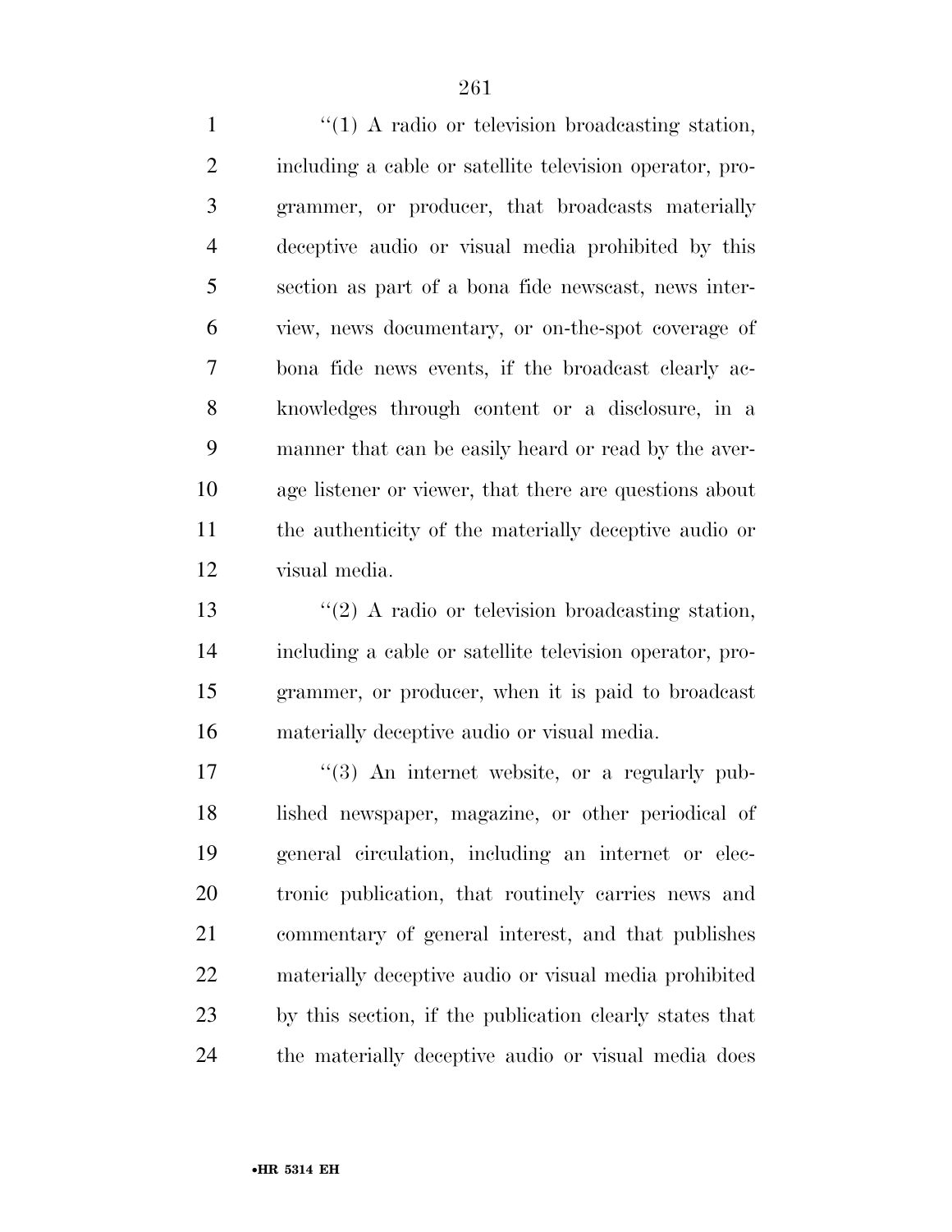''(1) A radio or television broadcasting station, including a cable or satellite television operator, programmer, or producer, that broadcasts materially deceptive audio or visual media prohibited by this section as part of a bona fide newscast, news interview, news documentary, or on-the-spot coverage of bona fide news events, if the broadcast clearly acknowledges through content or a disclosure, in a manner that can be easily heard or read by the average listener or viewer, that there are questions about the authenticity of the materially deceptive audio or visual media.

''(2) A radio or television broadcasting station, including a cable or satellite television operator, programmer, or producer, when it is paid to broadcast materially deceptive audio or visual media.

''(3) An internet website, or a regularly published newspaper, magazine, or other periodical of general circulation, including an internet or electronic publication, that routinely carries news and commentary of general interest, and that publishes materially deceptive audio or visual media prohibited by this section, if the publication clearly states that the materially deceptive audio or visual media does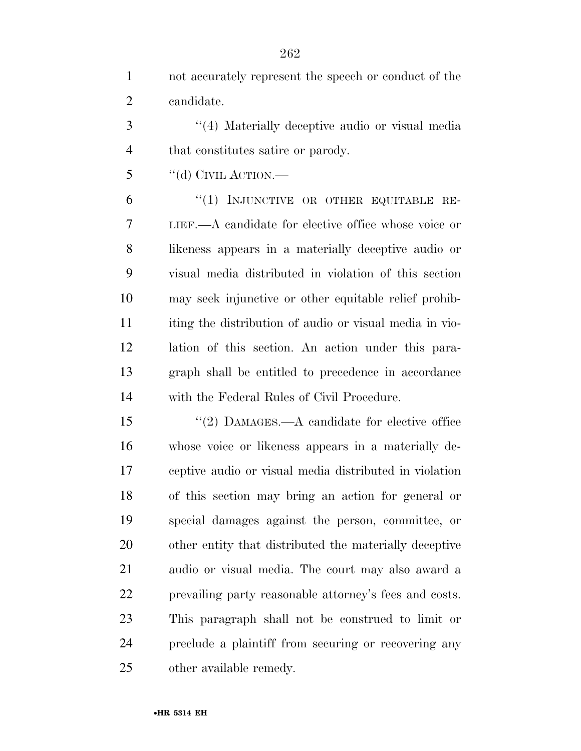not accurately represent the speech or conduct of the candidate.

"(4) Materially deceptive audio or visual media that constitutes satire or parody.

"(d) CIVIL ACTION.—

"(1) INJUNCTIVE OR OTHER EQUITABLE RELIEF.—A candidate for elective office whose voice or likeness appears in a materially deceptive audio or visual media distributed in violation of this section may seek injunctive or other equitable relief prohibiting the distribution of audio or visual media in violation of this section. An action under this paragraph shall be entitled to precedence in accordance with the Federal Rules of Civil Procedure.

"(2) DAMAGES.—A candidate for elective office whose voice or likeness appears in a materially deceptive audio or visual media distributed in violation of this section may bring an action for general or special damages against the person, committee, or other entity that distributed the materially deceptive audio or visual media. The court may also award a prevailing party reasonable attorney's fees and costs. This paragraph shall not be construed to limit or preclude a plaintiff from securing or recovering any other available remedy.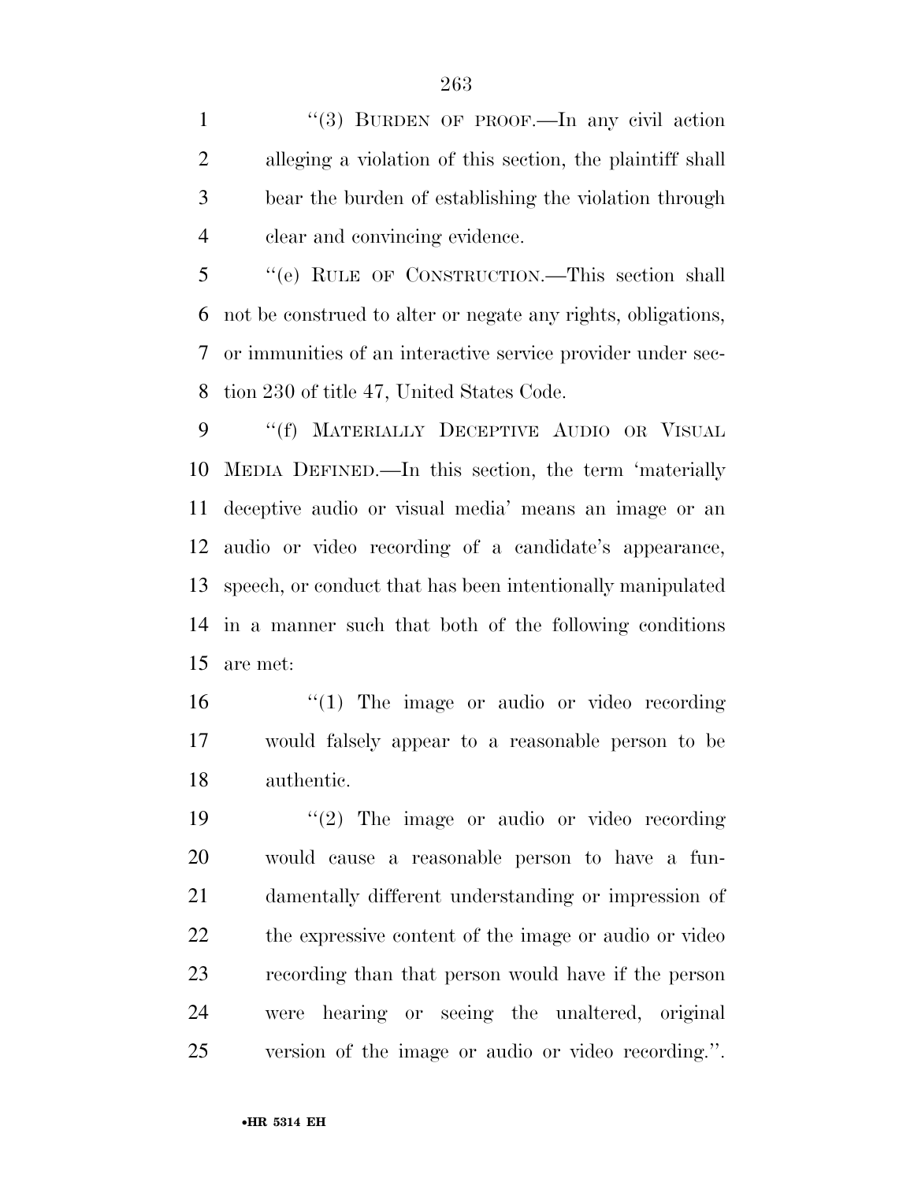"(3) BURDEN OF PROOF.—In any civil action alleging a violation of this section, the plaintiff shall bear the burden of establishing the violation through clear and convincing evidence.

"(e) RULE OF CONSTRUCTION.—This section shall not be construed to alter or negate any rights, obligations, or immunities of an interactive service provider under section 230 of title 47, United States Code.

"(f) MATERIALLY DECEPTIVE AUDIO OR VISUAL MEDIA DEFINED.—In this section, the term 'materially deceptive audio or visual media' means an image or an audio or video recording of a candidate's appearance, speech, or conduct that has been intentionally manipulated in a manner such that both of the following conditions are met:

"(1) The image or audio or video recording would falsely appear to a reasonable person to be authentic.

"(2) The image or audio or video recording would cause a reasonable person to have a fundamentally different understanding or impression of the expressive content of the image or audio or video recording than that person would have if the person were hearing or seeing the unaltered, original version of the image or audio or video recording.".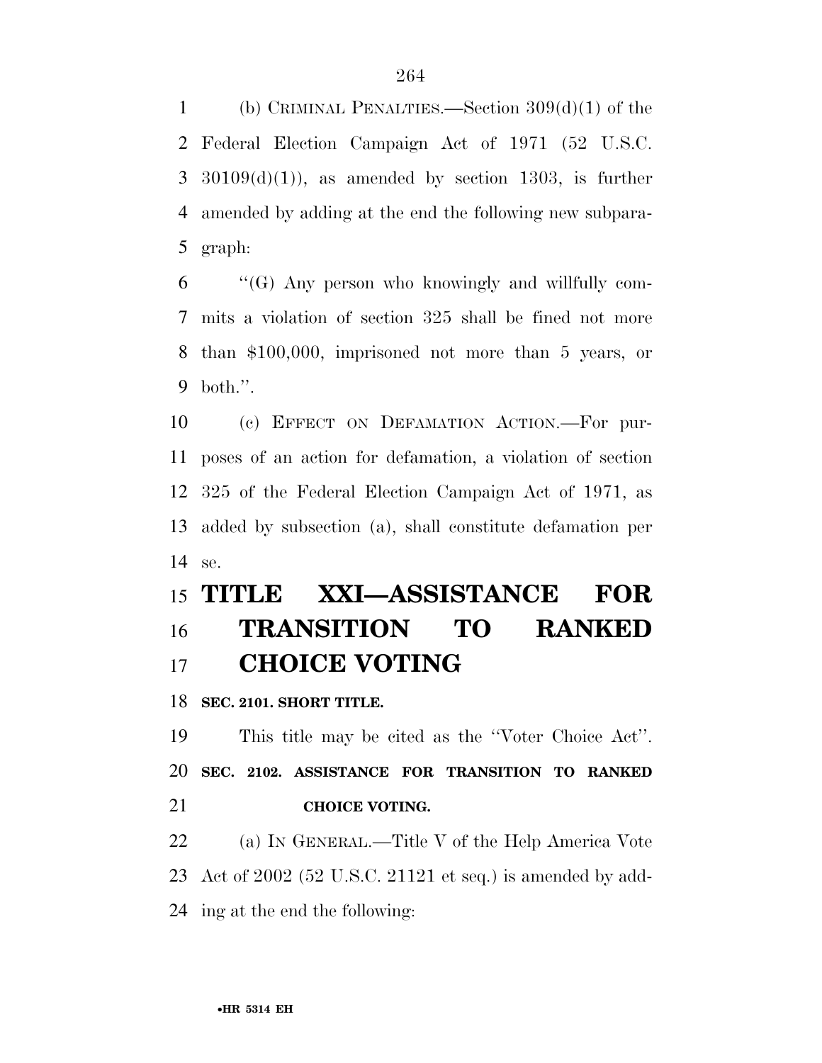(b) CRIMINAL PENALTIES.—Section 309(d)(1) of the Federal Election Campaign Act of 1971 (52 U.S.C. 30109(d)(1)), as amended by section 1303, is further amended by adding at the end the following new subparagraph:

''(G) Any person who knowingly and willfully commits a violation of section 325 shall be fined not more than $100,000, imprisoned not more than 5 years, or both.''.

(c) EFFECT ON DEFAMATION ACTION.—For purposes of an action for defamation, a violation of section 325 of the Federal Election Campaign Act of 1971, as added by subsection (a), shall constitute defamation per se.

# TITLE XXI—ASSISTANCE FOR TRANSITION TO RANKED CHOICE VOTING

**SEC. 2101. SHORT TITLE.**

This title may be cited as the ''Voter Choice Act''.

**SEC. 2102. ASSISTANCE FOR TRANSITION TO RANKED CHOICE VOTING.**

(a) IN GENERAL.—Title V of the Help America Vote Act of 2002 (52 U.S.C. 21121 et seq.) is amended by adding at the end the following: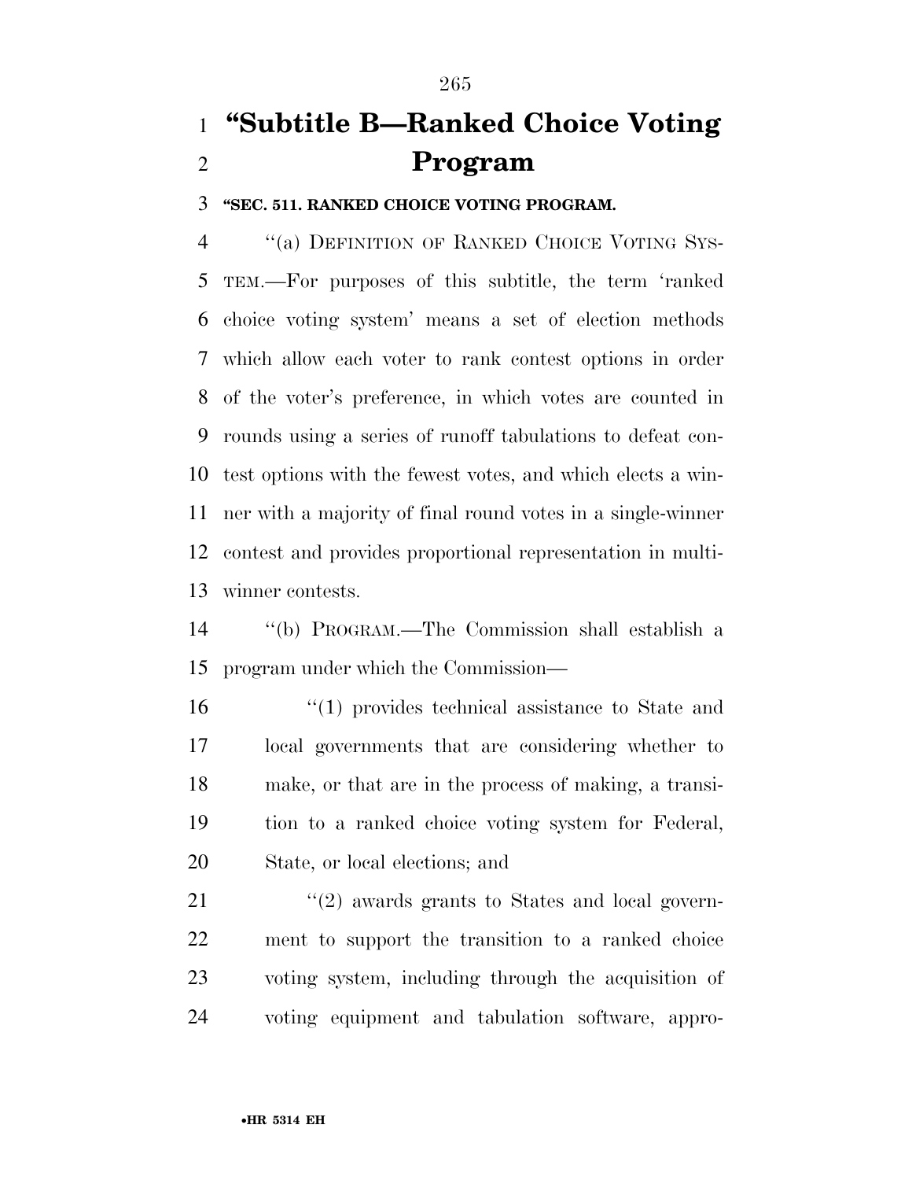# "Subtitle B—Ranked Choice Voting Program

**"SEC. 511. RANKED CHOICE VOTING PROGRAM.**

"(a) DEFINITION OF RANKED CHOICE VOTING SYSTEM.—For purposes of this subtitle, the term 'ranked choice voting system' means a set of election methods which allow each voter to rank contest options in order of the voter's preference, in which votes are counted in rounds using a series of runoff tabulations to defeat contest options with the fewest votes, and which elects a winner with a majority of final round votes in a single-winner contest and provides proportional representation in multi-winner contests.

"(b) PROGRAM.—The Commission shall establish a program under which the Commission—

"(1) provides technical assistance to State and local governments that are considering whether to make, or that are in the process of making, a transition to a ranked choice voting system for Federal, State, or local elections; and

"(2) awards grants to States and local government to support the transition to a ranked choice voting system, including through the acquisition of voting equipment and tabulation software, appro-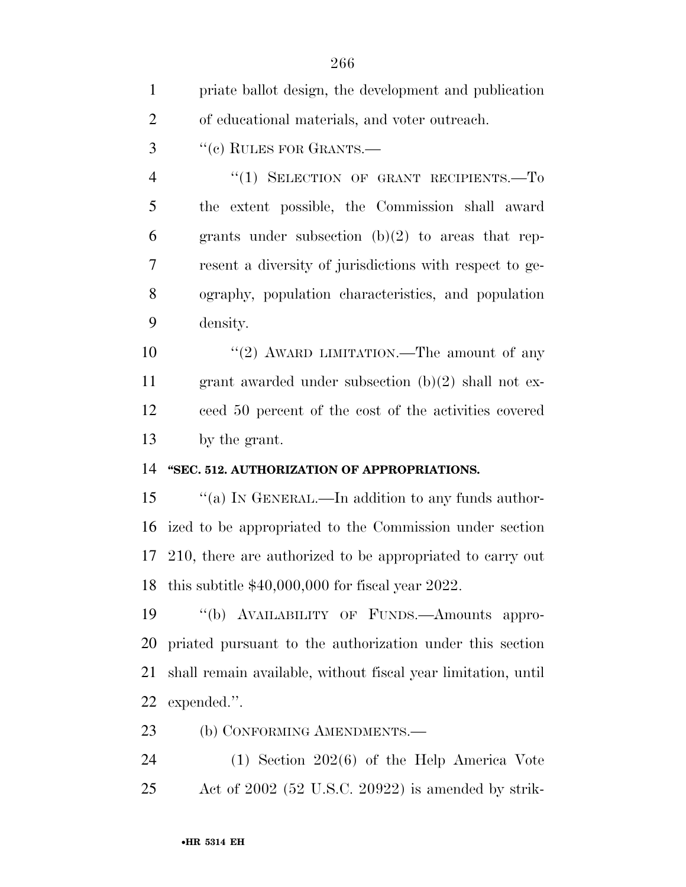priate ballot design, the development and publication of educational materials, and voter outreach.

''(c) RULES FOR GRANTS.—

''(1) SELECTION OF GRANT RECIPIENTS.—To the extent possible, the Commission shall award grants under subsection (b)(2) to areas that represent a diversity of jurisdictions with respect to geography, population characteristics, and population density.

''(2) AWARD LIMITATION.—The amount of any grant awarded under subsection (b)(2) shall not exceed 50 percent of the cost of the activities covered by the grant.

**''SEC. 512. AUTHORIZATION OF APPROPRIATIONS.**

''(a) IN GENERAL.—In addition to any funds authorized to be appropriated to the Commission under section 210, there are authorized to be appropriated to carry out this subtitle $40,000,000 for fiscal year 2022.

''(b) AVAILABILITY OF FUNDS.—Amounts appropriated pursuant to the authorization under this section shall remain available, without fiscal year limitation, until expended.''.

(b) CONFORMING AMENDMENTS.—

(1) Section 202(6) of the Help America Vote Act of 2002 (52 U.S.C. 20922) is amended by strik-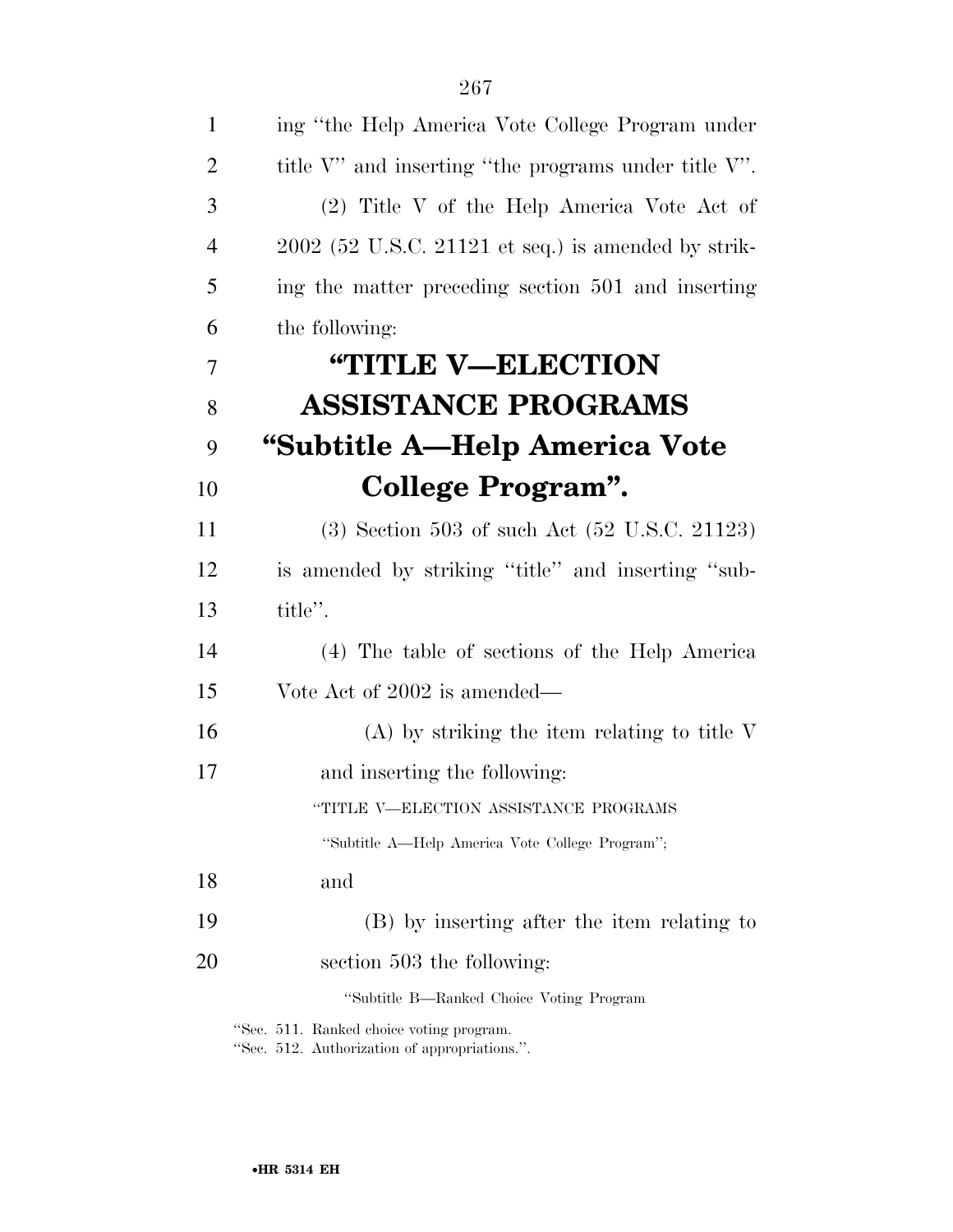ing "the Help America Vote College Program under title V" and inserting "the programs under title V".

(2) Title V of the Help America Vote Act of 2002 (52 U.S.C. 21121 et seq.) is amended by striking the matter preceding section 501 and inserting the following:

# "TITLE V—ELECTION ASSISTANCE PROGRAMS

## "Subtitle A—Help America Vote College Program".

(3) Section 503 of such Act (52 U.S.C. 21123) is amended by striking "title" and inserting "subtitle".

(4) The table of sections of the Help America Vote Act of 2002 is amended—

(A) by striking the item relating to title V and inserting the following:

"TITLE V—ELECTION ASSISTANCE PROGRAMS

"Subtitle A—Help America Vote College Program";

and

(B) by inserting after the item relating to section 503 the following:

"Subtitle B—Ranked Choice Voting Program

"Sec. 511. Ranked choice voting program.
"Sec. 512. Authorization of appropriations.".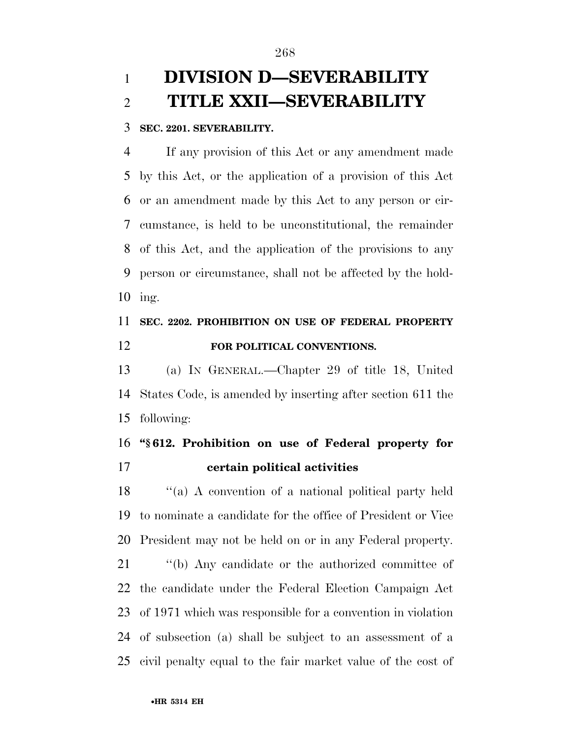# DIVISION D—SEVERABILITY

# TITLE XXII—SEVERABILITY

**SEC. 2201. SEVERABILITY.**

If any provision of this Act or any amendment made by this Act, or the application of a provision of this Act or an amendment made by this Act to any person or circumstance, is held to be unconstitutional, the remainder of this Act, and the application of the provisions to any person or circumstance, shall not be affected by the holding.

**SEC. 2202. PROHIBITION ON USE OF FEDERAL PROPERTY FOR POLITICAL CONVENTIONS.**

(a) IN GENERAL.—Chapter 29 of title 18, United States Code, is amended by inserting after section 611 the following:

**"§ 612. Prohibition on use of Federal property for certain political activities**

"(a) A convention of a national political party held to nominate a candidate for the office of President or Vice President may not be held on or in any Federal property.

"(b) Any candidate or the authorized committee of the candidate under the Federal Election Campaign Act of 1971 which was responsible for a convention in violation of subsection (a) shall be subject to an assessment of a civil penalty equal to the fair market value of the cost of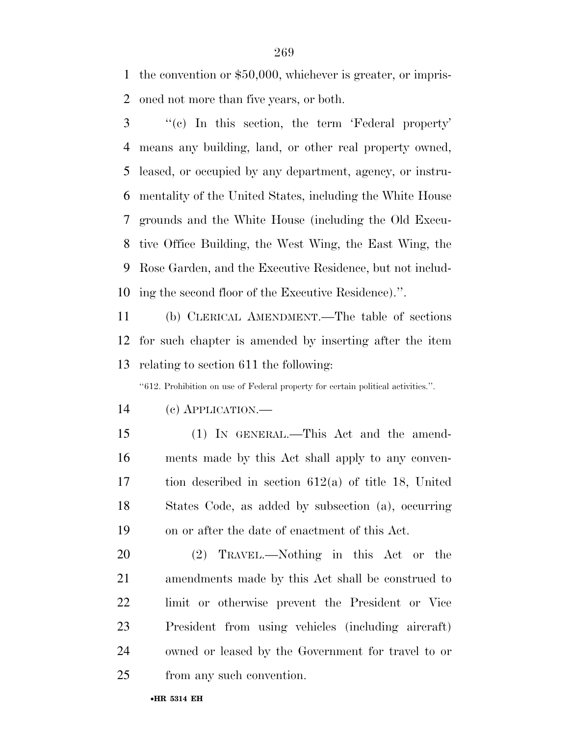the convention or $50,000, whichever is greater, or imprisoned not more than five years, or both.

''(c) In this section, the term 'Federal property' means any building, land, or other real property owned, leased, or occupied by any department, agency, or instrumentality of the United States, including the White House grounds and the White House (including the Old Executive Office Building, the West Wing, the East Wing, the Rose Garden, and the Executive Residence, but not including the second floor of the Executive Residence).''.

(b) CLERICAL AMENDMENT.—The table of sections for such chapter is amended by inserting after the item relating to section 611 the following:

''612. Prohibition on use of Federal property for certain political activities.''.

(c) APPLICATION.—

(1) IN GENERAL.—This Act and the amendments made by this Act shall apply to any convention described in section 612(a) of title 18, United States Code, as added by subsection (a), occurring on or after the date of enactment of this Act.

(2) TRAVEL.—Nothing in this Act or the amendments made by this Act shall be construed to limit or otherwise prevent the President or Vice President from using vehicles (including aircraft) owned or leased by the Government for travel to or from any such convention.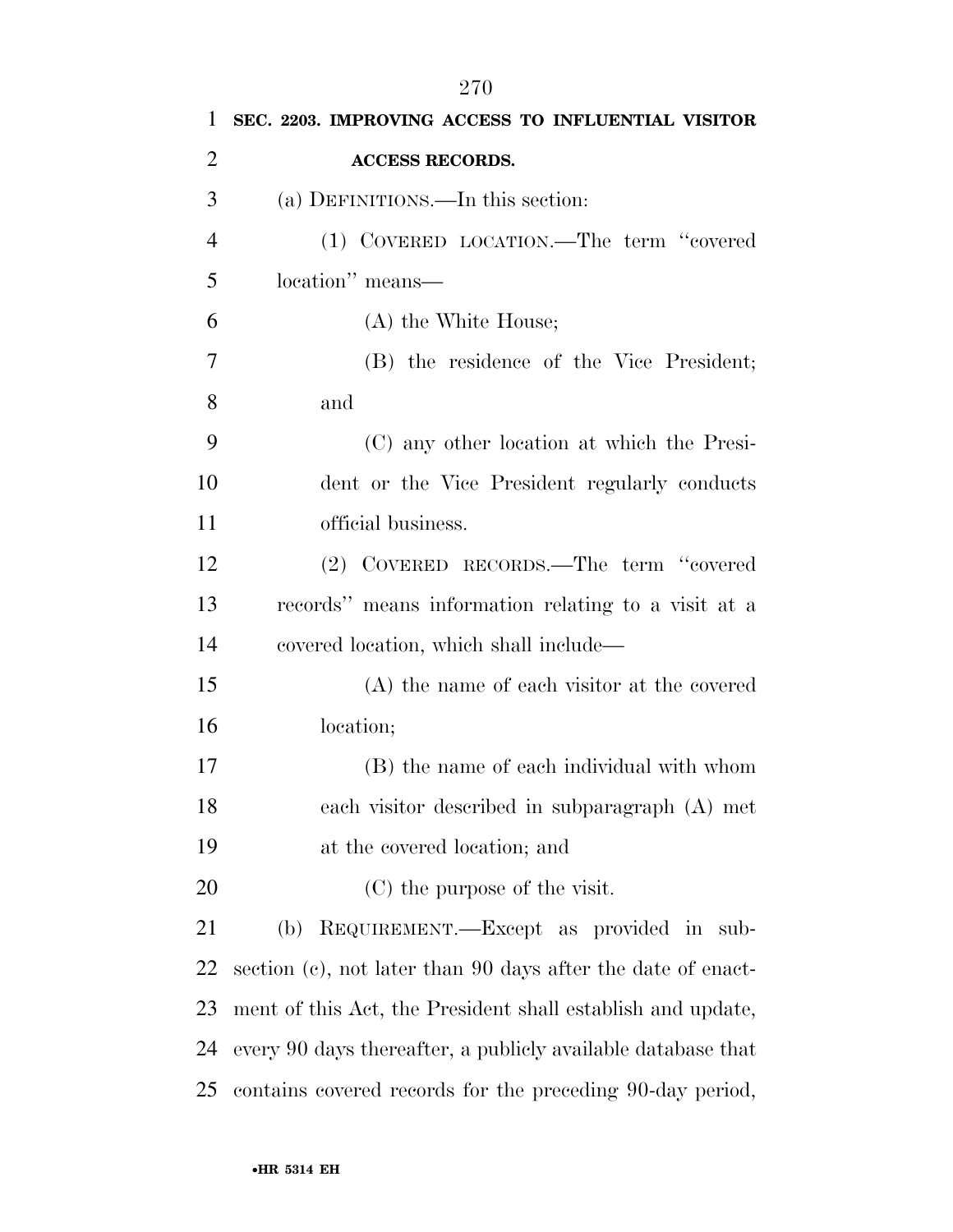**SEC. 2203. IMPROVING ACCESS TO INFLUENTIAL VISITOR ACCESS RECORDS.**

(a) DEFINITIONS.—In this section:

(1) COVERED LOCATION.—The term ''covered location'' means—

(A) the White House;

(B) the residence of the Vice President; and

(C) any other location at which the President or the Vice President regularly conducts official business.

(2) COVERED RECORDS.—The term ''covered records'' means information relating to a visit at a covered location, which shall include—

(A) the name of each visitor at the covered location;

(B) the name of each individual with whom each visitor described in subparagraph (A) met at the covered location; and

(C) the purpose of the visit.

(b) REQUIREMENT.—Except as provided in subsection (c), not later than 90 days after the date of enactment of this Act, the President shall establish and update, every 90 days thereafter, a publicly available database that contains covered records for the preceding 90-day period,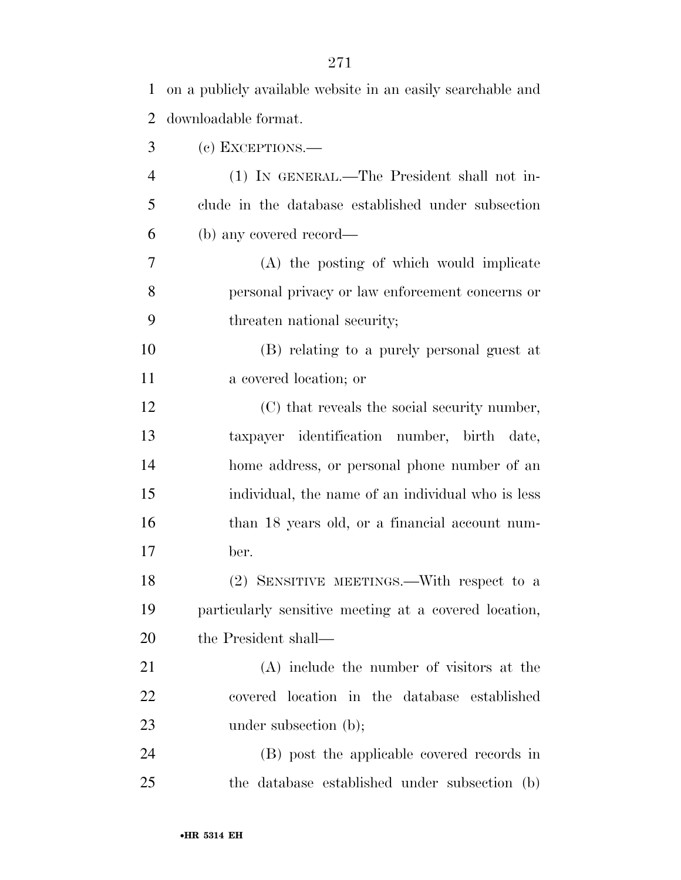on a publicly available website in an easily searchable and downloadable format.

(c) EXCEPTIONS.—

(1) IN GENERAL.—The President shall not include in the database established under subsection (b) any covered record—

(A) the posting of which would implicate personal privacy or law enforcement concerns or threaten national security;

(B) relating to a purely personal guest at a covered location; or

(C) that reveals the social security number, taxpayer identification number, birth date, home address, or personal phone number of an individual, the name of an individual who is less than 18 years old, or a financial account number.

(2) SENSITIVE MEETINGS.—With respect to a particularly sensitive meeting at a covered location, the President shall—

(A) include the number of visitors at the covered location in the database established under subsection (b);

(B) post the applicable covered records in the database established under subsection (b)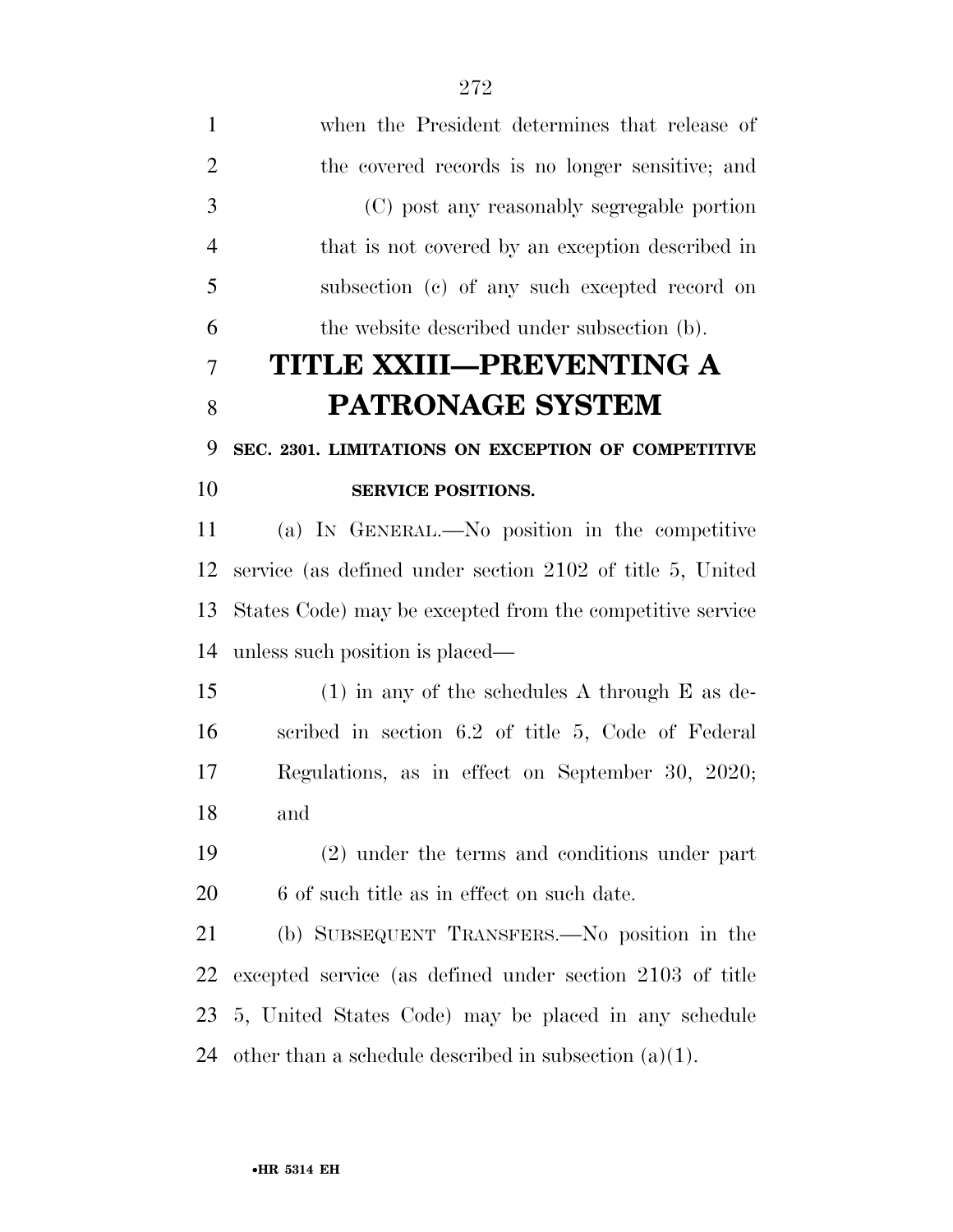when the President determines that release of the covered records is no longer sensitive; and

(C) post any reasonably segregable portion that is not covered by an exception described in subsection (c) of any such excepted record on the website described under subsection (b).

# TITLE XXIII—PREVENTING A PATRONAGE SYSTEM

## SEC. 2301. LIMITATIONS ON EXCEPTION OF COMPETITIVE SERVICE POSITIONS.

(a) IN GENERAL.—No position in the competitive service (as defined under section 2102 of title 5, United States Code) may be excepted from the competitive service unless such position is placed—

(1) in any of the schedules A through E as described in section 6.2 of title 5, Code of Federal Regulations, as in effect on September 30, 2020; and

(2) under the terms and conditions under part 6 of such title as in effect on such date.

(b) SUBSEQUENT TRANSFERS.—No position in the excepted service (as defined under section 2103 of title 5, United States Code) may be placed in any schedule other than a schedule described in subsection (a)(1).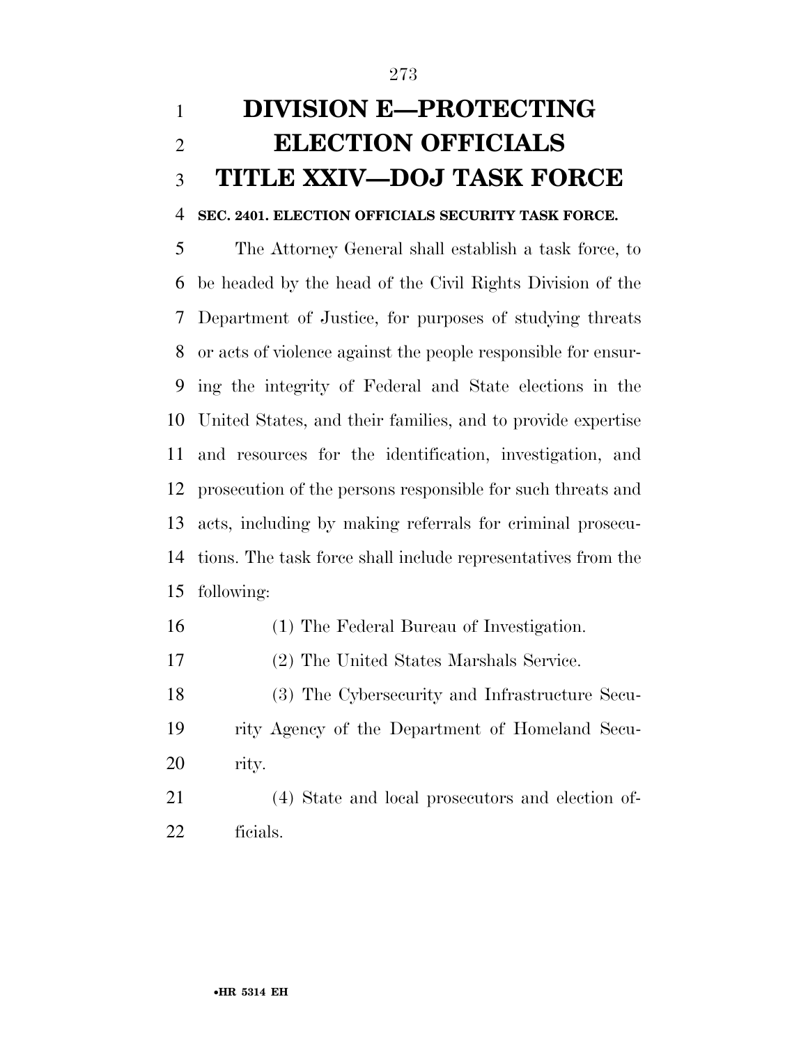# DIVISION E—PROTECTING ELECTION OFFICIALS

# TITLE XXIV—DOJ TASK FORCE

**SEC. 2401. ELECTION OFFICIALS SECURITY TASK FORCE.**

The Attorney General shall establish a task force, to be headed by the head of the Civil Rights Division of the Department of Justice, for purposes of studying threats or acts of violence against the people responsible for ensuring the integrity of Federal and State elections in the United States, and their families, and to provide expertise and resources for the identification, investigation, and prosecution of the persons responsible for such threats and acts, including by making referrals for criminal prosecutions. The task force shall include representatives from the following:

(1) The Federal Bureau of Investigation.

(2) The United States Marshals Service.

(3) The Cybersecurity and Infrastructure Security Agency of the Department of Homeland Security.

(4) State and local prosecutors and election officials.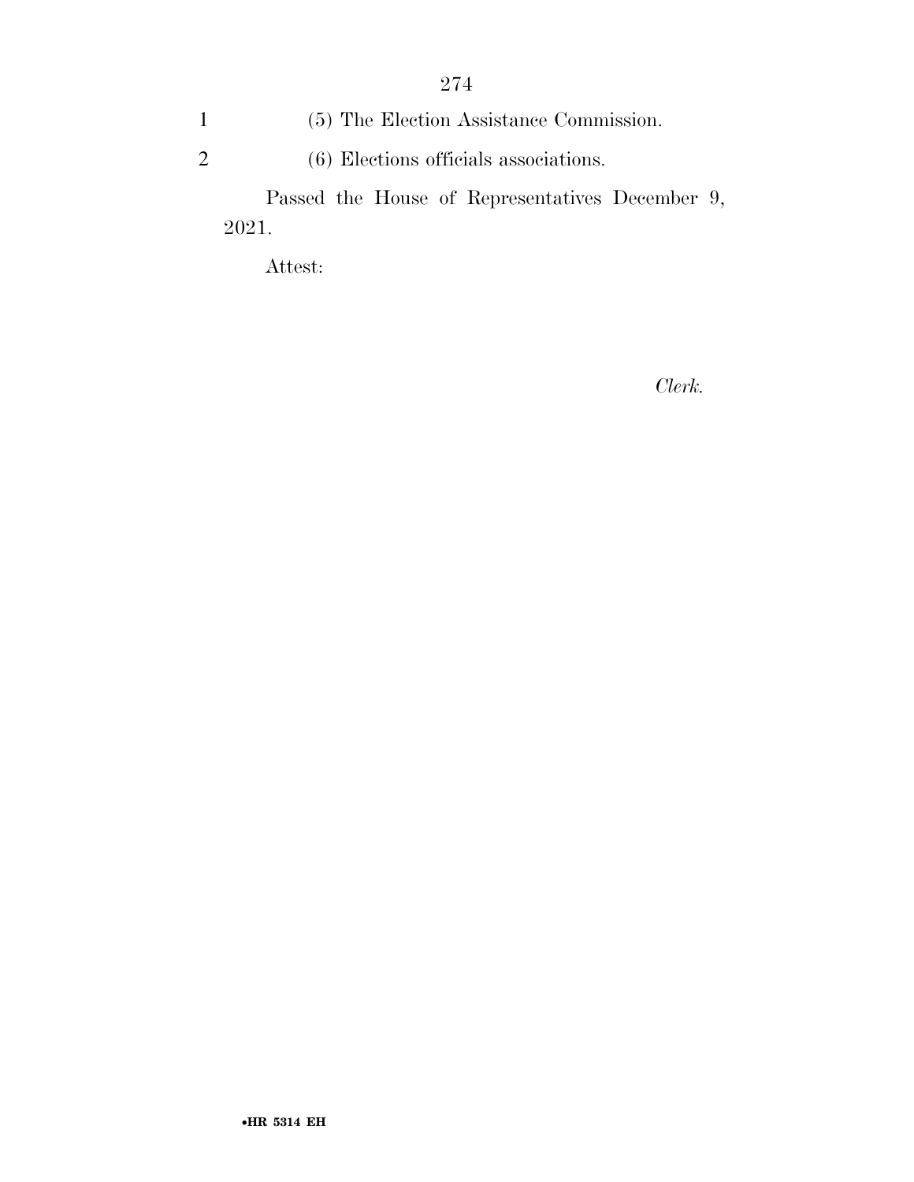(5) The Election Assistance Commission.

(6) Elections officials associations.

Passed the House of Representatives December 9, 2021.

Attest:

*Clerk.*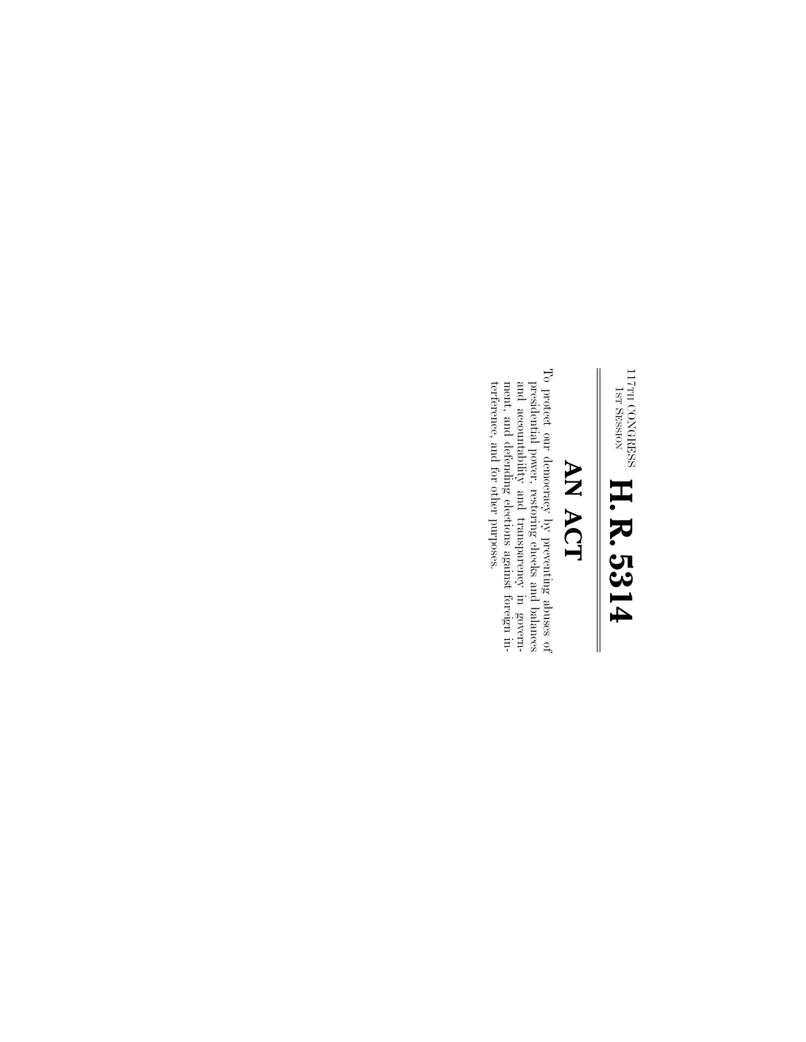117TH CONGRESS
1ST SESSION

# H. R. 5314

# AN ACT

To protect our democracy by preventing abuses of presidential power, restoring checks and balances and accountability and transparency in government, and defending elections against foreign interference, and for other purposes.